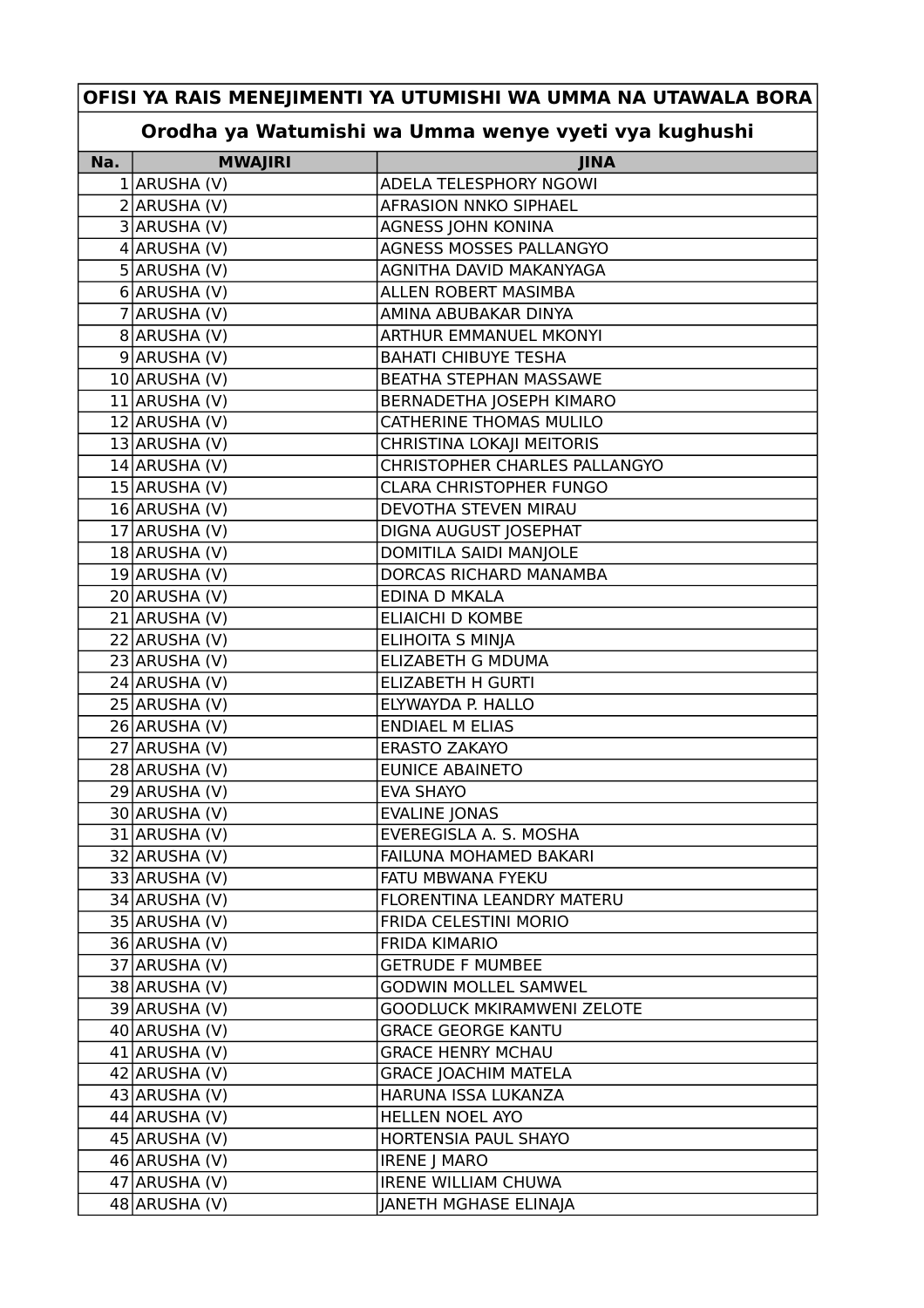| OFISI YA RAIS MENEJIMENTI YA UTUMISHI WA UMMA NA UTAWALA BORA | | |
|---|---|---|
| **Orodha ya Watumishi wa Umma wenye vyeti vya kughushi** | | |
| **Na.** | **MWAJIRI** | **JINA** |
| 1 | ARUSHA (V) | ADELA TELESPHORY NGOWI |
| 2 | ARUSHA (V) | AFRASION NNKO SIPHAEL |
| 3 | ARUSHA (V) | AGNESS JOHN KONINA |
| 4 | ARUSHA (V) | AGNESS MOSSES PALLANGYO |
| 5 | ARUSHA (V) | AGNITHA DAVID MAKANYAGA |
| 6 | ARUSHA (V) | ALLEN ROBERT MASIMBA |
| 7 | ARUSHA (V) | AMINA ABUBAKAR DINYA |
| 8 | ARUSHA (V) | ARTHUR EMMANUEL MKONYI |
| 9 | ARUSHA (V) | BAHATI CHIBUYE TESHA |
| 10 | ARUSHA (V) | BEATHA STEPHAN MASSAWE |
| 11 | ARUSHA (V) | BERNADETHA JOSEPH KIMARO |
| 12 | ARUSHA (V) | CATHERINE THOMAS MULILO |
| 13 | ARUSHA (V) | CHRISTINA LOKAJI MEITORIS |
| 14 | ARUSHA (V) | CHRISTOPHER CHARLES PALLANGYO |
| 15 | ARUSHA (V) | CLARA CHRISTOPHER FUNGO |
| 16 | ARUSHA (V) | DEVOTHA STEVEN MIRAU |
| 17 | ARUSHA (V) | DIGNA AUGUST JOSEPHAT |
| 18 | ARUSHA (V) | DOMITILA SAIDI MANJOLE |
| 19 | ARUSHA (V) | DORCAS RICHARD MANAMBA |
| 20 | ARUSHA (V) | EDINA D MKALA |
| 21 | ARUSHA (V) | ELIAICHI D KOMBE |
| 22 | ARUSHA (V) | ELIHOITA S MINJA |
| 23 | ARUSHA (V) | ELIZABETH G MDUMA |
| 24 | ARUSHA (V) | ELIZABETH H GURTI |
| 25 | ARUSHA (V) | ELYWAYDA P. HALLO |
| 26 | ARUSHA (V) | ENDIAEL M ELIAS |
| 27 | ARUSHA (V) | ERASTO ZAKAYO |
| 28 | ARUSHA (V) | EUNICE ABAINETO |
| 29 | ARUSHA (V) | EVA SHAYO |
| 30 | ARUSHA (V) | EVALINE JONAS |
| 31 | ARUSHA (V) | EVEREGISLA A. S. MOSHA |
| 32 | ARUSHA (V) | FAILUNA MOHAMED BAKARI |
| 33 | ARUSHA (V) | FATU MBWANA FYEKU |
| 34 | ARUSHA (V) | FLORENTINA LEANDRY MATERU |
| 35 | ARUSHA (V) | FRIDA CELESTINI MORIO |
| 36 | ARUSHA (V) | FRIDA KIMARIO |
| 37 | ARUSHA (V) | GETRUDE F MUMBEE |
| 38 | ARUSHA (V) | GODWIN MOLLEL SAMWEL |
| 39 | ARUSHA (V) | GOODLUCK MKIRAMWENI ZELOTE |
| 40 | ARUSHA (V) | GRACE GEORGE KANTU |
| 41 | ARUSHA (V) | GRACE HENRY MCHAU |
| 42 | ARUSHA (V) | GRACE JOACHIM MATELA |
| 43 | ARUSHA (V) | HARUNA ISSA LUKANZA |
| 44 | ARUSHA (V) | HELLEN NOEL AYO |
| 45 | ARUSHA (V) | HORTENSIA PAUL SHAYO |
| 46 | ARUSHA (V) | IRENE J MARO |
| 47 | ARUSHA (V) | IRENE WILLIAM CHUWA |
| 48 | ARUSHA (V) | JANETH MGHASE ELINAJA |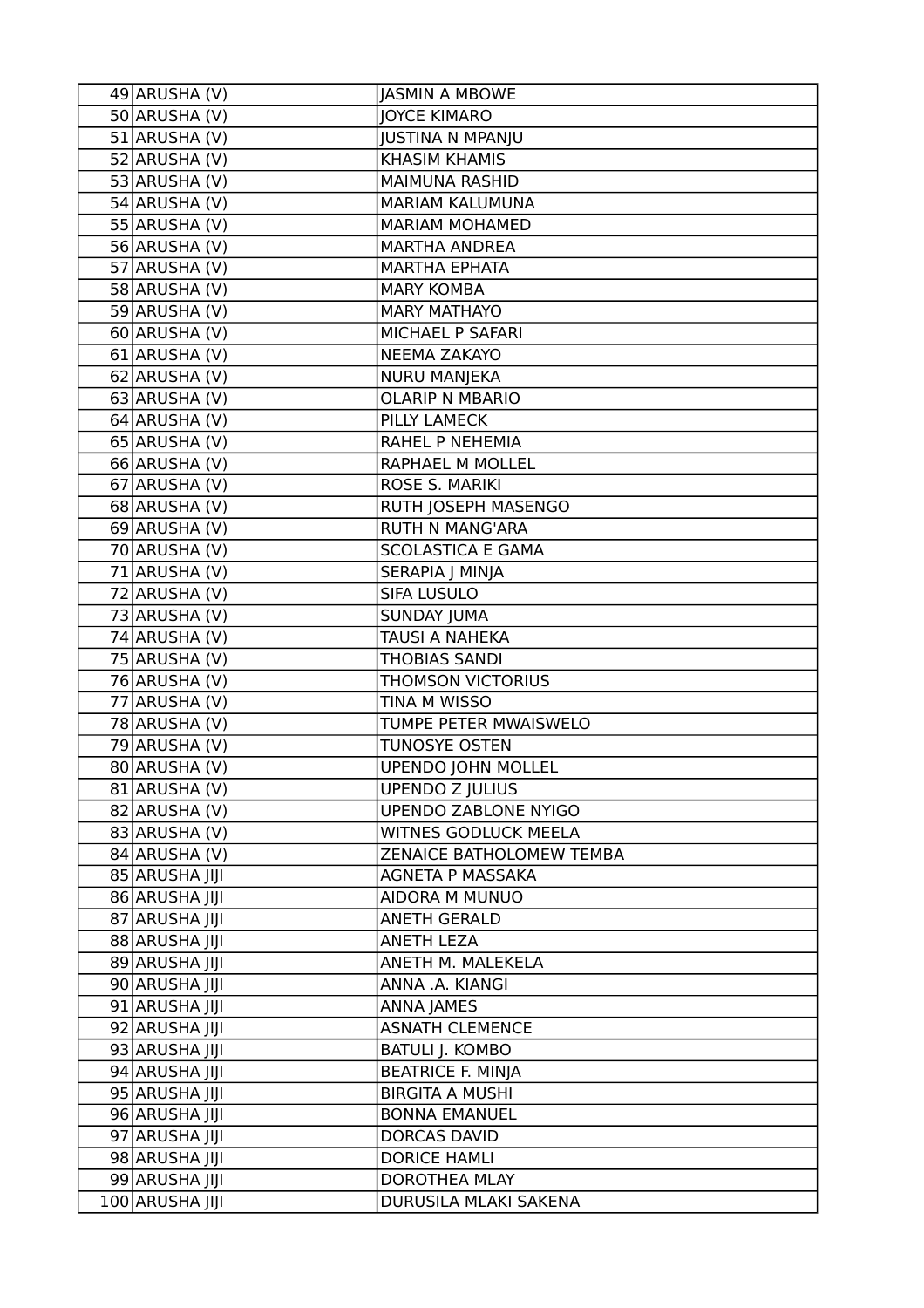| | | |
|---|---|---|
| 49 | ARUSHA (V) | JASMIN A MBOWE |
| 50 | ARUSHA (V) | JOYCE KIMARO |
| 51 | ARUSHA (V) | JUSTINA N MPANJU |
| 52 | ARUSHA (V) | KHASIM KHAMIS |
| 53 | ARUSHA (V) | MAIMUNA RASHID |
| 54 | ARUSHA (V) | MARIAM KALUMUNA |
| 55 | ARUSHA (V) | MARIAM MOHAMED |
| 56 | ARUSHA (V) | MARTHA ANDREA |
| 57 | ARUSHA (V) | MARTHA EPHATA |
| 58 | ARUSHA (V) | MARY KOMBA |
| 59 | ARUSHA (V) | MARY MATHAYO |
| 60 | ARUSHA (V) | MICHAEL P SAFARI |
| 61 | ARUSHA (V) | NEEMA ZAKAYO |
| 62 | ARUSHA (V) | NURU MANJEKA |
| 63 | ARUSHA (V) | OLARIP N MBARIO |
| 64 | ARUSHA (V) | PILLY LAMECK |
| 65 | ARUSHA (V) | RAHEL P NEHEMIA |
| 66 | ARUSHA (V) | RAPHAEL M MOLLEL |
| 67 | ARUSHA (V) | ROSE S. MARIKI |
| 68 | ARUSHA (V) | RUTH JOSEPH MASENGO |
| 69 | ARUSHA (V) | RUTH N MANG'ARA |
| 70 | ARUSHA (V) | SCOLASTICA E GAMA |
| 71 | ARUSHA (V) | SERAPIA J MINJA |
| 72 | ARUSHA (V) | SIFA LUSULO |
| 73 | ARUSHA (V) | SUNDAY JUMA |
| 74 | ARUSHA (V) | TAUSI A NAHEKA |
| 75 | ARUSHA (V) | THOBIAS SANDI |
| 76 | ARUSHA (V) | THOMSON VICTORIUS |
| 77 | ARUSHA (V) | TINA M WISSO |
| 78 | ARUSHA (V) | TUMPE PETER MWAISWELO |
| 79 | ARUSHA (V) | TUNOSYE OSTEN |
| 80 | ARUSHA (V) | UPENDO JOHN MOLLEL |
| 81 | ARUSHA (V) | UPENDO Z JULIUS |
| 82 | ARUSHA (V) | UPENDO ZABLONE NYIGO |
| 83 | ARUSHA (V) | WITNES GODLUCK MEELA |
| 84 | ARUSHA (V) | ZENAICE BATHOLOMEW TEMBA |
| 85 | ARUSHA JIJI | AGNETA P MASSAKA |
| 86 | ARUSHA JIJI | AIDORA M MUNUO |
| 87 | ARUSHA JIJI | ANETH GERALD |
| 88 | ARUSHA JIJI | ANETH LEZA |
| 89 | ARUSHA JIJI | ANETH M. MALEKELA |
| 90 | ARUSHA JIJI | ANNA .A. KIANGI |
| 91 | ARUSHA JIJI | ANNA JAMES |
| 92 | ARUSHA JIJI | ASNATH CLEMENCE |
| 93 | ARUSHA JIJI | BATULI J. KOMBO |
| 94 | ARUSHA JIJI | BEATRICE F. MINJA |
| 95 | ARUSHA JIJI | BIRGITA A MUSHI |
| 96 | ARUSHA JIJI | BONNA EMANUEL |
| 97 | ARUSHA JIJI | DORCAS DAVID |
| 98 | ARUSHA JIJI | DORICE HAMLI |
| 99 | ARUSHA JIJI | DOROTHEA MLAY |
| 100 | ARUSHA JIJI | DURUSILA MLAKI SAKENA |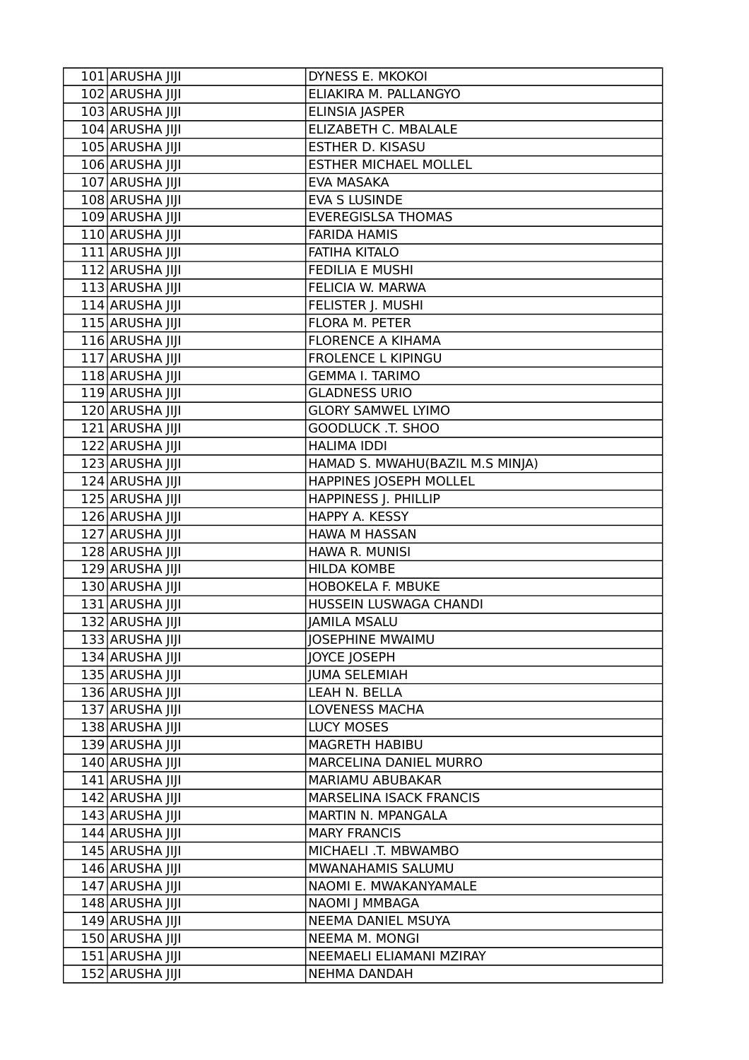| | | |
|---|---|---|
| 101 | ARUSHA JIJI | DYNESS E. MKOKOI |
| 102 | ARUSHA JIJI | ELIAKIRA M. PALLANGYO |
| 103 | ARUSHA JIJI | ELINSIA JASPER |
| 104 | ARUSHA JIJI | ELIZABETH C. MBALALE |
| 105 | ARUSHA JIJI | ESTHER D. KISASU |
| 106 | ARUSHA JIJI | ESTHER MICHAEL MOLLEL |
| 107 | ARUSHA JIJI | EVA MASAKA |
| 108 | ARUSHA JIJI | EVA S LUSINDE |
| 109 | ARUSHA JIJI | EVEREGISLSA THOMAS |
| 110 | ARUSHA JIJI | FARIDA HAMIS |
| 111 | ARUSHA JIJI | FATIHA KITALO |
| 112 | ARUSHA JIJI | FEDILIA E MUSHI |
| 113 | ARUSHA JIJI | FELICIA W. MARWA |
| 114 | ARUSHA JIJI | FELISTER J. MUSHI |
| 115 | ARUSHA JIJI | FLORA M. PETER |
| 116 | ARUSHA JIJI | FLORENCE A KIHAMA |
| 117 | ARUSHA JIJI | FROLENCE L KIPINGU |
| 118 | ARUSHA JIJI | GEMMA I. TARIMO |
| 119 | ARUSHA JIJI | GLADNESS URIO |
| 120 | ARUSHA JIJI | GLORY SAMWEL LYIMO |
| 121 | ARUSHA JIJI | GOODLUCK .T. SHOO |
| 122 | ARUSHA JIJI | HALIMA IDDI |
| 123 | ARUSHA JIJI | HAMAD S. MWAHU(BAZIL M.S MINJA) |
| 124 | ARUSHA JIJI | HAPPINES JOSEPH MOLLEL |
| 125 | ARUSHA JIJI | HAPPINESS J. PHILLIP |
| 126 | ARUSHA JIJI | HAPPY A. KESSY |
| 127 | ARUSHA JIJI | HAWA M HASSAN |
| 128 | ARUSHA JIJI | HAWA R. MUNISI |
| 129 | ARUSHA JIJI | HILDA KOMBE |
| 130 | ARUSHA JIJI | HOBOKELA F. MBUKE |
| 131 | ARUSHA JIJI | HUSSEIN LUSWAGA CHANDI |
| 132 | ARUSHA JIJI | JAMILA MSALU |
| 133 | ARUSHA JIJI | JOSEPHINE MWAIMU |
| 134 | ARUSHA JIJI | JOYCE JOSEPH |
| 135 | ARUSHA JIJI | JUMA SELEMIAH |
| 136 | ARUSHA JIJI | LEAH N. BELLA |
| 137 | ARUSHA JIJI | LOVENESS MACHA |
| 138 | ARUSHA JIJI | LUCY MOSES |
| 139 | ARUSHA JIJI | MAGRETH HABIBU |
| 140 | ARUSHA JIJI | MARCELINA DANIEL MURRO |
| 141 | ARUSHA JIJI | MARIAMU ABUBAKAR |
| 142 | ARUSHA JIJI | MARSELINA ISACK FRANCIS |
| 143 | ARUSHA JIJI | MARTIN N. MPANGALA |
| 144 | ARUSHA JIJI | MARY FRANCIS |
| 145 | ARUSHA JIJI | MICHAELI .T. MBWAMBO |
| 146 | ARUSHA JIJI | MWANAHAMIS SALUMU |
| 147 | ARUSHA JIJI | NAOMI E. MWAKANYAMALE |
| 148 | ARUSHA JIJI | NAOMI J MMBAGA |
| 149 | ARUSHA JIJI | NEEMA DANIEL MSUYA |
| 150 | ARUSHA JIJI | NEEMA M. MONGI |
| 151 | ARUSHA JIJI | NEEMAELI ELIAMANI MZIRAY |
| 152 | ARUSHA JIJI | NEHMA DANDAH |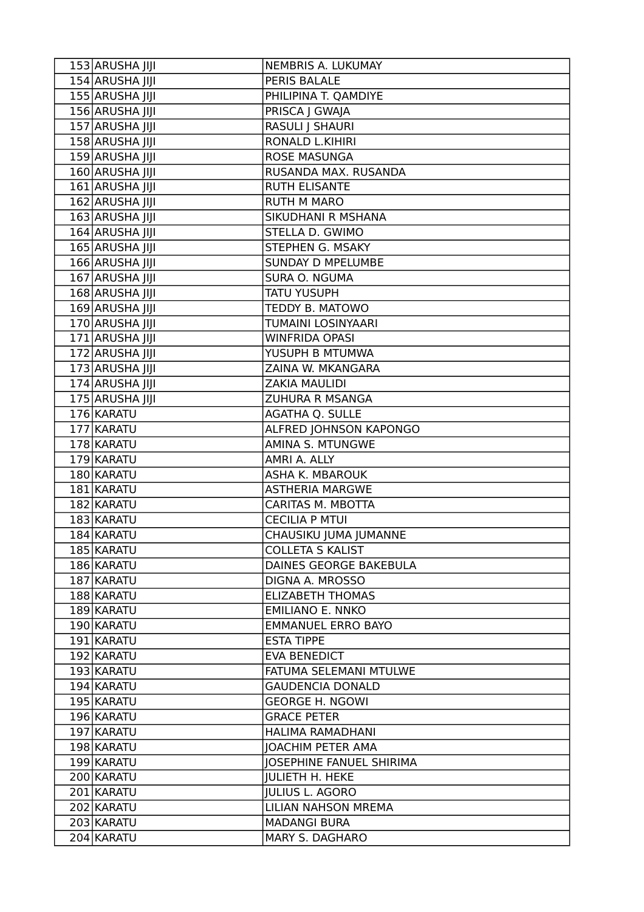| | | |
|---|---|---|
| 153 | ARUSHA JIJI | NEMBRIS A. LUKUMAY |
| 154 | ARUSHA JIJI | PERIS BALALE |
| 155 | ARUSHA JIJI | PHILIPINA T. QAMDIYE |
| 156 | ARUSHA JIJI | PRISCA J GWAJA |
| 157 | ARUSHA JIJI | RASULI J SHAURI |
| 158 | ARUSHA JIJI | RONALD L.KIHIRI |
| 159 | ARUSHA JIJI | ROSE MASUNGA |
| 160 | ARUSHA JIJI | RUSANDA MAX. RUSANDA |
| 161 | ARUSHA JIJI | RUTH ELISANTE |
| 162 | ARUSHA JIJI | RUTH M MARO |
| 163 | ARUSHA JIJI | SIKUDHANI R MSHANA |
| 164 | ARUSHA JIJI | STELLA D. GWIMO |
| 165 | ARUSHA JIJI | STEPHEN G. MSAKY |
| 166 | ARUSHA JIJI | SUNDAY D MPELUMBE |
| 167 | ARUSHA JIJI | SURA O. NGUMA |
| 168 | ARUSHA JIJI | TATU YUSUPH |
| 169 | ARUSHA JIJI | TEDDY B. MATOWO |
| 170 | ARUSHA JIJI | TUMAINI LOSINYAARI |
| 171 | ARUSHA JIJI | WINFRIDA OPASI |
| 172 | ARUSHA JIJI | YUSUPH B MTUMWA |
| 173 | ARUSHA JIJI | ZAINA W. MKANGARA |
| 174 | ARUSHA JIJI | ZAKIA MAULIDI |
| 175 | ARUSHA JIJI | ZUHURA R MSANGA |
| 176 | KARATU | AGATHA Q. SULLE |
| 177 | KARATU | ALFRED JOHNSON KAPONGO |
| 178 | KARATU | AMINA S. MTUNGWE |
| 179 | KARATU | AMRI A. ALLY |
| 180 | KARATU | ASHA K. MBAROUK |
| 181 | KARATU | ASTHERIA MARGWE |
| 182 | KARATU | CARITAS M. MBOTTA |
| 183 | KARATU | CECILIA P MTUI |
| 184 | KARATU | CHAUSIKU JUMA JUMANNE |
| 185 | KARATU | COLLETA S KALIST |
| 186 | KARATU | DAINES GEORGE BAKEBULA |
| 187 | KARATU | DIGNA A. MROSSO |
| 188 | KARATU | ELIZABETH THOMAS |
| 189 | KARATU | EMILIANO E. NNKO |
| 190 | KARATU | EMMANUEL ERRO BAYO |
| 191 | KARATU | ESTA TIPPE |
| 192 | KARATU | EVA BENEDICT |
| 193 | KARATU | FATUMA SELEMANI MTULWE |
| 194 | KARATU | GAUDENCIA DONALD |
| 195 | KARATU | GEORGE H. NGOWI |
| 196 | KARATU | GRACE PETER |
| 197 | KARATU | HALIMA RAMADHANI |
| 198 | KARATU | JOACHIM PETER AMA |
| 199 | KARATU | JOSEPHINE FANUEL SHIRIMA |
| 200 | KARATU | JULIETH H. HEKE |
| 201 | KARATU | JULIUS L. AGORO |
| 202 | KARATU | LILIAN NAHSON MREMA |
| 203 | KARATU | MADANGI BURA |
| 204 | KARATU | MARY S. DAGHARO |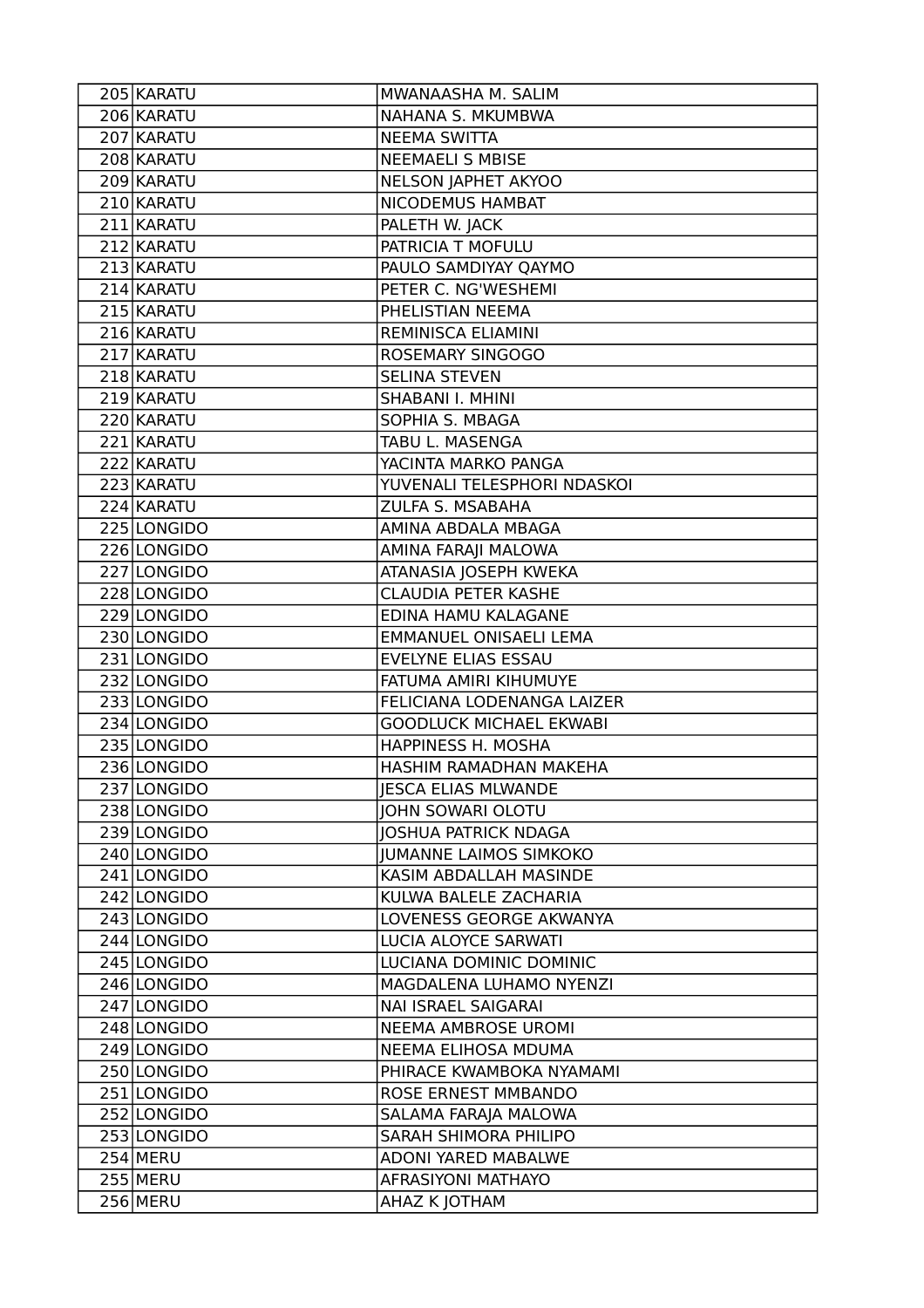| | | |
|---|---|---|
| 205 | KARATU | MWANAASHA M. SALIM |
| 206 | KARATU | NAHANA S. MKUMBWA |
| 207 | KARATU | NEEMA SWITTA |
| 208 | KARATU | NEEMAELI S MBISE |
| 209 | KARATU | NELSON JAPHET AKYOO |
| 210 | KARATU | NICODEMUS HAMBAT |
| 211 | KARATU | PALETH W. JACK |
| 212 | KARATU | PATRICIA T MOFULU |
| 213 | KARATU | PAULO SAMDIYAY QAYMO |
| 214 | KARATU | PETER C. NG'WESHEMI |
| 215 | KARATU | PHELISTIAN NEEMA |
| 216 | KARATU | REMINISCA ELIAMINI |
| 217 | KARATU | ROSEMARY SINGOGO |
| 218 | KARATU | SELINA STEVEN |
| 219 | KARATU | SHABANI I. MHINI |
| 220 | KARATU | SOPHIA S. MBAGA |
| 221 | KARATU | TABU L. MASENGA |
| 222 | KARATU | YACINTA MARKO PANGA |
| 223 | KARATU | YUVENALI TELESPHORI NDASKOI |
| 224 | KARATU | ZULFA S. MSABAHA |
| 225 | LONGIDO | AMINA ABDALA MBAGA |
| 226 | LONGIDO | AMINA FARAJI MALOWA |
| 227 | LONGIDO | ATANASIA JOSEPH KWEKA |
| 228 | LONGIDO | CLAUDIA PETER KASHE |
| 229 | LONGIDO | EDINA HAMU KALAGANE |
| 230 | LONGIDO | EMMANUEL ONISAELI LEMA |
| 231 | LONGIDO | EVELYNE ELIAS ESSAU |
| 232 | LONGIDO | FATUMA AMIRI KIHUMUYE |
| 233 | LONGIDO | FELICIANA LODENANGA LAIZER |
| 234 | LONGIDO | GOODLUCK MICHAEL EKWABI |
| 235 | LONGIDO | HAPPINESS H. MOSHA |
| 236 | LONGIDO | HASHIM RAMADHAN MAKEHA |
| 237 | LONGIDO | JESCA ELIAS MLWANDE |
| 238 | LONGIDO | JOHN SOWARI OLOTU |
| 239 | LONGIDO | JOSHUA PATRICK NDAGA |
| 240 | LONGIDO | JUMANNE LAIMOS SIMKOKO |
| 241 | LONGIDO | KASIM ABDALLAH MASINDE |
| 242 | LONGIDO | KULWA BALELE ZACHARIA |
| 243 | LONGIDO | LOVENESS GEORGE AKWANYA |
| 244 | LONGIDO | LUCIA ALOYCE SARWATI |
| 245 | LONGIDO | LUCIANA DOMINIC DOMINIC |
| 246 | LONGIDO | MAGDALENA LUHAMO NYENZI |
| 247 | LONGIDO | NAI ISRAEL SAIGARAI |
| 248 | LONGIDO | NEEMA AMBROSE UROMI |
| 249 | LONGIDO | NEEMA ELIHOSA MDUMA |
| 250 | LONGIDO | PHIRACE KWAMBOKA NYAMAMI |
| 251 | LONGIDO | ROSE ERNEST MMBANDO |
| 252 | LONGIDO | SALAMA FARAJA MALOWA |
| 253 | LONGIDO | SARAH SHIMORA PHILIPO |
| 254 | MERU | ADONI YARED MABALWE |
| 255 | MERU | AFRASIYONI MATHAYO |
| 256 | MERU | AHAZ K JOTHAM |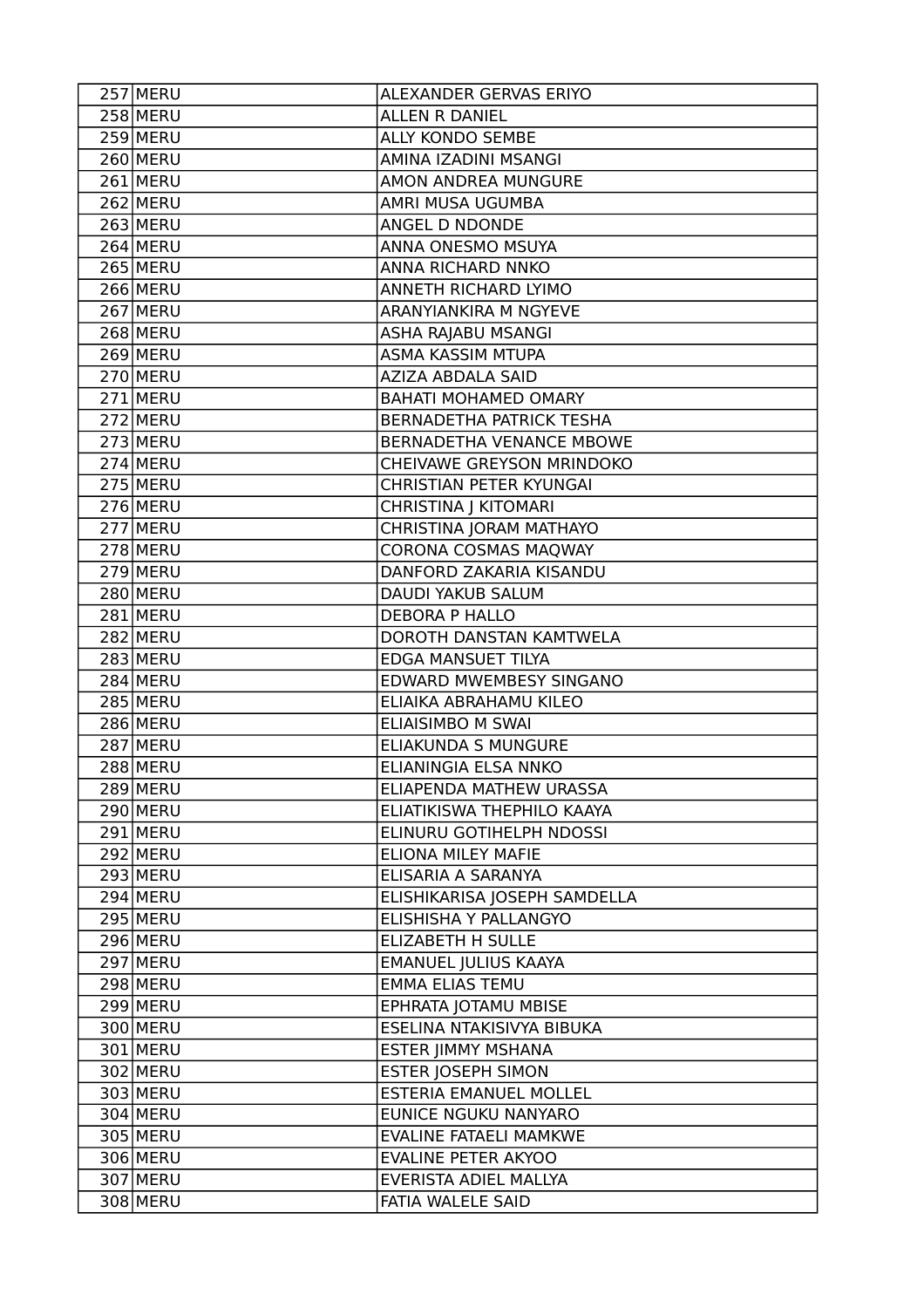| 257 | MERU | ALEXANDER GERVAS ERIYO |
|---|---|---|
| 258 | MERU | ALLEN R DANIEL |
| 259 | MERU | ALLY KONDO SEMBE |
| 260 | MERU | AMINA IZADINI MSANGI |
| 261 | MERU | AMON ANDREA MUNGURE |
| 262 | MERU | AMRI MUSA UGUMBA |
| 263 | MERU | ANGEL D NDONDE |
| 264 | MERU | ANNA ONESMO MSUYA |
| 265 | MERU | ANNA RICHARD NNKO |
| 266 | MERU | ANNETH RICHARD LYIMO |
| 267 | MERU | ARANYIANKIRA M NGYEVE |
| 268 | MERU | ASHA RAJABU MSANGI |
| 269 | MERU | ASMA KASSIM MTUPA |
| 270 | MERU | AZIZA ABDALA SAID |
| 271 | MERU | BAHATI MOHAMED OMARY |
| 272 | MERU | BERNADETHA PATRICK TESHA |
| 273 | MERU | BERNADETHA VENANCE MBOWE |
| 274 | MERU | CHEIVAWE GREYSON MRINDOKO |
| 275 | MERU | CHRISTIAN PETER KYUNGAI |
| 276 | MERU | CHRISTINA J KITOMARI |
| 277 | MERU | CHRISTINA JORAM MATHAYO |
| 278 | MERU | CORONA COSMAS MAQWAY |
| 279 | MERU | DANFORD ZAKARIA KISANDU |
| 280 | MERU | DAUDI YAKUB SALUM |
| 281 | MERU | DEBORA P HALLO |
| 282 | MERU | DOROTH DANSTAN KAMTWELA |
| 283 | MERU | EDGA MANSUET TILYA |
| 284 | MERU | EDWARD MWEMBESY SINGANO |
| 285 | MERU | ELIAIKA ABRAHAMU KILEO |
| 286 | MERU | ELIAISIMBO M SWAI |
| 287 | MERU | ELIAKUNDA S MUNGURE |
| 288 | MERU | ELIANINGIA ELSA NNKO |
| 289 | MERU | ELIAPENDA MATHEW URASSA |
| 290 | MERU | ELIATIKISWA THEPHILO KAAYA |
| 291 | MERU | ELINURU GOTIHELPH NDOSSI |
| 292 | MERU | ELIONA MILEY MAFIE |
| 293 | MERU | ELISARIA A SARANYA |
| 294 | MERU | ELISHIKARISA JOSEPH SAMDELLA |
| 295 | MERU | ELISHISHA Y PALLANGYO |
| 296 | MERU | ELIZABETH H SULLE |
| 297 | MERU | EMANUEL JULIUS KAAYA |
| 298 | MERU | EMMA ELIAS TEMU |
| 299 | MERU | EPHRATA JOTAMU MBISE |
| 300 | MERU | ESELINA NTAKISIVYA BIBUKA |
| 301 | MERU | ESTER JIMMY MSHANA |
| 302 | MERU | ESTER JOSEPH SIMON |
| 303 | MERU | ESTERIA EMANUEL MOLLEL |
| 304 | MERU | EUNICE NGUKU NANYARO |
| 305 | MERU | EVALINE FATAELI MAMKWE |
| 306 | MERU | EVALINE PETER AKYOO |
| 307 | MERU | EVERISTA ADIEL MALLYA |
| 308 | MERU | FATIA WALELE SAID |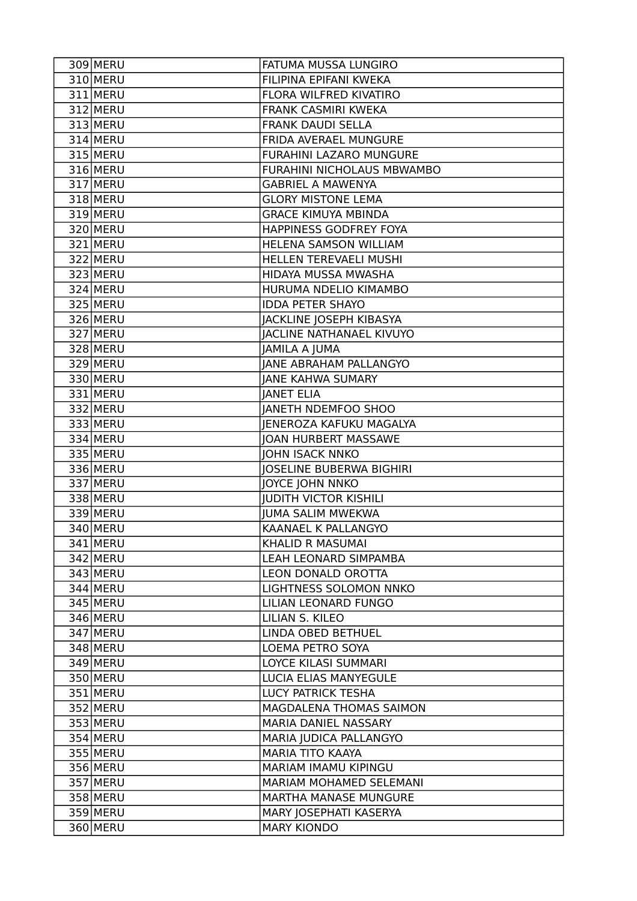| 309 | MERU | FATUMA MUSSA LUNGIRO |
|---|---|---|
| 310 | MERU | FILIPINA EPIFANI KWEKA |
| 311 | MERU | FLORA WILFRED KIVATIRO |
| 312 | MERU | FRANK CASMIRI KWEKA |
| 313 | MERU | FRANK DAUDI SELLA |
| 314 | MERU | FRIDA AVERAEL MUNGURE |
| 315 | MERU | FURAHINI LAZARO MUNGURE |
| 316 | MERU | FURAHINI NICHOLAUS MBWAMBO |
| 317 | MERU | GABRIEL A MAWENYA |
| 318 | MERU | GLORY MISTONE LEMA |
| 319 | MERU | GRACE KIMUYA MBINDA |
| 320 | MERU | HAPPINESS GODFREY FOYA |
| 321 | MERU | HELENA SAMSON WILLIAM |
| 322 | MERU | HELLEN TEREVAELI MUSHI |
| 323 | MERU | HIDAYA MUSSA MWASHA |
| 324 | MERU | HURUMA NDELIO KIMAMBO |
| 325 | MERU | IDDA PETER SHAYO |
| 326 | MERU | JACKLINE JOSEPH KIBASYA |
| 327 | MERU | JACLINE NATHANAEL KIVUYO |
| 328 | MERU | JAMILA A JUMA |
| 329 | MERU | JANE ABRAHAM PALLANGYO |
| 330 | MERU | JANE KAHWA SUMARY |
| 331 | MERU | JANET ELIA |
| 332 | MERU | JANETH NDEMFOO SHOO |
| 333 | MERU | JENEROZA KAFUKU MAGALYA |
| 334 | MERU | JOAN HURBERT MASSAWE |
| 335 | MERU | JOHN ISACK NNKO |
| 336 | MERU | JOSELINE BUBERWA BIGHIRI |
| 337 | MERU | JOYCE JOHN NNKO |
| 338 | MERU | JUDITH VICTOR KISHILI |
| 339 | MERU | JUMA SALIM MWEKWA |
| 340 | MERU | KAANAEL K PALLANGYO |
| 341 | MERU | KHALID R MASUMAI |
| 342 | MERU | LEAH LEONARD SIMPAMBA |
| 343 | MERU | LEON DONALD OROTTA |
| 344 | MERU | LIGHTNESS SOLOMON NNKO |
| 345 | MERU | LILIAN LEONARD FUNGO |
| 346 | MERU | LILIAN S. KILEO |
| 347 | MERU | LINDA OBED BETHUEL |
| 348 | MERU | LOEMA PETRO SOYA |
| 349 | MERU | LOYCE KILASI SUMMARI |
| 350 | MERU | LUCIA ELIAS MANYEGULE |
| 351 | MERU | LUCY PATRICK TESHA |
| 352 | MERU | MAGDALENA THOMAS SAIMON |
| 353 | MERU | MARIA DANIEL NASSARY |
| 354 | MERU | MARIA JUDICA PALLANGYO |
| 355 | MERU | MARIA TITO KAAYA |
| 356 | MERU | MARIAM IMAMU KIPINGU |
| 357 | MERU | MARIAM MOHAMED SELEMANI |
| 358 | MERU | MARTHA MANASE MUNGURE |
| 359 | MERU | MARY JOSEPHATI KASERYA |
| 360 | MERU | MARY KIONDO |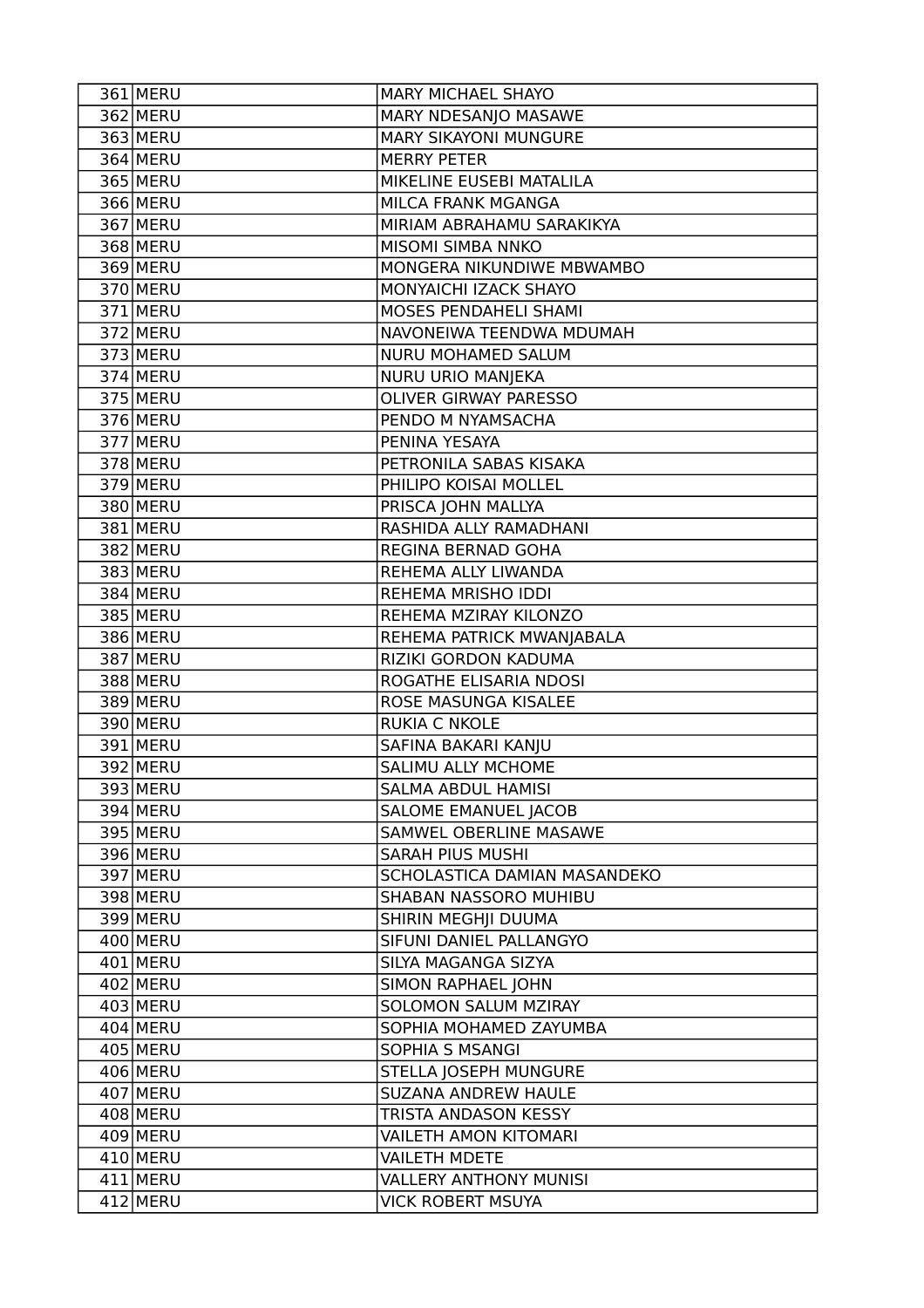| | | |
|---|---|---|
| 361 | MERU | MARY MICHAEL SHAYO |
| 362 | MERU | MARY NDESANJO MASAWE |
| 363 | MERU | MARY SIKAYONI MUNGURE |
| 364 | MERU | MERRY PETER |
| 365 | MERU | MIKELINE EUSEBI MATALILA |
| 366 | MERU | MILCA FRANK MGANGA |
| 367 | MERU | MIRIAM ABRAHAMU SARAKIKYA |
| 368 | MERU | MISOMI SIMBA NNKO |
| 369 | MERU | MONGERA NIKUNDIWE MBWAMBO |
| 370 | MERU | MONYAICHI IZACK SHAYO |
| 371 | MERU | MOSES PENDAHELI SHAMI |
| 372 | MERU | NAVONEIWA TEENDWA MDUMAH |
| 373 | MERU | NURU MOHAMED SALUM |
| 374 | MERU | NURU URIO MANJEKA |
| 375 | MERU | OLIVER GIRWAY PARESSO |
| 376 | MERU | PENDO M NYAMSACHA |
| 377 | MERU | PENINA YESAYA |
| 378 | MERU | PETRONILA SABAS KISAKA |
| 379 | MERU | PHILIPO KOISAI MOLLEL |
| 380 | MERU | PRISCA JOHN MALLYA |
| 381 | MERU | RASHIDA ALLY RAMADHANI |
| 382 | MERU | REGINA BERNAD GOHA |
| 383 | MERU | REHEMA ALLY LIWANDA |
| 384 | MERU | REHEMA MRISHO IDDI |
| 385 | MERU | REHEMA MZIRAY KILONZO |
| 386 | MERU | REHEMA PATRICK MWANJABALA |
| 387 | MERU | RIZIKI GORDON KADUMA |
| 388 | MERU | ROGATHE ELISARIA NDOSI |
| 389 | MERU | ROSE MASUNGA KISALEE |
| 390 | MERU | RUKIA C NKOLE |
| 391 | MERU | SAFINA BAKARI KANJU |
| 392 | MERU | SALIMU ALLY MCHOME |
| 393 | MERU | SALMA ABDUL HAMISI |
| 394 | MERU | SALOME EMANUEL JACOB |
| 395 | MERU | SAMWEL OBERLINE MASAWE |
| 396 | MERU | SARAH PIUS MUSHI |
| 397 | MERU | SCHOLASTICA DAMIAN MASANDEKO |
| 398 | MERU | SHABAN NASSORO MUHIBU |
| 399 | MERU | SHIRIN MEGHJI DUUMA |
| 400 | MERU | SIFUNI DANIEL PALLANGYO |
| 401 | MERU | SILYA MAGANGA SIZYA |
| 402 | MERU | SIMON RAPHAEL JOHN |
| 403 | MERU | SOLOMON SALUM MZIRAY |
| 404 | MERU | SOPHIA MOHAMED ZAYUMBA |
| 405 | MERU | SOPHIA S MSANGI |
| 406 | MERU | STELLA JOSEPH MUNGURE |
| 407 | MERU | SUZANA ANDREW HAULE |
| 408 | MERU | TRISTA ANDASON KESSY |
| 409 | MERU | VAILETH AMON KITOMARI |
| 410 | MERU | VAILETH MDETE |
| 411 | MERU | VALLERY ANTHONY MUNISI |
| 412 | MERU | VICK ROBERT MSUYA |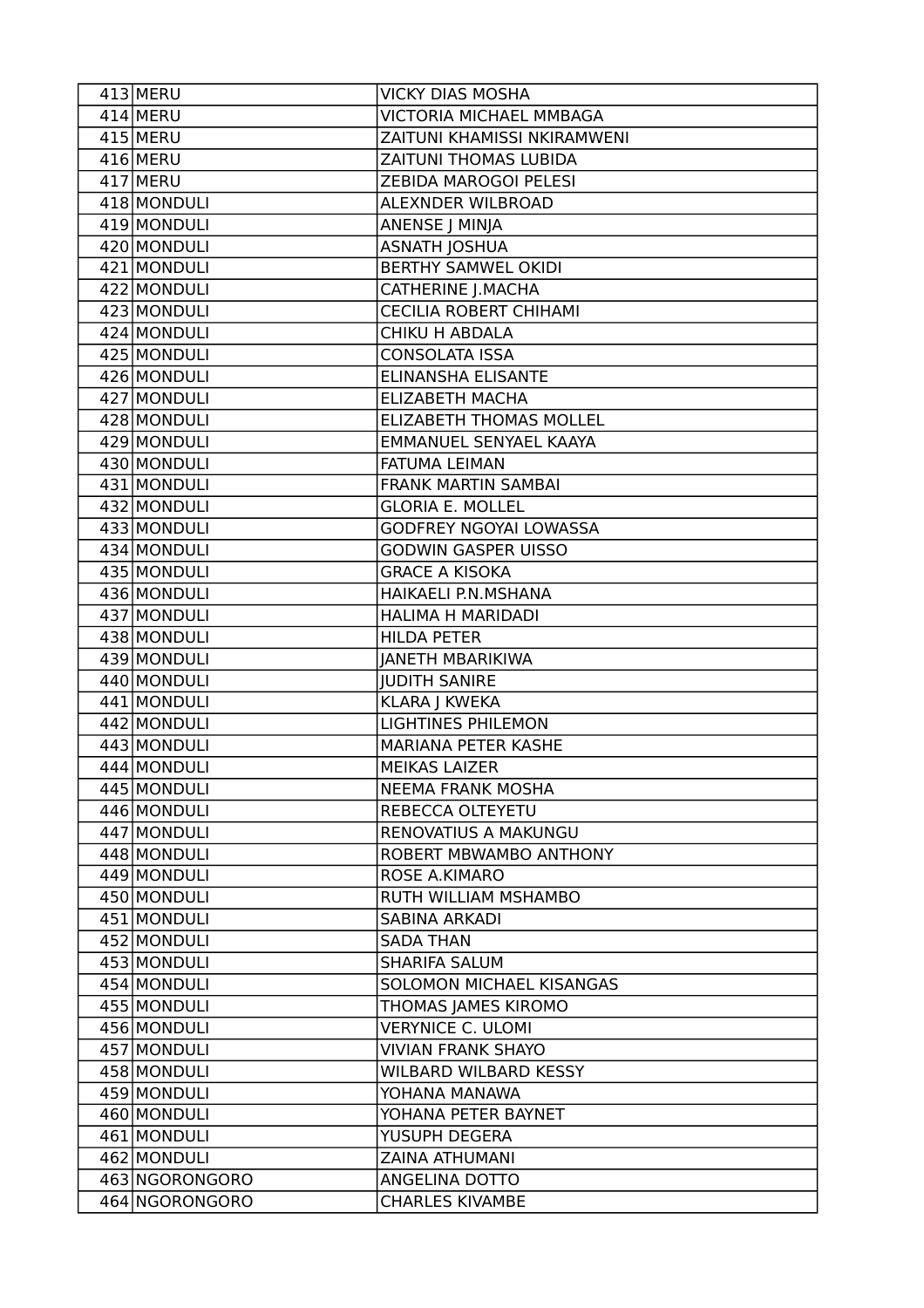| 413 | MERU | VICKY DIAS MOSHA |
|---|---|---|
| 414 | MERU | VICTORIA MICHAEL MMBAGA |
| 415 | MERU | ZAITUNI KHAMISSI NKIRAMWENI |
| 416 | MERU | ZAITUNI THOMAS LUBIDA |
| 417 | MERU | ZEBIDA MAROGOI PELESI |
| 418 | MONDULI | ALEXNDER WILBROAD |
| 419 | MONDULI | ANENSE J MINJA |
| 420 | MONDULI | ASNATH JOSHUA |
| 421 | MONDULI | BERTHY SAMWEL OKIDI |
| 422 | MONDULI | CATHERINE J.MACHA |
| 423 | MONDULI | CECILIA ROBERT CHIHAMI |
| 424 | MONDULI | CHIKU H ABDALA |
| 425 | MONDULI | CONSOLATA ISSA |
| 426 | MONDULI | ELINANSHA ELISANTE |
| 427 | MONDULI | ELIZABETH MACHA |
| 428 | MONDULI | ELIZABETH THOMAS MOLLEL |
| 429 | MONDULI | EMMANUEL SENYAEL KAAYA |
| 430 | MONDULI | FATUMA LEIMAN |
| 431 | MONDULI | FRANK MARTIN SAMBAI |
| 432 | MONDULI | GLORIA E. MOLLEL |
| 433 | MONDULI | GODFREY NGOYAI LOWASSA |
| 434 | MONDULI | GODWIN GASPER UISSO |
| 435 | MONDULI | GRACE A KISOKA |
| 436 | MONDULI | HAIKAELI P.N.MSHANA |
| 437 | MONDULI | HALIMA H MARIDADI |
| 438 | MONDULI | HILDA PETER |
| 439 | MONDULI | JANETH MBARIKIWA |
| 440 | MONDULI | JUDITH SANIRE |
| 441 | MONDULI | KLARA J KWEKA |
| 442 | MONDULI | LIGHTINES PHILEMON |
| 443 | MONDULI | MARIANA PETER KASHE |
| 444 | MONDULI | MEIKAS LAIZER |
| 445 | MONDULI | NEEMA FRANK MOSHA |
| 446 | MONDULI | REBECCA OLTEYETU |
| 447 | MONDULI | RENOVATIUS A MAKUNGU |
| 448 | MONDULI | ROBERT MBWAMBO ANTHONY |
| 449 | MONDULI | ROSE A.KIMARO |
| 450 | MONDULI | RUTH WILLIAM MSHAMBO |
| 451 | MONDULI | SABINA ARKADI |
| 452 | MONDULI | SADA THAN |
| 453 | MONDULI | SHARIFA SALUM |
| 454 | MONDULI | SOLOMON MICHAEL KISANGAS |
| 455 | MONDULI | THOMAS JAMES KIROMO |
| 456 | MONDULI | VERYNICE C. ULOMI |
| 457 | MONDULI | VIVIAN FRANK SHAYO |
| 458 | MONDULI | WILBARD WILBARD KESSY |
| 459 | MONDULI | YOHANA MANAWA |
| 460 | MONDULI | YOHANA PETER BAYNET |
| 461 | MONDULI | YUSUPH DEGERA |
| 462 | MONDULI | ZAINA ATHUMANI |
| 463 | NGORONGORO | ANGELINA DOTTO |
| 464 | NGORONGORO | CHARLES KIVAMBE |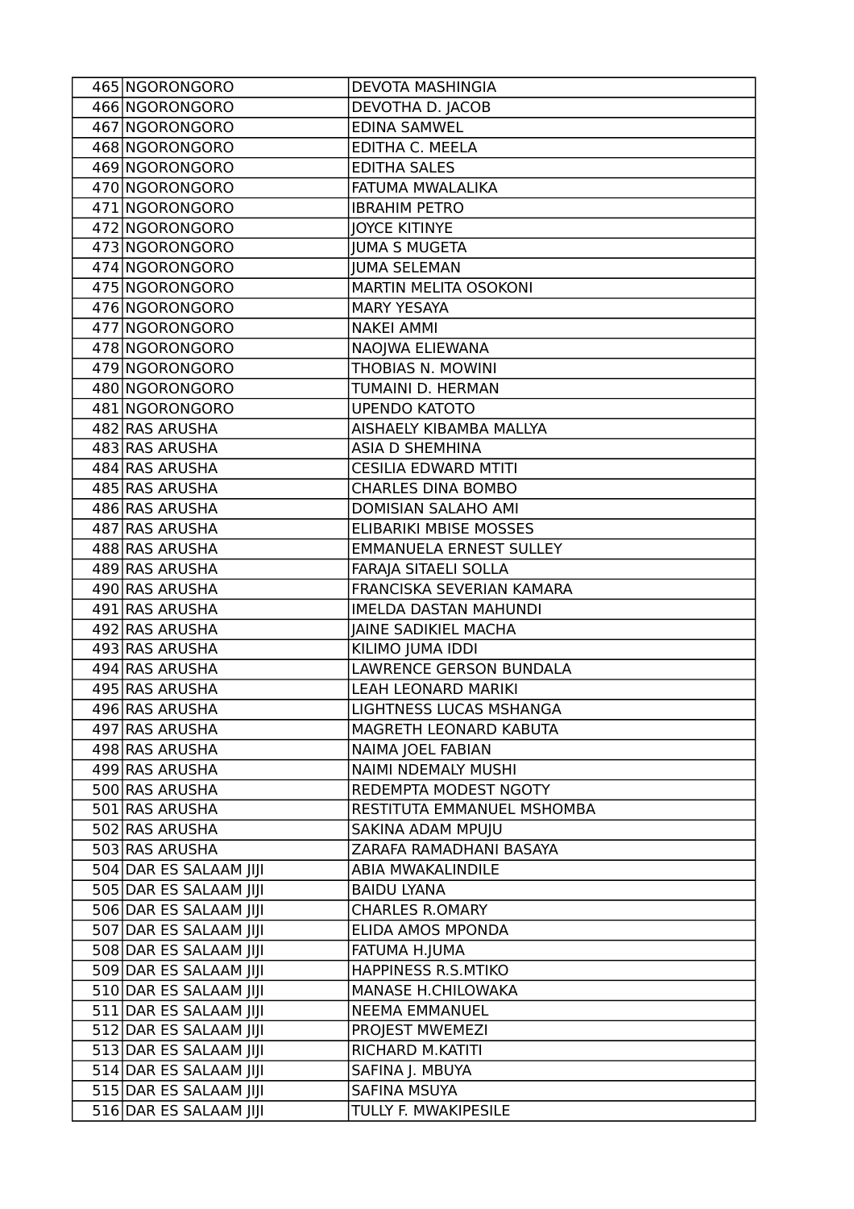| 465 | NGORONGORO | DEVOTA MASHINGIA |
|---|---|---|
| 466 | NGORONGORO | DEVOTHA D. JACOB |
| 467 | NGORONGORO | EDINA SAMWEL |
| 468 | NGORONGORO | EDITHA C. MEELA |
| 469 | NGORONGORO | EDITHA SALES |
| 470 | NGORONGORO | FATUMA MWALALIKA |
| 471 | NGORONGORO | IBRAHIM PETRO |
| 472 | NGORONGORO | JOYCE KITINYE |
| 473 | NGORONGORO | JUMA S MUGETA |
| 474 | NGORONGORO | JUMA SELEMAN |
| 475 | NGORONGORO | MARTIN MELITA OSOKONI |
| 476 | NGORONGORO | MARY YESAYA |
| 477 | NGORONGORO | NAKEI AMMI |
| 478 | NGORONGORO | NAOJWA ELIEWANA |
| 479 | NGORONGORO | THOBIAS N. MOWINI |
| 480 | NGORONGORO | TUMAINI D. HERMAN |
| 481 | NGORONGORO | UPENDO KATOTO |
| 482 | RAS ARUSHA | AISHAELY KIBAMBA MALLYA |
| 483 | RAS ARUSHA | ASIA D SHEMHINA |
| 484 | RAS ARUSHA | CESILIA EDWARD MTITI |
| 485 | RAS ARUSHA | CHARLES DINA BOMBO |
| 486 | RAS ARUSHA | DOMISIAN SALAHO AMI |
| 487 | RAS ARUSHA | ELIBARIKI MBISE MOSSES |
| 488 | RAS ARUSHA | EMMANUELA ERNEST SULLEY |
| 489 | RAS ARUSHA | FARAJA SITAELI SOLLA |
| 490 | RAS ARUSHA | FRANCISKA SEVERIAN KAMARA |
| 491 | RAS ARUSHA | IMELDA DASTAN MAHUNDI |
| 492 | RAS ARUSHA | JAINE SADIKIEL MACHA |
| 493 | RAS ARUSHA | KILIMO JUMA IDDI |
| 494 | RAS ARUSHA | LAWRENCE GERSON BUNDALA |
| 495 | RAS ARUSHA | LEAH LEONARD MARIKI |
| 496 | RAS ARUSHA | LIGHTNESS LUCAS MSHANGA |
| 497 | RAS ARUSHA | MAGRETH LEONARD KABUTA |
| 498 | RAS ARUSHA | NAIMA JOEL FABIAN |
| 499 | RAS ARUSHA | NAIMI NDEMALY MUSHI |
| 500 | RAS ARUSHA | REDEMPTA MODEST NGOTY |
| 501 | RAS ARUSHA | RESTITUTA EMMANUEL MSHOMBA |
| 502 | RAS ARUSHA | SAKINA ADAM MPUJU |
| 503 | RAS ARUSHA | ZARAFA RAMADHANI BASAYA |
| 504 | DAR ES SALAAM JIJI | ABIA MWAKALINDILE |
| 505 | DAR ES SALAAM JIJI | BAIDU LYANA |
| 506 | DAR ES SALAAM JIJI | CHARLES R.OMARY |
| 507 | DAR ES SALAAM JIJI | ELIDA AMOS MPONDA |
| 508 | DAR ES SALAAM JIJI | FATUMA H.JUMA |
| 509 | DAR ES SALAAM JIJI | HAPPINESS R.S.MTIKO |
| 510 | DAR ES SALAAM JIJI | MANASE H.CHILOWAKA |
| 511 | DAR ES SALAAM JIJI | NEEMA EMMANUEL |
| 512 | DAR ES SALAAM JIJI | PROJEST MWEMEZI |
| 513 | DAR ES SALAAM JIJI | RICHARD M.KATITI |
| 514 | DAR ES SALAAM JIJI | SAFINA J. MBUYA |
| 515 | DAR ES SALAAM JIJI | SAFINA MSUYA |
| 516 | DAR ES SALAAM JIJI | TULLY F. MWAKIPESILE |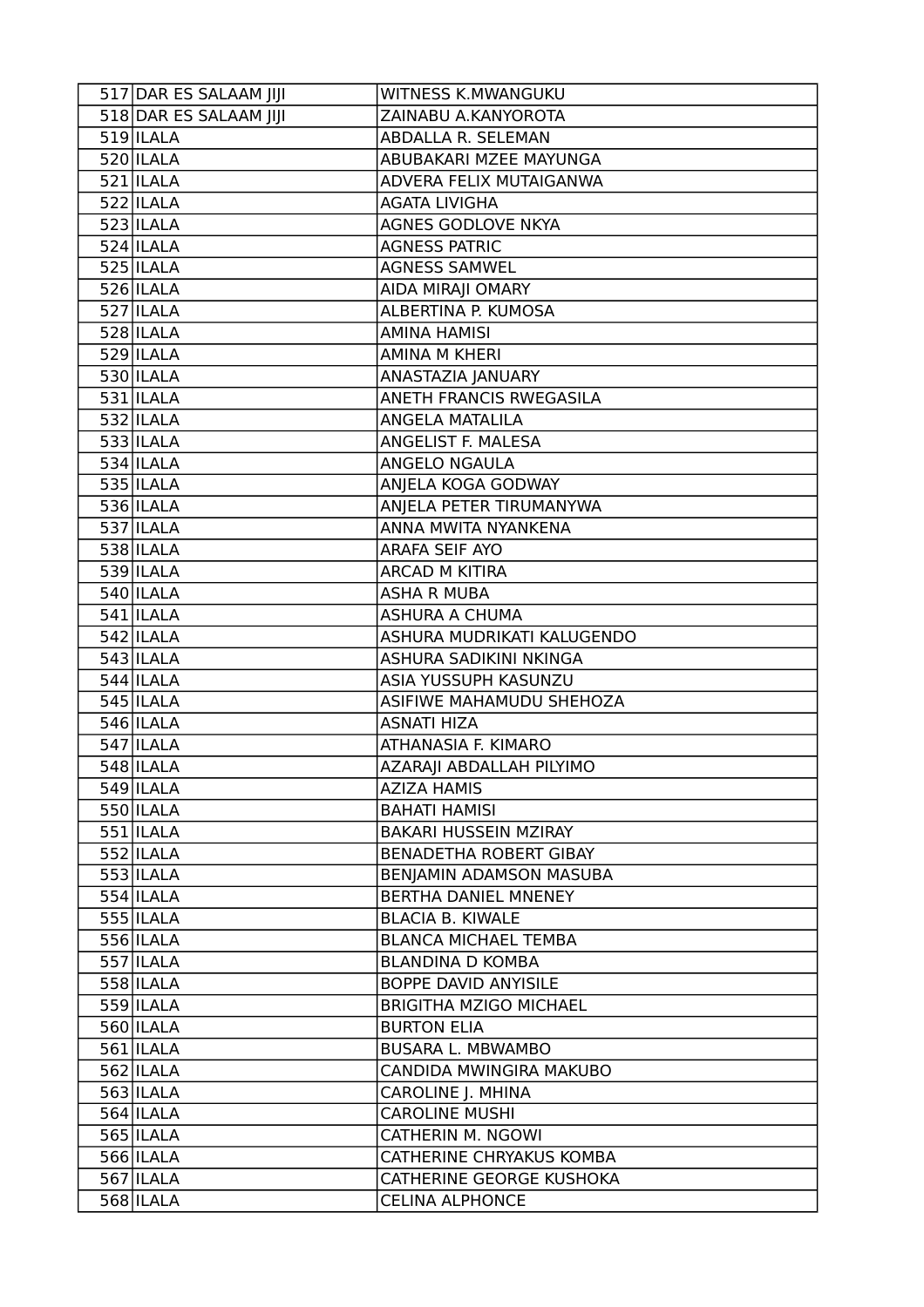| 517 | DAR ES SALAAM JIJI | WITNESS K.MWANGUKU |
|---|---|---|
| 518 | DAR ES SALAAM JIJI | ZAINABU A.KANYOROTA |
| 519 | ILALA | ABDALLA R. SELEMAN |
| 520 | ILALA | ABUBAKARI MZEE MAYUNGA |
| 521 | ILALA | ADVERA FELIX MUTAIGANWA |
| 522 | ILALA | AGATA LIVIGHA |
| 523 | ILALA | AGNES GODLOVE NKYA |
| 524 | ILALA | AGNESS PATRIC |
| 525 | ILALA | AGNESS SAMWEL |
| 526 | ILALA | AIDA MIRAJI OMARY |
| 527 | ILALA | ALBERTINA P. KUMOSA |
| 528 | ILALA | AMINA HAMISI |
| 529 | ILALA | AMINA M KHERI |
| 530 | ILALA | ANASTAZIA JANUARY |
| 531 | ILALA | ANETH FRANCIS RWEGASILA |
| 532 | ILALA | ANGELA MATALILA |
| 533 | ILALA | ANGELIST F. MALESA |
| 534 | ILALA | ANGELO NGAULA |
| 535 | ILALA | ANJELA KOGA GODWAY |
| 536 | ILALA | ANJELA PETER TIRUMANYWA |
| 537 | ILALA | ANNA MWITA NYANKENA |
| 538 | ILALA | ARAFA SEIF AYO |
| 539 | ILALA | ARCAD M KITIRA |
| 540 | ILALA | ASHA R MUBA |
| 541 | ILALA | ASHURA A CHUMA |
| 542 | ILALA | ASHURA MUDRIKATI KALUGENDO |
| 543 | ILALA | ASHURA SADIKINI NKINGA |
| 544 | ILALA | ASIA YUSSUPH KASUNZU |
| 545 | ILALA | ASIFIWE MAHAMUDU SHEHOZA |
| 546 | ILALA | ASNATI HIZA |
| 547 | ILALA | ATHANASIA F. KIMARO |
| 548 | ILALA | AZARAJI ABDALLAH PILYIMO |
| 549 | ILALA | AZIZA HAMIS |
| 550 | ILALA | BAHATI HAMISI |
| 551 | ILALA | BAKARI HUSSEIN MZIRAY |
| 552 | ILALA | BENADETHA ROBERT GIBAY |
| 553 | ILALA | BENJAMIN ADAMSON MASUBA |
| 554 | ILALA | BERTHA DANIEL MNENEY |
| 555 | ILALA | BLACIA B. KIWALE |
| 556 | ILALA | BLANCA MICHAEL TEMBA |
| 557 | ILALA | BLANDINA D KOMBA |
| 558 | ILALA | BOPPE DAVID ANYISILE |
| 559 | ILALA | BRIGITHA MZIGO MICHAEL |
| 560 | ILALA | BURTON ELIA |
| 561 | ILALA | BUSARA L. MBWAMBO |
| 562 | ILALA | CANDIDA MWINGIRA MAKUBO |
| 563 | ILALA | CAROLINE J. MHINA |
| 564 | ILALA | CAROLINE MUSHI |
| 565 | ILALA | CATHERIN M. NGOWI |
| 566 | ILALA | CATHERINE CHRYAKUS KOMBA |
| 567 | ILALA | CATHERINE GEORGE KUSHOKA |
| 568 | ILALA | CELINA ALPHONCE |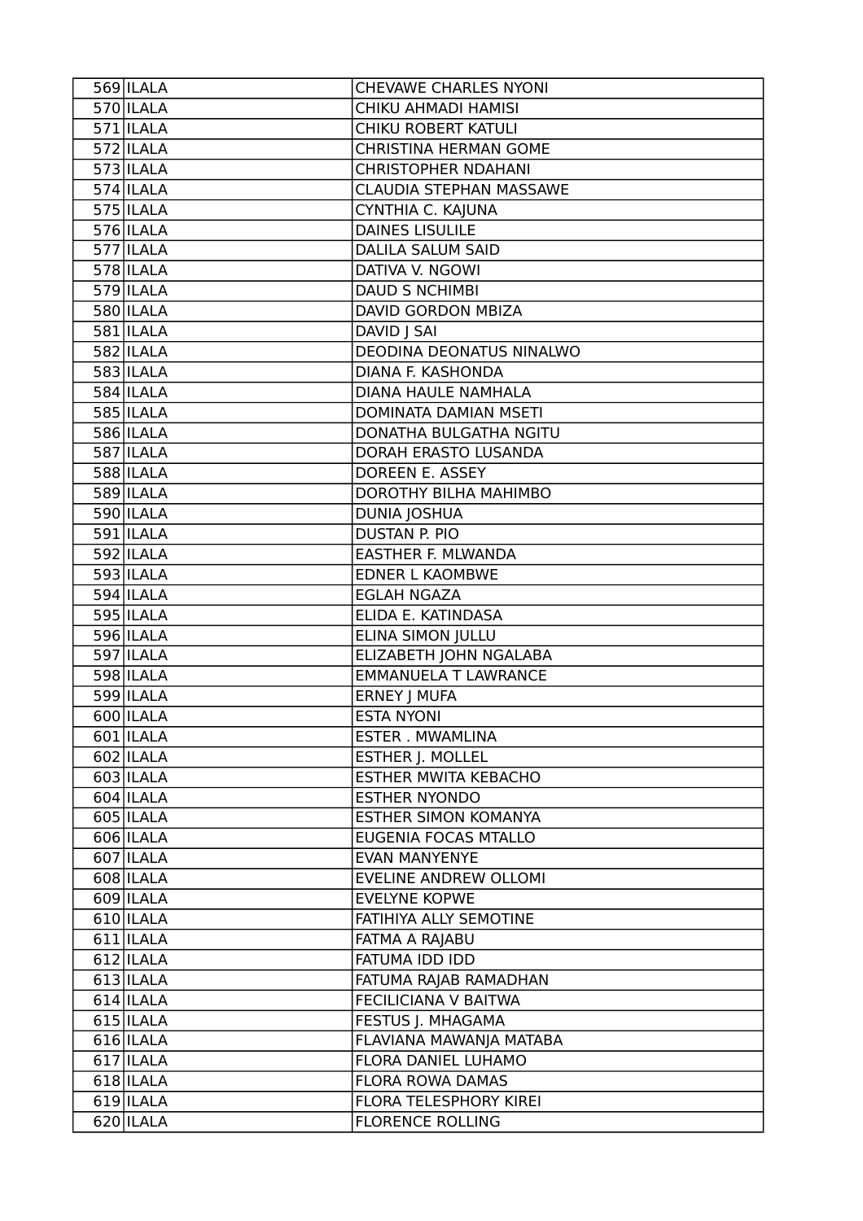| | | |
|---|---|---|
| 569 | ILALA | CHEVAWE CHARLES NYONI |
| 570 | ILALA | CHIKU AHMADI HAMISI |
| 571 | ILALA | CHIKU ROBERT KATULI |
| 572 | ILALA | CHRISTINA HERMAN GOME |
| 573 | ILALA | CHRISTOPHER NDAHANI |
| 574 | ILALA | CLAUDIA STEPHAN MASSAWE |
| 575 | ILALA | CYNTHIA C. KAJUNA |
| 576 | ILALA | DAINES LISULILE |
| 577 | ILALA | DALILA SALUM SAID |
| 578 | ILALA | DATIVA V. NGOWI |
| 579 | ILALA | DAUD S NCHIMBI |
| 580 | ILALA | DAVID GORDON MBIZA |
| 581 | ILALA | DAVID J SAI |
| 582 | ILALA | DEODINA DEONATUS NINALWO |
| 583 | ILALA | DIANA F. KASHONDA |
| 584 | ILALA | DIANA HAULE NAMHALA |
| 585 | ILALA | DOMINATA DAMIAN MSETI |
| 586 | ILALA | DONATHA BULGATHA NGITU |
| 587 | ILALA | DORAH ERASTO LUSANDA |
| 588 | ILALA | DOREEN E. ASSEY |
| 589 | ILALA | DOROTHY BILHA MAHIMBO |
| 590 | ILALA | DUNIA JOSHUA |
| 591 | ILALA | DUSTAN P. PIO |
| 592 | ILALA | EASTHER F. MLWANDA |
| 593 | ILALA | EDNER L KAOMBWE |
| 594 | ILALA | EGLAH NGAZA |
| 595 | ILALA | ELIDA E. KATINDASA |
| 596 | ILALA | ELINA SIMON JULLU |
| 597 | ILALA | ELIZABETH JOHN NGALABA |
| 598 | ILALA | EMMANUELA T LAWRANCE |
| 599 | ILALA | ERNEY J MUFA |
| 600 | ILALA | ESTA NYONI |
| 601 | ILALA | ESTER . MWAMLINA |
| 602 | ILALA | ESTHER J. MOLLEL |
| 603 | ILALA | ESTHER MWITA KEBACHO |
| 604 | ILALA | ESTHER NYONDO |
| 605 | ILALA | ESTHER SIMON KOMANYA |
| 606 | ILALA | EUGENIA FOCAS MTALLO |
| 607 | ILALA | EVAN MANYENYE |
| 608 | ILALA | EVELINE ANDREW OLLOMI |
| 609 | ILALA | EVELYNE KOPWE |
| 610 | ILALA | FATIHIYA ALLY SEMOTINE |
| 611 | ILALA | FATMA A RAJABU |
| 612 | ILALA | FATUMA IDD IDD |
| 613 | ILALA | FATUMA RAJAB RAMADHAN |
| 614 | ILALA | FECILICIANA V BAITWA |
| 615 | ILALA | FESTUS J. MHAGAMA |
| 616 | ILALA | FLAVIANA MAWANJA MATABA |
| 617 | ILALA | FLORA DANIEL LUHAMO |
| 618 | ILALA | FLORA ROWA DAMAS |
| 619 | ILALA | FLORA TELESPHORY KIREI |
| 620 | ILALA | FLORENCE ROLLING |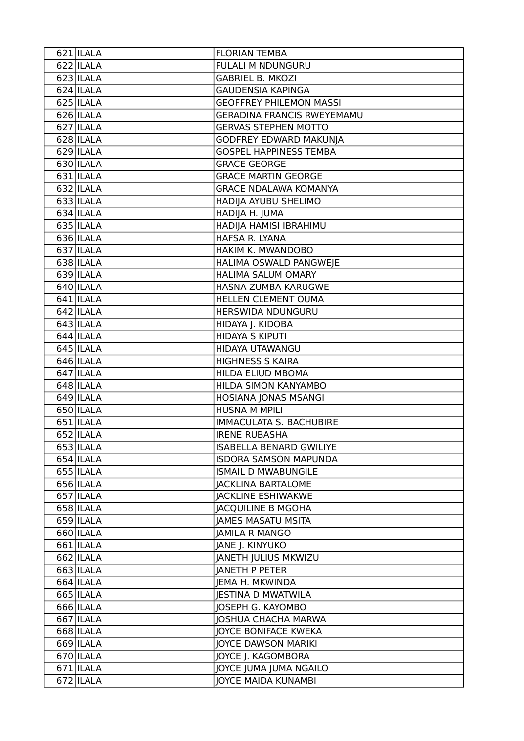| | | |
|---|---|---|
| 621 | ILALA | FLORIAN TEMBA |
| 622 | ILALA | FULALI M NDUNGURU |
| 623 | ILALA | GABRIEL B. MKOZI |
| 624 | ILALA | GAUDENSIA KAPINGA |
| 625 | ILALA | GEOFFREY PHILEMON MASSI |
| 626 | ILALA | GERADINA FRANCIS RWEYEMAMU |
| 627 | ILALA | GERVAS STEPHEN MOTTO |
| 628 | ILALA | GODFREY EDWARD MAKUNJA |
| 629 | ILALA | GOSPEL HAPPINESS TEMBA |
| 630 | ILALA | GRACE GEORGE |
| 631 | ILALA | GRACE MARTIN GEORGE |
| 632 | ILALA | GRACE NDALAWA KOMANYA |
| 633 | ILALA | HADIJA AYUBU SHELIMO |
| 634 | ILALA | HADIJA H. JUMA |
| 635 | ILALA | HADIJA HAMISI IBRAHIMU |
| 636 | ILALA | HAFSA R. LYANA |
| 637 | ILALA | HAKIM K. MWANDOBO |
| 638 | ILALA | HALIMA OSWALD PANGWEJE |
| 639 | ILALA | HALIMA SALUM OMARY |
| 640 | ILALA | HASNA ZUMBA KARUGWE |
| 641 | ILALA | HELLEN CLEMENT OUMA |
| 642 | ILALA | HERSWIDA NDUNGURU |
| 643 | ILALA | HIDAYA J. KIDOBA |
| 644 | ILALA | HIDAYA S KIPUTI |
| 645 | ILALA | HIDAYA UTAWANGU |
| 646 | ILALA | HIGHNESS S KAIRA |
| 647 | ILALA | HILDA ELIUD MBOMA |
| 648 | ILALA | HILDA SIMON KANYAMBO |
| 649 | ILALA | HOSIANA JONAS MSANGI |
| 650 | ILALA | HUSNA M MPILI |
| 651 | ILALA | IMMACULATA S. BACHUBIRE |
| 652 | ILALA | IRENE RUBASHA |
| 653 | ILALA | ISABELLA BENARD GWILIYE |
| 654 | ILALA | ISDORA SAMSON MAPUNDA |
| 655 | ILALA | ISMAIL D MWABUNGILE |
| 656 | ILALA | JACKLINA BARTALOME |
| 657 | ILALA | JACKLINE ESHIWAKWE |
| 658 | ILALA | JACQUILINE B MGOHA |
| 659 | ILALA | JAMES MASATU MSITA |
| 660 | ILALA | JAMILA R MANGO |
| 661 | ILALA | JANE J. KINYUKO |
| 662 | ILALA | JANETH JULIUS MKWIZU |
| 663 | ILALA | JANETH P PETER |
| 664 | ILALA | JEMA H. MKWINDA |
| 665 | ILALA | JESTINA D MWATWILA |
| 666 | ILALA | JOSEPH G. KAYOMBO |
| 667 | ILALA | JOSHUA CHACHA MARWA |
| 668 | ILALA | JOYCE BONIFACE KWEKA |
| 669 | ILALA | JOYCE DAWSON MARIKI |
| 670 | ILALA | JOYCE J. KAGOMBORA |
| 671 | ILALA | JOYCE JUMA JUMA NGAILO |
| 672 | ILALA | JOYCE MAIDA KUNAMBI |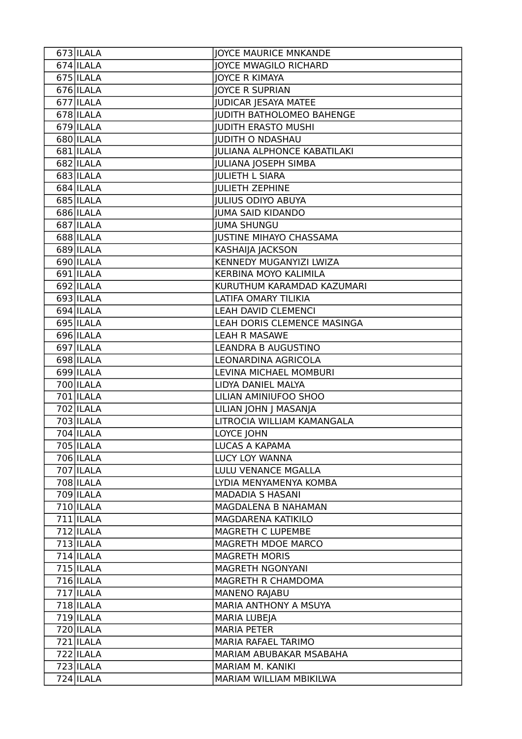| | | |
|---|---|---|
| 673 | ILALA | JOYCE MAURICE MNKANDE |
| 674 | ILALA | JOYCE MWAGILO RICHARD |
| 675 | ILALA | JOYCE R KIMAYA |
| 676 | ILALA | JOYCE R SUPRIAN |
| 677 | ILALA | JUDICAR JESAYA MATEE |
| 678 | ILALA | JUDITH BATHOLOMEO BAHENGE |
| 679 | ILALA | JUDITH ERASTO MUSHI |
| 680 | ILALA | JUDITH O NDASHAU |
| 681 | ILALA | JULIANA ALPHONCE KABATILAKI |
| 682 | ILALA | JULIANA JOSEPH SIMBA |
| 683 | ILALA | JULIETH L SIARA |
| 684 | ILALA | JULIETH ZEPHINE |
| 685 | ILALA | JULIUS ODIYO ABUYA |
| 686 | ILALA | JUMA SAID KIDANDO |
| 687 | ILALA | JUMA SHUNGU |
| 688 | ILALA | JUSTINE MIHAYO CHASSAMA |
| 689 | ILALA | KASHAIJA JACKSON |
| 690 | ILALA | KENNEDY MUGANYIZI LWIZA |
| 691 | ILALA | KERBINA MOYO KALIMILA |
| 692 | ILALA | KURUTHUM KARAMDAD KAZUMARI |
| 693 | ILALA | LATIFA OMARY TILIKIA |
| 694 | ILALA | LEAH DAVID CLEMENCI |
| 695 | ILALA | LEAH DORIS CLEMENCE MASINGA |
| 696 | ILALA | LEAH R MASAWE |
| 697 | ILALA | LEANDRA B AUGUSTINO |
| 698 | ILALA | LEONARDINA AGRICOLA |
| 699 | ILALA | LEVINA MICHAEL MOMBURI |
| 700 | ILALA | LIDYA DANIEL MALYA |
| 701 | ILALA | LILIAN AMINIUFOO SHOO |
| 702 | ILALA | LILIAN JOHN J MASANJA |
| 703 | ILALA | LITROCIA WILLIAM KAMANGALA |
| 704 | ILALA | LOYCE JOHN |
| 705 | ILALA | LUCAS A KAPAMA |
| 706 | ILALA | LUCY LOY WANNA |
| 707 | ILALA | LULU VENANCE MGALLA |
| 708 | ILALA | LYDIA MENYAMENYA KOMBA |
| 709 | ILALA | MADADIA S HASANI |
| 710 | ILALA | MAGDALENA B NAHAMAN |
| 711 | ILALA | MAGDARENA KATIKILO |
| 712 | ILALA | MAGRETH C LUPEMBE |
| 713 | ILALA | MAGRETH MDOE MARCO |
| 714 | ILALA | MAGRETH MORIS |
| 715 | ILALA | MAGRETH NGONYANI |
| 716 | ILALA | MAGRETH R CHAMDOMA |
| 717 | ILALA | MANENO RAJABU |
| 718 | ILALA | MARIA ANTHONY A MSUYA |
| 719 | ILALA | MARIA LUBEJA |
| 720 | ILALA | MARIA PETER |
| 721 | ILALA | MARIA RAFAEL TARIMO |
| 722 | ILALA | MARIAM ABUBAKAR MSABAHA |
| 723 | ILALA | MARIAM M. KANIKI |
| 724 | ILALA | MARIAM WILLIAM MBIKILWA |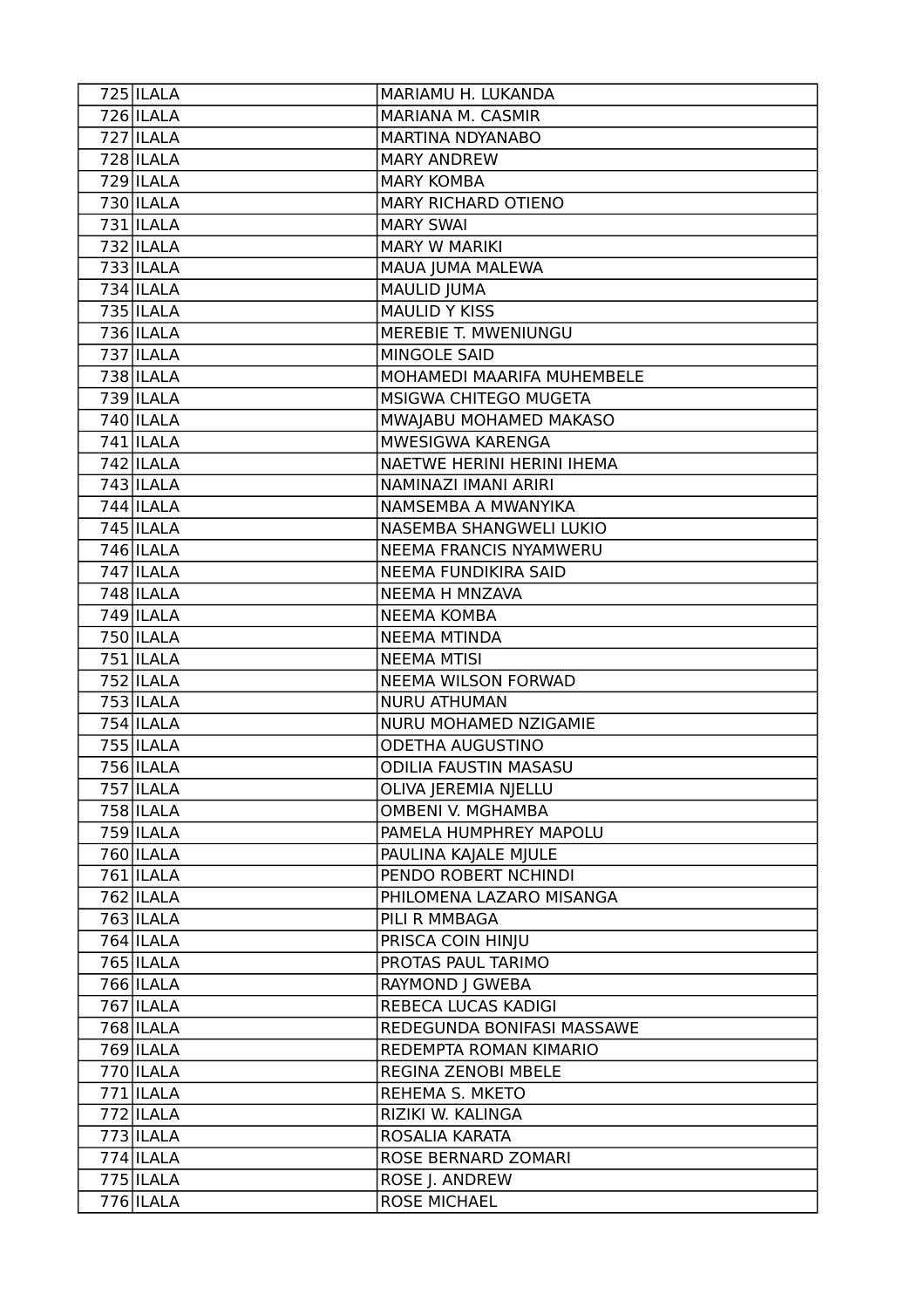| | | |
|---|---|---|
| 725 | ILALA | MARIAMU H. LUKANDA |
| 726 | ILALA | MARIANA M. CASMIR |
| 727 | ILALA | MARTINA NDYANABO |
| 728 | ILALA | MARY ANDREW |
| 729 | ILALA | MARY KOMBA |
| 730 | ILALA | MARY RICHARD OTIENO |
| 731 | ILALA | MARY SWAI |
| 732 | ILALA | MARY W MARIKI |
| 733 | ILALA | MAUA JUMA MALEWA |
| 734 | ILALA | MAULID JUMA |
| 735 | ILALA | MAULID Y KISS |
| 736 | ILALA | MEREBIE T. MWENIUNGU |
| 737 | ILALA | MINGOLE SAID |
| 738 | ILALA | MOHAMEDI MAARIFA MUHEMBELE |
| 739 | ILALA | MSIGWA CHITEGO MUGETA |
| 740 | ILALA | MWAJABU MOHAMED MAKASO |
| 741 | ILALA | MWESIGWA KARENGA |
| 742 | ILALA | NAETWE HERINI HERINI IHEMA |
| 743 | ILALA | NAMINAZI IMANI ARIRI |
| 744 | ILALA | NAMSEMBA A MWANYIKA |
| 745 | ILALA | NASEMBA SHANGWELI LUKIO |
| 746 | ILALA | NEEMA FRANCIS NYAMWERU |
| 747 | ILALA | NEEMA FUNDIKIRA SAID |
| 748 | ILALA | NEEMA H MNZAVA |
| 749 | ILALA | NEEMA KOMBA |
| 750 | ILALA | NEEMA MTINDA |
| 751 | ILALA | NEEMA MTISI |
| 752 | ILALA | NEEMA WILSON FORWAD |
| 753 | ILALA | NURU ATHUMAN |
| 754 | ILALA | NURU MOHAMED NZIGAMIE |
| 755 | ILALA | ODETHA AUGUSTINO |
| 756 | ILALA | ODILIA FAUSTIN MASASU |
| 757 | ILALA | OLIVA JEREMIA NJELLU |
| 758 | ILALA | OMBENI V. MGHAMBA |
| 759 | ILALA | PAMELA HUMPHREY MAPOLU |
| 760 | ILALA | PAULINA KAJALE MJULE |
| 761 | ILALA | PENDO ROBERT NCHINDI |
| 762 | ILALA | PHILOMENA LAZARO MISANGA |
| 763 | ILALA | PILI R MMBAGA |
| 764 | ILALA | PRISCA COIN HINJU |
| 765 | ILALA | PROTAS PAUL TARIMO |
| 766 | ILALA | RAYMOND J GWEBA |
| 767 | ILALA | REBECA LUCAS KADIGI |
| 768 | ILALA | REDEGUNDA BONIFASI MASSAWE |
| 769 | ILALA | REDEMPTA ROMAN KIMARIO |
| 770 | ILALA | REGINA ZENOBI MBELE |
| 771 | ILALA | REHEMA S. MKETO |
| 772 | ILALA | RIZIKI W. KALINGA |
| 773 | ILALA | ROSALIA KARATA |
| 774 | ILALA | ROSE BERNARD ZOMARI |
| 775 | ILALA | ROSE J. ANDREW |
| 776 | ILALA | ROSE MICHAEL |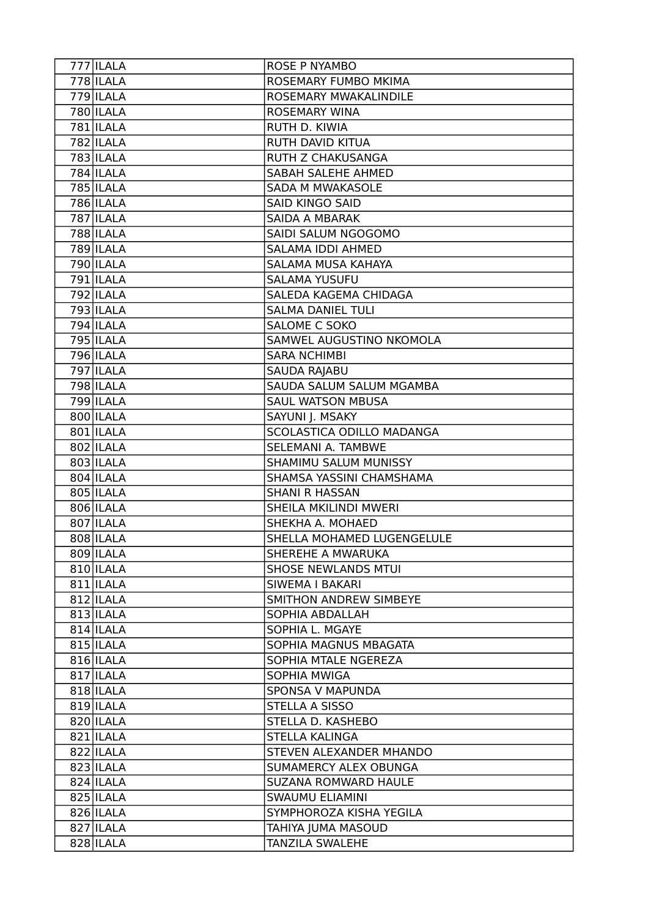| | | |
|---|---|---|
| 777 | ILALA | ROSE P NYAMBO |
| 778 | ILALA | ROSEMARY FUMBO MKIMA |
| 779 | ILALA | ROSEMARY MWAKALINDILE |
| 780 | ILALA | ROSEMARY WINA |
| 781 | ILALA | RUTH D. KIWIA |
| 782 | ILALA | RUTH DAVID KITUA |
| 783 | ILALA | RUTH Z CHAKUSANGA |
| 784 | ILALA | SABAH SALEHE AHMED |
| 785 | ILALA | SADA M MWAKASOLE |
| 786 | ILALA | SAID KINGO SAID |
| 787 | ILALA | SAIDA A MBARAK |
| 788 | ILALA | SAIDI SALUM NGOGOMO |
| 789 | ILALA | SALAMA IDDI AHMED |
| 790 | ILALA | SALAMA MUSA KAHAYA |
| 791 | ILALA | SALAMA YUSUFU |
| 792 | ILALA | SALEDA KAGEMA CHIDAGA |
| 793 | ILALA | SALMA DANIEL TULI |
| 794 | ILALA | SALOME C SOKO |
| 795 | ILALA | SAMWEL AUGUSTINO NKOMOLA |
| 796 | ILALA | SARA NCHIMBI |
| 797 | ILALA | SAUDA RAJABU |
| 798 | ILALA | SAUDA SALUM SALUM MGAMBA |
| 799 | ILALA | SAUL WATSON MBUSA |
| 800 | ILALA | SAYUNI J. MSAKY |
| 801 | ILALA | SCOLASTICA ODILLO MADANGA |
| 802 | ILALA | SELEMANI A. TAMBWE |
| 803 | ILALA | SHAMIMU SALUM MUNISSY |
| 804 | ILALA | SHAMSA YASSINI CHAMSHAMA |
| 805 | ILALA | SHANI R HASSAN |
| 806 | ILALA | SHEILA MKILINDI MWERI |
| 807 | ILALA | SHEKHA A. MOHAED |
| 808 | ILALA | SHELLA MOHAMED LUGENGELULE |
| 809 | ILALA | SHEREHE A MWARUKA |
| 810 | ILALA | SHOSE NEWLANDS MTUI |
| 811 | ILALA | SIWEMA I BAKARI |
| 812 | ILALA | SMITHON ANDREW SIMBEYE |
| 813 | ILALA | SOPHIA ABDALLAH |
| 814 | ILALA | SOPHIA L. MGAYE |
| 815 | ILALA | SOPHIA MAGNUS MBAGATA |
| 816 | ILALA | SOPHIA MTALE NGEREZA |
| 817 | ILALA | SOPHIA MWIGA |
| 818 | ILALA | SPONSA V MAPUNDA |
| 819 | ILALA | STELLA A SISSO |
| 820 | ILALA | STELLA D. KASHEBO |
| 821 | ILALA | STELLA KALINGA |
| 822 | ILALA | STEVEN ALEXANDER MHANDO |
| 823 | ILALA | SUMAMERCY ALEX OBUNGA |
| 824 | ILALA | SUZANA ROMWARD HAULE |
| 825 | ILALA | SWAUMU ELIAMINI |
| 826 | ILALA | SYMPHOROZA KISHA YEGILA |
| 827 | ILALA | TAHIYA JUMA MASOUD |
| 828 | ILALA | TANZILA SWALEHE |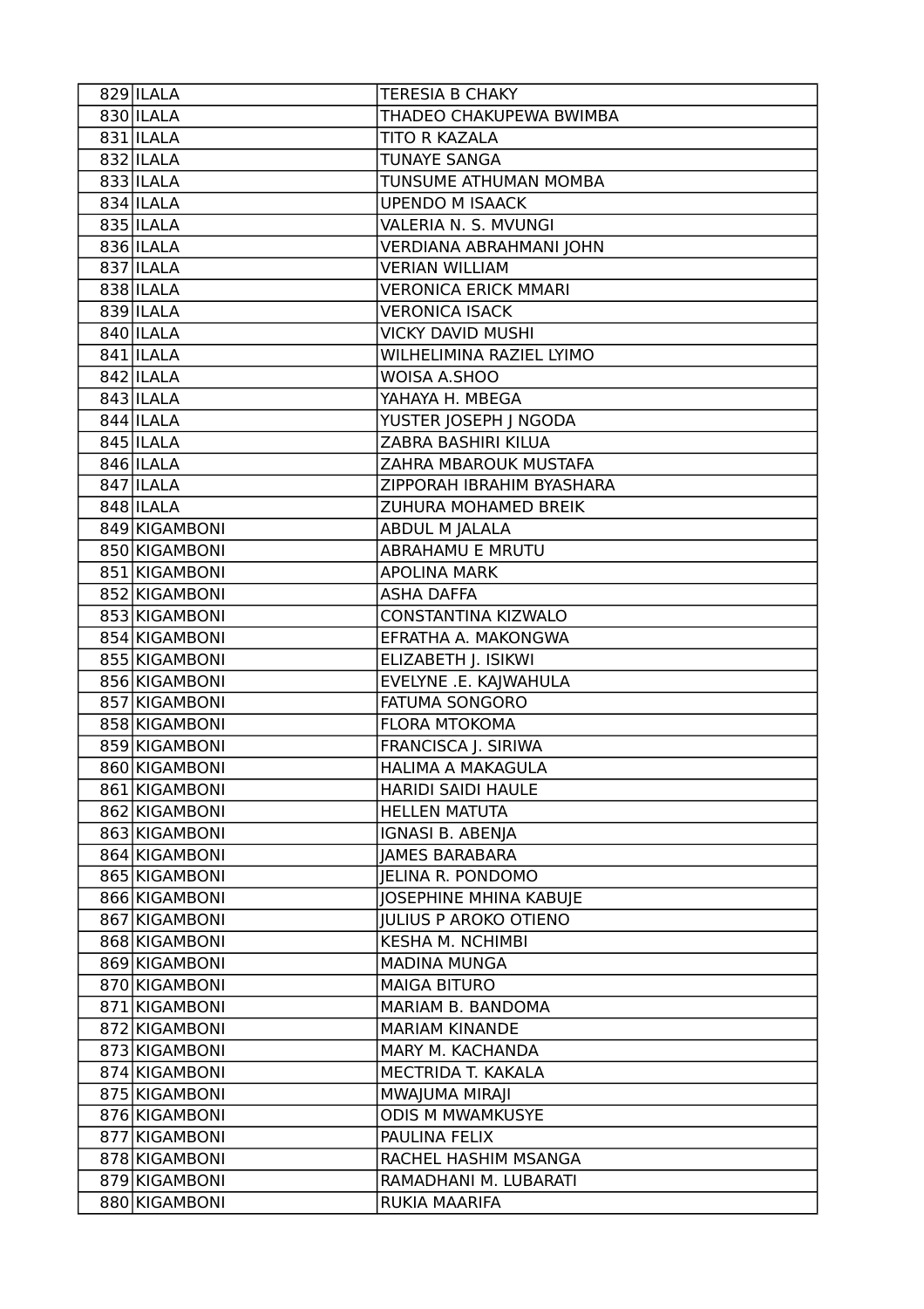| | | |
|---|---|---|
| 829 | ILALA | TERESIA B CHAKY |
| 830 | ILALA | THADEO CHAKUPEWA BWIMBA |
| 831 | ILALA | TITO R KAZALA |
| 832 | ILALA | TUNAYE SANGA |
| 833 | ILALA | TUNSUME ATHUMAN MOMBA |
| 834 | ILALA | UPENDO M ISAACK |
| 835 | ILALA | VALERIA N. S. MVUNGI |
| 836 | ILALA | VERDIANA ABRAHMANI JOHN |
| 837 | ILALA | VERIAN WILLIAM |
| 838 | ILALA | VERONICA ERICK MMARI |
| 839 | ILALA | VERONICA ISACK |
| 840 | ILALA | VICKY DAVID MUSHI |
| 841 | ILALA | WILHELIMINA RAZIEL LYIMO |
| 842 | ILALA | WOISA A.SHOO |
| 843 | ILALA | YAHAYA H. MBEGA |
| 844 | ILALA | YUSTER JOSEPH J NGODA |
| 845 | ILALA | ZABRA BASHIRI KILUA |
| 846 | ILALA | ZAHRA MBAROUK MUSTAFA |
| 847 | ILALA | ZIPPORAH IBRAHIM BYASHARA |
| 848 | ILALA | ZUHURA MOHAMED BREIK |
| 849 | KIGAMBONI | ABDUL M JALALA |
| 850 | KIGAMBONI | ABRAHAMU E MRUTU |
| 851 | KIGAMBONI | APOLINA MARK |
| 852 | KIGAMBONI | ASHA DAFFA |
| 853 | KIGAMBONI | CONSTANTINA KIZWALO |
| 854 | KIGAMBONI | EFRATHA A. MAKONGWA |
| 855 | KIGAMBONI | ELIZABETH J. ISIKWI |
| 856 | KIGAMBONI | EVELYNE .E. KAJWAHULA |
| 857 | KIGAMBONI | FATUMA SONGORO |
| 858 | KIGAMBONI | FLORA MTOKOMA |
| 859 | KIGAMBONI | FRANCISCA J. SIRIWA |
| 860 | KIGAMBONI | HALIMA A MAKAGULA |
| 861 | KIGAMBONI | HARIDI SAIDI HAULE |
| 862 | KIGAMBONI | HELLEN MATUTA |
| 863 | KIGAMBONI | IGNASI B. ABENJA |
| 864 | KIGAMBONI | JAMES BARABARA |
| 865 | KIGAMBONI | JELINA R. PONDOMO |
| 866 | KIGAMBONI | JOSEPHINE MHINA KABUJE |
| 867 | KIGAMBONI | JULIUS P AROKO OTIENO |
| 868 | KIGAMBONI | KESHA M. NCHIMBI |
| 869 | KIGAMBONI | MADINA MUNGA |
| 870 | KIGAMBONI | MAIGA BITURO |
| 871 | KIGAMBONI | MARIAM B. BANDOMA |
| 872 | KIGAMBONI | MARIAM KINANDE |
| 873 | KIGAMBONI | MARY M. KACHANDA |
| 874 | KIGAMBONI | MECTRIDA T. KAKALA |
| 875 | KIGAMBONI | MWAJUMA MIRAJI |
| 876 | KIGAMBONI | ODIS M MWAMKUSYE |
| 877 | KIGAMBONI | PAULINA FELIX |
| 878 | KIGAMBONI | RACHEL HASHIM MSANGA |
| 879 | KIGAMBONI | RAMADHANI M. LUBARATI |
| 880 | KIGAMBONI | RUKIA MAARIFA |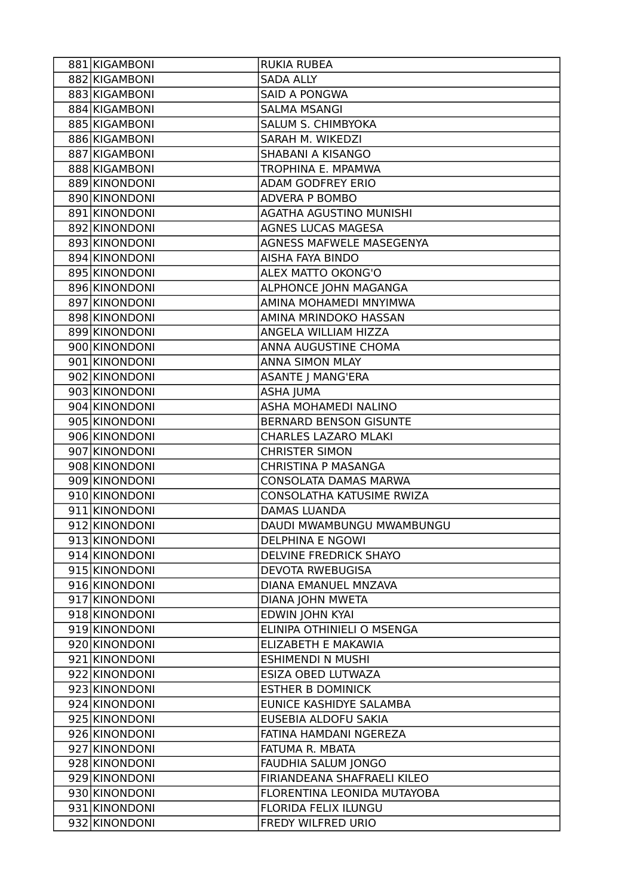| 881 | KIGAMBONI | RUKIA RUBEA |
|---|---|---|
| 882 | KIGAMBONI | SADA ALLY |
| 883 | KIGAMBONI | SAID A PONGWA |
| 884 | KIGAMBONI | SALMA MSANGI |
| 885 | KIGAMBONI | SALUM S. CHIMBYOKA |
| 886 | KIGAMBONI | SARAH M. WIKEDZI |
| 887 | KIGAMBONI | SHABANI A KISANGO |
| 888 | KIGAMBONI | TROPHINA E. MPAMWA |
| 889 | KINONDONI | ADAM GODFREY ERIO |
| 890 | KINONDONI | ADVERA P BOMBO |
| 891 | KINONDONI | AGATHA AGUSTINO MUNISHI |
| 892 | KINONDONI | AGNES LUCAS MAGESA |
| 893 | KINONDONI | AGNESS MAFWELE MASEGENYA |
| 894 | KINONDONI | AISHA FAYA BINDO |
| 895 | KINONDONI | ALEX MATTO OKONG'O |
| 896 | KINONDONI | ALPHONCE JOHN MAGANGA |
| 897 | KINONDONI | AMINA MOHAMEDI MNYIMWA |
| 898 | KINONDONI | AMINA MRINDOKO HASSAN |
| 899 | KINONDONI | ANGELA WILLIAM HIZZA |
| 900 | KINONDONI | ANNA AUGUSTINE CHOMA |
| 901 | KINONDONI | ANNA SIMON MLAY |
| 902 | KINONDONI | ASANTE J MANG'ERA |
| 903 | KINONDONI | ASHA JUMA |
| 904 | KINONDONI | ASHA MOHAMEDI NALINO |
| 905 | KINONDONI | BERNARD BENSON GISUNTE |
| 906 | KINONDONI | CHARLES LAZARO MLAKI |
| 907 | KINONDONI | CHRISTER SIMON |
| 908 | KINONDONI | CHRISTINA P MASANGA |
| 909 | KINONDONI | CONSOLATA DAMAS MARWA |
| 910 | KINONDONI | CONSOLATHA KATUSIME RWIZA |
| 911 | KINONDONI | DAMAS LUANDA |
| 912 | KINONDONI | DAUDI MWAMBUNGU MWAMBUNGU |
| 913 | KINONDONI | DELPHINA E NGOWI |
| 914 | KINONDONI | DELVINE FREDRICK SHAYO |
| 915 | KINONDONI | DEVOTA RWEBUGISA |
| 916 | KINONDONI | DIANA EMANUEL MNZAVA |
| 917 | KINONDONI | DIANA JOHN MWETA |
| 918 | KINONDONI | EDWIN JOHN KYAI |
| 919 | KINONDONI | ELINIPA OTHINIELI O MSENGA |
| 920 | KINONDONI | ELIZABETH E MAKAWIA |
| 921 | KINONDONI | ESHIMENDI N MUSHI |
| 922 | KINONDONI | ESIZA OBED LUTWAZA |
| 923 | KINONDONI | ESTHER B DOMINICK |
| 924 | KINONDONI | EUNICE KASHIDYE SALAMBA |
| 925 | KINONDONI | EUSEBIA ALDOFU SAKIA |
| 926 | KINONDONI | FATINA HAMDANI NGEREZA |
| 927 | KINONDONI | FATUMA R. MBATA |
| 928 | KINONDONI | FAUDHIA SALUM JONGO |
| 929 | KINONDONI | FIRIANDEANA SHAFRAELI KILEO |
| 930 | KINONDONI | FLORENTINA LEONIDA MUTAYOBA |
| 931 | KINONDONI | FLORIDA FELIX ILUNGU |
| 932 | KINONDONI | FREDY WILFRED URIO |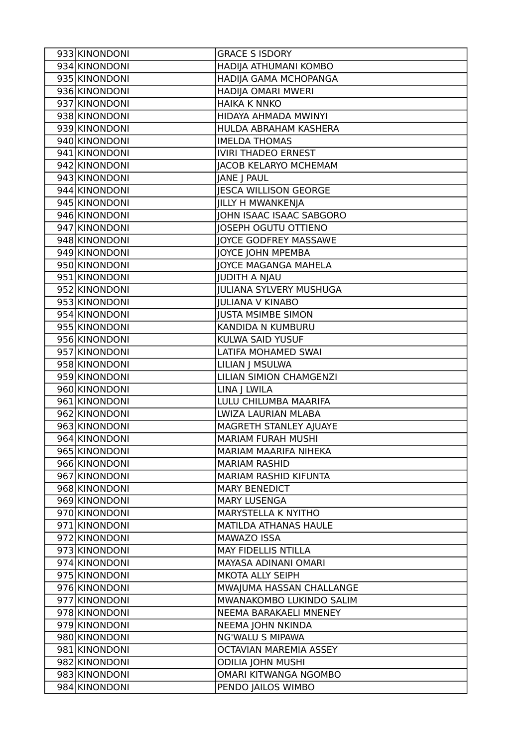| | | |
|---|---|---|
| 933 | KINONDONI | GRACE S ISDORY |
| 934 | KINONDONI | HADIJA ATHUMANI KOMBO |
| 935 | KINONDONI | HADIJA GAMA MCHOPANGA |
| 936 | KINONDONI | HADIJA OMARI MWERI |
| 937 | KINONDONI | HAIKA K NNKO |
| 938 | KINONDONI | HIDAYA AHMADA MWINYI |
| 939 | KINONDONI | HULDA ABRAHAM KASHERA |
| 940 | KINONDONI | IMELDA THOMAS |
| 941 | KINONDONI | IVIRI THADEO ERNEST |
| 942 | KINONDONI | JACOB KELARYO MCHEMAM |
| 943 | KINONDONI | JANE J PAUL |
| 944 | KINONDONI | JESCA WILLISON GEORGE |
| 945 | KINONDONI | JILLY H MWANKENJA |
| 946 | KINONDONI | JOHN ISAAC ISAAC SABGORO |
| 947 | KINONDONI | JOSEPH OGUTU OTTIENO |
| 948 | KINONDONI | JOYCE GODFREY MASSAWE |
| 949 | KINONDONI | JOYCE JOHN MPEMBA |
| 950 | KINONDONI | JOYCE MAGANGA MAHELA |
| 951 | KINONDONI | JUDITH A NJAU |
| 952 | KINONDONI | JULIANA SYLVERY MUSHUGA |
| 953 | KINONDONI | JULIANA V KINABO |
| 954 | KINONDONI | JUSTA MSIMBE SIMON |
| 955 | KINONDONI | KANDIDA N KUMBURU |
| 956 | KINONDONI | KULWA SAID YUSUF |
| 957 | KINONDONI | LATIFA MOHAMED SWAI |
| 958 | KINONDONI | LILIAN J MSULWA |
| 959 | KINONDONI | LILIAN SIMION CHAMGENZI |
| 960 | KINONDONI | LINA J LWILA |
| 961 | KINONDONI | LULU CHILUMBA MAARIFA |
| 962 | KINONDONI | LWIZA LAURIAN MLABA |
| 963 | KINONDONI | MAGRETH STANLEY AJUAYE |
| 964 | KINONDONI | MARIAM FURAH MUSHI |
| 965 | KINONDONI | MARIAM MAARIFA NIHEKA |
| 966 | KINONDONI | MARIAM RASHID |
| 967 | KINONDONI | MARIAM RASHID KIFUNTA |
| 968 | KINONDONI | MARY BENEDICT |
| 969 | KINONDONI | MARY LUSENGA |
| 970 | KINONDONI | MARYSTELLA K NYITHO |
| 971 | KINONDONI | MATILDA ATHANAS HAULE |
| 972 | KINONDONI | MAWAZO ISSA |
| 973 | KINONDONI | MAY FIDELLIS NTILLA |
| 974 | KINONDONI | MAYASA ADINANI OMARI |
| 975 | KINONDONI | MKOTA ALLY SEIPH |
| 976 | KINONDONI | MWAJUMA HASSAN CHALLANGE |
| 977 | KINONDONI | MWANAKOMBO LUKINDO SALIM |
| 978 | KINONDONI | NEEMA BARAKAELI MNENEY |
| 979 | KINONDONI | NEEMA JOHN NKINDA |
| 980 | KINONDONI | NG'WALU S MIPAWA |
| 981 | KINONDONI | OCTAVIAN MAREMIA ASSEY |
| 982 | KINONDONI | ODILIA JOHN MUSHI |
| 983 | KINONDONI | OMARI KITWANGA NGOMBO |
| 984 | KINONDONI | PENDO JAILOS WIMBO |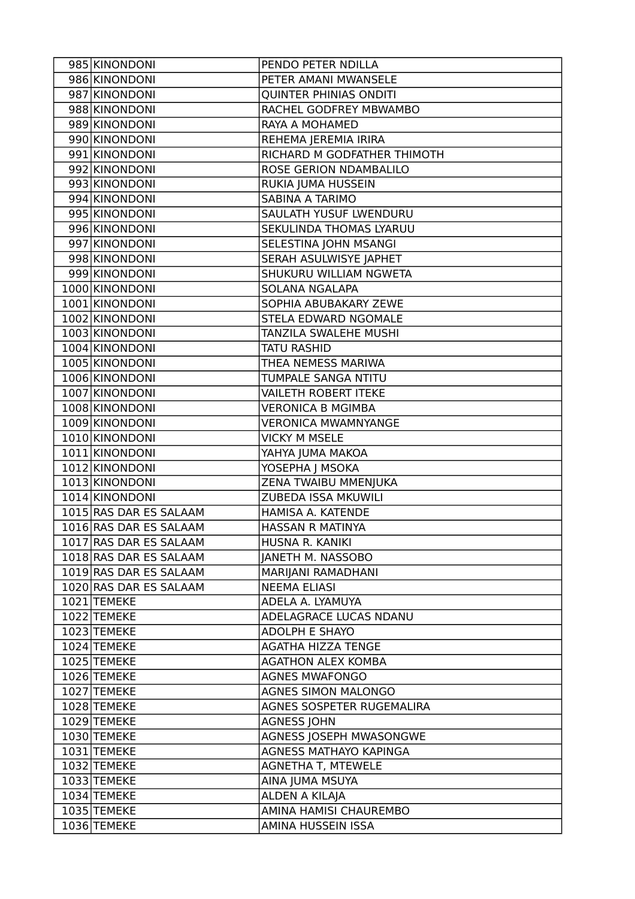| | | |
|---|---|---|
| 985 | KINONDONI | PENDO PETER NDILLA |
| 986 | KINONDONI | PETER AMANI MWANSELE |
| 987 | KINONDONI | QUINTER PHINIAS ONDITI |
| 988 | KINONDONI | RACHEL GODFREY MBWAMBO |
| 989 | KINONDONI | RAYA A MOHAMED |
| 990 | KINONDONI | REHEMA JEREMIA IRIRA |
| 991 | KINONDONI | RICHARD M GODFATHER THIMOTH |
| 992 | KINONDONI | ROSE GERION NDAMBALILO |
| 993 | KINONDONI | RUKIA JUMA HUSSEIN |
| 994 | KINONDONI | SABINA A TARIMO |
| 995 | KINONDONI | SAULATH YUSUF LWENDURU |
| 996 | KINONDONI | SEKULINDA THOMAS LYARUU |
| 997 | KINONDONI | SELESTINA JOHN MSANGI |
| 998 | KINONDONI | SERAH ASULWISYE JAPHET |
| 999 | KINONDONI | SHUKURU WILLIAM NGWETA |
| 1000 | KINONDONI | SOLANA NGALAPA |
| 1001 | KINONDONI | SOPHIA ABUBAKARY ZEWE |
| 1002 | KINONDONI | STELA EDWARD NGOMALE |
| 1003 | KINONDONI | TANZILA SWALEHE MUSHI |
| 1004 | KINONDONI | TATU RASHID |
| 1005 | KINONDONI | THEA NEMESS MARIWA |
| 1006 | KINONDONI | TUMPALE SANGA NTITU |
| 1007 | KINONDONI | VAILETH ROBERT ITEKE |
| 1008 | KINONDONI | VERONICA B MGIMBA |
| 1009 | KINONDONI | VERONICA MWAMNYANGE |
| 1010 | KINONDONI | VICKY M MSELE |
| 1011 | KINONDONI | YAHYA JUMA MAKOA |
| 1012 | KINONDONI | YOSEPHA J MSOKA |
| 1013 | KINONDONI | ZENA TWAIBU MMENJUKA |
| 1014 | KINONDONI | ZUBEDA ISSA MKUWILI |
| 1015 | RAS DAR ES SALAAM | HAMISA A. KATENDE |
| 1016 | RAS DAR ES SALAAM | HASSAN R MATINYA |
| 1017 | RAS DAR ES SALAAM | HUSNA R. KANIKI |
| 1018 | RAS DAR ES SALAAM | JANETH M. NASSOBO |
| 1019 | RAS DAR ES SALAAM | MARIJANI RAMADHANI |
| 1020 | RAS DAR ES SALAAM | NEEMA ELIASI |
| 1021 | TEMEKE | ADELA A. LYAMUYA |
| 1022 | TEMEKE | ADELAGRACE LUCAS NDANU |
| 1023 | TEMEKE | ADOLPH E SHAYO |
| 1024 | TEMEKE | AGATHA HIZZA TENGE |
| 1025 | TEMEKE | AGATHON ALEX KOMBA |
| 1026 | TEMEKE | AGNES MWAFONGO |
| 1027 | TEMEKE | AGNES SIMON MALONGO |
| 1028 | TEMEKE | AGNES SOSPETER RUGEMALIRA |
| 1029 | TEMEKE | AGNESS JOHN |
| 1030 | TEMEKE | AGNESS JOSEPH MWASONGWE |
| 1031 | TEMEKE | AGNESS MATHAYO KAPINGA |
| 1032 | TEMEKE | AGNETHA T, MTEWELE |
| 1033 | TEMEKE | AINA JUMA MSUYA |
| 1034 | TEMEKE | ALDEN A KILAJA |
| 1035 | TEMEKE | AMINA HAMISI CHAUREMBO |
| 1036 | TEMEKE | AMINA HUSSEIN ISSA |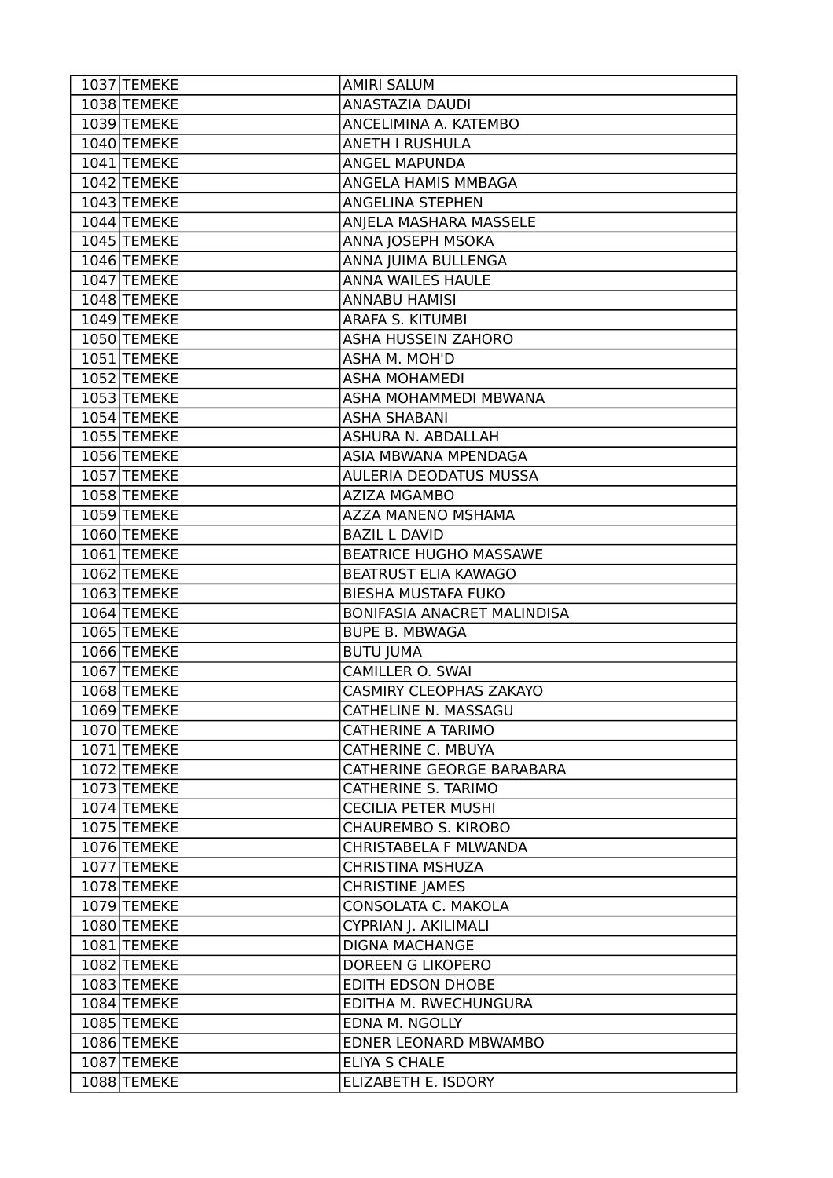| | | |
|---|---|---|
| 1037 | TEMEKE | AMIRI SALUM |
| 1038 | TEMEKE | ANASTAZIA DAUDI |
| 1039 | TEMEKE | ANCELIMINA A. KATEMBO |
| 1040 | TEMEKE | ANETH I RUSHULA |
| 1041 | TEMEKE | ANGEL MAPUNDA |
| 1042 | TEMEKE | ANGELA HAMIS MMBAGA |
| 1043 | TEMEKE | ANGELINA STEPHEN |
| 1044 | TEMEKE | ANJELA MASHARA MASSELE |
| 1045 | TEMEKE | ANNA JOSEPH MSOKA |
| 1046 | TEMEKE | ANNA JUIMA BULLENGA |
| 1047 | TEMEKE | ANNA WAILES HAULE |
| 1048 | TEMEKE | ANNABU HAMISI |
| 1049 | TEMEKE | ARAFA S. KITUMBI |
| 1050 | TEMEKE | ASHA HUSSEIN ZAHORO |
| 1051 | TEMEKE | ASHA M. MOH'D |
| 1052 | TEMEKE | ASHA MOHAMEDI |
| 1053 | TEMEKE | ASHA MOHAMMEDI MBWANA |
| 1054 | TEMEKE | ASHA SHABANI |
| 1055 | TEMEKE | ASHURA N. ABDALLAH |
| 1056 | TEMEKE | ASIA MBWANA MPENDAGA |
| 1057 | TEMEKE | AULERIA DEODATUS MUSSA |
| 1058 | TEMEKE | AZIZA MGAMBO |
| 1059 | TEMEKE | AZZA MANENO MSHAMA |
| 1060 | TEMEKE | BAZIL L DAVID |
| 1061 | TEMEKE | BEATRICE HUGHO MASSAWE |
| 1062 | TEMEKE | BEATRUST ELIA KAWAGO |
| 1063 | TEMEKE | BIESHA MUSTAFA FUKO |
| 1064 | TEMEKE | BONIFASIA ANACRET MALINDISA |
| 1065 | TEMEKE | BUPE B. MBWAGA |
| 1066 | TEMEKE | BUTU JUMA |
| 1067 | TEMEKE | CAMILLER O. SWAI |
| 1068 | TEMEKE | CASMIRY CLEOPHAS ZAKAYO |
| 1069 | TEMEKE | CATHELINE N. MASSAGU |
| 1070 | TEMEKE | CATHERINE A TARIMO |
| 1071 | TEMEKE | CATHERINE C. MBUYA |
| 1072 | TEMEKE | CATHERINE GEORGE BARABARA |
| 1073 | TEMEKE | CATHERINE S. TARIMO |
| 1074 | TEMEKE | CECILIA PETER MUSHI |
| 1075 | TEMEKE | CHAUREMBO S. KIROBO |
| 1076 | TEMEKE | CHRISTABELA F MLWANDA |
| 1077 | TEMEKE | CHRISTINA MSHUZA |
| 1078 | TEMEKE | CHRISTINE JAMES |
| 1079 | TEMEKE | CONSOLATA C. MAKOLA |
| 1080 | TEMEKE | CYPRIAN J. AKILIMALI |
| 1081 | TEMEKE | DIGNA MACHANGE |
| 1082 | TEMEKE | DOREEN G LIKOPERO |
| 1083 | TEMEKE | EDITH EDSON DHOBE |
| 1084 | TEMEKE | EDITHA M. RWECHUNGURA |
| 1085 | TEMEKE | EDNA M. NGOLLY |
| 1086 | TEMEKE | EDNER LEONARD MBWAMBO |
| 1087 | TEMEKE | ELIYA S CHALE |
| 1088 | TEMEKE | ELIZABETH E. ISDORY |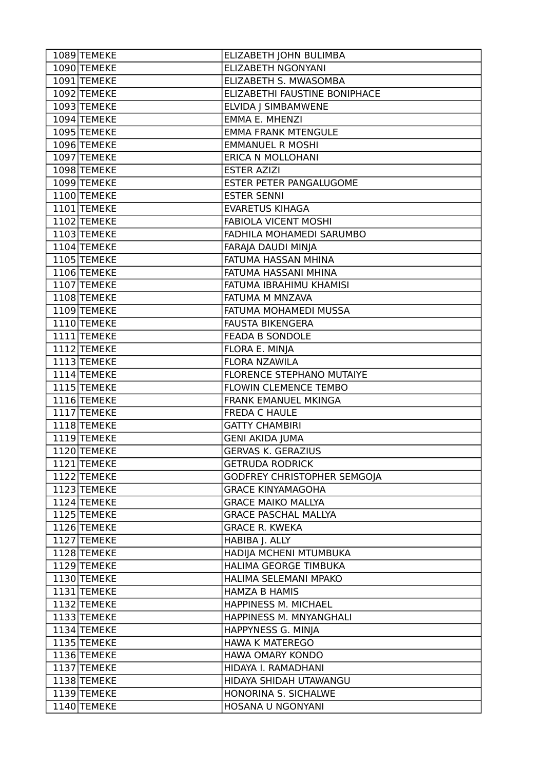| 1089 | TEMEKE | ELIZABETH JOHN BULIMBA |
|---|---|---|
| 1090 | TEMEKE | ELIZABETH NGONYANI |
| 1091 | TEMEKE | ELIZABETH S. MWASOMBA |
| 1092 | TEMEKE | ELIZABETHI FAUSTINE BONIPHACE |
| 1093 | TEMEKE | ELVIDA J SIMBAMWENE |
| 1094 | TEMEKE | EMMA E. MHENZI |
| 1095 | TEMEKE | EMMA FRANK MTENGULE |
| 1096 | TEMEKE | EMMANUEL R MOSHI |
| 1097 | TEMEKE | ERICA N MOLLOHANI |
| 1098 | TEMEKE | ESTER AZIZI |
| 1099 | TEMEKE | ESTER PETER PANGALUGOME |
| 1100 | TEMEKE | ESTER SENNI |
| 1101 | TEMEKE | EVARETUS KIHAGA |
| 1102 | TEMEKE | FABIOLA VICENT MOSHI |
| 1103 | TEMEKE | FADHILA MOHAMEDI SARUMBO |
| 1104 | TEMEKE | FARAJA DAUDI MINJA |
| 1105 | TEMEKE | FATUMA HASSAN MHINA |
| 1106 | TEMEKE | FATUMA HASSANI MHINA |
| 1107 | TEMEKE | FATUMA IBRAHIMU KHAMISI |
| 1108 | TEMEKE | FATUMA M MNZAVA |
| 1109 | TEMEKE | FATUMA MOHAMEDI MUSSA |
| 1110 | TEMEKE | FAUSTA BIKENGERA |
| 1111 | TEMEKE | FEADA B SONDOLE |
| 1112 | TEMEKE | FLORA E. MINJA |
| 1113 | TEMEKE | FLORA NZAWILA |
| 1114 | TEMEKE | FLORENCE STEPHANO MUTAIYE |
| 1115 | TEMEKE | FLOWIN CLEMENCE TEMBO |
| 1116 | TEMEKE | FRANK EMANUEL MKINGA |
| 1117 | TEMEKE | FREDA C HAULE |
| 1118 | TEMEKE | GATTY CHAMBIRI |
| 1119 | TEMEKE | GENI AKIDA JUMA |
| 1120 | TEMEKE | GERVAS K. GERAZIUS |
| 1121 | TEMEKE | GETRUDA RODRICK |
| 1122 | TEMEKE | GODFREY CHRISTOPHER SEMGOJA |
| 1123 | TEMEKE | GRACE KINYAMAGOHA |
| 1124 | TEMEKE | GRACE MAIKO MALLYA |
| 1125 | TEMEKE | GRACE PASCHAL MALLYA |
| 1126 | TEMEKE | GRACE R. KWEKA |
| 1127 | TEMEKE | HABIBA J. ALLY |
| 1128 | TEMEKE | HADIJA MCHENI MTUMBUKA |
| 1129 | TEMEKE | HALIMA GEORGE TIMBUKA |
| 1130 | TEMEKE | HALIMA SELEMANI MPAKO |
| 1131 | TEMEKE | HAMZA B HAMIS |
| 1132 | TEMEKE | HAPPINESS M. MICHAEL |
| 1133 | TEMEKE | HAPPINESS M. MNYANGHALI |
| 1134 | TEMEKE | HAPPYNESS G. MINJA |
| 1135 | TEMEKE | HAWA K MATEREGO |
| 1136 | TEMEKE | HAWA OMARY KONDO |
| 1137 | TEMEKE | HIDAYA I. RAMADHANI |
| 1138 | TEMEKE | HIDAYA SHIDAH UTAWANGU |
| 1139 | TEMEKE | HONORINA S. SICHALWE |
| 1140 | TEMEKE | HOSANA U NGONYANI |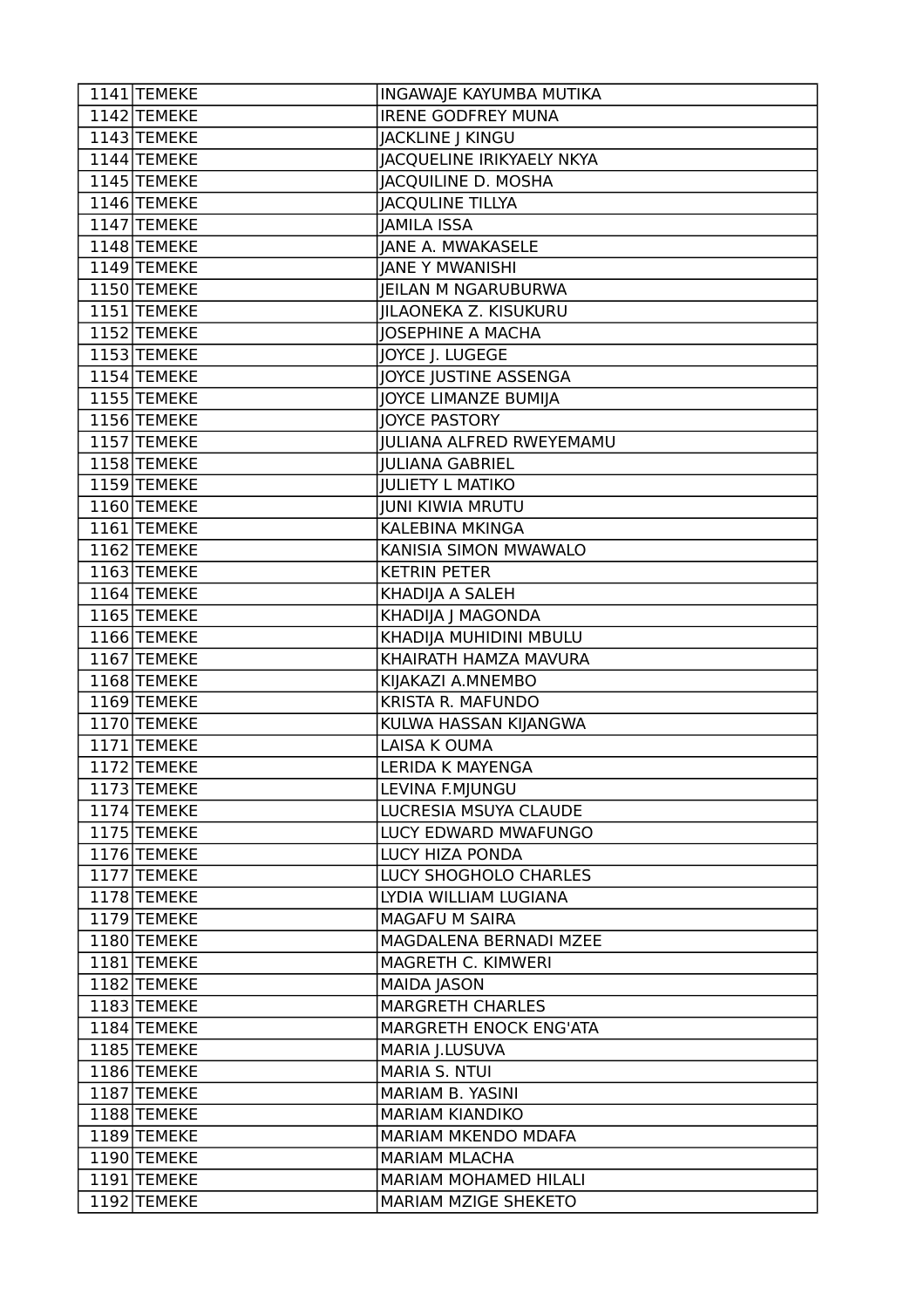| | | |
|---|---|---|
| 1141 | TEMEKE | INGAWAJE KAYUMBA MUTIKA |
| 1142 | TEMEKE | IRENE GODFREY MUNA |
| 1143 | TEMEKE | JACKLINE J KINGU |
| 1144 | TEMEKE | JACQUELINE IRIKYAELY NKYA |
| 1145 | TEMEKE | JACQUILINE D. MOSHA |
| 1146 | TEMEKE | JACQULINE TILLYA |
| 1147 | TEMEKE | JAMILA ISSA |
| 1148 | TEMEKE | JANE A. MWAKASELE |
| 1149 | TEMEKE | JANE Y MWANISHI |
| 1150 | TEMEKE | JEILAN M NGARUBURWA |
| 1151 | TEMEKE | JILAONEKA Z. KISUKURU |
| 1152 | TEMEKE | JOSEPHINE A MACHA |
| 1153 | TEMEKE | JOYCE J. LUGEGE |
| 1154 | TEMEKE | JOYCE JUSTINE ASSENGA |
| 1155 | TEMEKE | JOYCE LIMANZE BUMIJA |
| 1156 | TEMEKE | JOYCE PASTORY |
| 1157 | TEMEKE | JULIANA ALFRED RWEYEMAMU |
| 1158 | TEMEKE | JULIANA GABRIEL |
| 1159 | TEMEKE | JULIETY L MATIKO |
| 1160 | TEMEKE | JUNI KIWIA MRUTU |
| 1161 | TEMEKE | KALEBINA MKINGA |
| 1162 | TEMEKE | KANISIA SIMON MWAWALO |
| 1163 | TEMEKE | KETRIN PETER |
| 1164 | TEMEKE | KHADIJA A SALEH |
| 1165 | TEMEKE | KHADIJA J MAGONDA |
| 1166 | TEMEKE | KHADIJA MUHIDINI MBULU |
| 1167 | TEMEKE | KHAIRATH HAMZA MAVURA |
| 1168 | TEMEKE | KIJAKAZI A.MNEMBO |
| 1169 | TEMEKE | KRISTA R. MAFUNDO |
| 1170 | TEMEKE | KULWA HASSAN KIJANGWA |
| 1171 | TEMEKE | LAISA K OUMA |
| 1172 | TEMEKE | LERIDA K MAYENGA |
| 1173 | TEMEKE | LEVINA F.MJUNGU |
| 1174 | TEMEKE | LUCRESIA MSUYA CLAUDE |
| 1175 | TEMEKE | LUCY EDWARD MWAFUNGO |
| 1176 | TEMEKE | LUCY HIZA PONDA |
| 1177 | TEMEKE | LUCY SHOGHOLO CHARLES |
| 1178 | TEMEKE | LYDIA WILLIAM LUGIANA |
| 1179 | TEMEKE | MAGAFU M SAIRA |
| 1180 | TEMEKE | MAGDALENA BERNADI MZEE |
| 1181 | TEMEKE | MAGRETH C. KIMWERI |
| 1182 | TEMEKE | MAIDA JASON |
| 1183 | TEMEKE | MARGRETH CHARLES |
| 1184 | TEMEKE | MARGRETH ENOCK ENG'ATA |
| 1185 | TEMEKE | MARIA J.LUSUVA |
| 1186 | TEMEKE | MARIA S. NTUI |
| 1187 | TEMEKE | MARIAM B. YASINI |
| 1188 | TEMEKE | MARIAM KIANDIKO |
| 1189 | TEMEKE | MARIAM MKENDO MDAFA |
| 1190 | TEMEKE | MARIAM MLACHA |
| 1191 | TEMEKE | MARIAM MOHAMED HILALI |
| 1192 | TEMEKE | MARIAM MZIGE SHEKETO |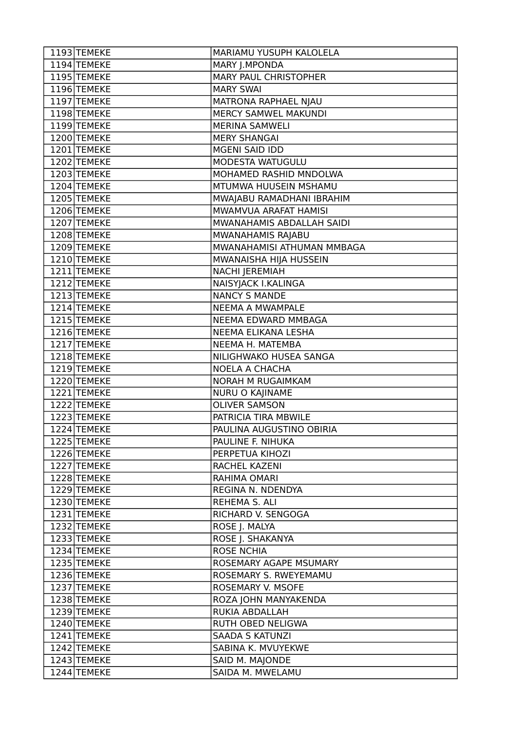| 1193 | TEMEKE | MARIAMU YUSUPH KALOLELA |
|---|---|---|
| 1194 | TEMEKE | MARY J.MPONDA |
| 1195 | TEMEKE | MARY PAUL CHRISTOPHER |
| 1196 | TEMEKE | MARY SWAI |
| 1197 | TEMEKE | MATRONA RAPHAEL NJAU |
| 1198 | TEMEKE | MERCY SAMWEL MAKUNDI |
| 1199 | TEMEKE | MERINA SAMWELI |
| 1200 | TEMEKE | MERY SHANGAI |
| 1201 | TEMEKE | MGENI SAID IDD |
| 1202 | TEMEKE | MODESTA WATUGULU |
| 1203 | TEMEKE | MOHAMED RASHID MNDOLWA |
| 1204 | TEMEKE | MTUMWA HUUSEIN MSHAMU |
| 1205 | TEMEKE | MWAJABU RAMADHANI IBRAHIM |
| 1206 | TEMEKE | MWAMVUA ARAFAT HAMISI |
| 1207 | TEMEKE | MWANAHAMIS ABDALLAH SAIDI |
| 1208 | TEMEKE | MWANAHAMIS RAJABU |
| 1209 | TEMEKE | MWANAHAMISI ATHUMAN MMBAGA |
| 1210 | TEMEKE | MWANAISHA HIJA HUSSEIN |
| 1211 | TEMEKE | NACHI JEREMIAH |
| 1212 | TEMEKE | NAISYJACK I.KALINGA |
| 1213 | TEMEKE | NANCY S MANDE |
| 1214 | TEMEKE | NEEMA A MWAMPALE |
| 1215 | TEMEKE | NEEMA EDWARD MMBAGA |
| 1216 | TEMEKE | NEEMA ELIKANA LESHA |
| 1217 | TEMEKE | NEEMA H. MATEMBA |
| 1218 | TEMEKE | NILIGHWAKO HUSEA SANGA |
| 1219 | TEMEKE | NOELA A CHACHA |
| 1220 | TEMEKE | NORAH M RUGAIMKAM |
| 1221 | TEMEKE | NURU O KAJINAME |
| 1222 | TEMEKE | OLIVER SAMSON |
| 1223 | TEMEKE | PATRICIA TIRA MBWILE |
| 1224 | TEMEKE | PAULINA AUGUSTINO OBIRIA |
| 1225 | TEMEKE | PAULINE F. NIHUKA |
| 1226 | TEMEKE | PERPETUA KIHOZI |
| 1227 | TEMEKE | RACHEL KAZENI |
| 1228 | TEMEKE | RAHIMA OMARI |
| 1229 | TEMEKE | REGINA N. NDENDYA |
| 1230 | TEMEKE | REHEMA S. ALI |
| 1231 | TEMEKE | RICHARD V. SENGOGA |
| 1232 | TEMEKE | ROSE J. MALYA |
| 1233 | TEMEKE | ROSE J. SHAKANYA |
| 1234 | TEMEKE | ROSE NCHIA |
| 1235 | TEMEKE | ROSEMARY AGAPE MSUMARY |
| 1236 | TEMEKE | ROSEMARY S. RWEYEMAMU |
| 1237 | TEMEKE | ROSEMARY V. MSOFE |
| 1238 | TEMEKE | ROZA JOHN MANYAKENDA |
| 1239 | TEMEKE | RUKIA ABDALLAH |
| 1240 | TEMEKE | RUTH OBED NELIGWA |
| 1241 | TEMEKE | SAADA S KATUNZI |
| 1242 | TEMEKE | SABINA K. MVUYEKWE |
| 1243 | TEMEKE | SAID M. MAJONDE |
| 1244 | TEMEKE | SAIDA M. MWELAMU |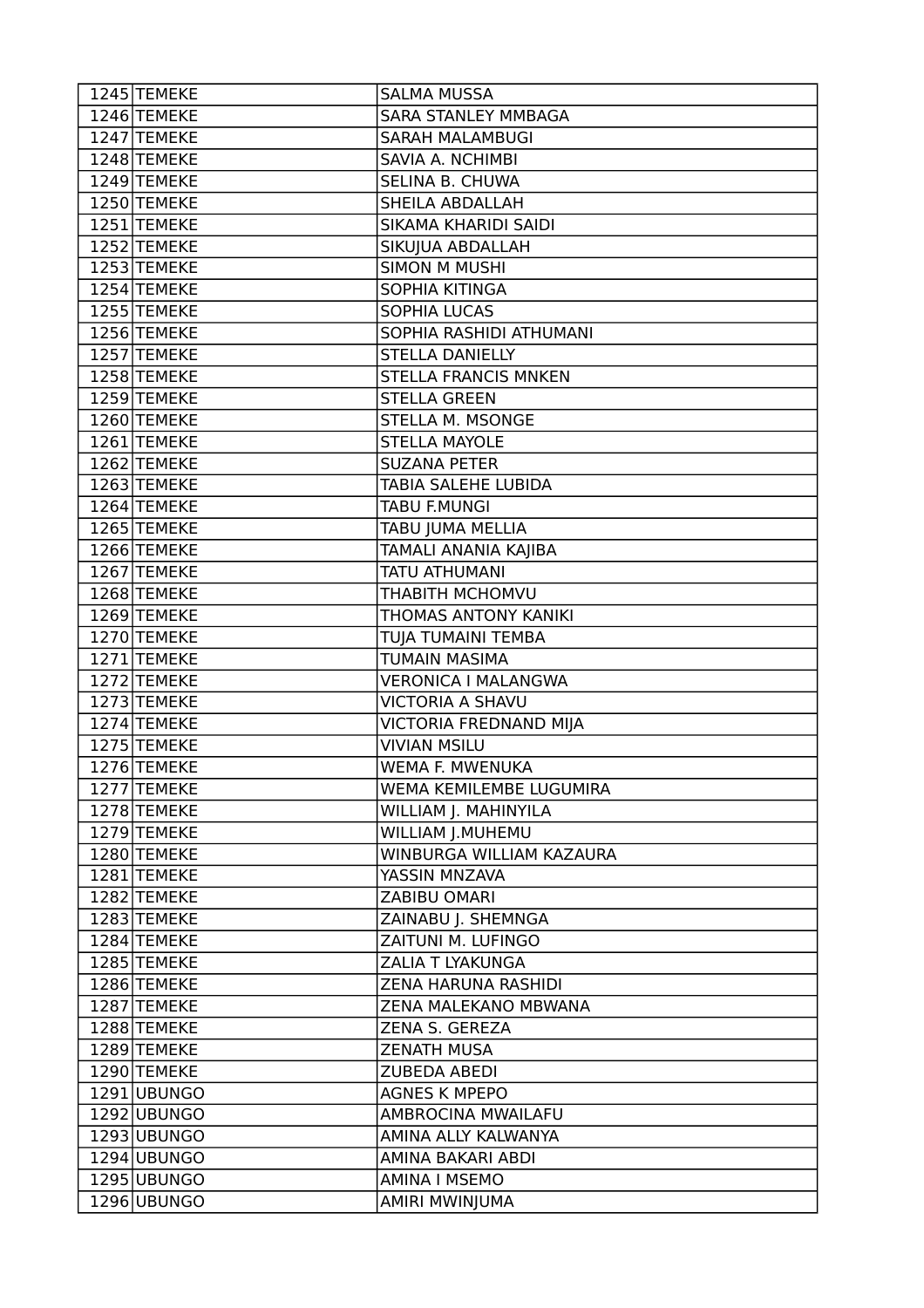| | | |
|---|---|---|
| 1245 | TEMEKE | SALMA MUSSA |
| 1246 | TEMEKE | SARA STANLEY MMBAGA |
| 1247 | TEMEKE | SARAH MALAMBUGI |
| 1248 | TEMEKE | SAVIA A. NCHIMBI |
| 1249 | TEMEKE | SELINA B. CHUWA |
| 1250 | TEMEKE | SHEILA ABDALLAH |
| 1251 | TEMEKE | SIKAMA KHARIDI SAIDI |
| 1252 | TEMEKE | SIKUJUA ABDALLAH |
| 1253 | TEMEKE | SIMON M MUSHI |
| 1254 | TEMEKE | SOPHIA KITINGA |
| 1255 | TEMEKE | SOPHIA LUCAS |
| 1256 | TEMEKE | SOPHIA RASHIDI ATHUMANI |
| 1257 | TEMEKE | STELLA DANIELLY |
| 1258 | TEMEKE | STELLA FRANCIS MNKEN |
| 1259 | TEMEKE | STELLA GREEN |
| 1260 | TEMEKE | STELLA M. MSONGE |
| 1261 | TEMEKE | STELLA MAYOLE |
| 1262 | TEMEKE | SUZANA PETER |
| 1263 | TEMEKE | TABIA SALEHE LUBIDA |
| 1264 | TEMEKE | TABU F.MUNGI |
| 1265 | TEMEKE | TABU JUMA MELLIA |
| 1266 | TEMEKE | TAMALI ANANIA KAJIBA |
| 1267 | TEMEKE | TATU ATHUMANI |
| 1268 | TEMEKE | THABITH MCHOMVU |
| 1269 | TEMEKE | THOMAS ANTONY KANIKI |
| 1270 | TEMEKE | TUJA TUMAINI TEMBA |
| 1271 | TEMEKE | TUMAIN MASIMA |
| 1272 | TEMEKE | VERONICA I MALANGWA |
| 1273 | TEMEKE | VICTORIA A SHAVU |
| 1274 | TEMEKE | VICTORIA FREDNAND MIJA |
| 1275 | TEMEKE | VIVIAN MSILU |
| 1276 | TEMEKE | WEMA F. MWENUKA |
| 1277 | TEMEKE | WEMA KEMILEMBE LUGUMIRA |
| 1278 | TEMEKE | WILLIAM J. MAHINYILA |
| 1279 | TEMEKE | WILLIAM J.MUHEMU |
| 1280 | TEMEKE | WINBURGA WILLIAM KAZAURA |
| 1281 | TEMEKE | YASSIN MNZAVA |
| 1282 | TEMEKE | ZABIBU OMARI |
| 1283 | TEMEKE | ZAINABU J. SHEMNGA |
| 1284 | TEMEKE | ZAITUNI M. LUFINGO |
| 1285 | TEMEKE | ZALIA T LYAKUNGA |
| 1286 | TEMEKE | ZENA HARUNA RASHIDI |
| 1287 | TEMEKE | ZENA MALEKANO MBWANA |
| 1288 | TEMEKE | ZENA S. GEREZA |
| 1289 | TEMEKE | ZENATH MUSA |
| 1290 | TEMEKE | ZUBEDA ABEDI |
| 1291 | UBUNGO | AGNES K MPEPO |
| 1292 | UBUNGO | AMBROCINA MWAILAFU |
| 1293 | UBUNGO | AMINA ALLY KALWANYA |
| 1294 | UBUNGO | AMINA BAKARI ABDI |
| 1295 | UBUNGO | AMINA I MSEMO |
| 1296 | UBUNGO | AMIRI MWINJUMA |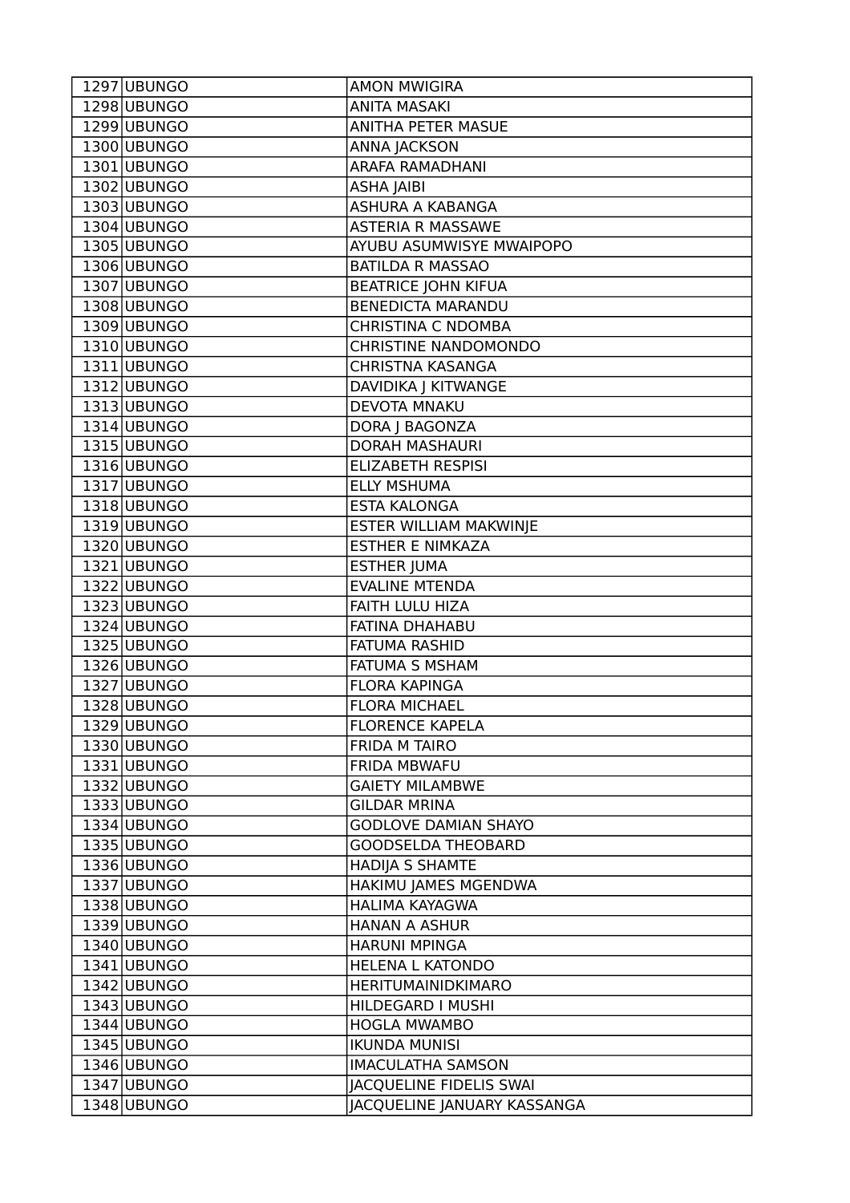| | | |
|---|---|---|
| 1297 | UBUNGO | AMON MWIGIRA |
| 1298 | UBUNGO | ANITA MASAKI |
| 1299 | UBUNGO | ANITHA PETER MASUE |
| 1300 | UBUNGO | ANNA JACKSON |
| 1301 | UBUNGO | ARAFA RAMADHANI |
| 1302 | UBUNGO | ASHA JAIBI |
| 1303 | UBUNGO | ASHURA A KABANGA |
| 1304 | UBUNGO | ASTERIA R MASSAWE |
| 1305 | UBUNGO | AYUBU ASUMWISYE MWAIPOPO |
| 1306 | UBUNGO | BATILDA R MASSAO |
| 1307 | UBUNGO | BEATRICE JOHN KIFUA |
| 1308 | UBUNGO | BENEDICTA MARANDU |
| 1309 | UBUNGO | CHRISTINA C NDOMBA |
| 1310 | UBUNGO | CHRISTINE NANDOMONDO |
| 1311 | UBUNGO | CHRISTNA KASANGA |
| 1312 | UBUNGO | DAVIDIKA J KITWANGE |
| 1313 | UBUNGO | DEVOTA MNAKU |
| 1314 | UBUNGO | DORA J BAGONZA |
| 1315 | UBUNGO | DORAH MASHAURI |
| 1316 | UBUNGO | ELIZABETH RESPISI |
| 1317 | UBUNGO | ELLY MSHUMA |
| 1318 | UBUNGO | ESTA KALONGA |
| 1319 | UBUNGO | ESTER WILLIAM MAKWINJE |
| 1320 | UBUNGO | ESTHER E NIMKAZA |
| 1321 | UBUNGO | ESTHER JUMA |
| 1322 | UBUNGO | EVALINE MTENDA |
| 1323 | UBUNGO | FAITH LULU HIZA |
| 1324 | UBUNGO | FATINA DHAHABU |
| 1325 | UBUNGO | FATUMA RASHID |
| 1326 | UBUNGO | FATUMA S MSHAM |
| 1327 | UBUNGO | FLORA KAPINGA |
| 1328 | UBUNGO | FLORA MICHAEL |
| 1329 | UBUNGO | FLORENCE KAPELA |
| 1330 | UBUNGO | FRIDA M TAIRO |
| 1331 | UBUNGO | FRIDA MBWAFU |
| 1332 | UBUNGO | GAIETY MILAMBWE |
| 1333 | UBUNGO | GILDAR MRINA |
| 1334 | UBUNGO | GODLOVE DAMIAN SHAYO |
| 1335 | UBUNGO | GOODSELDA THEOBARD |
| 1336 | UBUNGO | HADIJA S SHAMTE |
| 1337 | UBUNGO | HAKIMU JAMES MGENDWA |
| 1338 | UBUNGO | HALIMA KAYAGWA |
| 1339 | UBUNGO | HANAN A ASHUR |
| 1340 | UBUNGO | HARUNI MPINGA |
| 1341 | UBUNGO | HELENA L KATONDO |
| 1342 | UBUNGO | HERITUMAINIDKIMARO |
| 1343 | UBUNGO | HILDEGARD I MUSHI |
| 1344 | UBUNGO | HOGLA MWAMBO |
| 1345 | UBUNGO | IKUNDA MUNISI |
| 1346 | UBUNGO | IMACULATHA SAMSON |
| 1347 | UBUNGO | JACQUELINE FIDELIS SWAI |
| 1348 | UBUNGO | JACQUELINE JANUARY KASSANGA |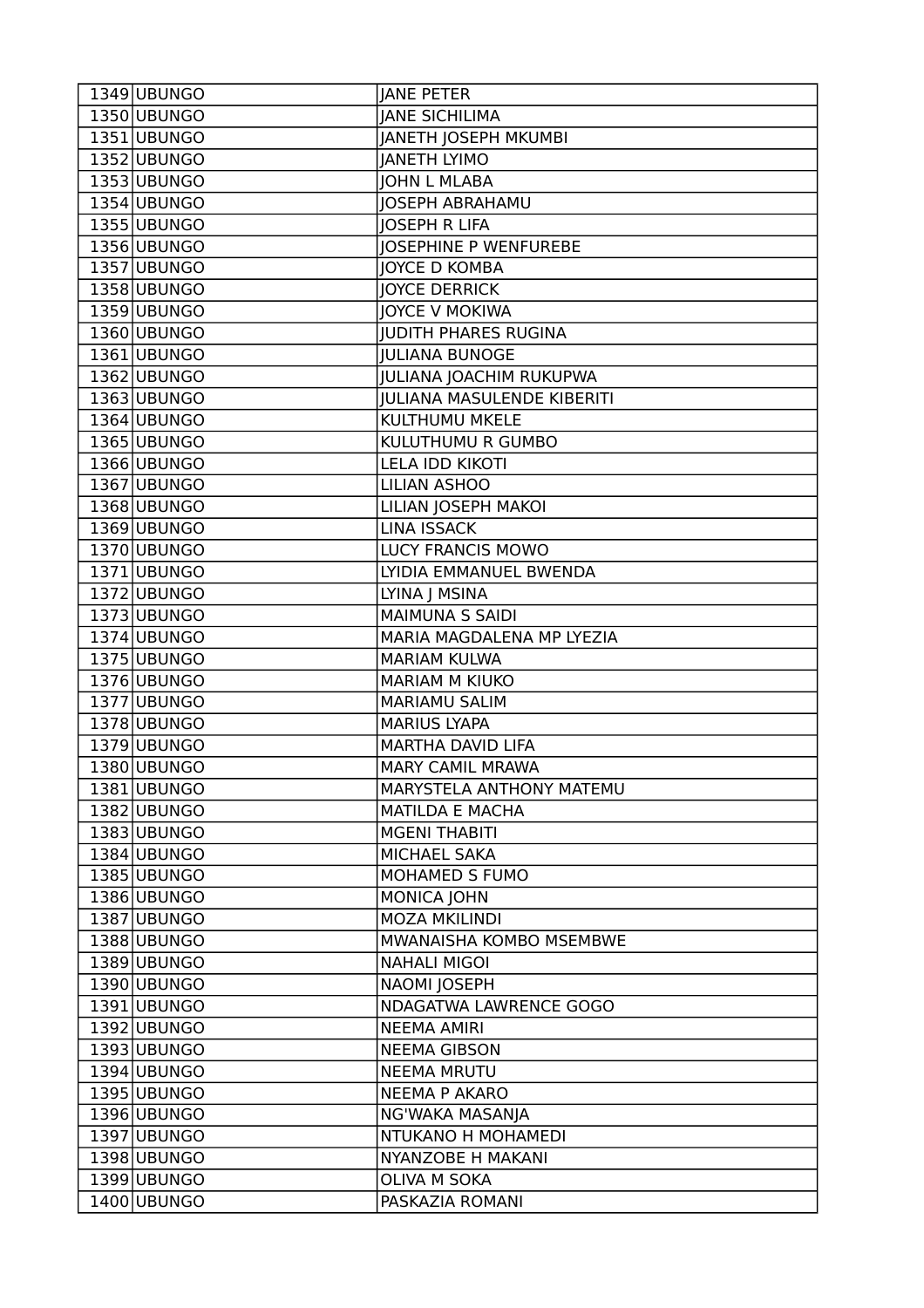| | | |
|---|---|---|
| 1349 | UBUNGO | JANE PETER |
| 1350 | UBUNGO | JANE SICHILIMA |
| 1351 | UBUNGO | JANETH JOSEPH MKUMBI |
| 1352 | UBUNGO | JANETH LYIMO |
| 1353 | UBUNGO | JOHN L MLABA |
| 1354 | UBUNGO | JOSEPH ABRAHAMU |
| 1355 | UBUNGO | JOSEPH R LIFA |
| 1356 | UBUNGO | JOSEPHINE P WENFUREBE |
| 1357 | UBUNGO | JOYCE D KOMBA |
| 1358 | UBUNGO | JOYCE DERRICK |
| 1359 | UBUNGO | JOYCE V MOKIWA |
| 1360 | UBUNGO | JUDITH PHARES RUGINA |
| 1361 | UBUNGO | JULIANA BUNOGE |
| 1362 | UBUNGO | JULIANA JOACHIM RUKUPWA |
| 1363 | UBUNGO | JULIANA MASULENDE KIBERITI |
| 1364 | UBUNGO | KULTHUMU MKELE |
| 1365 | UBUNGO | KULUTHUMU R GUMBO |
| 1366 | UBUNGO | LELA IDD KIKOTI |
| 1367 | UBUNGO | LILIAN ASHOO |
| 1368 | UBUNGO | LILIAN JOSEPH MAKOI |
| 1369 | UBUNGO | LINA ISSACK |
| 1370 | UBUNGO | LUCY FRANCIS MOWO |
| 1371 | UBUNGO | LYIDIA EMMANUEL BWENDA |
| 1372 | UBUNGO | LYINA J MSINA |
| 1373 | UBUNGO | MAIMUNA S SAIDI |
| 1374 | UBUNGO | MARIA MAGDALENA MP LYEZIA |
| 1375 | UBUNGO | MARIAM KULWA |
| 1376 | UBUNGO | MARIAM M KIUKO |
| 1377 | UBUNGO | MARIAMU SALIM |
| 1378 | UBUNGO | MARIUS LYAPA |
| 1379 | UBUNGO | MARTHA DAVID LIFA |
| 1380 | UBUNGO | MARY CAMIL MRAWA |
| 1381 | UBUNGO | MARYSTELA ANTHONY MATEMU |
| 1382 | UBUNGO | MATILDA E MACHA |
| 1383 | UBUNGO | MGENI THABITI |
| 1384 | UBUNGO | MICHAEL SAKA |
| 1385 | UBUNGO | MOHAMED S FUMO |
| 1386 | UBUNGO | MONICA JOHN |
| 1387 | UBUNGO | MOZA MKILINDI |
| 1388 | UBUNGO | MWANAISHA KOMBO MSEMBWE |
| 1389 | UBUNGO | NAHALI MIGOI |
| 1390 | UBUNGO | NAOMI JOSEPH |
| 1391 | UBUNGO | NDAGATWA LAWRENCE GOGO |
| 1392 | UBUNGO | NEEMA AMIRI |
| 1393 | UBUNGO | NEEMA GIBSON |
| 1394 | UBUNGO | NEEMA MRUTU |
| 1395 | UBUNGO | NEEMA P AKARO |
| 1396 | UBUNGO | NG'WAKA MASANJA |
| 1397 | UBUNGO | NTUKANO H MOHAMEDI |
| 1398 | UBUNGO | NYANZOBE H MAKANI |
| 1399 | UBUNGO | OLIVA M SOKA |
| 1400 | UBUNGO | PASKAZIA ROMANI |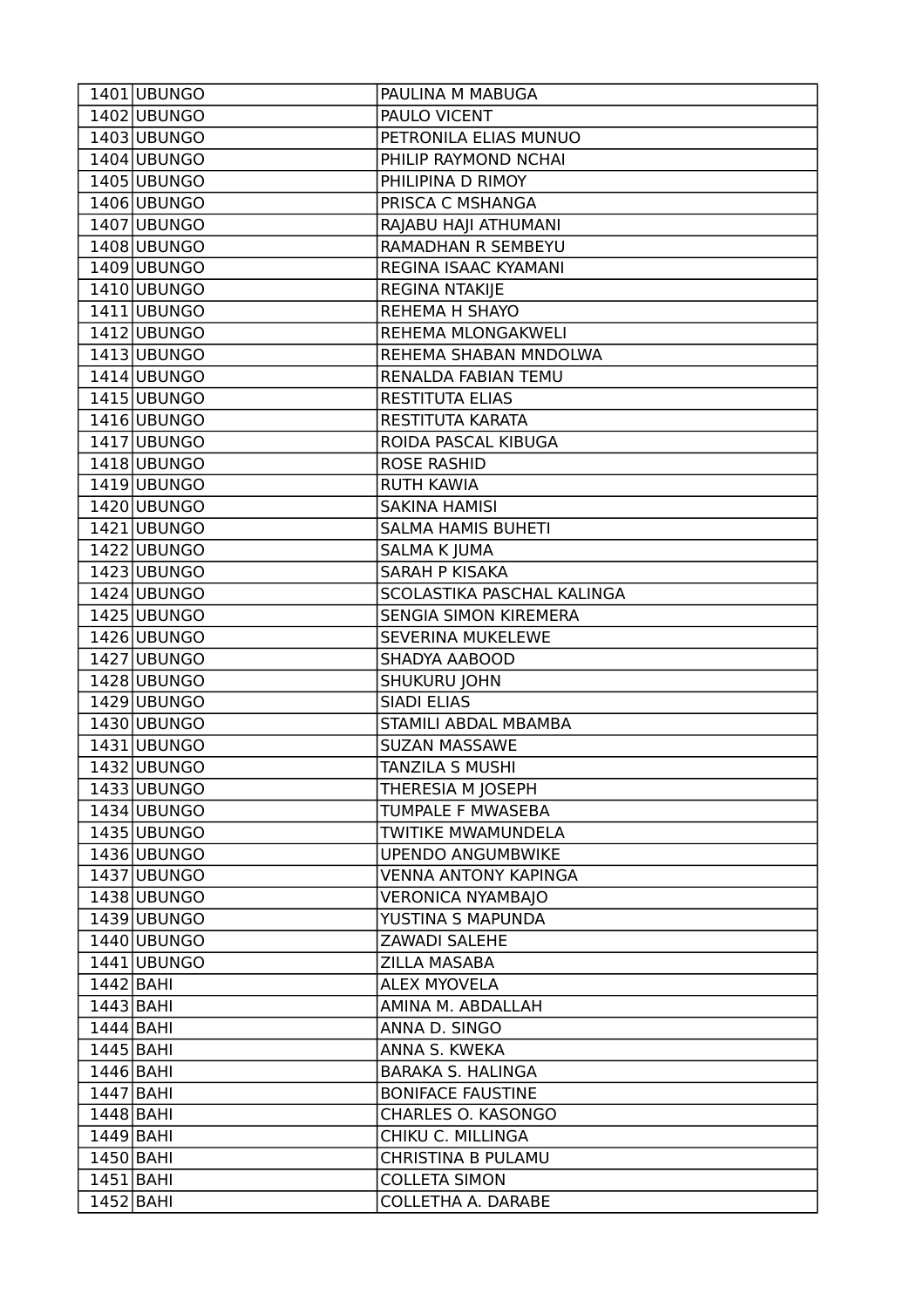| | | |
|---|---|---|
| 1401 | UBUNGO | PAULINA M MABUGA |
| 1402 | UBUNGO | PAULO VICENT |
| 1403 | UBUNGO | PETRONILA ELIAS MUNUO |
| 1404 | UBUNGO | PHILIP RAYMOND NCHAI |
| 1405 | UBUNGO | PHILIPINA D RIMOY |
| 1406 | UBUNGO | PRISCA C MSHANGA |
| 1407 | UBUNGO | RAJABU HAJI ATHUMANI |
| 1408 | UBUNGO | RAMADHAN R SEMBEYU |
| 1409 | UBUNGO | REGINA ISAAC KYAMANI |
| 1410 | UBUNGO | REGINA NTAKIJE |
| 1411 | UBUNGO | REHEMA H SHAYO |
| 1412 | UBUNGO | REHEMA MLONGAKWELI |
| 1413 | UBUNGO | REHEMA SHABAN MNDOLWA |
| 1414 | UBUNGO | RENALDA FABIAN TEMU |
| 1415 | UBUNGO | RESTITUTA ELIAS |
| 1416 | UBUNGO | RESTITUTA KARATA |
| 1417 | UBUNGO | ROIDA PASCAL KIBUGA |
| 1418 | UBUNGO | ROSE RASHID |
| 1419 | UBUNGO | RUTH KAWIA |
| 1420 | UBUNGO | SAKINA HAMISI |
| 1421 | UBUNGO | SALMA HAMIS BUHETI |
| 1422 | UBUNGO | SALMA K JUMA |
| 1423 | UBUNGO | SARAH P KISAKA |
| 1424 | UBUNGO | SCOLASTIKA PASCHAL KALINGA |
| 1425 | UBUNGO | SENGIA SIMON KIREMERA |
| 1426 | UBUNGO | SEVERINA MUKELEWE |
| 1427 | UBUNGO | SHADYA AABOOD |
| 1428 | UBUNGO | SHUKURU JOHN |
| 1429 | UBUNGO | SIADI ELIAS |
| 1430 | UBUNGO | STAMILI ABDAL MBAMBA |
| 1431 | UBUNGO | SUZAN MASSAWE |
| 1432 | UBUNGO | TANZILA S MUSHI |
| 1433 | UBUNGO | THERESIA M JOSEPH |
| 1434 | UBUNGO | TUMPALE F MWASEBA |
| 1435 | UBUNGO | TWITIKE MWAMUNDELA |
| 1436 | UBUNGO | UPENDO ANGUMBWIKE |
| 1437 | UBUNGO | VENNA ANTONY KAPINGA |
| 1438 | UBUNGO | VERONICA NYAMBAJO |
| 1439 | UBUNGO | YUSTINA S MAPUNDA |
| 1440 | UBUNGO | ZAWADI SALEHE |
| 1441 | UBUNGO | ZILLA MASABA |
| 1442 | BAHI | ALEX MYOVELA |
| 1443 | BAHI | AMINA M. ABDALLAH |
| 1444 | BAHI | ANNA D. SINGO |
| 1445 | BAHI | ANNA S. KWEKA |
| 1446 | BAHI | BARAKA S. HALINGA |
| 1447 | BAHI | BONIFACE FAUSTINE |
| 1448 | BAHI | CHARLES O. KASONGO |
| 1449 | BAHI | CHIKU C. MILLINGA |
| 1450 | BAHI | CHRISTINA B PULAMU |
| 1451 | BAHI | COLLETA SIMON |
| 1452 | BAHI | COLLETHA A. DARABE |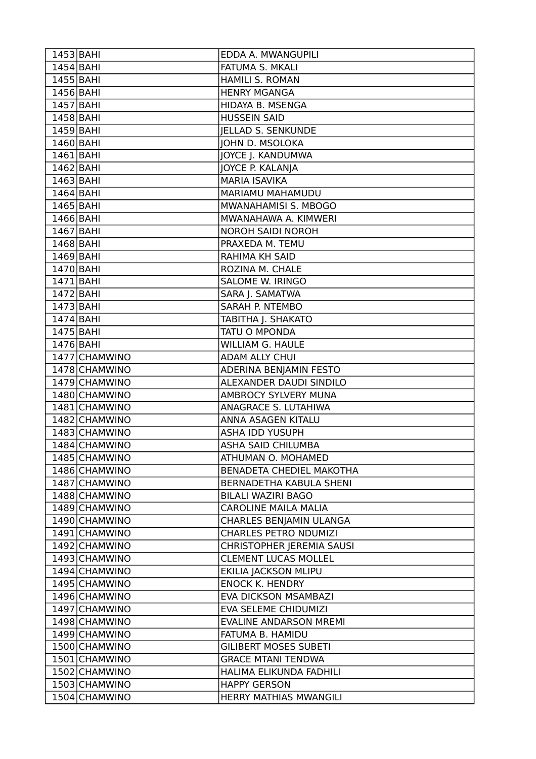| | | |
|---|---|---|
| 1453 | BAHI | EDDA A. MWANGUPILI |
| 1454 | BAHI | FATUMA S. MKALI |
| 1455 | BAHI | HAMILI S. ROMAN |
| 1456 | BAHI | HENRY MGANGA |
| 1457 | BAHI | HIDAYA B. MSENGA |
| 1458 | BAHI | HUSSEIN SAID |
| 1459 | BAHI | JELLAD S. SENKUNDE |
| 1460 | BAHI | JOHN D. MSOLOKA |
| 1461 | BAHI | JOYCE J. KANDUMWA |
| 1462 | BAHI | JOYCE P. KALANJA |
| 1463 | BAHI | MARIA ISAVIKA |
| 1464 | BAHI | MARIAMU MAHAMUDU |
| 1465 | BAHI | MWANAHAMISI S. MBOGO |
| 1466 | BAHI | MWANAHAWA A. KIMWERI |
| 1467 | BAHI | NOROH SAIDI NOROH |
| 1468 | BAHI | PRAXEDA M. TEMU |
| 1469 | BAHI | RAHIMA KH SAID |
| 1470 | BAHI | ROZINA M. CHALE |
| 1471 | BAHI | SALOME W. IRINGO |
| 1472 | BAHI | SARA J. SAMATWA |
| 1473 | BAHI | SARAH P. NTEMBO |
| 1474 | BAHI | TABITHA J. SHAKATO |
| 1475 | BAHI | TATU O MPONDA |
| 1476 | BAHI | WILLIAM G. HAULE |
| 1477 | CHAMWINO | ADAM ALLY CHUI |
| 1478 | CHAMWINO | ADERINA BENJAMIN FESTO |
| 1479 | CHAMWINO | ALEXANDER DAUDI SINDILO |
| 1480 | CHAMWINO | AMBROCY SYLVERY MUNA |
| 1481 | CHAMWINO | ANAGRACE S. LUTAHIWA |
| 1482 | CHAMWINO | ANNA ASAGEN KITALU |
| 1483 | CHAMWINO | ASHA IDD YUSUPH |
| 1484 | CHAMWINO | ASHA SAID CHILUMBA |
| 1485 | CHAMWINO | ATHUMAN O. MOHAMED |
| 1486 | CHAMWINO | BENADETA CHEDIEL MAKOTHA |
| 1487 | CHAMWINO | BERNADETHA KABULA SHENI |
| 1488 | CHAMWINO | BILALI WAZIRI BAGO |
| 1489 | CHAMWINO | CAROLINE MAILA MALIA |
| 1490 | CHAMWINO | CHARLES BENJAMIN ULANGA |
| 1491 | CHAMWINO | CHARLES PETRO NDUMIZI |
| 1492 | CHAMWINO | CHRISTOPHER JEREMIA SAUSI |
| 1493 | CHAMWINO | CLEMENT LUCAS MOLLEL |
| 1494 | CHAMWINO | EKILIA JACKSON MLIPU |
| 1495 | CHAMWINO | ENOCK K. HENDRY |
| 1496 | CHAMWINO | EVA DICKSON MSAMBAZI |
| 1497 | CHAMWINO | EVA SELEME CHIDUMIZI |
| 1498 | CHAMWINO | EVALINE ANDARSON MREMI |
| 1499 | CHAMWINO | FATUMA B. HAMIDU |
| 1500 | CHAMWINO | GILIBERT MOSES SUBETI |
| 1501 | CHAMWINO | GRACE MTANI TENDWA |
| 1502 | CHAMWINO | HALIMA ELIKUNDA FADHILI |
| 1503 | CHAMWINO | HAPPY GERSON |
| 1504 | CHAMWINO | HERRY MATHIAS MWANGILI |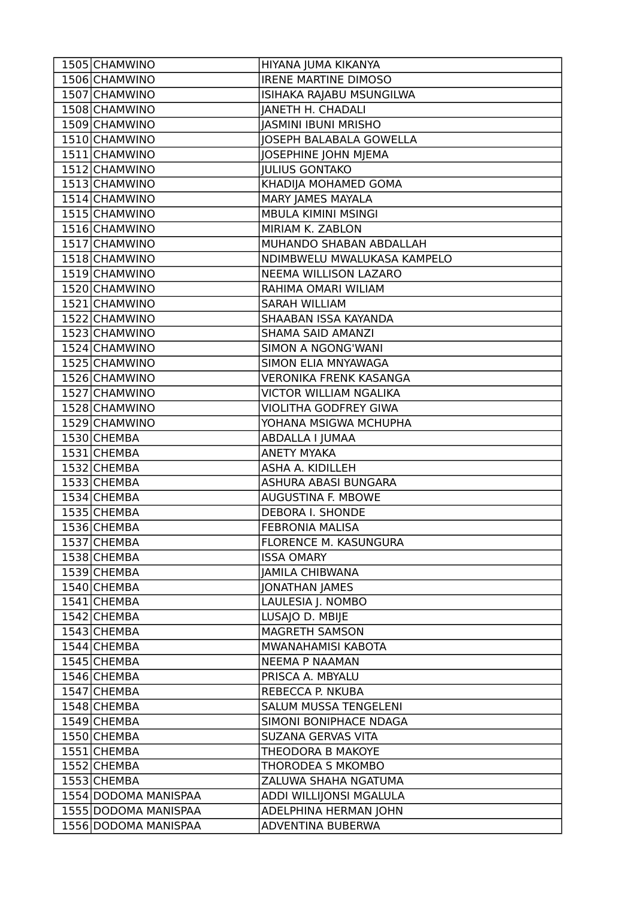| | | |
|---|---|---|
| 1505 | CHAMWINO | HIYANA JUMA KIKANYA |
| 1506 | CHAMWINO | IRENE MARTINE DIMOSO |
| 1507 | CHAMWINO | ISIHAKA RAJABU MSUNGILWA |
| 1508 | CHAMWINO | JANETH H. CHADALI |
| 1509 | CHAMWINO | JASMINI IBUNI MRISHO |
| 1510 | CHAMWINO | JOSEPH BALABALA GOWELLA |
| 1511 | CHAMWINO | JOSEPHINE JOHN MJEMA |
| 1512 | CHAMWINO | JULIUS GONTAKO |
| 1513 | CHAMWINO | KHADIJA MOHAMED GOMA |
| 1514 | CHAMWINO | MARY JAMES MAYALA |
| 1515 | CHAMWINO | MBULA KIMINI MSINGI |
| 1516 | CHAMWINO | MIRIAM K. ZABLON |
| 1517 | CHAMWINO | MUHANDO SHABAN ABDALLAH |
| 1518 | CHAMWINO | NDIMBWELU MWALUKASA KAMPELO |
| 1519 | CHAMWINO | NEEMA WILLISON LAZARO |
| 1520 | CHAMWINO | RAHIMA OMARI WILIAM |
| 1521 | CHAMWINO | SARAH WILLIAM |
| 1522 | CHAMWINO | SHAABAN ISSA KAYANDA |
| 1523 | CHAMWINO | SHAMA SAID AMANZI |
| 1524 | CHAMWINO | SIMON A NGONG'WANI |
| 1525 | CHAMWINO | SIMON ELIA MNYAWAGA |
| 1526 | CHAMWINO | VERONIKA FRENK KASANGA |
| 1527 | CHAMWINO | VICTOR WILLIAM NGALIKA |
| 1528 | CHAMWINO | VIOLITHA GODFREY GIWA |
| 1529 | CHAMWINO | YOHANA MSIGWA MCHUPHA |
| 1530 | CHEMBA | ABDALLA I JUMAA |
| 1531 | CHEMBA | ANETY MYAKA |
| 1532 | CHEMBA | ASHA A. KIDILLEH |
| 1533 | CHEMBA | ASHURA ABASI BUNGARA |
| 1534 | CHEMBA | AUGUSTINA F. MBOWE |
| 1535 | CHEMBA | DEBORA I. SHONDE |
| 1536 | CHEMBA | FEBRONIA MALISA |
| 1537 | CHEMBA | FLORENCE M. KASUNGURA |
| 1538 | CHEMBA | ISSA OMARY |
| 1539 | CHEMBA | JAMILA CHIBWANA |
| 1540 | CHEMBA | JONATHAN JAMES |
| 1541 | CHEMBA | LAULESIA J. NOMBO |
| 1542 | CHEMBA | LUSAJO D. MBIJE |
| 1543 | CHEMBA | MAGRETH SAMSON |
| 1544 | CHEMBA | MWANAHAMISI KABOTA |
| 1545 | CHEMBA | NEEMA P NAAMAN |
| 1546 | CHEMBA | PRISCA A. MBYALU |
| 1547 | CHEMBA | REBECCA P. NKUBA |
| 1548 | CHEMBA | SALUM MUSSA TENGELENI |
| 1549 | CHEMBA | SIMONI BONIPHACE NDAGA |
| 1550 | CHEMBA | SUZANA GERVAS VITA |
| 1551 | CHEMBA | THEODORA B MAKOYE |
| 1552 | CHEMBA | THORODEA S MKOMBO |
| 1553 | CHEMBA | ZALUWA SHAHA NGATUMA |
| 1554 | DODOMA MANISPAA | ADDI WILLIJONSI MGALULA |
| 1555 | DODOMA MANISPAA | ADELPHINA HERMAN JOHN |
| 1556 | DODOMA MANISPAA | ADVENTINA BUBERWA |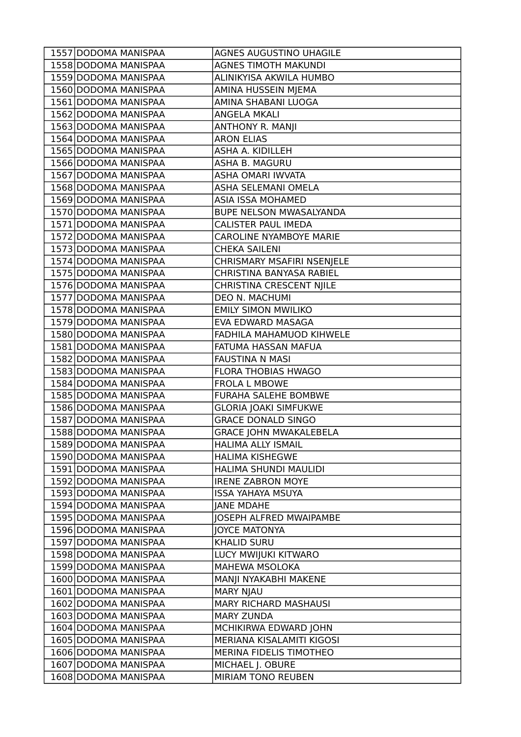| 1557 | DODOMA MANISPAA | AGNES AUGUSTINO UHAGILE |
|---|---|---|
| 1558 | DODOMA MANISPAA | AGNES TIMOTH MAKUNDI |
| 1559 | DODOMA MANISPAA | ALINIKYISA AKWILA HUMBO |
| 1560 | DODOMA MANISPAA | AMINA HUSSEIN MJEMA |
| 1561 | DODOMA MANISPAA | AMINA SHABANI LUOGA |
| 1562 | DODOMA MANISPAA | ANGELA MKALI |
| 1563 | DODOMA MANISPAA | ANTHONY R. MANJI |
| 1564 | DODOMA MANISPAA | ARON ELIAS |
| 1565 | DODOMA MANISPAA | ASHA A. KIDILLEH |
| 1566 | DODOMA MANISPAA | ASHA B. MAGURU |
| 1567 | DODOMA MANISPAA | ASHA OMARI IWVATA |
| 1568 | DODOMA MANISPAA | ASHA SELEMANI OMELA |
| 1569 | DODOMA MANISPAA | ASIA ISSA MOHAMED |
| 1570 | DODOMA MANISPAA | BUPE NELSON MWASALYANDA |
| 1571 | DODOMA MANISPAA | CALISTER PAUL IMEDA |
| 1572 | DODOMA MANISPAA | CAROLINE NYAMBOYE MARIE |
| 1573 | DODOMA MANISPAA | CHEKA SAILENI |
| 1574 | DODOMA MANISPAA | CHRISMARY MSAFIRI NSENJELE |
| 1575 | DODOMA MANISPAA | CHRISTINA BANYASA RABIEL |
| 1576 | DODOMA MANISPAA | CHRISTINA CRESCENT NJILE |
| 1577 | DODOMA MANISPAA | DEO N. MACHUMI |
| 1578 | DODOMA MANISPAA | EMILY SIMON MWILIKO |
| 1579 | DODOMA MANISPAA | EVA EDWARD MASAGA |
| 1580 | DODOMA MANISPAA | FADHILA MAHAMUOD KIHWELE |
| 1581 | DODOMA MANISPAA | FATUMA HASSAN MAFUA |
| 1582 | DODOMA MANISPAA | FAUSTINA N MASI |
| 1583 | DODOMA MANISPAA | FLORA THOBIAS HWAGO |
| 1584 | DODOMA MANISPAA | FROLA L MBOWE |
| 1585 | DODOMA MANISPAA | FURAHA SALEHE BOMBWE |
| 1586 | DODOMA MANISPAA | GLORIA JOAKI SIMFUKWE |
| 1587 | DODOMA MANISPAA | GRACE DONALD SINGO |
| 1588 | DODOMA MANISPAA | GRACE JOHN MWAKALEBELA |
| 1589 | DODOMA MANISPAA | HALIMA ALLY ISMAIL |
| 1590 | DODOMA MANISPAA | HALIMA KISHEGWE |
| 1591 | DODOMA MANISPAA | HALIMA SHUNDI MAULIDI |
| 1592 | DODOMA MANISPAA | IRENE ZABRON MOYE |
| 1593 | DODOMA MANISPAA | ISSA YAHAYA MSUYA |
| 1594 | DODOMA MANISPAA | JANE MDAHE |
| 1595 | DODOMA MANISPAA | JOSEPH ALFRED MWAIPAMBE |
| 1596 | DODOMA MANISPAA | JOYCE MATONYA |
| 1597 | DODOMA MANISPAA | KHALID SURU |
| 1598 | DODOMA MANISPAA | LUCY MWIJUKI KITWARO |
| 1599 | DODOMA MANISPAA | MAHEWA MSOLOKA |
| 1600 | DODOMA MANISPAA | MANJI NYAKABHI MAKENE |
| 1601 | DODOMA MANISPAA | MARY NJAU |
| 1602 | DODOMA MANISPAA | MARY RICHARD MASHAUSI |
| 1603 | DODOMA MANISPAA | MARY ZUNDA |
| 1604 | DODOMA MANISPAA | MCHIKIRWA EDWARD JOHN |
| 1605 | DODOMA MANISPAA | MERIANA KISALAMITI KIGOSI |
| 1606 | DODOMA MANISPAA | MERINA FIDELIS TIMOTHEO |
| 1607 | DODOMA MANISPAA | MICHAEL J. OBURE |
| 1608 | DODOMA MANISPAA | MIRIAM TONO REUBEN |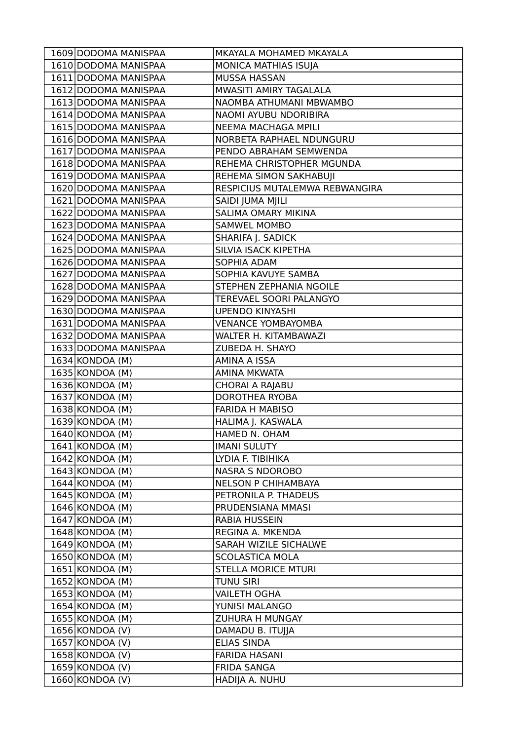| 1609 | DODOMA MANISPAA | MKAYALA MOHAMED MKAYALA |
|---|---|---|
| 1610 | DODOMA MANISPAA | MONICA MATHIAS ISUJA |
| 1611 | DODOMA MANISPAA | MUSSA HASSAN |
| 1612 | DODOMA MANISPAA | MWASITI AMIRY TAGALALA |
| 1613 | DODOMA MANISPAA | NAOMBA ATHUMANI MBWAMBO |
| 1614 | DODOMA MANISPAA | NAOMI AYUBU NDORIBIRA |
| 1615 | DODOMA MANISPAA | NEEMA MACHAGA MPILI |
| 1616 | DODOMA MANISPAA | NORBETA RAPHAEL NDUNGURU |
| 1617 | DODOMA MANISPAA | PENDO ABRAHAM SEMWENDA |
| 1618 | DODOMA MANISPAA | REHEMA CHRISTOPHER MGUNDA |
| 1619 | DODOMA MANISPAA | REHEMA SIMON SAKHABUJI |
| 1620 | DODOMA MANISPAA | RESPICIUS MUTALEMWA REBWANGIRA |
| 1621 | DODOMA MANISPAA | SAIDI JUMA MJILI |
| 1622 | DODOMA MANISPAA | SALIMA OMARY MIKINA |
| 1623 | DODOMA MANISPAA | SAMWEL MOMBO |
| 1624 | DODOMA MANISPAA | SHARIFA J. SADICK |
| 1625 | DODOMA MANISPAA | SILVIA ISACK KIPETHA |
| 1626 | DODOMA MANISPAA | SOPHIA ADAM |
| 1627 | DODOMA MANISPAA | SOPHIA KAVUYE SAMBA |
| 1628 | DODOMA MANISPAA | STEPHEN ZEPHANIA NGOILE |
| 1629 | DODOMA MANISPAA | TEREVAEL SOORI PALANGYO |
| 1630 | DODOMA MANISPAA | UPENDO KINYASHI |
| 1631 | DODOMA MANISPAA | VENANCE YOMBAYOMBA |
| 1632 | DODOMA MANISPAA | WALTER H. KITAMBAWAZI |
| 1633 | DODOMA MANISPAA | ZUBEDA H. SHAYO |
| 1634 | KONDOA (M) | AMINA A ISSA |
| 1635 | KONDOA (M) | AMINA MKWATA |
| 1636 | KONDOA (M) | CHORAI A RAJABU |
| 1637 | KONDOA (M) | DOROTHEA RYOBA |
| 1638 | KONDOA (M) | FARIDA H MABISO |
| 1639 | KONDOA (M) | HALIMA J. KASWALA |
| 1640 | KONDOA (M) | HAMED N. OHAM |
| 1641 | KONDOA (M) | IMANI SULUTY |
| 1642 | KONDOA (M) | LYDIA F. TIBIHIKA |
| 1643 | KONDOA (M) | NASRA S NDOROBO |
| 1644 | KONDOA (M) | NELSON P CHIHAMBAYA |
| 1645 | KONDOA (M) | PETRONILA P. THADEUS |
| 1646 | KONDOA (M) | PRUDENSIANA MMASI |
| 1647 | KONDOA (M) | RABIA HUSSEIN |
| 1648 | KONDOA (M) | REGINA A. MKENDA |
| 1649 | KONDOA (M) | SARAH WIZILE SICHALWE |
| 1650 | KONDOA (M) | SCOLASTICA MOLA |
| 1651 | KONDOA (M) | STELLA MORICE MTURI |
| 1652 | KONDOA (M) | TUNU SIRI |
| 1653 | KONDOA (M) | VAILETH OGHA |
| 1654 | KONDOA (M) | YUNISI MALANGO |
| 1655 | KONDOA (M) | ZUHURA H MUNGAY |
| 1656 | KONDOA (V) | DAMADU B. ITUJJA |
| 1657 | KONDOA (V) | ELIAS SINDA |
| 1658 | KONDOA (V) | FARIDA HASANI |
| 1659 | KONDOA (V) | FRIDA SANGA |
| 1660 | KONDOA (V) | HADIJA A. NUHU |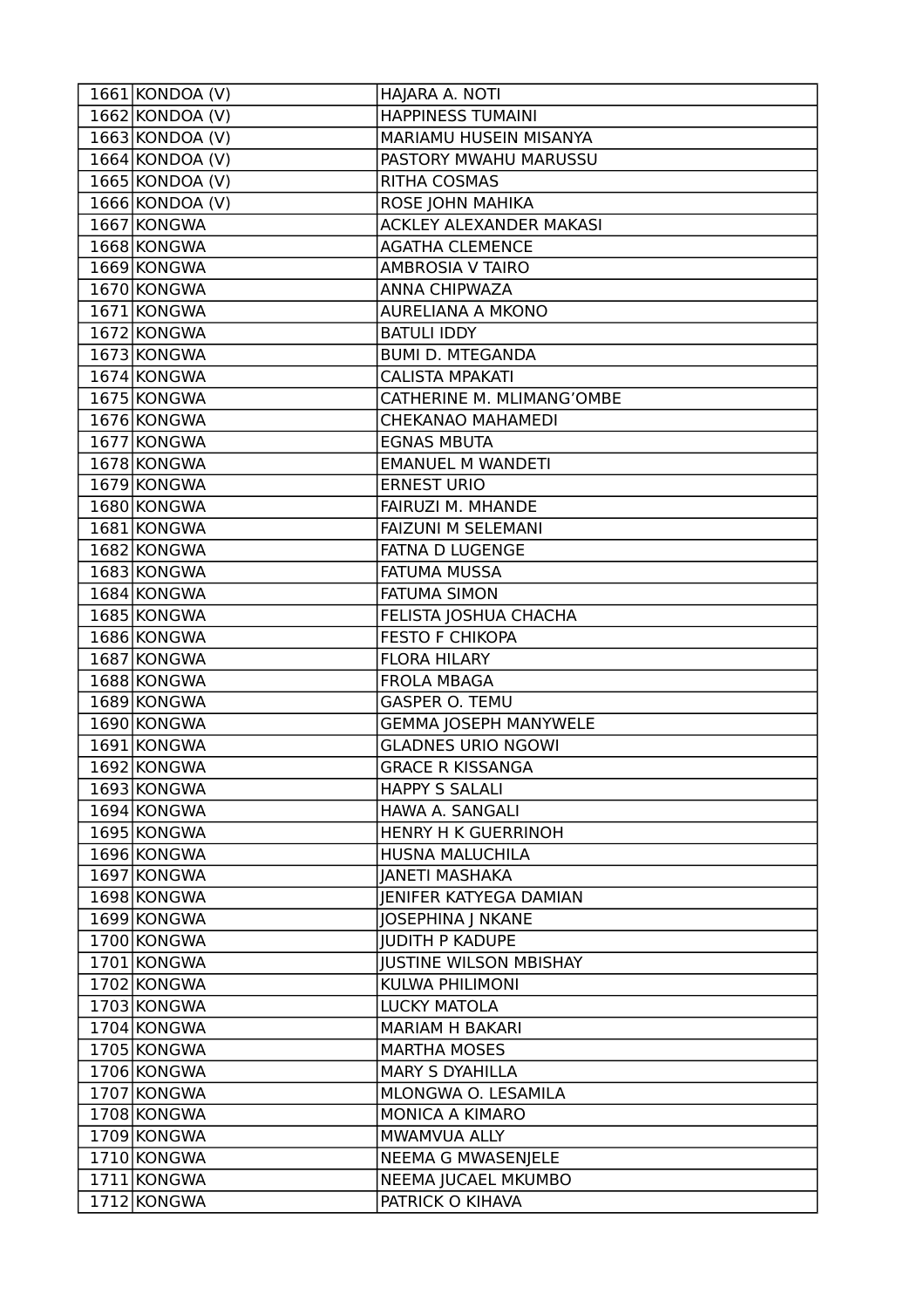| | | |
|---|---|---|
| 1661 | KONDOA (V) | HAJARA A. NOTI |
| 1662 | KONDOA (V) | HAPPINESS TUMAINI |
| 1663 | KONDOA (V) | MARIAMU HUSEIN MISANYA |
| 1664 | KONDOA (V) | PASTORY MWAHU MARUSSU |
| 1665 | KONDOA (V) | RITHA COSMAS |
| 1666 | KONDOA (V) | ROSE JOHN MAHIKA |
| 1667 | KONGWA | ACKLEY ALEXANDER MAKASI |
| 1668 | KONGWA | AGATHA CLEMENCE |
| 1669 | KONGWA | AMBROSIA V TAIRO |
| 1670 | KONGWA | ANNA CHIPWAZA |
| 1671 | KONGWA | AURELIANA A MKONO |
| 1672 | KONGWA | BATULI IDDY |
| 1673 | KONGWA | BUMI D. MTEGANDA |
| 1674 | KONGWA | CALISTA MPAKATI |
| 1675 | KONGWA | CATHERINE M. MLIMANG'OMBE |
| 1676 | KONGWA | CHEKANAO MAHAMEDI |
| 1677 | KONGWA | EGNAS MBUTA |
| 1678 | KONGWA | EMANUEL M WANDETI |
| 1679 | KONGWA | ERNEST URIO |
| 1680 | KONGWA | FAIRUZI M. MHANDE |
| 1681 | KONGWA | FAIZUNI M SELEMANI |
| 1682 | KONGWA | FATNA D LUGENGE |
| 1683 | KONGWA | FATUMA MUSSA |
| 1684 | KONGWA | FATUMA SIMON |
| 1685 | KONGWA | FELISTA JOSHUA CHACHA |
| 1686 | KONGWA | FESTO F CHIKOPA |
| 1687 | KONGWA | FLORA HILARY |
| 1688 | KONGWA | FROLA MBAGA |
| 1689 | KONGWA | GASPER O. TEMU |
| 1690 | KONGWA | GEMMA JOSEPH MANYWELE |
| 1691 | KONGWA | GLADNES URIO NGOWI |
| 1692 | KONGWA | GRACE R KISSANGA |
| 1693 | KONGWA | HAPPY S SALALI |
| 1694 | KONGWA | HAWA A. SANGALI |
| 1695 | KONGWA | HENRY H K GUERRINOH |
| 1696 | KONGWA | HUSNA MALUCHILA |
| 1697 | KONGWA | JANETI MASHAKA |
| 1698 | KONGWA | JENIFER KATYEGA DAMIAN |
| 1699 | KONGWA | JOSEPHINA J NKANE |
| 1700 | KONGWA | JUDITH P KADUPE |
| 1701 | KONGWA | JUSTINE WILSON MBISHAY |
| 1702 | KONGWA | KULWA PHILIMONI |
| 1703 | KONGWA | LUCKY MATOLA |
| 1704 | KONGWA | MARIAM H BAKARI |
| 1705 | KONGWA | MARTHA MOSES |
| 1706 | KONGWA | MARY S DYAHILLA |
| 1707 | KONGWA | MLONGWA O. LESAMILA |
| 1708 | KONGWA | MONICA A KIMARO |
| 1709 | KONGWA | MWAMVUA ALLY |
| 1710 | KONGWA | NEEMA G MWASENJELE |
| 1711 | KONGWA | NEEMA JUCAEL MKUMBO |
| 1712 | KONGWA | PATRICK O KIHAVA |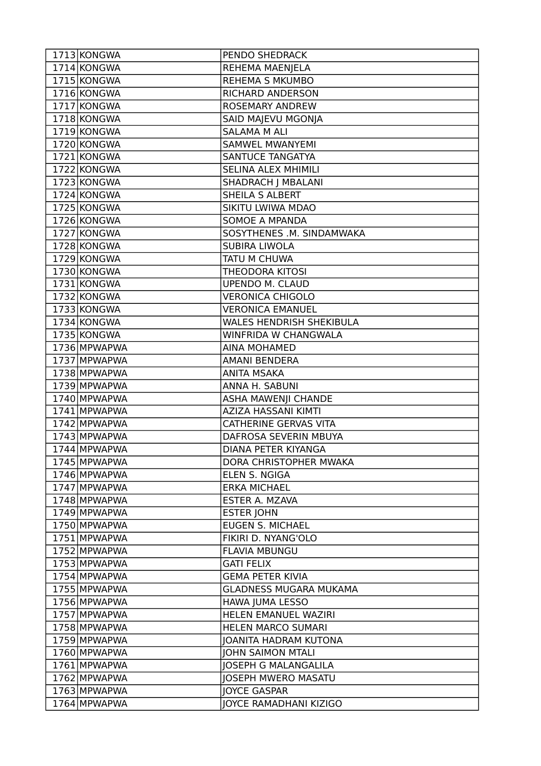| | | |
|---|---|---|
| 1713 | KONGWA | PENDO SHEDRACK |
| 1714 | KONGWA | REHEMA MAENJELA |
| 1715 | KONGWA | REHEMA S MKUMBO |
| 1716 | KONGWA | RICHARD ANDERSON |
| 1717 | KONGWA | ROSEMARY ANDREW |
| 1718 | KONGWA | SAID MAJEVU MGONJA |
| 1719 | KONGWA | SALAMA M ALI |
| 1720 | KONGWA | SAMWEL MWANYEMI |
| 1721 | KONGWA | SANTUCE TANGATYA |
| 1722 | KONGWA | SELINA ALEX MHIMILI |
| 1723 | KONGWA | SHADRACH J MBALANI |
| 1724 | KONGWA | SHEILA S ALBERT |
| 1725 | KONGWA | SIKITU LWIWA MDAO |
| 1726 | KONGWA | SOMOE A MPANDA |
| 1727 | KONGWA | SOSYTHENES .M. SINDAMWAKA |
| 1728 | KONGWA | SUBIRA LIWOLA |
| 1729 | KONGWA | TATU M CHUWA |
| 1730 | KONGWA | THEODORA KITOSI |
| 1731 | KONGWA | UPENDO M. CLAUD |
| 1732 | KONGWA | VERONICA CHIGOLO |
| 1733 | KONGWA | VERONICA EMANUEL |
| 1734 | KONGWA | WALES HENDRISH SHEKIBULA |
| 1735 | KONGWA | WINFRIDA W CHANGWALA |
| 1736 | MPWAPWA | AINA MOHAMED |
| 1737 | MPWAPWA | AMANI BENDERA |
| 1738 | MPWAPWA | ANITA MSAKA |
| 1739 | MPWAPWA | ANNA H. SABUNI |
| 1740 | MPWAPWA | ASHA MAWENJI CHANDE |
| 1741 | MPWAPWA | AZIZA HASSANI KIMTI |
| 1742 | MPWAPWA | CATHERINE GERVAS VITA |
| 1743 | MPWAPWA | DAFROSA SEVERIN MBUYA |
| 1744 | MPWAPWA | DIANA PETER KIYANGA |
| 1745 | MPWAPWA | DORA CHRISTOPHER MWAKA |
| 1746 | MPWAPWA | ELEN S. NGIGA |
| 1747 | MPWAPWA | ERKA MICHAEL |
| 1748 | MPWAPWA | ESTER A. MZAVA |
| 1749 | MPWAPWA | ESTER JOHN |
| 1750 | MPWAPWA | EUGEN S. MICHAEL |
| 1751 | MPWAPWA | FIKIRI D. NYANG'OLO |
| 1752 | MPWAPWA | FLAVIA MBUNGU |
| 1753 | MPWAPWA | GATI FELIX |
| 1754 | MPWAPWA | GEMA PETER KIVIA |
| 1755 | MPWAPWA | GLADNESS MUGARA MUKAMA |
| 1756 | MPWAPWA | HAWA JUMA LESSO |
| 1757 | MPWAPWA | HELEN EMANUEL WAZIRI |
| 1758 | MPWAPWA | HELEN MARCO SUMARI |
| 1759 | MPWAPWA | JOANITA HADRAM KUTONA |
| 1760 | MPWAPWA | JOHN SAIMON MTALI |
| 1761 | MPWAPWA | JOSEPH G MALANGALILA |
| 1762 | MPWAPWA | JOSEPH MWERO MASATU |
| 1763 | MPWAPWA | JOYCE GASPAR |
| 1764 | MPWAPWA | JOYCE RAMADHANI KIZIGO |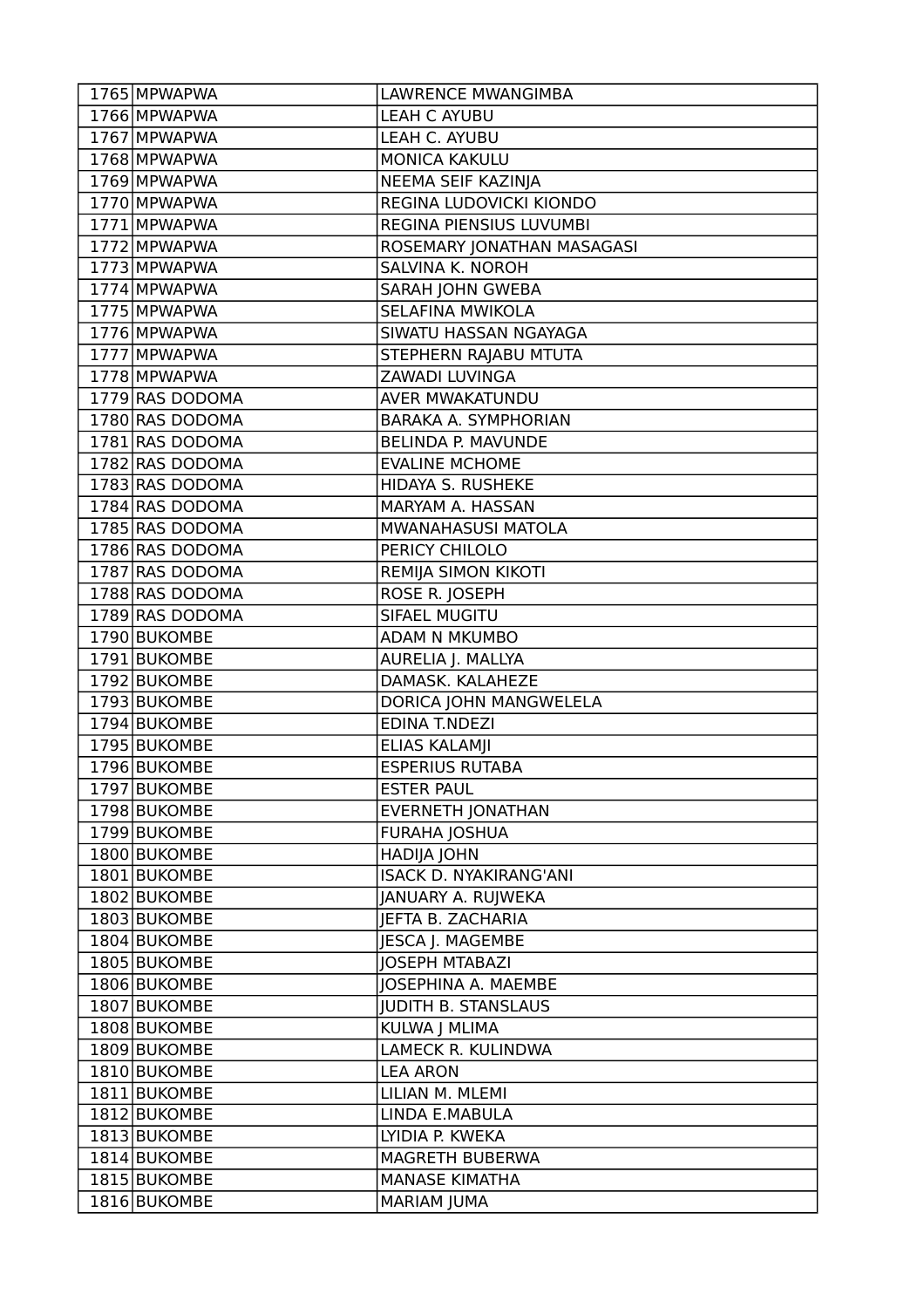| 1765 | MPWAPWA | LAWRENCE MWANGIMBA |
|---|---|---|
| 1766 | MPWAPWA | LEAH C AYUBU |
| 1767 | MPWAPWA | LEAH C. AYUBU |
| 1768 | MPWAPWA | MONICA KAKULU |
| 1769 | MPWAPWA | NEEMA SEIF KAZINJA |
| 1770 | MPWAPWA | REGINA LUDOVICKI KIONDO |
| 1771 | MPWAPWA | REGINA PIENSIUS LUVUMBI |
| 1772 | MPWAPWA | ROSEMARY JONATHAN MASAGASI |
| 1773 | MPWAPWA | SALVINA K. NOROH |
| 1774 | MPWAPWA | SARAH JOHN GWEBA |
| 1775 | MPWAPWA | SELAFINA MWIKOLA |
| 1776 | MPWAPWA | SIWATU HASSAN NGAYAGA |
| 1777 | MPWAPWA | STEPHERN RAJABU MTUTA |
| 1778 | MPWAPWA | ZAWADI LUVINGA |
| 1779 | RAS DODOMA | AVER MWAKATUNDU |
| 1780 | RAS DODOMA | BARAKA A. SYMPHORIAN |
| 1781 | RAS DODOMA | BELINDA P. MAVUNDE |
| 1782 | RAS DODOMA | EVALINE MCHOME |
| 1783 | RAS DODOMA | HIDAYA S. RUSHEKE |
| 1784 | RAS DODOMA | MARYAM A. HASSAN |
| 1785 | RAS DODOMA | MWANAHASUSI MATOLA |
| 1786 | RAS DODOMA | PERICY CHILOLO |
| 1787 | RAS DODOMA | REMIJA SIMON KIKOTI |
| 1788 | RAS DODOMA | ROSE R. JOSEPH |
| 1789 | RAS DODOMA | SIFAEL MUGITU |
| 1790 | BUKOMBE | ADAM N MKUMBO |
| 1791 | BUKOMBE | AURELIA J. MALLYA |
| 1792 | BUKOMBE | DAMASK. KALAHEZE |
| 1793 | BUKOMBE | DORICA JOHN MANGWELELA |
| 1794 | BUKOMBE | EDINA T.NDEZI |
| 1795 | BUKOMBE | ELIAS KALAMJI |
| 1796 | BUKOMBE | ESPERIUS RUTABA |
| 1797 | BUKOMBE | ESTER PAUL |
| 1798 | BUKOMBE | EVERNETH JONATHAN |
| 1799 | BUKOMBE | FURAHA JOSHUA |
| 1800 | BUKOMBE | HADIJA JOHN |
| 1801 | BUKOMBE | ISACK D. NYAKIRANG'ANI |
| 1802 | BUKOMBE | JANUARY A. RUJWEKA |
| 1803 | BUKOMBE | JEFTA B. ZACHARIA |
| 1804 | BUKOMBE | JESCA J. MAGEMBE |
| 1805 | BUKOMBE | JOSEPH MTABAZI |
| 1806 | BUKOMBE | JOSEPHINA A. MAEMBE |
| 1807 | BUKOMBE | JUDITH B. STANSLAUS |
| 1808 | BUKOMBE | KULWA J MLIMA |
| 1809 | BUKOMBE | LAMECK R. KULINDWA |
| 1810 | BUKOMBE | LEA ARON |
| 1811 | BUKOMBE | LILIAN M. MLEMI |
| 1812 | BUKOMBE | LINDA E.MABULA |
| 1813 | BUKOMBE | LYIDIA P. KWEKA |
| 1814 | BUKOMBE | MAGRETH BUBERWA |
| 1815 | BUKOMBE | MANASE KIMATHA |
| 1816 | BUKOMBE | MARIAM JUMA |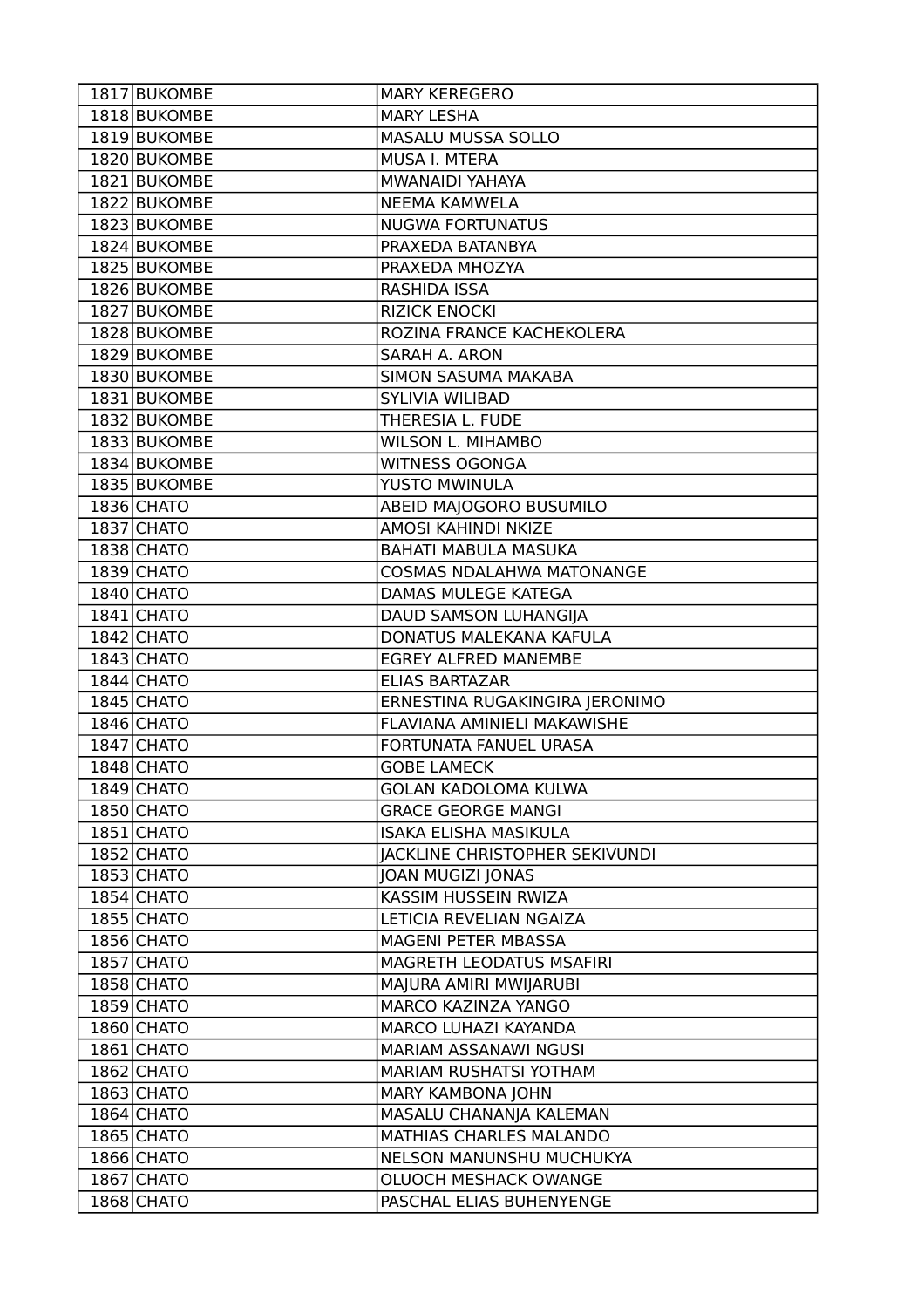| | | |
|---|---|---|
| 1817 | BUKOMBE | MARY KEREGERO |
| 1818 | BUKOMBE | MARY LESHA |
| 1819 | BUKOMBE | MASALU MUSSA SOLLO |
| 1820 | BUKOMBE | MUSA I. MTERA |
| 1821 | BUKOMBE | MWANAIDI YAHAYA |
| 1822 | BUKOMBE | NEEMA KAMWELA |
| 1823 | BUKOMBE | NUGWA FORTUNATUS |
| 1824 | BUKOMBE | PRAXEDA BATANBYA |
| 1825 | BUKOMBE | PRAXEDA MHOZYA |
| 1826 | BUKOMBE | RASHIDA ISSA |
| 1827 | BUKOMBE | RIZICK ENOCKI |
| 1828 | BUKOMBE | ROZINA FRANCE KACHEKOLERA |
| 1829 | BUKOMBE | SARAH A. ARON |
| 1830 | BUKOMBE | SIMON SASUMA MAKABA |
| 1831 | BUKOMBE | SYLIVIA WILIBAD |
| 1832 | BUKOMBE | THERESIA L. FUDE |
| 1833 | BUKOMBE | WILSON L. MIHAMBO |
| 1834 | BUKOMBE | WITNESS OGONGA |
| 1835 | BUKOMBE | YUSTO MWINULA |
| 1836 | CHATO | ABEID MAJOGORO BUSUMILO |
| 1837 | CHATO | AMOSI KAHINDI NKIZE |
| 1838 | CHATO | BAHATI MABULA MASUKA |
| 1839 | CHATO | COSMAS NDALAHWA MATONANGE |
| 1840 | CHATO | DAMAS MULEGE KATEGA |
| 1841 | CHATO | DAUD SAMSON LUHANGIJA |
| 1842 | CHATO | DONATUS MALEKANA KAFULA |
| 1843 | CHATO | EGREY ALFRED MANEMBE |
| 1844 | CHATO | ELIAS BARTAZAR |
| 1845 | CHATO | ERNESTINA RUGAKINGIRA JERONIMO |
| 1846 | CHATO | FLAVIANA AMINIELI MAKAWISHE |
| 1847 | CHATO | FORTUNATA FANUEL URASA |
| 1848 | CHATO | GOBE LAMECK |
| 1849 | CHATO | GOLAN KADOLOMA KULWA |
| 1850 | CHATO | GRACE GEORGE MANGI |
| 1851 | CHATO | ISAKA ELISHA MASIKULA |
| 1852 | CHATO | JACKLINE CHRISTOPHER SEKIVUNDI |
| 1853 | CHATO | JOAN MUGIZI JONAS |
| 1854 | CHATO | KASSIM HUSSEIN RWIZA |
| 1855 | CHATO | LETICIA REVELIAN NGAIZA |
| 1856 | CHATO | MAGENI PETER MBASSA |
| 1857 | CHATO | MAGRETH LEODATUS MSAFIRI |
| 1858 | CHATO | MAJURA AMIRI MWIJARUBI |
| 1859 | CHATO | MARCO KAZINZA YANGO |
| 1860 | CHATO | MARCO LUHAZI KAYANDA |
| 1861 | CHATO | MARIAM ASSANAWI NGUSI |
| 1862 | CHATO | MARIAM RUSHATSI YOTHAM |
| 1863 | CHATO | MARY KAMBONA JOHN |
| 1864 | CHATO | MASALU CHANANJA KALEMAN |
| 1865 | CHATO | MATHIAS CHARLES MALANDO |
| 1866 | CHATO | NELSON MANUNSHU MUCHUKYA |
| 1867 | CHATO | OLUOCH MESHACK OWANGE |
| 1868 | CHATO | PASCHAL ELIAS BUHENYENGE |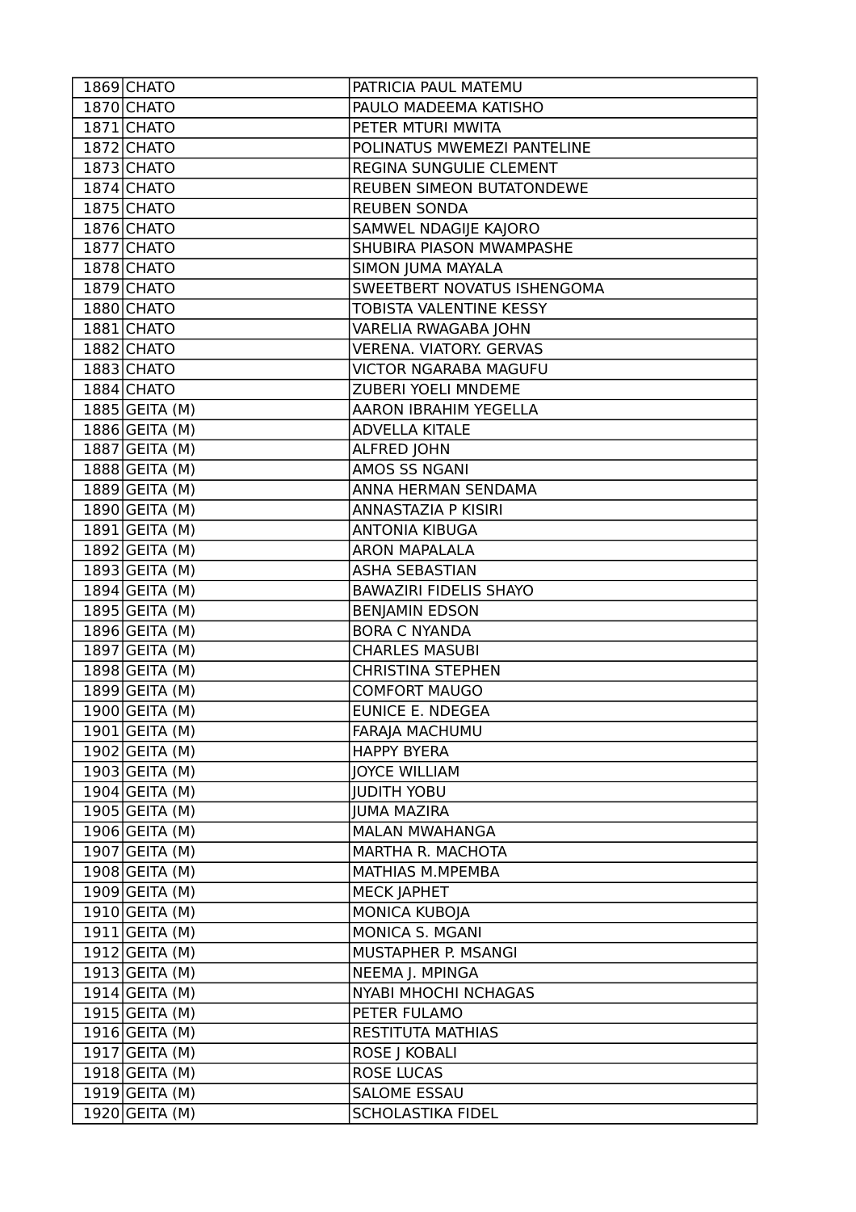| | | |
|---|---|---|
| 1869 | CHATO | PATRICIA PAUL MATEMU |
| 1870 | CHATO | PAULO MADEEMA KATISHO |
| 1871 | CHATO | PETER MTURI MWITA |
| 1872 | CHATO | POLINATUS MWEMEZI PANTELINE |
| 1873 | CHATO | REGINA SUNGULIE CLEMENT |
| 1874 | CHATO | REUBEN SIMEON BUTATONDEWE |
| 1875 | CHATO | REUBEN SONDA |
| 1876 | CHATO | SAMWEL NDAGIJE KAJORO |
| 1877 | CHATO | SHUBIRA PIASON MWAMPASHE |
| 1878 | CHATO | SIMON JUMA MAYALA |
| 1879 | CHATO | SWEETBERT NOVATUS ISHENGOMA |
| 1880 | CHATO | TOBISTA VALENTINE KESSY |
| 1881 | CHATO | VARELIA RWAGABA JOHN |
| 1882 | CHATO | VERENA. VIATORY. GERVAS |
| 1883 | CHATO | VICTOR NGARABA MAGUFU |
| 1884 | CHATO | ZUBERI YOELI MNDEME |
| 1885 | GEITA (M) | AARON IBRAHIM YEGELLA |
| 1886 | GEITA (M) | ADVELLA KITALE |
| 1887 | GEITA (M) | ALFRED JOHN |
| 1888 | GEITA (M) | AMOS SS NGANI |
| 1889 | GEITA (M) | ANNA HERMAN SENDAMA |
| 1890 | GEITA (M) | ANNASTAZIA P KISIRI |
| 1891 | GEITA (M) | ANTONIA KIBUGA |
| 1892 | GEITA (M) | ARON MAPALALA |
| 1893 | GEITA (M) | ASHA SEBASTIAN |
| 1894 | GEITA (M) | BAWAZIRI FIDELIS SHAYO |
| 1895 | GEITA (M) | BENJAMIN EDSON |
| 1896 | GEITA (M) | BORA C NYANDA |
| 1897 | GEITA (M) | CHARLES MASUBI |
| 1898 | GEITA (M) | CHRISTINA STEPHEN |
| 1899 | GEITA (M) | COMFORT MAUGO |
| 1900 | GEITA (M) | EUNICE E. NDEGEA |
| 1901 | GEITA (M) | FARAJA MACHUMU |
| 1902 | GEITA (M) | HAPPY BYERA |
| 1903 | GEITA (M) | JOYCE WILLIAM |
| 1904 | GEITA (M) | JUDITH YOBU |
| 1905 | GEITA (M) | JUMA MAZIRA |
| 1906 | GEITA (M) | MALAN MWAHANGA |
| 1907 | GEITA (M) | MARTHA R. MACHOTA |
| 1908 | GEITA (M) | MATHIAS M.MPEMBA |
| 1909 | GEITA (M) | MECK JAPHET |
| 1910 | GEITA (M) | MONICA KUBOJA |
| 1911 | GEITA (M) | MONICA S. MGANI |
| 1912 | GEITA (M) | MUSTAPHER P. MSANGI |
| 1913 | GEITA (M) | NEEMA J. MPINGA |
| 1914 | GEITA (M) | NYABI MHOCHI NCHAGAS |
| 1915 | GEITA (M) | PETER FULAMO |
| 1916 | GEITA (M) | RESTITUTA MATHIAS |
| 1917 | GEITA (M) | ROSE J KOBALI |
| 1918 | GEITA (M) | ROSE LUCAS |
| 1919 | GEITA (M) | SALOME ESSAU |
| 1920 | GEITA (M) | SCHOLASTIKA FIDEL |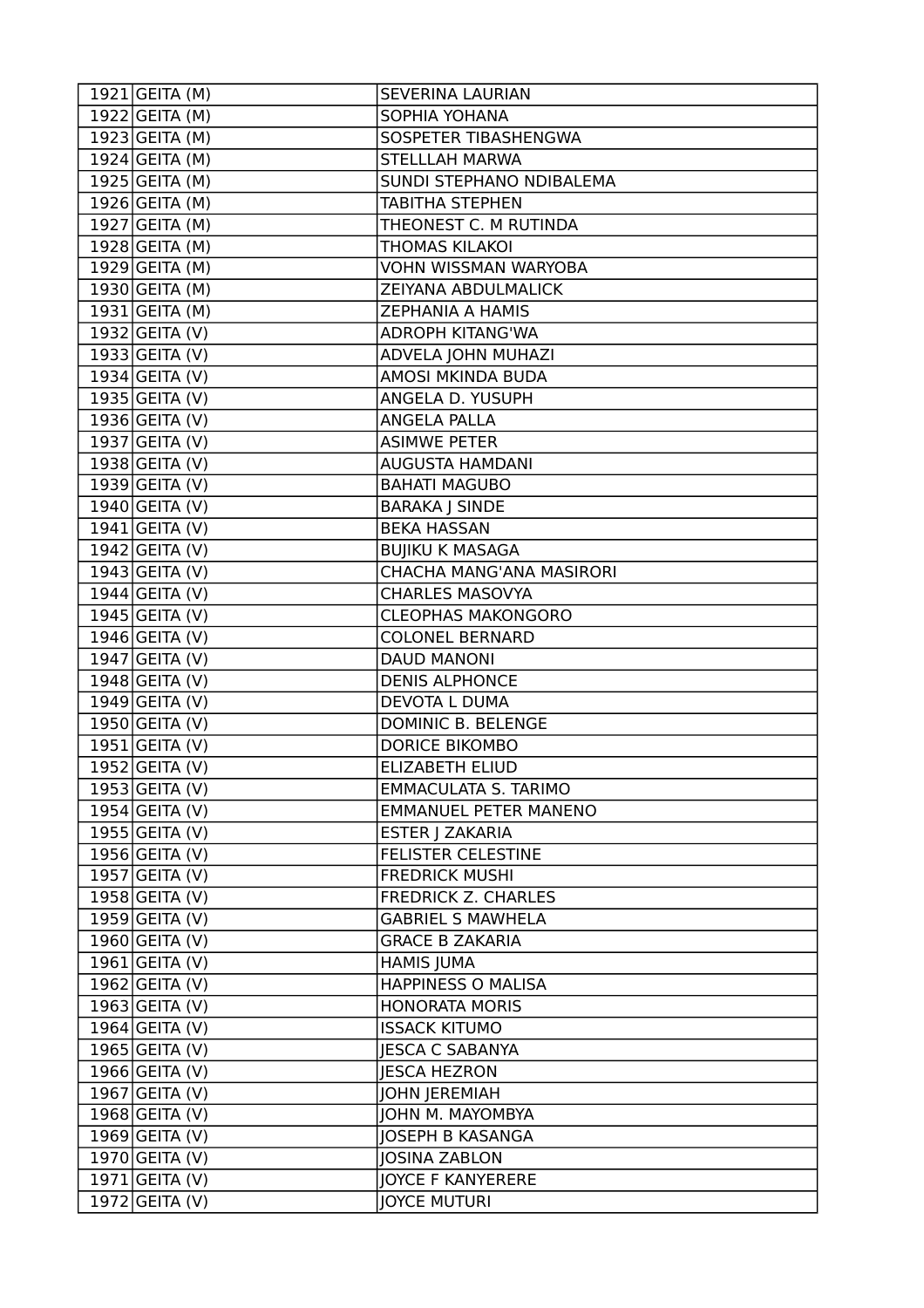| | | |
|---|---|---|
| 1921 | GEITA (M) | SEVERINA LAURIAN |
| 1922 | GEITA (M) | SOPHIA YOHANA |
| 1923 | GEITA (M) | SOSPETER TIBASHENGWA |
| 1924 | GEITA (M) | STELLLAH MARWA |
| 1925 | GEITA (M) | SUNDI STEPHANO NDIBALEMA |
| 1926 | GEITA (M) | TABITHA STEPHEN |
| 1927 | GEITA (M) | THEONEST C. M RUTINDA |
| 1928 | GEITA (M) | THOMAS KILAKOI |
| 1929 | GEITA (M) | VOHN WISSMAN WARYOBA |
| 1930 | GEITA (M) | ZEIYANA ABDULMALICK |
| 1931 | GEITA (M) | ZEPHANIA A HAMIS |
| 1932 | GEITA (V) | ADROPH KITANG'WA |
| 1933 | GEITA (V) | ADVELA JOHN MUHAZI |
| 1934 | GEITA (V) | AMOSI MKINDA BUDA |
| 1935 | GEITA (V) | ANGELA D. YUSUPH |
| 1936 | GEITA (V) | ANGELA PALLA |
| 1937 | GEITA (V) | ASIMWE PETER |
| 1938 | GEITA (V) | AUGUSTA HAMDANI |
| 1939 | GEITA (V) | BAHATI MAGUBO |
| 1940 | GEITA (V) | BARAKA J SINDE |
| 1941 | GEITA (V) | BEKA HASSAN |
| 1942 | GEITA (V) | BUJIKU K MASAGA |
| 1943 | GEITA (V) | CHACHA MANG'ANA MASIRORI |
| 1944 | GEITA (V) | CHARLES MASOVYA |
| 1945 | GEITA (V) | CLEOPHAS MAKONGORO |
| 1946 | GEITA (V) | COLONEL BERNARD |
| 1947 | GEITA (V) | DAUD MANONI |
| 1948 | GEITA (V) | DENIS ALPHONCE |
| 1949 | GEITA (V) | DEVOTA L DUMA |
| 1950 | GEITA (V) | DOMINIC B. BELENGE |
| 1951 | GEITA (V) | DORICE BIKOMBO |
| 1952 | GEITA (V) | ELIZABETH ELIUD |
| 1953 | GEITA (V) | EMMACULATA S. TARIMO |
| 1954 | GEITA (V) | EMMANUEL PETER MANENO |
| 1955 | GEITA (V) | ESTER J ZAKARIA |
| 1956 | GEITA (V) | FELISTER CELESTINE |
| 1957 | GEITA (V) | FREDRICK MUSHI |
| 1958 | GEITA (V) | FREDRICK Z. CHARLES |
| 1959 | GEITA (V) | GABRIEL S MAWHELA |
| 1960 | GEITA (V) | GRACE B ZAKARIA |
| 1961 | GEITA (V) | HAMIS JUMA |
| 1962 | GEITA (V) | HAPPINESS O MALISA |
| 1963 | GEITA (V) | HONORATA MORIS |
| 1964 | GEITA (V) | ISSACK KITUMO |
| 1965 | GEITA (V) | JESCA C SABANYA |
| 1966 | GEITA (V) | JESCA HEZRON |
| 1967 | GEITA (V) | JOHN JEREMIAH |
| 1968 | GEITA (V) | JOHN M. MAYOMBYA |
| 1969 | GEITA (V) | JOSEPH B KASANGA |
| 1970 | GEITA (V) | JOSINA ZABLON |
| 1971 | GEITA (V) | JOYCE F KANYERERE |
| 1972 | GEITA (V) | JOYCE MUTURI |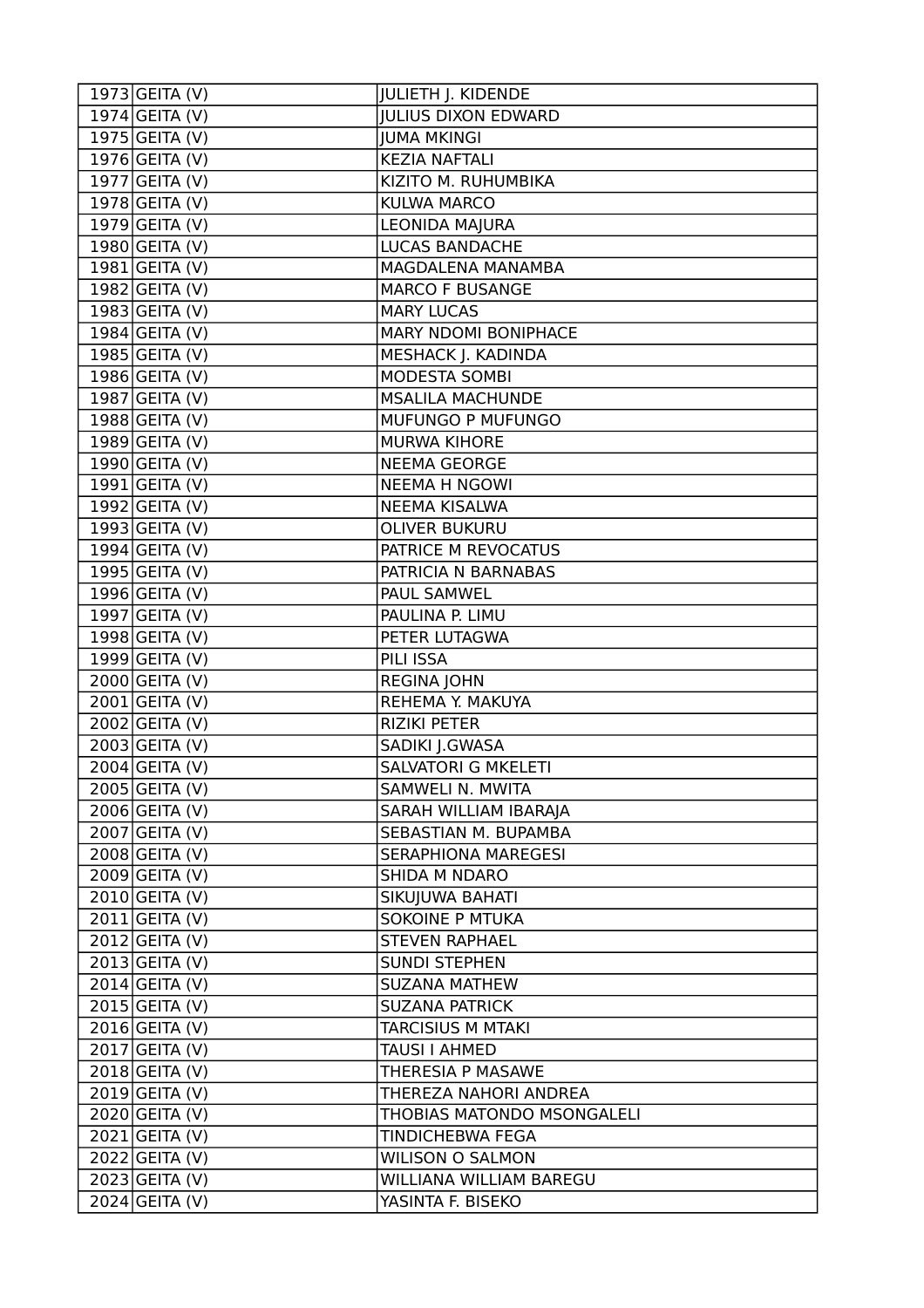| | | |
|---|---|---|
| 1973 | GEITA (V) | JULIETH J. KIDENDE |
| 1974 | GEITA (V) | JULIUS DIXON EDWARD |
| 1975 | GEITA (V) | JUMA MKINGI |
| 1976 | GEITA (V) | KEZIA NAFTALI |
| 1977 | GEITA (V) | KIZITO M. RUHUMBIKA |
| 1978 | GEITA (V) | KULWA MARCO |
| 1979 | GEITA (V) | LEONIDA MAJURA |
| 1980 | GEITA (V) | LUCAS BANDACHE |
| 1981 | GEITA (V) | MAGDALENA MANAMBA |
| 1982 | GEITA (V) | MARCO F BUSANGE |
| 1983 | GEITA (V) | MARY LUCAS |
| 1984 | GEITA (V) | MARY NDOMI BONIPHACE |
| 1985 | GEITA (V) | MESHACK J. KADINDA |
| 1986 | GEITA (V) | MODESTA SOMBI |
| 1987 | GEITA (V) | MSALILA MACHUNDE |
| 1988 | GEITA (V) | MUFUNGO P MUFUNGO |
| 1989 | GEITA (V) | MURWA KIHORE |
| 1990 | GEITA (V) | NEEMA GEORGE |
| 1991 | GEITA (V) | NEEMA H NGOWI |
| 1992 | GEITA (V) | NEEMA KISALWA |
| 1993 | GEITA (V) | OLIVER BUKURU |
| 1994 | GEITA (V) | PATRICE M REVOCATUS |
| 1995 | GEITA (V) | PATRICIA N BARNABAS |
| 1996 | GEITA (V) | PAUL SAMWEL |
| 1997 | GEITA (V) | PAULINA P. LIMU |
| 1998 | GEITA (V) | PETER LUTAGWA |
| 1999 | GEITA (V) | PILI ISSA |
| 2000 | GEITA (V) | REGINA JOHN |
| 2001 | GEITA (V) | REHEMA Y. MAKUYA |
| 2002 | GEITA (V) | RIZIKI PETER |
| 2003 | GEITA (V) | SADIKI J.GWASA |
| 2004 | GEITA (V) | SALVATORI G MKELETI |
| 2005 | GEITA (V) | SAMWELI N. MWITA |
| 2006 | GEITA (V) | SARAH WILLIAM IBARAJA |
| 2007 | GEITA (V) | SEBASTIAN M. BUPAMBA |
| 2008 | GEITA (V) | SERAPHIONA MAREGESI |
| 2009 | GEITA (V) | SHIDA M NDARO |
| 2010 | GEITA (V) | SIKUJUWA BAHATI |
| 2011 | GEITA (V) | SOKOINE P MTUKA |
| 2012 | GEITA (V) | STEVEN RAPHAEL |
| 2013 | GEITA (V) | SUNDI STEPHEN |
| 2014 | GEITA (V) | SUZANA MATHEW |
| 2015 | GEITA (V) | SUZANA PATRICK |
| 2016 | GEITA (V) | TARCISIUS M MTAKI |
| 2017 | GEITA (V) | TAUSI I AHMED |
| 2018 | GEITA (V) | THERESIA P MASAWE |
| 2019 | GEITA (V) | THEREZA NAHORI ANDREA |
| 2020 | GEITA (V) | THOBIAS MATONDO MSONGALELI |
| 2021 | GEITA (V) | TINDICHEBWA FEGA |
| 2022 | GEITA (V) | WILISON O SALMON |
| 2023 | GEITA (V) | WILLIANA WILLIAM BAREGU |
| 2024 | GEITA (V) | YASINTA F. BISEKO |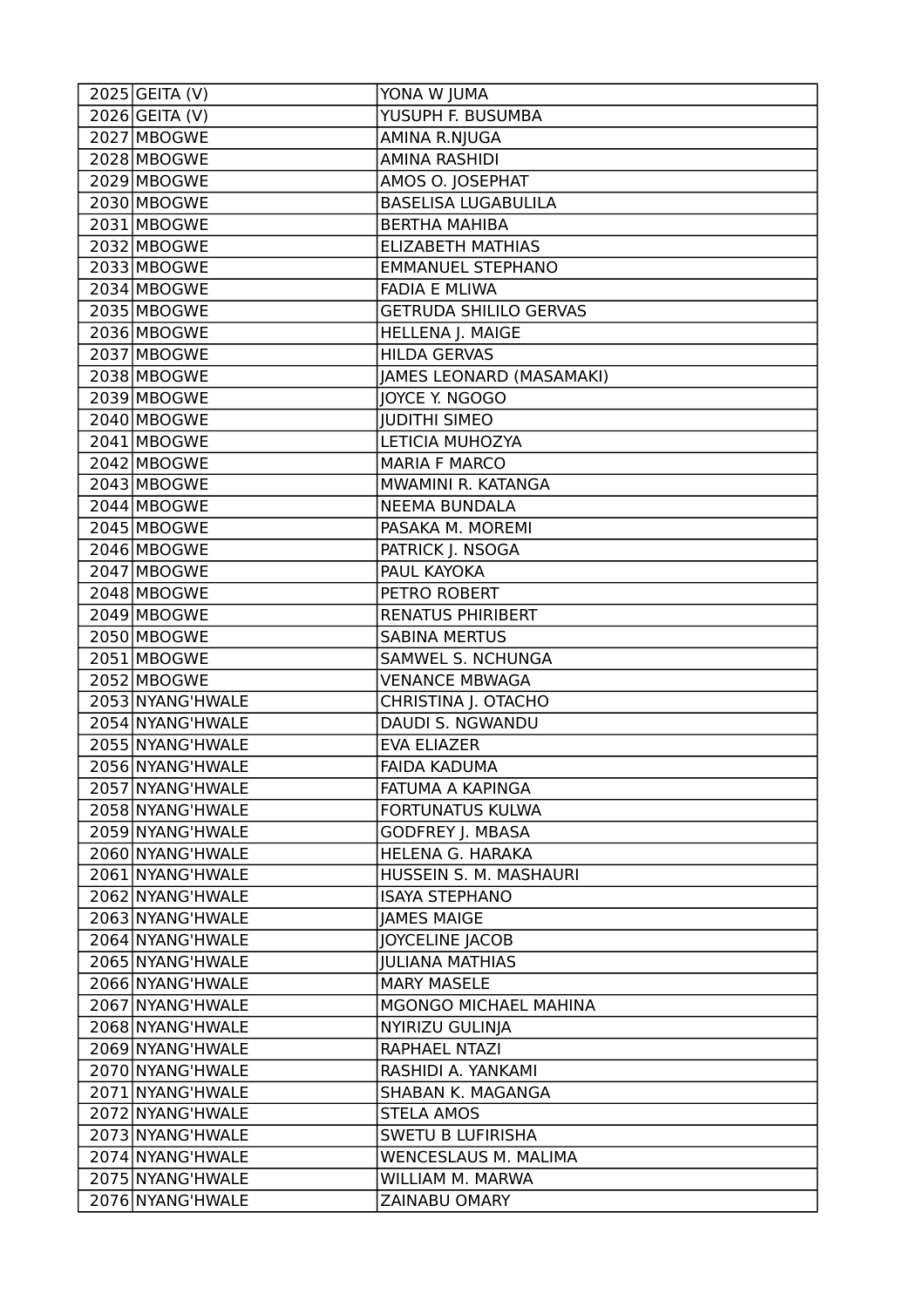| | | |
|---|---|---|
| 2025 | GEITA (V) | YONA W JUMA |
| 2026 | GEITA (V) | YUSUPH F. BUSUMBA |
| 2027 | MBOGWE | AMINA R.NJUGA |
| 2028 | MBOGWE | AMINA RASHIDI |
| 2029 | MBOGWE | AMOS O. JOSEPHAT |
| 2030 | MBOGWE | BASELISA LUGABULILA |
| 2031 | MBOGWE | BERTHA MAHIBA |
| 2032 | MBOGWE | ELIZABETH MATHIAS |
| 2033 | MBOGWE | EMMANUEL STEPHANO |
| 2034 | MBOGWE | FADIA E MLIWA |
| 2035 | MBOGWE | GETRUDA SHILILO GERVAS |
| 2036 | MBOGWE | HELLENA J. MAIGE |
| 2037 | MBOGWE | HILDA GERVAS |
| 2038 | MBOGWE | JAMES LEONARD (MASAMAKI) |
| 2039 | MBOGWE | JOYCE Y. NGOGO |
| 2040 | MBOGWE | JUDITHI SIMEO |
| 2041 | MBOGWE | LETICIA MUHOZYA |
| 2042 | MBOGWE | MARIA F MARCO |
| 2043 | MBOGWE | MWAMINI R. KATANGA |
| 2044 | MBOGWE | NEEMA BUNDALA |
| 2045 | MBOGWE | PASAKA M. MOREMI |
| 2046 | MBOGWE | PATRICK J. NSOGA |
| 2047 | MBOGWE | PAUL KAYOKA |
| 2048 | MBOGWE | PETRO ROBERT |
| 2049 | MBOGWE | RENATUS PHIRIBERT |
| 2050 | MBOGWE | SABINA MERTUS |
| 2051 | MBOGWE | SAMWEL S. NCHUNGA |
| 2052 | MBOGWE | VENANCE MBWAGA |
| 2053 | NYANG'HWALE | CHRISTINA J. OTACHO |
| 2054 | NYANG'HWALE | DAUDI S. NGWANDU |
| 2055 | NYANG'HWALE | EVA ELIAZER |
| 2056 | NYANG'HWALE | FAIDA KADUMA |
| 2057 | NYANG'HWALE | FATUMA A KAPINGA |
| 2058 | NYANG'HWALE | FORTUNATUS KULWA |
| 2059 | NYANG'HWALE | GODFREY J. MBASA |
| 2060 | NYANG'HWALE | HELENA G. HARAKA |
| 2061 | NYANG'HWALE | HUSSEIN S. M. MASHAURI |
| 2062 | NYANG'HWALE | ISAYA STEPHANO |
| 2063 | NYANG'HWALE | JAMES MAIGE |
| 2064 | NYANG'HWALE | JOYCELINE JACOB |
| 2065 | NYANG'HWALE | JULIANA MATHIAS |
| 2066 | NYANG'HWALE | MARY MASELE |
| 2067 | NYANG'HWALE | MGONGO MICHAEL MAHINA |
| 2068 | NYANG'HWALE | NYIRIZU GULINJA |
| 2069 | NYANG'HWALE | RAPHAEL NTAZI |
| 2070 | NYANG'HWALE | RASHIDI A. YANKAMI |
| 2071 | NYANG'HWALE | SHABAN K. MAGANGA |
| 2072 | NYANG'HWALE | STELA AMOS |
| 2073 | NYANG'HWALE | SWETU B LUFIRISHA |
| 2074 | NYANG'HWALE | WENCESLAUS M. MALIMA |
| 2075 | NYANG'HWALE | WILLIAM M. MARWA |
| 2076 | NYANG'HWALE | ZAINABU OMARY |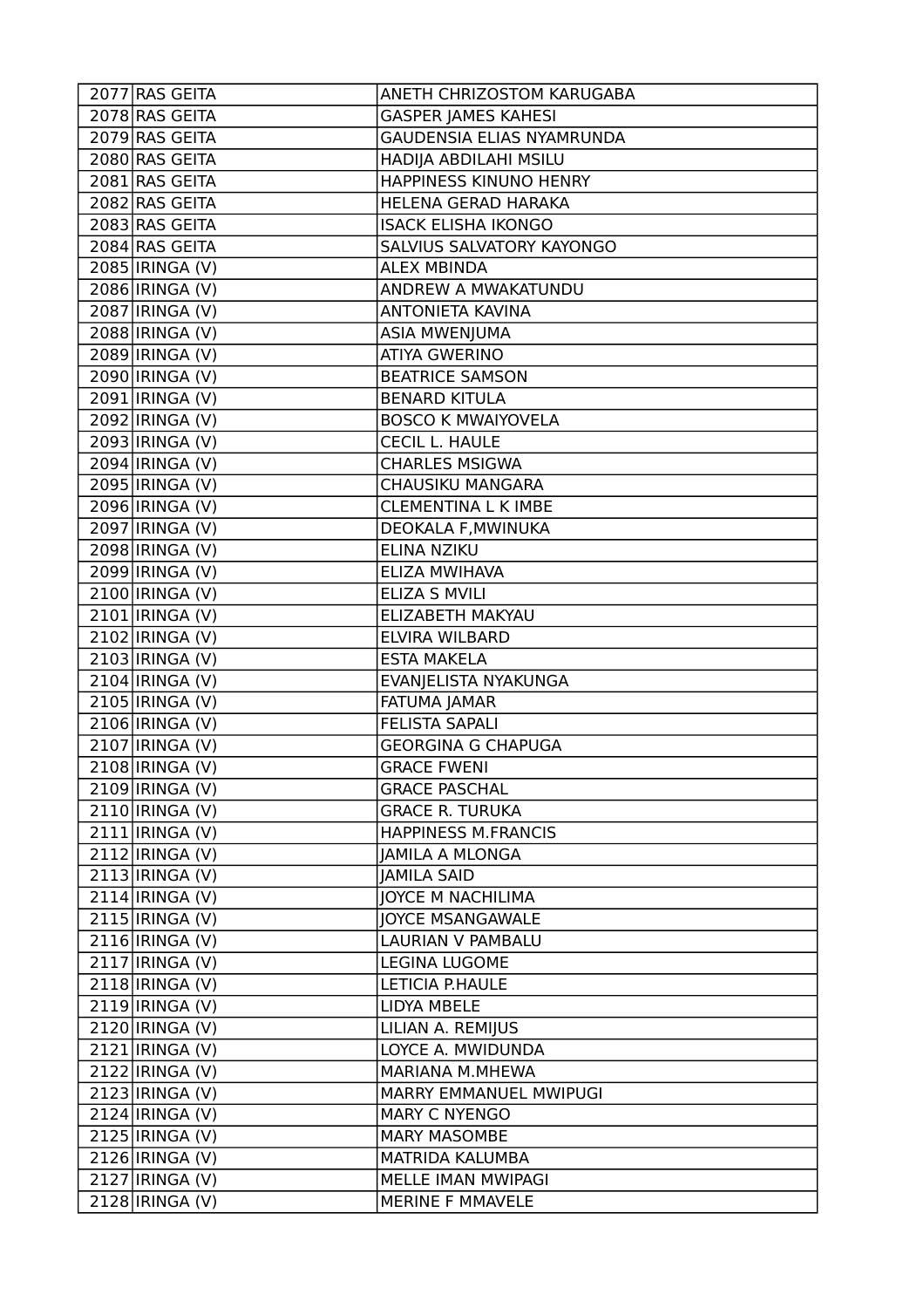| | | |
|---|---|---|
| 2077 | RAS GEITA | ANETH CHRIZOSTOM KARUGABA |
| 2078 | RAS GEITA | GASPER JAMES KAHESI |
| 2079 | RAS GEITA | GAUDENSIA ELIAS NYAMRUNDA |
| 2080 | RAS GEITA | HADIJA ABDILAHI MSILU |
| 2081 | RAS GEITA | HAPPINESS KINUNO HENRY |
| 2082 | RAS GEITA | HELENA GERAD HARAKA |
| 2083 | RAS GEITA | ISACK ELISHA IKONGO |
| 2084 | RAS GEITA | SALVIUS SALVATORY KAYONGO |
| 2085 | IRINGA (V) | ALEX MBINDA |
| 2086 | IRINGA (V) | ANDREW A MWAKATUNDU |
| 2087 | IRINGA (V) | ANTONIETA KAVINA |
| 2088 | IRINGA (V) | ASIA MWENJUMA |
| 2089 | IRINGA (V) | ATIYA GWERINO |
| 2090 | IRINGA (V) | BEATRICE SAMSON |
| 2091 | IRINGA (V) | BENARD KITULA |
| 2092 | IRINGA (V) | BOSCO K MWAIYOVELA |
| 2093 | IRINGA (V) | CECIL L. HAULE |
| 2094 | IRINGA (V) | CHARLES MSIGWA |
| 2095 | IRINGA (V) | CHAUSIKU MANGARA |
| 2096 | IRINGA (V) | CLEMENTINA L K IMBE |
| 2097 | IRINGA (V) | DEOKALA F,MWINUKA |
| 2098 | IRINGA (V) | ELINA NZIKU |
| 2099 | IRINGA (V) | ELIZA MWIHAVA |
| 2100 | IRINGA (V) | ELIZA S MVILI |
| 2101 | IRINGA (V) | ELIZABETH MAKYAU |
| 2102 | IRINGA (V) | ELVIRA WILBARD |
| 2103 | IRINGA (V) | ESTA MAKELA |
| 2104 | IRINGA (V) | EVANJELISTA NYAKUNGA |
| 2105 | IRINGA (V) | FATUMA JAMAR |
| 2106 | IRINGA (V) | FELISTA SAPALI |
| 2107 | IRINGA (V) | GEORGINA G CHAPUGA |
| 2108 | IRINGA (V) | GRACE FWENI |
| 2109 | IRINGA (V) | GRACE PASCHAL |
| 2110 | IRINGA (V) | GRACE R. TURUKA |
| 2111 | IRINGA (V) | HAPPINESS M.FRANCIS |
| 2112 | IRINGA (V) | JAMILA A MLONGA |
| 2113 | IRINGA (V) | JAMILA SAID |
| 2114 | IRINGA (V) | JOYCE M NACHILIMA |
| 2115 | IRINGA (V) | JOYCE MSANGAWALE |
| 2116 | IRINGA (V) | LAURIAN V PAMBALU |
| 2117 | IRINGA (V) | LEGINA LUGOME |
| 2118 | IRINGA (V) | LETICIA P.HAULE |
| 2119 | IRINGA (V) | LIDYA MBELE |
| 2120 | IRINGA (V) | LILIAN A. REMIJUS |
| 2121 | IRINGA (V) | LOYCE A. MWIDUNDA |
| 2122 | IRINGA (V) | MARIANA M.MHEWA |
| 2123 | IRINGA (V) | MARRY EMMANUEL MWIPUGI |
| 2124 | IRINGA (V) | MARY C NYENGO |
| 2125 | IRINGA (V) | MARY MASOMBE |
| 2126 | IRINGA (V) | MATRIDA KALUMBA |
| 2127 | IRINGA (V) | MELLE IMAN MWIPAGI |
| 2128 | IRINGA (V) | MERINE F MMAVELE |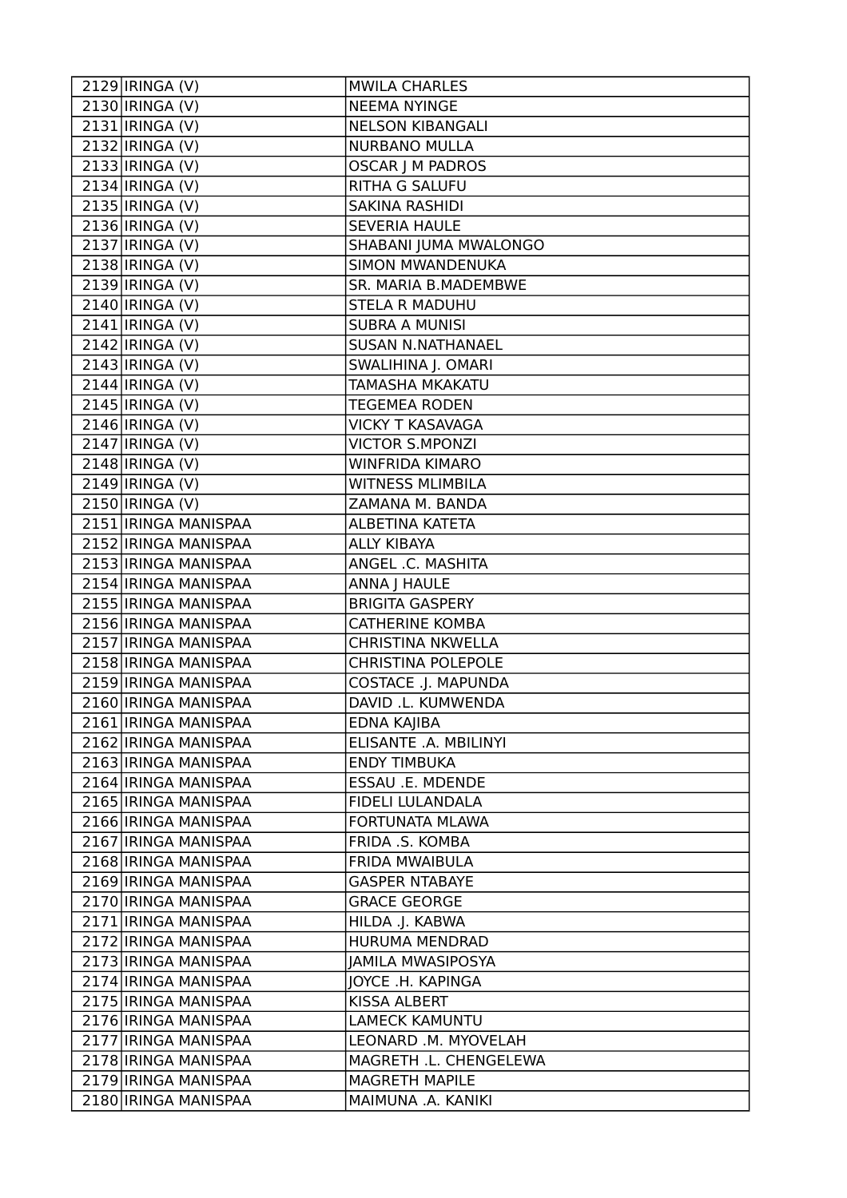| | | |
|---|---|---|
| 2129 | IRINGA (V) | MWILA CHARLES |
| 2130 | IRINGA (V) | NEEMA NYINGE |
| 2131 | IRINGA (V) | NELSON KIBANGALI |
| 2132 | IRINGA (V) | NURBANO MULLA |
| 2133 | IRINGA (V) | OSCAR J M PADROS |
| 2134 | IRINGA (V) | RITHA G SALUFU |
| 2135 | IRINGA (V) | SAKINA RASHIDI |
| 2136 | IRINGA (V) | SEVERIA HAULE |
| 2137 | IRINGA (V) | SHABANI JUMA MWALONGO |
| 2138 | IRINGA (V) | SIMON MWANDENUKA |
| 2139 | IRINGA (V) | SR. MARIA B.MADEMBWE |
| 2140 | IRINGA (V) | STELA R MADUHU |
| 2141 | IRINGA (V) | SUBRA A MUNISI |
| 2142 | IRINGA (V) | SUSAN N.NATHANAEL |
| 2143 | IRINGA (V) | SWALIHINA J. OMARI |
| 2144 | IRINGA (V) | TAMASHA MKAKATU |
| 2145 | IRINGA (V) | TEGEMEA RODEN |
| 2146 | IRINGA (V) | VICKY T KASAVAGA |
| 2147 | IRINGA (V) | VICTOR S.MPONZI |
| 2148 | IRINGA (V) | WINFRIDA KIMARO |
| 2149 | IRINGA (V) | WITNESS MLIMBILA |
| 2150 | IRINGA (V) | ZAMANA M. BANDA |
| 2151 | IRINGA MANISPAA | ALBETINA KATETA |
| 2152 | IRINGA MANISPAA | ALLY KIBAYA |
| 2153 | IRINGA MANISPAA | ANGEL .C. MASHITA |
| 2154 | IRINGA MANISPAA | ANNA J HAULE |
| 2155 | IRINGA MANISPAA | BRIGITA GASPERY |
| 2156 | IRINGA MANISPAA | CATHERINE KOMBA |
| 2157 | IRINGA MANISPAA | CHRISTINA NKWELLA |
| 2158 | IRINGA MANISPAA | CHRISTINA POLEPOLE |
| 2159 | IRINGA MANISPAA | COSTACE .J. MAPUNDA |
| 2160 | IRINGA MANISPAA | DAVID .L. KUMWENDA |
| 2161 | IRINGA MANISPAA | EDNA KAJIBA |
| 2162 | IRINGA MANISPAA | ELISANTE .A. MBILINYI |
| 2163 | IRINGA MANISPAA | ENDY TIMBUKA |
| 2164 | IRINGA MANISPAA | ESSAU .E. MDENDE |
| 2165 | IRINGA MANISPAA | FIDELI LULANDALA |
| 2166 | IRINGA MANISPAA | FORTUNATA MLAWA |
| 2167 | IRINGA MANISPAA | FRIDA .S. KOMBA |
| 2168 | IRINGA MANISPAA | FRIDA MWAIBULA |
| 2169 | IRINGA MANISPAA | GASPER NTABAYE |
| 2170 | IRINGA MANISPAA | GRACE GEORGE |
| 2171 | IRINGA MANISPAA | HILDA .J. KABWA |
| 2172 | IRINGA MANISPAA | HURUMA MENDRAD |
| 2173 | IRINGA MANISPAA | JAMILA MWASIPOSYA |
| 2174 | IRINGA MANISPAA | JOYCE .H. KAPINGA |
| 2175 | IRINGA MANISPAA | KISSA ALBERT |
| 2176 | IRINGA MANISPAA | LAMECK KAMUNTU |
| 2177 | IRINGA MANISPAA | LEONARD .M. MYOVELAH |
| 2178 | IRINGA MANISPAA | MAGRETH .L. CHENGELEWA |
| 2179 | IRINGA MANISPAA | MAGRETH MAPILE |
| 2180 | IRINGA MANISPAA | MAIMUNA .A. KANIKI |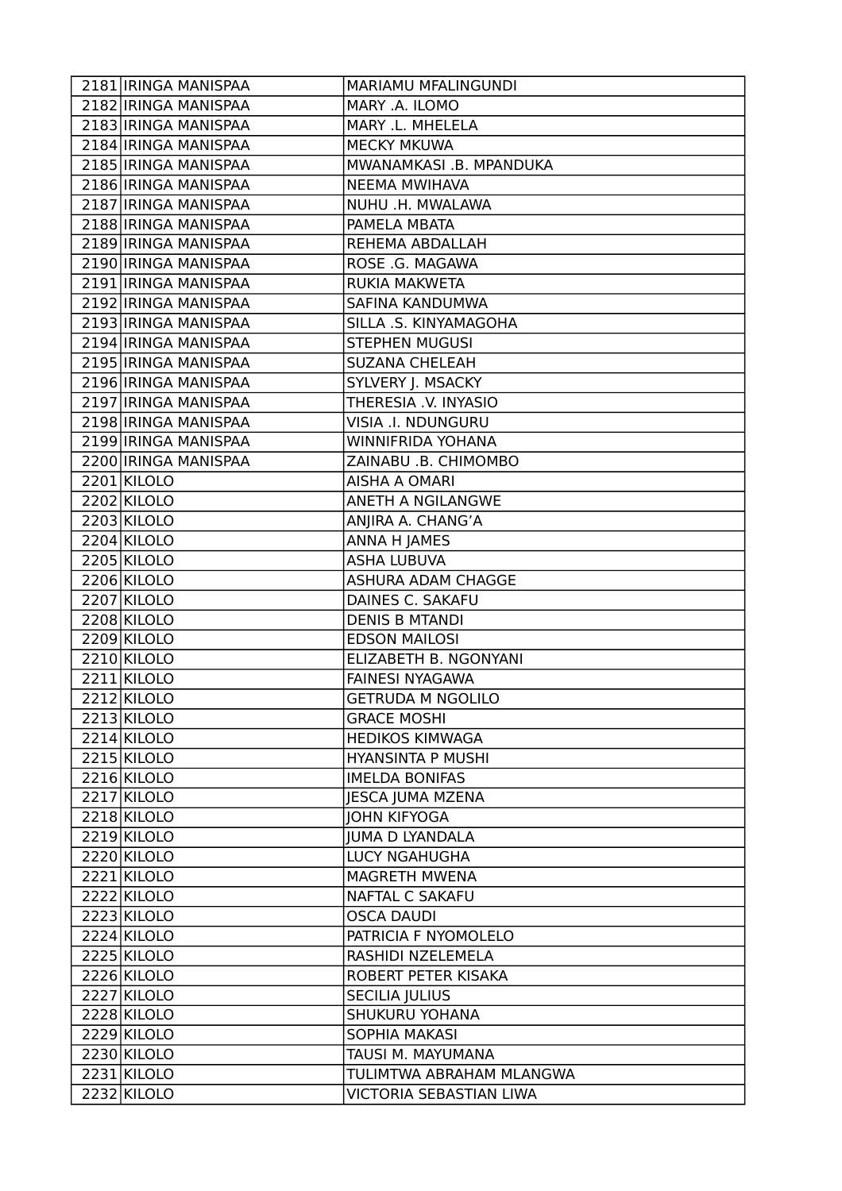| | | |
|---|---|---|
| 2181 | IRINGA MANISPAA | MARIAMU MFALINGUNDI |
| 2182 | IRINGA MANISPAA | MARY .A. ILOMO |
| 2183 | IRINGA MANISPAA | MARY .L. MHELELA |
| 2184 | IRINGA MANISPAA | MECKY MKUWA |
| 2185 | IRINGA MANISPAA | MWANAMKASI .B. MPANDUKA |
| 2186 | IRINGA MANISPAA | NEEMA MWIHAVA |
| 2187 | IRINGA MANISPAA | NUHU .H. MWALAWA |
| 2188 | IRINGA MANISPAA | PAMELA MBATA |
| 2189 | IRINGA MANISPAA | REHEMA ABDALLAH |
| 2190 | IRINGA MANISPAA | ROSE .G. MAGAWA |
| 2191 | IRINGA MANISPAA | RUKIA MAKWETA |
| 2192 | IRINGA MANISPAA | SAFINA KANDUMWA |
| 2193 | IRINGA MANISPAA | SILLA .S. KINYAMAGOHA |
| 2194 | IRINGA MANISPAA | STEPHEN MUGUSI |
| 2195 | IRINGA MANISPAA | SUZANA CHELEAH |
| 2196 | IRINGA MANISPAA | SYLVERY J. MSACKY |
| 2197 | IRINGA MANISPAA | THERESIA .V. INYASIO |
| 2198 | IRINGA MANISPAA | VISIA .I. NDUNGURU |
| 2199 | IRINGA MANISPAA | WINNIFRIDA YOHANA |
| 2200 | IRINGA MANISPAA | ZAINABU .B. CHIMOMBO |
| 2201 | KILOLO | AISHA A OMARI |
| 2202 | KILOLO | ANETH A NGILANGWE |
| 2203 | KILOLO | ANJIRA A. CHANG'A |
| 2204 | KILOLO | ANNA H JAMES |
| 2205 | KILOLO | ASHA LUBUVA |
| 2206 | KILOLO | ASHURA ADAM CHAGGE |
| 2207 | KILOLO | DAINES C. SAKAFU |
| 2208 | KILOLO | DENIS B MTANDI |
| 2209 | KILOLO | EDSON MAILOSI |
| 2210 | KILOLO | ELIZABETH B. NGONYANI |
| 2211 | KILOLO | FAINESI NYAGAWA |
| 2212 | KILOLO | GETRUDA M NGOLILO |
| 2213 | KILOLO | GRACE MOSHI |
| 2214 | KILOLO | HEDIKOS KIMWAGA |
| 2215 | KILOLO | HYANSINTA P MUSHI |
| 2216 | KILOLO | IMELDA BONIFAS |
| 2217 | KILOLO | JESCA JUMA MZENA |
| 2218 | KILOLO | JOHN KIFYOGA |
| 2219 | KILOLO | JUMA D LYANDALA |
| 2220 | KILOLO | LUCY NGAHUGHA |
| 2221 | KILOLO | MAGRETH MWENA |
| 2222 | KILOLO | NAFTAL C SAKAFU |
| 2223 | KILOLO | OSCA DAUDI |
| 2224 | KILOLO | PATRICIA F NYOMOLELO |
| 2225 | KILOLO | RASHIDI NZELEMELA |
| 2226 | KILOLO | ROBERT PETER KISAKA |
| 2227 | KILOLO | SECILIA JULIUS |
| 2228 | KILOLO | SHUKURU YOHANA |
| 2229 | KILOLO | SOPHIA MAKASI |
| 2230 | KILOLO | TAUSI M. MAYUMANA |
| 2231 | KILOLO | TULIMTWA ABRAHAM MLANGWA |
| 2232 | KILOLO | VICTORIA SEBASTIAN LIWA |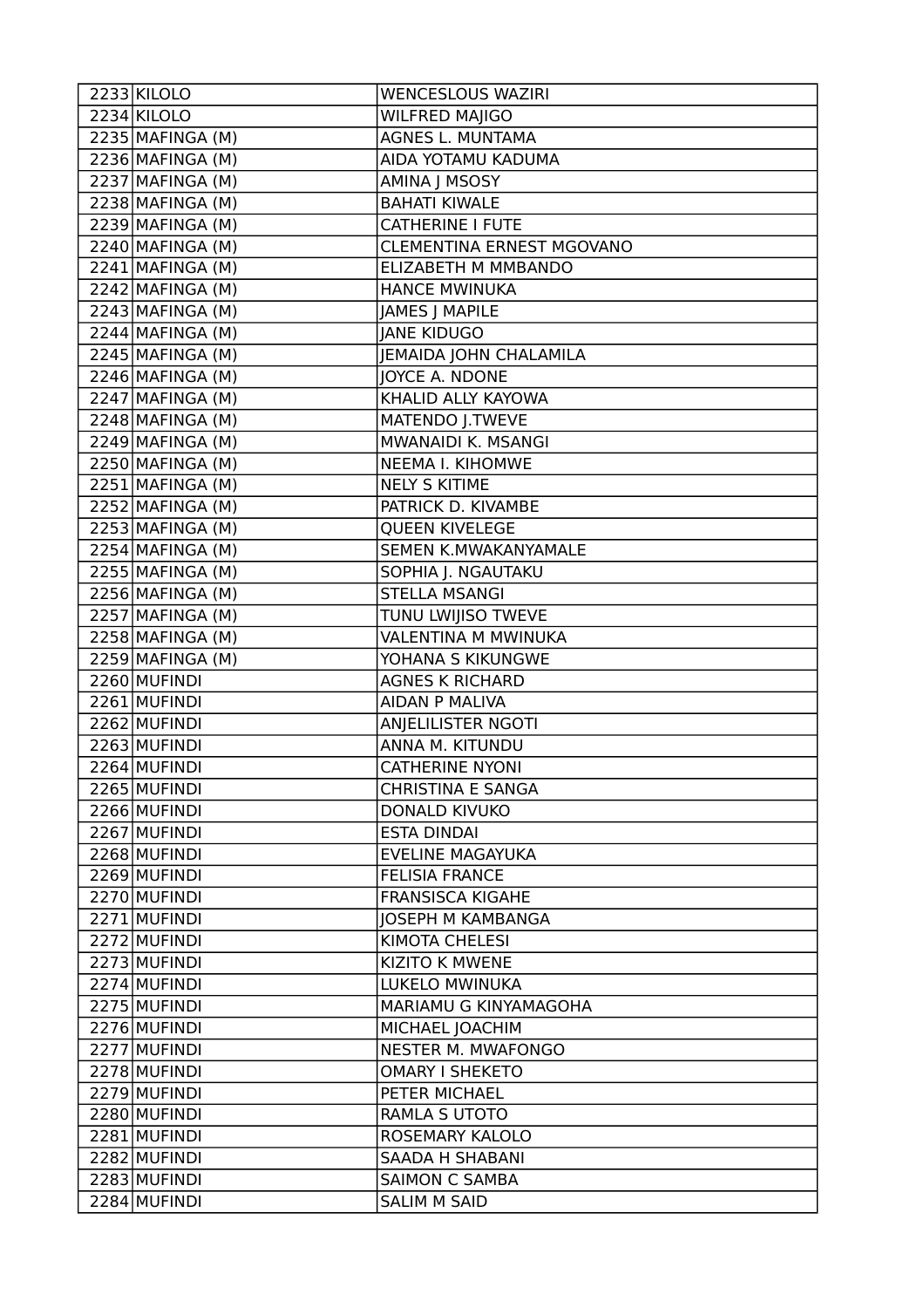| | | |
|---|---|---|
| 2233 | KILOLO | WENCESLOUS WAZIRI |
| 2234 | KILOLO | WILFRED MAJIGO |
| 2235 | MAFINGA (M) | AGNES L. MUNTAMA |
| 2236 | MAFINGA (M) | AIDA YOTAMU KADUMA |
| 2237 | MAFINGA (M) | AMINA J MSOSY |
| 2238 | MAFINGA (M) | BAHATI KIWALE |
| 2239 | MAFINGA (M) | CATHERINE I FUTE |
| 2240 | MAFINGA (M) | CLEMENTINA ERNEST MGOVANO |
| 2241 | MAFINGA (M) | ELIZABETH M MMBANDO |
| 2242 | MAFINGA (M) | HANCE MWINUKA |
| 2243 | MAFINGA (M) | JAMES J MAPILE |
| 2244 | MAFINGA (M) | JANE KIDUGO |
| 2245 | MAFINGA (M) | JEMAIDA JOHN CHALAMILA |
| 2246 | MAFINGA (M) | JOYCE A. NDONE |
| 2247 | MAFINGA (M) | KHALID ALLY KAYOWA |
| 2248 | MAFINGA (M) | MATENDO J.TWEVE |
| 2249 | MAFINGA (M) | MWANAIDI K. MSANGI |
| 2250 | MAFINGA (M) | NEEMA I. KIHOMWE |
| 2251 | MAFINGA (M) | NELY S KITIME |
| 2252 | MAFINGA (M) | PATRICK D. KIVAMBE |
| 2253 | MAFINGA (M) | QUEEN KIVELEGE |
| 2254 | MAFINGA (M) | SEMEN K.MWAKANYAMALE |
| 2255 | MAFINGA (M) | SOPHIA J. NGAUTAKU |
| 2256 | MAFINGA (M) | STELLA MSANGI |
| 2257 | MAFINGA (M) | TUNU LWIJISO TWEVE |
| 2258 | MAFINGA (M) | VALENTINA M MWINUKA |
| 2259 | MAFINGA (M) | YOHANA S KIKUNGWE |
| 2260 | MUFINDI | AGNES K RICHARD |
| 2261 | MUFINDI | AIDAN P MALIVA |
| 2262 | MUFINDI | ANJELILISTER NGOTI |
| 2263 | MUFINDI | ANNA M. KITUNDU |
| 2264 | MUFINDI | CATHERINE NYONI |
| 2265 | MUFINDI | CHRISTINA E SANGA |
| 2266 | MUFINDI | DONALD KIVUKO |
| 2267 | MUFINDI | ESTA DINDAI |
| 2268 | MUFINDI | EVELINE MAGAYUKA |
| 2269 | MUFINDI | FELISIA FRANCE |
| 2270 | MUFINDI | FRANSISCA KIGAHE |
| 2271 | MUFINDI | JOSEPH M KAMBANGA |
| 2272 | MUFINDI | KIMOTA CHELESI |
| 2273 | MUFINDI | KIZITO K MWENE |
| 2274 | MUFINDI | LUKELO MWINUKA |
| 2275 | MUFINDI | MARIAMU G KINYAMAGOHA |
| 2276 | MUFINDI | MICHAEL JOACHIM |
| 2277 | MUFINDI | NESTER M. MWAFONGO |
| 2278 | MUFINDI | OMARY I SHEKETO |
| 2279 | MUFINDI | PETER MICHAEL |
| 2280 | MUFINDI | RAMLA S UTOTO |
| 2281 | MUFINDI | ROSEMARY KALOLO |
| 2282 | MUFINDI | SAADA H SHABANI |
| 2283 | MUFINDI | SAIMON C SAMBA |
| 2284 | MUFINDI | SALIM M SAID |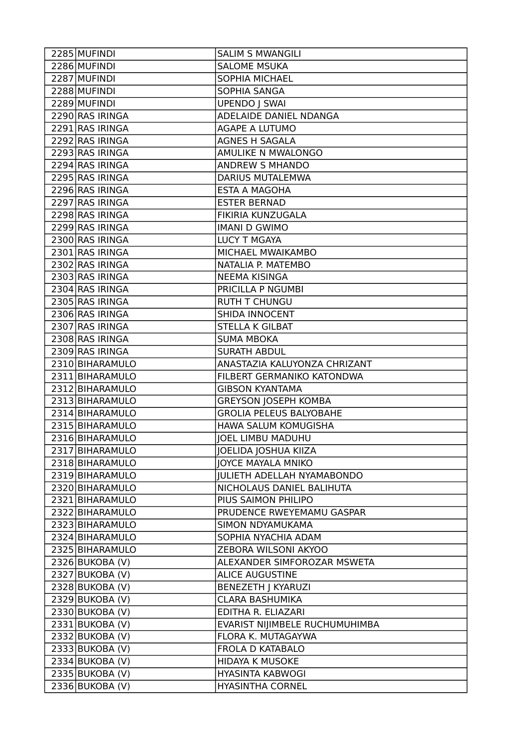| | | |
|---|---|---|
| 2285 | MUFINDI | SALIM S MWANGILI |
| 2286 | MUFINDI | SALOME MSUKA |
| 2287 | MUFINDI | SOPHIA MICHAEL |
| 2288 | MUFINDI | SOPHIA SANGA |
| 2289 | MUFINDI | UPENDO J SWAI |
| 2290 | RAS IRINGA | ADELAIDE DANIEL NDANGA |
| 2291 | RAS IRINGA | AGAPE A LUTUMO |
| 2292 | RAS IRINGA | AGNES H SAGALA |
| 2293 | RAS IRINGA | AMULIKE N MWALONGO |
| 2294 | RAS IRINGA | ANDREW S MHANDO |
| 2295 | RAS IRINGA | DARIUS MUTALEMWA |
| 2296 | RAS IRINGA | ESTA A MAGOHA |
| 2297 | RAS IRINGA | ESTER BERNAD |
| 2298 | RAS IRINGA | FIKIRIA KUNZUGALA |
| 2299 | RAS IRINGA | IMANI D GWIMO |
| 2300 | RAS IRINGA | LUCY T MGAYA |
| 2301 | RAS IRINGA | MICHAEL MWAIKAMBO |
| 2302 | RAS IRINGA | NATALIA P. MATEMBO |
| 2303 | RAS IRINGA | NEEMA KISINGA |
| 2304 | RAS IRINGA | PRICILLA P NGUMBI |
| 2305 | RAS IRINGA | RUTH T CHUNGU |
| 2306 | RAS IRINGA | SHIDA INNOCENT |
| 2307 | RAS IRINGA | STELLA K GILBAT |
| 2308 | RAS IRINGA | SUMA MBOKA |
| 2309 | RAS IRINGA | SURATH ABDUL |
| 2310 | BIHARAMULO | ANASTAZIA KALUYONZA CHRIZANT |
| 2311 | BIHARAMULO | FILBERT GERMANIKO KATONDWA |
| 2312 | BIHARAMULO | GIBSON KYANTAMA |
| 2313 | BIHARAMULO | GREYSON JOSEPH KOMBA |
| 2314 | BIHARAMULO | GROLIA PELEUS BALYOBAHE |
| 2315 | BIHARAMULO | HAWA SALUM KOMUGISHA |
| 2316 | BIHARAMULO | JOEL LIMBU MADUHU |
| 2317 | BIHARAMULO | JOELIDA JOSHUA KIIZA |
| 2318 | BIHARAMULO | JOYCE MAYALA MNIKO |
| 2319 | BIHARAMULO | JULIETH ADELLAH NYAMABONDO |
| 2320 | BIHARAMULO | NICHOLAUS DANIEL BALIHUTA |
| 2321 | BIHARAMULO | PIUS SAIMON PHILIPO |
| 2322 | BIHARAMULO | PRUDENCE RWEYEMAMU GASPAR |
| 2323 | BIHARAMULO | SIMON NDYAMUKAMA |
| 2324 | BIHARAMULO | SOPHIA NYACHIA ADAM |
| 2325 | BIHARAMULO | ZEBORA WILSONI AKYOO |
| 2326 | BUKOBA (V) | ALEXANDER SIMFOROZAR MSWETA |
| 2327 | BUKOBA (V) | ALICE AUGUSTINE |
| 2328 | BUKOBA (V) | BENEZETH J KYARUZI |
| 2329 | BUKOBA (V) | CLARA BASHUMIKA |
| 2330 | BUKOBA (V) | EDITHA R. ELIAZARI |
| 2331 | BUKOBA (V) | EVARIST NIJIMBELE RUCHUMUHIMBA |
| 2332 | BUKOBA (V) | FLORA K. MUTAGAYWA |
| 2333 | BUKOBA (V) | FROLA D KATABALO |
| 2334 | BUKOBA (V) | HIDAYA K MUSOKE |
| 2335 | BUKOBA (V) | HYASINTA KABWOGI |
| 2336 | BUKOBA (V) | HYASINTHA CORNEL |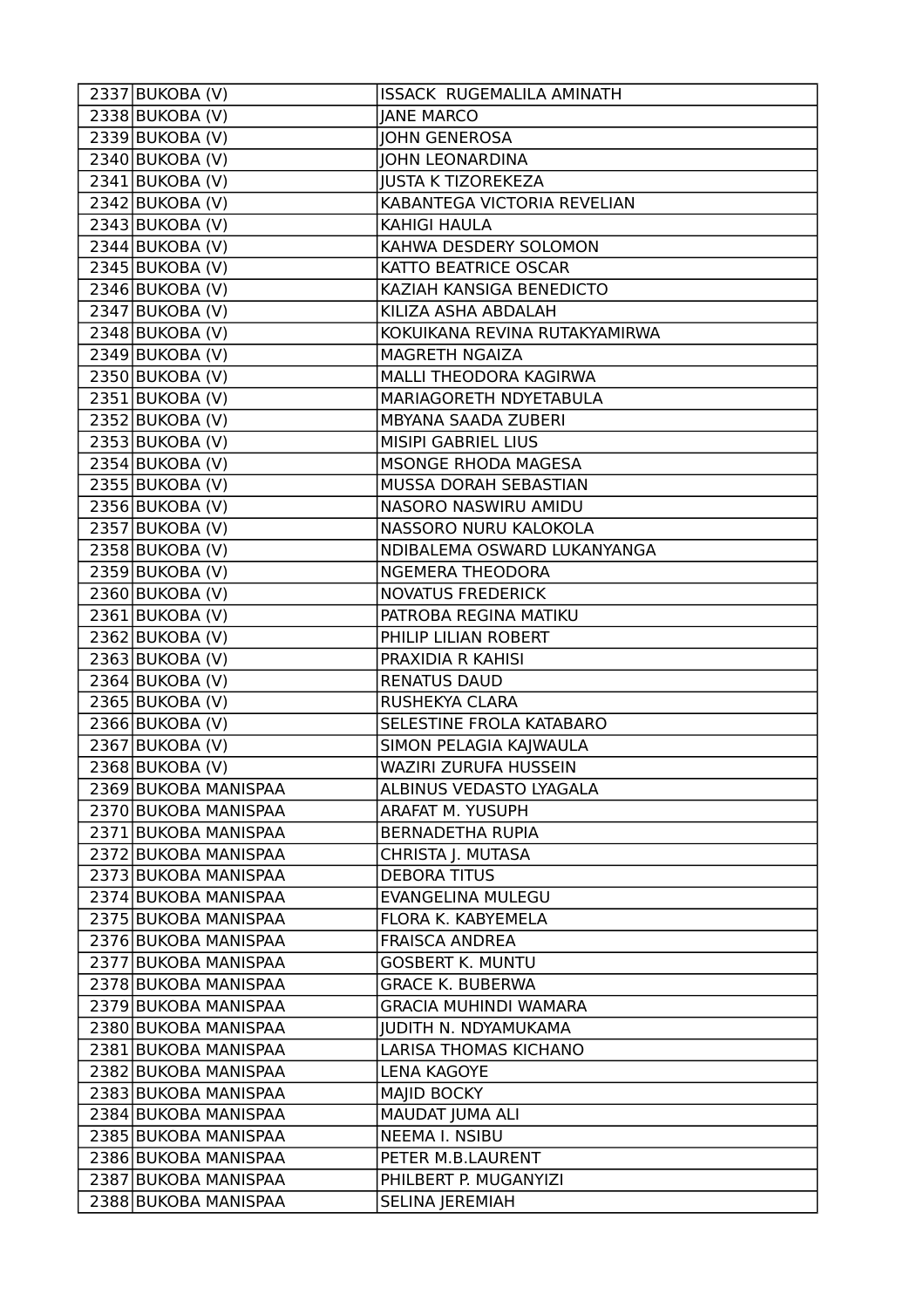| | | |
|---|---|---|
| 2337 | BUKOBA (V) | ISSACK RUGEMALILA AMINATH |
| 2338 | BUKOBA (V) | JANE MARCO |
| 2339 | BUKOBA (V) | JOHN GENEROSA |
| 2340 | BUKOBA (V) | JOHN LEONARDINA |
| 2341 | BUKOBA (V) | JUSTA K TIZOREKEZA |
| 2342 | BUKOBA (V) | KABANTEGA VICTORIA REVELIAN |
| 2343 | BUKOBA (V) | KAHIGI HAULA |
| 2344 | BUKOBA (V) | KAHWA DESDERY SOLOMON |
| 2345 | BUKOBA (V) | KATTO BEATRICE OSCAR |
| 2346 | BUKOBA (V) | KAZIAH KANSIGA BENEDICTO |
| 2347 | BUKOBA (V) | KILIZA ASHA ABDALAH |
| 2348 | BUKOBA (V) | KOKUIKANA REVINA RUTAKYAMIRWA |
| 2349 | BUKOBA (V) | MAGRETH NGAIZA |
| 2350 | BUKOBA (V) | MALLI THEODORA KAGIRWA |
| 2351 | BUKOBA (V) | MARIAGORETH NDYETABULA |
| 2352 | BUKOBA (V) | MBYANA SAADA ZUBERI |
| 2353 | BUKOBA (V) | MISIPI GABRIEL LIUS |
| 2354 | BUKOBA (V) | MSONGE RHODA MAGESA |
| 2355 | BUKOBA (V) | MUSSA DORAH SEBASTIAN |
| 2356 | BUKOBA (V) | NASORO NASWIRU AMIDU |
| 2357 | BUKOBA (V) | NASSORO NURU KALOKOLA |
| 2358 | BUKOBA (V) | NDIBALEMA OSWARD LUKANYANGA |
| 2359 | BUKOBA (V) | NGEMERA THEODORA |
| 2360 | BUKOBA (V) | NOVATUS FREDERICK |
| 2361 | BUKOBA (V) | PATROBA REGINA MATIKU |
| 2362 | BUKOBA (V) | PHILIP LILIAN ROBERT |
| 2363 | BUKOBA (V) | PRAXIDIA R KAHISI |
| 2364 | BUKOBA (V) | RENATUS DAUD |
| 2365 | BUKOBA (V) | RUSHEKYA CLARA |
| 2366 | BUKOBA (V) | SELESTINE FROLA KATABARO |
| 2367 | BUKOBA (V) | SIMON PELAGIA KAJWAULA |
| 2368 | BUKOBA (V) | WAZIRI ZURUFA HUSSEIN |
| 2369 | BUKOBA MANISPAA | ALBINUS VEDASTO LYAGALA |
| 2370 | BUKOBA MANISPAA | ARAFAT M. YUSUPH |
| 2371 | BUKOBA MANISPAA | BERNADETHA RUPIA |
| 2372 | BUKOBA MANISPAA | CHRISTA J. MUTASA |
| 2373 | BUKOBA MANISPAA | DEBORA TITUS |
| 2374 | BUKOBA MANISPAA | EVANGELINA MULEGU |
| 2375 | BUKOBA MANISPAA | FLORA K. KABYEMELA |
| 2376 | BUKOBA MANISPAA | FRAISCA ANDREA |
| 2377 | BUKOBA MANISPAA | GOSBERT K. MUNTU |
| 2378 | BUKOBA MANISPAA | GRACE K. BUBERWA |
| 2379 | BUKOBA MANISPAA | GRACIA MUHINDI WAMARA |
| 2380 | BUKOBA MANISPAA | JUDITH N. NDYAMUKAMA |
| 2381 | BUKOBA MANISPAA | LARISA THOMAS KICHANO |
| 2382 | BUKOBA MANISPAA | LENA KAGOYE |
| 2383 | BUKOBA MANISPAA | MAJID BOCKY |
| 2384 | BUKOBA MANISPAA | MAUDAT JUMA ALI |
| 2385 | BUKOBA MANISPAA | NEEMA I. NSIBU |
| 2386 | BUKOBA MANISPAA | PETER M.B.LAURENT |
| 2387 | BUKOBA MANISPAA | PHILBERT P. MUGANYIZI |
| 2388 | BUKOBA MANISPAA | SELINA JEREMIAH |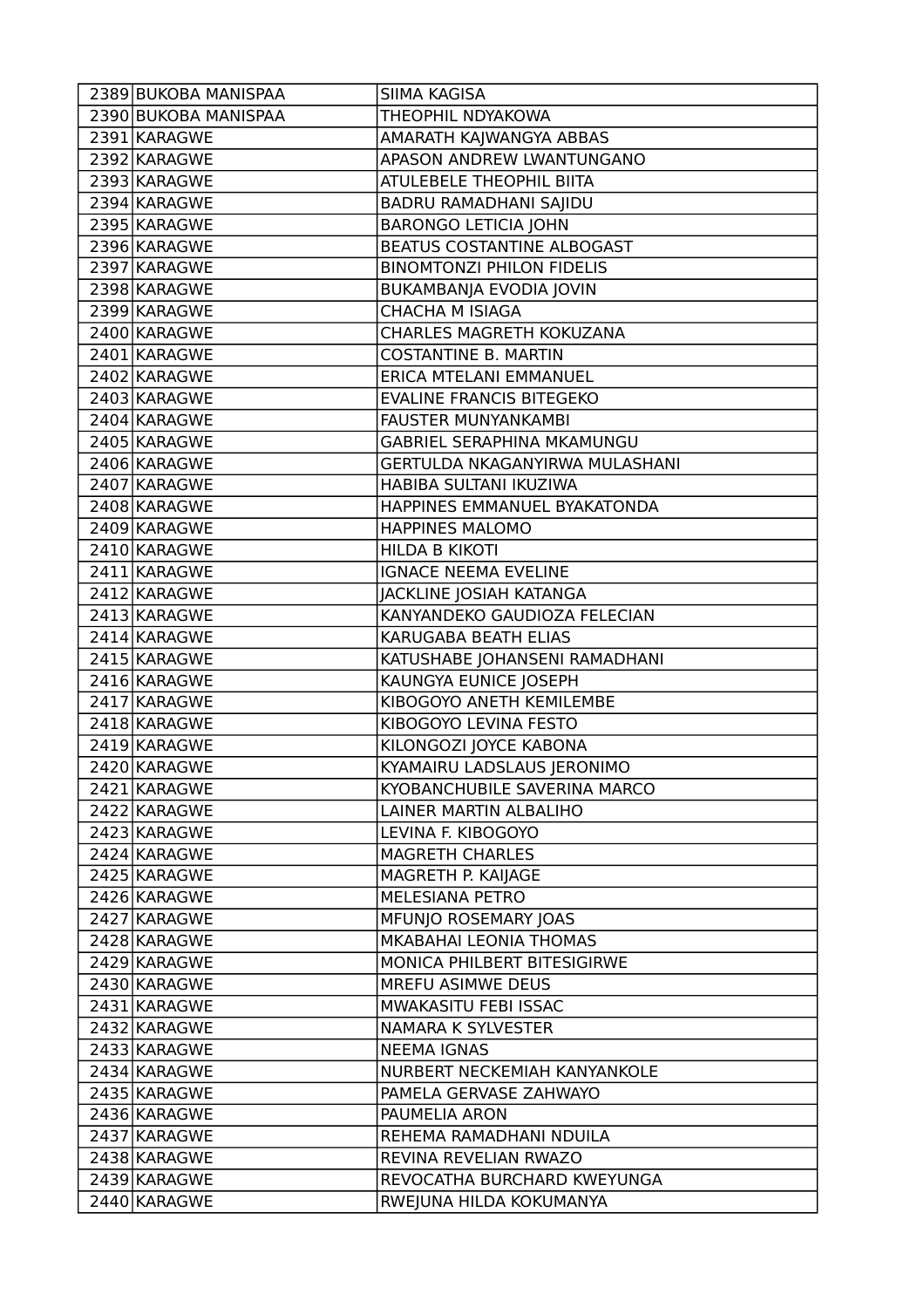| | | |
|---|---|---|
| 2389 | BUKOBA MANISPAA | SIIMA KAGISA |
| 2390 | BUKOBA MANISPAA | THEOPHIL NDYAKOWA |
| 2391 | KARAGWE | AMARATH KAJWANGYA ABBAS |
| 2392 | KARAGWE | APASON ANDREW LWANTUNGANO |
| 2393 | KARAGWE | ATULEBELE THEOPHIL BIITA |
| 2394 | KARAGWE | BADRU RAMADHANI SAJIDU |
| 2395 | KARAGWE | BARONGO LETICIA JOHN |
| 2396 | KARAGWE | BEATUS COSTANTINE ALBOGAST |
| 2397 | KARAGWE | BINOMTONZI PHILON FIDELIS |
| 2398 | KARAGWE | BUKAMBANJA EVODIA JOVIN |
| 2399 | KARAGWE | CHACHA M ISIAGA |
| 2400 | KARAGWE | CHARLES MAGRETH KOKUZANA |
| 2401 | KARAGWE | COSTANTINE B. MARTIN |
| 2402 | KARAGWE | ERICA MTELANI EMMANUEL |
| 2403 | KARAGWE | EVALINE FRANCIS BITEGEKO |
| 2404 | KARAGWE | FAUSTER MUNYANKAMBI |
| 2405 | KARAGWE | GABRIEL SERAPHINA MKAMUNGU |
| 2406 | KARAGWE | GERTULDA NKAGANYIRWA MULASHANI |
| 2407 | KARAGWE | HABIBA SULTANI IKUZIWA |
| 2408 | KARAGWE | HAPPINES EMMANUEL BYAKATONDA |
| 2409 | KARAGWE | HAPPINES MALOMO |
| 2410 | KARAGWE | HILDA B KIKOTI |
| 2411 | KARAGWE | IGNACE NEEMA EVELINE |
| 2412 | KARAGWE | JACKLINE JOSIAH KATANGA |
| 2413 | KARAGWE | KANYANDEKO GAUDIOZA FELECIAN |
| 2414 | KARAGWE | KARUGABA BEATH ELIAS |
| 2415 | KARAGWE | KATUSHABE JOHANSENI RAMADHANI |
| 2416 | KARAGWE | KAUNGYA EUNICE JOSEPH |
| 2417 | KARAGWE | KIBOGOYO ANETH KEMILEMBE |
| 2418 | KARAGWE | KIBOGOYO LEVINA FESTO |
| 2419 | KARAGWE | KILONGOZI JOYCE KABONA |
| 2420 | KARAGWE | KYAMAIRU LADSLAUS JERONIMO |
| 2421 | KARAGWE | KYOBANCHUBILE SAVERINA MARCO |
| 2422 | KARAGWE | LAINER MARTIN ALBALIHO |
| 2423 | KARAGWE | LEVINA F. KIBOGOYO |
| 2424 | KARAGWE | MAGRETH CHARLES |
| 2425 | KARAGWE | MAGRETH P. KAIJAGE |
| 2426 | KARAGWE | MELESIANA PETRO |
| 2427 | KARAGWE | MFUNJO ROSEMARY JOAS |
| 2428 | KARAGWE | MKABAHAI LEONIA THOMAS |
| 2429 | KARAGWE | MONICA PHILBERT BITESIGIRWE |
| 2430 | KARAGWE | MREFU ASIMWE DEUS |
| 2431 | KARAGWE | MWAKASITU FEBI ISSAC |
| 2432 | KARAGWE | NAMARA K SYLVESTER |
| 2433 | KARAGWE | NEEMA IGNAS |
| 2434 | KARAGWE | NURBERT NECKEMIAH KANYANKOLE |
| 2435 | KARAGWE | PAMELA GERVASE ZAHWAYO |
| 2436 | KARAGWE | PAUMELIA ARON |
| 2437 | KARAGWE | REHEMA RAMADHANI NDUILA |
| 2438 | KARAGWE | REVINA REVELIAN RWAZO |
| 2439 | KARAGWE | REVOCATHA BURCHARD KWEYUNGA |
| 2440 | KARAGWE | RWEJUNA HILDA KOKUMANYA |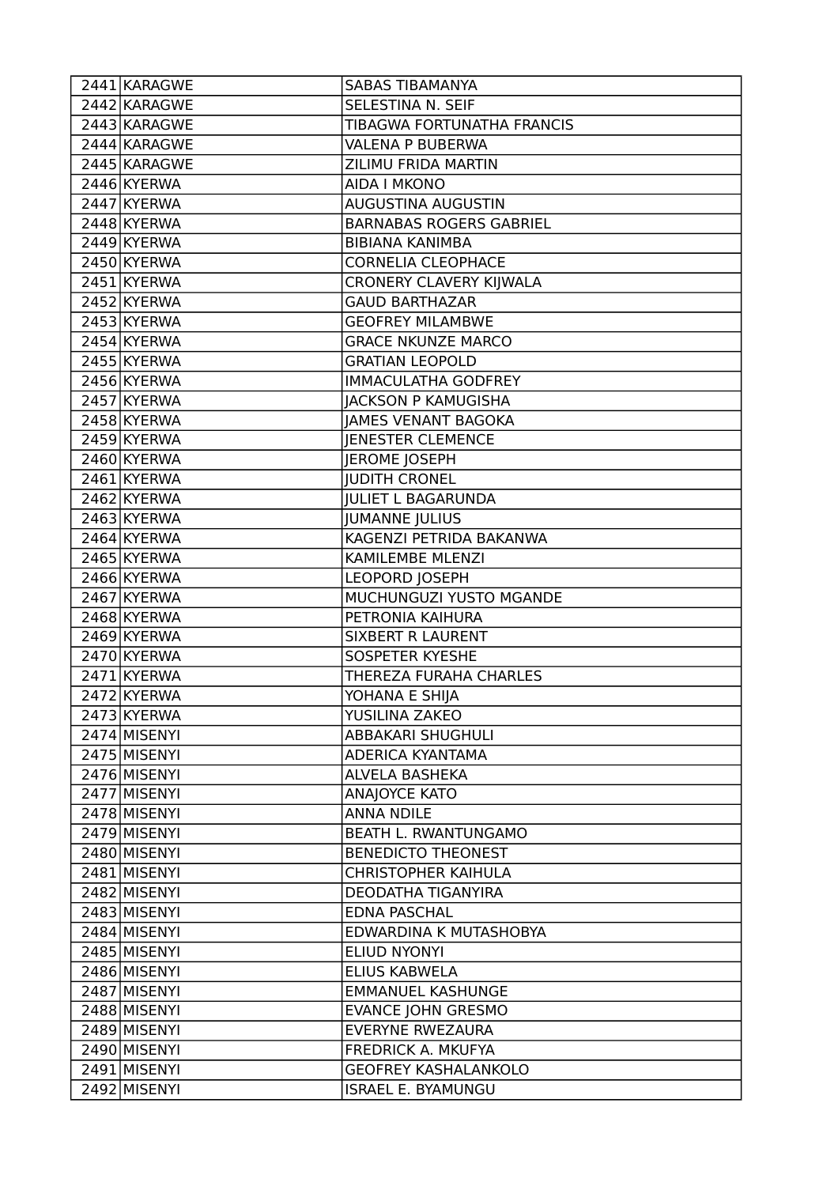| | | |
|---|---|---|
| 2441 | KARAGWE | SABAS TIBAMANYA |
| 2442 | KARAGWE | SELESTINA N. SEIF |
| 2443 | KARAGWE | TIBAGWA FORTUNATHA FRANCIS |
| 2444 | KARAGWE | VALENA P BUBERWA |
| 2445 | KARAGWE | ZILIMU FRIDA MARTIN |
| 2446 | KYERWA | AIDA I MKONO |
| 2447 | KYERWA | AUGUSTINA AUGUSTIN |
| 2448 | KYERWA | BARNABAS ROGERS GABRIEL |
| 2449 | KYERWA | BIBIANA KANIMBA |
| 2450 | KYERWA | CORNELIA CLEOPHACE |
| 2451 | KYERWA | CRONERY CLAVERY KIJWALA |
| 2452 | KYERWA | GAUD BARTHAZAR |
| 2453 | KYERWA | GEOFREY MILAMBWE |
| 2454 | KYERWA | GRACE NKUNZE MARCO |
| 2455 | KYERWA | GRATIAN LEOPOLD |
| 2456 | KYERWA | IMMACULATHA GODFREY |
| 2457 | KYERWA | JACKSON P KAMUGISHA |
| 2458 | KYERWA | JAMES VENANT BAGOKA |
| 2459 | KYERWA | JENESTER CLEMENCE |
| 2460 | KYERWA | JEROME JOSEPH |
| 2461 | KYERWA | JUDITH CRONEL |
| 2462 | KYERWA | JULIET L BAGARUNDA |
| 2463 | KYERWA | JUMANNE JULIUS |
| 2464 | KYERWA | KAGENZI PETRIDA BAKANWA |
| 2465 | KYERWA | KAMILEMBE MLENZI |
| 2466 | KYERWA | LEOPORD JOSEPH |
| 2467 | KYERWA | MUCHUNGUZI YUSTO MGANDE |
| 2468 | KYERWA | PETRONIA KAIHURA |
| 2469 | KYERWA | SIXBERT R LAURENT |
| 2470 | KYERWA | SOSPETER KYESHE |
| 2471 | KYERWA | THEREZA FURAHA CHARLES |
| 2472 | KYERWA | YOHANA E SHIJA |
| 2473 | KYERWA | YUSILINA ZAKEO |
| 2474 | MISENYI | ABBAKARI SHUGHULI |
| 2475 | MISENYI | ADERICA KYANTAMA |
| 2476 | MISENYI | ALVELA BASHEKA |
| 2477 | MISENYI | ANAJOYCE KATO |
| 2478 | MISENYI | ANNA NDILE |
| 2479 | MISENYI | BEATH L. RWANTUNGAMO |
| 2480 | MISENYI | BENEDICTO THEONEST |
| 2481 | MISENYI | CHRISTOPHER KAIHULA |
| 2482 | MISENYI | DEODATHA TIGANYIRA |
| 2483 | MISENYI | EDNA PASCHAL |
| 2484 | MISENYI | EDWARDINA K MUTASHOBYA |
| 2485 | MISENYI | ELIUD NYONYI |
| 2486 | MISENYI | ELIUS KABWELA |
| 2487 | MISENYI | EMMANUEL KASHUNGE |
| 2488 | MISENYI | EVANCE JOHN GRESMO |
| 2489 | MISENYI | EVERYNE RWEZAURA |
| 2490 | MISENYI | FREDRICK A. MKUFYA |
| 2491 | MISENYI | GEOFREY KASHALANKOLO |
| 2492 | MISENYI | ISRAEL E. BYAMUNGU |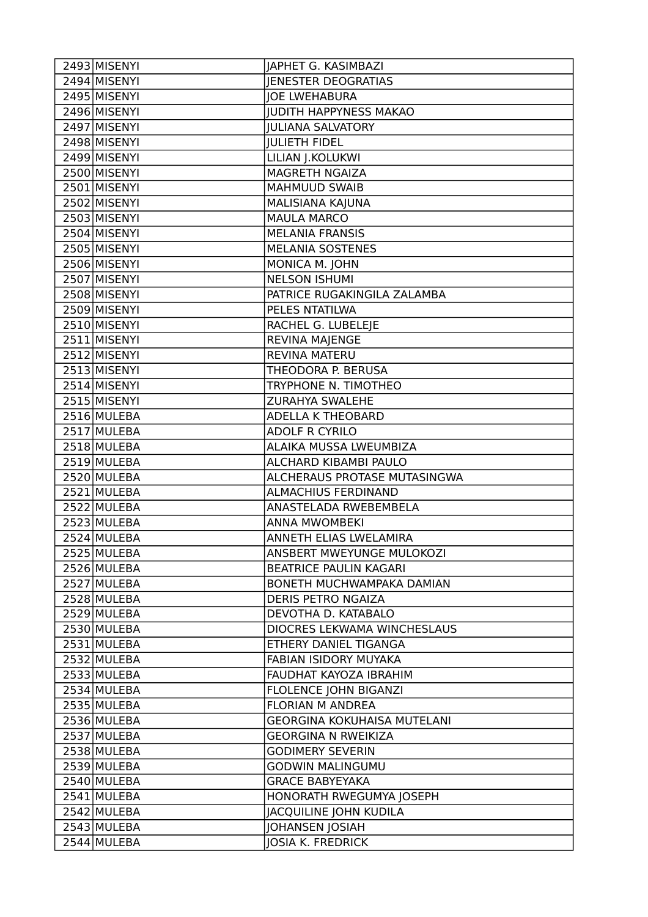| | | |
|---|---|---|
| 2493 | MISENYI | JAPHET G. KASIMBAZI |
| 2494 | MISENYI | JENESTER DEOGRATIAS |
| 2495 | MISENYI | JOE LWEHABURA |
| 2496 | MISENYI | JUDITH HAPPYNESS MAKAO |
| 2497 | MISENYI | JULIANA SALVATORY |
| 2498 | MISENYI | JULIETH FIDEL |
| 2499 | MISENYI | LILIAN J.KOLUKWI |
| 2500 | MISENYI | MAGRETH NGAIZA |
| 2501 | MISENYI | MAHMUUD SWAIB |
| 2502 | MISENYI | MALISIANA KAJUNA |
| 2503 | MISENYI | MAULA MARCO |
| 2504 | MISENYI | MELANIA FRANSIS |
| 2505 | MISENYI | MELANIA SOSTENES |
| 2506 | MISENYI | MONICA M. JOHN |
| 2507 | MISENYI | NELSON ISHUMI |
| 2508 | MISENYI | PATRICE RUGAKINGILA ZALAMBA |
| 2509 | MISENYI | PELES NTATILWA |
| 2510 | MISENYI | RACHEL G. LUBELEJE |
| 2511 | MISENYI | REVINA MAJENGE |
| 2512 | MISENYI | REVINA MATERU |
| 2513 | MISENYI | THEODORA P. BERUSA |
| 2514 | MISENYI | TRYPHONE N. TIMOTHEO |
| 2515 | MISENYI | ZURAHYA SWALEHE |
| 2516 | MULEBA | ADELLA K THEOBARD |
| 2517 | MULEBA | ADOLF R CYRILO |
| 2518 | MULEBA | ALAIKA MUSSA LWEUMBIZA |
| 2519 | MULEBA | ALCHARD KIBAMBI PAULO |
| 2520 | MULEBA | ALCHERAUS PROTASE MUTASINGWA |
| 2521 | MULEBA | ALMACHIUS FERDINAND |
| 2522 | MULEBA | ANASTELADA RWEBEMBELA |
| 2523 | MULEBA | ANNA MWOMBEKI |
| 2524 | MULEBA | ANNETH ELIAS LWELAMIRA |
| 2525 | MULEBA | ANSBERT MWEYUNGE MULOKOZI |
| 2526 | MULEBA | BEATRICE PAULIN KAGARI |
| 2527 | MULEBA | BONETH MUCHWAMPAKA DAMIAN |
| 2528 | MULEBA | DERIS PETRO NGAIZA |
| 2529 | MULEBA | DEVOTHA D. KATABALO |
| 2530 | MULEBA | DIOCRES LEKWAMA WINCHESLAUS |
| 2531 | MULEBA | ETHERY DANIEL TIGANGA |
| 2532 | MULEBA | FABIAN ISIDORY MUYAKA |
| 2533 | MULEBA | FAUDHAT KAYOZA IBRAHIM |
| 2534 | MULEBA | FLOLENCE JOHN BIGANZI |
| 2535 | MULEBA | FLORIAN M ANDREA |
| 2536 | MULEBA | GEORGINA KOKUHAISA MUTELANI |
| 2537 | MULEBA | GEORGINA N RWEIKIZA |
| 2538 | MULEBA | GODIMERY SEVERIN |
| 2539 | MULEBA | GODWIN MALINGUMU |
| 2540 | MULEBA | GRACE BABYEYAKA |
| 2541 | MULEBA | HONORATH RWEGUMYA JOSEPH |
| 2542 | MULEBA | JACQUILINE JOHN KUDILA |
| 2543 | MULEBA | JOHANSEN JOSIAH |
| 2544 | MULEBA | JOSIA K. FREDRICK |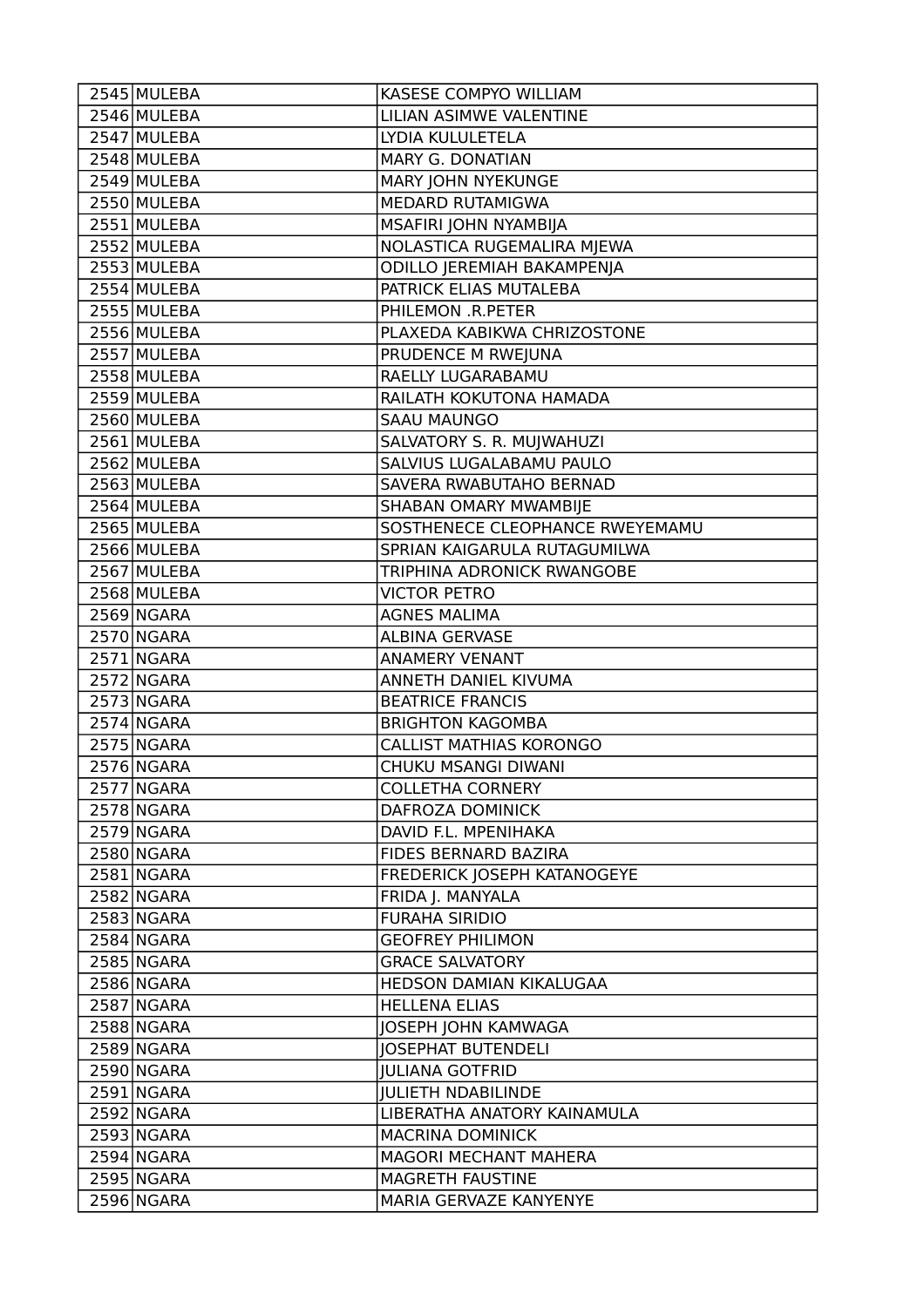| | | |
|---|---|---|
| 2545 | MULEBA | KASESE COMPYO WILLIAM |
| 2546 | MULEBA | LILIAN ASIMWE VALENTINE |
| 2547 | MULEBA | LYDIA KULULETELA |
| 2548 | MULEBA | MARY G. DONATIAN |
| 2549 | MULEBA | MARY JOHN NYEKUNGE |
| 2550 | MULEBA | MEDARD RUTAMIGWA |
| 2551 | MULEBA | MSAFIRI JOHN NYAMBIJA |
| 2552 | MULEBA | NOLASTICA RUGEMALIRA MJEWA |
| 2553 | MULEBA | ODILLO JEREMIAH BAKAMPENJA |
| 2554 | MULEBA | PATRICK ELIAS MUTALEBA |
| 2555 | MULEBA | PHILEMON .R.PETER |
| 2556 | MULEBA | PLAXEDA KABIKWA CHRIZOSTONE |
| 2557 | MULEBA | PRUDENCE M RWEJUNA |
| 2558 | MULEBA | RAELLY LUGARABAMU |
| 2559 | MULEBA | RAILATH KOKUTONA HAMADA |
| 2560 | MULEBA | SAAU MAUNGO |
| 2561 | MULEBA | SALVATORY S. R. MUJWAHUZI |
| 2562 | MULEBA | SALVIUS LUGALABAMU PAULO |
| 2563 | MULEBA | SAVERA RWABUTAHO BERNAD |
| 2564 | MULEBA | SHABAN OMARY MWAMBIJE |
| 2565 | MULEBA | SOSTHENECE CLEOPHANCE RWEYEMAMU |
| 2566 | MULEBA | SPRIAN KAIGARULA RUTAGUMILWA |
| 2567 | MULEBA | TRIPHINA ADRONICK RWANGOBE |
| 2568 | MULEBA | VICTOR PETRO |
| 2569 | NGARA | AGNES MALIMA |
| 2570 | NGARA | ALBINA GERVASE |
| 2571 | NGARA | ANAMERY VENANT |
| 2572 | NGARA | ANNETH DANIEL KIVUMA |
| 2573 | NGARA | BEATRICE FRANCIS |
| 2574 | NGARA | BRIGHTON KAGOMBA |
| 2575 | NGARA | CALLIST MATHIAS KORONGO |
| 2576 | NGARA | CHUKU MSANGI DIWANI |
| 2577 | NGARA | COLLETHA CORNERY |
| 2578 | NGARA | DAFROZA DOMINICK |
| 2579 | NGARA | DAVID F.L. MPENIHAKA |
| 2580 | NGARA | FIDES BERNARD BAZIRA |
| 2581 | NGARA | FREDERICK JOSEPH KATANOGEYE |
| 2582 | NGARA | FRIDA J. MANYALA |
| 2583 | NGARA | FURAHA SIRIDIO |
| 2584 | NGARA | GEOFREY PHILIMON |
| 2585 | NGARA | GRACE SALVATORY |
| 2586 | NGARA | HEDSON DAMIAN KIKALUGAA |
| 2587 | NGARA | HELLENA ELIAS |
| 2588 | NGARA | JOSEPH JOHN KAMWAGA |
| 2589 | NGARA | JOSEPHAT BUTENDELI |
| 2590 | NGARA | JULIANA GOTFRID |
| 2591 | NGARA | JULIETH NDABILINDE |
| 2592 | NGARA | LIBERATHA ANATORY KAINAMULA |
| 2593 | NGARA | MACRINA DOMINICK |
| 2594 | NGARA | MAGORI MECHANT MAHERA |
| 2595 | NGARA | MAGRETH FAUSTINE |
| 2596 | NGARA | MARIA GERVAZE KANYENYE |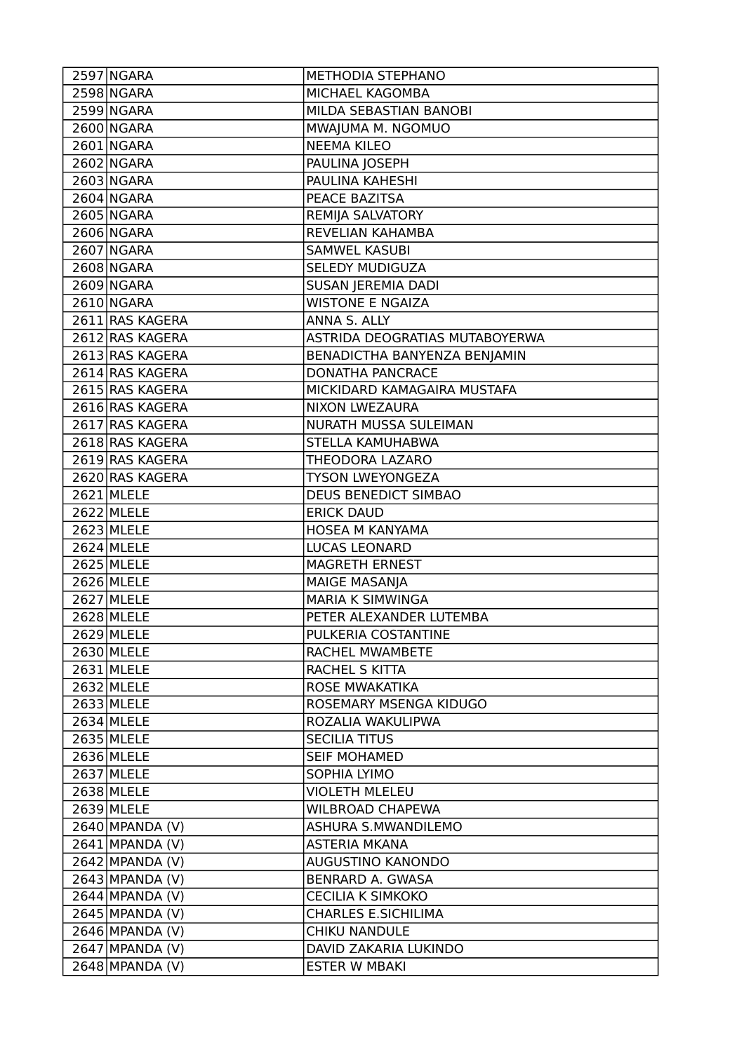| 2597 | NGARA | METHODIA STEPHANO |
|---|---|---|
| 2598 | NGARA | MICHAEL KAGOMBA |
| 2599 | NGARA | MILDA SEBASTIAN BANOBI |
| 2600 | NGARA | MWAJUMA M. NGOMUO |
| 2601 | NGARA | NEEMA KILEO |
| 2602 | NGARA | PAULINA JOSEPH |
| 2603 | NGARA | PAULINA KAHESHI |
| 2604 | NGARA | PEACE BAZITSA |
| 2605 | NGARA | REMIJA SALVATORY |
| 2606 | NGARA | REVELIAN KAHAMBA |
| 2607 | NGARA | SAMWEL KASUBI |
| 2608 | NGARA | SELEDY MUDIGUZA |
| 2609 | NGARA | SUSAN JEREMIA DADI |
| 2610 | NGARA | WISTONE E NGAIZA |
| 2611 | RAS KAGERA | ANNA S. ALLY |
| 2612 | RAS KAGERA | ASTRIDA DEOGRATIAS MUTABOYERWA |
| 2613 | RAS KAGERA | BENADICTHA BANYENZA BENJAMIN |
| 2614 | RAS KAGERA | DONATHA PANCRACE |
| 2615 | RAS KAGERA | MICKIDARD KAMAGAIRA MUSTAFA |
| 2616 | RAS KAGERA | NIXON LWEZAURA |
| 2617 | RAS KAGERA | NURATH MUSSA SULEIMAN |
| 2618 | RAS KAGERA | STELLA KAMUHABWA |
| 2619 | RAS KAGERA | THEODORA LAZARO |
| 2620 | RAS KAGERA | TYSON LWEYONGEZA |
| 2621 | MLELE | DEUS BENEDICT SIMBAO |
| 2622 | MLELE | ERICK DAUD |
| 2623 | MLELE | HOSEA M KANYAMA |
| 2624 | MLELE | LUCAS LEONARD |
| 2625 | MLELE | MAGRETH ERNEST |
| 2626 | MLELE | MAIGE MASANJA |
| 2627 | MLELE | MARIA K SIMWINGA |
| 2628 | MLELE | PETER ALEXANDER LUTEMBA |
| 2629 | MLELE | PULKERIA COSTANTINE |
| 2630 | MLELE | RACHEL MWAMBETE |
| 2631 | MLELE | RACHEL S KITTA |
| 2632 | MLELE | ROSE MWAKATIKA |
| 2633 | MLELE | ROSEMARY MSENGA KIDUGO |
| 2634 | MLELE | ROZALIA WAKULIPWA |
| 2635 | MLELE | SECILIA TITUS |
| 2636 | MLELE | SEIF MOHAMED |
| 2637 | MLELE | SOPHIA LYIMO |
| 2638 | MLELE | VIOLETH MLELEU |
| 2639 | MLELE | WILBROAD CHAPEWA |
| 2640 | MPANDA (V) | ASHURA S.MWANDILEMO |
| 2641 | MPANDA (V) | ASTERIA MKANA |
| 2642 | MPANDA (V) | AUGUSTINO KANONDO |
| 2643 | MPANDA (V) | BENRARD A. GWASA |
| 2644 | MPANDA (V) | CECILIA K SIMKOKO |
| 2645 | MPANDA (V) | CHARLES E.SICHILIMA |
| 2646 | MPANDA (V) | CHIKU NANDULE |
| 2647 | MPANDA (V) | DAVID ZAKARIA LUKINDO |
| 2648 | MPANDA (V) | ESTER W MBAKI |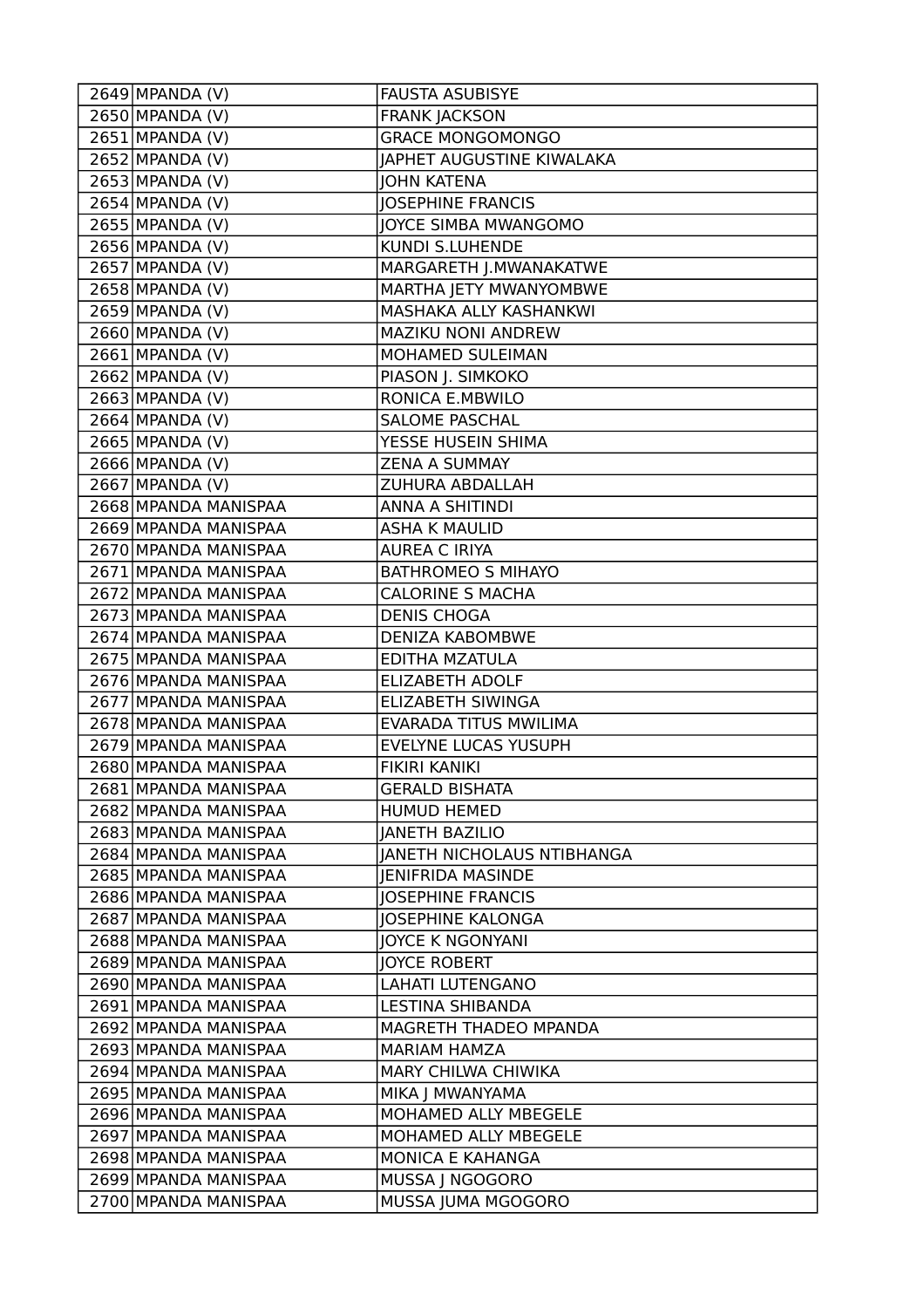| | | |
|---|---|---|
| 2649 | MPANDA (V) | FAUSTA ASUBISYE |
| 2650 | MPANDA (V) | FRANK JACKSON |
| 2651 | MPANDA (V) | GRACE MONGOMONGO |
| 2652 | MPANDA (V) | JAPHET AUGUSTINE KIWALAKA |
| 2653 | MPANDA (V) | JOHN KATENA |
| 2654 | MPANDA (V) | JOSEPHINE FRANCIS |
| 2655 | MPANDA (V) | JOYCE SIMBA MWANGOMO |
| 2656 | MPANDA (V) | KUNDI S.LUHENDE |
| 2657 | MPANDA (V) | MARGARETH J.MWANAKATWE |
| 2658 | MPANDA (V) | MARTHA JETY MWANYOMBWE |
| 2659 | MPANDA (V) | MASHAKA ALLY KASHANKWI |
| 2660 | MPANDA (V) | MAZIKU NONI ANDREW |
| 2661 | MPANDA (V) | MOHAMED SULEIMAN |
| 2662 | MPANDA (V) | PIASON J. SIMKOKO |
| 2663 | MPANDA (V) | RONICA E.MBWILO |
| 2664 | MPANDA (V) | SALOME PASCHAL |
| 2665 | MPANDA (V) | YESSE HUSEIN SHIMA |
| 2666 | MPANDA (V) | ZENA A SUMMAY |
| 2667 | MPANDA (V) | ZUHURA ABDALLAH |
| 2668 | MPANDA MANISPAA | ANNA A SHITINDI |
| 2669 | MPANDA MANISPAA | ASHA K MAULID |
| 2670 | MPANDA MANISPAA | AUREA C IRIYA |
| 2671 | MPANDA MANISPAA | BATHROMEO S MIHAYO |
| 2672 | MPANDA MANISPAA | CALORINE S MACHA |
| 2673 | MPANDA MANISPAA | DENIS CHOGA |
| 2674 | MPANDA MANISPAA | DENIZA KABOMBWE |
| 2675 | MPANDA MANISPAA | EDITHA MZATULA |
| 2676 | MPANDA MANISPAA | ELIZABETH ADOLF |
| 2677 | MPANDA MANISPAA | ELIZABETH SIWINGA |
| 2678 | MPANDA MANISPAA | EVARADA TITUS MWILIMA |
| 2679 | MPANDA MANISPAA | EVELYNE LUCAS YUSUPH |
| 2680 | MPANDA MANISPAA | FIKIRI KANIKI |
| 2681 | MPANDA MANISPAA | GERALD BISHATA |
| 2682 | MPANDA MANISPAA | HUMUD HEMED |
| 2683 | MPANDA MANISPAA | JANETH BAZILIO |
| 2684 | MPANDA MANISPAA | JANETH NICHOLAUS NTIBHANGA |
| 2685 | MPANDA MANISPAA | JENIFRIDA MASINDE |
| 2686 | MPANDA MANISPAA | JOSEPHINE FRANCIS |
| 2687 | MPANDA MANISPAA | JOSEPHINE KALONGA |
| 2688 | MPANDA MANISPAA | JOYCE K NGONYANI |
| 2689 | MPANDA MANISPAA | JOYCE ROBERT |
| 2690 | MPANDA MANISPAA | LAHATI LUTENGANO |
| 2691 | MPANDA MANISPAA | LESTINA SHIBANDA |
| 2692 | MPANDA MANISPAA | MAGRETH THADEO MPANDA |
| 2693 | MPANDA MANISPAA | MARIAM HAMZA |
| 2694 | MPANDA MANISPAA | MARY CHILWA CHIWIKA |
| 2695 | MPANDA MANISPAA | MIKA J MWANYAMA |
| 2696 | MPANDA MANISPAA | MOHAMED ALLY MBEGELE |
| 2697 | MPANDA MANISPAA | MOHAMED ALLY MBEGELE |
| 2698 | MPANDA MANISPAA | MONICA E KAHANGA |
| 2699 | MPANDA MANISPAA | MUSSA J NGOGORO |
| 2700 | MPANDA MANISPAA | MUSSA JUMA MGOGORO |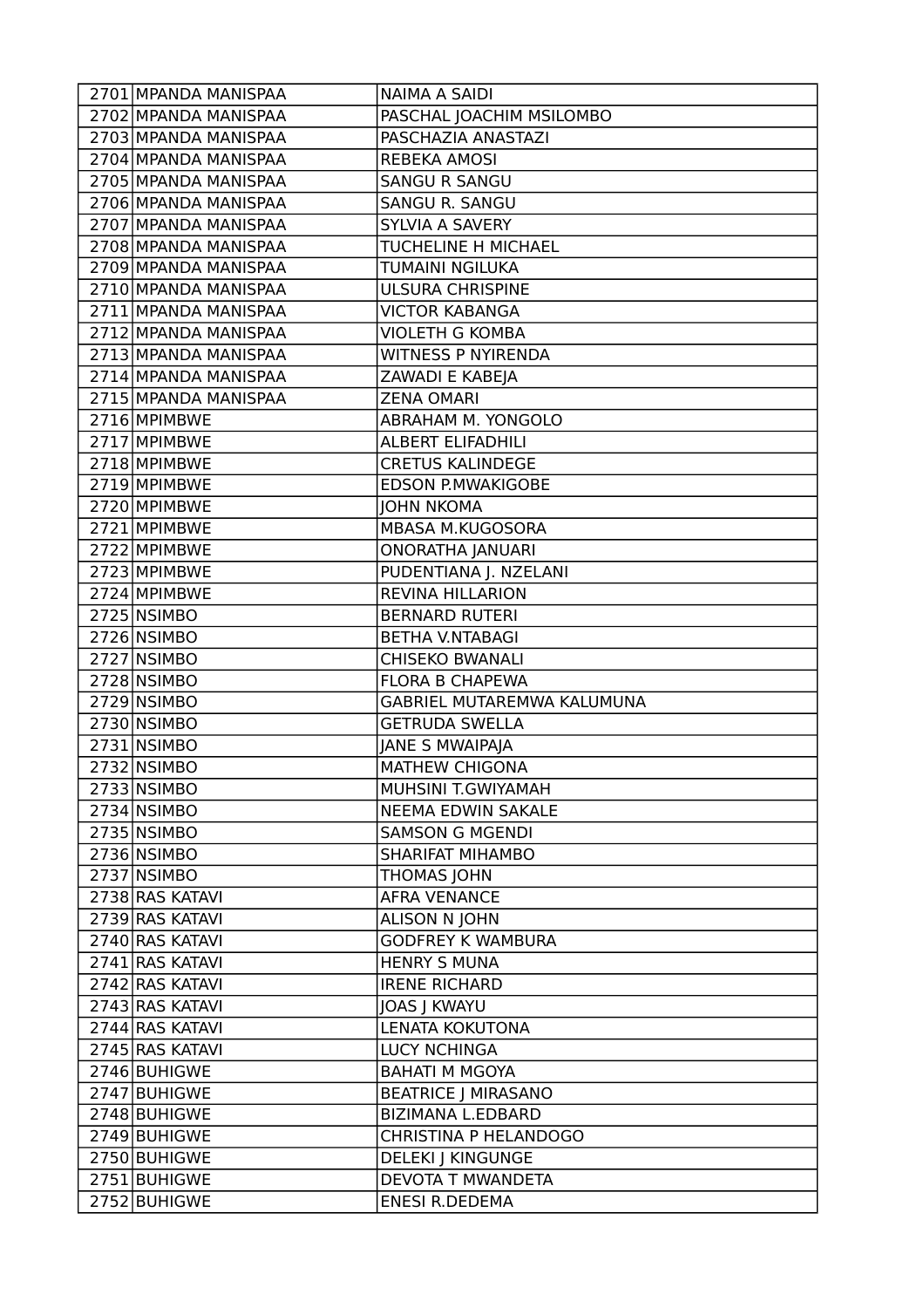| | | |
|---|---|---|
| 2701 | MPANDA MANISPAA | NAIMA A SAIDI |
| 2702 | MPANDA MANISPAA | PASCHAL JOACHIM MSILOMBO |
| 2703 | MPANDA MANISPAA | PASCHAZIA ANASTAZI |
| 2704 | MPANDA MANISPAA | REBEKA AMOSI |
| 2705 | MPANDA MANISPAA | SANGU R SANGU |
| 2706 | MPANDA MANISPAA | SANGU R. SANGU |
| 2707 | MPANDA MANISPAA | SYLVIA A SAVERY |
| 2708 | MPANDA MANISPAA | TUCHELINE H MICHAEL |
| 2709 | MPANDA MANISPAA | TUMAINI NGILUKA |
| 2710 | MPANDA MANISPAA | ULSURA CHRISPINE |
| 2711 | MPANDA MANISPAA | VICTOR KABANGA |
| 2712 | MPANDA MANISPAA | VIOLETH G KOMBA |
| 2713 | MPANDA MANISPAA | WITNESS P NYIRENDA |
| 2714 | MPANDA MANISPAA | ZAWADI E KABEJA |
| 2715 | MPANDA MANISPAA | ZENA OMARI |
| 2716 | MPIMBWE | ABRAHAM M. YONGOLO |
| 2717 | MPIMBWE | ALBERT ELIFADHILI |
| 2718 | MPIMBWE | CRETUS KALINDEGE |
| 2719 | MPIMBWE | EDSON P.MWAKIGOBE |
| 2720 | MPIMBWE | JOHN NKOMA |
| 2721 | MPIMBWE | MBASA M.KUGOSORA |
| 2722 | MPIMBWE | ONORATHA JANUARI |
| 2723 | MPIMBWE | PUDENTIANA J. NZELANI |
| 2724 | MPIMBWE | REVINA HILLARION |
| 2725 | NSIMBO | BERNARD RUTERI |
| 2726 | NSIMBO | BETHA V.NTABAGI |
| 2727 | NSIMBO | CHISEKO BWANALI |
| 2728 | NSIMBO | FLORA B CHAPEWA |
| 2729 | NSIMBO | GABRIEL MUTAREMWA KALUMUNA |
| 2730 | NSIMBO | GETRUDA SWELLA |
| 2731 | NSIMBO | JANE S MWAIPAJA |
| 2732 | NSIMBO | MATHEW CHIGONA |
| 2733 | NSIMBO | MUHSINI T.GWIYAMAH |
| 2734 | NSIMBO | NEEMA EDWIN SAKALE |
| 2735 | NSIMBO | SAMSON G MGENDI |
| 2736 | NSIMBO | SHARIFAT MIHAMBO |
| 2737 | NSIMBO | THOMAS JOHN |
| 2738 | RAS KATAVI | AFRA VENANCE |
| 2739 | RAS KATAVI | ALISON N JOHN |
| 2740 | RAS KATAVI | GODFREY K WAMBURA |
| 2741 | RAS KATAVI | HENRY S MUNA |
| 2742 | RAS KATAVI | IRENE RICHARD |
| 2743 | RAS KATAVI | JOAS J KWAYU |
| 2744 | RAS KATAVI | LENATA KOKUTONA |
| 2745 | RAS KATAVI | LUCY NCHINGA |
| 2746 | BUHIGWE | BAHATI M MGOYA |
| 2747 | BUHIGWE | BEATRICE J MIRASANO |
| 2748 | BUHIGWE | BIZIMANA L.EDBARD |
| 2749 | BUHIGWE | CHRISTINA P HELANDOGO |
| 2750 | BUHIGWE | DELEKI J KINGUNGE |
| 2751 | BUHIGWE | DEVOTA T MWANDETA |
| 2752 | BUHIGWE | ENESI R.DEDEMA |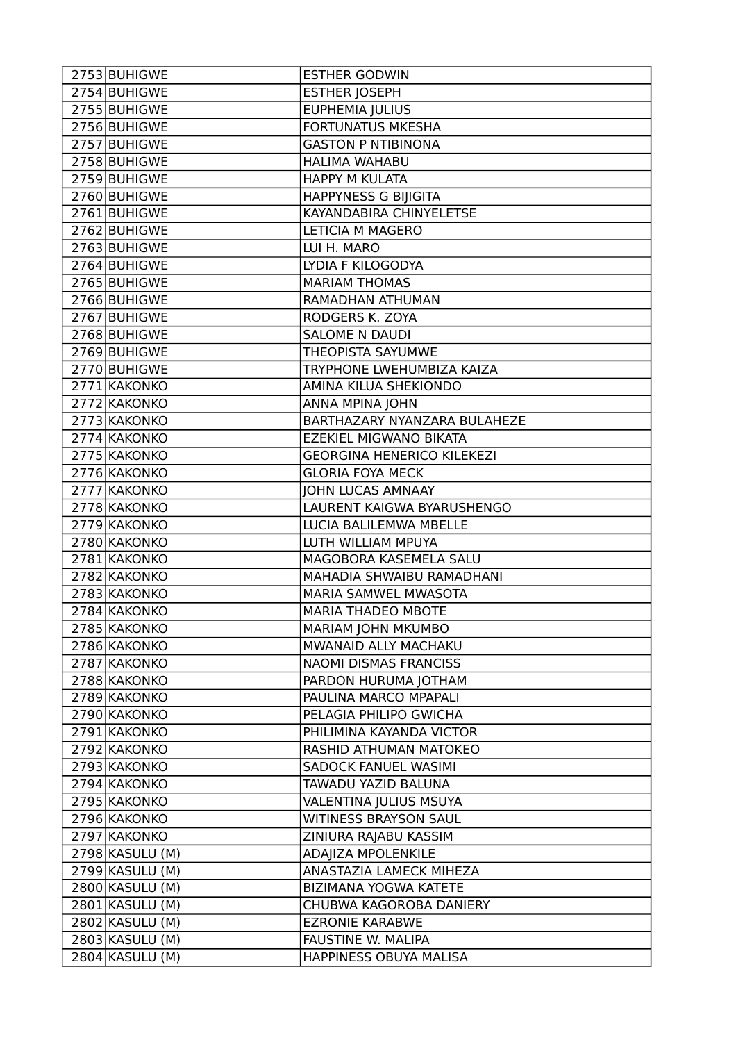| | | |
|---|---|---|
| 2753 | BUHIGWE | ESTHER GODWIN |
| 2754 | BUHIGWE | ESTHER JOSEPH |
| 2755 | BUHIGWE | EUPHEMIA JULIUS |
| 2756 | BUHIGWE | FORTUNATUS MKESHA |
| 2757 | BUHIGWE | GASTON P NTIBINONA |
| 2758 | BUHIGWE | HALIMA WAHABU |
| 2759 | BUHIGWE | HAPPY M KULATA |
| 2760 | BUHIGWE | HAPPYNESS G BIJIGITA |
| 2761 | BUHIGWE | KAYANDABIRA CHINYELETSE |
| 2762 | BUHIGWE | LETICIA M MAGERO |
| 2763 | BUHIGWE | LUI H. MARO |
| 2764 | BUHIGWE | LYDIA F KILOGODYA |
| 2765 | BUHIGWE | MARIAM THOMAS |
| 2766 | BUHIGWE | RAMADHAN ATHUMAN |
| 2767 | BUHIGWE | RODGERS K. ZOYA |
| 2768 | BUHIGWE | SALOME N DAUDI |
| 2769 | BUHIGWE | THEOPISTA SAYUMWE |
| 2770 | BUHIGWE | TRYPHONE LWEHUMBIZA KAIZA |
| 2771 | KAKONKO | AMINA KILUA SHEKIONDO |
| 2772 | KAKONKO | ANNA MPINA JOHN |
| 2773 | KAKONKO | BARTHAZARY NYANZARA BULAHEZE |
| 2774 | KAKONKO | EZEKIEL MIGWANO BIKATA |
| 2775 | KAKONKO | GEORGINA HENERICO KILEKEZI |
| 2776 | KAKONKO | GLORIA FOYA MECK |
| 2777 | KAKONKO | JOHN LUCAS AMNAAY |
| 2778 | KAKONKO | LAURENT KAIGWA BYARUSHENGO |
| 2779 | KAKONKO | LUCIA BALILEMWA MBELLE |
| 2780 | KAKONKO | LUTH WILLIAM MPUYA |
| 2781 | KAKONKO | MAGOBORA KASEMELA SALU |
| 2782 | KAKONKO | MAHADIA SHWAIBU RAMADHANI |
| 2783 | KAKONKO | MARIA SAMWEL MWASOTA |
| 2784 | KAKONKO | MARIA THADEO MBOTE |
| 2785 | KAKONKO | MARIAM JOHN MKUMBO |
| 2786 | KAKONKO | MWANAID ALLY MACHAKU |
| 2787 | KAKONKO | NAOMI DISMAS FRANCISS |
| 2788 | KAKONKO | PARDON HURUMA JOTHAM |
| 2789 | KAKONKO | PAULINA MARCO MPAPALI |
| 2790 | KAKONKO | PELAGIA PHILIPO GWICHA |
| 2791 | KAKONKO | PHILIMINA KAYANDA VICTOR |
| 2792 | KAKONKO | RASHID ATHUMAN MATOKEO |
| 2793 | KAKONKO | SADOCK FANUEL WASIMI |
| 2794 | KAKONKO | TAWADU YAZID BALUNA |
| 2795 | KAKONKO | VALENTINA JULIUS MSUYA |
| 2796 | KAKONKO | WITINESS BRAYSON SAUL |
| 2797 | KAKONKO | ZINIURA RAJABU KASSIM |
| 2798 | KASULU (M) | ADAJIZA MPOLENKILE |
| 2799 | KASULU (M) | ANASTAZIA LAMECK MIHEZA |
| 2800 | KASULU (M) | BIZIMANA YOGWA KATETE |
| 2801 | KASULU (M) | CHUBWA KAGOROBA DANIERY |
| 2802 | KASULU (M) | EZRONIE KARABWE |
| 2803 | KASULU (M) | FAUSTINE W. MALIPA |
| 2804 | KASULU (M) | HAPPINESS OBUYA MALISA |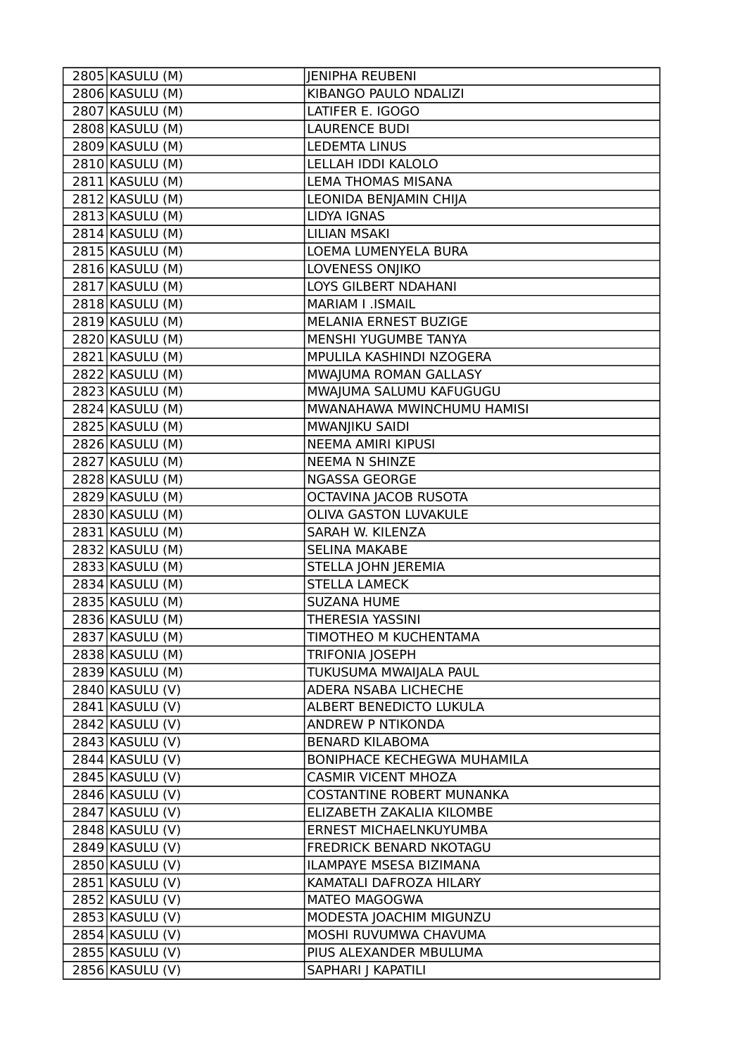| | | |
|---|---|---|
| 2805 | KASULU (M) | JENIPHA REUBENI |
| 2806 | KASULU (M) | KIBANGO PAULO NDALIZI |
| 2807 | KASULU (M) | LATIFER E. IGOGO |
| 2808 | KASULU (M) | LAURENCE BUDI |
| 2809 | KASULU (M) | LEDEMTA LINUS |
| 2810 | KASULU (M) | LELLAH IDDI KALOLO |
| 2811 | KASULU (M) | LEMA THOMAS MISANA |
| 2812 | KASULU (M) | LEONIDA BENJAMIN CHIJA |
| 2813 | KASULU (M) | LIDYA IGNAS |
| 2814 | KASULU (M) | LILIAN MSAKI |
| 2815 | KASULU (M) | LOEMA LUMENYELA BURA |
| 2816 | KASULU (M) | LOVENESS ONJIKO |
| 2817 | KASULU (M) | LOYS GILBERT NDAHANI |
| 2818 | KASULU (M) | MARIAM I .ISMAIL |
| 2819 | KASULU (M) | MELANIA ERNEST BUZIGE |
| 2820 | KASULU (M) | MENSHI YUGUMBE TANYA |
| 2821 | KASULU (M) | MPULILA KASHINDI NZOGERA |
| 2822 | KASULU (M) | MWAJUMA ROMAN GALLASY |
| 2823 | KASULU (M) | MWAJUMA SALUMU KAFUGUGU |
| 2824 | KASULU (M) | MWANAHAWA MWINCHUMU HAMISI |
| 2825 | KASULU (M) | MWANJIKU SAIDI |
| 2826 | KASULU (M) | NEEMA AMIRI KIPUSI |
| 2827 | KASULU (M) | NEEMA N SHINZE |
| 2828 | KASULU (M) | NGASSA GEORGE |
| 2829 | KASULU (M) | OCTAVINA JACOB RUSOTA |
| 2830 | KASULU (M) | OLIVA GASTON LUVAKULE |
| 2831 | KASULU (M) | SARAH W. KILENZA |
| 2832 | KASULU (M) | SELINA MAKABE |
| 2833 | KASULU (M) | STELLA JOHN JEREMIA |
| 2834 | KASULU (M) | STELLA LAMECK |
| 2835 | KASULU (M) | SUZANA HUME |
| 2836 | KASULU (M) | THERESIA YASSINI |
| 2837 | KASULU (M) | TIMOTHEO M KUCHENTAMA |
| 2838 | KASULU (M) | TRIFONIA JOSEPH |
| 2839 | KASULU (M) | TUKUSUMA MWAIJALA PAUL |
| 2840 | KASULU (V) | ADERA NSABA LICHECHE |
| 2841 | KASULU (V) | ALBERT BENEDICTO LUKULA |
| 2842 | KASULU (V) | ANDREW P NTIKONDA |
| 2843 | KASULU (V) | BENARD KILABOMA |
| 2844 | KASULU (V) | BONIPHACE KECHEGWA MUHAMILA |
| 2845 | KASULU (V) | CASMIR VICENT MHOZA |
| 2846 | KASULU (V) | COSTANTINE ROBERT MUNANKA |
| 2847 | KASULU (V) | ELIZABETH ZAKALIA KILOMBE |
| 2848 | KASULU (V) | ERNEST MICHAELNKUYUMBA |
| 2849 | KASULU (V) | FREDRICK BENARD NKOTAGU |
| 2850 | KASULU (V) | ILAMPAYE MSESA BIZIMANA |
| 2851 | KASULU (V) | KAMATALI DAFROZA HILARY |
| 2852 | KASULU (V) | MATEO MAGOGWA |
| 2853 | KASULU (V) | MODESTA JOACHIM MIGUNZU |
| 2854 | KASULU (V) | MOSHI RUVUMWA CHAVUMA |
| 2855 | KASULU (V) | PIUS ALEXANDER MBULUMA |
| 2856 | KASULU (V) | SAPHARI J KAPATILI |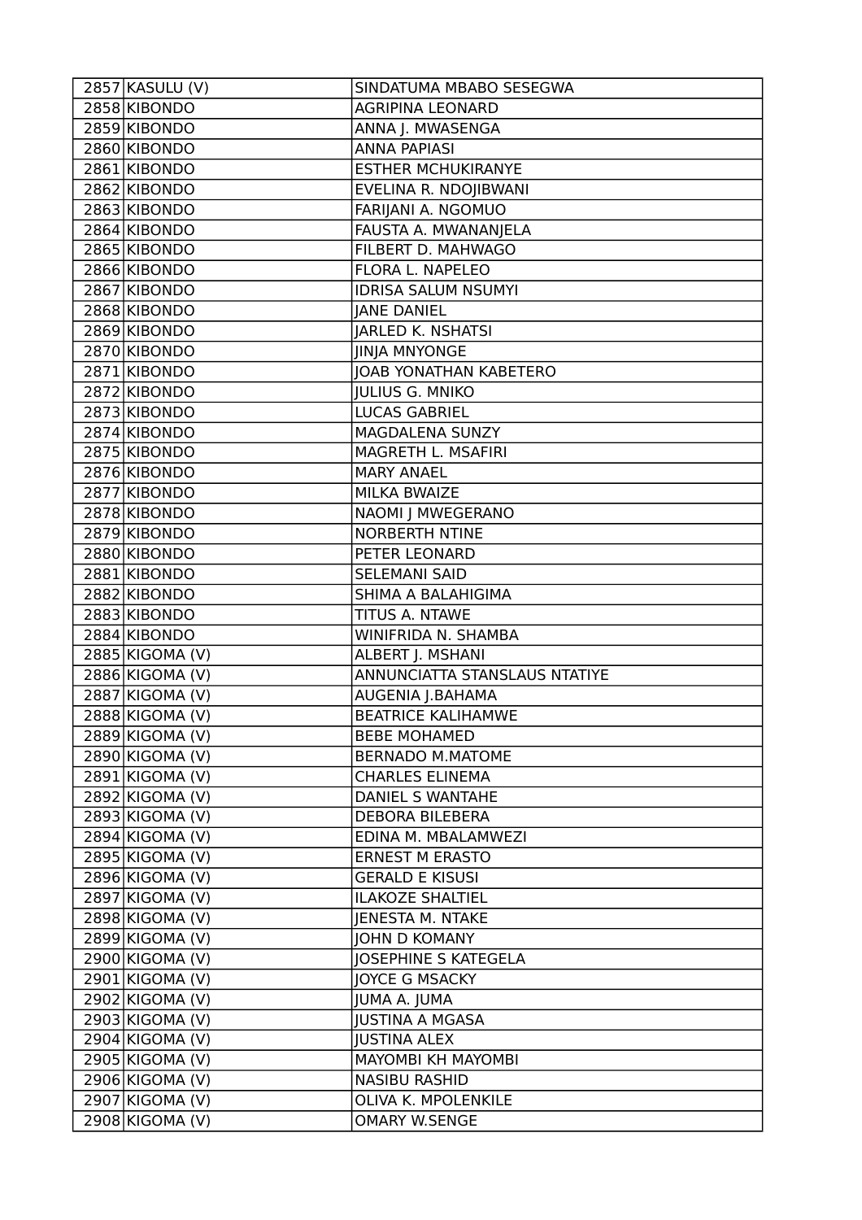| | | |
|---|---|---|
| 2857 | KASULU (V) | SINDATUMA MBABO SESEGWA |
| 2858 | KIBONDO | AGRIPINA LEONARD |
| 2859 | KIBONDO | ANNA J. MWASENGA |
| 2860 | KIBONDO | ANNA PAPIASI |
| 2861 | KIBONDO | ESTHER MCHUKIRANYE |
| 2862 | KIBONDO | EVELINA R. NDOJIBWANI |
| 2863 | KIBONDO | FARIJANI A. NGOMUO |
| 2864 | KIBONDO | FAUSTA A. MWANANJELA |
| 2865 | KIBONDO | FILBERT D. MAHWAGO |
| 2866 | KIBONDO | FLORA L. NAPELEO |
| 2867 | KIBONDO | IDRISA SALUM NSUMYI |
| 2868 | KIBONDO | JANE DANIEL |
| 2869 | KIBONDO | JARLED K. NSHATSI |
| 2870 | KIBONDO | JINJA MNYONGE |
| 2871 | KIBONDO | JOAB YONATHAN KABETERO |
| 2872 | KIBONDO | JULIUS G. MNIKO |
| 2873 | KIBONDO | LUCAS GABRIEL |
| 2874 | KIBONDO | MAGDALENA SUNZY |
| 2875 | KIBONDO | MAGRETH L. MSAFIRI |
| 2876 | KIBONDO | MARY ANAEL |
| 2877 | KIBONDO | MILKA BWAIZE |
| 2878 | KIBONDO | NAOMI J MWEGERANO |
| 2879 | KIBONDO | NORBERTH NTINE |
| 2880 | KIBONDO | PETER LEONARD |
| 2881 | KIBONDO | SELEMANI SAID |
| 2882 | KIBONDO | SHIMA A BALAHIGIMA |
| 2883 | KIBONDO | TITUS A. NTAWE |
| 2884 | KIBONDO | WINIFRIDA N. SHAMBA |
| 2885 | KIGOMA (V) | ALBERT J. MSHANI |
| 2886 | KIGOMA (V) | ANNUNCIATTA STANSLAUS NTATIYE |
| 2887 | KIGOMA (V) | AUGENIA J.BAHAMA |
| 2888 | KIGOMA (V) | BEATRICE KALIHAMWE |
| 2889 | KIGOMA (V) | BEBE MOHAMED |
| 2890 | KIGOMA (V) | BERNADO M.MATOME |
| 2891 | KIGOMA (V) | CHARLES ELINEMA |
| 2892 | KIGOMA (V) | DANIEL S WANTAHE |
| 2893 | KIGOMA (V) | DEBORA BILEBERA |
| 2894 | KIGOMA (V) | EDINA M. MBALAMWEZI |
| 2895 | KIGOMA (V) | ERNEST M ERASTO |
| 2896 | KIGOMA (V) | GERALD E KISUSI |
| 2897 | KIGOMA (V) | ILAKOZE SHALTIEL |
| 2898 | KIGOMA (V) | JENESTA M. NTAKE |
| 2899 | KIGOMA (V) | JOHN D KOMANY |
| 2900 | KIGOMA (V) | JOSEPHINE S KATEGELA |
| 2901 | KIGOMA (V) | JOYCE G MSACKY |
| 2902 | KIGOMA (V) | JUMA A. JUMA |
| 2903 | KIGOMA (V) | JUSTINA A MGASA |
| 2904 | KIGOMA (V) | JUSTINA ALEX |
| 2905 | KIGOMA (V) | MAYOMBI KH MAYOMBI |
| 2906 | KIGOMA (V) | NASIBU RASHID |
| 2907 | KIGOMA (V) | OLIVA K. MPOLENKILE |
| 2908 | KIGOMA (V) | OMARY W.SENGE |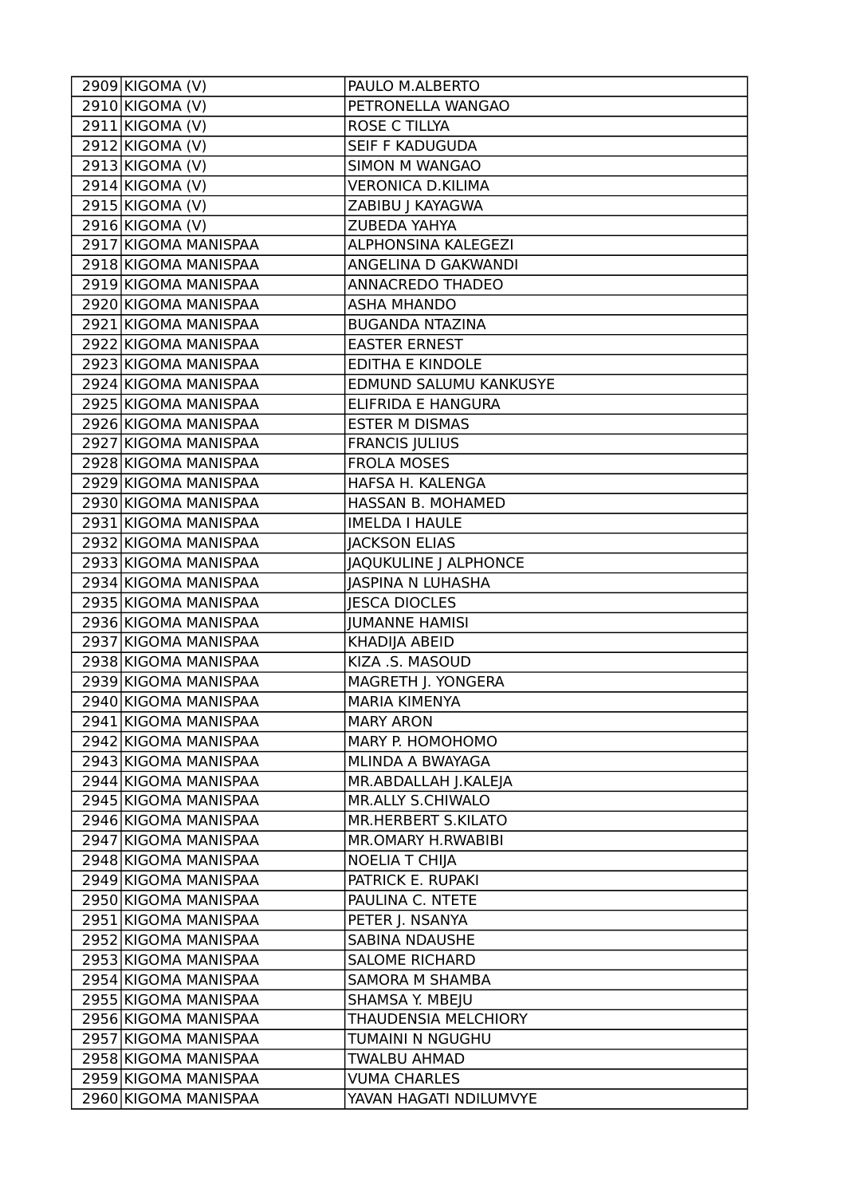| | | |
|---|---|---|
| 2909 | KIGOMA (V) | PAULO M.ALBERTO |
| 2910 | KIGOMA (V) | PETRONELLA WANGAO |
| 2911 | KIGOMA (V) | ROSE C TILLYA |
| 2912 | KIGOMA (V) | SEIF F KADUGUDA |
| 2913 | KIGOMA (V) | SIMON M WANGAO |
| 2914 | KIGOMA (V) | VERONICA D.KILIMA |
| 2915 | KIGOMA (V) | ZABIBU J KAYAGWA |
| 2916 | KIGOMA (V) | ZUBEDA YAHYA |
| 2917 | KIGOMA MANISPAA | ALPHONSINA KALEGEZI |
| 2918 | KIGOMA MANISPAA | ANGELINA D GAKWANDI |
| 2919 | KIGOMA MANISPAA | ANNACREDO THADEO |
| 2920 | KIGOMA MANISPAA | ASHA MHANDO |
| 2921 | KIGOMA MANISPAA | BUGANDA NTAZINA |
| 2922 | KIGOMA MANISPAA | EASTER ERNEST |
| 2923 | KIGOMA MANISPAA | EDITHA E KINDOLE |
| 2924 | KIGOMA MANISPAA | EDMUND SALUMU KANKUSYE |
| 2925 | KIGOMA MANISPAA | ELIFRIDA E HANGURA |
| 2926 | KIGOMA MANISPAA | ESTER M DISMAS |
| 2927 | KIGOMA MANISPAA | FRANCIS JULIUS |
| 2928 | KIGOMA MANISPAA | FROLA MOSES |
| 2929 | KIGOMA MANISPAA | HAFSA H. KALENGA |
| 2930 | KIGOMA MANISPAA | HASSAN B. MOHAMED |
| 2931 | KIGOMA MANISPAA | IMELDA I HAULE |
| 2932 | KIGOMA MANISPAA | JACKSON ELIAS |
| 2933 | KIGOMA MANISPAA | JAQUKULINE J ALPHONCE |
| 2934 | KIGOMA MANISPAA | JASPINA N LUHASHA |
| 2935 | KIGOMA MANISPAA | JESCA DIOCLES |
| 2936 | KIGOMA MANISPAA | JUMANNE HAMISI |
| 2937 | KIGOMA MANISPAA | KHADIJA ABEID |
| 2938 | KIGOMA MANISPAA | KIZA .S. MASOUD |
| 2939 | KIGOMA MANISPAA | MAGRETH J. YONGERA |
| 2940 | KIGOMA MANISPAA | MARIA KIMENYA |
| 2941 | KIGOMA MANISPAA | MARY ARON |
| 2942 | KIGOMA MANISPAA | MARY P. HOMOHOMO |
| 2943 | KIGOMA MANISPAA | MLINDA A BWAYAGA |
| 2944 | KIGOMA MANISPAA | MR.ABDALLAH J.KALEJA |
| 2945 | KIGOMA MANISPAA | MR.ALLY S.CHIWALO |
| 2946 | KIGOMA MANISPAA | MR.HERBERT S.KILATO |
| 2947 | KIGOMA MANISPAA | MR.OMARY H.RWABIBI |
| 2948 | KIGOMA MANISPAA | NOELIA T CHIJA |
| 2949 | KIGOMA MANISPAA | PATRICK E. RUPAKI |
| 2950 | KIGOMA MANISPAA | PAULINA C. NTETE |
| 2951 | KIGOMA MANISPAA | PETER J. NSANYA |
| 2952 | KIGOMA MANISPAA | SABINA NDAUSHE |
| 2953 | KIGOMA MANISPAA | SALOME RICHARD |
| 2954 | KIGOMA MANISPAA | SAMORA M SHAMBA |
| 2955 | KIGOMA MANISPAA | SHAMSA Y. MBEJU |
| 2956 | KIGOMA MANISPAA | THAUDENSIA MELCHIORY |
| 2957 | KIGOMA MANISPAA | TUMAINI N NGUGHU |
| 2958 | KIGOMA MANISPAA | TWALBU AHMAD |
| 2959 | KIGOMA MANISPAA | VUMA CHARLES |
| 2960 | KIGOMA MANISPAA | YAVAN HAGATI NDILUMVYE |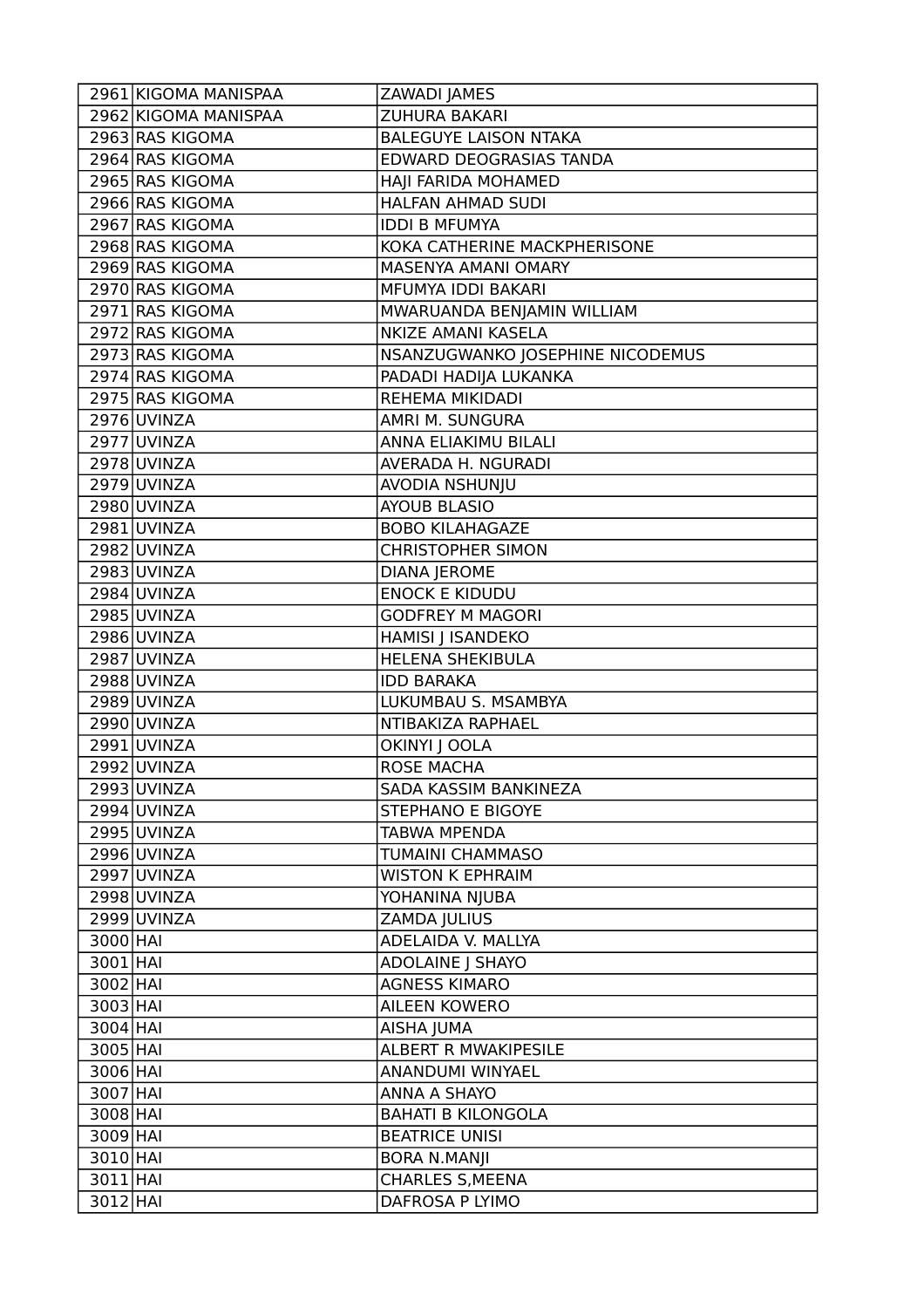| | | |
|---|---|---|
| 2961 | KIGOMA MANISPAA | ZAWADI JAMES |
| 2962 | KIGOMA MANISPAA | ZUHURA BAKARI |
| 2963 | RAS KIGOMA | BALEGUYE LAISON NTAKA |
| 2964 | RAS KIGOMA | EDWARD DEOGRASIAS TANDA |
| 2965 | RAS KIGOMA | HAJI FARIDA MOHAMED |
| 2966 | RAS KIGOMA | HALFAN AHMAD SUDI |
| 2967 | RAS KIGOMA | IDDI B MFUMYA |
| 2968 | RAS KIGOMA | KOKA CATHERINE MACKPHERISONE |
| 2969 | RAS KIGOMA | MASENYA AMANI OMARY |
| 2970 | RAS KIGOMA | MFUMYA IDDI BAKARI |
| 2971 | RAS KIGOMA | MWARUANDA BENJAMIN WILLIAM |
| 2972 | RAS KIGOMA | NKIZE AMANI KASELA |
| 2973 | RAS KIGOMA | NSANZUGWANKO JOSEPHINE NICODEMUS |
| 2974 | RAS KIGOMA | PADADI HADIJA LUKANKA |
| 2975 | RAS KIGOMA | REHEMA MIKIDADI |
| 2976 | UVINZA | AMRI M. SUNGURA |
| 2977 | UVINZA | ANNA ELIAKIMU BILALI |
| 2978 | UVINZA | AVERADA H. NGURADI |
| 2979 | UVINZA | AVODIA NSHUNJU |
| 2980 | UVINZA | AYOUB BLASIO |
| 2981 | UVINZA | BOBO KILAHAGAZE |
| 2982 | UVINZA | CHRISTOPHER SIMON |
| 2983 | UVINZA | DIANA JEROME |
| 2984 | UVINZA | ENOCK E KIDUDU |
| 2985 | UVINZA | GODFREY M MAGORI |
| 2986 | UVINZA | HAMISI J ISANDEKO |
| 2987 | UVINZA | HELENA SHEKIBULA |
| 2988 | UVINZA | IDD BARAKA |
| 2989 | UVINZA | LUKUMBAU S. MSAMBYA |
| 2990 | UVINZA | NTIBAKIZA RAPHAEL |
| 2991 | UVINZA | OKINYI J OOLA |
| 2992 | UVINZA | ROSE MACHA |
| 2993 | UVINZA | SADA KASSIM BANKINEZA |
| 2994 | UVINZA | STEPHANO E BIGOYE |
| 2995 | UVINZA | TABWA MPENDA |
| 2996 | UVINZA | TUMAINI CHAMMASO |
| 2997 | UVINZA | WISTON K EPHRAIM |
| 2998 | UVINZA | YOHANINA NJUBA |
| 2999 | UVINZA | ZAMDA JULIUS |
| 3000 | HAI | ADELAIDA V. MALLYA |
| 3001 | HAI | ADOLAINE J SHAYO |
| 3002 | HAI | AGNESS KIMARO |
| 3003 | HAI | AILEEN KOWERO |
| 3004 | HAI | AISHA JUMA |
| 3005 | HAI | ALBERT R MWAKIPESILE |
| 3006 | HAI | ANANDUMI WINYAEL |
| 3007 | HAI | ANNA A SHAYO |
| 3008 | HAI | BAHATI B KILONGOLA |
| 3009 | HAI | BEATRICE UNISI |
| 3010 | HAI | BORA N.MANJI |
| 3011 | HAI | CHARLES S,MEENA |
| 3012 | HAI | DAFROSA P LYIMO |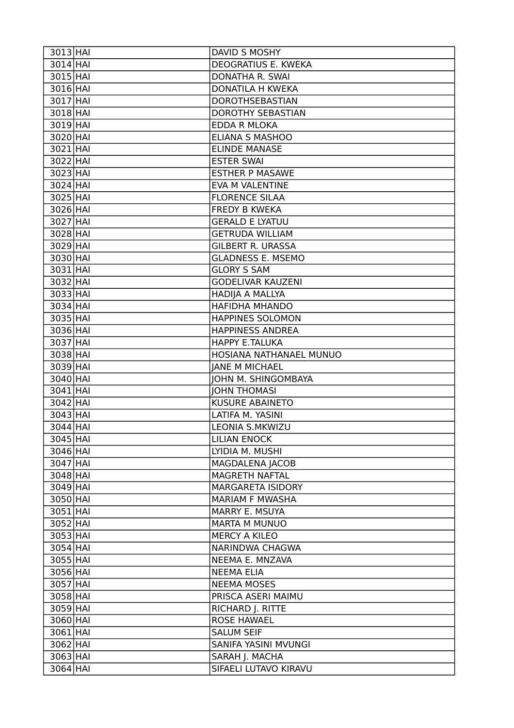| 3013 | HAI | DAVID S MOSHY |
|---|---|---|
| 3014 | HAI | DEOGRATIUS E. KWEKA |
| 3015 | HAI | DONATHA R. SWAI |
| 3016 | HAI | DONATILA H KWEKA |
| 3017 | HAI | DOROTHSEBASTIAN |
| 3018 | HAI | DOROTHY SEBASTIAN |
| 3019 | HAI | EDDA R MLOKA |
| 3020 | HAI | ELIANA S MASHOO |
| 3021 | HAI | ELINDE MANASE |
| 3022 | HAI | ESTER SWAI |
| 3023 | HAI | ESTHER P MASAWE |
| 3024 | HAI | EVA M VALENTINE |
| 3025 | HAI | FLORENCE SILAA |
| 3026 | HAI | FREDY B KWEKA |
| 3027 | HAI | GERALD E LYATUU |
| 3028 | HAI | GETRUDA WILLIAM |
| 3029 | HAI | GILBERT R. URASSA |
| 3030 | HAI | GLADNESS E. MSEMO |
| 3031 | HAI | GLORY S SAM |
| 3032 | HAI | GODELIVAR KAUZENI |
| 3033 | HAI | HADIJA A MALLYA |
| 3034 | HAI | HAFIDHA MHANDO |
| 3035 | HAI | HAPPINES SOLOMON |
| 3036 | HAI | HAPPINESS ANDREA |
| 3037 | HAI | HAPPY E.TALUKA |
| 3038 | HAI | HOSIANA NATHANAEL MUNUO |
| 3039 | HAI | JANE M MICHAEL |
| 3040 | HAI | JOHN M. SHINGOMBAYA |
| 3041 | HAI | JOHN THOMASI |
| 3042 | HAI | KUSURE ABAINETO |
| 3043 | HAI | LATIFA M. YASINI |
| 3044 | HAI | LEONIA S.MKWIZU |
| 3045 | HAI | LILIAN ENOCK |
| 3046 | HAI | LYIDIA M. MUSHI |
| 3047 | HAI | MAGDALENA JACOB |
| 3048 | HAI | MAGRETH NAFTAL |
| 3049 | HAI | MARGARETA ISIDORY |
| 3050 | HAI | MARIAM F MWASHA |
| 3051 | HAI | MARRY E. MSUYA |
| 3052 | HAI | MARTA M MUNUO |
| 3053 | HAI | MERCY A KILEO |
| 3054 | HAI | NARINDWA CHAGWA |
| 3055 | HAI | NEEMA E. MNZAVA |
| 3056 | HAI | NEEMA ELIA |
| 3057 | HAI | NEEMA MOSES |
| 3058 | HAI | PRISCA ASERI MAIMU |
| 3059 | HAI | RICHARD J. RITTE |
| 3060 | HAI | ROSE HAWAEL |
| 3061 | HAI | SALUM SEIF |
| 3062 | HAI | SANIFA YASINI MVUNGI |
| 3063 | HAI | SARAH J. MACHA |
| 3064 | HAI | SIFAELI LUTAVO KIRAVU |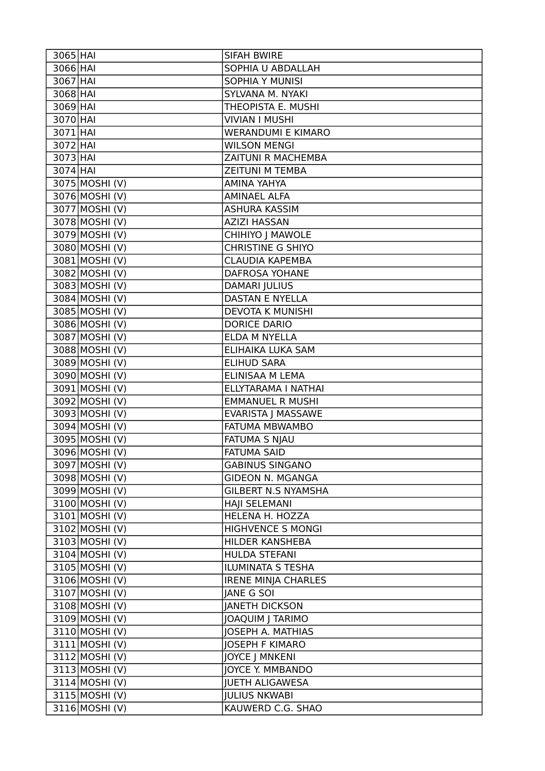| | | |
|---|---|---|
| 3065 | HAI | SIFAH BWIRE |
| 3066 | HAI | SOPHIA U ABDALLAH |
| 3067 | HAI | SOPHIA Y MUNISI |
| 3068 | HAI | SYLVANA M. NYAKI |
| 3069 | HAI | THEOPISTA E. MUSHI |
| 3070 | HAI | VIVIAN I MUSHI |
| 3071 | HAI | WERANDUMI E KIMARO |
| 3072 | HAI | WILSON MENGI |
| 3073 | HAI | ZAITUNI R MACHEMBA |
| 3074 | HAI | ZEITUNI M TEMBA |
| 3075 | MOSHI (V) | AMINA YAHYA |
| 3076 | MOSHI (V) | AMINAEL ALFA |
| 3077 | MOSHI (V) | ASHURA KASSIM |
| 3078 | MOSHI (V) | AZIZI HASSAN |
| 3079 | MOSHI (V) | CHIHIYO J MAWOLE |
| 3080 | MOSHI (V) | CHRISTINE G SHIYO |
| 3081 | MOSHI (V) | CLAUDIA KAPEMBA |
| 3082 | MOSHI (V) | DAFROSA YOHANE |
| 3083 | MOSHI (V) | DAMARI JULIUS |
| 3084 | MOSHI (V) | DASTAN E NYELLA |
| 3085 | MOSHI (V) | DEVOTA K MUNISHI |
| 3086 | MOSHI (V) | DORICE DARIO |
| 3087 | MOSHI (V) | ELDA M NYELLA |
| 3088 | MOSHI (V) | ELIHAIKA LUKA SAM |
| 3089 | MOSHI (V) | ELIHUD SARA |
| 3090 | MOSHI (V) | ELINISAA M LEMA |
| 3091 | MOSHI (V) | ELLYTARAMA I NATHAI |
| 3092 | MOSHI (V) | EMMANUEL R MUSHI |
| 3093 | MOSHI (V) | EVARISTA J MASSAWE |
| 3094 | MOSHI (V) | FATUMA MBWAMBO |
| 3095 | MOSHI (V) | FATUMA S NJAU |
| 3096 | MOSHI (V) | FATUMA SAID |
| 3097 | MOSHI (V) | GABINUS SINGANO |
| 3098 | MOSHI (V) | GIDEON N. MGANGA |
| 3099 | MOSHI (V) | GILBERT N.S NYAMSHA |
| 3100 | MOSHI (V) | HAJI SELEMANI |
| 3101 | MOSHI (V) | HELENA H. HOZZA |
| 3102 | MOSHI (V) | HIGHVENCE S MONGI |
| 3103 | MOSHI (V) | HILDER KANSHEBA |
| 3104 | MOSHI (V) | HULDA STEFANI |
| 3105 | MOSHI (V) | ILUMINATA S TESHA |
| 3106 | MOSHI (V) | IRENE MINJA CHARLES |
| 3107 | MOSHI (V) | JANE G SOI |
| 3108 | MOSHI (V) | JANETH DICKSON |
| 3109 | MOSHI (V) | JOAQUIM J TARIMO |
| 3110 | MOSHI (V) | JOSEPH A. MATHIAS |
| 3111 | MOSHI (V) | JOSEPH F KIMARO |
| 3112 | MOSHI (V) | JOYCE J MNKENI |
| 3113 | MOSHI (V) | JOYCE Y. MMBANDO |
| 3114 | MOSHI (V) | JUETH ALIGAWESA |
| 3115 | MOSHI (V) | JULIUS NKWABI |
| 3116 | MOSHI (V) | KAUWERD C.G. SHAO |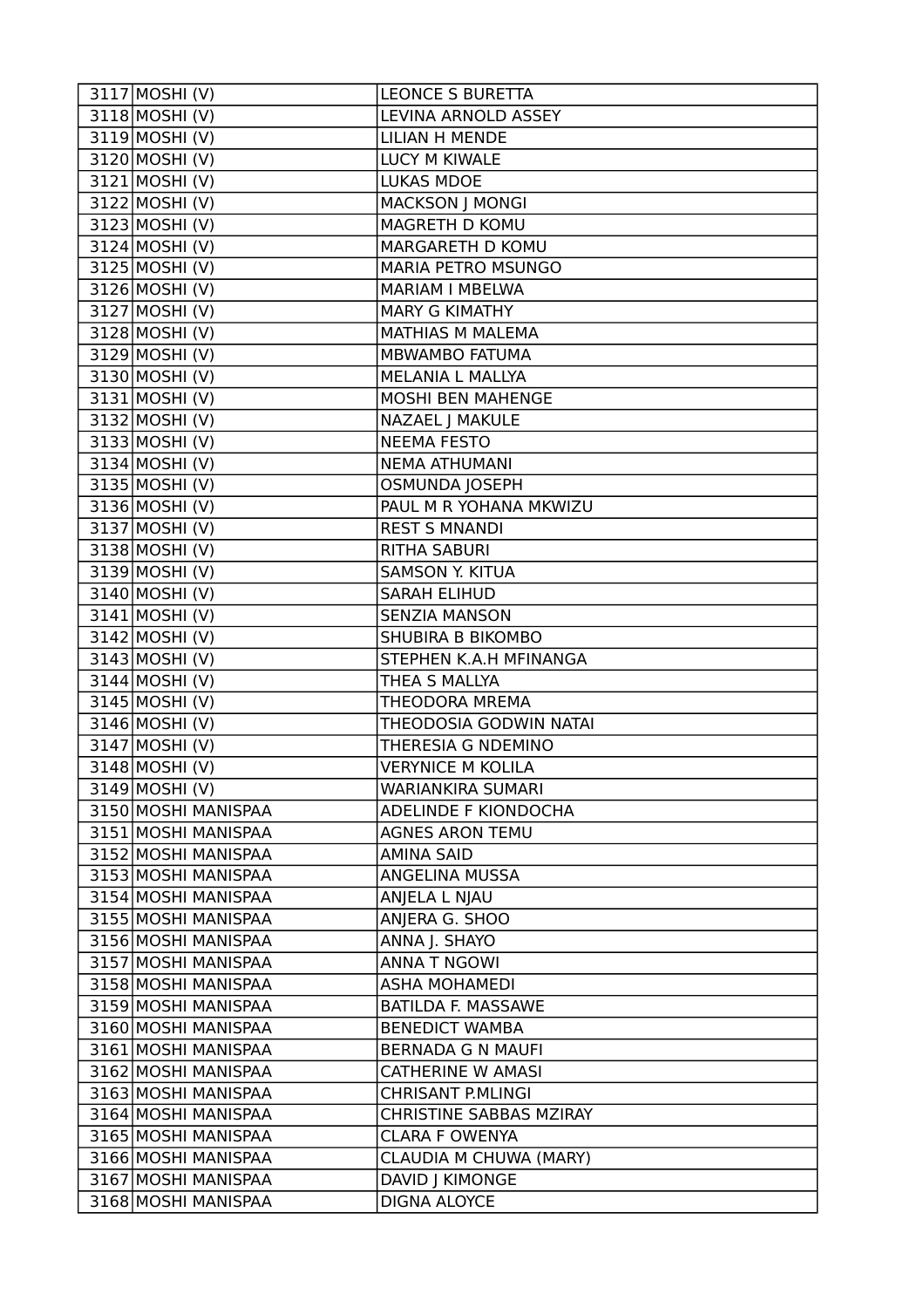| | | |
|---|---|---|
| 3117 | MOSHI (V) | LEONCE S BURETTA |
| 3118 | MOSHI (V) | LEVINA ARNOLD ASSEY |
| 3119 | MOSHI (V) | LILIAN H MENDE |
| 3120 | MOSHI (V) | LUCY M KIWALE |
| 3121 | MOSHI (V) | LUKAS MDOE |
| 3122 | MOSHI (V) | MACKSON J MONGI |
| 3123 | MOSHI (V) | MAGRETH D KOMU |
| 3124 | MOSHI (V) | MARGARETH D KOMU |
| 3125 | MOSHI (V) | MARIA PETRO MSUNGO |
| 3126 | MOSHI (V) | MARIAM I MBELWA |
| 3127 | MOSHI (V) | MARY G KIMATHY |
| 3128 | MOSHI (V) | MATHIAS M MALEMA |
| 3129 | MOSHI (V) | MBWAMBO FATUMA |
| 3130 | MOSHI (V) | MELANIA L MALLYA |
| 3131 | MOSHI (V) | MOSHI BEN MAHENGE |
| 3132 | MOSHI (V) | NAZAEL J MAKULE |
| 3133 | MOSHI (V) | NEEMA FESTO |
| 3134 | MOSHI (V) | NEMA ATHUMANI |
| 3135 | MOSHI (V) | OSMUNDA JOSEPH |
| 3136 | MOSHI (V) | PAUL M R YOHANA MKWIZU |
| 3137 | MOSHI (V) | REST S MNANDI |
| 3138 | MOSHI (V) | RITHA SABURI |
| 3139 | MOSHI (V) | SAMSON Y. KITUA |
| 3140 | MOSHI (V) | SARAH ELIHUD |
| 3141 | MOSHI (V) | SENZIA MANSON |
| 3142 | MOSHI (V) | SHUBIRA B BIKOMBO |
| 3143 | MOSHI (V) | STEPHEN K.A.H MFINANGA |
| 3144 | MOSHI (V) | THEA S MALLYA |
| 3145 | MOSHI (V) | THEODORA MREMA |
| 3146 | MOSHI (V) | THEODOSIA GODWIN NATAI |
| 3147 | MOSHI (V) | THERESIA G NDEMINO |
| 3148 | MOSHI (V) | VERYNICE M KOLILA |
| 3149 | MOSHI (V) | WARIANKIRA SUMARI |
| 3150 | MOSHI MANISPAA | ADELINDE F KIONDOCHA |
| 3151 | MOSHI MANISPAA | AGNES ARON TEMU |
| 3152 | MOSHI MANISPAA | AMINA SAID |
| 3153 | MOSHI MANISPAA | ANGELINA MUSSA |
| 3154 | MOSHI MANISPAA | ANJELA L NJAU |
| 3155 | MOSHI MANISPAA | ANJERA G. SHOO |
| 3156 | MOSHI MANISPAA | ANNA J. SHAYO |
| 3157 | MOSHI MANISPAA | ANNA T NGOWI |
| 3158 | MOSHI MANISPAA | ASHA MOHAMEDI |
| 3159 | MOSHI MANISPAA | BATILDA F. MASSAWE |
| 3160 | MOSHI MANISPAA | BENEDICT WAMBA |
| 3161 | MOSHI MANISPAA | BERNADA G N MAUFI |
| 3162 | MOSHI MANISPAA | CATHERINE W AMASI |
| 3163 | MOSHI MANISPAA | CHRISANT P.MLINGI |
| 3164 | MOSHI MANISPAA | CHRISTINE SABBAS MZIRAY |
| 3165 | MOSHI MANISPAA | CLARA F OWENYA |
| 3166 | MOSHI MANISPAA | CLAUDIA M CHUWA (MARY) |
| 3167 | MOSHI MANISPAA | DAVID J KIMONGE |
| 3168 | MOSHI MANISPAA | DIGNA ALOYCE |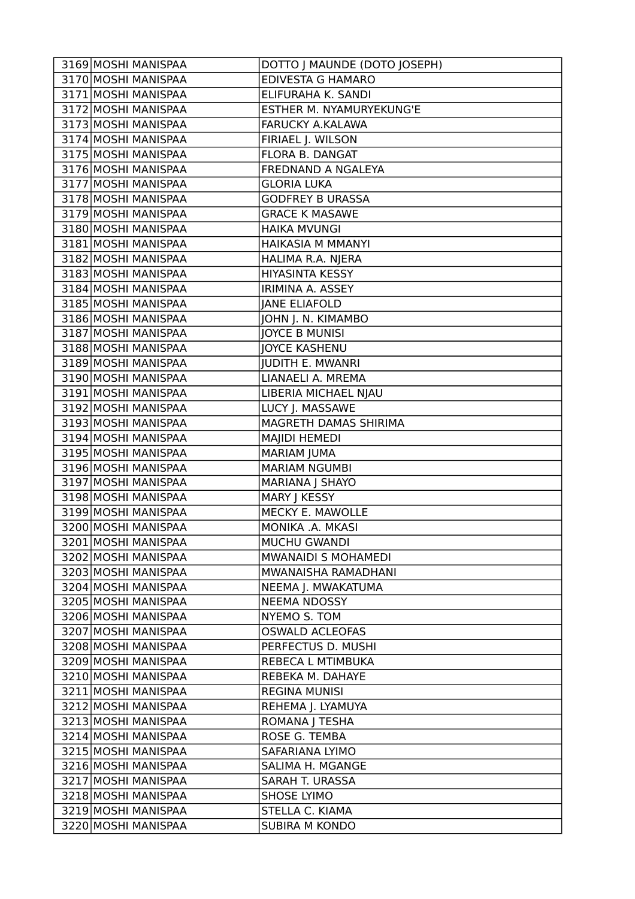| 3169 | MOSHI MANISPAA | DOTTO J MAUNDE (DOTO JOSEPH) |
|---|---|---|
| 3170 | MOSHI MANISPAA | EDIVESTA G HAMARO |
| 3171 | MOSHI MANISPAA | ELIFURAHA K. SANDI |
| 3172 | MOSHI MANISPAA | ESTHER M. NYAMURYEKUNG'E |
| 3173 | MOSHI MANISPAA | FARUCKY A.KALAWA |
| 3174 | MOSHI MANISPAA | FIRIAEL J. WILSON |
| 3175 | MOSHI MANISPAA | FLORA B. DANGAT |
| 3176 | MOSHI MANISPAA | FREDNAND A NGALEYA |
| 3177 | MOSHI MANISPAA | GLORIA LUKA |
| 3178 | MOSHI MANISPAA | GODFREY B URASSA |
| 3179 | MOSHI MANISPAA | GRACE K MASAWE |
| 3180 | MOSHI MANISPAA | HAIKA MVUNGI |
| 3181 | MOSHI MANISPAA | HAIKASIA M MMANYI |
| 3182 | MOSHI MANISPAA | HALIMA R.A. NJERA |
| 3183 | MOSHI MANISPAA | HIYASINTA KESSY |
| 3184 | MOSHI MANISPAA | IRIMINA A. ASSEY |
| 3185 | MOSHI MANISPAA | JANE ELIAFOLD |
| 3186 | MOSHI MANISPAA | JOHN J. N. KIMAMBO |
| 3187 | MOSHI MANISPAA | JOYCE B MUNISI |
| 3188 | MOSHI MANISPAA | JOYCE KASHENU |
| 3189 | MOSHI MANISPAA | JUDITH E. MWANRI |
| 3190 | MOSHI MANISPAA | LIANAELI A. MREMA |
| 3191 | MOSHI MANISPAA | LIBERIA MICHAEL NJAU |
| 3192 | MOSHI MANISPAA | LUCY J. MASSAWE |
| 3193 | MOSHI MANISPAA | MAGRETH DAMAS SHIRIMA |
| 3194 | MOSHI MANISPAA | MAJIDI HEMEDI |
| 3195 | MOSHI MANISPAA | MARIAM JUMA |
| 3196 | MOSHI MANISPAA | MARIAM NGUMBI |
| 3197 | MOSHI MANISPAA | MARIANA J SHAYO |
| 3198 | MOSHI MANISPAA | MARY J KESSY |
| 3199 | MOSHI MANISPAA | MECKY E. MAWOLLE |
| 3200 | MOSHI MANISPAA | MONIKA .A. MKASI |
| 3201 | MOSHI MANISPAA | MUCHU GWANDI |
| 3202 | MOSHI MANISPAA | MWANAIDI S MOHAMEDI |
| 3203 | MOSHI MANISPAA | MWANAISHA RAMADHANI |
| 3204 | MOSHI MANISPAA | NEEMA J. MWAKATUMA |
| 3205 | MOSHI MANISPAA | NEEMA NDOSSY |
| 3206 | MOSHI MANISPAA | NYEMO S. TOM |
| 3207 | MOSHI MANISPAA | OSWALD ACLEOFAS |
| 3208 | MOSHI MANISPAA | PERFECTUS D. MUSHI |
| 3209 | MOSHI MANISPAA | REBECA L MTIMBUKA |
| 3210 | MOSHI MANISPAA | REBEKA M. DAHAYE |
| 3211 | MOSHI MANISPAA | REGINA MUNISI |
| 3212 | MOSHI MANISPAA | REHEMA J. LYAMUYA |
| 3213 | MOSHI MANISPAA | ROMANA J TESHA |
| 3214 | MOSHI MANISPAA | ROSE G. TEMBA |
| 3215 | MOSHI MANISPAA | SAFARIANA LYIMO |
| 3216 | MOSHI MANISPAA | SALIMA H. MGANGE |
| 3217 | MOSHI MANISPAA | SARAH T. URASSA |
| 3218 | MOSHI MANISPAA | SHOSE LYIMO |
| 3219 | MOSHI MANISPAA | STELLA C. KIAMA |
| 3220 | MOSHI MANISPAA | SUBIRA M KONDO |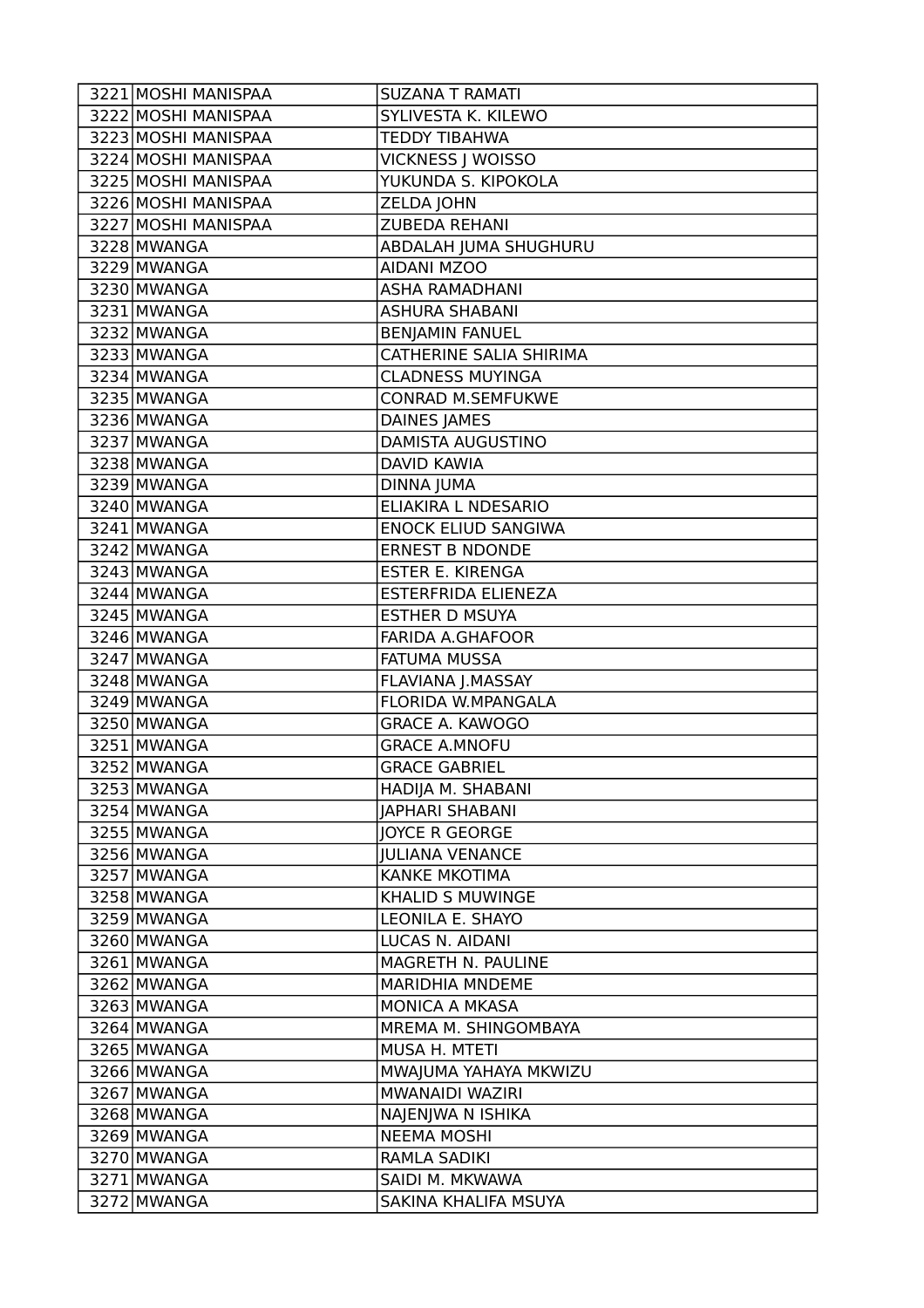| | | |
|---|---|---|
| 3221 | MOSHI MANISPAA | SUZANA T RAMATI |
| 3222 | MOSHI MANISPAA | SYLIVESTA K. KILEWO |
| 3223 | MOSHI MANISPAA | TEDDY TIBAHWA |
| 3224 | MOSHI MANISPAA | VICKNESS J WOISSO |
| 3225 | MOSHI MANISPAA | YUKUNDA S. KIPOKOLA |
| 3226 | MOSHI MANISPAA | ZELDA JOHN |
| 3227 | MOSHI MANISPAA | ZUBEDA REHANI |
| 3228 | MWANGA | ABDALAH JUMA SHUGHURU |
| 3229 | MWANGA | AIDANI MZOO |
| 3230 | MWANGA | ASHA RAMADHANI |
| 3231 | MWANGA | ASHURA SHABANI |
| 3232 | MWANGA | BENJAMIN FANUEL |
| 3233 | MWANGA | CATHERINE SALIA SHIRIMA |
| 3234 | MWANGA | CLADNESS MUYINGA |
| 3235 | MWANGA | CONRAD M.SEMFUKWE |
| 3236 | MWANGA | DAINES JAMES |
| 3237 | MWANGA | DAMISTA AUGUSTINO |
| 3238 | MWANGA | DAVID KAWIA |
| 3239 | MWANGA | DINNA JUMA |
| 3240 | MWANGA | ELIAKIRA L NDESARIO |
| 3241 | MWANGA | ENOCK ELIUD SANGIWA |
| 3242 | MWANGA | ERNEST B NDONDE |
| 3243 | MWANGA | ESTER E. KIRENGA |
| 3244 | MWANGA | ESTERFRIDA ELIENEZA |
| 3245 | MWANGA | ESTHER D MSUYA |
| 3246 | MWANGA | FARIDA A.GHAFOOR |
| 3247 | MWANGA | FATUMA MUSSA |
| 3248 | MWANGA | FLAVIANA J.MASSAY |
| 3249 | MWANGA | FLORIDA W.MPANGALA |
| 3250 | MWANGA | GRACE A. KAWOGO |
| 3251 | MWANGA | GRACE A.MNOFU |
| 3252 | MWANGA | GRACE GABRIEL |
| 3253 | MWANGA | HADIJA M. SHABANI |
| 3254 | MWANGA | JAPHARI SHABANI |
| 3255 | MWANGA | JOYCE R GEORGE |
| 3256 | MWANGA | JULIANA VENANCE |
| 3257 | MWANGA | KANKE MKOTIMA |
| 3258 | MWANGA | KHALID S MUWINGE |
| 3259 | MWANGA | LEONILA E. SHAYO |
| 3260 | MWANGA | LUCAS N. AIDANI |
| 3261 | MWANGA | MAGRETH N. PAULINE |
| 3262 | MWANGA | MARIDHIA MNDEME |
| 3263 | MWANGA | MONICA A MKASA |
| 3264 | MWANGA | MREMA M. SHINGOMBAYA |
| 3265 | MWANGA | MUSA H. MTETI |
| 3266 | MWANGA | MWAJUMA YAHAYA MKWIZU |
| 3267 | MWANGA | MWANAIDI WAZIRI |
| 3268 | MWANGA | NAJENJWA N ISHIKA |
| 3269 | MWANGA | NEEMA MOSHI |
| 3270 | MWANGA | RAMLA SADIKI |
| 3271 | MWANGA | SAIDI M. MKWAWA |
| 3272 | MWANGA | SAKINA KHALIFA MSUYA |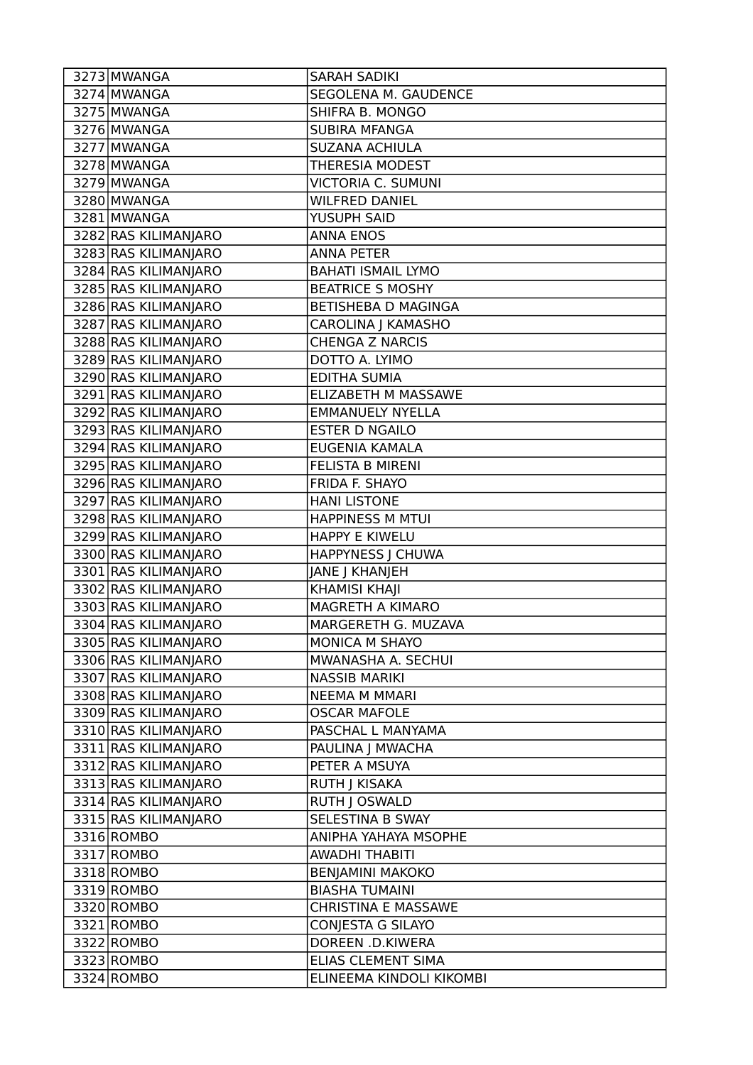| | | |
|---|---|---|
| 3273 | MWANGA | SARAH SADIKI |
| 3274 | MWANGA | SEGOLENA M. GAUDENCE |
| 3275 | MWANGA | SHIFRA B. MONGO |
| 3276 | MWANGA | SUBIRA MFANGA |
| 3277 | MWANGA | SUZANA ACHIULA |
| 3278 | MWANGA | THERESIA MODEST |
| 3279 | MWANGA | VICTORIA C. SUMUNI |
| 3280 | MWANGA | WILFRED DANIEL |
| 3281 | MWANGA | YUSUPH SAID |
| 3282 | RAS KILIMANJARO | ANNA ENOS |
| 3283 | RAS KILIMANJARO | ANNA PETER |
| 3284 | RAS KILIMANJARO | BAHATI ISMAIL LYMO |
| 3285 | RAS KILIMANJARO | BEATRICE S MOSHY |
| 3286 | RAS KILIMANJARO | BETISHEBA D MAGINGA |
| 3287 | RAS KILIMANJARO | CAROLINA J KAMASHO |
| 3288 | RAS KILIMANJARO | CHENGA Z NARCIS |
| 3289 | RAS KILIMANJARO | DOTTO A. LYIMO |
| 3290 | RAS KILIMANJARO | EDITHA SUMIA |
| 3291 | RAS KILIMANJARO | ELIZABETH M MASSAWE |
| 3292 | RAS KILIMANJARO | EMMANUELY NYELLA |
| 3293 | RAS KILIMANJARO | ESTER D NGAILO |
| 3294 | RAS KILIMANJARO | EUGENIA KAMALA |
| 3295 | RAS KILIMANJARO | FELISTA B MIRENI |
| 3296 | RAS KILIMANJARO | FRIDA F. SHAYO |
| 3297 | RAS KILIMANJARO | HANI LISTONE |
| 3298 | RAS KILIMANJARO | HAPPINESS M MTUI |
| 3299 | RAS KILIMANJARO | HAPPY E KIWELU |
| 3300 | RAS KILIMANJARO | HAPPYNESS J CHUWA |
| 3301 | RAS KILIMANJARO | JANE J KHANJEH |
| 3302 | RAS KILIMANJARO | KHAMISI KHAJI |
| 3303 | RAS KILIMANJARO | MAGRETH A KIMARO |
| 3304 | RAS KILIMANJARO | MARGERETH G. MUZAVA |
| 3305 | RAS KILIMANJARO | MONICA M SHAYO |
| 3306 | RAS KILIMANJARO | MWANASHA A. SECHUI |
| 3307 | RAS KILIMANJARO | NASSIB MARIKI |
| 3308 | RAS KILIMANJARO | NEEMA M MMARI |
| 3309 | RAS KILIMANJARO | OSCAR MAFOLE |
| 3310 | RAS KILIMANJARO | PASCHAL L MANYAMA |
| 3311 | RAS KILIMANJARO | PAULINA J MWACHA |
| 3312 | RAS KILIMANJARO | PETER A MSUYA |
| 3313 | RAS KILIMANJARO | RUTH J KISAKA |
| 3314 | RAS KILIMANJARO | RUTH J OSWALD |
| 3315 | RAS KILIMANJARO | SELESTINA B SWAY |
| 3316 | ROMBO | ANIPHA YAHAYA MSOPHE |
| 3317 | ROMBO | AWADHI THABITI |
| 3318 | ROMBO | BENJAMINI MAKOKO |
| 3319 | ROMBO | BIASHA TUMAINI |
| 3320 | ROMBO | CHRISTINA E MASSAWE |
| 3321 | ROMBO | CONJESTA G SILAYO |
| 3322 | ROMBO | DOREEN .D.KIWERA |
| 3323 | ROMBO | ELIAS CLEMENT SIMA |
| 3324 | ROMBO | ELINEEMA KINDOLI KIKOMBI |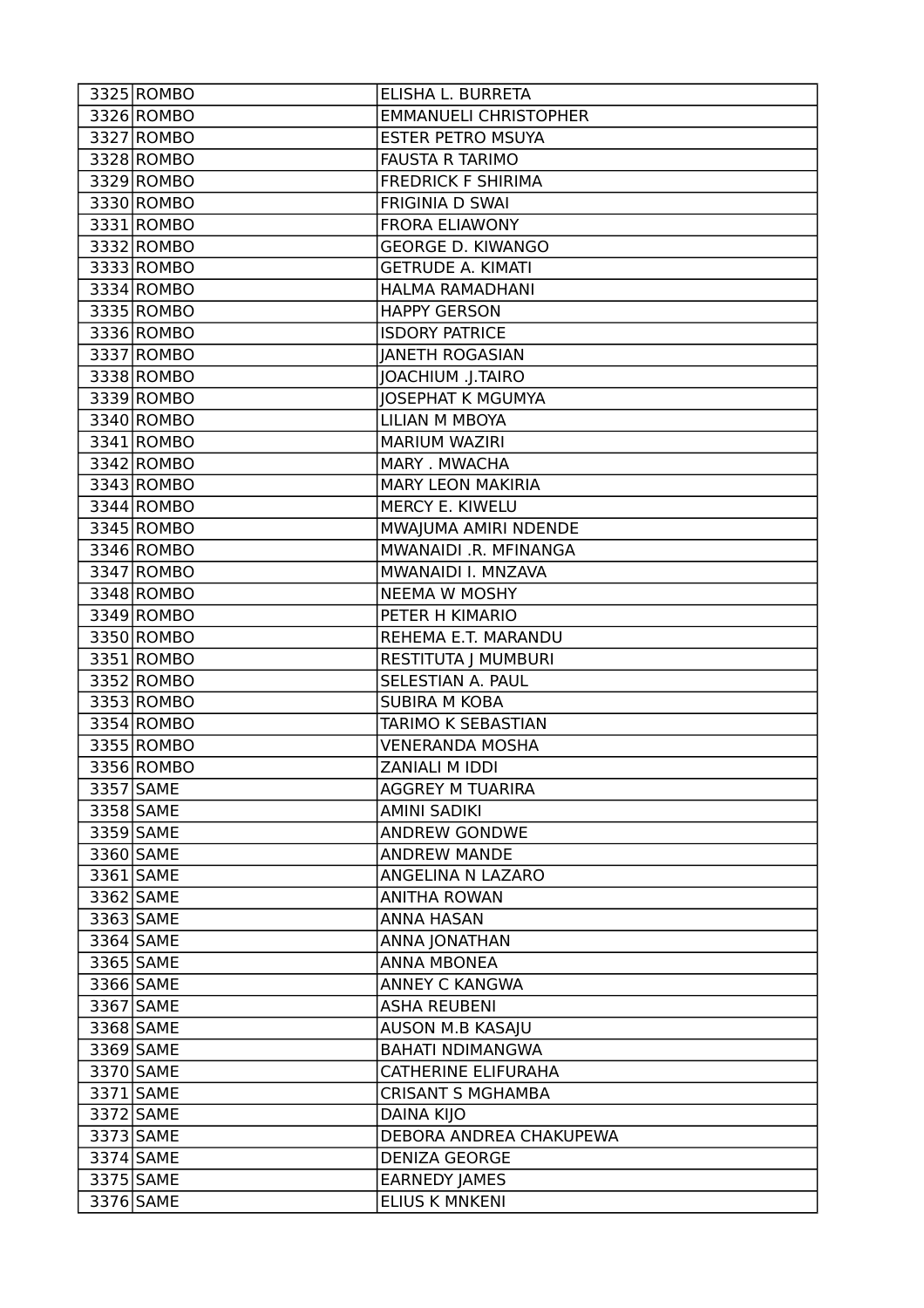| | | |
|---|---|---|
| 3325 | ROMBO | ELISHA L. BURRETA |
| 3326 | ROMBO | EMMANUELI CHRISTOPHER |
| 3327 | ROMBO | ESTER PETRO MSUYA |
| 3328 | ROMBO | FAUSTA R TARIMO |
| 3329 | ROMBO | FREDRICK F SHIRIMA |
| 3330 | ROMBO | FRIGINIA D SWAI |
| 3331 | ROMBO | FRORA ELIAWONY |
| 3332 | ROMBO | GEORGE D. KIWANGO |
| 3333 | ROMBO | GETRUDE A. KIMATI |
| 3334 | ROMBO | HALMA RAMADHANI |
| 3335 | ROMBO | HAPPY GERSON |
| 3336 | ROMBO | ISDORY PATRICE |
| 3337 | ROMBO | JANETH ROGASIAN |
| 3338 | ROMBO | JOACHIUM .J.TAIRO |
| 3339 | ROMBO | JOSEPHAT K MGUMYA |
| 3340 | ROMBO | LILIAN M MBOYA |
| 3341 | ROMBO | MARIUM WAZIRI |
| 3342 | ROMBO | MARY . MWACHA |
| 3343 | ROMBO | MARY LEON MAKIRIA |
| 3344 | ROMBO | MERCY E. KIWELU |
| 3345 | ROMBO | MWAJUMA AMIRI NDENDE |
| 3346 | ROMBO | MWANAIDI .R. MFINANGA |
| 3347 | ROMBO | MWANAIDI I. MNZAVA |
| 3348 | ROMBO | NEEMA W MOSHY |
| 3349 | ROMBO | PETER H KIMARIO |
| 3350 | ROMBO | REHEMA E.T. MARANDU |
| 3351 | ROMBO | RESTITUTA J MUMBURI |
| 3352 | ROMBO | SELESTIAN A. PAUL |
| 3353 | ROMBO | SUBIRA M KOBA |
| 3354 | ROMBO | TARIMO K SEBASTIAN |
| 3355 | ROMBO | VENERANDA MOSHA |
| 3356 | ROMBO | ZANIALI M IDDI |
| 3357 | SAME | AGGREY M TUARIRA |
| 3358 | SAME | AMINI SADIKI |
| 3359 | SAME | ANDREW GONDWE |
| 3360 | SAME | ANDREW MANDE |
| 3361 | SAME | ANGELINA N LAZARO |
| 3362 | SAME | ANITHA ROWAN |
| 3363 | SAME | ANNA HASAN |
| 3364 | SAME | ANNA JONATHAN |
| 3365 | SAME | ANNA MBONEA |
| 3366 | SAME | ANNEY C KANGWA |
| 3367 | SAME | ASHA REUBENI |
| 3368 | SAME | AUSON M.B KASAJU |
| 3369 | SAME | BAHATI NDIMANGWA |
| 3370 | SAME | CATHERINE ELIFURAHA |
| 3371 | SAME | CRISANT S MGHAMBA |
| 3372 | SAME | DAINA KIJO |
| 3373 | SAME | DEBORA ANDREA CHAKUPEWA |
| 3374 | SAME | DENIZA GEORGE |
| 3375 | SAME | EARNEDY JAMES |
| 3376 | SAME | ELIUS K MNKENI |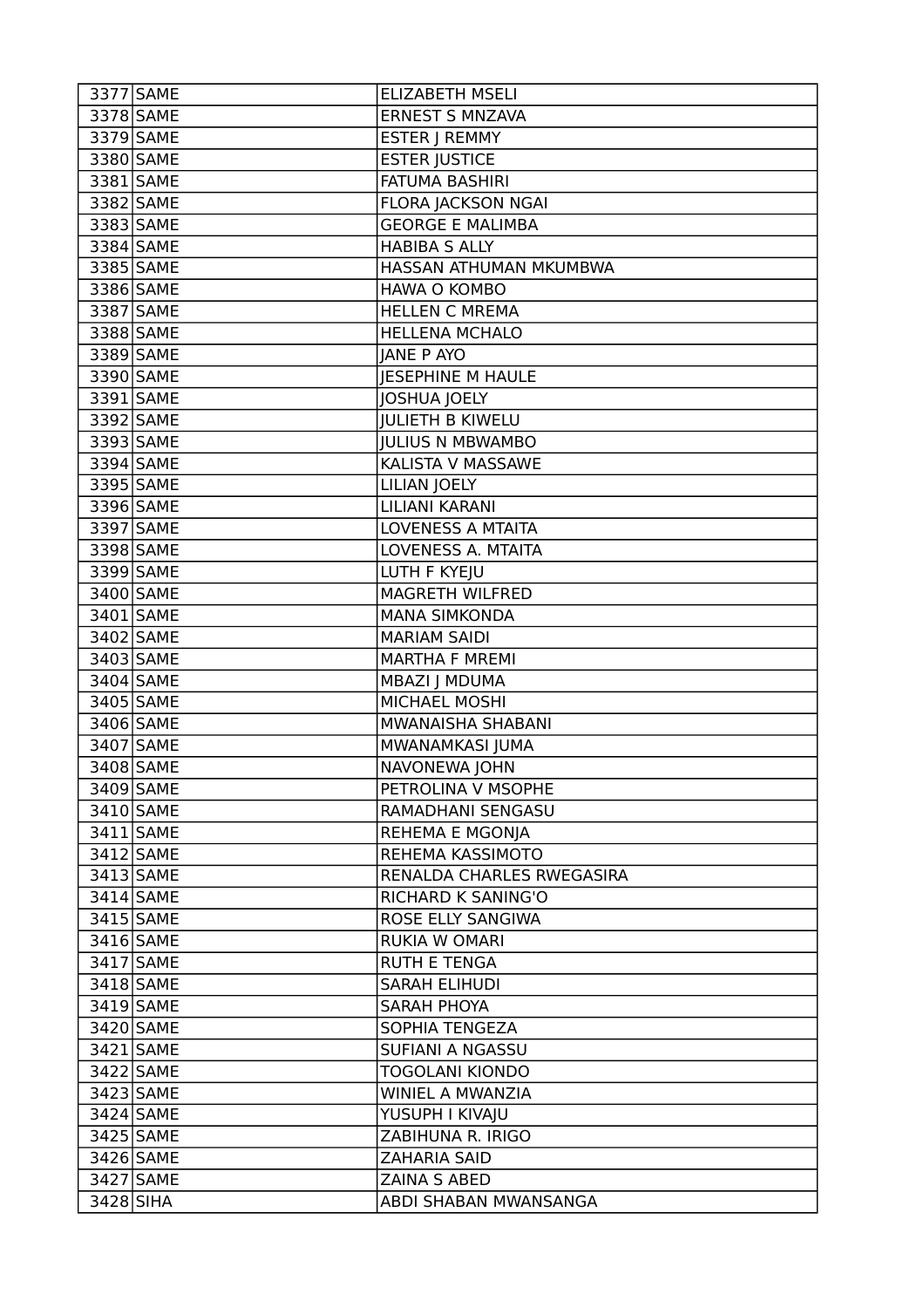| 3377 | SAME | ELIZABETH MSELI |
|---|---|---|
| 3378 | SAME | ERNEST S MNZAVA |
| 3379 | SAME | ESTER J REMMY |
| 3380 | SAME | ESTER JUSTICE |
| 3381 | SAME | FATUMA BASHIRI |
| 3382 | SAME | FLORA JACKSON NGAI |
| 3383 | SAME | GEORGE E MALIMBA |
| 3384 | SAME | HABIBA S ALLY |
| 3385 | SAME | HASSAN ATHUMAN MKUMBWA |
| 3386 | SAME | HAWA O KOMBO |
| 3387 | SAME | HELLEN C MREMA |
| 3388 | SAME | HELLENA MCHALO |
| 3389 | SAME | JANE P AYO |
| 3390 | SAME | JESEPHINE M HAULE |
| 3391 | SAME | JOSHUA JOELY |
| 3392 | SAME | JULIETH B KIWELU |
| 3393 | SAME | JULIUS N MBWAMBO |
| 3394 | SAME | KALISTA V MASSAWE |
| 3395 | SAME | LILIAN JOELY |
| 3396 | SAME | LILIANI KARANI |
| 3397 | SAME | LOVENESS A MTAITA |
| 3398 | SAME | LOVENESS A. MTAITA |
| 3399 | SAME | LUTH F KYEJU |
| 3400 | SAME | MAGRETH WILFRED |
| 3401 | SAME | MANA SIMKONDA |
| 3402 | SAME | MARIAM SAIDI |
| 3403 | SAME | MARTHA F MREMI |
| 3404 | SAME | MBAZI J MDUMA |
| 3405 | SAME | MICHAEL MOSHI |
| 3406 | SAME | MWANAISHA SHABANI |
| 3407 | SAME | MWANAMKASI JUMA |
| 3408 | SAME | NAVONEWA JOHN |
| 3409 | SAME | PETROLINA V MSOPHE |
| 3410 | SAME | RAMADHANI SENGASU |
| 3411 | SAME | REHEMA E MGONJA |
| 3412 | SAME | REHEMA KASSIMOTO |
| 3413 | SAME | RENALDA CHARLES RWEGASIRA |
| 3414 | SAME | RICHARD K SANING'O |
| 3415 | SAME | ROSE ELLY SANGIWA |
| 3416 | SAME | RUKIA W OMARI |
| 3417 | SAME | RUTH E TENGA |
| 3418 | SAME | SARAH ELIHUDI |
| 3419 | SAME | SARAH PHOYA |
| 3420 | SAME | SOPHIA TENGEZA |
| 3421 | SAME | SUFIANI A NGASSU |
| 3422 | SAME | TOGOLANI KIONDO |
| 3423 | SAME | WINIEL A MWANZIA |
| 3424 | SAME | YUSUPH I KIVAJU |
| 3425 | SAME | ZABIHUNA R. IRIGO |
| 3426 | SAME | ZAHARIA SAID |
| 3427 | SAME | ZAINA S ABED |
| 3428 | SIHA | ABDI SHABAN MWANSANGA |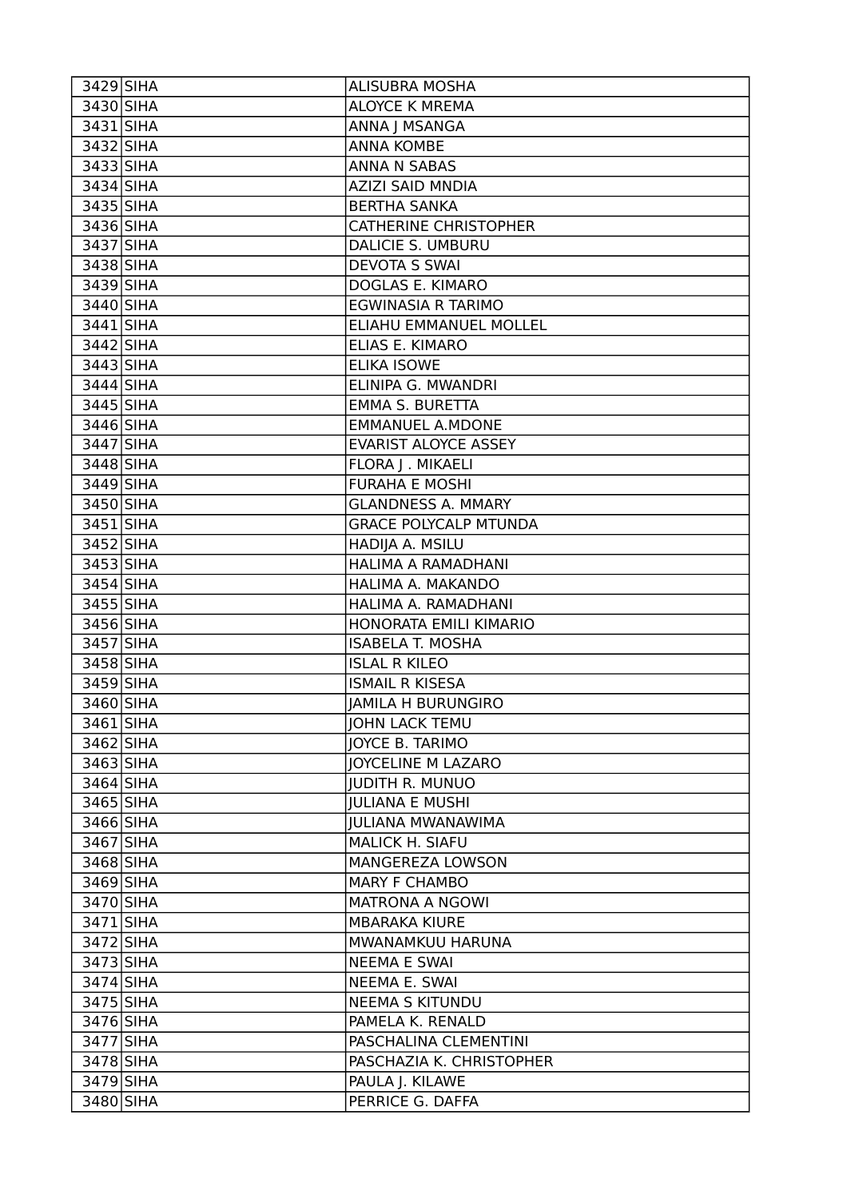| 3429 | SIHA | ALISUBRA MOSHA |
|---|---|---|
| 3430 | SIHA | ALOYCE K MREMA |
| 3431 | SIHA | ANNA J MSANGA |
| 3432 | SIHA | ANNA KOMBE |
| 3433 | SIHA | ANNA N SABAS |
| 3434 | SIHA | AZIZI SAID MNDIA |
| 3435 | SIHA | BERTHA SANKA |
| 3436 | SIHA | CATHERINE CHRISTOPHER |
| 3437 | SIHA | DALICIE S. UMBURU |
| 3438 | SIHA | DEVOTA S SWAI |
| 3439 | SIHA | DOGLAS E. KIMARO |
| 3440 | SIHA | EGWINASIA R TARIMO |
| 3441 | SIHA | ELIAHU EMMANUEL MOLLEL |
| 3442 | SIHA | ELIAS E. KIMARO |
| 3443 | SIHA | ELIKA ISOWE |
| 3444 | SIHA | ELINIPA G. MWANDRI |
| 3445 | SIHA | EMMA S. BURETTA |
| 3446 | SIHA | EMMANUEL A.MDONE |
| 3447 | SIHA | EVARIST ALOYCE ASSEY |
| 3448 | SIHA | FLORA J . MIKAELI |
| 3449 | SIHA | FURAHA E MOSHI |
| 3450 | SIHA | GLANDNESS A. MMARY |
| 3451 | SIHA | GRACE POLYCALP MTUNDA |
| 3452 | SIHA | HADIJA A. MSILU |
| 3453 | SIHA | HALIMA A RAMADHANI |
| 3454 | SIHA | HALIMA A. MAKANDO |
| 3455 | SIHA | HALIMA A. RAMADHANI |
| 3456 | SIHA | HONORATA EMILI KIMARIO |
| 3457 | SIHA | ISABELA T. MOSHA |
| 3458 | SIHA | ISLAL R KILEO |
| 3459 | SIHA | ISMAIL R KISESA |
| 3460 | SIHA | JAMILA H BURUNGIRO |
| 3461 | SIHA | JOHN LACK TEMU |
| 3462 | SIHA | JOYCE B. TARIMO |
| 3463 | SIHA | JOYCELINE M LAZARO |
| 3464 | SIHA | JUDITH R. MUNUO |
| 3465 | SIHA | JULIANA E MUSHI |
| 3466 | SIHA | JULIANA MWANAWIMA |
| 3467 | SIHA | MALICK H. SIAFU |
| 3468 | SIHA | MANGEREZA LOWSON |
| 3469 | SIHA | MARY F CHAMBO |
| 3470 | SIHA | MATRONA A NGOWI |
| 3471 | SIHA | MBARAKA KIURE |
| 3472 | SIHA | MWANAMKUU HARUNA |
| 3473 | SIHA | NEEMA E SWAI |
| 3474 | SIHA | NEEMA E. SWAI |
| 3475 | SIHA | NEEMA S KITUNDU |
| 3476 | SIHA | PAMELA K. RENALD |
| 3477 | SIHA | PASCHALINA CLEMENTINI |
| 3478 | SIHA | PASCHAZIA K. CHRISTOPHER |
| 3479 | SIHA | PAULA J. KILAWE |
| 3480 | SIHA | PERRICE G. DAFFA |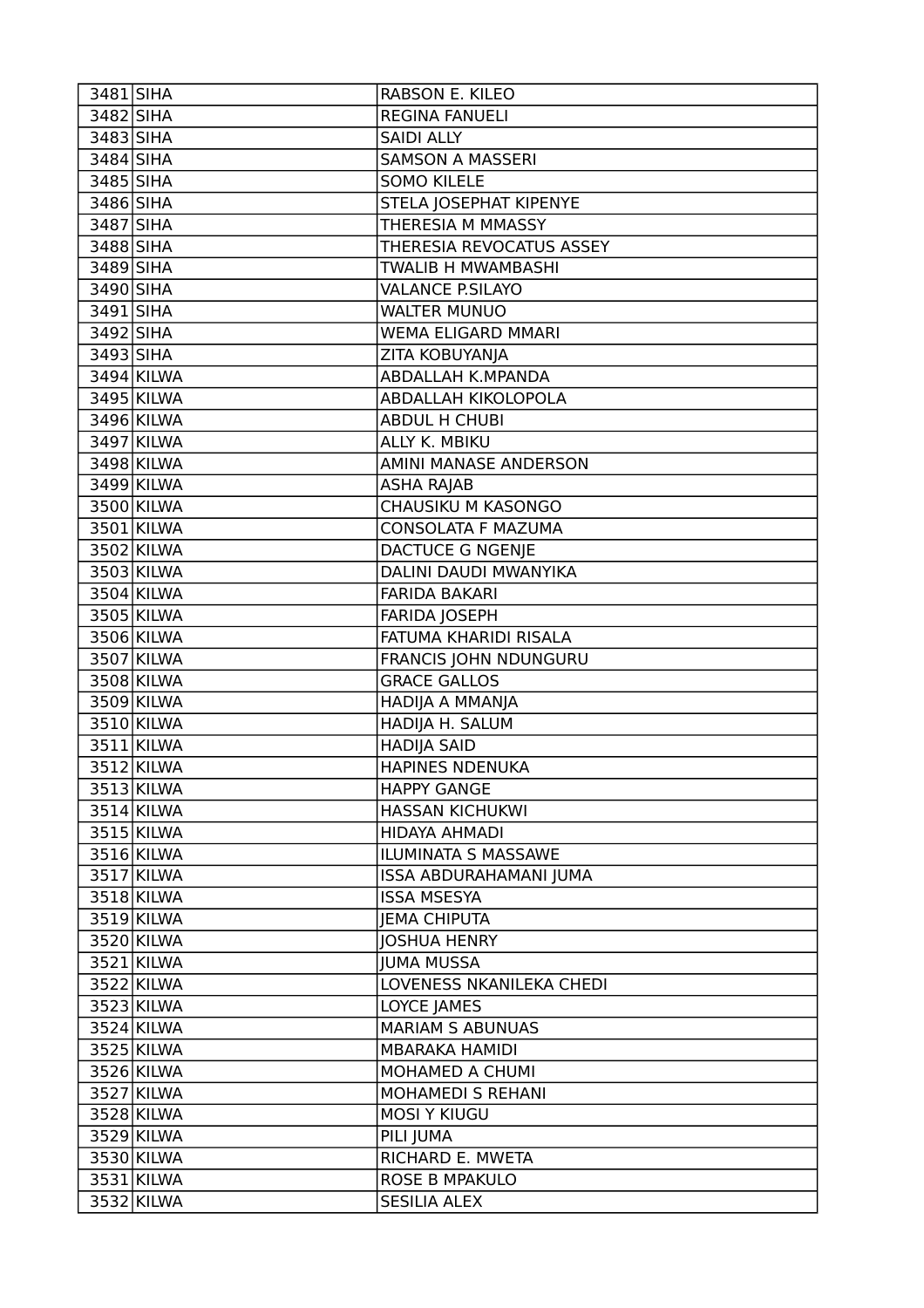| 3481 | SIHA | RABSON E. KILEO |
|---|---|---|
| 3482 | SIHA | REGINA FANUELI |
| 3483 | SIHA | SAIDI ALLY |
| 3484 | SIHA | SAMSON A MASSERI |
| 3485 | SIHA | SOMO KILELE |
| 3486 | SIHA | STELA JOSEPHAT KIPENYE |
| 3487 | SIHA | THERESIA M MMASSY |
| 3488 | SIHA | THERESIA REVOCATUS ASSEY |
| 3489 | SIHA | TWALIB H MWAMBASHI |
| 3490 | SIHA | VALANCE P.SILAYO |
| 3491 | SIHA | WALTER MUNUO |
| 3492 | SIHA | WEMA ELIGARD MMARI |
| 3493 | SIHA | ZITA KOBUYANJA |
| 3494 | KILWA | ABDALLAH K.MPANDA |
| 3495 | KILWA | ABDALLAH KIKOLOPOLA |
| 3496 | KILWA | ABDUL H CHUBI |
| 3497 | KILWA | ALLY K. MBIKU |
| 3498 | KILWA | AMINI MANASE ANDERSON |
| 3499 | KILWA | ASHA RAJAB |
| 3500 | KILWA | CHAUSIKU M KASONGO |
| 3501 | KILWA | CONSOLATA F MAZUMA |
| 3502 | KILWA | DACTUCE G NGENJE |
| 3503 | KILWA | DALINI DAUDI MWANYIKA |
| 3504 | KILWA | FARIDA BAKARI |
| 3505 | KILWA | FARIDA JOSEPH |
| 3506 | KILWA | FATUMA KHARIDI RISALA |
| 3507 | KILWA | FRANCIS JOHN NDUNGURU |
| 3508 | KILWA | GRACE GALLOS |
| 3509 | KILWA | HADIJA A MMANJA |
| 3510 | KILWA | HADIJA H. SALUM |
| 3511 | KILWA | HADIJA SAID |
| 3512 | KILWA | HAPINES NDENUKA |
| 3513 | KILWA | HAPPY GANGE |
| 3514 | KILWA | HASSAN KICHUKWI |
| 3515 | KILWA | HIDAYA AHMADI |
| 3516 | KILWA | ILUMINATA S MASSAWE |
| 3517 | KILWA | ISSA ABDURAHAMANI JUMA |
| 3518 | KILWA | ISSA MSESYA |
| 3519 | KILWA | JEMA CHIPUTA |
| 3520 | KILWA | JOSHUA HENRY |
| 3521 | KILWA | JUMA MUSSA |
| 3522 | KILWA | LOVENESS NKANILEKA CHEDI |
| 3523 | KILWA | LOYCE JAMES |
| 3524 | KILWA | MARIAM S ABUNUAS |
| 3525 | KILWA | MBARAKA HAMIDI |
| 3526 | KILWA | MOHAMED A CHUMI |
| 3527 | KILWA | MOHAMEDI S REHANI |
| 3528 | KILWA | MOSI Y KIUGU |
| 3529 | KILWA | PILI JUMA |
| 3530 | KILWA | RICHARD E. MWETA |
| 3531 | KILWA | ROSE B MPAKULO |
| 3532 | KILWA | SESILIA ALEX |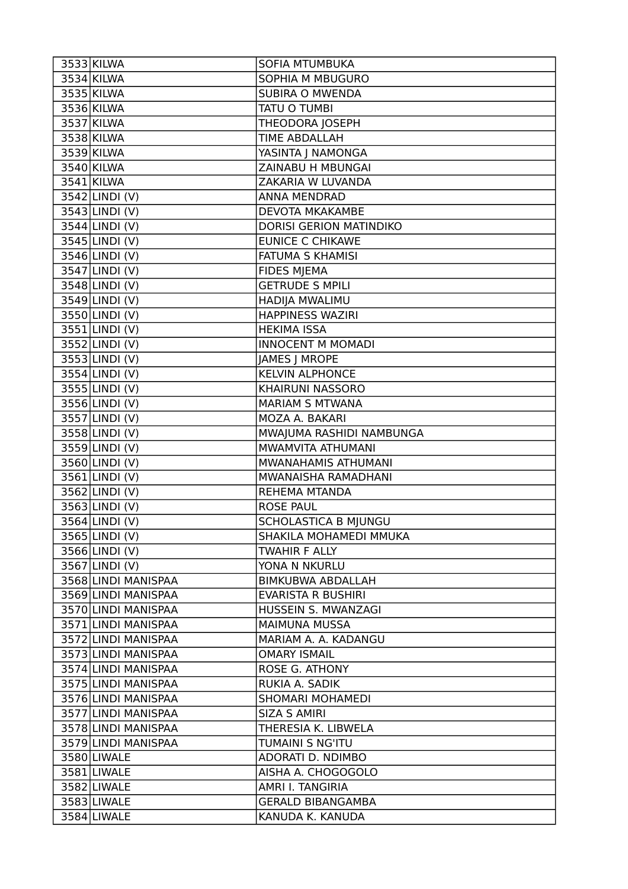| | | |
|---|---|---|
| 3533 | KILWA | SOFIA MTUMBUKA |
| 3534 | KILWA | SOPHIA M MBUGURO |
| 3535 | KILWA | SUBIRA O MWENDA |
| 3536 | KILWA | TATU O TUMBI |
| 3537 | KILWA | THEODORA JOSEPH |
| 3538 | KILWA | TIME ABDALLAH |
| 3539 | KILWA | YASINTA J NAMONGA |
| 3540 | KILWA | ZAINABU H MBUNGAI |
| 3541 | KILWA | ZAKARIA W LUVANDA |
| 3542 | LINDI (V) | ANNA MENDRAD |
| 3543 | LINDI (V) | DEVOTA MKAKAMBE |
| 3544 | LINDI (V) | DORISI GERION MATINDIKO |
| 3545 | LINDI (V) | EUNICE C CHIKAWE |
| 3546 | LINDI (V) | FATUMA S KHAMISI |
| 3547 | LINDI (V) | FIDES MJEMA |
| 3548 | LINDI (V) | GETRUDE S MPILI |
| 3549 | LINDI (V) | HADIJA MWALIMU |
| 3550 | LINDI (V) | HAPPINESS WAZIRI |
| 3551 | LINDI (V) | HEKIMA ISSA |
| 3552 | LINDI (V) | INNOCENT M MOMADI |
| 3553 | LINDI (V) | JAMES J MROPE |
| 3554 | LINDI (V) | KELVIN ALPHONCE |
| 3555 | LINDI (V) | KHAIRUNI NASSORO |
| 3556 | LINDI (V) | MARIAM S MTWANA |
| 3557 | LINDI (V) | MOZA A. BAKARI |
| 3558 | LINDI (V) | MWAJUMA RASHIDI NAMBUNGA |
| 3559 | LINDI (V) | MWAMVITA ATHUMANI |
| 3560 | LINDI (V) | MWANAHAMIS ATHUMANI |
| 3561 | LINDI (V) | MWANAISHA RAMADHANI |
| 3562 | LINDI (V) | REHEMA MTANDA |
| 3563 | LINDI (V) | ROSE PAUL |
| 3564 | LINDI (V) | SCHOLASTICA B MJUNGU |
| 3565 | LINDI (V) | SHAKILA MOHAMEDI MMUKA |
| 3566 | LINDI (V) | TWAHIR F ALLY |
| 3567 | LINDI (V) | YONA N NKURLU |
| 3568 | LINDI MANISPAA | BIMKUBWA ABDALLAH |
| 3569 | LINDI MANISPAA | EVARISTA R BUSHIRI |
| 3570 | LINDI MANISPAA | HUSSEIN S. MWANZAGI |
| 3571 | LINDI MANISPAA | MAIMUNA MUSSA |
| 3572 | LINDI MANISPAA | MARIAM A. A. KADANGU |
| 3573 | LINDI MANISPAA | OMARY ISMAIL |
| 3574 | LINDI MANISPAA | ROSE G. ATHONY |
| 3575 | LINDI MANISPAA | RUKIA A. SADIK |
| 3576 | LINDI MANISPAA | SHOMARI MOHAMEDI |
| 3577 | LINDI MANISPAA | SIZA S AMIRI |
| 3578 | LINDI MANISPAA | THERESIA K. LIBWELA |
| 3579 | LINDI MANISPAA | TUMAINI S NG'ITU |
| 3580 | LIWALE | ADORATI D. NDIMBO |
| 3581 | LIWALE | AISHA A. CHOGOGOLO |
| 3582 | LIWALE | AMRI I. TANGIRIA |
| 3583 | LIWALE | GERALD BIBANGAMBA |
| 3584 | LIWALE | KANUDA K. KANUDA |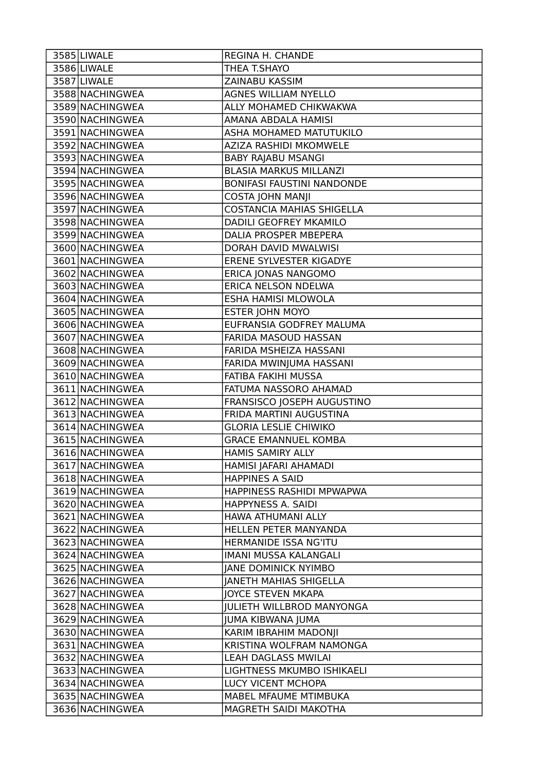| | | |
|---|---|---|
| 3585 | LIWALE | REGINA H. CHANDE |
| 3586 | LIWALE | THEA T.SHAYO |
| 3587 | LIWALE | ZAINABU KASSIM |
| 3588 | NACHINGWEA | AGNES WILLIAM NYELLO |
| 3589 | NACHINGWEA | ALLY MOHAMED CHIKWAKWA |
| 3590 | NACHINGWEA | AMANA ABDALA HAMISI |
| 3591 | NACHINGWEA | ASHA MOHAMED MATUTUKILO |
| 3592 | NACHINGWEA | AZIZA RASHIDI MKOMWELE |
| 3593 | NACHINGWEA | BABY RAJABU MSANGI |
| 3594 | NACHINGWEA | BLASIA MARKUS MILLANZI |
| 3595 | NACHINGWEA | BONIFASI FAUSTINI NANDONDE |
| 3596 | NACHINGWEA | COSTA JOHN MANJI |
| 3597 | NACHINGWEA | COSTANCIA MAHIAS SHIGELLA |
| 3598 | NACHINGWEA | DADILI GEOFREY MKAMILO |
| 3599 | NACHINGWEA | DALIA PROSPER MBEPERA |
| 3600 | NACHINGWEA | DORAH DAVID MWALWISI |
| 3601 | NACHINGWEA | ERENE SYLVESTER KIGADYE |
| 3602 | NACHINGWEA | ERICA JONAS NANGOMO |
| 3603 | NACHINGWEA | ERICA NELSON NDELWA |
| 3604 | NACHINGWEA | ESHA HAMISI MLOWOLA |
| 3605 | NACHINGWEA | ESTER JOHN MOYO |
| 3606 | NACHINGWEA | EUFRANSIA GODFREY MALUMA |
| 3607 | NACHINGWEA | FARIDA MASOUD HASSAN |
| 3608 | NACHINGWEA | FARIDA MSHEIZA HASSANI |
| 3609 | NACHINGWEA | FARIDA MWINJUMA HASSANI |
| 3610 | NACHINGWEA | FATIBA FAKIHI MUSSA |
| 3611 | NACHINGWEA | FATUMA NASSORO AHAMAD |
| 3612 | NACHINGWEA | FRANSISCO JOSEPH AUGUSTINO |
| 3613 | NACHINGWEA | FRIDA MARTINI AUGUSTINA |
| 3614 | NACHINGWEA | GLORIA LESLIE CHIWIKO |
| 3615 | NACHINGWEA | GRACE EMANNUEL KOMBA |
| 3616 | NACHINGWEA | HAMIS SAMIRY ALLY |
| 3617 | NACHINGWEA | HAMISI JAFARI AHAMADI |
| 3618 | NACHINGWEA | HAPPINES A SAID |
| 3619 | NACHINGWEA | HAPPINESS RASHIDI MPWAPWA |
| 3620 | NACHINGWEA | HAPPYNESS A. SAIDI |
| 3621 | NACHINGWEA | HAWA ATHUMANI ALLY |
| 3622 | NACHINGWEA | HELLEN PETER MANYANDA |
| 3623 | NACHINGWEA | HERMANIDE ISSA NG'ITU |
| 3624 | NACHINGWEA | IMANI MUSSA KALANGALI |
| 3625 | NACHINGWEA | JANE DOMINICK NYIMBO |
| 3626 | NACHINGWEA | JANETH MAHIAS SHIGELLA |
| 3627 | NACHINGWEA | JOYCE STEVEN MKAPA |
| 3628 | NACHINGWEA | JULIETH WILLBROD MANYONGA |
| 3629 | NACHINGWEA | JUMA KIBWANA JUMA |
| 3630 | NACHINGWEA | KARIM IBRAHIM MADONJI |
| 3631 | NACHINGWEA | KRISTINA WOLFRAM NAMONGA |
| 3632 | NACHINGWEA | LEAH DAGLASS MWILAI |
| 3633 | NACHINGWEA | LIGHTNESS MKUMBO ISHIKAELI |
| 3634 | NACHINGWEA | LUCY VICENT MCHOPA |
| 3635 | NACHINGWEA | MABEL MFAUME MTIMBUKA |
| 3636 | NACHINGWEA | MAGRETH SAIDI MAKOTHA |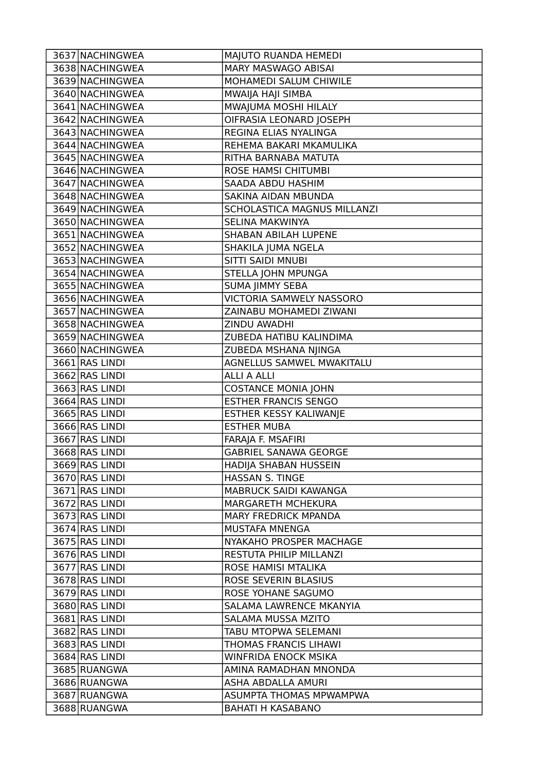| | | |
|---|---|---|
| 3637 | NACHINGWEA | MAJUTO RUANDA HEMEDI |
| 3638 | NACHINGWEA | MARY MASWAGO ABISAI |
| 3639 | NACHINGWEA | MOHAMEDI SALUM CHIWILE |
| 3640 | NACHINGWEA | MWAIJA HAJI SIMBA |
| 3641 | NACHINGWEA | MWAJUMA MOSHI HILALY |
| 3642 | NACHINGWEA | OIFRASIA LEONARD JOSEPH |
| 3643 | NACHINGWEA | REGINA ELIAS NYALINGA |
| 3644 | NACHINGWEA | REHEMA BAKARI MKAMULIKA |
| 3645 | NACHINGWEA | RITHA BARNABA MATUTA |
| 3646 | NACHINGWEA | ROSE HAMSI CHITUMBI |
| 3647 | NACHINGWEA | SAADA ABDU HASHIM |
| 3648 | NACHINGWEA | SAKINA AIDAN MBUNDA |
| 3649 | NACHINGWEA | SCHOLASTICA MAGNUS MILLANZI |
| 3650 | NACHINGWEA | SELINA MAKWINYA |
| 3651 | NACHINGWEA | SHABAN ABILAH LUPENE |
| 3652 | NACHINGWEA | SHAKILA JUMA NGELA |
| 3653 | NACHINGWEA | SITTI SAIDI MNUBI |
| 3654 | NACHINGWEA | STELLA JOHN MPUNGA |
| 3655 | NACHINGWEA | SUMA JIMMY SEBA |
| 3656 | NACHINGWEA | VICTORIA SAMWELY NASSORO |
| 3657 | NACHINGWEA | ZAINABU MOHAMEDI ZIWANI |
| 3658 | NACHINGWEA | ZINDU AWADHI |
| 3659 | NACHINGWEA | ZUBEDA HATIBU KALINDIMA |
| 3660 | NACHINGWEA | ZUBEDA MSHANA NJINGA |
| 3661 | RAS LINDI | AGNELLUS SAMWEL MWAKITALU |
| 3662 | RAS LINDI | ALLI A ALLI |
| 3663 | RAS LINDI | COSTANCE MONIA JOHN |
| 3664 | RAS LINDI | ESTHER FRANCIS SENGO |
| 3665 | RAS LINDI | ESTHER KESSY KALIWANJE |
| 3666 | RAS LINDI | ESTHER MUBA |
| 3667 | RAS LINDI | FARAJA F. MSAFIRI |
| 3668 | RAS LINDI | GABRIEL SANAWA GEORGE |
| 3669 | RAS LINDI | HADIJA SHABAN HUSSEIN |
| 3670 | RAS LINDI | HASSAN S. TINGE |
| 3671 | RAS LINDI | MABRUCK SAIDI KAWANGA |
| 3672 | RAS LINDI | MARGARETH MCHEKURA |
| 3673 | RAS LINDI | MARY FREDRICK MPANDA |
| 3674 | RAS LINDI | MUSTAFA MNENGA |
| 3675 | RAS LINDI | NYAKAHO PROSPER MACHAGE |
| 3676 | RAS LINDI | RESTUTA PHILIP MILLANZI |
| 3677 | RAS LINDI | ROSE HAMISI MTALIKA |
| 3678 | RAS LINDI | ROSE SEVERIN BLASIUS |
| 3679 | RAS LINDI | ROSE YOHANE SAGUMO |
| 3680 | RAS LINDI | SALAMA LAWRENCE MKANYIA |
| 3681 | RAS LINDI | SALAMA MUSSA MZITO |
| 3682 | RAS LINDI | TABU MTOPWA SELEMANI |
| 3683 | RAS LINDI | THOMAS FRANCIS LIHAWI |
| 3684 | RAS LINDI | WINFRIDA ENOCK MSIKA |
| 3685 | RUANGWA | AMINA RAMADHAN MNONDA |
| 3686 | RUANGWA | ASHA ABDALLA AMURI |
| 3687 | RUANGWA | ASUMPTA THOMAS MPWAMPWA |
| 3688 | RUANGWA | BAHATI H KASABANO |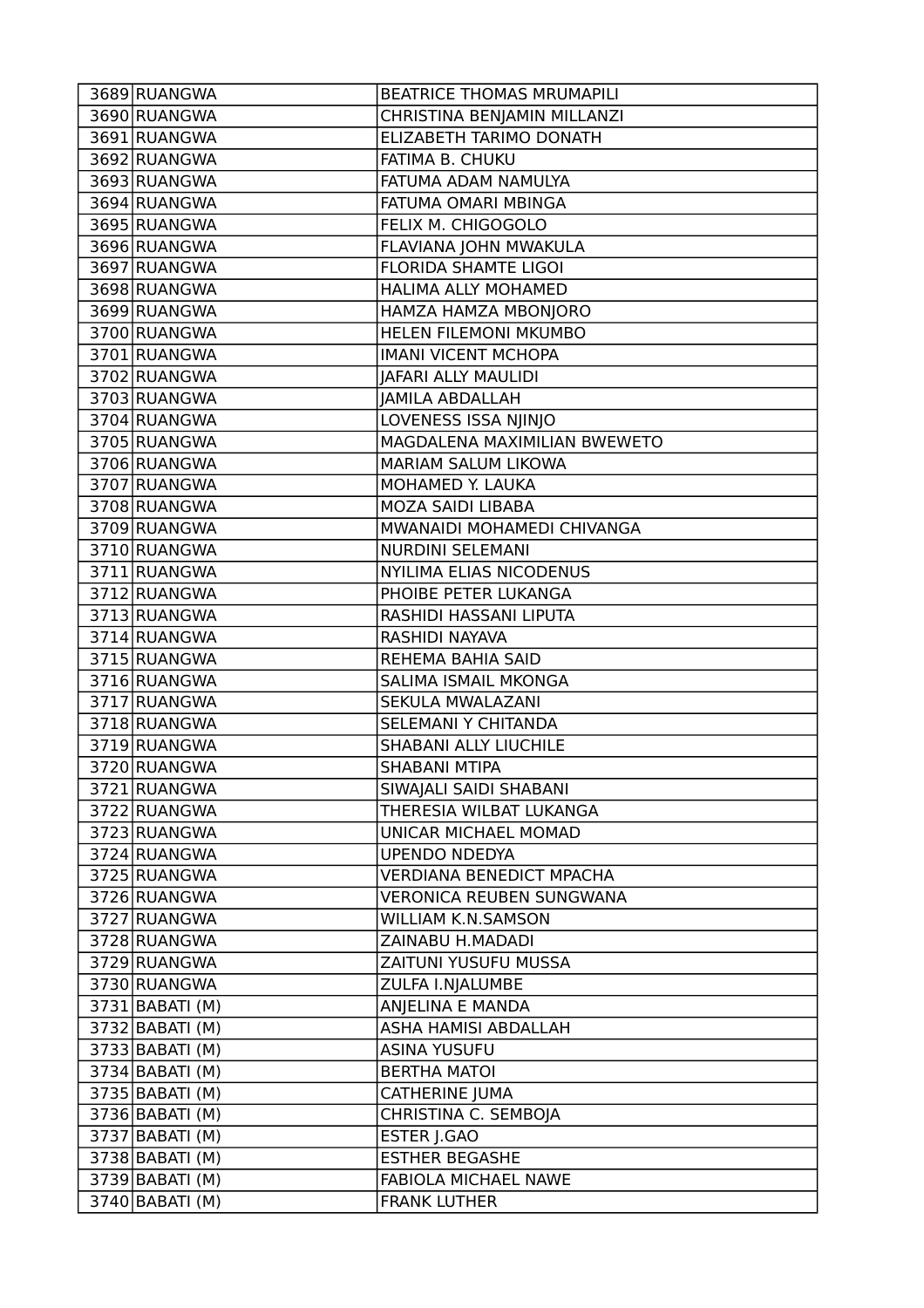| 3689 | RUANGWA | BEATRICE THOMAS MRUMAPILI |
|---|---|---|
| 3690 | RUANGWA | CHRISTINA BENJAMIN MILLANZI |
| 3691 | RUANGWA | ELIZABETH TARIMO DONATH |
| 3692 | RUANGWA | FATIMA B. CHUKU |
| 3693 | RUANGWA | FATUMA ADAM NAMULYA |
| 3694 | RUANGWA | FATUMA OMARI MBINGA |
| 3695 | RUANGWA | FELIX M. CHIGOGOLO |
| 3696 | RUANGWA | FLAVIANA JOHN MWAKULA |
| 3697 | RUANGWA | FLORIDA SHAMTE LIGOI |
| 3698 | RUANGWA | HALIMA ALLY MOHAMED |
| 3699 | RUANGWA | HAMZA HAMZA MBONJORO |
| 3700 | RUANGWA | HELEN FILEMONI MKUMBO |
| 3701 | RUANGWA | IMANI VICENT MCHOPA |
| 3702 | RUANGWA | JAFARI ALLY MAULIDI |
| 3703 | RUANGWA | JAMILA ABDALLAH |
| 3704 | RUANGWA | LOVENESS ISSA NJINJO |
| 3705 | RUANGWA | MAGDALENA MAXIMILIAN BWEWETO |
| 3706 | RUANGWA | MARIAM SALUM LIKOWA |
| 3707 | RUANGWA | MOHAMED Y. LAUKA |
| 3708 | RUANGWA | MOZA SAIDI LIBABA |
| 3709 | RUANGWA | MWANAIDI MOHAMEDI CHIVANGA |
| 3710 | RUANGWA | NURDINI SELEMANI |
| 3711 | RUANGWA | NYILIMA ELIAS NICODENUS |
| 3712 | RUANGWA | PHOIBE PETER LUKANGA |
| 3713 | RUANGWA | RASHIDI HASSANI LIPUTA |
| 3714 | RUANGWA | RASHIDI NAYAVA |
| 3715 | RUANGWA | REHEMA BAHIA SAID |
| 3716 | RUANGWA | SALIMA ISMAIL MKONGA |
| 3717 | RUANGWA | SEKULA MWALAZANI |
| 3718 | RUANGWA | SELEMANI Y CHITANDA |
| 3719 | RUANGWA | SHABANI ALLY LIUCHILE |
| 3720 | RUANGWA | SHABANI MTIPA |
| 3721 | RUANGWA | SIWAJALI SAIDI SHABANI |
| 3722 | RUANGWA | THERESIA WILBAT LUKANGA |
| 3723 | RUANGWA | UNICAR MICHAEL MOMAD |
| 3724 | RUANGWA | UPENDO NDEDYA |
| 3725 | RUANGWA | VERDIANA BENEDICT MPACHA |
| 3726 | RUANGWA | VERONICA REUBEN SUNGWANA |
| 3727 | RUANGWA | WILLIAM K.N.SAMSON |
| 3728 | RUANGWA | ZAINABU H.MADADI |
| 3729 | RUANGWA | ZAITUNI YUSUFU MUSSA |
| 3730 | RUANGWA | ZULFA I.NJALUMBE |
| 3731 | BABATI (M) | ANJELINA E MANDA |
| 3732 | BABATI (M) | ASHA HAMISI ABDALLAH |
| 3733 | BABATI (M) | ASINA YUSUFU |
| 3734 | BABATI (M) | BERTHA MATOI |
| 3735 | BABATI (M) | CATHERINE JUMA |
| 3736 | BABATI (M) | CHRISTINA C. SEMBOJA |
| 3737 | BABATI (M) | ESTER J.GAO |
| 3738 | BABATI (M) | ESTHER BEGASHE |
| 3739 | BABATI (M) | FABIOLA MICHAEL NAWE |
| 3740 | BABATI (M) | FRANK LUTHER |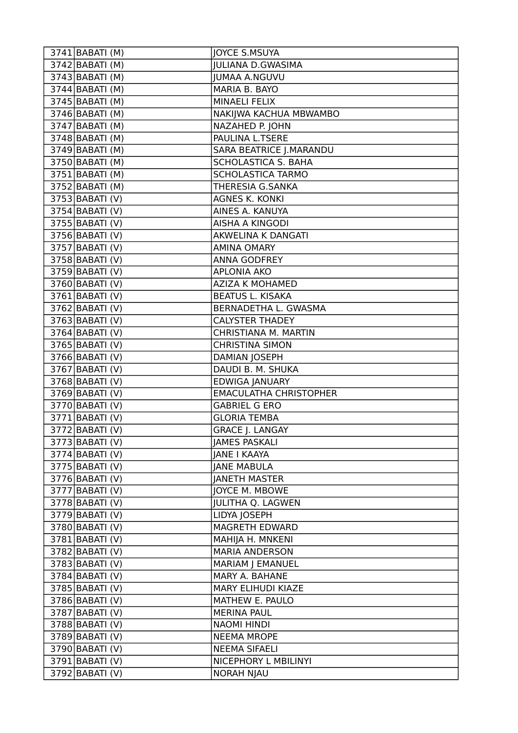| 3741 | BABATI (M) | JOYCE S.MSUYA |
|---|---|---|
| 3742 | BABATI (M) | JULIANA D.GWASIMA |
| 3743 | BABATI (M) | JUMAA A.NGUVU |
| 3744 | BABATI (M) | MARIA B. BAYO |
| 3745 | BABATI (M) | MINAELI FELIX |
| 3746 | BABATI (M) | NAKIJWA KACHUA MBWAMBO |
| 3747 | BABATI (M) | NAZAHED P. JOHN |
| 3748 | BABATI (M) | PAULINA L.TSERE |
| 3749 | BABATI (M) | SARA BEATRICE J.MARANDU |
| 3750 | BABATI (M) | SCHOLASTICA S. BAHA |
| 3751 | BABATI (M) | SCHOLASTICA TARMO |
| 3752 | BABATI (M) | THERESIA G.SANKA |
| 3753 | BABATI (V) | AGNES K. KONKI |
| 3754 | BABATI (V) | AINES A. KANUYA |
| 3755 | BABATI (V) | AISHA A KINGODI |
| 3756 | BABATI (V) | AKWELINA K DANGATI |
| 3757 | BABATI (V) | AMINA OMARY |
| 3758 | BABATI (V) | ANNA GODFREY |
| 3759 | BABATI (V) | APLONIA AKO |
| 3760 | BABATI (V) | AZIZA K MOHAMED |
| 3761 | BABATI (V) | BEATUS L. KISAKA |
| 3762 | BABATI (V) | BERNADETHA L. GWASMA |
| 3763 | BABATI (V) | CALYSTER THADEY |
| 3764 | BABATI (V) | CHRISTIANA M. MARTIN |
| 3765 | BABATI (V) | CHRISTINA SIMON |
| 3766 | BABATI (V) | DAMIAN JOSEPH |
| 3767 | BABATI (V) | DAUDI B. M. SHUKA |
| 3768 | BABATI (V) | EDWIGA JANUARY |
| 3769 | BABATI (V) | EMACULATHA CHRISTOPHER |
| 3770 | BABATI (V) | GABRIEL G ERO |
| 3771 | BABATI (V) | GLORIA TEMBA |
| 3772 | BABATI (V) | GRACE J. LANGAY |
| 3773 | BABATI (V) | JAMES PASKALI |
| 3774 | BABATI (V) | JANE I KAAYA |
| 3775 | BABATI (V) | JANE MABULA |
| 3776 | BABATI (V) | JANETH MASTER |
| 3777 | BABATI (V) | JOYCE M. MBOWE |
| 3778 | BABATI (V) | JULITHA Q. LAGWEN |
| 3779 | BABATI (V) | LIDYA JOSEPH |
| 3780 | BABATI (V) | MAGRETH EDWARD |
| 3781 | BABATI (V) | MAHIJA H. MNKENI |
| 3782 | BABATI (V) | MARIA ANDERSON |
| 3783 | BABATI (V) | MARIAM J EMANUEL |
| 3784 | BABATI (V) | MARY A. BAHANE |
| 3785 | BABATI (V) | MARY ELIHUDI KIAZE |
| 3786 | BABATI (V) | MATHEW E. PAULO |
| 3787 | BABATI (V) | MERINA PAUL |
| 3788 | BABATI (V) | NAOMI HINDI |
| 3789 | BABATI (V) | NEEMA MROPE |
| 3790 | BABATI (V) | NEEMA SIFAELI |
| 3791 | BABATI (V) | NICEPHORY L MBILINYI |
| 3792 | BABATI (V) | NORAH NJAU |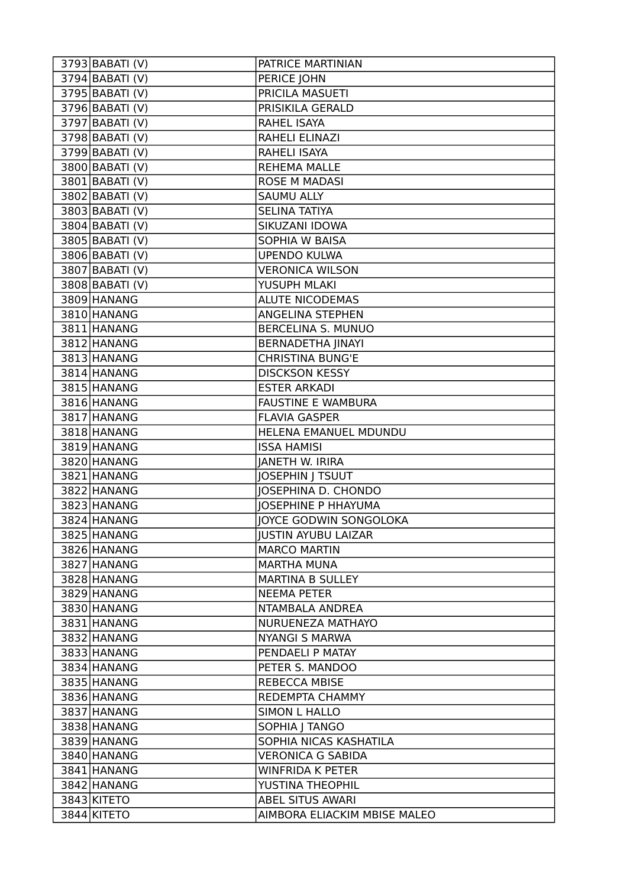| | | |
|---|---|---|
| 3793 | BABATI (V) | PATRICE MARTINIAN |
| 3794 | BABATI (V) | PERICE JOHN |
| 3795 | BABATI (V) | PRICILA MASUETI |
| 3796 | BABATI (V) | PRISIKILA GERALD |
| 3797 | BABATI (V) | RAHEL ISAYA |
| 3798 | BABATI (V) | RAHELI ELINAZI |
| 3799 | BABATI (V) | RAHELI ISAYA |
| 3800 | BABATI (V) | REHEMA MALLE |
| 3801 | BABATI (V) | ROSE M MADASI |
| 3802 | BABATI (V) | SAUMU ALLY |
| 3803 | BABATI (V) | SELINA TATIYA |
| 3804 | BABATI (V) | SIKUZANI IDOWA |
| 3805 | BABATI (V) | SOPHIA W BAISA |
| 3806 | BABATI (V) | UPENDO KULWA |
| 3807 | BABATI (V) | VERONICA WILSON |
| 3808 | BABATI (V) | YUSUPH MLAKI |
| 3809 | HANANG | ALUTE NICODEMAS |
| 3810 | HANANG | ANGELINA STEPHEN |
| 3811 | HANANG | BERCELINA S. MUNUO |
| 3812 | HANANG | BERNADETHA JINAYI |
| 3813 | HANANG | CHRISTINA BUNG'E |
| 3814 | HANANG | DISCKSON KESSY |
| 3815 | HANANG | ESTER ARKADI |
| 3816 | HANANG | FAUSTINE E WAMBURA |
| 3817 | HANANG | FLAVIA GASPER |
| 3818 | HANANG | HELENA EMANUEL MDUNDU |
| 3819 | HANANG | ISSA HAMISI |
| 3820 | HANANG | JANETH W. IRIRA |
| 3821 | HANANG | JOSEPHIN J TSUUT |
| 3822 | HANANG | JOSEPHINA D. CHONDO |
| 3823 | HANANG | JOSEPHINE P HHAYUMA |
| 3824 | HANANG | JOYCE GODWIN SONGOLOKA |
| 3825 | HANANG | JUSTIN AYUBU LAIZAR |
| 3826 | HANANG | MARCO MARTIN |
| 3827 | HANANG | MARTHA MUNA |
| 3828 | HANANG | MARTINA B SULLEY |
| 3829 | HANANG | NEEMA PETER |
| 3830 | HANANG | NTAMBALA ANDREA |
| 3831 | HANANG | NURUENEZA MATHAYO |
| 3832 | HANANG | NYANGI S MARWA |
| 3833 | HANANG | PENDAELI P MATAY |
| 3834 | HANANG | PETER S. MANDOO |
| 3835 | HANANG | REBECCA MBISE |
| 3836 | HANANG | REDEMPTA CHAMMY |
| 3837 | HANANG | SIMON L HALLO |
| 3838 | HANANG | SOPHIA J TANGO |
| 3839 | HANANG | SOPHIA NICAS KASHATILA |
| 3840 | HANANG | VERONICA G SABIDA |
| 3841 | HANANG | WINFRIDA K PETER |
| 3842 | HANANG | YUSTINA THEOPHIL |
| 3843 | KITETO | ABEL SITUS AWARI |
| 3844 | KITETO | AIMBORA ELIACKIM MBISE MALEO |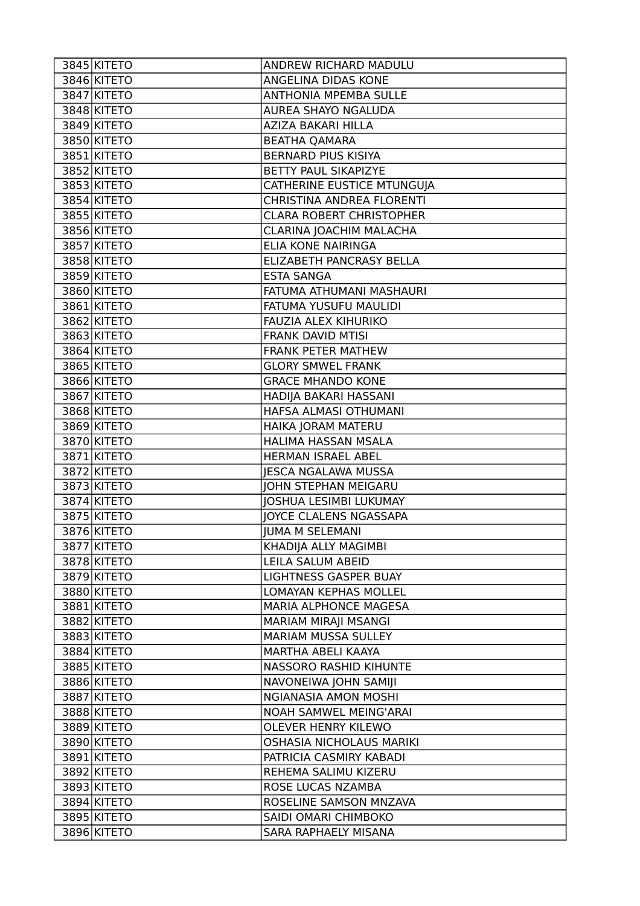| | | |
|---|---|---|
| 3845 | KITETO | ANDREW RICHARD MADULU |
| 3846 | KITETO | ANGELINA DIDAS KONE |
| 3847 | KITETO | ANTHONIA MPEMBA SULLE |
| 3848 | KITETO | AUREA SHAYO NGALUDA |
| 3849 | KITETO | AZIZA BAKARI HILLA |
| 3850 | KITETO | BEATHA QAMARA |
| 3851 | KITETO | BERNARD PIUS KISIYA |
| 3852 | KITETO | BETTY PAUL SIKAPIZYE |
| 3853 | KITETO | CATHERINE EUSTICE MTUNGUJA |
| 3854 | KITETO | CHRISTINA ANDREA FLORENTI |
| 3855 | KITETO | CLARA ROBERT CHRISTOPHER |
| 3856 | KITETO | CLARINA JOACHIM MALACHA |
| 3857 | KITETO | ELIA KONE NAIRINGA |
| 3858 | KITETO | ELIZABETH PANCRASY BELLA |
| 3859 | KITETO | ESTA SANGA |
| 3860 | KITETO | FATUMA ATHUMANI MASHAURI |
| 3861 | KITETO | FATUMA YUSUFU MAULIDI |
| 3862 | KITETO | FAUZIA ALEX KIHURIKO |
| 3863 | KITETO | FRANK DAVID MTISI |
| 3864 | KITETO | FRANK PETER MATHEW |
| 3865 | KITETO | GLORY SMWEL FRANK |
| 3866 | KITETO | GRACE MHANDO KONE |
| 3867 | KITETO | HADIJA BAKARI HASSANI |
| 3868 | KITETO | HAFSA ALMASI OTHUMANI |
| 3869 | KITETO | HAIKA JORAM MATERU |
| 3870 | KITETO | HALIMA HASSAN MSALA |
| 3871 | KITETO | HERMAN ISRAEL ABEL |
| 3872 | KITETO | JESCA NGALAWA MUSSA |
| 3873 | KITETO | JOHN STEPHAN MEIGARU |
| 3874 | KITETO | JOSHUA LESIMBI LUKUMAY |
| 3875 | KITETO | JOYCE CLALENS NGASSAPA |
| 3876 | KITETO | JUMA M SELEMANI |
| 3877 | KITETO | KHADIJA ALLY MAGIMBI |
| 3878 | KITETO | LEILA SALUM ABEID |
| 3879 | KITETO | LIGHTNESS GASPER BUAY |
| 3880 | KITETO | LOMAYAN KEPHAS MOLLEL |
| 3881 | KITETO | MARIA ALPHONCE MAGESA |
| 3882 | KITETO | MARIAM MIRAJI MSANGI |
| 3883 | KITETO | MARIAM MUSSA SULLEY |
| 3884 | KITETO | MARTHA ABELI KAAYA |
| 3885 | KITETO | NASSORO RASHID KIHUNTE |
| 3886 | KITETO | NAVONEIWA JOHN SAMIJI |
| 3887 | KITETO | NGIANASIA AMON MOSHI |
| 3888 | KITETO | NOAH SAMWEL MEING'ARAI |
| 3889 | KITETO | OLEVER HENRY KILEWO |
| 3890 | KITETO | OSHASIA NICHOLAUS MARIKI |
| 3891 | KITETO | PATRICIA CASMIRY KABADI |
| 3892 | KITETO | REHEMA SALIMU KIZERU |
| 3893 | KITETO | ROSE LUCAS NZAMBA |
| 3894 | KITETO | ROSELINE SAMSON MNZAVA |
| 3895 | KITETO | SAIDI OMARI CHIMBOKO |
| 3896 | KITETO | SARA RAPHAELY MISANA |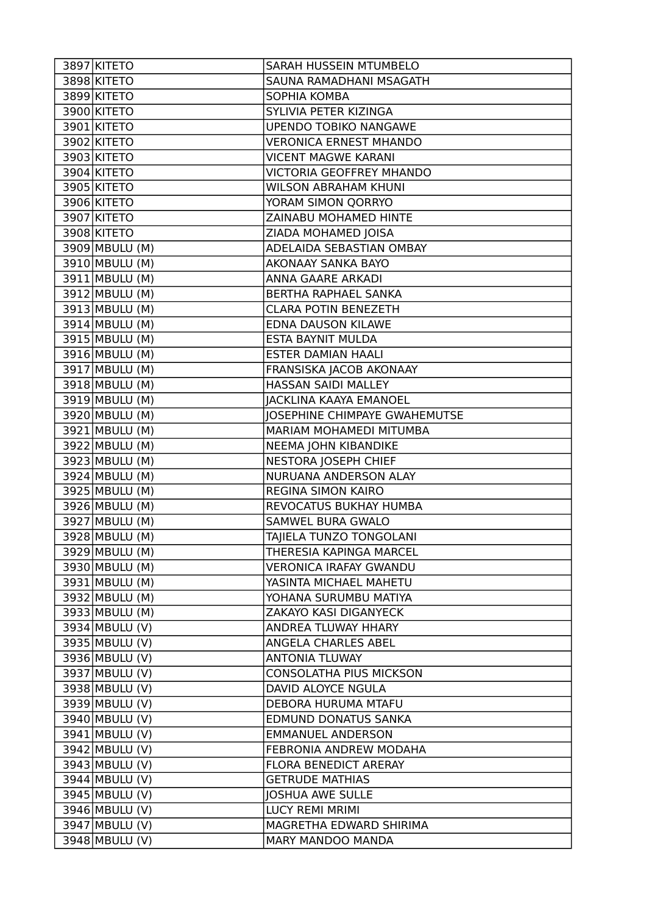| | | |
|---|---|---|
| 3897 | KITETO | SARAH HUSSEIN MTUMBELO |
| 3898 | KITETO | SAUNA RAMADHANI MSAGATH |
| 3899 | KITETO | SOPHIA KOMBA |
| 3900 | KITETO | SYLIVIA PETER KIZINGA |
| 3901 | KITETO | UPENDO TOBIKO NANGAWE |
| 3902 | KITETO | VERONICA ERNEST MHANDO |
| 3903 | KITETO | VICENT MAGWE KARANI |
| 3904 | KITETO | VICTORIA GEOFFREY MHANDO |
| 3905 | KITETO | WILSON ABRAHAM KHUNI |
| 3906 | KITETO | YORAM SIMON QORRYO |
| 3907 | KITETO | ZAINABU MOHAMED HINTE |
| 3908 | KITETO | ZIADA MOHAMED JOISA |
| 3909 | MBULU (M) | ADELAIDA SEBASTIAN OMBAY |
| 3910 | MBULU (M) | AKONAAY SANKA BAYO |
| 3911 | MBULU (M) | ANNA GAARE ARKADI |
| 3912 | MBULU (M) | BERTHA RAPHAEL SANKA |
| 3913 | MBULU (M) | CLARA POTIN BENEZETH |
| 3914 | MBULU (M) | EDNA DAUSON KILAWE |
| 3915 | MBULU (M) | ESTA BAYNIT MULDA |
| 3916 | MBULU (M) | ESTER DAMIAN HAALI |
| 3917 | MBULU (M) | FRANSISKA JACOB AKONAAY |
| 3918 | MBULU (M) | HASSAN SAIDI MALLEY |
| 3919 | MBULU (M) | JACKLINA KAAYA EMANOEL |
| 3920 | MBULU (M) | JOSEPHINE CHIMPAYE GWAHEMUTSE |
| 3921 | MBULU (M) | MARIAM MOHAMEDI MITUMBA |
| 3922 | MBULU (M) | NEEMA JOHN KIBANDIKE |
| 3923 | MBULU (M) | NESTORA JOSEPH CHIEF |
| 3924 | MBULU (M) | NURUANA ANDERSON ALAY |
| 3925 | MBULU (M) | REGINA SIMON KAIRO |
| 3926 | MBULU (M) | REVOCATUS BUKHAY HUMBA |
| 3927 | MBULU (M) | SAMWEL BURA GWALO |
| 3928 | MBULU (M) | TAJIELA TUNZO TONGOLANI |
| 3929 | MBULU (M) | THERESIA KAPINGA MARCEL |
| 3930 | MBULU (M) | VERONICA IRAFAY GWANDU |
| 3931 | MBULU (M) | YASINTA MICHAEL MAHETU |
| 3932 | MBULU (M) | YOHANA SURUMBU MATIYA |
| 3933 | MBULU (M) | ZAKAYO KASI DIGANYECK |
| 3934 | MBULU (V) | ANDREA TLUWAY HHARY |
| 3935 | MBULU (V) | ANGELA CHARLES ABEL |
| 3936 | MBULU (V) | ANTONIA TLUWAY |
| 3937 | MBULU (V) | CONSOLATHA PIUS MICKSON |
| 3938 | MBULU (V) | DAVID ALOYCE NGULA |
| 3939 | MBULU (V) | DEBORA HURUMA MTAFU |
| 3940 | MBULU (V) | EDMUND DONATUS SANKA |
| 3941 | MBULU (V) | EMMANUEL ANDERSON |
| 3942 | MBULU (V) | FEBRONIA ANDREW MODAHA |
| 3943 | MBULU (V) | FLORA BENEDICT ARERAY |
| 3944 | MBULU (V) | GETRUDE MATHIAS |
| 3945 | MBULU (V) | JOSHUA AWE SULLE |
| 3946 | MBULU (V) | LUCY REMI MRIMI |
| 3947 | MBULU (V) | MAGRETHA EDWARD SHIRIMA |
| 3948 | MBULU (V) | MARY MANDOO MANDA |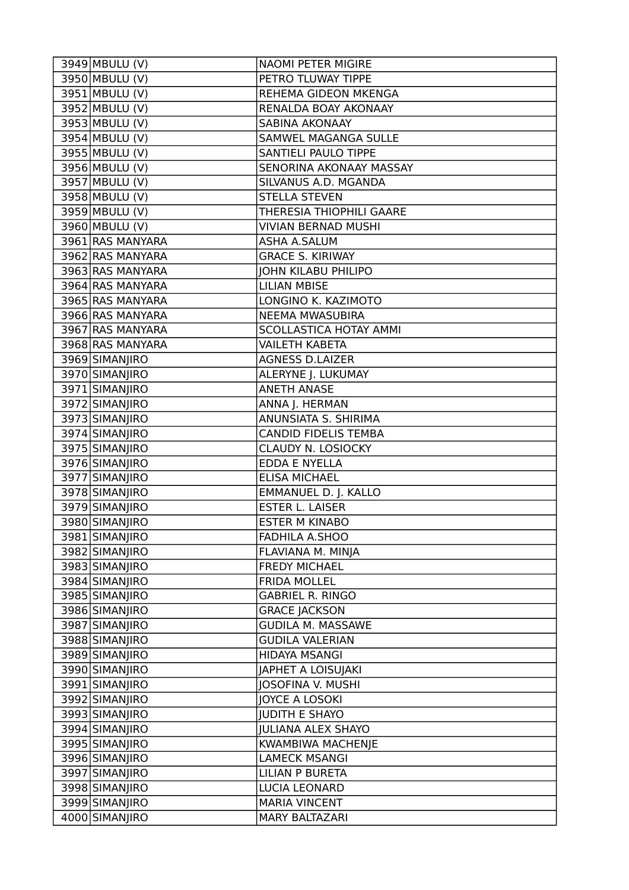| | | |
|---|---|---|
| 3949 | MBULU (V) | NAOMI PETER MIGIRE |
| 3950 | MBULU (V) | PETRO TLUWAY TIPPE |
| 3951 | MBULU (V) | REHEMA GIDEON MKENGA |
| 3952 | MBULU (V) | RENALDA BOAY AKONAAY |
| 3953 | MBULU (V) | SABINA AKONAAY |
| 3954 | MBULU (V) | SAMWEL MAGANGA SULLE |
| 3955 | MBULU (V) | SANTIELI PAULO TIPPE |
| 3956 | MBULU (V) | SENORINA AKONAAY MASSAY |
| 3957 | MBULU (V) | SILVANUS A.D. MGANDA |
| 3958 | MBULU (V) | STELLA STEVEN |
| 3959 | MBULU (V) | THERESIA THIOPHILI GAARE |
| 3960 | MBULU (V) | VIVIAN BERNAD MUSHI |
| 3961 | RAS MANYARA | ASHA A.SALUM |
| 3962 | RAS MANYARA | GRACE S. KIRIWAY |
| 3963 | RAS MANYARA | JOHN KILABU PHILIPO |
| 3964 | RAS MANYARA | LILIAN MBISE |
| 3965 | RAS MANYARA | LONGINO K. KAZIMOTO |
| 3966 | RAS MANYARA | NEEMA MWASUBIRA |
| 3967 | RAS MANYARA | SCOLLASTICA HOTAY AMMI |
| 3968 | RAS MANYARA | VAILETH KABETA |
| 3969 | SIMANJIRO | AGNESS D.LAIZER |
| 3970 | SIMANJIRO | ALERYNE J. LUKUMAY |
| 3971 | SIMANJIRO | ANETH ANASE |
| 3972 | SIMANJIRO | ANNA J. HERMAN |
| 3973 | SIMANJIRO | ANUNSIATA S. SHIRIMA |
| 3974 | SIMANJIRO | CANDID FIDELIS TEMBA |
| 3975 | SIMANJIRO | CLAUDY N. LOSIOCKY |
| 3976 | SIMANJIRO | EDDA E NYELLA |
| 3977 | SIMANJIRO | ELISA MICHAEL |
| 3978 | SIMANJIRO | EMMANUEL D. J. KALLO |
| 3979 | SIMANJIRO | ESTER L. LAISER |
| 3980 | SIMANJIRO | ESTER M KINABO |
| 3981 | SIMANJIRO | FADHILA A.SHOO |
| 3982 | SIMANJIRO | FLAVIANA M. MINJA |
| 3983 | SIMANJIRO | FREDY MICHAEL |
| 3984 | SIMANJIRO | FRIDA MOLLEL |
| 3985 | SIMANJIRO | GABRIEL R. RINGO |
| 3986 | SIMANJIRO | GRACE JACKSON |
| 3987 | SIMANJIRO | GUDILA M. MASSAWE |
| 3988 | SIMANJIRO | GUDILA VALERIAN |
| 3989 | SIMANJIRO | HIDAYA MSANGI |
| 3990 | SIMANJIRO | JAPHET A LOISUJAKI |
| 3991 | SIMANJIRO | JOSOFINA V. MUSHI |
| 3992 | SIMANJIRO | JOYCE A LOSOKI |
| 3993 | SIMANJIRO | JUDITH E SHAYO |
| 3994 | SIMANJIRO | JULIANA ALEX SHAYO |
| 3995 | SIMANJIRO | KWAMBIWA MACHENJE |
| 3996 | SIMANJIRO | LAMECK MSANGI |
| 3997 | SIMANJIRO | LILIAN P BURETA |
| 3998 | SIMANJIRO | LUCIA LEONARD |
| 3999 | SIMANJIRO | MARIA VINCENT |
| 4000 | SIMANJIRO | MARY BALTAZARI |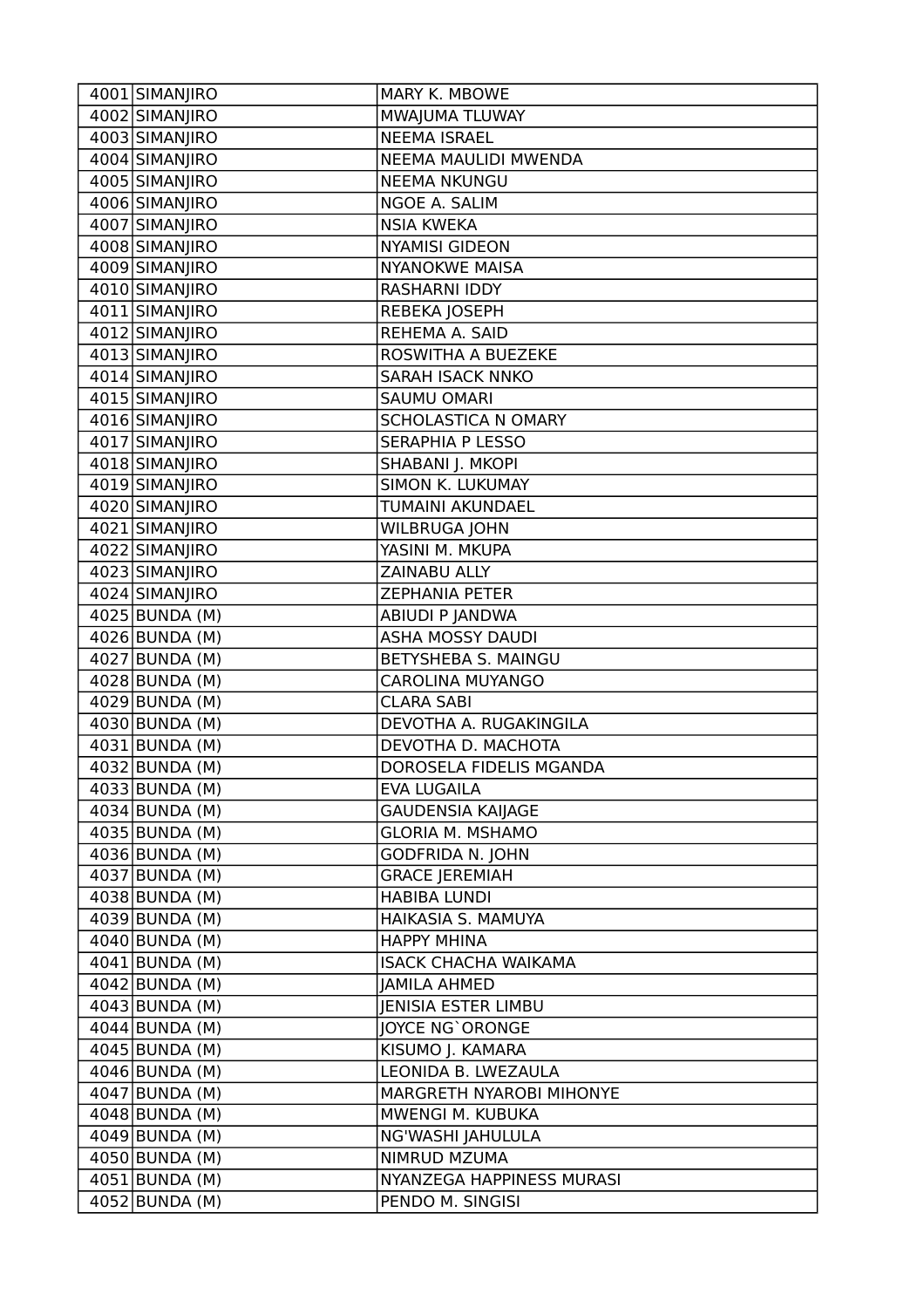| | | |
|---|---|---|
| 4001 | SIMANJIRO | MARY K. MBOWE |
| 4002 | SIMANJIRO | MWAJUMA TLUWAY |
| 4003 | SIMANJIRO | NEEMA ISRAEL |
| 4004 | SIMANJIRO | NEEMA MAULIDI MWENDA |
| 4005 | SIMANJIRO | NEEMA NKUNGU |
| 4006 | SIMANJIRO | NGOE A. SALIM |
| 4007 | SIMANJIRO | NSIA KWEKA |
| 4008 | SIMANJIRO | NYAMISI GIDEON |
| 4009 | SIMANJIRO | NYANOKWE MAISA |
| 4010 | SIMANJIRO | RASHARNI IDDY |
| 4011 | SIMANJIRO | REBEKA JOSEPH |
| 4012 | SIMANJIRO | REHEMA A. SAID |
| 4013 | SIMANJIRO | ROSWITHA A BUEZEKE |
| 4014 | SIMANJIRO | SARAH ISACK NNKO |
| 4015 | SIMANJIRO | SAUMU OMARI |
| 4016 | SIMANJIRO | SCHOLASTICA N OMARY |
| 4017 | SIMANJIRO | SERAPHIA P LESSO |
| 4018 | SIMANJIRO | SHABANI J. MKOPI |
| 4019 | SIMANJIRO | SIMON K. LUKUMAY |
| 4020 | SIMANJIRO | TUMAINI AKUNDAEL |
| 4021 | SIMANJIRO | WILBRUGA JOHN |
| 4022 | SIMANJIRO | YASINI M. MKUPA |
| 4023 | SIMANJIRO | ZAINABU ALLY |
| 4024 | SIMANJIRO | ZEPHANIA PETER |
| 4025 | BUNDA (M) | ABIUDI P JANDWA |
| 4026 | BUNDA (M) | ASHA MOSSY DAUDI |
| 4027 | BUNDA (M) | BETYSHEBA S. MAINGU |
| 4028 | BUNDA (M) | CAROLINA MUYANGO |
| 4029 | BUNDA (M) | CLARA SABI |
| 4030 | BUNDA (M) | DEVOTHA A. RUGAKINGILA |
| 4031 | BUNDA (M) | DEVOTHA D. MACHOTA |
| 4032 | BUNDA (M) | DOROSELA FIDELIS MGANDA |
| 4033 | BUNDA (M) | EVA LUGAILA |
| 4034 | BUNDA (M) | GAUDENSIA KAIJAGE |
| 4035 | BUNDA (M) | GLORIA M. MSHAMO |
| 4036 | BUNDA (M) | GODFRIDA N. JOHN |
| 4037 | BUNDA (M) | GRACE JEREMIAH |
| 4038 | BUNDA (M) | HABIBA LUNDI |
| 4039 | BUNDA (M) | HAIKASIA S. MAMUYA |
| 4040 | BUNDA (M) | HAPPY MHINA |
| 4041 | BUNDA (M) | ISACK CHACHA WAIKAMA |
| 4042 | BUNDA (M) | JAMILA AHMED |
| 4043 | BUNDA (M) | JENISIA ESTER LIMBU |
| 4044 | BUNDA (M) | JOYCE NG`ORONGE |
| 4045 | BUNDA (M) | KISUMO J. KAMARA |
| 4046 | BUNDA (M) | LEONIDA B. LWEZAULA |
| 4047 | BUNDA (M) | MARGRETH NYAROBI MIHONYE |
| 4048 | BUNDA (M) | MWENGI M. KUBUKA |
| 4049 | BUNDA (M) | NG'WASHI JAHULULA |
| 4050 | BUNDA (M) | NIMRUD MZUMA |
| 4051 | BUNDA (M) | NYANZEGA HAPPINESS MURASI |
| 4052 | BUNDA (M) | PENDO M. SINGISI |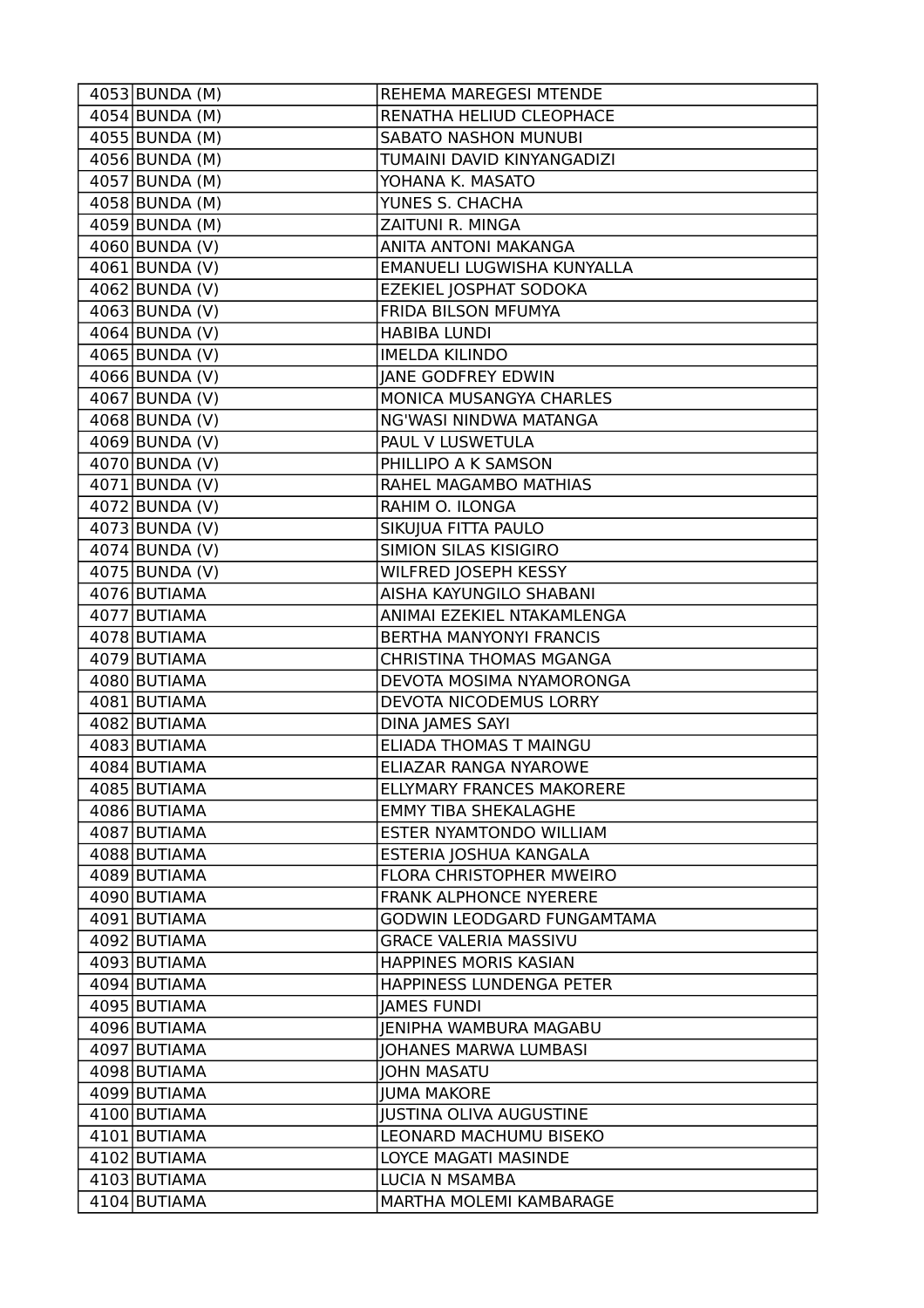| 4053 | BUNDA (M) | REHEMA MAREGESI MTENDE |
|---|---|---|
| 4054 | BUNDA (M) | RENATHA HELIUD CLEOPHACE |
| 4055 | BUNDA (M) | SABATO NASHON MUNUBI |
| 4056 | BUNDA (M) | TUMAINI DAVID KINYANGADIZI |
| 4057 | BUNDA (M) | YOHANA K. MASATO |
| 4058 | BUNDA (M) | YUNES S. CHACHA |
| 4059 | BUNDA (M) | ZAITUNI R. MINGA |
| 4060 | BUNDA (V) | ANITA ANTONI MAKANGA |
| 4061 | BUNDA (V) | EMANUELI LUGWISHA KUNYALLA |
| 4062 | BUNDA (V) | EZEKIEL JOSPHAT SODOKA |
| 4063 | BUNDA (V) | FRIDA BILSON MFUMYA |
| 4064 | BUNDA (V) | HABIBA LUNDI |
| 4065 | BUNDA (V) | IMELDA KILINDO |
| 4066 | BUNDA (V) | JANE GODFREY EDWIN |
| 4067 | BUNDA (V) | MONICA MUSANGYA CHARLES |
| 4068 | BUNDA (V) | NG'WASI NINDWA MATANGA |
| 4069 | BUNDA (V) | PAUL V LUSWETULA |
| 4070 | BUNDA (V) | PHILLIPO A K SAMSON |
| 4071 | BUNDA (V) | RAHEL MAGAMBO MATHIAS |
| 4072 | BUNDA (V) | RAHIM O. ILONGA |
| 4073 | BUNDA (V) | SIKUJUA FITTA PAULO |
| 4074 | BUNDA (V) | SIMION SILAS KISIGIRO |
| 4075 | BUNDA (V) | WILFRED JOSEPH KESSY |
| 4076 | BUTIAMA | AISHA KAYUNGILO SHABANI |
| 4077 | BUTIAMA | ANIMAI EZEKIEL NTAKAMLENGA |
| 4078 | BUTIAMA | BERTHA MANYONYI FRANCIS |
| 4079 | BUTIAMA | CHRISTINA THOMAS MGANGA |
| 4080 | BUTIAMA | DEVOTA MOSIMA NYAMORONGA |
| 4081 | BUTIAMA | DEVOTA NICODEMUS LORRY |
| 4082 | BUTIAMA | DINA JAMES SAYI |
| 4083 | BUTIAMA | ELIADA THOMAS T MAINGU |
| 4084 | BUTIAMA | ELIAZAR RANGA NYAROWE |
| 4085 | BUTIAMA | ELLYMARY FRANCES MAKORERE |
| 4086 | BUTIAMA | EMMY TIBA SHEKALAGHE |
| 4087 | BUTIAMA | ESTER NYAMTONDO WILLIAM |
| 4088 | BUTIAMA | ESTERIA JOSHUA KANGALA |
| 4089 | BUTIAMA | FLORA CHRISTOPHER MWEIRO |
| 4090 | BUTIAMA | FRANK ALPHONCE NYERERE |
| 4091 | BUTIAMA | GODWIN LEODGARD FUNGAMTAMA |
| 4092 | BUTIAMA | GRACE VALERIA MASSIVU |
| 4093 | BUTIAMA | HAPPINES MORIS KASIAN |
| 4094 | BUTIAMA | HAPPINESS LUNDENGA PETER |
| 4095 | BUTIAMA | JAMES FUNDI |
| 4096 | BUTIAMA | JENIPHA WAMBURA MAGABU |
| 4097 | BUTIAMA | JOHANES MARWA LUMBASI |
| 4098 | BUTIAMA | JOHN MASATU |
| 4099 | BUTIAMA | JUMA MAKORE |
| 4100 | BUTIAMA | JUSTINA OLIVA AUGUSTINE |
| 4101 | BUTIAMA | LEONARD MACHUMU BISEKO |
| 4102 | BUTIAMA | LOYCE MAGATI MASINDE |
| 4103 | BUTIAMA | LUCIA N MSAMBA |
| 4104 | BUTIAMA | MARTHA MOLEMI KAMBARAGE |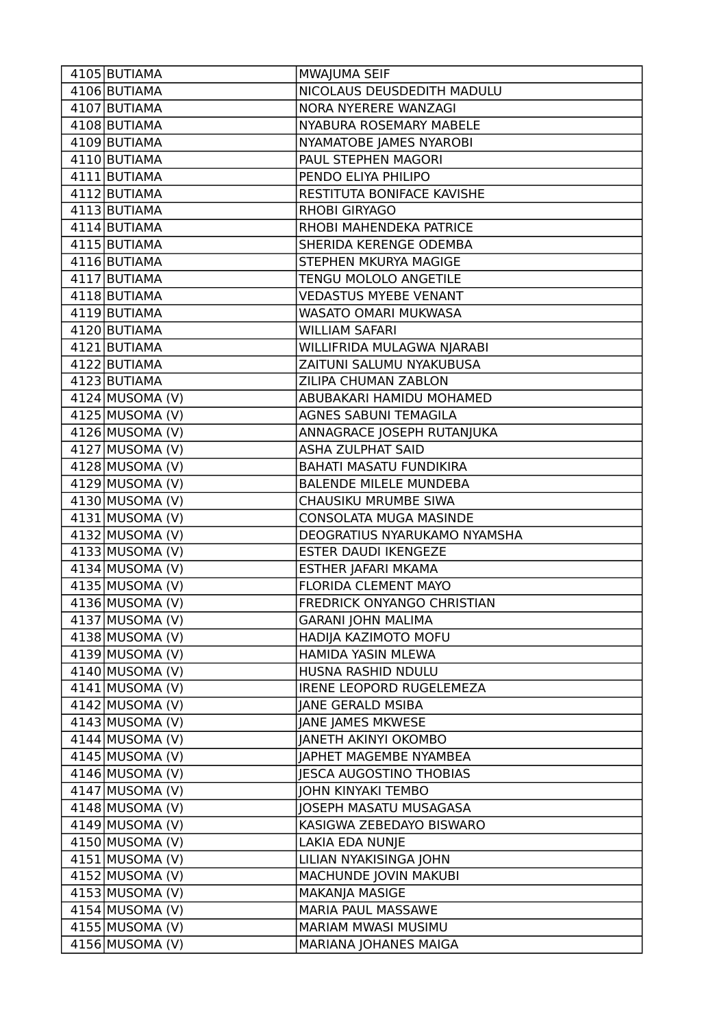| | | |
|---|---|---|
| 4105 | BUTIAMA | MWAJUMA SEIF |
| 4106 | BUTIAMA | NICOLAUS DEUSDEDITH MADULU |
| 4107 | BUTIAMA | NORA NYERERE WANZAGI |
| 4108 | BUTIAMA | NYABURA ROSEMARY MABELE |
| 4109 | BUTIAMA | NYAMATOBE JAMES NYAROBI |
| 4110 | BUTIAMA | PAUL STEPHEN MAGORI |
| 4111 | BUTIAMA | PENDO ELIYA PHILIPO |
| 4112 | BUTIAMA | RESTITUTA BONIFACE KAVISHE |
| 4113 | BUTIAMA | RHOBI GIRYAGO |
| 4114 | BUTIAMA | RHOBI MAHENDEKA PATRICE |
| 4115 | BUTIAMA | SHERIDA KERENGE ODEMBA |
| 4116 | BUTIAMA | STEPHEN MKURYA MAGIGE |
| 4117 | BUTIAMA | TENGU MOLOLO ANGETILE |
| 4118 | BUTIAMA | VEDASTUS MYEBE VENANT |
| 4119 | BUTIAMA | WASATO OMARI MUKWASA |
| 4120 | BUTIAMA | WILLIAM SAFARI |
| 4121 | BUTIAMA | WILLIFRIDA MULAGWA NJARABI |
| 4122 | BUTIAMA | ZAITUNI SALUMU NYAKUBUSA |
| 4123 | BUTIAMA | ZILIPA CHUMAN ZABLON |
| 4124 | MUSOMA (V) | ABUBAKARI HAMIDU MOHAMED |
| 4125 | MUSOMA (V) | AGNES SABUNI TEMAGILA |
| 4126 | MUSOMA (V) | ANNAGRACE JOSEPH RUTANJUKA |
| 4127 | MUSOMA (V) | ASHA ZULPHAT SAID |
| 4128 | MUSOMA (V) | BAHATI MASATU FUNDIKIRA |
| 4129 | MUSOMA (V) | BALENDE MILELE MUNDEBA |
| 4130 | MUSOMA (V) | CHAUSIKU MRUMBE SIWA |
| 4131 | MUSOMA (V) | CONSOLATA MUGA MASINDE |
| 4132 | MUSOMA (V) | DEOGRATIUS NYARUKAMO NYAMSHA |
| 4133 | MUSOMA (V) | ESTER DAUDI IKENGEZE |
| 4134 | MUSOMA (V) | ESTHER JAFARI MKAMA |
| 4135 | MUSOMA (V) | FLORIDA CLEMENT MAYO |
| 4136 | MUSOMA (V) | FREDRICK ONYANGO CHRISTIAN |
| 4137 | MUSOMA (V) | GARANI JOHN MALIMA |
| 4138 | MUSOMA (V) | HADIJA KAZIMOTO MOFU |
| 4139 | MUSOMA (V) | HAMIDA YASIN MLEWA |
| 4140 | MUSOMA (V) | HUSNA RASHID NDULU |
| 4141 | MUSOMA (V) | IRENE LEOPORD RUGELEMEZA |
| 4142 | MUSOMA (V) | JANE GERALD MSIBA |
| 4143 | MUSOMA (V) | JANE JAMES MKWESE |
| 4144 | MUSOMA (V) | JANETH AKINYI OKOMBO |
| 4145 | MUSOMA (V) | JAPHET MAGEMBE NYAMBEA |
| 4146 | MUSOMA (V) | JESCA AUGOSTINO THOBIAS |
| 4147 | MUSOMA (V) | JOHN KINYAKI TEMBO |
| 4148 | MUSOMA (V) | JOSEPH MASATU MUSAGASA |
| 4149 | MUSOMA (V) | KASIGWA ZEBEDAYO BISWARO |
| 4150 | MUSOMA (V) | LAKIA EDA NUNJE |
| 4151 | MUSOMA (V) | LILIAN NYAKISINGA JOHN |
| 4152 | MUSOMA (V) | MACHUNDE JOVIN MAKUBI |
| 4153 | MUSOMA (V) | MAKANJA MASIGE |
| 4154 | MUSOMA (V) | MARIA PAUL MASSAWE |
| 4155 | MUSOMA (V) | MARIAM MWASI MUSIMU |
| 4156 | MUSOMA (V) | MARIANA JOHANES MAIGA |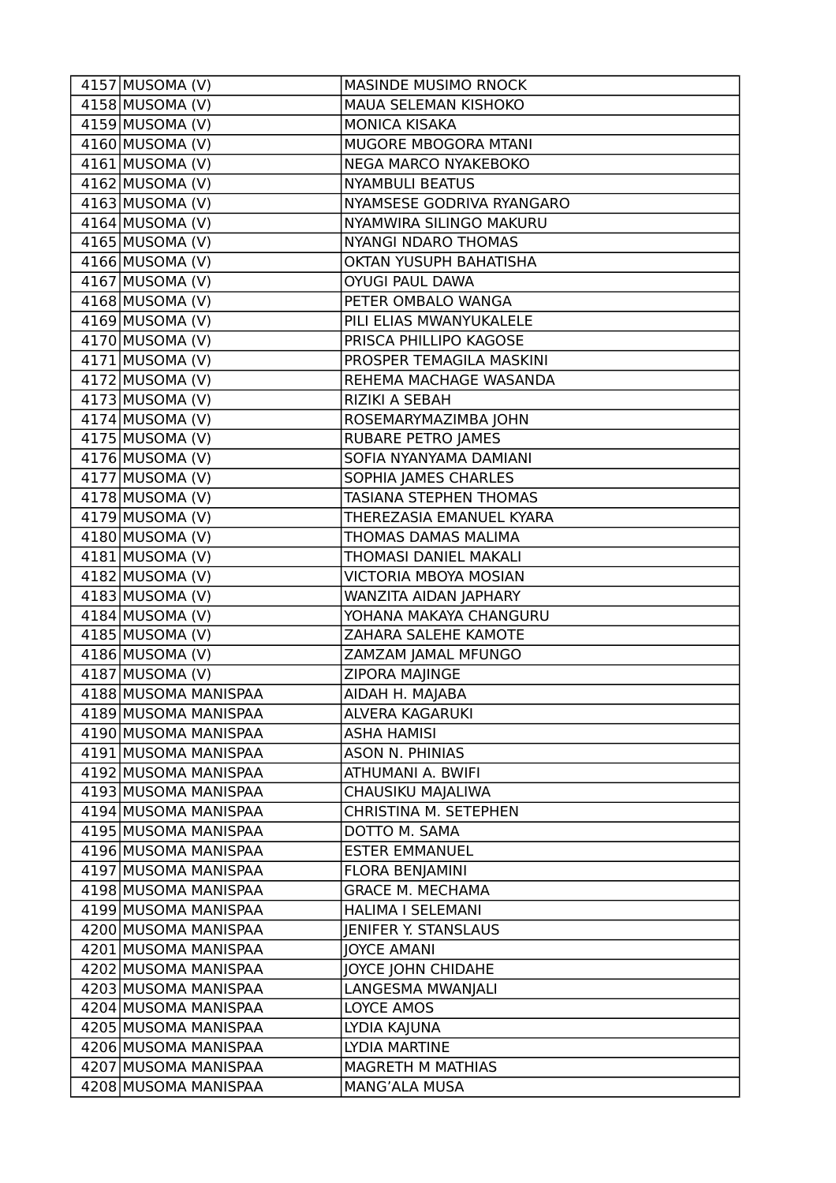| 4157 | MUSOMA (V) | MASINDE MUSIMO RNOCK |
|---|---|---|
| 4158 | MUSOMA (V) | MAUA SELEMAN KISHOKO |
| 4159 | MUSOMA (V) | MONICA KISAKA |
| 4160 | MUSOMA (V) | MUGORE MBOGORA MTANI |
| 4161 | MUSOMA (V) | NEGA MARCO NYAKEBOKO |
| 4162 | MUSOMA (V) | NYAMBULI BEATUS |
| 4163 | MUSOMA (V) | NYAMSESE GODRIVA RYANGARO |
| 4164 | MUSOMA (V) | NYAMWIRA SILINGO MAKURU |
| 4165 | MUSOMA (V) | NYANGI NDARO THOMAS |
| 4166 | MUSOMA (V) | OKTAN YUSUPH BAHATISHA |
| 4167 | MUSOMA (V) | OYUGI PAUL DAWA |
| 4168 | MUSOMA (V) | PETER OMBALO WANGA |
| 4169 | MUSOMA (V) | PILI ELIAS MWANYUKALELE |
| 4170 | MUSOMA (V) | PRISCA PHILLIPO KAGOSE |
| 4171 | MUSOMA (V) | PROSPER TEMAGILA MASKINI |
| 4172 | MUSOMA (V) | REHEMA MACHAGE WASANDA |
| 4173 | MUSOMA (V) | RIZIKI A SEBAH |
| 4174 | MUSOMA (V) | ROSEMARYMAZIMBA JOHN |
| 4175 | MUSOMA (V) | RUBARE PETRO JAMES |
| 4176 | MUSOMA (V) | SOFIA NYANYAMA DAMIANI |
| 4177 | MUSOMA (V) | SOPHIA JAMES CHARLES |
| 4178 | MUSOMA (V) | TASIANA STEPHEN THOMAS |
| 4179 | MUSOMA (V) | THEREZASIA EMANUEL KYARA |
| 4180 | MUSOMA (V) | THOMAS DAMAS MALIMA |
| 4181 | MUSOMA (V) | THOMASI DANIEL MAKALI |
| 4182 | MUSOMA (V) | VICTORIA MBOYA MOSIAN |
| 4183 | MUSOMA (V) | WANZITA AIDAN JAPHARY |
| 4184 | MUSOMA (V) | YOHANA MAKAYA CHANGURU |
| 4185 | MUSOMA (V) | ZAHARA SALEHE KAMOTE |
| 4186 | MUSOMA (V) | ZAMZAM JAMAL MFUNGO |
| 4187 | MUSOMA (V) | ZIPORA MAJINGE |
| 4188 | MUSOMA MANISPAA | AIDAH H. MAJABA |
| 4189 | MUSOMA MANISPAA | ALVERA KAGARUKI |
| 4190 | MUSOMA MANISPAA | ASHA HAMISI |
| 4191 | MUSOMA MANISPAA | ASON N. PHINIAS |
| 4192 | MUSOMA MANISPAA | ATHUMANI A. BWIFI |
| 4193 | MUSOMA MANISPAA | CHAUSIKU MAJALIWA |
| 4194 | MUSOMA MANISPAA | CHRISTINA M. SETEPHEN |
| 4195 | MUSOMA MANISPAA | DOTTO M. SAMA |
| 4196 | MUSOMA MANISPAA | ESTER EMMANUEL |
| 4197 | MUSOMA MANISPAA | FLORA BENJAMINI |
| 4198 | MUSOMA MANISPAA | GRACE M. MECHAMA |
| 4199 | MUSOMA MANISPAA | HALIMA I SELEMANI |
| 4200 | MUSOMA MANISPAA | JENIFER Y. STANSLAUS |
| 4201 | MUSOMA MANISPAA | JOYCE AMANI |
| 4202 | MUSOMA MANISPAA | JOYCE JOHN CHIDAHE |
| 4203 | MUSOMA MANISPAA | LANGESMA MWANJALI |
| 4204 | MUSOMA MANISPAA | LOYCE AMOS |
| 4205 | MUSOMA MANISPAA | LYDIA KAJUNA |
| 4206 | MUSOMA MANISPAA | LYDIA MARTINE |
| 4207 | MUSOMA MANISPAA | MAGRETH M MATHIAS |
| 4208 | MUSOMA MANISPAA | MANG’ALA MUSA |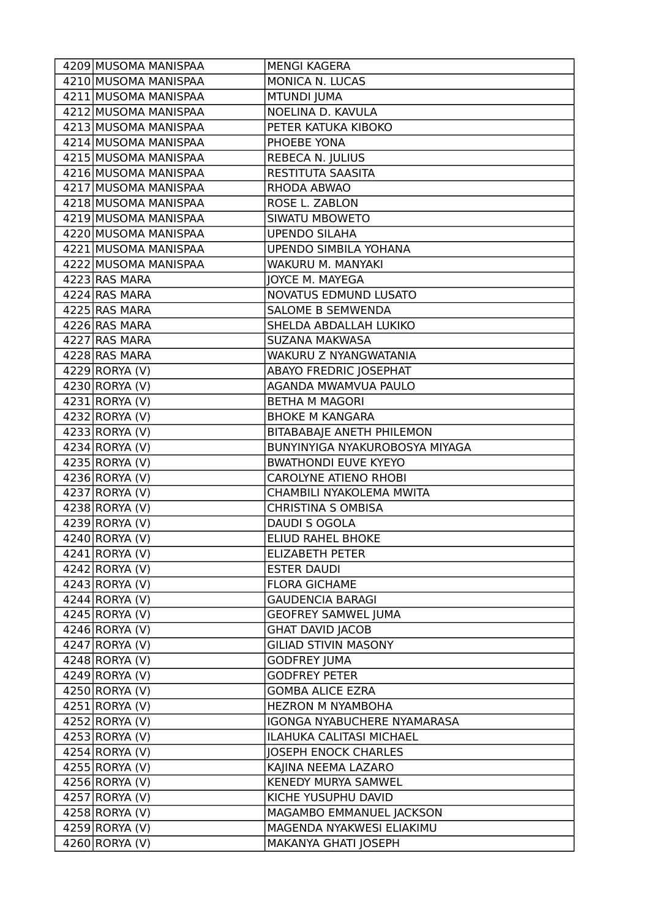| | | |
|---|---|---|
| 4209 | MUSOMA MANISPAA | MENGI KAGERA |
| 4210 | MUSOMA MANISPAA | MONICA N. LUCAS |
| 4211 | MUSOMA MANISPAA | MTUNDI JUMA |
| 4212 | MUSOMA MANISPAA | NOELINA D. KAVULA |
| 4213 | MUSOMA MANISPAA | PETER KATUKA KIBOKO |
| 4214 | MUSOMA MANISPAA | PHOEBE YONA |
| 4215 | MUSOMA MANISPAA | REBECA N. JULIUS |
| 4216 | MUSOMA MANISPAA | RESTITUTA SAASITA |
| 4217 | MUSOMA MANISPAA | RHODA ABWAO |
| 4218 | MUSOMA MANISPAA | ROSE L. ZABLON |
| 4219 | MUSOMA MANISPAA | SIWATU MBOWETO |
| 4220 | MUSOMA MANISPAA | UPENDO SILAHA |
| 4221 | MUSOMA MANISPAA | UPENDO SIMBILA YOHANA |
| 4222 | MUSOMA MANISPAA | WAKURU M. MANYAKI |
| 4223 | RAS MARA | JOYCE M. MAYEGA |
| 4224 | RAS MARA | NOVATUS EDMUND LUSATO |
| 4225 | RAS MARA | SALOME B SEMWENDA |
| 4226 | RAS MARA | SHELDA ABDALLAH LUKIKO |
| 4227 | RAS MARA | SUZANA MAKWASA |
| 4228 | RAS MARA | WAKURU Z NYANGWATANIA |
| 4229 | RORYA (V) | ABAYO FREDRIC JOSEPHAT |
| 4230 | RORYA (V) | AGANDA MWAMVUA PAULO |
| 4231 | RORYA (V) | BETHA M MAGORI |
| 4232 | RORYA (V) | BHOKE M KANGARA |
| 4233 | RORYA (V) | BITABABAJE ANETH PHILEMON |
| 4234 | RORYA (V) | BUNYINYIGA NYAKUROBOSYA MIYAGA |
| 4235 | RORYA (V) | BWATHONDI EUVE KYEYO |
| 4236 | RORYA (V) | CAROLYNE ATIENO RHOBI |
| 4237 | RORYA (V) | CHAMBILI NYAKOLEMA MWITA |
| 4238 | RORYA (V) | CHRISTINA S OMBISA |
| 4239 | RORYA (V) | DAUDI S OGOLA |
| 4240 | RORYA (V) | ELIUD RAHEL BHOKE |
| 4241 | RORYA (V) | ELIZABETH PETER |
| 4242 | RORYA (V) | ESTER DAUDI |
| 4243 | RORYA (V) | FLORA GICHAME |
| 4244 | RORYA (V) | GAUDENCIA BARAGI |
| 4245 | RORYA (V) | GEOFREY SAMWEL JUMA |
| 4246 | RORYA (V) | GHAT DAVID JACOB |
| 4247 | RORYA (V) | GILIAD STIVIN MASONY |
| 4248 | RORYA (V) | GODFREY JUMA |
| 4249 | RORYA (V) | GODFREY PETER |
| 4250 | RORYA (V) | GOMBA ALICE EZRA |
| 4251 | RORYA (V) | HEZRON M NYAMBOHA |
| 4252 | RORYA (V) | IGONGA NYABUCHERE NYAMARASA |
| 4253 | RORYA (V) | ILAHUKA CALITASI MICHAEL |
| 4254 | RORYA (V) | JOSEPH ENOCK CHARLES |
| 4255 | RORYA (V) | KAJINA NEEMA LAZARO |
| 4256 | RORYA (V) | KENEDY MURYA SAMWEL |
| 4257 | RORYA (V) | KICHE YUSUPHU DAVID |
| 4258 | RORYA (V) | MAGAMBO EMMANUEL JACKSON |
| 4259 | RORYA (V) | MAGENDA NYAKWESI ELIAKIMU |
| 4260 | RORYA (V) | MAKANYA GHATI JOSEPH |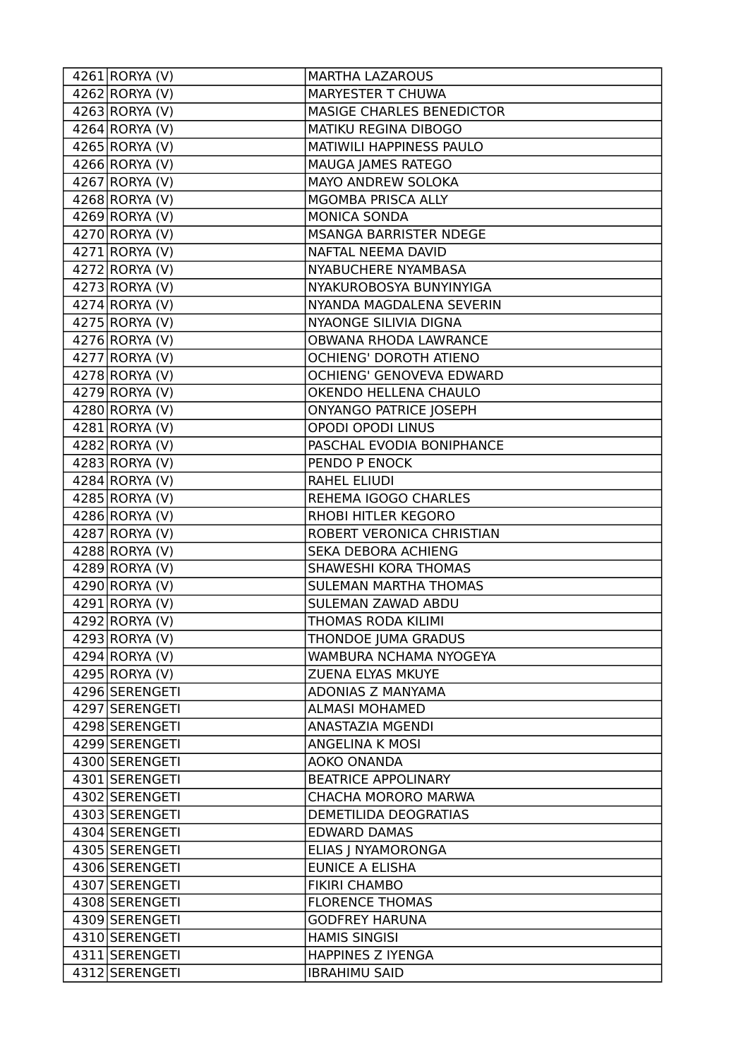| | | |
|---|---|---|
| 4261 | RORYA (V) | MARTHA LAZAROUS |
| 4262 | RORYA (V) | MARYESTER T CHUWA |
| 4263 | RORYA (V) | MASIGE CHARLES BENEDICTOR |
| 4264 | RORYA (V) | MATIKU REGINA DIBOGO |
| 4265 | RORYA (V) | MATIWILI HAPPINESS PAULO |
| 4266 | RORYA (V) | MAUGA JAMES RATEGO |
| 4267 | RORYA (V) | MAYO ANDREW SOLOKA |
| 4268 | RORYA (V) | MGOMBA PRISCA ALLY |
| 4269 | RORYA (V) | MONICA SONDA |
| 4270 | RORYA (V) | MSANGA BARRISTER NDEGE |
| 4271 | RORYA (V) | NAFTAL NEEMA DAVID |
| 4272 | RORYA (V) | NYABUCHERE NYAMBASA |
| 4273 | RORYA (V) | NYAKUROBOSYA BUNYINYIGA |
| 4274 | RORYA (V) | NYANDA MAGDALENA SEVERIN |
| 4275 | RORYA (V) | NYAONGE SILIVIA DIGNA |
| 4276 | RORYA (V) | OBWANA RHODA LAWRANCE |
| 4277 | RORYA (V) | OCHIENG' DOROTH ATIENO |
| 4278 | RORYA (V) | OCHIENG' GENOVEVA EDWARD |
| 4279 | RORYA (V) | OKENDO HELLENA CHAULO |
| 4280 | RORYA (V) | ONYANGO PATRICE JOSEPH |
| 4281 | RORYA (V) | OPODI OPODI LINUS |
| 4282 | RORYA (V) | PASCHAL EVODIA BONIPHANCE |
| 4283 | RORYA (V) | PENDO P ENOCK |
| 4284 | RORYA (V) | RAHEL ELIUDI |
| 4285 | RORYA (V) | REHEMA IGOGO CHARLES |
| 4286 | RORYA (V) | RHOBI HITLER KEGORO |
| 4287 | RORYA (V) | ROBERT VERONICA CHRISTIAN |
| 4288 | RORYA (V) | SEKA DEBORA ACHIENG |
| 4289 | RORYA (V) | SHAWESHI KORA THOMAS |
| 4290 | RORYA (V) | SULEMAN MARTHA THOMAS |
| 4291 | RORYA (V) | SULEMAN ZAWAD ABDU |
| 4292 | RORYA (V) | THOMAS RODA KILIMI |
| 4293 | RORYA (V) | THONDOE JUMA GRADUS |
| 4294 | RORYA (V) | WAMBURA NCHAMA NYOGEYA |
| 4295 | RORYA (V) | ZUENA ELYAS MKUYE |
| 4296 | SERENGETI | ADONIAS Z MANYAMA |
| 4297 | SERENGETI | ALMASI MOHAMED |
| 4298 | SERENGETI | ANASTAZIA MGENDI |
| 4299 | SERENGETI | ANGELINA K MOSI |
| 4300 | SERENGETI | AOKO ONANDA |
| 4301 | SERENGETI | BEATRICE APPOLINARY |
| 4302 | SERENGETI | CHACHA MORORO MARWA |
| 4303 | SERENGETI | DEMETILIDA DEOGRATIAS |
| 4304 | SERENGETI | EDWARD DAMAS |
| 4305 | SERENGETI | ELIAS J NYAMORONGA |
| 4306 | SERENGETI | EUNICE A ELISHA |
| 4307 | SERENGETI | FIKIRI CHAMBO |
| 4308 | SERENGETI | FLORENCE THOMAS |
| 4309 | SERENGETI | GODFREY HARUNA |
| 4310 | SERENGETI | HAMIS SINGISI |
| 4311 | SERENGETI | HAPPINES Z IYENGA |
| 4312 | SERENGETI | IBRAHIMU SAID |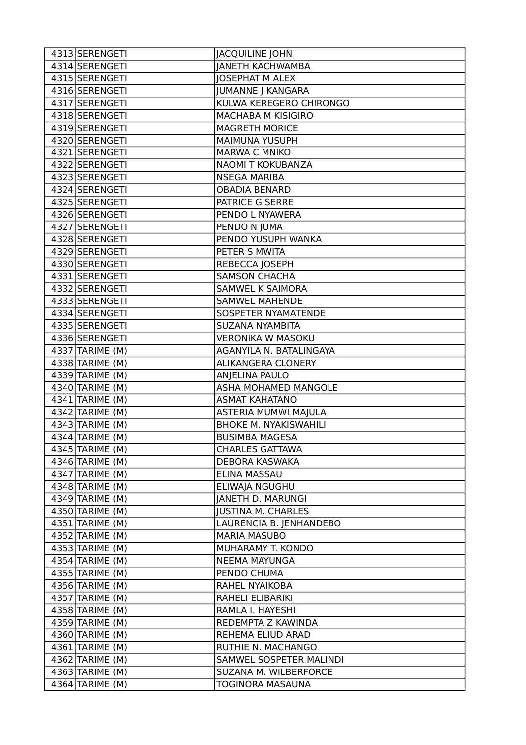| 4313 | SERENGETI | JACQUILINE JOHN |
|---|---|---|
| 4314 | SERENGETI | JANETH KACHWAMBA |
| 4315 | SERENGETI | JOSEPHAT M ALEX |
| 4316 | SERENGETI | JUMANNE J KANGARA |
| 4317 | SERENGETI | KULWA KEREGERO CHIRONGO |
| 4318 | SERENGETI | MACHABA M KISIGIRO |
| 4319 | SERENGETI | MAGRETH MORICE |
| 4320 | SERENGETI | MAIMUNA YUSUPH |
| 4321 | SERENGETI | MARWA C MNIKO |
| 4322 | SERENGETI | NAOMI T KOKUBANZA |
| 4323 | SERENGETI | NSEGA MARIBA |
| 4324 | SERENGETI | OBADIA BENARD |
| 4325 | SERENGETI | PATRICE G SERRE |
| 4326 | SERENGETI | PENDO L NYAWERA |
| 4327 | SERENGETI | PENDO N JUMA |
| 4328 | SERENGETI | PENDO YUSUPH WANKA |
| 4329 | SERENGETI | PETER S MWITA |
| 4330 | SERENGETI | REBECCA JOSEPH |
| 4331 | SERENGETI | SAMSON CHACHA |
| 4332 | SERENGETI | SAMWEL K SAIMORA |
| 4333 | SERENGETI | SAMWEL MAHENDE |
| 4334 | SERENGETI | SOSPETER NYAMATENDE |
| 4335 | SERENGETI | SUZANA NYAMBITA |
| 4336 | SERENGETI | VERONIKA W MASOKU |
| 4337 | TARIME (M) | AGANYILA N. BATALINGAYA |
| 4338 | TARIME (M) | ALIKANGERA CLONERY |
| 4339 | TARIME (M) | ANJELINA PAULO |
| 4340 | TARIME (M) | ASHA MOHAMED MANGOLE |
| 4341 | TARIME (M) | ASMAT KAHATANO |
| 4342 | TARIME (M) | ASTERIA MUMWI MAJULA |
| 4343 | TARIME (M) | BHOKE M. NYAKISWAHILI |
| 4344 | TARIME (M) | BUSIMBA MAGESA |
| 4345 | TARIME (M) | CHARLES GATTAWA |
| 4346 | TARIME (M) | DEBORA KASWAKA |
| 4347 | TARIME (M) | ELINA MASSAU |
| 4348 | TARIME (M) | ELIWAJA NGUGHU |
| 4349 | TARIME (M) | JANETH D. MARUNGI |
| 4350 | TARIME (M) | JUSTINA M. CHARLES |
| 4351 | TARIME (M) | LAURENCIA B. JENHANDEBO |
| 4352 | TARIME (M) | MARIA MASUBO |
| 4353 | TARIME (M) | MUHARAMY T. KONDO |
| 4354 | TARIME (M) | NEEMA MAYUNGA |
| 4355 | TARIME (M) | PENDO CHUMA |
| 4356 | TARIME (M) | RAHEL NYAIKOBA |
| 4357 | TARIME (M) | RAHELI ELIBARIKI |
| 4358 | TARIME (M) | RAMLA I. HAYESHI |
| 4359 | TARIME (M) | REDEMPTA Z KAWINDA |
| 4360 | TARIME (M) | REHEMA ELIUD ARAD |
| 4361 | TARIME (M) | RUTHIE N. MACHANGO |
| 4362 | TARIME (M) | SAMWEL SOSPETER MALINDI |
| 4363 | TARIME (M) | SUZANA M. WILBERFORCE |
| 4364 | TARIME (M) | TOGINORA MASAUNA |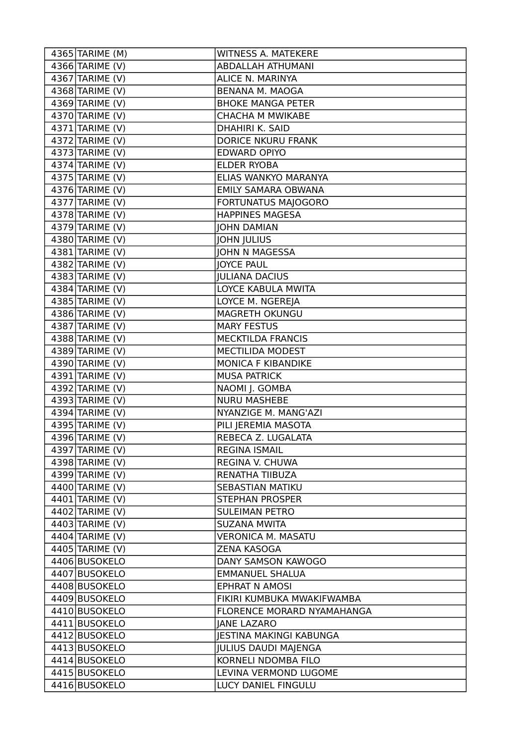| | | |
|---|---|---|
| 4365 | TARIME (M) | WITNESS A. MATEKERE |
| 4366 | TARIME (V) | ABDALLAH ATHUMANI |
| 4367 | TARIME (V) | ALICE N. MARINYA |
| 4368 | TARIME (V) | BENANA M. MAOGA |
| 4369 | TARIME (V) | BHOKE MANGA PETER |
| 4370 | TARIME (V) | CHACHA M MWIKABE |
| 4371 | TARIME (V) | DHAHIRI K. SAID |
| 4372 | TARIME (V) | DORICE NKURU FRANK |
| 4373 | TARIME (V) | EDWARD OPIYO |
| 4374 | TARIME (V) | ELDER RYOBA |
| 4375 | TARIME (V) | ELIAS WANKYO MARANYA |
| 4376 | TARIME (V) | EMILY SAMARA OBWANA |
| 4377 | TARIME (V) | FORTUNATUS MAJOGORO |
| 4378 | TARIME (V) | HAPPINES MAGESA |
| 4379 | TARIME (V) | JOHN DAMIAN |
| 4380 | TARIME (V) | JOHN JULIUS |
| 4381 | TARIME (V) | JOHN N MAGESSA |
| 4382 | TARIME (V) | JOYCE PAUL |
| 4383 | TARIME (V) | JULIANA DACIUS |
| 4384 | TARIME (V) | LOYCE KABULA MWITA |
| 4385 | TARIME (V) | LOYCE M. NGEREJA |
| 4386 | TARIME (V) | MAGRETH OKUNGU |
| 4387 | TARIME (V) | MARY FESTUS |
| 4388 | TARIME (V) | MECKTILDA FRANCIS |
| 4389 | TARIME (V) | MECTILIDA MODEST |
| 4390 | TARIME (V) | MONICA F KIBANDIKE |
| 4391 | TARIME (V) | MUSA PATRICK |
| 4392 | TARIME (V) | NAOMI J. GOMBA |
| 4393 | TARIME (V) | NURU MASHEBE |
| 4394 | TARIME (V) | NYANZIGE M. MANG'AZI |
| 4395 | TARIME (V) | PILI JEREMIA MASOTA |
| 4396 | TARIME (V) | REBECA Z. LUGALATA |
| 4397 | TARIME (V) | REGINA ISMAIL |
| 4398 | TARIME (V) | REGINA V. CHUWA |
| 4399 | TARIME (V) | RENATHA TIIBUZA |
| 4400 | TARIME (V) | SEBASTIAN MATIKU |
| 4401 | TARIME (V) | STEPHAN PROSPER |
| 4402 | TARIME (V) | SULEIMAN PETRO |
| 4403 | TARIME (V) | SUZANA MWITA |
| 4404 | TARIME (V) | VERONICA M. MASATU |
| 4405 | TARIME (V) | ZENA KASOGA |
| 4406 | BUSOKELO | DANY SAMSON KAWOGO |
| 4407 | BUSOKELO | EMMANUEL SHALUA |
| 4408 | BUSOKELO | EPHRAT N AMOSI |
| 4409 | BUSOKELO | FIKIRI KUMBUKA MWAKIFWAMBA |
| 4410 | BUSOKELO | FLORENCE MORARD NYAMAHANGA |
| 4411 | BUSOKELO | JANE LAZARO |
| 4412 | BUSOKELO | JESTINA MAKINGI KABUNGA |
| 4413 | BUSOKELO | JULIUS DAUDI MAJENGA |
| 4414 | BUSOKELO | KORNELI NDOMBA FILO |
| 4415 | BUSOKELO | LEVINA VERMOND LUGOME |
| 4416 | BUSOKELO | LUCY DANIEL FINGULU |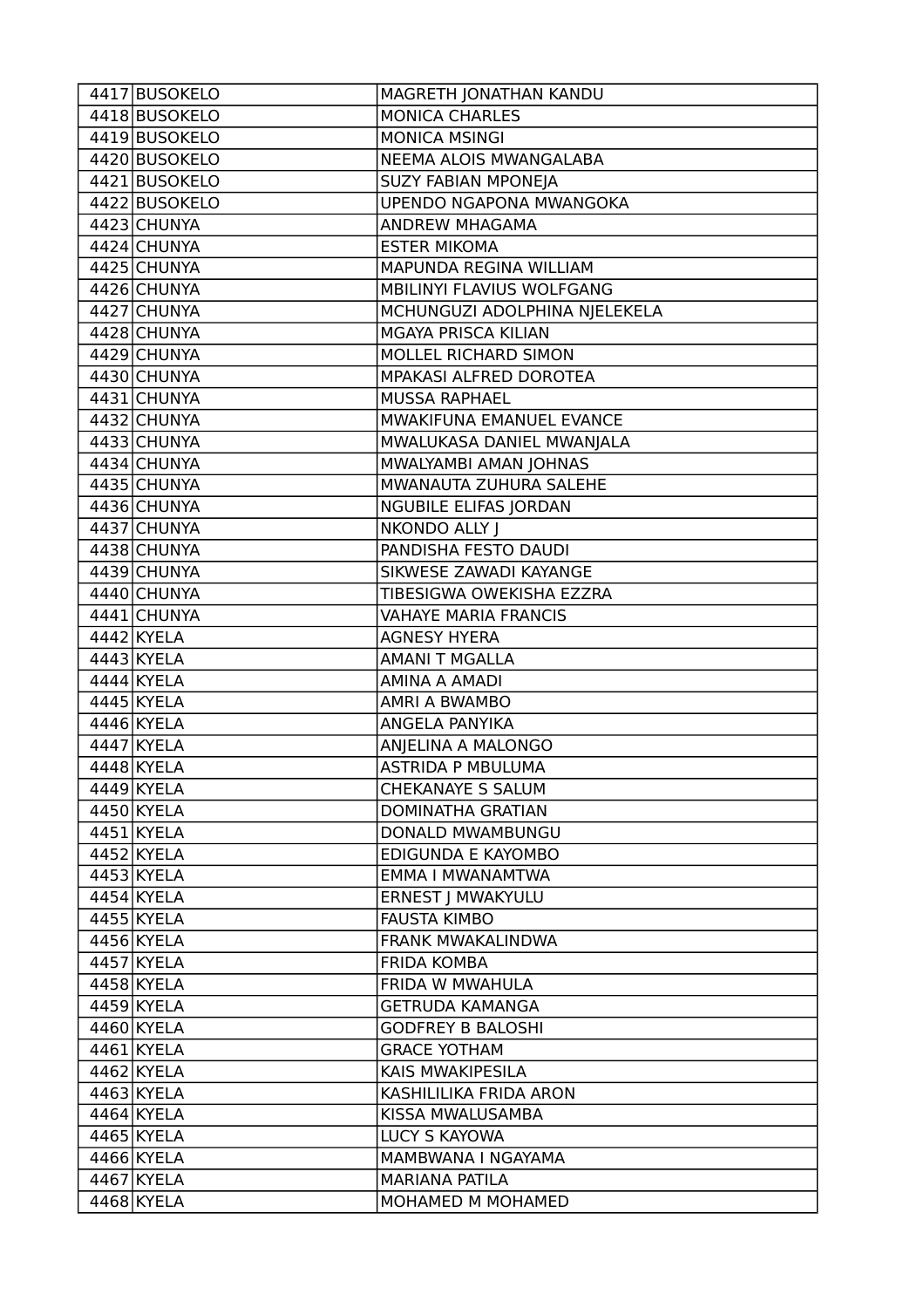| | | |
|---|---|---|
| 4417 | BUSOKELO | MAGRETH JONATHAN KANDU |
| 4418 | BUSOKELO | MONICA CHARLES |
| 4419 | BUSOKELO | MONICA MSINGI |
| 4420 | BUSOKELO | NEEMA ALOIS MWANGALABA |
| 4421 | BUSOKELO | SUZY FABIAN MPONEJA |
| 4422 | BUSOKELO | UPENDO NGAPONA MWANGOKA |
| 4423 | CHUNYA | ANDREW MHAGAMA |
| 4424 | CHUNYA | ESTER MIKOMA |
| 4425 | CHUNYA | MAPUNDA REGINA WILLIAM |
| 4426 | CHUNYA | MBILINYI FLAVIUS WOLFGANG |
| 4427 | CHUNYA | MCHUNGUZI ADOLPHINA NJELEKELA |
| 4428 | CHUNYA | MGAYA PRISCA KILIAN |
| 4429 | CHUNYA | MOLLEL RICHARD SIMON |
| 4430 | CHUNYA | MPAKASI ALFRED DOROTEA |
| 4431 | CHUNYA | MUSSA RAPHAEL |
| 4432 | CHUNYA | MWAKIFUNA EMANUEL EVANCE |
| 4433 | CHUNYA | MWALUKASA DANIEL MWANJALA |
| 4434 | CHUNYA | MWALYAMBI AMAN JOHNAS |
| 4435 | CHUNYA | MWANAUTA ZUHURA SALEHE |
| 4436 | CHUNYA | NGUBILE ELIFAS JORDAN |
| 4437 | CHUNYA | NKONDO ALLY J |
| 4438 | CHUNYA | PANDISHA FESTO DAUDI |
| 4439 | CHUNYA | SIKWESE ZAWADI KAYANGE |
| 4440 | CHUNYA | TIBESIGWA OWEKISHA EZZRA |
| 4441 | CHUNYA | VAHAYE MARIA FRANCIS |
| 4442 | KYELA | AGNESY HYERA |
| 4443 | KYELA | AMANI T MGALLA |
| 4444 | KYELA | AMINA A AMADI |
| 4445 | KYELA | AMRI A BWAMBO |
| 4446 | KYELA | ANGELA PANYIKA |
| 4447 | KYELA | ANJELINA A MALONGO |
| 4448 | KYELA | ASTRIDA P MBULUMA |
| 4449 | KYELA | CHEKANAYE S SALUM |
| 4450 | KYELA | DOMINATHA GRATIAN |
| 4451 | KYELA | DONALD MWAMBUNGU |
| 4452 | KYELA | EDIGUNDA E KAYOMBO |
| 4453 | KYELA | EMMA I MWANAMTWA |
| 4454 | KYELA | ERNEST J MWAKYULU |
| 4455 | KYELA | FAUSTA KIMBO |
| 4456 | KYELA | FRANK MWAKALINDWA |
| 4457 | KYELA | FRIDA KOMBA |
| 4458 | KYELA | FRIDA W MWAHULA |
| 4459 | KYELA | GETRUDA KAMANGA |
| 4460 | KYELA | GODFREY B BALOSHI |
| 4461 | KYELA | GRACE YOTHAM |
| 4462 | KYELA | KAIS MWAKIPESILA |
| 4463 | KYELA | KASHILILIKA FRIDA ARON |
| 4464 | KYELA | KISSA MWALUSAMBA |
| 4465 | KYELA | LUCY S KAYOWA |
| 4466 | KYELA | MAMBWANA I NGAYAMA |
| 4467 | KYELA | MARIANA PATILA |
| 4468 | KYELA | MOHAMED M MOHAMED |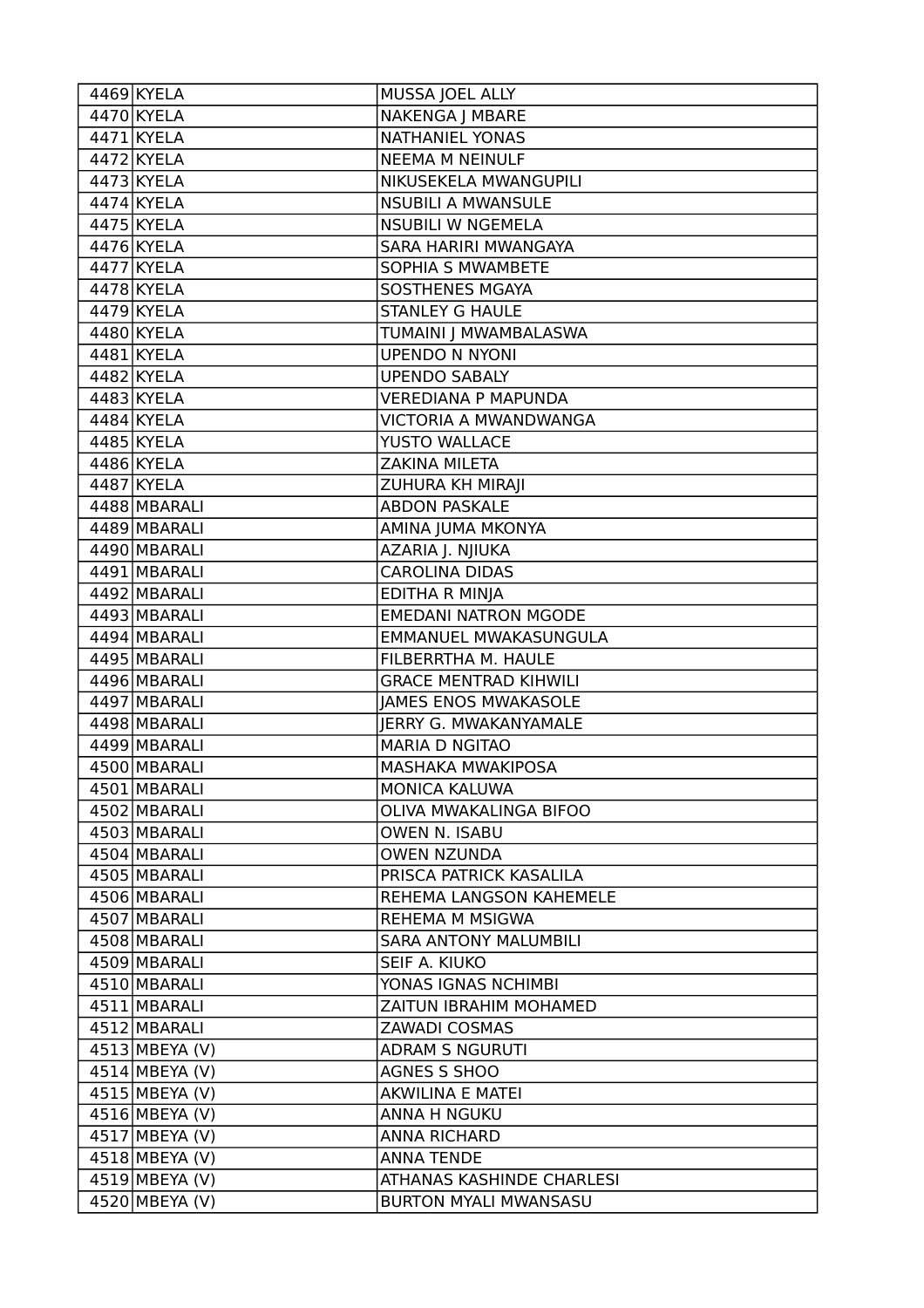| | | |
|---|---|---|
| 4469 | KYELA | MUSSA JOEL ALLY |
| 4470 | KYELA | NAKENGA J MBARE |
| 4471 | KYELA | NATHANIEL YONAS |
| 4472 | KYELA | NEEMA M NEINULF |
| 4473 | KYELA | NIKUSEKELA MWANGUPILI |
| 4474 | KYELA | NSUBILI A MWANSULE |
| 4475 | KYELA | NSUBILI W NGEMELA |
| 4476 | KYELA | SARA HARIRI MWANGAYA |
| 4477 | KYELA | SOPHIA S MWAMBETE |
| 4478 | KYELA | SOSTHENES MGAYA |
| 4479 | KYELA | STANLEY G HAULE |
| 4480 | KYELA | TUMAINI J MWAMBALASWA |
| 4481 | KYELA | UPENDO N NYONI |
| 4482 | KYELA | UPENDO SABALY |
| 4483 | KYELA | VEREDIANA P MAPUNDA |
| 4484 | KYELA | VICTORIA A MWANDWANGA |
| 4485 | KYELA | YUSTO WALLACE |
| 4486 | KYELA | ZAKINA MILETA |
| 4487 | KYELA | ZUHURA KH MIRAJI |
| 4488 | MBARALI | ABDON PASKALE |
| 4489 | MBARALI | AMINA JUMA MKONYA |
| 4490 | MBARALI | AZARIA J. NJIUKA |
| 4491 | MBARALI | CAROLINA DIDAS |
| 4492 | MBARALI | EDITHA R MINJA |
| 4493 | MBARALI | EMEDANI NATRON MGODE |
| 4494 | MBARALI | EMMANUEL MWAKASUNGULA |
| 4495 | MBARALI | FILBERRTHA M. HAULE |
| 4496 | MBARALI | GRACE MENTRAD KIHWILI |
| 4497 | MBARALI | JAMES ENOS MWAKASOLE |
| 4498 | MBARALI | JERRY G. MWAKANYAMALE |
| 4499 | MBARALI | MARIA D NGITAO |
| 4500 | MBARALI | MASHAKA MWAKIPOSA |
| 4501 | MBARALI | MONICA KALUWA |
| 4502 | MBARALI | OLIVA MWAKALINGA BIFOO |
| 4503 | MBARALI | OWEN N. ISABU |
| 4504 | MBARALI | OWEN NZUNDA |
| 4505 | MBARALI | PRISCA PATRICK KASALILA |
| 4506 | MBARALI | REHEMA LANGSON KAHEMELE |
| 4507 | MBARALI | REHEMA M MSIGWA |
| 4508 | MBARALI | SARA ANTONY MALUMBILI |
| 4509 | MBARALI | SEIF A. KIUKO |
| 4510 | MBARALI | YONAS IGNAS NCHIMBI |
| 4511 | MBARALI | ZAITUN IBRAHIM MOHAMED |
| 4512 | MBARALI | ZAWADI COSMAS |
| 4513 | MBEYA (V) | ADRAM S NGURUTI |
| 4514 | MBEYA (V) | AGNES S SHOO |
| 4515 | MBEYA (V) | AKWILINA E MATEI |
| 4516 | MBEYA (V) | ANNA H NGUKU |
| 4517 | MBEYA (V) | ANNA RICHARD |
| 4518 | MBEYA (V) | ANNA TENDE |
| 4519 | MBEYA (V) | ATHANAS KASHINDE CHARLESI |
| 4520 | MBEYA (V) | BURTON MYALI MWANSASU |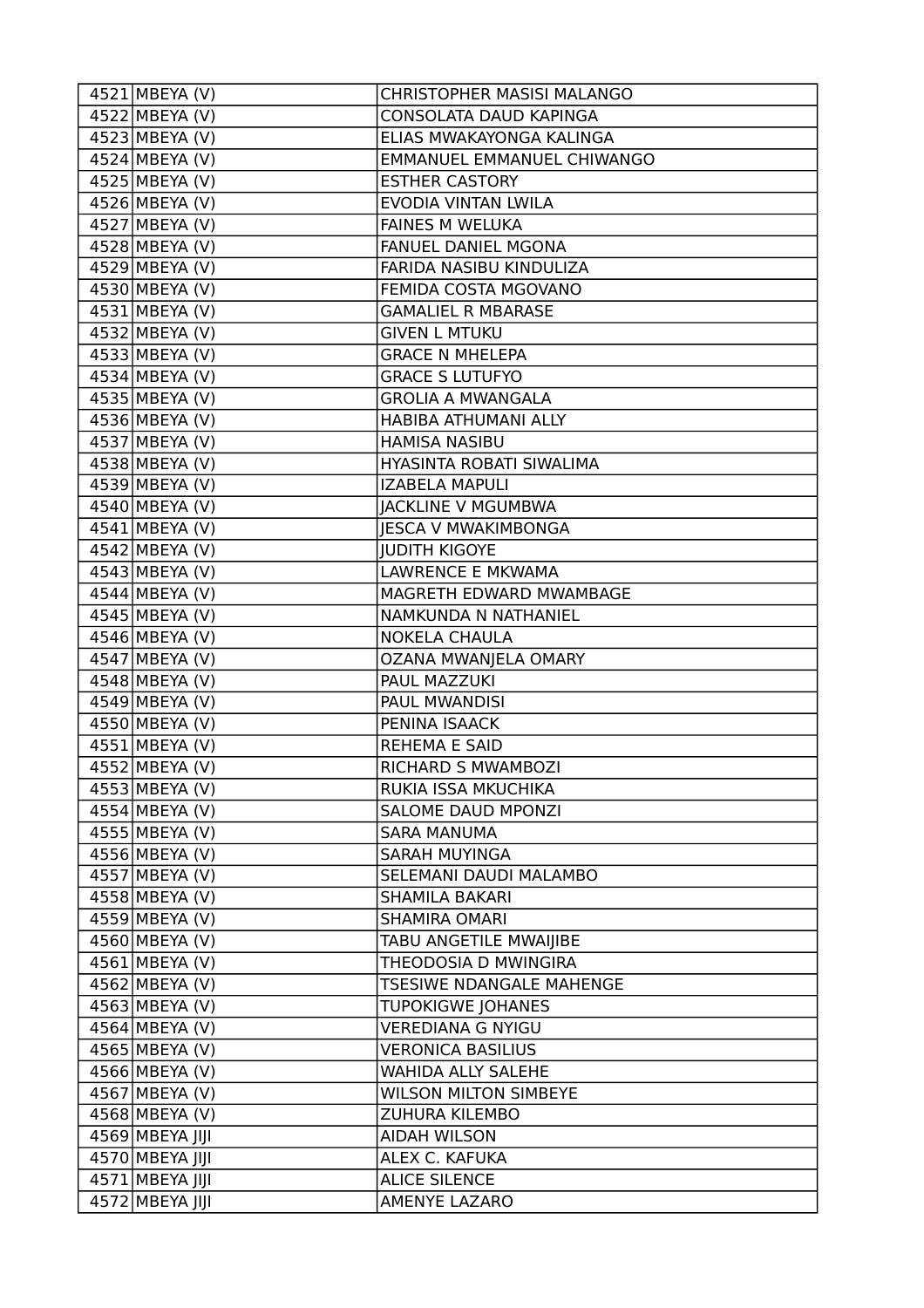| 4521 | MBEYA (V) | CHRISTOPHER MASISI MALANGO |
|---|---|---|
| 4522 | MBEYA (V) | CONSOLATA DAUD KAPINGA |
| 4523 | MBEYA (V) | ELIAS MWAKAYONGA KALINGA |
| 4524 | MBEYA (V) | EMMANUEL EMMANUEL CHIWANGO |
| 4525 | MBEYA (V) | ESTHER CASTORY |
| 4526 | MBEYA (V) | EVODIA VINTAN LWILA |
| 4527 | MBEYA (V) | FAINES M WELUKA |
| 4528 | MBEYA (V) | FANUEL DANIEL MGONA |
| 4529 | MBEYA (V) | FARIDA NASIBU KINDULIZA |
| 4530 | MBEYA (V) | FEMIDA COSTA MGOVANO |
| 4531 | MBEYA (V) | GAMALIEL R MBARASE |
| 4532 | MBEYA (V) | GIVEN L MTUKU |
| 4533 | MBEYA (V) | GRACE N MHELEPA |
| 4534 | MBEYA (V) | GRACE S LUTUFYO |
| 4535 | MBEYA (V) | GROLIA A MWANGALA |
| 4536 | MBEYA (V) | HABIBA ATHUMANI ALLY |
| 4537 | MBEYA (V) | HAMISA NASIBU |
| 4538 | MBEYA (V) | HYASINTA ROBATI SIWALIMA |
| 4539 | MBEYA (V) | IZABELA MAPULI |
| 4540 | MBEYA (V) | JACKLINE V MGUMBWA |
| 4541 | MBEYA (V) | JESCA V MWAKIMBONGA |
| 4542 | MBEYA (V) | JUDITH KIGOYE |
| 4543 | MBEYA (V) | LAWRENCE E MKWAMA |
| 4544 | MBEYA (V) | MAGRETH EDWARD MWAMBAGE |
| 4545 | MBEYA (V) | NAMKUNDA N NATHANIEL |
| 4546 | MBEYA (V) | NOKELA CHAULA |
| 4547 | MBEYA (V) | OZANA MWANJELA OMARY |
| 4548 | MBEYA (V) | PAUL MAZZUKI |
| 4549 | MBEYA (V) | PAUL MWANDISI |
| 4550 | MBEYA (V) | PENINA ISAACK |
| 4551 | MBEYA (V) | REHEMA E SAID |
| 4552 | MBEYA (V) | RICHARD S MWAMBOZI |
| 4553 | MBEYA (V) | RUKIA ISSA MKUCHIKA |
| 4554 | MBEYA (V) | SALOME DAUD MPONZI |
| 4555 | MBEYA (V) | SARA MANUMA |
| 4556 | MBEYA (V) | SARAH MUYINGA |
| 4557 | MBEYA (V) | SELEMANI DAUDI MALAMBO |
| 4558 | MBEYA (V) | SHAMILA BAKARI |
| 4559 | MBEYA (V) | SHAMIRA OMARI |
| 4560 | MBEYA (V) | TABU ANGETILE MWAIJIBE |
| 4561 | MBEYA (V) | THEODOSIA D MWINGIRA |
| 4562 | MBEYA (V) | TSESIWE NDANGALE MAHENGE |
| 4563 | MBEYA (V) | TUPOKIGWE JOHANES |
| 4564 | MBEYA (V) | VEREDIANA G NYIGU |
| 4565 | MBEYA (V) | VERONICA BASILIUS |
| 4566 | MBEYA (V) | WAHIDA ALLY SALEHE |
| 4567 | MBEYA (V) | WILSON MILTON SIMBEYE |
| 4568 | MBEYA (V) | ZUHURA KILEMBO |
| 4569 | MBEYA JIJI | AIDAH WILSON |
| 4570 | MBEYA JIJI | ALEX C. KAFUKA |
| 4571 | MBEYA JIJI | ALICE SILENCE |
| 4572 | MBEYA JIJI | AMENYE LAZARO |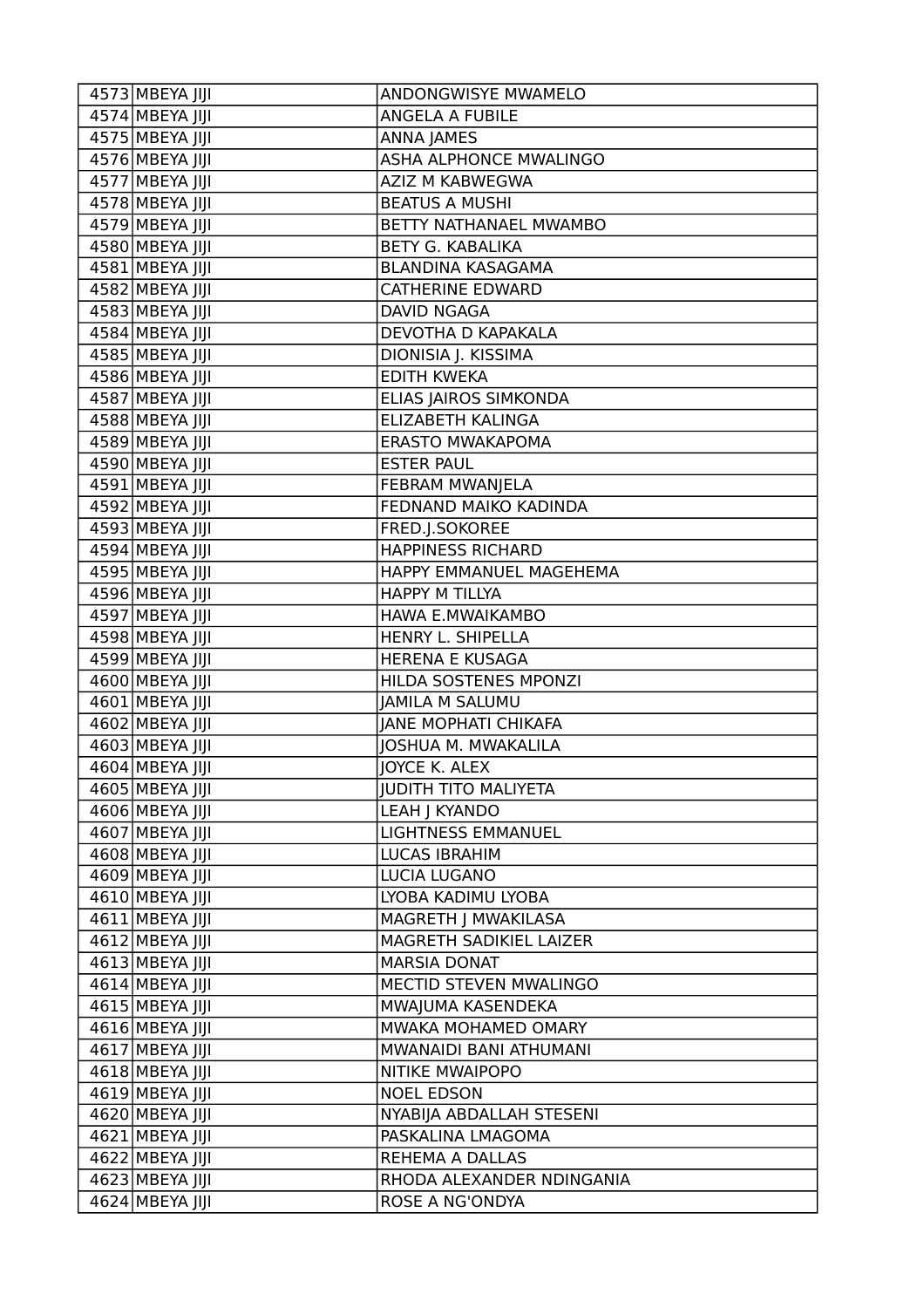| 4573 | MBEYA JIJI | ANDONGWISYE MWAMELO |
|---|---|---|
| 4574 | MBEYA JIJI | ANGELA A FUBILE |
| 4575 | MBEYA JIJI | ANNA JAMES |
| 4576 | MBEYA JIJI | ASHA ALPHONCE MWALINGO |
| 4577 | MBEYA JIJI | AZIZ M KABWEGWA |
| 4578 | MBEYA JIJI | BEATUS A MUSHI |
| 4579 | MBEYA JIJI | BETTY NATHANAEL MWAMBO |
| 4580 | MBEYA JIJI | BETY G. KABALIKA |
| 4581 | MBEYA JIJI | BLANDINA KASAGAMA |
| 4582 | MBEYA JIJI | CATHERINE EDWARD |
| 4583 | MBEYA JIJI | DAVID NGAGA |
| 4584 | MBEYA JIJI | DEVOTHA D KAPAKALA |
| 4585 | MBEYA JIJI | DIONISIA J. KISSIMA |
| 4586 | MBEYA JIJI | EDITH KWEKA |
| 4587 | MBEYA JIJI | ELIAS JAIROS SIMKONDA |
| 4588 | MBEYA JIJI | ELIZABETH KALINGA |
| 4589 | MBEYA JIJI | ERASTO MWAKAPOMA |
| 4590 | MBEYA JIJI | ESTER PAUL |
| 4591 | MBEYA JIJI | FEBRAM MWANJELA |
| 4592 | MBEYA JIJI | FEDNAND MAIKO KADINDA |
| 4593 | MBEYA JIJI | FRED.J.SOKOREE |
| 4594 | MBEYA JIJI | HAPPINESS RICHARD |
| 4595 | MBEYA JIJI | HAPPY EMMANUEL MAGEHEMA |
| 4596 | MBEYA JIJI | HAPPY M TILLYA |
| 4597 | MBEYA JIJI | HAWA E.MWAIKAMBO |
| 4598 | MBEYA JIJI | HENRY L. SHIPELLA |
| 4599 | MBEYA JIJI | HERENA E KUSAGA |
| 4600 | MBEYA JIJI | HILDA SOSTENES MPONZI |
| 4601 | MBEYA JIJI | JAMILA M SALUMU |
| 4602 | MBEYA JIJI | JANE MOPHATI CHIKAFA |
| 4603 | MBEYA JIJI | JOSHUA M. MWAKALILA |
| 4604 | MBEYA JIJI | JOYCE K. ALEX |
| 4605 | MBEYA JIJI | JUDITH TITO MALIYETA |
| 4606 | MBEYA JIJI | LEAH J KYANDO |
| 4607 | MBEYA JIJI | LIGHTNESS EMMANUEL |
| 4608 | MBEYA JIJI | LUCAS IBRAHIM |
| 4609 | MBEYA JIJI | LUCIA LUGANO |
| 4610 | MBEYA JIJI | LYOBA KADIMU LYOBA |
| 4611 | MBEYA JIJI | MAGRETH J MWAKILASA |
| 4612 | MBEYA JIJI | MAGRETH SADIKIEL LAIZER |
| 4613 | MBEYA JIJI | MARSIA DONAT |
| 4614 | MBEYA JIJI | MECTID STEVEN MWALINGO |
| 4615 | MBEYA JIJI | MWAJUMA KASENDEKA |
| 4616 | MBEYA JIJI | MWAKA MOHAMED OMARY |
| 4617 | MBEYA JIJI | MWANAIDI BANI ATHUMANI |
| 4618 | MBEYA JIJI | NITIKE MWAIPOPO |
| 4619 | MBEYA JIJI | NOEL EDSON |
| 4620 | MBEYA JIJI | NYABIJA ABDALLAH STESENI |
| 4621 | MBEYA JIJI | PASKALINA LMAGOMA |
| 4622 | MBEYA JIJI | REHEMA A DALLAS |
| 4623 | MBEYA JIJI | RHODA ALEXANDER NDINGANIA |
| 4624 | MBEYA JIJI | ROSE A NG'ONDYA |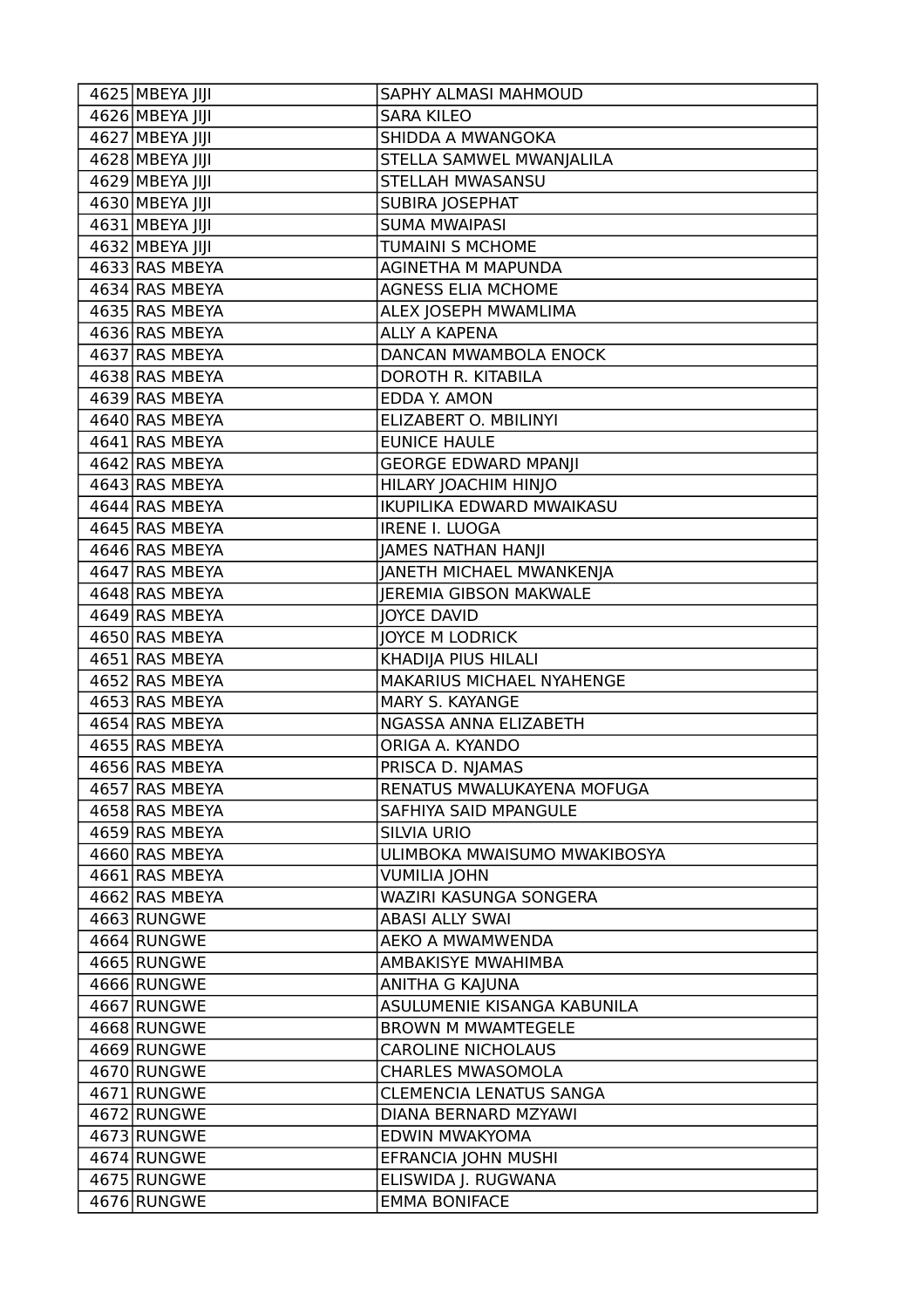| 4625 | MBEYA JIJI | SAPHY ALMASI MAHMOUD |
|---|---|---|
| 4626 | MBEYA JIJI | SARA KILEO |
| 4627 | MBEYA JIJI | SHIDDA A MWANGOKA |
| 4628 | MBEYA JIJI | STELLA SAMWEL MWANJALILA |
| 4629 | MBEYA JIJI | STELLAH MWASANSU |
| 4630 | MBEYA JIJI | SUBIRA JOSEPHAT |
| 4631 | MBEYA JIJI | SUMA MWAIPASI |
| 4632 | MBEYA JIJI | TUMAINI S MCHOME |
| 4633 | RAS MBEYA | AGINETHA M MAPUNDA |
| 4634 | RAS MBEYA | AGNESS ELIA MCHOME |
| 4635 | RAS MBEYA | ALEX JOSEPH MWAMLIMA |
| 4636 | RAS MBEYA | ALLY A KAPENA |
| 4637 | RAS MBEYA | DANCAN MWAMBOLA ENOCK |
| 4638 | RAS MBEYA | DOROTH R. KITABILA |
| 4639 | RAS MBEYA | EDDA Y. AMON |
| 4640 | RAS MBEYA | ELIZABERT O. MBILINYI |
| 4641 | RAS MBEYA | EUNICE HAULE |
| 4642 | RAS MBEYA | GEORGE EDWARD MPANJI |
| 4643 | RAS MBEYA | HILARY JOACHIM HINJO |
| 4644 | RAS MBEYA | IKUPILIKA EDWARD MWAIKASU |
| 4645 | RAS MBEYA | IRENE I. LUOGA |
| 4646 | RAS MBEYA | JAMES NATHAN HANJI |
| 4647 | RAS MBEYA | JANETH MICHAEL MWANKENJA |
| 4648 | RAS MBEYA | JEREMIA GIBSON MAKWALE |
| 4649 | RAS MBEYA | JOYCE DAVID |
| 4650 | RAS MBEYA | JOYCE M LODRICK |
| 4651 | RAS MBEYA | KHADIJA PIUS HILALI |
| 4652 | RAS MBEYA | MAKARIUS MICHAEL NYAHENGE |
| 4653 | RAS MBEYA | MARY S. KAYANGE |
| 4654 | RAS MBEYA | NGASSA ANNA ELIZABETH |
| 4655 | RAS MBEYA | ORIGA A. KYANDO |
| 4656 | RAS MBEYA | PRISCA D. NJAMAS |
| 4657 | RAS MBEYA | RENATUS MWALUKAYENA MOFUGA |
| 4658 | RAS MBEYA | SAFHIYA SAID MPANGULE |
| 4659 | RAS MBEYA | SILVIA URIO |
| 4660 | RAS MBEYA | ULIMBOKA MWAISUMO MWAKIBOSYA |
| 4661 | RAS MBEYA | VUMILIA JOHN |
| 4662 | RAS MBEYA | WAZIRI KASUNGA SONGERA |
| 4663 | RUNGWE | ABASI ALLY SWAI |
| 4664 | RUNGWE | AEKO A MWAMWENDA |
| 4665 | RUNGWE | AMBAKISYE MWAHIMBA |
| 4666 | RUNGWE | ANITHA G KAJUNA |
| 4667 | RUNGWE | ASULUMENIE KISANGA KABUNILA |
| 4668 | RUNGWE | BROWN M MWAMTEGELE |
| 4669 | RUNGWE | CAROLINE NICHOLAUS |
| 4670 | RUNGWE | CHARLES MWASOMOLA |
| 4671 | RUNGWE | CLEMENCIA LENATUS SANGA |
| 4672 | RUNGWE | DIANA BERNARD MZYAWI |
| 4673 | RUNGWE | EDWIN MWAKYOMA |
| 4674 | RUNGWE | EFRANCIA JOHN MUSHI |
| 4675 | RUNGWE | ELISWIDA J. RUGWANA |
| 4676 | RUNGWE | EMMA BONIFACE |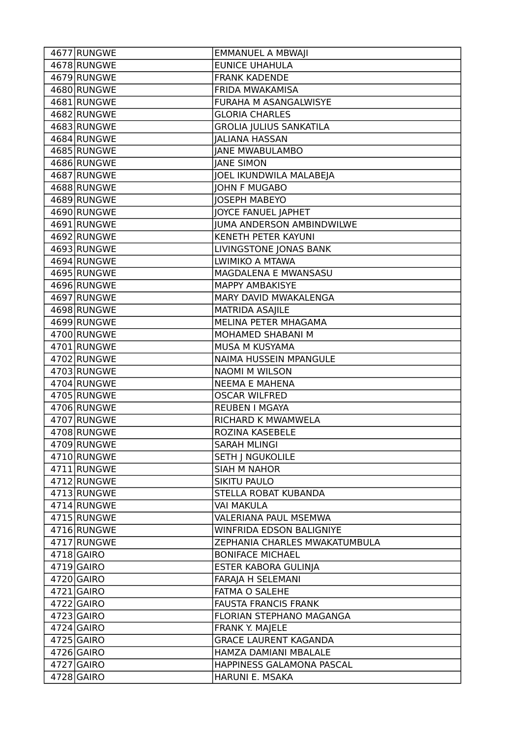| | | |
|---|---|---|
| 4677 | RUNGWE | EMMANUEL A MBWAJI |
| 4678 | RUNGWE | EUNICE UHAHULA |
| 4679 | RUNGWE | FRANK KADENDE |
| 4680 | RUNGWE | FRIDA MWAKAMISA |
| 4681 | RUNGWE | FURAHA M ASANGALWISYE |
| 4682 | RUNGWE | GLORIA CHARLES |
| 4683 | RUNGWE | GROLIA JULIUS SANKATILA |
| 4684 | RUNGWE | JALIANA HASSAN |
| 4685 | RUNGWE | JANE MWABULAMBO |
| 4686 | RUNGWE | JANE SIMON |
| 4687 | RUNGWE | JOEL IKUNDWILA MALABEJA |
| 4688 | RUNGWE | JOHN F MUGABO |
| 4689 | RUNGWE | JOSEPH MABEYO |
| 4690 | RUNGWE | JOYCE FANUEL JAPHET |
| 4691 | RUNGWE | JUMA ANDERSON AMBINDWILWE |
| 4692 | RUNGWE | KENETH PETER KAYUNI |
| 4693 | RUNGWE | LIVINGSTONE JONAS BANK |
| 4694 | RUNGWE | LWIMIKO A MTAWA |
| 4695 | RUNGWE | MAGDALENA E MWANSASU |
| 4696 | RUNGWE | MAPPY AMBAKISYE |
| 4697 | RUNGWE | MARY DAVID MWAKALENGA |
| 4698 | RUNGWE | MATRIDA ASAJILE |
| 4699 | RUNGWE | MELINA PETER MHAGAMA |
| 4700 | RUNGWE | MOHAMED SHABANI M |
| 4701 | RUNGWE | MUSA M KUSYAMA |
| 4702 | RUNGWE | NAIMA HUSSEIN MPANGULE |
| 4703 | RUNGWE | NAOMI M WILSON |
| 4704 | RUNGWE | NEEMA E MAHENA |
| 4705 | RUNGWE | OSCAR WILFRED |
| 4706 | RUNGWE | REUBEN I MGAYA |
| 4707 | RUNGWE | RICHARD K MWAMWELA |
| 4708 | RUNGWE | ROZINA KASEBELE |
| 4709 | RUNGWE | SARAH MLINGI |
| 4710 | RUNGWE | SETH J NGUKOLILE |
| 4711 | RUNGWE | SIAH M NAHOR |
| 4712 | RUNGWE | SIKITU PAULO |
| 4713 | RUNGWE | STELLA ROBAT KUBANDA |
| 4714 | RUNGWE | VAI MAKULA |
| 4715 | RUNGWE | VALERIANA PAUL MSEMWA |
| 4716 | RUNGWE | WINFRIDA EDSON BALIGNIYE |
| 4717 | RUNGWE | ZEPHANIA CHARLES MWAKATUMBULA |
| 4718 | GAIRO | BONIFACE MICHAEL |
| 4719 | GAIRO | ESTER KABORA GULINJA |
| 4720 | GAIRO | FARAJA H SELEMANI |
| 4721 | GAIRO | FATMA O SALEHE |
| 4722 | GAIRO | FAUSTA FRANCIS FRANK |
| 4723 | GAIRO | FLORIAN STEPHANO MAGANGA |
| 4724 | GAIRO | FRANK Y. MAJELE |
| 4725 | GAIRO | GRACE LAURENT KAGANDA |
| 4726 | GAIRO | HAMZA DAMIANI MBALALE |
| 4727 | GAIRO | HAPPINESS GALAMONA PASCAL |
| 4728 | GAIRO | HARUNI E. MSAKA |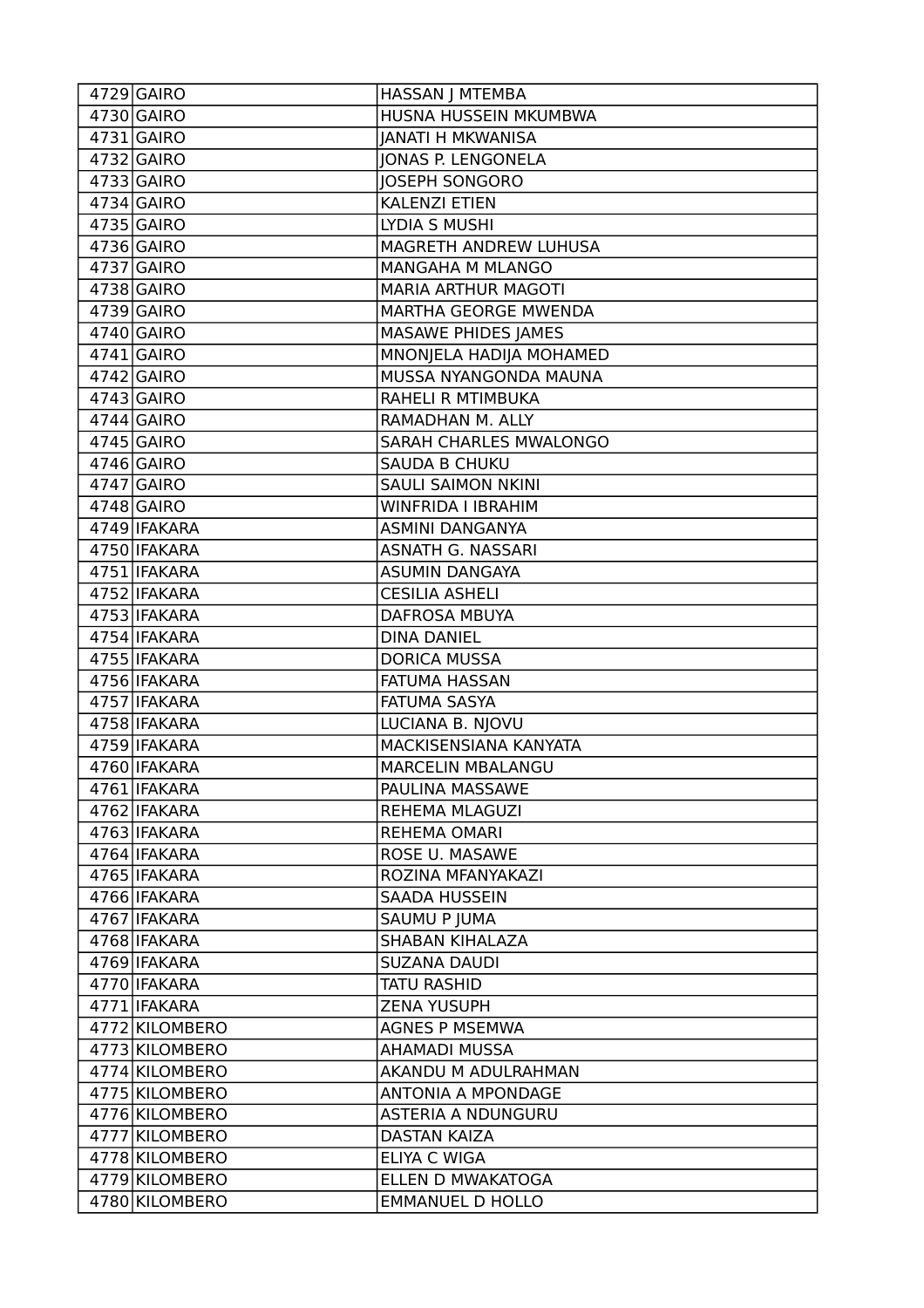| | | |
|---|---|---|
| 4729 | GAIRO | HASSAN J MTEMBA |
| 4730 | GAIRO | HUSNA HUSSEIN MKUMBWA |
| 4731 | GAIRO | JANATI H MKWANISA |
| 4732 | GAIRO | JONAS P. LENGONELA |
| 4733 | GAIRO | JOSEPH SONGORO |
| 4734 | GAIRO | KALENZI ETIEN |
| 4735 | GAIRO | LYDIA S MUSHI |
| 4736 | GAIRO | MAGRETH ANDREW LUHUSA |
| 4737 | GAIRO | MANGAHA M MLANGO |
| 4738 | GAIRO | MARIA ARTHUR MAGOTI |
| 4739 | GAIRO | MARTHA GEORGE MWENDA |
| 4740 | GAIRO | MASAWE PHIDES JAMES |
| 4741 | GAIRO | MNONJELA HADIJA MOHAMED |
| 4742 | GAIRO | MUSSA NYANGONDA MAUNA |
| 4743 | GAIRO | RAHELI R MTIMBUKA |
| 4744 | GAIRO | RAMADHAN M. ALLY |
| 4745 | GAIRO | SARAH CHARLES MWALONGO |
| 4746 | GAIRO | SAUDA B CHUKU |
| 4747 | GAIRO | SAULI SAIMON NKINI |
| 4748 | GAIRO | WINFRIDA I IBRAHIM |
| 4749 | IFAKARA | ASMINI DANGANYA |
| 4750 | IFAKARA | ASNATH G. NASSARI |
| 4751 | IFAKARA | ASUMIN DANGAYA |
| 4752 | IFAKARA | CESILIA ASHELI |
| 4753 | IFAKARA | DAFROSA MBUYA |
| 4754 | IFAKARA | DINA DANIEL |
| 4755 | IFAKARA | DORICA MUSSA |
| 4756 | IFAKARA | FATUMA HASSAN |
| 4757 | IFAKARA | FATUMA SASYA |
| 4758 | IFAKARA | LUCIANA B. NJOVU |
| 4759 | IFAKARA | MACKISENSIANA KANYATA |
| 4760 | IFAKARA | MARCELIN MBALANGU |
| 4761 | IFAKARA | PAULINA MASSAWE |
| 4762 | IFAKARA | REHEMA MLAGUZI |
| 4763 | IFAKARA | REHEMA OMARI |
| 4764 | IFAKARA | ROSE U. MASAWE |
| 4765 | IFAKARA | ROZINA MFANYAKAZI |
| 4766 | IFAKARA | SAADA HUSSEIN |
| 4767 | IFAKARA | SAUMU P JUMA |
| 4768 | IFAKARA | SHABAN KIHALAZA |
| 4769 | IFAKARA | SUZANA DAUDI |
| 4770 | IFAKARA | TATU RASHID |
| 4771 | IFAKARA | ZENA YUSUPH |
| 4772 | KILOMBERO | AGNES P MSEMWA |
| 4773 | KILOMBERO | AHAMADI MUSSA |
| 4774 | KILOMBERO | AKANDU M ADULRAHMAN |
| 4775 | KILOMBERO | ANTONIA A MPONDAGE |
| 4776 | KILOMBERO | ASTERIA A NDUNGURU |
| 4777 | KILOMBERO | DASTAN KAIZA |
| 4778 | KILOMBERO | ELIYA C WIGA |
| 4779 | KILOMBERO | ELLEN D MWAKATOGA |
| 4780 | KILOMBERO | EMMANUEL D HOLLO |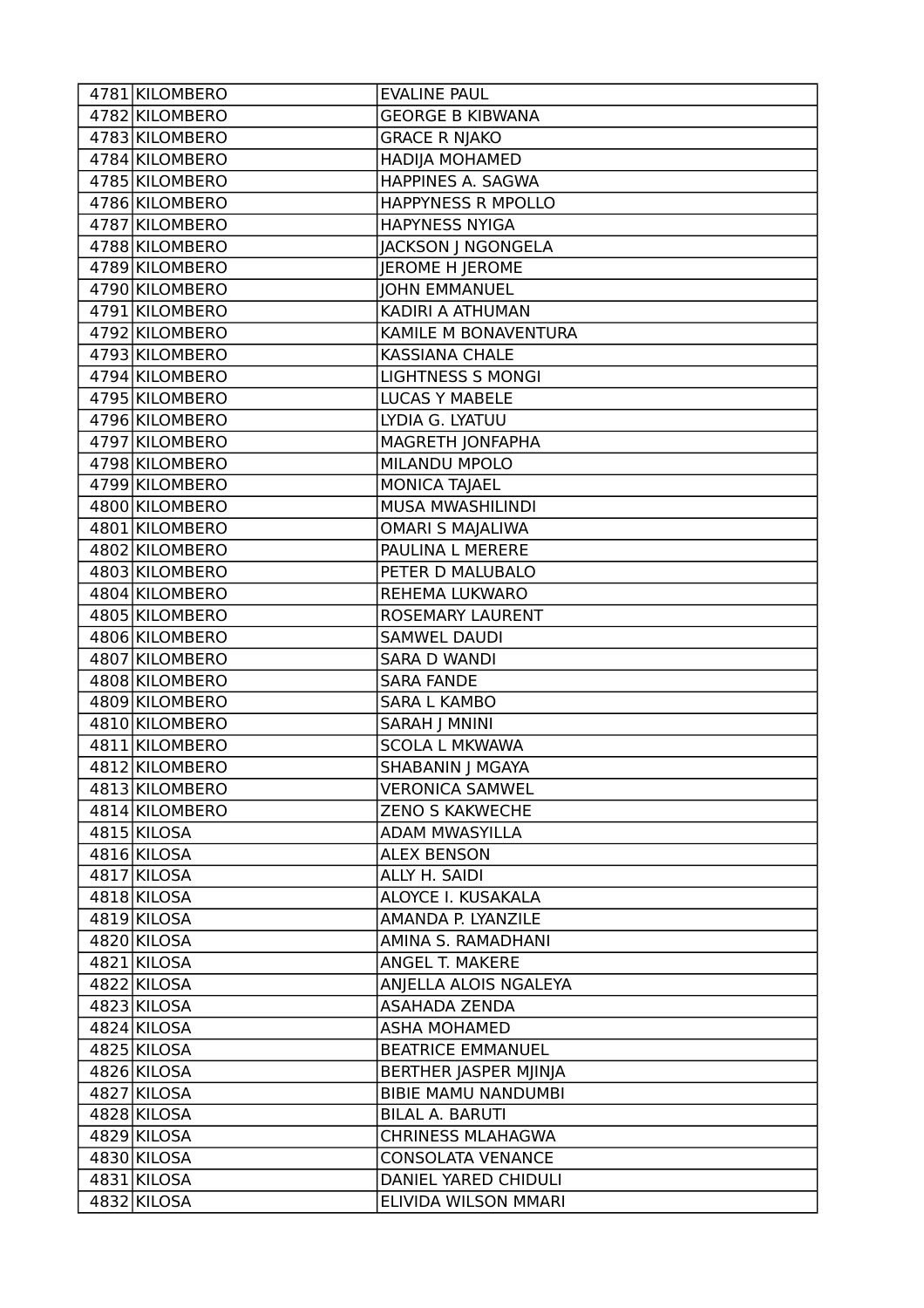| | | |
|---|---|---|
| 4781 | KILOMBERO | EVALINE PAUL |
| 4782 | KILOMBERO | GEORGE B KIBWANA |
| 4783 | KILOMBERO | GRACE R NJAKO |
| 4784 | KILOMBERO | HADIJA MOHAMED |
| 4785 | KILOMBERO | HAPPINES A. SAGWA |
| 4786 | KILOMBERO | HAPPYNESS R MPOLLO |
| 4787 | KILOMBERO | HAPYNESS NYIGA |
| 4788 | KILOMBERO | JACKSON J NGONGELA |
| 4789 | KILOMBERO | JEROME H JEROME |
| 4790 | KILOMBERO | JOHN EMMANUEL |
| 4791 | KILOMBERO | KADIRI A ATHUMAN |
| 4792 | KILOMBERO | KAMILE M BONAVENTURA |
| 4793 | KILOMBERO | KASSIANA CHALE |
| 4794 | KILOMBERO | LIGHTNESS S MONGI |
| 4795 | KILOMBERO | LUCAS Y MABELE |
| 4796 | KILOMBERO | LYDIA G. LYATUU |
| 4797 | KILOMBERO | MAGRETH JONFAPHA |
| 4798 | KILOMBERO | MILANDU MPOLO |
| 4799 | KILOMBERO | MONICA TAJAEL |
| 4800 | KILOMBERO | MUSA MWASHILINDI |
| 4801 | KILOMBERO | OMARI S MAJALIWA |
| 4802 | KILOMBERO | PAULINA L MERERE |
| 4803 | KILOMBERO | PETER D MALUBALO |
| 4804 | KILOMBERO | REHEMA LUKWARO |
| 4805 | KILOMBERO | ROSEMARY LAURENT |
| 4806 | KILOMBERO | SAMWEL DAUDI |
| 4807 | KILOMBERO | SARA D WANDI |
| 4808 | KILOMBERO | SARA FANDE |
| 4809 | KILOMBERO | SARA L KAMBO |
| 4810 | KILOMBERO | SARAH J MNINI |
| 4811 | KILOMBERO | SCOLA L MKWAWA |
| 4812 | KILOMBERO | SHABANIN J MGAYA |
| 4813 | KILOMBERO | VERONICA SAMWEL |
| 4814 | KILOMBERO | ZENO S KAKWECHE |
| 4815 | KILOSA | ADAM MWASYILLA |
| 4816 | KILOSA | ALEX BENSON |
| 4817 | KILOSA | ALLY H. SAIDI |
| 4818 | KILOSA | ALOYCE I. KUSAKALA |
| 4819 | KILOSA | AMANDA P. LYANZILE |
| 4820 | KILOSA | AMINA S. RAMADHANI |
| 4821 | KILOSA | ANGEL T. MAKERE |
| 4822 | KILOSA | ANJELLA ALOIS NGALEYA |
| 4823 | KILOSA | ASAHADA ZENDA |
| 4824 | KILOSA | ASHA MOHAMED |
| 4825 | KILOSA | BEATRICE EMMANUEL |
| 4826 | KILOSA | BERTHER JASPER MJINJA |
| 4827 | KILOSA | BIBIE MAMU NANDUMBI |
| 4828 | KILOSA | BILAL A. BARUTI |
| 4829 | KILOSA | CHRINESS MLAHAGWA |
| 4830 | KILOSA | CONSOLATA VENANCE |
| 4831 | KILOSA | DANIEL YARED CHIDULI |
| 4832 | KILOSA | ELIVIDA WILSON MMARI |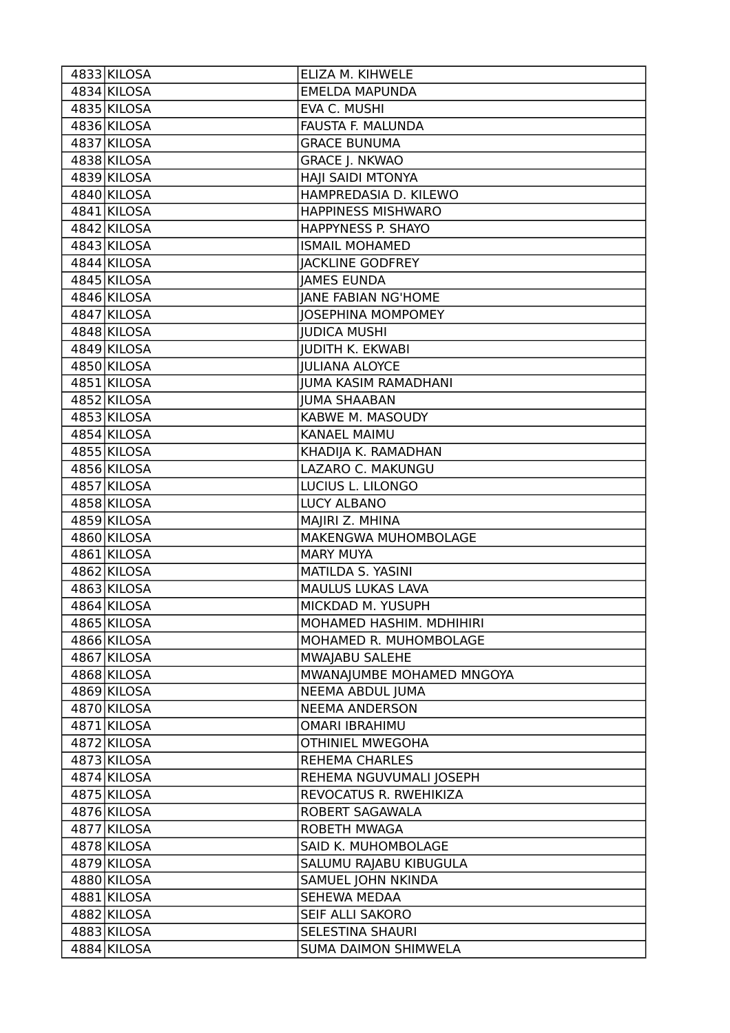| | | |
|---|---|---|
| 4833 | KILOSA | ELIZA M. KIHWELE |
| 4834 | KILOSA | EMELDA MAPUNDA |
| 4835 | KILOSA | EVA C. MUSHI |
| 4836 | KILOSA | FAUSTA F. MALUNDA |
| 4837 | KILOSA | GRACE BUNUMA |
| 4838 | KILOSA | GRACE J. NKWAO |
| 4839 | KILOSA | HAJI SAIDI MTONYA |
| 4840 | KILOSA | HAMPREDASIA D. KILEWO |
| 4841 | KILOSA | HAPPINESS MISHWARO |
| 4842 | KILOSA | HAPPYNESS P. SHAYO |
| 4843 | KILOSA | ISMAIL MOHAMED |
| 4844 | KILOSA | JACKLINE GODFREY |
| 4845 | KILOSA | JAMES EUNDA |
| 4846 | KILOSA | JANE FABIAN NG'HOME |
| 4847 | KILOSA | JOSEPHINA MOMPOMEY |
| 4848 | KILOSA | JUDICA MUSHI |
| 4849 | KILOSA | JUDITH K. EKWABI |
| 4850 | KILOSA | JULIANA ALOYCE |
| 4851 | KILOSA | JUMA KASIM RAMADHANI |
| 4852 | KILOSA | JUMA SHAABAN |
| 4853 | KILOSA | KABWE M. MASOUDY |
| 4854 | KILOSA | KANAEL MAIMU |
| 4855 | KILOSA | KHADIJA K. RAMADHAN |
| 4856 | KILOSA | LAZARO C. MAKUNGU |
| 4857 | KILOSA | LUCIUS L. LILONGO |
| 4858 | KILOSA | LUCY ALBANO |
| 4859 | KILOSA | MAJIRI Z. MHINA |
| 4860 | KILOSA | MAKENGWA MUHOMBOLAGE |
| 4861 | KILOSA | MARY MUYA |
| 4862 | KILOSA | MATILDA S. YASINI |
| 4863 | KILOSA | MAULUS LUKAS LAVA |
| 4864 | KILOSA | MICKDAD M. YUSUPH |
| 4865 | KILOSA | MOHAMED HASHIM. MDHIHIRI |
| 4866 | KILOSA | MOHAMED R. MUHOMBOLAGE |
| 4867 | KILOSA | MWAJABU SALEHE |
| 4868 | KILOSA | MWANAJUMBE MOHAMED MNGOYA |
| 4869 | KILOSA | NEEMA ABDUL JUMA |
| 4870 | KILOSA | NEEMA ANDERSON |
| 4871 | KILOSA | OMARI IBRAHIMU |
| 4872 | KILOSA | OTHINIEL MWEGOHA |
| 4873 | KILOSA | REHEMA CHARLES |
| 4874 | KILOSA | REHEMA NGUVUMALI JOSEPH |
| 4875 | KILOSA | REVOCATUS R. RWEHIKIZA |
| 4876 | KILOSA | ROBERT SAGAWALA |
| 4877 | KILOSA | ROBETH MWAGA |
| 4878 | KILOSA | SAID K. MUHOMBOLAGE |
| 4879 | KILOSA | SALUMU RAJABU KIBUGULA |
| 4880 | KILOSA | SAMUEL JOHN NKINDA |
| 4881 | KILOSA | SEHEWA MEDAA |
| 4882 | KILOSA | SEIF ALLI SAKORO |
| 4883 | KILOSA | SELESTINA SHAURI |
| 4884 | KILOSA | SUMA DAIMON SHIMWELA |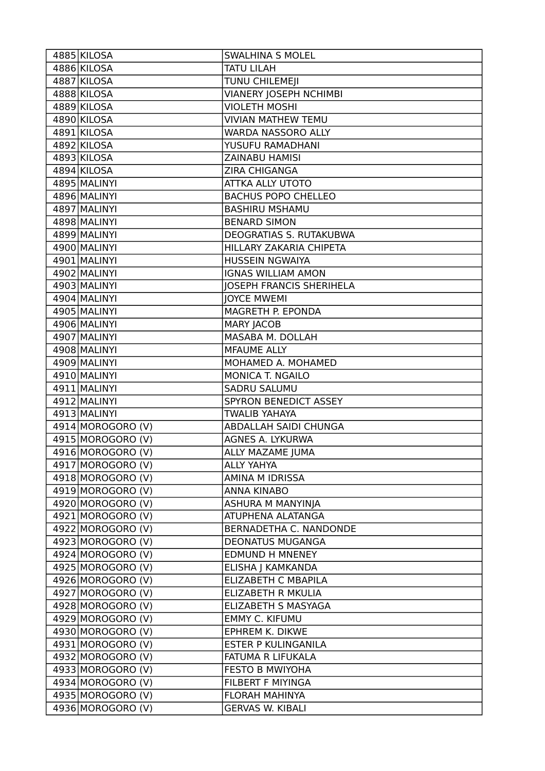| | | |
|---|---|---|
| 4885 | KILOSA | SWALHINA S MOLEL |
| 4886 | KILOSA | TATU LILAH |
| 4887 | KILOSA | TUNU CHILEMEJI |
| 4888 | KILOSA | VIANERY JOSEPH NCHIMBI |
| 4889 | KILOSA | VIOLETH MOSHI |
| 4890 | KILOSA | VIVIAN MATHEW TEMU |
| 4891 | KILOSA | WARDA NASSORO ALLY |
| 4892 | KILOSA | YUSUFU RAMADHANI |
| 4893 | KILOSA | ZAINABU HAMISI |
| 4894 | KILOSA | ZIRA CHIGANGA |
| 4895 | MALINYI | ATTKA ALLY UTOTO |
| 4896 | MALINYI | BACHUS POPO CHELLEO |
| 4897 | MALINYI | BASHIRU MSHAMU |
| 4898 | MALINYI | BENARD SIMON |
| 4899 | MALINYI | DEOGRATIAS S. RUTAKUBWA |
| 4900 | MALINYI | HILLARY ZAKARIA CHIPETA |
| 4901 | MALINYI | HUSSEIN NGWAIYA |
| 4902 | MALINYI | IGNAS WILLIAM AMON |
| 4903 | MALINYI | JOSEPH FRANCIS SHERIHELA |
| 4904 | MALINYI | JOYCE MWEMI |
| 4905 | MALINYI | MAGRETH P. EPONDA |
| 4906 | MALINYI | MARY JACOB |
| 4907 | MALINYI | MASABA M. DOLLAH |
| 4908 | MALINYI | MFAUME ALLY |
| 4909 | MALINYI | MOHAMED A. MOHAMED |
| 4910 | MALINYI | MONICA T. NGAILO |
| 4911 | MALINYI | SADRU SALUMU |
| 4912 | MALINYI | SPYRON BENEDICT ASSEY |
| 4913 | MALINYI | TWALIB YAHAYA |
| 4914 | MOROGORO (V) | ABDALLAH SAIDI CHUNGA |
| 4915 | MOROGORO (V) | AGNES A. LYKURWA |
| 4916 | MOROGORO (V) | ALLY MAZAME JUMA |
| 4917 | MOROGORO (V) | ALLY YAHYA |
| 4918 | MOROGORO (V) | AMINA M IDRISSA |
| 4919 | MOROGORO (V) | ANNA KINABO |
| 4920 | MOROGORO (V) | ASHURA M MANYINJA |
| 4921 | MOROGORO (V) | ATUPHENA ALATANGA |
| 4922 | MOROGORO (V) | BERNADETHA C. NANDONDE |
| 4923 | MOROGORO (V) | DEONATUS MUGANGA |
| 4924 | MOROGORO (V) | EDMUND H MNENEY |
| 4925 | MOROGORO (V) | ELISHA J KAMKANDA |
| 4926 | MOROGORO (V) | ELIZABETH C MBAPILA |
| 4927 | MOROGORO (V) | ELIZABETH R MKULIA |
| 4928 | MOROGORO (V) | ELIZABETH S MASYAGA |
| 4929 | MOROGORO (V) | EMMY C. KIFUMU |
| 4930 | MOROGORO (V) | EPHREM K. DIKWE |
| 4931 | MOROGORO (V) | ESTER P KULINGANILA |
| 4932 | MOROGORO (V) | FATUMA R LIFUKALA |
| 4933 | MOROGORO (V) | FESTO B MWIYOHA |
| 4934 | MOROGORO (V) | FILBERT F MIYINGA |
| 4935 | MOROGORO (V) | FLORAH MAHINYA |
| 4936 | MOROGORO (V) | GERVAS W. KIBALI |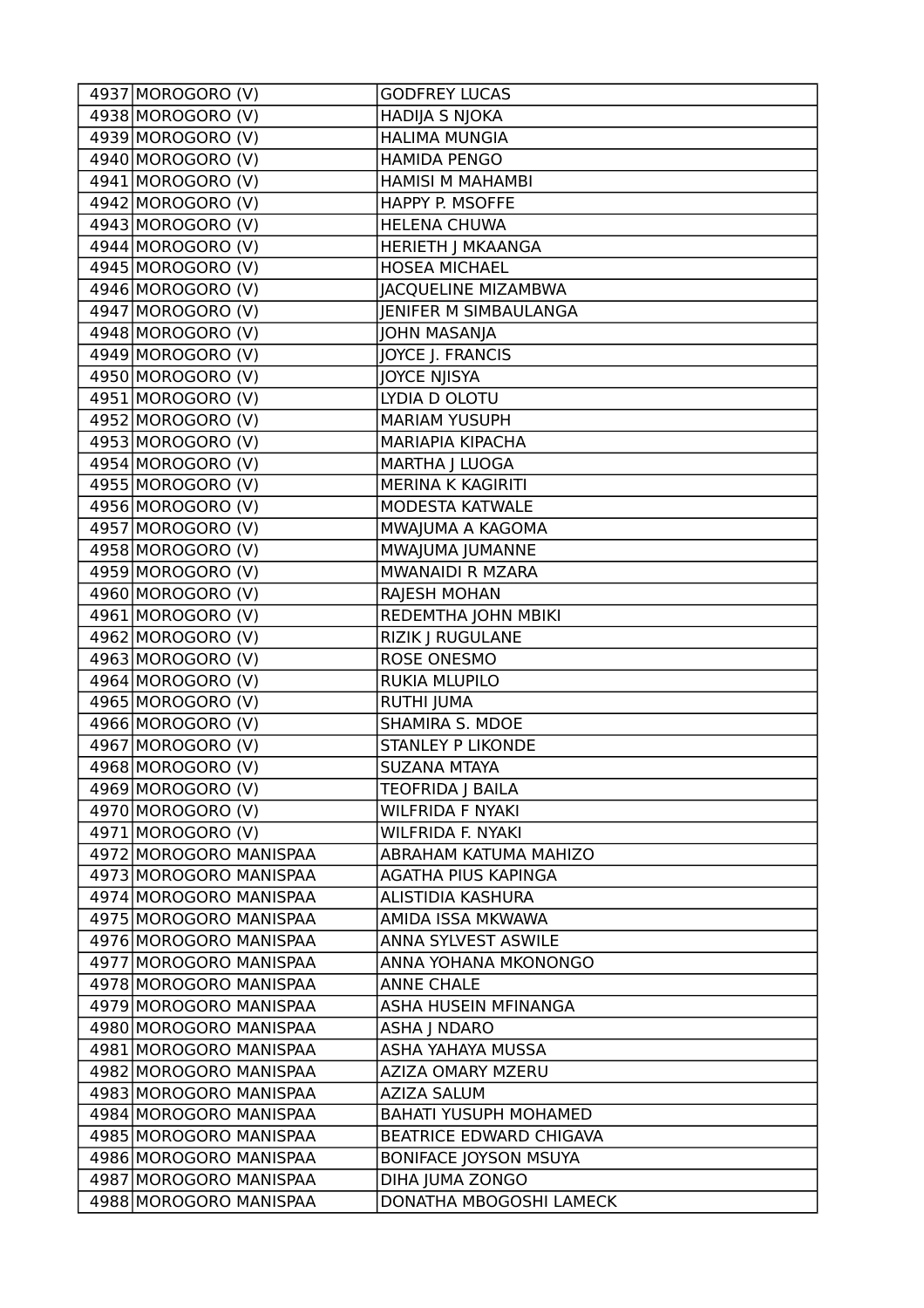| 4937 | MOROGORO (V) | GODFREY LUCAS |
|---|---|---|
| 4938 | MOROGORO (V) | HADIJA S NJOKA |
| 4939 | MOROGORO (V) | HALIMA MUNGIA |
| 4940 | MOROGORO (V) | HAMIDA PENGO |
| 4941 | MOROGORO (V) | HAMISI M MAHAMBI |
| 4942 | MOROGORO (V) | HAPPY P. MSOFFE |
| 4943 | MOROGORO (V) | HELENA CHUWA |
| 4944 | MOROGORO (V) | HERIETH J MKAANGA |
| 4945 | MOROGORO (V) | HOSEA MICHAEL |
| 4946 | MOROGORO (V) | JACQUELINE MIZAMBWA |
| 4947 | MOROGORO (V) | JENIFER M SIMBAULANGA |
| 4948 | MOROGORO (V) | JOHN MASANJA |
| 4949 | MOROGORO (V) | JOYCE J. FRANCIS |
| 4950 | MOROGORO (V) | JOYCE NJISYA |
| 4951 | MOROGORO (V) | LYDIA D OLOTU |
| 4952 | MOROGORO (V) | MARIAM YUSUPH |
| 4953 | MOROGORO (V) | MARIAPIA KIPACHA |
| 4954 | MOROGORO (V) | MARTHA J LUOGA |
| 4955 | MOROGORO (V) | MERINA K KAGIRITI |
| 4956 | MOROGORO (V) | MODESTA KATWALE |
| 4957 | MOROGORO (V) | MWAJUMA A KAGOMA |
| 4958 | MOROGORO (V) | MWAJUMA JUMANNE |
| 4959 | MOROGORO (V) | MWANAIDI R MZARA |
| 4960 | MOROGORO (V) | RAJESH MOHAN |
| 4961 | MOROGORO (V) | REDEMTHA JOHN MBIKI |
| 4962 | MOROGORO (V) | RIZIK J RUGULANE |
| 4963 | MOROGORO (V) | ROSE ONESMO |
| 4964 | MOROGORO (V) | RUKIA MLUPILO |
| 4965 | MOROGORO (V) | RUTHI JUMA |
| 4966 | MOROGORO (V) | SHAMIRA S. MDOE |
| 4967 | MOROGORO (V) | STANLEY P LIKONDE |
| 4968 | MOROGORO (V) | SUZANA MTAYA |
| 4969 | MOROGORO (V) | TEOFRIDA J BAILA |
| 4970 | MOROGORO (V) | WILFRIDA F NYAKI |
| 4971 | MOROGORO (V) | WILFRIDA F. NYAKI |
| 4972 | MOROGORO MANISPAA | ABRAHAM KATUMA MAHIZO |
| 4973 | MOROGORO MANISPAA | AGATHA PIUS KAPINGA |
| 4974 | MOROGORO MANISPAA | ALISTIDIA KASHURA |
| 4975 | MOROGORO MANISPAA | AMIDA ISSA MKWAWA |
| 4976 | MOROGORO MANISPAA | ANNA SYLVEST ASWILE |
| 4977 | MOROGORO MANISPAA | ANNA YOHANA MKONONGO |
| 4978 | MOROGORO MANISPAA | ANNE CHALE |
| 4979 | MOROGORO MANISPAA | ASHA HUSEIN MFINANGA |
| 4980 | MOROGORO MANISPAA | ASHA J NDARO |
| 4981 | MOROGORO MANISPAA | ASHA YAHAYA MUSSA |
| 4982 | MOROGORO MANISPAA | AZIZA OMARY MZERU |
| 4983 | MOROGORO MANISPAA | AZIZA SALUM |
| 4984 | MOROGORO MANISPAA | BAHATI YUSUPH MOHAMED |
| 4985 | MOROGORO MANISPAA | BEATRICE EDWARD CHIGAVA |
| 4986 | MOROGORO MANISPAA | BONIFACE JOYSON MSUYA |
| 4987 | MOROGORO MANISPAA | DIHA JUMA ZONGO |
| 4988 | MOROGORO MANISPAA | DONATHA MBOGOSHI LAMECK |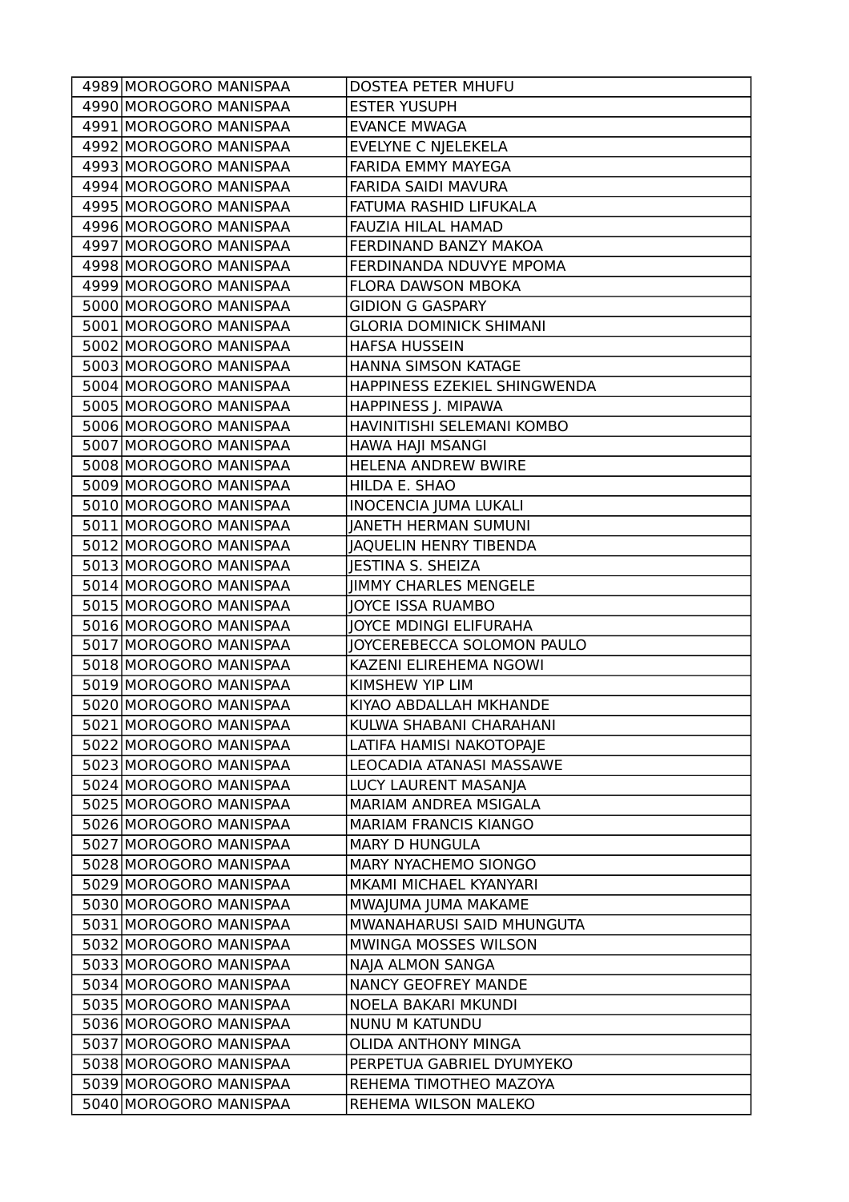| 4989 | MOROGORO MANISPAA | DOSTEA PETER MHUFU |
|---|---|---|
| 4990 | MOROGORO MANISPAA | ESTER YUSUPH |
| 4991 | MOROGORO MANISPAA | EVANCE MWAGA |
| 4992 | MOROGORO MANISPAA | EVELYNE C NJELEKELA |
| 4993 | MOROGORO MANISPAA | FARIDA EMMY MAYEGA |
| 4994 | MOROGORO MANISPAA | FARIDA SAIDI MAVURA |
| 4995 | MOROGORO MANISPAA | FATUMA RASHID LIFUKALA |
| 4996 | MOROGORO MANISPAA | FAUZIA HILAL HAMAD |
| 4997 | MOROGORO MANISPAA | FERDINAND BANZY MAKOA |
| 4998 | MOROGORO MANISPAA | FERDINANDA NDUVYE MPOMA |
| 4999 | MOROGORO MANISPAA | FLORA DAWSON MBOKA |
| 5000 | MOROGORO MANISPAA | GIDION G GASPARY |
| 5001 | MOROGORO MANISPAA | GLORIA DOMINICK SHIMANI |
| 5002 | MOROGORO MANISPAA | HAFSA HUSSEIN |
| 5003 | MOROGORO MANISPAA | HANNA SIMSON KATAGE |
| 5004 | MOROGORO MANISPAA | HAPPINESS EZEKIEL SHINGWENDA |
| 5005 | MOROGORO MANISPAA | HAPPINESS J. MIPAWA |
| 5006 | MOROGORO MANISPAA | HAVINITISHI SELEMANI KOMBO |
| 5007 | MOROGORO MANISPAA | HAWA HAJI MSANGI |
| 5008 | MOROGORO MANISPAA | HELENA ANDREW BWIRE |
| 5009 | MOROGORO MANISPAA | HILDA E. SHAO |
| 5010 | MOROGORO MANISPAA | INOCENCIA JUMA LUKALI |
| 5011 | MOROGORO MANISPAA | JANETH HERMAN SUMUNI |
| 5012 | MOROGORO MANISPAA | JAQUELIN HENRY TIBENDA |
| 5013 | MOROGORO MANISPAA | JESTINA S. SHEIZA |
| 5014 | MOROGORO MANISPAA | JIMMY CHARLES MENGELE |
| 5015 | MOROGORO MANISPAA | JOYCE ISSA RUAMBO |
| 5016 | MOROGORO MANISPAA | JOYCE MDINGI ELIFURAHA |
| 5017 | MOROGORO MANISPAA | JOYCEREBECCA SOLOMON PAULO |
| 5018 | MOROGORO MANISPAA | KAZENI ELIREHEMA NGOWI |
| 5019 | MOROGORO MANISPAA | KIMSHEW YIP LIM |
| 5020 | MOROGORO MANISPAA | KIYAO ABDALLAH MKHANDE |
| 5021 | MOROGORO MANISPAA | KULWA SHABANI CHARAHANI |
| 5022 | MOROGORO MANISPAA | LATIFA HAMISI NAKOTOPAJE |
| 5023 | MOROGORO MANISPAA | LEOCADIA ATANASI MASSAWE |
| 5024 | MOROGORO MANISPAA | LUCY LAURENT MASANJA |
| 5025 | MOROGORO MANISPAA | MARIAM ANDREA MSIGALA |
| 5026 | MOROGORO MANISPAA | MARIAM FRANCIS KIANGO |
| 5027 | MOROGORO MANISPAA | MARY D HUNGULA |
| 5028 | MOROGORO MANISPAA | MARY NYACHEMO SIONGO |
| 5029 | MOROGORO MANISPAA | MKAMI MICHAEL KYANYARI |
| 5030 | MOROGORO MANISPAA | MWAJUMA JUMA MAKAME |
| 5031 | MOROGORO MANISPAA | MWANAHARUSI SAID MHUNGUTA |
| 5032 | MOROGORO MANISPAA | MWINGA MOSSES WILSON |
| 5033 | MOROGORO MANISPAA | NAJA ALMON SANGA |
| 5034 | MOROGORO MANISPAA | NANCY GEOFREY MANDE |
| 5035 | MOROGORO MANISPAA | NOELA BAKARI MKUNDI |
| 5036 | MOROGORO MANISPAA | NUNU M KATUNDU |
| 5037 | MOROGORO MANISPAA | OLIDA ANTHONY MINGA |
| 5038 | MOROGORO MANISPAA | PERPETUA GABRIEL DYUMYEKO |
| 5039 | MOROGORO MANISPAA | REHEMA TIMOTHEO MAZOYA |
| 5040 | MOROGORO MANISPAA | REHEMA WILSON MALEKO |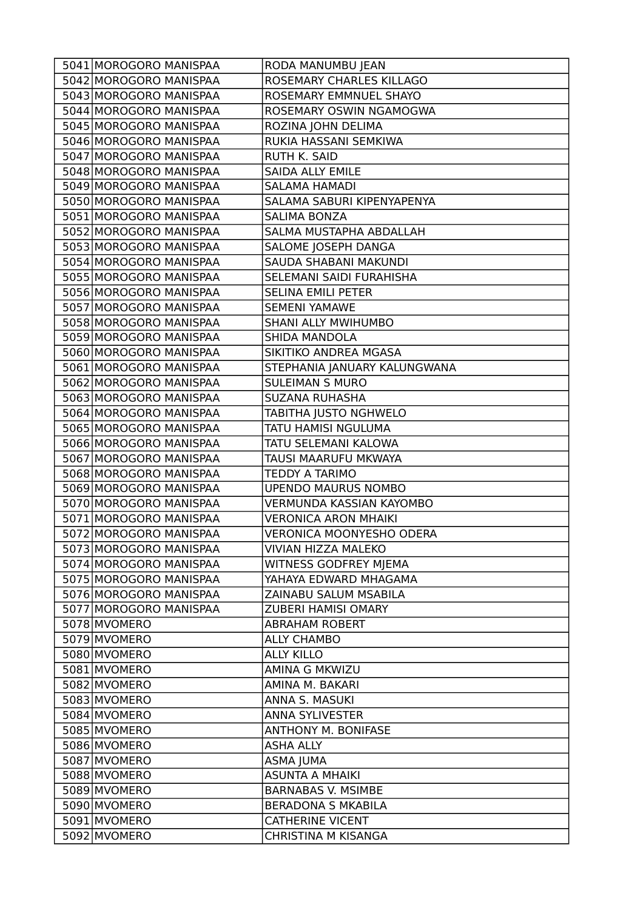| | | |
|---|---|---|
| 5041 | MOROGORO MANISPAA | RODA MANUMBU JEAN |
| 5042 | MOROGORO MANISPAA | ROSEMARY CHARLES KILLAGO |
| 5043 | MOROGORO MANISPAA | ROSEMARY EMMNUEL SHAYO |
| 5044 | MOROGORO MANISPAA | ROSEMARY OSWIN NGAMOGWA |
| 5045 | MOROGORO MANISPAA | ROZINA JOHN DELIMA |
| 5046 | MOROGORO MANISPAA | RUKIA HASSANI SEMKIWA |
| 5047 | MOROGORO MANISPAA | RUTH K. SAID |
| 5048 | MOROGORO MANISPAA | SAIDA ALLY EMILE |
| 5049 | MOROGORO MANISPAA | SALAMA HAMADI |
| 5050 | MOROGORO MANISPAA | SALAMA SABURI KIPENYAPENYA |
| 5051 | MOROGORO MANISPAA | SALIMA BONZA |
| 5052 | MOROGORO MANISPAA | SALMA MUSTAPHA ABDALLAH |
| 5053 | MOROGORO MANISPAA | SALOME JOSEPH DANGA |
| 5054 | MOROGORO MANISPAA | SAUDA SHABANI MAKUNDI |
| 5055 | MOROGORO MANISPAA | SELEMANI SAIDI FURAHISHA |
| 5056 | MOROGORO MANISPAA | SELINA EMILI PETER |
| 5057 | MOROGORO MANISPAA | SEMENI YAMAWE |
| 5058 | MOROGORO MANISPAA | SHANI ALLY MWIHUMBO |
| 5059 | MOROGORO MANISPAA | SHIDA MANDOLA |
| 5060 | MOROGORO MANISPAA | SIKITIKO ANDREA MGASA |
| 5061 | MOROGORO MANISPAA | STEPHANIA JANUARY KALUNGWANA |
| 5062 | MOROGORO MANISPAA | SULEIMAN S MURO |
| 5063 | MOROGORO MANISPAA | SUZANA RUHASHA |
| 5064 | MOROGORO MANISPAA | TABITHA JUSTO NGHWELO |
| 5065 | MOROGORO MANISPAA | TATU HAMISI NGULUMA |
| 5066 | MOROGORO MANISPAA | TATU SELEMANI KALOWA |
| 5067 | MOROGORO MANISPAA | TAUSI MAARUFU MKWAYA |
| 5068 | MOROGORO MANISPAA | TEDDY A TARIMO |
| 5069 | MOROGORO MANISPAA | UPENDO MAURUS NOMBO |
| 5070 | MOROGORO MANISPAA | VERMUNDA KASSIAN KAYOMBO |
| 5071 | MOROGORO MANISPAA | VERONICA ARON MHAIKI |
| 5072 | MOROGORO MANISPAA | VERONICA MOONYESHO ODERA |
| 5073 | MOROGORO MANISPAA | VIVIAN HIZZA MALEKO |
| 5074 | MOROGORO MANISPAA | WITNESS GODFREY MJEMA |
| 5075 | MOROGORO MANISPAA | YAHAYA EDWARD MHAGAMA |
| 5076 | MOROGORO MANISPAA | ZAINABU SALUM MSABILA |
| 5077 | MOROGORO MANISPAA | ZUBERI HAMISI OMARY |
| 5078 | MVOMERO | ABRAHAM ROBERT |
| 5079 | MVOMERO | ALLY CHAMBO |
| 5080 | MVOMERO | ALLY KILLO |
| 5081 | MVOMERO | AMINA G MKWIZU |
| 5082 | MVOMERO | AMINA M. BAKARI |
| 5083 | MVOMERO | ANNA S. MASUKI |
| 5084 | MVOMERO | ANNA SYLIVESTER |
| 5085 | MVOMERO | ANTHONY M. BONIFASE |
| 5086 | MVOMERO | ASHA ALLY |
| 5087 | MVOMERO | ASMA JUMA |
| 5088 | MVOMERO | ASUNTA A MHAIKI |
| 5089 | MVOMERO | BARNABAS V. MSIMBE |
| 5090 | MVOMERO | BERADONA S MKABILA |
| 5091 | MVOMERO | CATHERINE VICENT |
| 5092 | MVOMERO | CHRISTINA M KISANGA |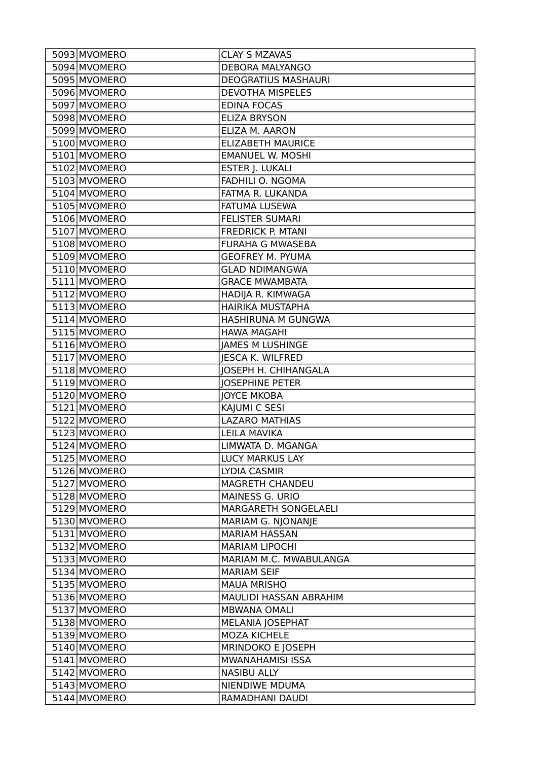| | | |
|---|---|---|
| 5093 | MVOMERO | CLAY S MZAVAS |
| 5094 | MVOMERO | DEBORA MALYANGO |
| 5095 | MVOMERO | DEOGRATIUS MASHAURI |
| 5096 | MVOMERO | DEVOTHA MISPELES |
| 5097 | MVOMERO | EDINA FOCAS |
| 5098 | MVOMERO | ELIZA BRYSON |
| 5099 | MVOMERO | ELIZA M. AARON |
| 5100 | MVOMERO | ELIZABETH MAURICE |
| 5101 | MVOMERO | EMANUEL W. MOSHI |
| 5102 | MVOMERO | ESTER J. LUKALI |
| 5103 | MVOMERO | FADHILI O. NGOMA |
| 5104 | MVOMERO | FATMA R. LUKANDA |
| 5105 | MVOMERO | FATUMA LUSEWA |
| 5106 | MVOMERO | FELISTER SUMARI |
| 5107 | MVOMERO | FREDRICK P. MTANI |
| 5108 | MVOMERO | FURAHA G MWASEBA |
| 5109 | MVOMERO | GEOFREY M. PYUMA |
| 5110 | MVOMERO | GLAD NDIMANGWA |
| 5111 | MVOMERO | GRACE MWAMBATA |
| 5112 | MVOMERO | HADIJA R. KIMWAGA |
| 5113 | MVOMERO | HAIRIKA MUSTAPHA |
| 5114 | MVOMERO | HASHIRUNA M GUNGWA |
| 5115 | MVOMERO | HAWA MAGAHI |
| 5116 | MVOMERO | JAMES M LUSHINGE |
| 5117 | MVOMERO | JESCA K. WILFRED |
| 5118 | MVOMERO | JOSEPH H. CHIHANGALA |
| 5119 | MVOMERO | JOSEPHINE PETER |
| 5120 | MVOMERO | JOYCE MKOBA |
| 5121 | MVOMERO | KAJUMI C SESI |
| 5122 | MVOMERO | LAZARO MATHIAS |
| 5123 | MVOMERO | LEILA MAVIKA |
| 5124 | MVOMERO | LIMWATA D. MGANGA |
| 5125 | MVOMERO | LUCY MARKUS LAY |
| 5126 | MVOMERO | LYDIA CASMIR |
| 5127 | MVOMERO | MAGRETH CHANDEU |
| 5128 | MVOMERO | MAINESS G. URIO |
| 5129 | MVOMERO | MARGARETH SONGELAELI |
| 5130 | MVOMERO | MARIAM G. NJONANJE |
| 5131 | MVOMERO | MARIAM HASSAN |
| 5132 | MVOMERO | MARIAM LIPOCHI |
| 5133 | MVOMERO | MARIAM M.C. MWABULANGA |
| 5134 | MVOMERO | MARIAM SEIF |
| 5135 | MVOMERO | MAUA MRISHO |
| 5136 | MVOMERO | MAULIDI HASSAN ABRAHIM |
| 5137 | MVOMERO | MBWANA OMALI |
| 5138 | MVOMERO | MELANIA JOSEPHAT |
| 5139 | MVOMERO | MOZA KICHELE |
| 5140 | MVOMERO | MRINDOKO E JOSEPH |
| 5141 | MVOMERO | MWANAHAMISI ISSA |
| 5142 | MVOMERO | NASIBU ALLY |
| 5143 | MVOMERO | NIENDIWE MDUMA |
| 5144 | MVOMERO | RAMADHANI DAUDI |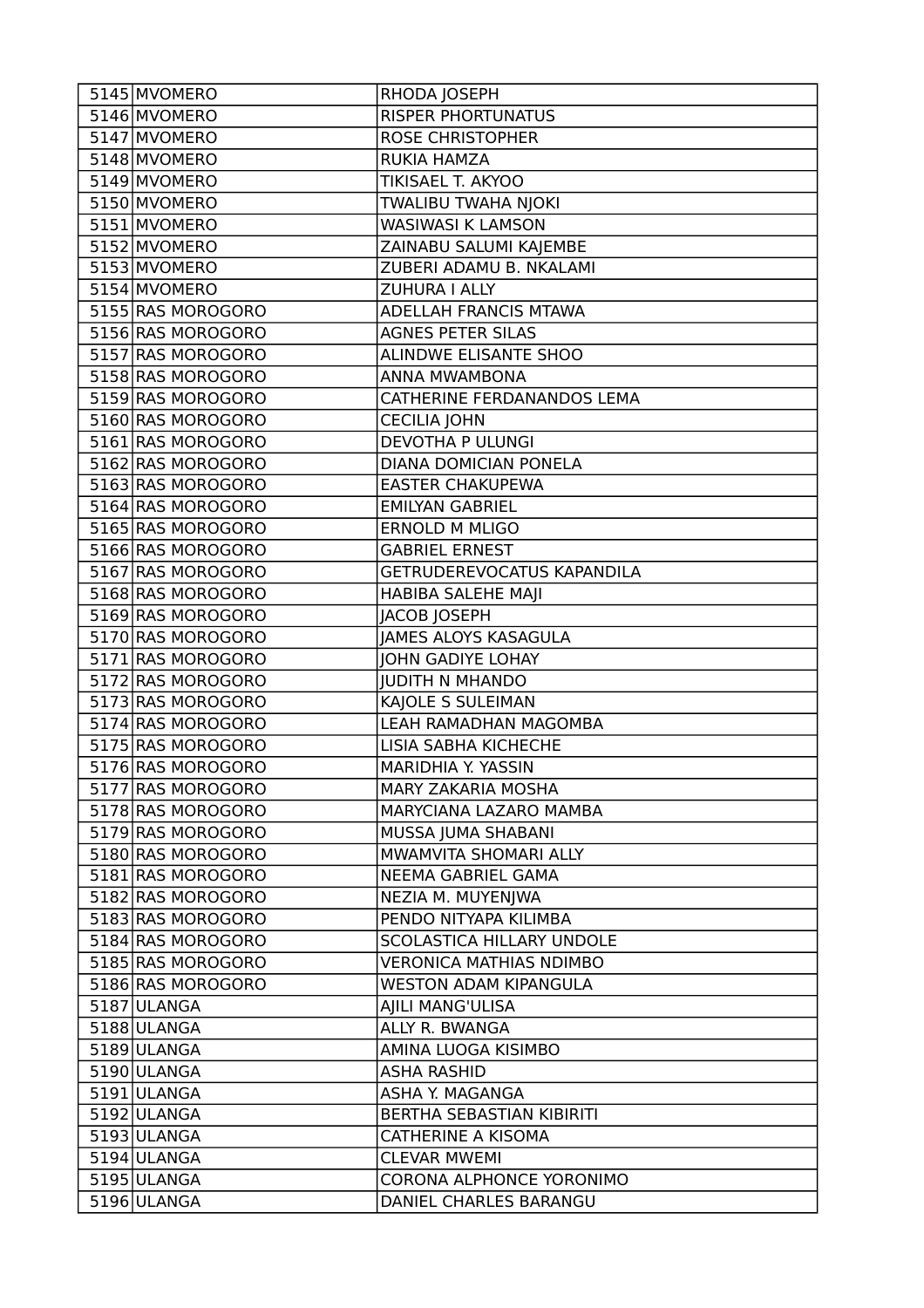| 5145 | MVOMERO | RHODA JOSEPH |
|---|---|---|
| 5146 | MVOMERO | RISPER PHORTUNATUS |
| 5147 | MVOMERO | ROSE CHRISTOPHER |
| 5148 | MVOMERO | RUKIA HAMZA |
| 5149 | MVOMERO | TIKISAEL T. AKYOO |
| 5150 | MVOMERO | TWALIBU TWAHA NJOKI |
| 5151 | MVOMERO | WASIWASI K LAMSON |
| 5152 | MVOMERO | ZAINABU SALUMI KAJEMBE |
| 5153 | MVOMERO | ZUBERI ADAMU B. NKALAMI |
| 5154 | MVOMERO | ZUHURA I ALLY |
| 5155 | RAS MOROGORO | ADELLAH FRANCIS MTAWA |
| 5156 | RAS MOROGORO | AGNES PETER SILAS |
| 5157 | RAS MOROGORO | ALINDWE ELISANTE SHOO |
| 5158 | RAS MOROGORO | ANNA MWAMBONA |
| 5159 | RAS MOROGORO | CATHERINE FERDANANDOS LEMA |
| 5160 | RAS MOROGORO | CECILIA JOHN |
| 5161 | RAS MOROGORO | DEVOTHA P ULUNGI |
| 5162 | RAS MOROGORO | DIANA DOMICIAN PONELA |
| 5163 | RAS MOROGORO | EASTER CHAKUPEWA |
| 5164 | RAS MOROGORO | EMILYAN GABRIEL |
| 5165 | RAS MOROGORO | ERNOLD M MLIGO |
| 5166 | RAS MOROGORO | GABRIEL ERNEST |
| 5167 | RAS MOROGORO | GETRUDEREVOCATUS KAPANDILA |
| 5168 | RAS MOROGORO | HABIBA SALEHE MAJI |
| 5169 | RAS MOROGORO | JACOB JOSEPH |
| 5170 | RAS MOROGORO | JAMES ALOYS KASAGULA |
| 5171 | RAS MOROGORO | JOHN GADIYE LOHAY |
| 5172 | RAS MOROGORO | JUDITH N MHANDO |
| 5173 | RAS MOROGORO | KAJOLE S SULEIMAN |
| 5174 | RAS MOROGORO | LEAH RAMADHAN MAGOMBA |
| 5175 | RAS MOROGORO | LISIA SABHA KICHECHE |
| 5176 | RAS MOROGORO | MARIDHIA Y. YASSIN |
| 5177 | RAS MOROGORO | MARY ZAKARIA MOSHA |
| 5178 | RAS MOROGORO | MARYCIANA LAZARO MAMBA |
| 5179 | RAS MOROGORO | MUSSA JUMA SHABANI |
| 5180 | RAS MOROGORO | MWAMVITA SHOMARI ALLY |
| 5181 | RAS MOROGORO | NEEMA GABRIEL GAMA |
| 5182 | RAS MOROGORO | NEZIA M. MUYENJWA |
| 5183 | RAS MOROGORO | PENDO NITYAPA KILIMBA |
| 5184 | RAS MOROGORO | SCOLASTICA HILLARY UNDOLE |
| 5185 | RAS MOROGORO | VERONICA MATHIAS NDIMBO |
| 5186 | RAS MOROGORO | WESTON ADAM KIPANGULA |
| 5187 | ULANGA | AJILI MANG'ULISA |
| 5188 | ULANGA | ALLY R. BWANGA |
| 5189 | ULANGA | AMINA LUOGA KISIMBO |
| 5190 | ULANGA | ASHA RASHID |
| 5191 | ULANGA | ASHA Y. MAGANGA |
| 5192 | ULANGA | BERTHA SEBASTIAN KIBIRITI |
| 5193 | ULANGA | CATHERINE A KISOMA |
| 5194 | ULANGA | CLEVAR MWEMI |
| 5195 | ULANGA | CORONA ALPHONCE YORONIMO |
| 5196 | ULANGA | DANIEL CHARLES BARANGU |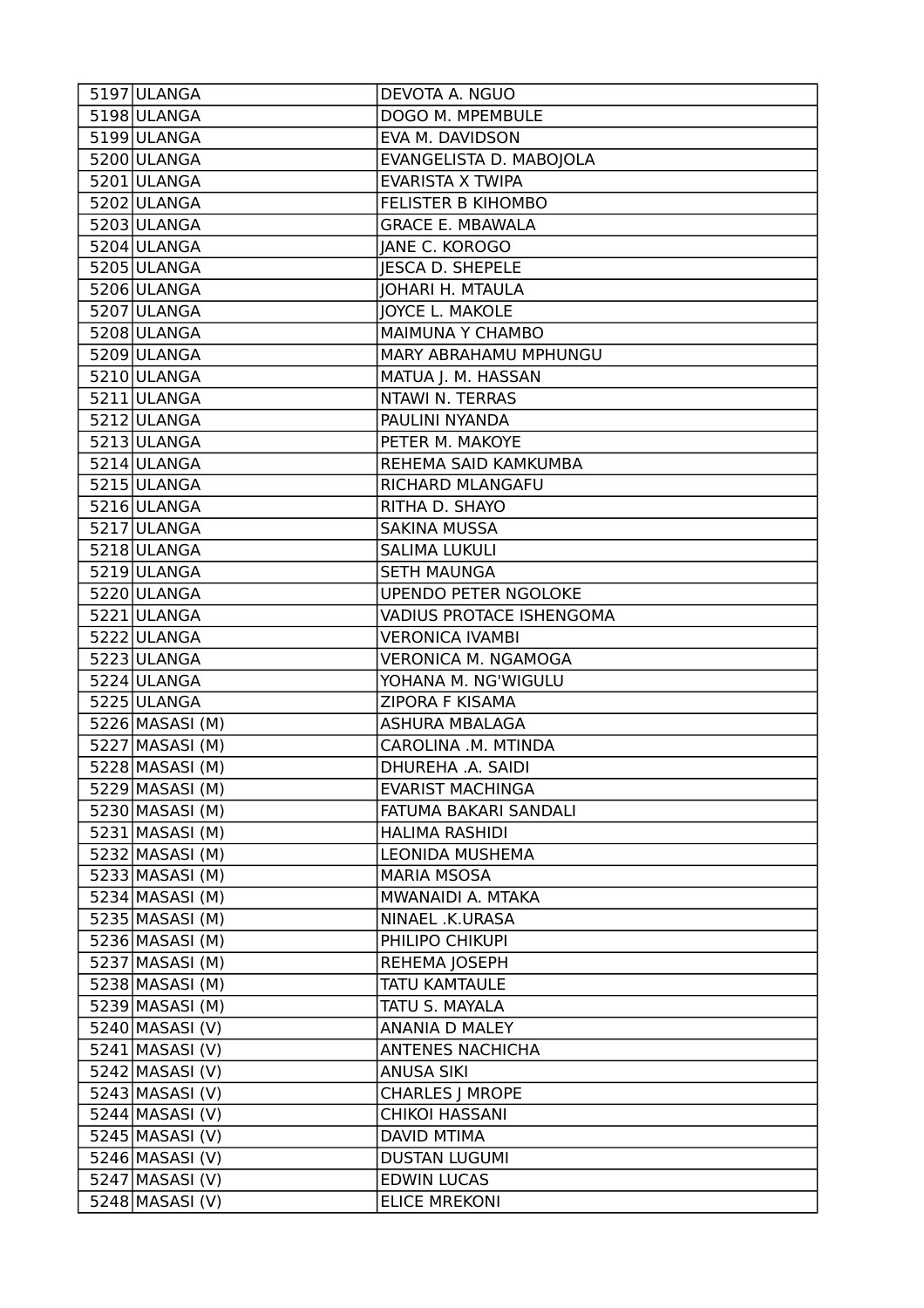| | | |
|---|---|---|
| 5197 | ULANGA | DEVOTA A. NGUO |
| 5198 | ULANGA | DOGO M. MPEMBULE |
| 5199 | ULANGA | EVA M. DAVIDSON |
| 5200 | ULANGA | EVANGELISTA D. MABOJOLA |
| 5201 | ULANGA | EVARISTA X TWIPA |
| 5202 | ULANGA | FELISTER B KIHOMBO |
| 5203 | ULANGA | GRACE E. MBAWALA |
| 5204 | ULANGA | JANE C. KOROGO |
| 5205 | ULANGA | JESCA D. SHEPELE |
| 5206 | ULANGA | JOHARI H. MTAULA |
| 5207 | ULANGA | JOYCE L. MAKOLE |
| 5208 | ULANGA | MAIMUNA Y CHAMBO |
| 5209 | ULANGA | MARY ABRAHAMU MPHUNGU |
| 5210 | ULANGA | MATUA J. M. HASSAN |
| 5211 | ULANGA | NTAWI N. TERRAS |
| 5212 | ULANGA | PAULINI NYANDA |
| 5213 | ULANGA | PETER M. MAKOYE |
| 5214 | ULANGA | REHEMA SAID KAMKUMBA |
| 5215 | ULANGA | RICHARD MLANGAFU |
| 5216 | ULANGA | RITHA D. SHAYO |
| 5217 | ULANGA | SAKINA MUSSA |
| 5218 | ULANGA | SALIMA LUKULI |
| 5219 | ULANGA | SETH MAUNGA |
| 5220 | ULANGA | UPENDO PETER NGOLOKE |
| 5221 | ULANGA | VADIUS PROTACE ISHENGOMA |
| 5222 | ULANGA | VERONICA IVAMBI |
| 5223 | ULANGA | VERONICA M. NGAMOGA |
| 5224 | ULANGA | YOHANA M. NG'WIGULU |
| 5225 | ULANGA | ZIPORA F KISAMA |
| 5226 | MASASI (M) | ASHURA MBALAGA |
| 5227 | MASASI (M) | CAROLINA .M. MTINDA |
| 5228 | MASASI (M) | DHUREHA .A. SAIDI |
| 5229 | MASASI (M) | EVARIST MACHINGA |
| 5230 | MASASI (M) | FATUMA BAKARI SANDALI |
| 5231 | MASASI (M) | HALIMA RASHIDI |
| 5232 | MASASI (M) | LEONIDA MUSHEMA |
| 5233 | MASASI (M) | MARIA MSOSA |
| 5234 | MASASI (M) | MWANAIDI A. MTAKA |
| 5235 | MASASI (M) | NINAEL .K.URASA |
| 5236 | MASASI (M) | PHILIPO CHIKUPI |
| 5237 | MASASI (M) | REHEMA JOSEPH |
| 5238 | MASASI (M) | TATU KAMTAULE |
| 5239 | MASASI (M) | TATU S. MAYALA |
| 5240 | MASASI (V) | ANANIA D MALEY |
| 5241 | MASASI (V) | ANTENES NACHICHA |
| 5242 | MASASI (V) | ANUSA SIKI |
| 5243 | MASASI (V) | CHARLES J MROPE |
| 5244 | MASASI (V) | CHIKOI HASSANI |
| 5245 | MASASI (V) | DAVID MTIMA |
| 5246 | MASASI (V) | DUSTAN LUGUMI |
| 5247 | MASASI (V) | EDWIN LUCAS |
| 5248 | MASASI (V) | ELICE MREKONI |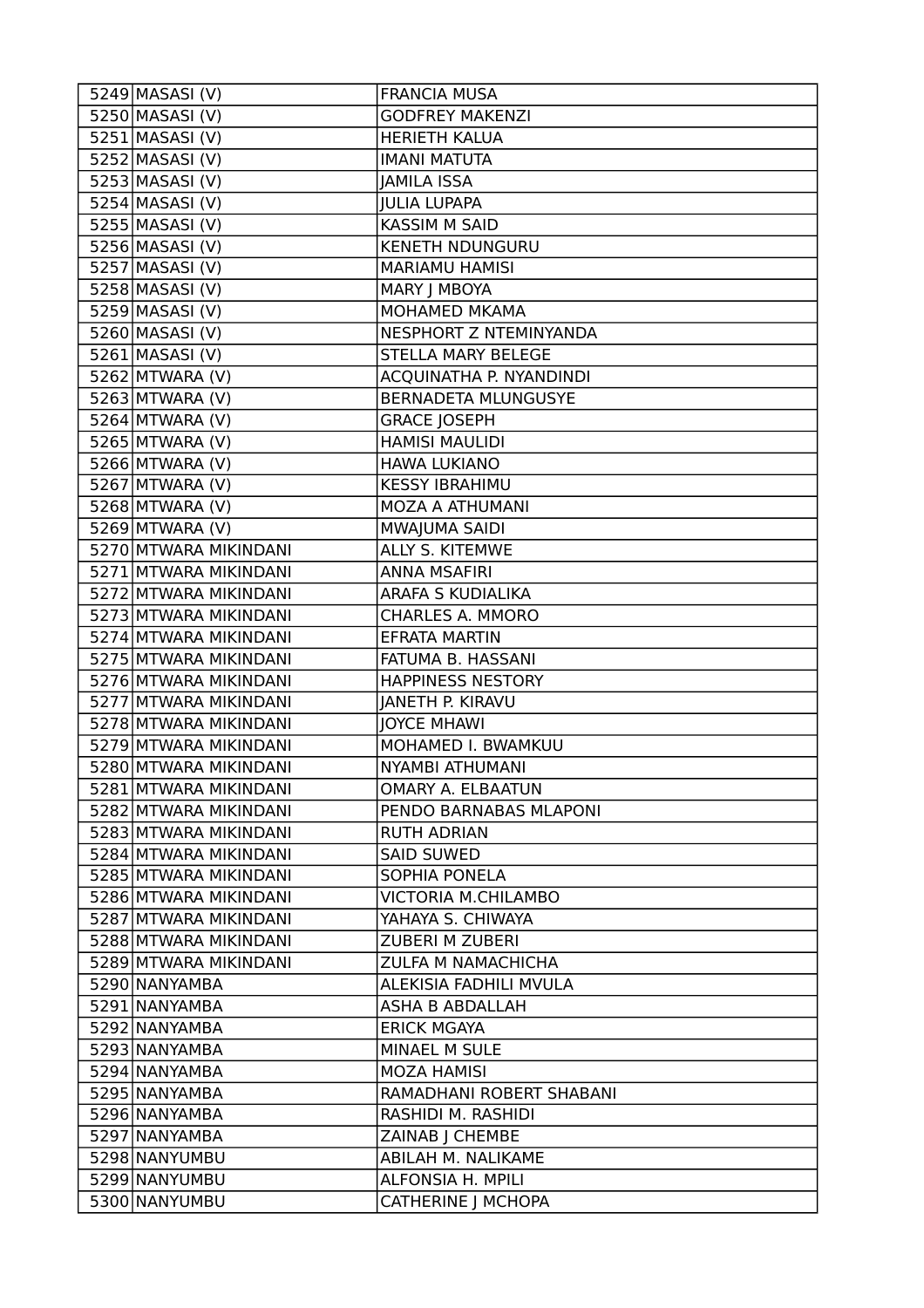| | | |
|---|---|---|
| 5249 | MASASI (V) | FRANCIA MUSA |
| 5250 | MASASI (V) | GODFREY MAKENZI |
| 5251 | MASASI (V) | HERIETH KALUA |
| 5252 | MASASI (V) | IMANI MATUTA |
| 5253 | MASASI (V) | JAMILA ISSA |
| 5254 | MASASI (V) | JULIA LUPAPA |
| 5255 | MASASI (V) | KASSIM M SAID |
| 5256 | MASASI (V) | KENETH NDUNGURU |
| 5257 | MASASI (V) | MARIAMU HAMISI |
| 5258 | MASASI (V) | MARY J MBOYA |
| 5259 | MASASI (V) | MOHAMED MKAMA |
| 5260 | MASASI (V) | NESPHORT Z NTEMINYANDA |
| 5261 | MASASI (V) | STELLA MARY BELEGE |
| 5262 | MTWARA (V) | ACQUINATHA P. NYANDINDI |
| 5263 | MTWARA (V) | BERNADETA MLUNGUSYE |
| 5264 | MTWARA (V) | GRACE JOSEPH |
| 5265 | MTWARA (V) | HAMISI MAULIDI |
| 5266 | MTWARA (V) | HAWA LUKIANO |
| 5267 | MTWARA (V) | KESSY IBRAHIMU |
| 5268 | MTWARA (V) | MOZA A ATHUMANI |
| 5269 | MTWARA (V) | MWAJUMA SAIDI |
| 5270 | MTWARA MIKINDANI | ALLY S. KITEMWE |
| 5271 | MTWARA MIKINDANI | ANNA MSAFIRI |
| 5272 | MTWARA MIKINDANI | ARAFA S KUDIALIKA |
| 5273 | MTWARA MIKINDANI | CHARLES A. MMORO |
| 5274 | MTWARA MIKINDANI | EFRATA MARTIN |
| 5275 | MTWARA MIKINDANI | FATUMA B. HASSANI |
| 5276 | MTWARA MIKINDANI | HAPPINESS NESTORY |
| 5277 | MTWARA MIKINDANI | JANETH P. KIRAVU |
| 5278 | MTWARA MIKINDANI | JOYCE MHAWI |
| 5279 | MTWARA MIKINDANI | MOHAMED I. BWAMKUU |
| 5280 | MTWARA MIKINDANI | NYAMBI ATHUMANI |
| 5281 | MTWARA MIKINDANI | OMARY A. ELBAATUN |
| 5282 | MTWARA MIKINDANI | PENDO BARNABAS MLAPONI |
| 5283 | MTWARA MIKINDANI | RUTH ADRIAN |
| 5284 | MTWARA MIKINDANI | SAID SUWED |
| 5285 | MTWARA MIKINDANI | SOPHIA PONELA |
| 5286 | MTWARA MIKINDANI | VICTORIA M.CHILAMBO |
| 5287 | MTWARA MIKINDANI | YAHAYA S. CHIWAYA |
| 5288 | MTWARA MIKINDANI | ZUBERI M ZUBERI |
| 5289 | MTWARA MIKINDANI | ZULFA M NAMACHICHA |
| 5290 | NANYAMBA | ALEKISIA FADHILI MVULA |
| 5291 | NANYAMBA | ASHA B ABDALLAH |
| 5292 | NANYAMBA | ERICK MGAYA |
| 5293 | NANYAMBA | MINAEL M SULE |
| 5294 | NANYAMBA | MOZA HAMISI |
| 5295 | NANYAMBA | RAMADHANI ROBERT SHABANI |
| 5296 | NANYAMBA | RASHIDI M. RASHIDI |
| 5297 | NANYAMBA | ZAINAB J CHEMBE |
| 5298 | NANYUMBU | ABILAH M. NALIKAME |
| 5299 | NANYUMBU | ALFONSIA H. MPILI |
| 5300 | NANYUMBU | CATHERINE J MCHOPA |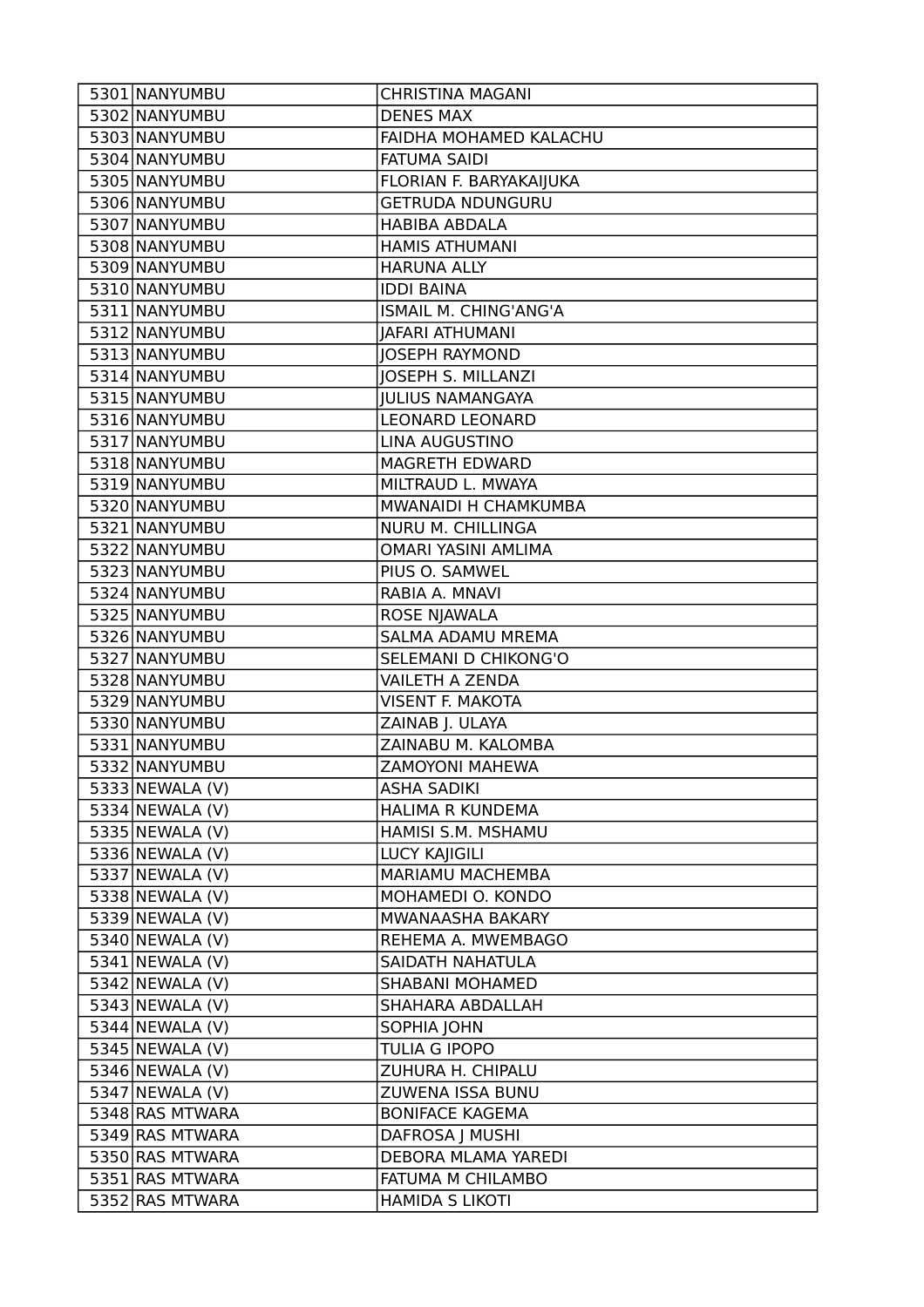| | | |
|---|---|---|
| 5301 | NANYUMBU | CHRISTINA MAGANI |
| 5302 | NANYUMBU | DENES MAX |
| 5303 | NANYUMBU | FAIDHA MOHAMED KALACHU |
| 5304 | NANYUMBU | FATUMA SAIDI |
| 5305 | NANYUMBU | FLORIAN F. BARYAKAIJUKA |
| 5306 | NANYUMBU | GETRUDA NDUNGURU |
| 5307 | NANYUMBU | HABIBA ABDALA |
| 5308 | NANYUMBU | HAMIS ATHUMANI |
| 5309 | NANYUMBU | HARUNA ALLY |
| 5310 | NANYUMBU | IDDI BAINA |
| 5311 | NANYUMBU | ISMAIL M. CHING'ANG'A |
| 5312 | NANYUMBU | JAFARI ATHUMANI |
| 5313 | NANYUMBU | JOSEPH RAYMOND |
| 5314 | NANYUMBU | JOSEPH S. MILLANZI |
| 5315 | NANYUMBU | JULIUS NAMANGAYA |
| 5316 | NANYUMBU | LEONARD LEONARD |
| 5317 | NANYUMBU | LINA AUGUSTINO |
| 5318 | NANYUMBU | MAGRETH EDWARD |
| 5319 | NANYUMBU | MILTRAUD L. MWAYA |
| 5320 | NANYUMBU | MWANAIDI H CHAMKUMBA |
| 5321 | NANYUMBU | NURU M. CHILLINGA |
| 5322 | NANYUMBU | OMARI YASINI AMLIMA |
| 5323 | NANYUMBU | PIUS O. SAMWEL |
| 5324 | NANYUMBU | RABIA A. MNAVI |
| 5325 | NANYUMBU | ROSE NJAWALA |
| 5326 | NANYUMBU | SALMA ADAMU MREMA |
| 5327 | NANYUMBU | SELEMANI D CHIKONG'O |
| 5328 | NANYUMBU | VAILETH A ZENDA |
| 5329 | NANYUMBU | VISENT F. MAKOTA |
| 5330 | NANYUMBU | ZAINAB J. ULAYA |
| 5331 | NANYUMBU | ZAINABU M. KALOMBA |
| 5332 | NANYUMBU | ZAMOYONI MAHEWA |
| 5333 | NEWALA (V) | ASHA SADIKI |
| 5334 | NEWALA (V) | HALIMA R KUNDEMA |
| 5335 | NEWALA (V) | HAMISI S.M. MSHAMU |
| 5336 | NEWALA (V) | LUCY KAJIGILI |
| 5337 | NEWALA (V) | MARIAMU MACHEMBA |
| 5338 | NEWALA (V) | MOHAMEDI O. KONDO |
| 5339 | NEWALA (V) | MWANAASHA BAKARY |
| 5340 | NEWALA (V) | REHEMA A. MWEMBAGO |
| 5341 | NEWALA (V) | SAIDATH NAHATULA |
| 5342 | NEWALA (V) | SHABANI MOHAMED |
| 5343 | NEWALA (V) | SHAHARA ABDALLAH |
| 5344 | NEWALA (V) | SOPHIA JOHN |
| 5345 | NEWALA (V) | TULIA G IPOPO |
| 5346 | NEWALA (V) | ZUHURA H. CHIPALU |
| 5347 | NEWALA (V) | ZUWENA ISSA BUNU |
| 5348 | RAS MTWARA | BONIFACE KAGEMA |
| 5349 | RAS MTWARA | DAFROSA J MUSHI |
| 5350 | RAS MTWARA | DEBORA MLAMA YAREDI |
| 5351 | RAS MTWARA | FATUMA M CHILAMBO |
| 5352 | RAS MTWARA | HAMIDA S LIKOTI |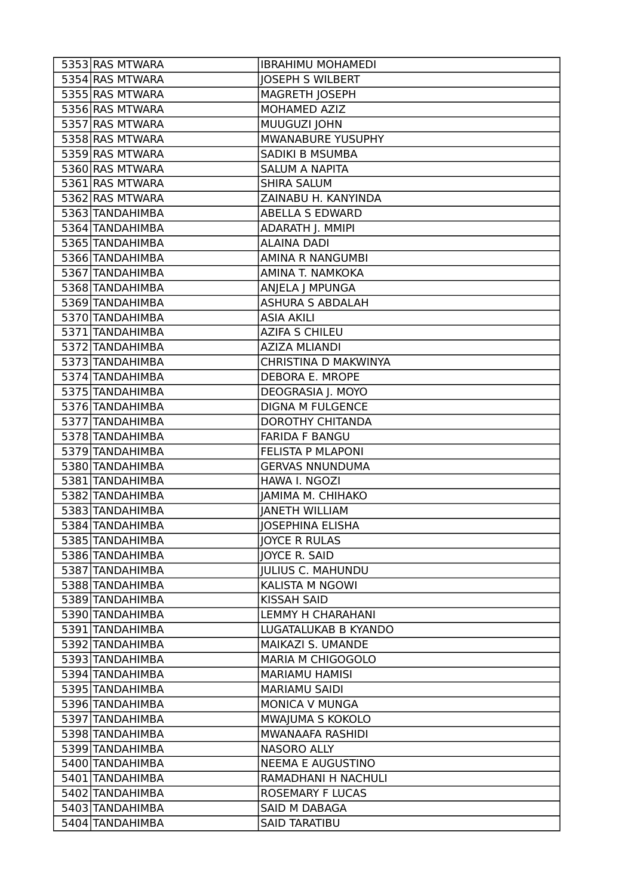| | | |
|---|---|---|
| 5353 | RAS MTWARA | IBRAHIMU MOHAMEDI |
| 5354 | RAS MTWARA | JOSEPH S WILBERT |
| 5355 | RAS MTWARA | MAGRETH JOSEPH |
| 5356 | RAS MTWARA | MOHAMED AZIZ |
| 5357 | RAS MTWARA | MUUGUZI JOHN |
| 5358 | RAS MTWARA | MWANABURE YUSUPHY |
| 5359 | RAS MTWARA | SADIKI B MSUMBA |
| 5360 | RAS MTWARA | SALUM A NAPITA |
| 5361 | RAS MTWARA | SHIRA SALUM |
| 5362 | RAS MTWARA | ZAINABU H. KANYINDA |
| 5363 | TANDAHIMBA | ABELLA S EDWARD |
| 5364 | TANDAHIMBA | ADARATH J. MMIPI |
| 5365 | TANDAHIMBA | ALAINA DADI |
| 5366 | TANDAHIMBA | AMINA R NANGUMBI |
| 5367 | TANDAHIMBA | AMINA T. NAMKOKA |
| 5368 | TANDAHIMBA | ANJELA J MPUNGA |
| 5369 | TANDAHIMBA | ASHURA S ABDALAH |
| 5370 | TANDAHIMBA | ASIA AKILI |
| 5371 | TANDAHIMBA | AZIFA S CHILEU |
| 5372 | TANDAHIMBA | AZIZA MLIANDI |
| 5373 | TANDAHIMBA | CHRISTINA D MAKWINYA |
| 5374 | TANDAHIMBA | DEBORA E. MROPE |
| 5375 | TANDAHIMBA | DEOGRASIA J. MOYO |
| 5376 | TANDAHIMBA | DIGNA M FULGENCE |
| 5377 | TANDAHIMBA | DOROTHY CHITANDA |
| 5378 | TANDAHIMBA | FARIDA F BANGU |
| 5379 | TANDAHIMBA | FELISTA P MLAPONI |
| 5380 | TANDAHIMBA | GERVAS NNUNDUMA |
| 5381 | TANDAHIMBA | HAWA I. NGOZI |
| 5382 | TANDAHIMBA | JAMIMA M. CHIHAKO |
| 5383 | TANDAHIMBA | JANETH WILLIAM |
| 5384 | TANDAHIMBA | JOSEPHINA ELISHA |
| 5385 | TANDAHIMBA | JOYCE R RULAS |
| 5386 | TANDAHIMBA | JOYCE R. SAID |
| 5387 | TANDAHIMBA | JULIUS C. MAHUNDU |
| 5388 | TANDAHIMBA | KALISTA M NGOWI |
| 5389 | TANDAHIMBA | KISSAH SAID |
| 5390 | TANDAHIMBA | LEMMY H CHARAHANI |
| 5391 | TANDAHIMBA | LUGATALUKAB B KYANDO |
| 5392 | TANDAHIMBA | MAIKAZI S. UMANDE |
| 5393 | TANDAHIMBA | MARIA M CHIGOGOLO |
| 5394 | TANDAHIMBA | MARIAMU HAMISI |
| 5395 | TANDAHIMBA | MARIAMU SAIDI |
| 5396 | TANDAHIMBA | MONICA V MUNGA |
| 5397 | TANDAHIMBA | MWAJUMA S KOKOLO |
| 5398 | TANDAHIMBA | MWANAAFA RASHIDI |
| 5399 | TANDAHIMBA | NASORO ALLY |
| 5400 | TANDAHIMBA | NEEMA E AUGUSTINO |
| 5401 | TANDAHIMBA | RAMADHANI H NACHULI |
| 5402 | TANDAHIMBA | ROSEMARY F LUCAS |
| 5403 | TANDAHIMBA | SAID M DABAGA |
| 5404 | TANDAHIMBA | SAID TARATIBU |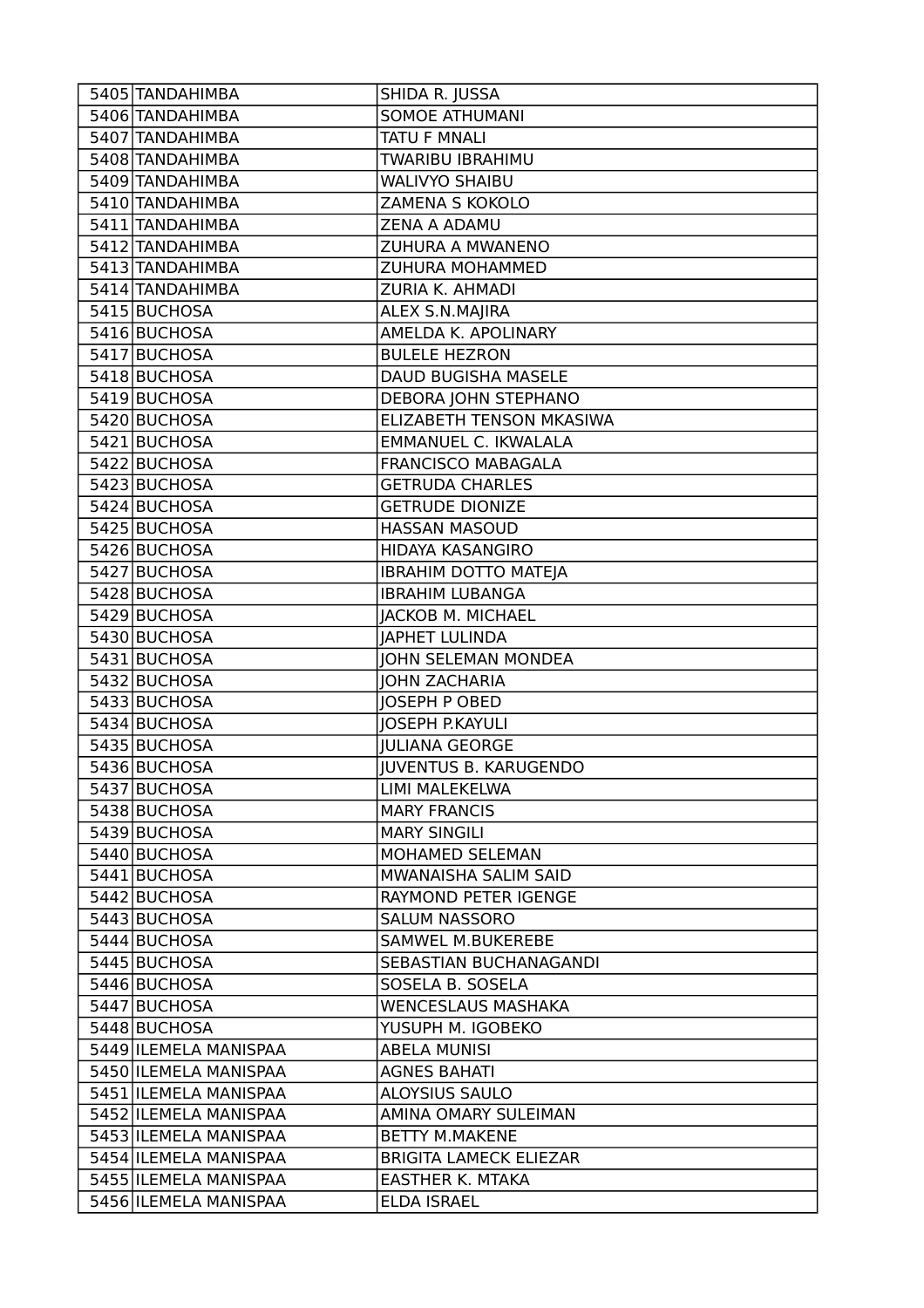| | | |
|---|---|---|
| 5405 | TANDAHIMBA | SHIDA R. JUSSA |
| 5406 | TANDAHIMBA | SOMOE ATHUMANI |
| 5407 | TANDAHIMBA | TATU F MNALI |
| 5408 | TANDAHIMBA | TWARIBU IBRAHIMU |
| 5409 | TANDAHIMBA | WALIVYO SHAIBU |
| 5410 | TANDAHIMBA | ZAMENA S KOKOLO |
| 5411 | TANDAHIMBA | ZENA A ADAMU |
| 5412 | TANDAHIMBA | ZUHURA A MWANENO |
| 5413 | TANDAHIMBA | ZUHURA MOHAMMED |
| 5414 | TANDAHIMBA | ZURIA K. AHMADI |
| 5415 | BUCHOSA | ALEX S.N.MAJIRA |
| 5416 | BUCHOSA | AMELDA K. APOLINARY |
| 5417 | BUCHOSA | BULELE HEZRON |
| 5418 | BUCHOSA | DAUD BUGISHA MASELE |
| 5419 | BUCHOSA | DEBORA JOHN STEPHANO |
| 5420 | BUCHOSA | ELIZABETH TENSON MKASIWA |
| 5421 | BUCHOSA | EMMANUEL C. IKWALALA |
| 5422 | BUCHOSA | FRANCISCO MABAGALA |
| 5423 | BUCHOSA | GETRUDA CHARLES |
| 5424 | BUCHOSA | GETRUDE DIONIZE |
| 5425 | BUCHOSA | HASSAN MASOUD |
| 5426 | BUCHOSA | HIDAYA KASANGIRO |
| 5427 | BUCHOSA | IBRAHIM DOTTO MATEJA |
| 5428 | BUCHOSA | IBRAHIM LUBANGA |
| 5429 | BUCHOSA | JACKOB M. MICHAEL |
| 5430 | BUCHOSA | JAPHET LULINDA |
| 5431 | BUCHOSA | JOHN SELEMAN MONDEA |
| 5432 | BUCHOSA | JOHN ZACHARIA |
| 5433 | BUCHOSA | JOSEPH P OBED |
| 5434 | BUCHOSA | JOSEPH P.KAYULI |
| 5435 | BUCHOSA | JULIANA GEORGE |
| 5436 | BUCHOSA | JUVENTUS B. KARUGENDO |
| 5437 | BUCHOSA | LIMI MALEKELWA |
| 5438 | BUCHOSA | MARY FRANCIS |
| 5439 | BUCHOSA | MARY SINGILI |
| 5440 | BUCHOSA | MOHAMED SELEMAN |
| 5441 | BUCHOSA | MWANAISHA SALIM SAID |
| 5442 | BUCHOSA | RAYMOND PETER IGENGE |
| 5443 | BUCHOSA | SALUM NASSORO |
| 5444 | BUCHOSA | SAMWEL M.BUKEREBE |
| 5445 | BUCHOSA | SEBASTIAN BUCHANAGANDI |
| 5446 | BUCHOSA | SOSELA B. SOSELA |
| 5447 | BUCHOSA | WENCESLAUS MASHAKA |
| 5448 | BUCHOSA | YUSUPH M. IGOBEKO |
| 5449 | ILEMELA MANISPAA | ABELA MUNISI |
| 5450 | ILEMELA MANISPAA | AGNES BAHATI |
| 5451 | ILEMELA MANISPAA | ALOYSIUS SAULO |
| 5452 | ILEMELA MANISPAA | AMINA OMARY SULEIMAN |
| 5453 | ILEMELA MANISPAA | BETTY M.MAKENE |
| 5454 | ILEMELA MANISPAA | BRIGITA LAMECK ELIEZAR |
| 5455 | ILEMELA MANISPAA | EASTHER K. MTAKA |
| 5456 | ILEMELA MANISPAA | ELDA ISRAEL |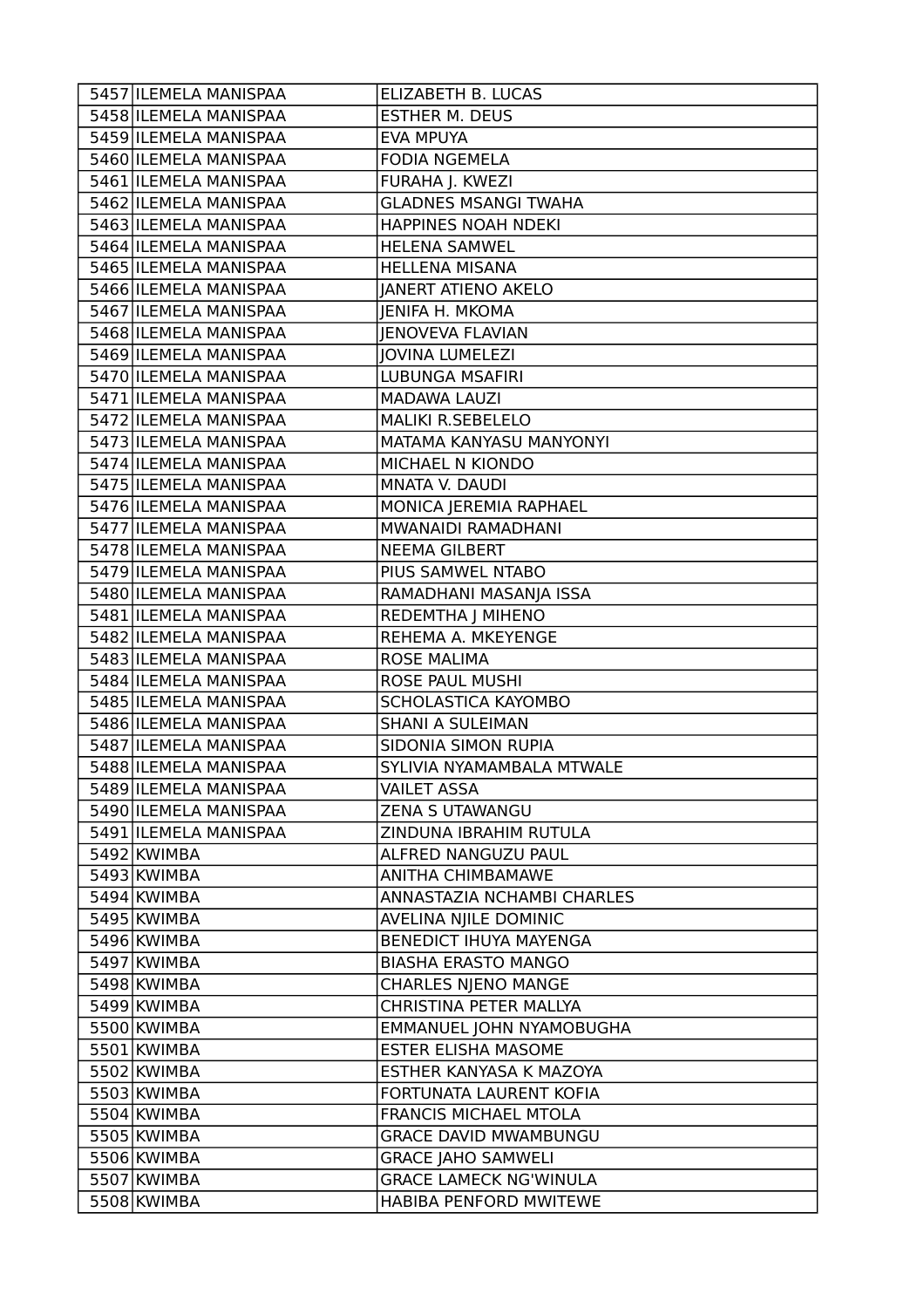| | | |
|---|---|---|
| 5457 | ILEMELA MANISPAA | ELIZABETH B. LUCAS |
| 5458 | ILEMELA MANISPAA | ESTHER M. DEUS |
| 5459 | ILEMELA MANISPAA | EVA MPUYA |
| 5460 | ILEMELA MANISPAA | FODIA NGEMELA |
| 5461 | ILEMELA MANISPAA | FURAHA J. KWEZI |
| 5462 | ILEMELA MANISPAA | GLADNES MSANGI TWAHA |
| 5463 | ILEMELA MANISPAA | HAPPINES NOAH NDEKI |
| 5464 | ILEMELA MANISPAA | HELENA SAMWEL |
| 5465 | ILEMELA MANISPAA | HELLENA MISANA |
| 5466 | ILEMELA MANISPAA | JANERT ATIENO AKELO |
| 5467 | ILEMELA MANISPAA | JENIFA H. MKOMA |
| 5468 | ILEMELA MANISPAA | JENOVEVA FLAVIAN |
| 5469 | ILEMELA MANISPAA | JOVINA LUMELEZI |
| 5470 | ILEMELA MANISPAA | LUBUNGA MSAFIRI |
| 5471 | ILEMELA MANISPAA | MADAWA LAUZI |
| 5472 | ILEMELA MANISPAA | MALIKI R.SEBELELO |
| 5473 | ILEMELA MANISPAA | MATAMA KANYASU MANYONYI |
| 5474 | ILEMELA MANISPAA | MICHAEL N KIONDO |
| 5475 | ILEMELA MANISPAA | MNATA V. DAUDI |
| 5476 | ILEMELA MANISPAA | MONICA JEREMIA RAPHAEL |
| 5477 | ILEMELA MANISPAA | MWANAIDI RAMADHANI |
| 5478 | ILEMELA MANISPAA | NEEMA GILBERT |
| 5479 | ILEMELA MANISPAA | PIUS SAMWEL NTABO |
| 5480 | ILEMELA MANISPAA | RAMADHANI MASANJA ISSA |
| 5481 | ILEMELA MANISPAA | REDEMTHA J MIHENO |
| 5482 | ILEMELA MANISPAA | REHEMA A. MKEYENGE |
| 5483 | ILEMELA MANISPAA | ROSE MALIMA |
| 5484 | ILEMELA MANISPAA | ROSE PAUL MUSHI |
| 5485 | ILEMELA MANISPAA | SCHOLASTICA KAYOMBO |
| 5486 | ILEMELA MANISPAA | SHANI A SULEIMAN |
| 5487 | ILEMELA MANISPAA | SIDONIA SIMON RUPIA |
| 5488 | ILEMELA MANISPAA | SYLIVIA NYAMAMBALA MTWALE |
| 5489 | ILEMELA MANISPAA | VAILET ASSA |
| 5490 | ILEMELA MANISPAA | ZENA S UTAWANGU |
| 5491 | ILEMELA MANISPAA | ZINDUNA IBRAHIM RUTULA |
| 5492 | KWIMBA | ALFRED NANGUZU PAUL |
| 5493 | KWIMBA | ANITHA CHIMBAMAWE |
| 5494 | KWIMBA | ANNASTAZIA NCHAMBI CHARLES |
| 5495 | KWIMBA | AVELINA NJILE DOMINIC |
| 5496 | KWIMBA | BENEDICT IHUYA MAYENGA |
| 5497 | KWIMBA | BIASHA ERASTO MANGO |
| 5498 | KWIMBA | CHARLES NJENO MANGE |
| 5499 | KWIMBA | CHRISTINA PETER MALLYA |
| 5500 | KWIMBA | EMMANUEL JOHN NYAMOBUGHA |
| 5501 | KWIMBA | ESTER ELISHA MASOME |
| 5502 | KWIMBA | ESTHER KANYASA K MAZOYA |
| 5503 | KWIMBA | FORTUNATA LAURENT KOFIA |
| 5504 | KWIMBA | FRANCIS MICHAEL MTOLA |
| 5505 | KWIMBA | GRACE DAVID MWAMBUNGU |
| 5506 | KWIMBA | GRACE JAHO SAMWELI |
| 5507 | KWIMBA | GRACE LAMECK NG'WINULA |
| 5508 | KWIMBA | HABIBA PENFORD MWITEWE |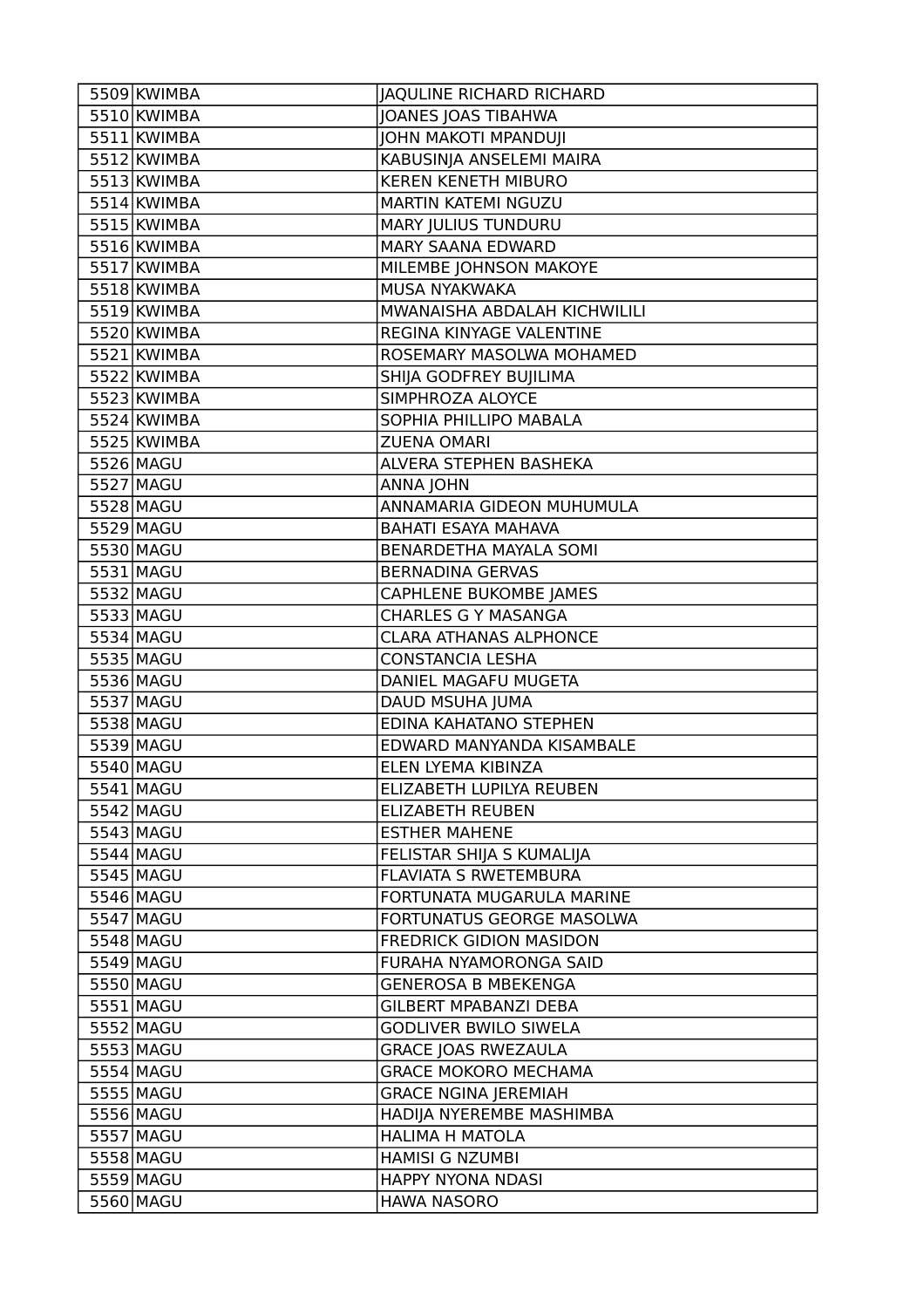| 5509 | KWIMBA | JAQULINE RICHARD RICHARD |
|---|---|---|
| 5510 | KWIMBA | JOANES JOAS TIBAHWA |
| 5511 | KWIMBA | JOHN MAKOTI MPANDUJI |
| 5512 | KWIMBA | KABUSINJA ANSELEMI MAIRA |
| 5513 | KWIMBA | KEREN KENETH MIBURO |
| 5514 | KWIMBA | MARTIN KATEMI NGUZU |
| 5515 | KWIMBA | MARY JULIUS TUNDURU |
| 5516 | KWIMBA | MARY SAANA EDWARD |
| 5517 | KWIMBA | MILEMBE JOHNSON MAKOYE |
| 5518 | KWIMBA | MUSA NYAKWAKA |
| 5519 | KWIMBA | MWANAISHA ABDALAH KICHWILILI |
| 5520 | KWIMBA | REGINA KINYAGE VALENTINE |
| 5521 | KWIMBA | ROSEMARY MASOLWA MOHAMED |
| 5522 | KWIMBA | SHIJA GODFREY BUJILIMA |
| 5523 | KWIMBA | SIMPHROZA ALOYCE |
| 5524 | KWIMBA | SOPHIA PHILLIPO MABALA |
| 5525 | KWIMBA | ZUENA OMARI |
| 5526 | MAGU | ALVERA STEPHEN BASHEKA |
| 5527 | MAGU | ANNA JOHN |
| 5528 | MAGU | ANNAMARIA GIDEON MUHUMULA |
| 5529 | MAGU | BAHATI ESAYA MAHAVA |
| 5530 | MAGU | BENARDETHA MAYALA SOMI |
| 5531 | MAGU | BERNADINA GERVAS |
| 5532 | MAGU | CAPHLENE BUKOMBE JAMES |
| 5533 | MAGU | CHARLES G Y MASANGA |
| 5534 | MAGU | CLARA ATHANAS ALPHONCE |
| 5535 | MAGU | CONSTANCIA LESHA |
| 5536 | MAGU | DANIEL MAGAFU MUGETA |
| 5537 | MAGU | DAUD MSUHA JUMA |
| 5538 | MAGU | EDINA KAHATANO STEPHEN |
| 5539 | MAGU | EDWARD MANYANDA KISAMBALE |
| 5540 | MAGU | ELEN LYEMA KIBINZA |
| 5541 | MAGU | ELIZABETH LUPILYA REUBEN |
| 5542 | MAGU | ELIZABETH REUBEN |
| 5543 | MAGU | ESTHER MAHENE |
| 5544 | MAGU | FELISTAR SHIJA S KUMALIJA |
| 5545 | MAGU | FLAVIATA S RWETEMBURA |
| 5546 | MAGU | FORTUNATA MUGARULA MARINE |
| 5547 | MAGU | FORTUNATUS GEORGE MASOLWA |
| 5548 | MAGU | FREDRICK GIDION MASIDON |
| 5549 | MAGU | FURAHA NYAMORONGA SAID |
| 5550 | MAGU | GENEROSA B MBEKENGA |
| 5551 | MAGU | GILBERT MPABANZI DEBA |
| 5552 | MAGU | GODLIVER BWILO SIWELA |
| 5553 | MAGU | GRACE JOAS RWEZAULA |
| 5554 | MAGU | GRACE MOKORO MECHAMA |
| 5555 | MAGU | GRACE NGINA JEREMIAH |
| 5556 | MAGU | HADIJA NYEREMBE MASHIMBA |
| 5557 | MAGU | HALIMA H MATOLA |
| 5558 | MAGU | HAMISI G NZUMBI |
| 5559 | MAGU | HAPPY NYONA NDASI |
| 5560 | MAGU | HAWA NASORO |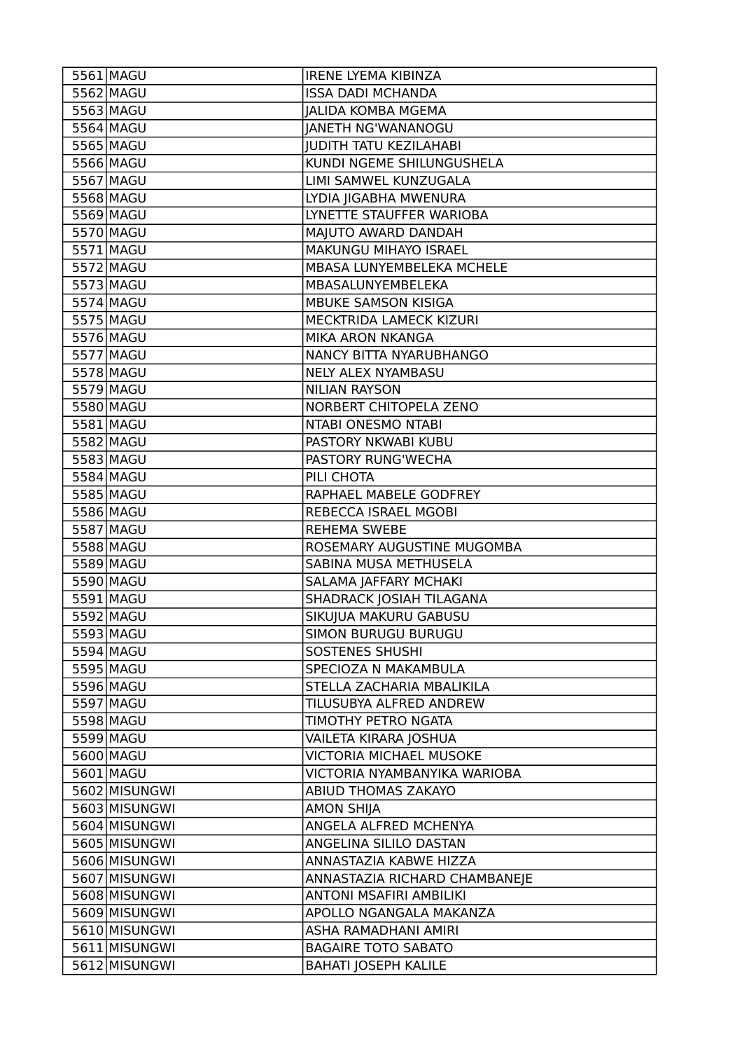| | | |
|---|---|---|
| 5561 | MAGU | IRENE LYEMA KIBINZA |
| 5562 | MAGU | ISSA DADI MCHANDA |
| 5563 | MAGU | JALIDA KOMBA MGEMA |
| 5564 | MAGU | JANETH NG'WANANOGU |
| 5565 | MAGU | JUDITH TATU KEZILAHABI |
| 5566 | MAGU | KUNDI NGEME SHILUNGUSHELA |
| 5567 | MAGU | LIMI SAMWEL KUNZUGALA |
| 5568 | MAGU | LYDIA JIGABHA MWENURA |
| 5569 | MAGU | LYNETTE STAUFFER WARIOBA |
| 5570 | MAGU | MAJUTO AWARD DANDAH |
| 5571 | MAGU | MAKUNGU MIHAYO ISRAEL |
| 5572 | MAGU | MBASA LUNYEMBELEKA MCHELE |
| 5573 | MAGU | MBASALUNYEMBELEKA |
| 5574 | MAGU | MBUKE SAMSON KISIGA |
| 5575 | MAGU | MECKTRIDA LAMECK KIZURI |
| 5576 | MAGU | MIKA ARON NKANGA |
| 5577 | MAGU | NANCY BITTA NYARUBHANGO |
| 5578 | MAGU | NELY ALEX NYAMBASU |
| 5579 | MAGU | NILIAN RAYSON |
| 5580 | MAGU | NORBERT CHITOPELA ZENO |
| 5581 | MAGU | NTABI ONESMO NTABI |
| 5582 | MAGU | PASTORY NKWABI KUBU |
| 5583 | MAGU | PASTORY RUNG'WECHA |
| 5584 | MAGU | PILI CHOTA |
| 5585 | MAGU | RAPHAEL MABELE GODFREY |
| 5586 | MAGU | REBECCA ISRAEL MGOBI |
| 5587 | MAGU | REHEMA SWEBE |
| 5588 | MAGU | ROSEMARY AUGUSTINE MUGOMBA |
| 5589 | MAGU | SABINA MUSA METHUSELA |
| 5590 | MAGU | SALAMA JAFFARY MCHAKI |
| 5591 | MAGU | SHADRACK JOSIAH TILAGANA |
| 5592 | MAGU | SIKUJUA MAKURU GABUSU |
| 5593 | MAGU | SIMON BURUGU BURUGU |
| 5594 | MAGU | SOSTENES SHUSHI |
| 5595 | MAGU | SPECIOZA N MAKAMBULA |
| 5596 | MAGU | STELLA ZACHARIA MBALIKILA |
| 5597 | MAGU | TILUSUBYA ALFRED ANDREW |
| 5598 | MAGU | TIMOTHY PETRO NGATA |
| 5599 | MAGU | VAILETA KIRARA JOSHUA |
| 5600 | MAGU | VICTORIA MICHAEL MUSOKE |
| 5601 | MAGU | VICTORIA NYAMBANYIKA WARIOBA |
| 5602 | MISUNGWI | ABIUD THOMAS ZAKAYO |
| 5603 | MISUNGWI | AMON SHIJA |
| 5604 | MISUNGWI | ANGELA ALFRED MCHENYA |
| 5605 | MISUNGWI | ANGELINA SILILO DASTAN |
| 5606 | MISUNGWI | ANNASTAZIA KABWE HIZZA |
| 5607 | MISUNGWI | ANNASTAZIA RICHARD CHAMBANEJE |
| 5608 | MISUNGWI | ANTONI MSAFIRI AMBILIKI |
| 5609 | MISUNGWI | APOLLO NGANGALA MAKANZA |
| 5610 | MISUNGWI | ASHA RAMADHANI AMIRI |
| 5611 | MISUNGWI | BAGAIRE TOTO SABATO |
| 5612 | MISUNGWI | BAHATI JOSEPH KALILE |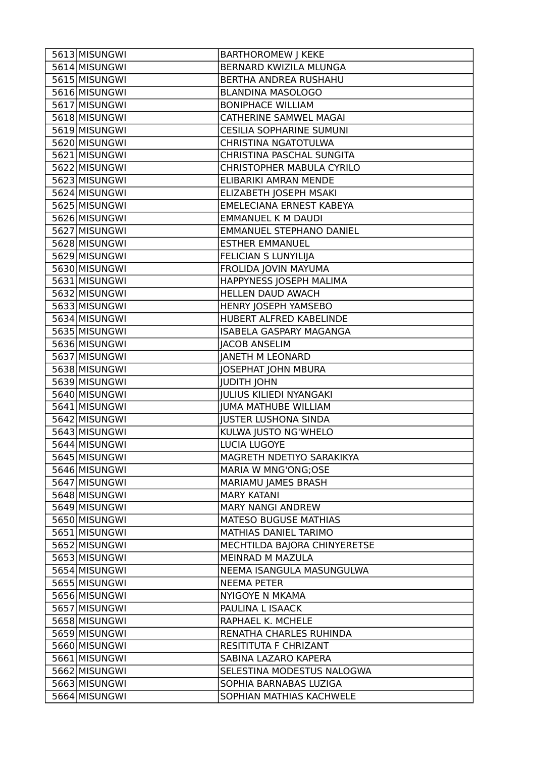| 5613 | MISUNGWI | BARTHOROMEW J KEKE |
|---|---|---|
| 5614 | MISUNGWI | BERNARD KWIZILA MLUNGA |
| 5615 | MISUNGWI | BERTHA ANDREA RUSHAHU |
| 5616 | MISUNGWI | BLANDINA MASOLOGO |
| 5617 | MISUNGWI | BONIPHACE WILLIAM |
| 5618 | MISUNGWI | CATHERINE SAMWEL MAGAI |
| 5619 | MISUNGWI | CESILIA SOPHARINE SUMUNI |
| 5620 | MISUNGWI | CHRISTINA NGATOTULWA |
| 5621 | MISUNGWI | CHRISTINA PASCHAL SUNGITA |
| 5622 | MISUNGWI | CHRISTOPHER MABULA CYRILO |
| 5623 | MISUNGWI | ELIBARIKI AMRAN MENDE |
| 5624 | MISUNGWI | ELIZABETH JOSEPH MSAKI |
| 5625 | MISUNGWI | EMELECIANA ERNEST KABEYA |
| 5626 | MISUNGWI | EMMANUEL K M DAUDI |
| 5627 | MISUNGWI | EMMANUEL STEPHANO DANIEL |
| 5628 | MISUNGWI | ESTHER EMMANUEL |
| 5629 | MISUNGWI | FELICIAN S LUNYILIJA |
| 5630 | MISUNGWI | FROLIDA JOVIN MAYUMA |
| 5631 | MISUNGWI | HAPPYNESS JOSEPH MALIMA |
| 5632 | MISUNGWI | HELLEN DAUD AWACH |
| 5633 | MISUNGWI | HENRY JOSEPH YAMSEBO |
| 5634 | MISUNGWI | HUBERT ALFRED KABELINDE |
| 5635 | MISUNGWI | ISABELA GASPARY MAGANGA |
| 5636 | MISUNGWI | JACOB ANSELIM |
| 5637 | MISUNGWI | JANETH M LEONARD |
| 5638 | MISUNGWI | JOSEPHAT JOHN MBURA |
| 5639 | MISUNGWI | JUDITH JOHN |
| 5640 | MISUNGWI | JULIUS KILIEDI NYANGAKI |
| 5641 | MISUNGWI | JUMA MATHUBE WILLIAM |
| 5642 | MISUNGWI | JUSTER LUSHONA SINDA |
| 5643 | MISUNGWI | KULWA JUSTO NG'WHELO |
| 5644 | MISUNGWI | LUCIA LUGOYE |
| 5645 | MISUNGWI | MAGRETH NDETIYO SARAKIKYA |
| 5646 | MISUNGWI | MARIA W MNG'ONG;OSE |
| 5647 | MISUNGWI | MARIAMU JAMES BRASH |
| 5648 | MISUNGWI | MARY KATANI |
| 5649 | MISUNGWI | MARY NANGI ANDREW |
| 5650 | MISUNGWI | MATESO BUGUSE MATHIAS |
| 5651 | MISUNGWI | MATHIAS DANIEL TARIMO |
| 5652 | MISUNGWI | MECHTILDA BAJORA CHINYERETSE |
| 5653 | MISUNGWI | MEINRAD M MAZULA |
| 5654 | MISUNGWI | NEEMA ISANGULA MASUNGULWA |
| 5655 | MISUNGWI | NEEMA PETER |
| 5656 | MISUNGWI | NYIGOYE N MKAMA |
| 5657 | MISUNGWI | PAULINA L ISAACK |
| 5658 | MISUNGWI | RAPHAEL K. MCHELE |
| 5659 | MISUNGWI | RENATHA CHARLES RUHINDA |
| 5660 | MISUNGWI | RESITITUTA F CHRIZANT |
| 5661 | MISUNGWI | SABINA LAZARO KAPERA |
| 5662 | MISUNGWI | SELESTINA MODESTUS NALOGWA |
| 5663 | MISUNGWI | SOPHIA BARNABAS LUZIGA |
| 5664 | MISUNGWI | SOPHIAN MATHIAS KACHWELE |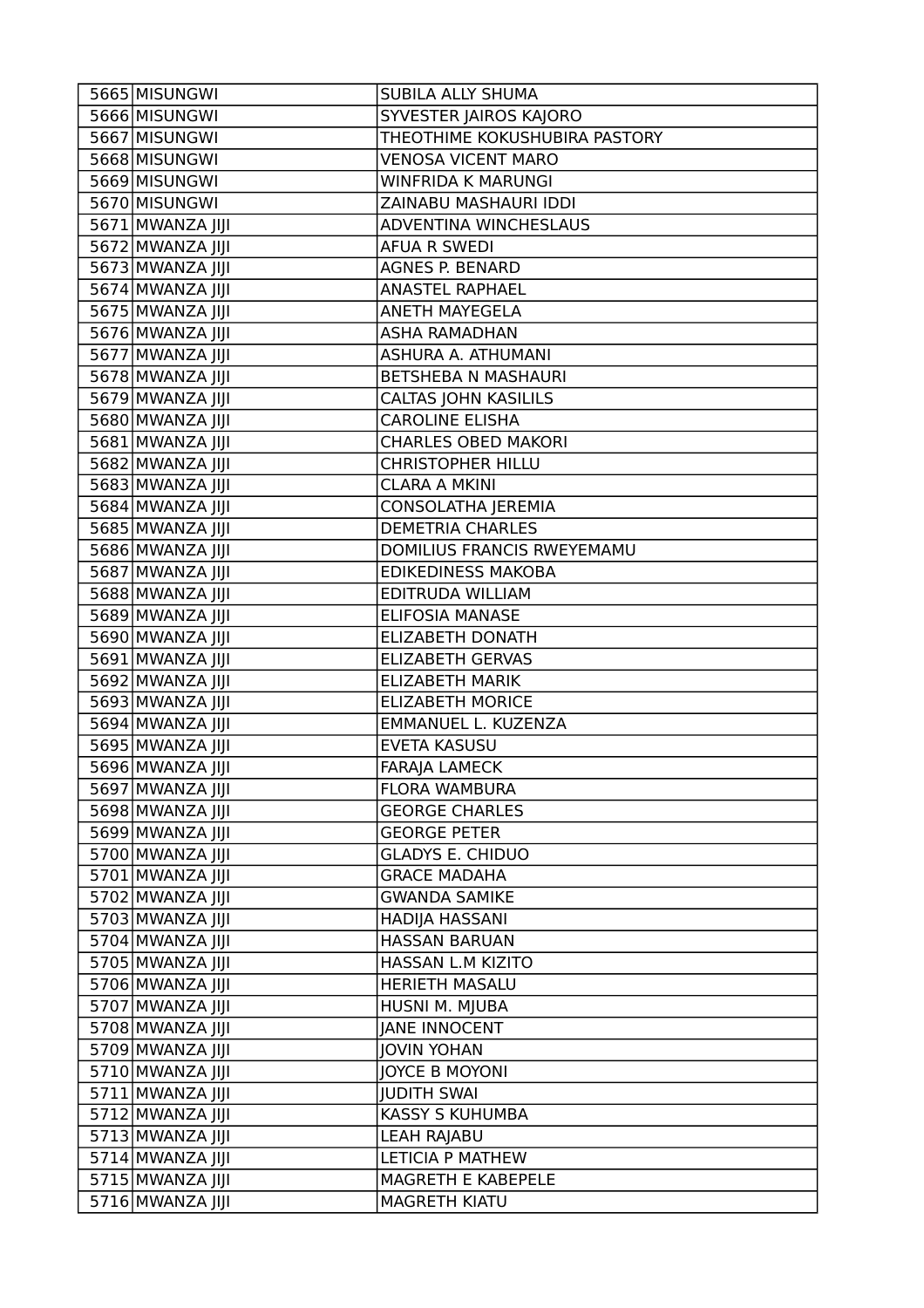| | | |
|---|---|---|
| 5665 | MISUNGWI | SUBILA ALLY SHUMA |
| 5666 | MISUNGWI | SYVESTER JAIROS KAJORO |
| 5667 | MISUNGWI | THEOTHIME KOKUSHUBIRA PASTORY |
| 5668 | MISUNGWI | VENOSA VICENT MARO |
| 5669 | MISUNGWI | WINFRIDA K MARUNGI |
| 5670 | MISUNGWI | ZAINABU MASHAURI IDDI |
| 5671 | MWANZA JIJI | ADVENTINA WINCHESLAUS |
| 5672 | MWANZA JIJI | AFUA R SWEDI |
| 5673 | MWANZA JIJI | AGNES P. BENARD |
| 5674 | MWANZA JIJI | ANASTEL RAPHAEL |
| 5675 | MWANZA JIJI | ANETH MAYEGELA |
| 5676 | MWANZA JIJI | ASHA RAMADHAN |
| 5677 | MWANZA JIJI | ASHURA A. ATHUMANI |
| 5678 | MWANZA JIJI | BETSHEBA N MASHAURI |
| 5679 | MWANZA JIJI | CALTAS JOHN KASILILS |
| 5680 | MWANZA JIJI | CAROLINE ELISHA |
| 5681 | MWANZA JIJI | CHARLES OBED MAKORI |
| 5682 | MWANZA JIJI | CHRISTOPHER HILLU |
| 5683 | MWANZA JIJI | CLARA A MKINI |
| 5684 | MWANZA JIJI | CONSOLATHA JEREMIA |
| 5685 | MWANZA JIJI | DEMETRIA CHARLES |
| 5686 | MWANZA JIJI | DOMILIUS FRANCIS RWEYEMAMU |
| 5687 | MWANZA JIJI | EDIKEDINESS MAKOBA |
| 5688 | MWANZA JIJI | EDITRUDA WILLIAM |
| 5689 | MWANZA JIJI | ELIFOSIA MANASE |
| 5690 | MWANZA JIJI | ELIZABETH DONATH |
| 5691 | MWANZA JIJI | ELIZABETH GERVAS |
| 5692 | MWANZA JIJI | ELIZABETH MARIK |
| 5693 | MWANZA JIJI | ELIZABETH MORICE |
| 5694 | MWANZA JIJI | EMMANUEL L. KUZENZA |
| 5695 | MWANZA JIJI | EVETA KASUSU |
| 5696 | MWANZA JIJI | FARAJA LAMECK |
| 5697 | MWANZA JIJI | FLORA WAMBURA |
| 5698 | MWANZA JIJI | GEORGE CHARLES |
| 5699 | MWANZA JIJI | GEORGE PETER |
| 5700 | MWANZA JIJI | GLADYS E. CHIDUO |
| 5701 | MWANZA JIJI | GRACE MADAHA |
| 5702 | MWANZA JIJI | GWANDA SAMIKE |
| 5703 | MWANZA JIJI | HADIJA HASSANI |
| 5704 | MWANZA JIJI | HASSAN BARUAN |
| 5705 | MWANZA JIJI | HASSAN L.M KIZITO |
| 5706 | MWANZA JIJI | HERIETH MASALU |
| 5707 | MWANZA JIJI | HUSNI M. MJUBA |
| 5708 | MWANZA JIJI | JANE INNOCENT |
| 5709 | MWANZA JIJI | JOVIN YOHAN |
| 5710 | MWANZA JIJI | JOYCE B MOYONI |
| 5711 | MWANZA JIJI | JUDITH SWAI |
| 5712 | MWANZA JIJI | KASSY S KUHUMBA |
| 5713 | MWANZA JIJI | LEAH RAJABU |
| 5714 | MWANZA JIJI | LETICIA P MATHEW |
| 5715 | MWANZA JIJI | MAGRETH E KABEPELE |
| 5716 | MWANZA JIJI | MAGRETH KIATU |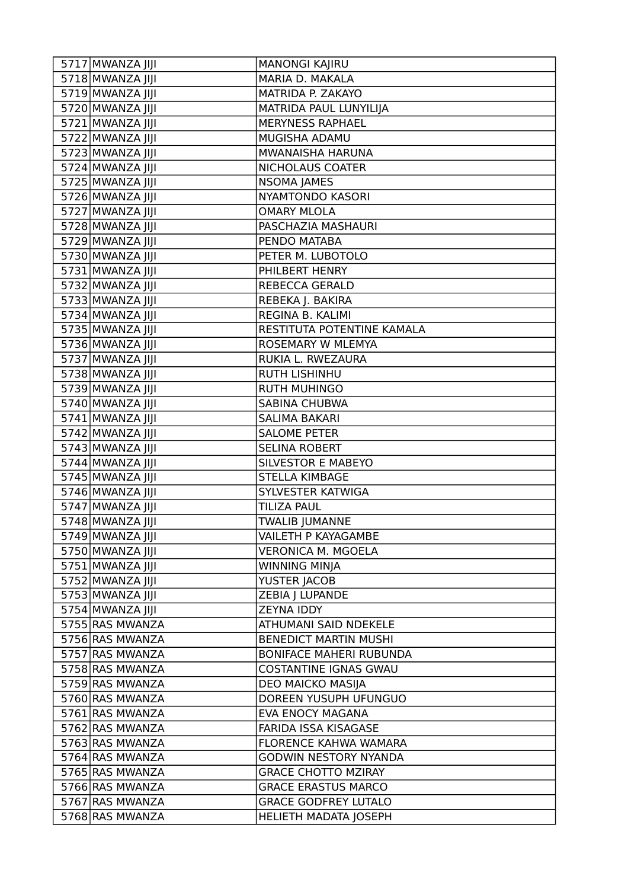| | | |
|---|---|---|
| 5717 | MWANZA JIJI | MANONGI KAJIRU |
| 5718 | MWANZA JIJI | MARIA D. MAKALA |
| 5719 | MWANZA JIJI | MATRIDA P. ZAKAYO |
| 5720 | MWANZA JIJI | MATRIDA PAUL LUNYILIJA |
| 5721 | MWANZA JIJI | MERYNESS RAPHAEL |
| 5722 | MWANZA JIJI | MUGISHA ADAMU |
| 5723 | MWANZA JIJI | MWANAISHA HARUNA |
| 5724 | MWANZA JIJI | NICHOLAUS COATER |
| 5725 | MWANZA JIJI | NSOMA JAMES |
| 5726 | MWANZA JIJI | NYAMTONDO KASORI |
| 5727 | MWANZA JIJI | OMARY MLOLA |
| 5728 | MWANZA JIJI | PASCHAZIA MASHAURI |
| 5729 | MWANZA JIJI | PENDO MATABA |
| 5730 | MWANZA JIJI | PETER M. LUBOTOLO |
| 5731 | MWANZA JIJI | PHILBERT HENRY |
| 5732 | MWANZA JIJI | REBECCA GERALD |
| 5733 | MWANZA JIJI | REBEKA J. BAKIRA |
| 5734 | MWANZA JIJI | REGINA B. KALIMI |
| 5735 | MWANZA JIJI | RESTITUTA POTENTINE KAMALA |
| 5736 | MWANZA JIJI | ROSEMARY W MLEMYA |
| 5737 | MWANZA JIJI | RUKIA L. RWEZAURA |
| 5738 | MWANZA JIJI | RUTH LISHINHU |
| 5739 | MWANZA JIJI | RUTH MUHINGO |
| 5740 | MWANZA JIJI | SABINA CHUBWA |
| 5741 | MWANZA JIJI | SALIMA BAKARI |
| 5742 | MWANZA JIJI | SALOME PETER |
| 5743 | MWANZA JIJI | SELINA ROBERT |
| 5744 | MWANZA JIJI | SILVESTOR E MABEYO |
| 5745 | MWANZA JIJI | STELLA KIMBAGE |
| 5746 | MWANZA JIJI | SYLVESTER KATWIGA |
| 5747 | MWANZA JIJI | TILIZA PAUL |
| 5748 | MWANZA JIJI | TWALIB JUMANNE |
| 5749 | MWANZA JIJI | VAILETH P KAYAGAMBE |
| 5750 | MWANZA JIJI | VERONICA M. MGOELA |
| 5751 | MWANZA JIJI | WINNING MINJA |
| 5752 | MWANZA JIJI | YUSTER JACOB |
| 5753 | MWANZA JIJI | ZEBIA J LUPANDE |
| 5754 | MWANZA JIJI | ZEYNA IDDY |
| 5755 | RAS MWANZA | ATHUMANI SAID NDEKELE |
| 5756 | RAS MWANZA | BENEDICT MARTIN MUSHI |
| 5757 | RAS MWANZA | BONIFACE MAHERI RUBUNDA |
| 5758 | RAS MWANZA | COSTANTINE IGNAS GWAU |
| 5759 | RAS MWANZA | DEO MAICKO MASIJA |
| 5760 | RAS MWANZA | DOREEN YUSUPH UFUNGUO |
| 5761 | RAS MWANZA | EVA ENOCY MAGANA |
| 5762 | RAS MWANZA | FARIDA ISSA KISAGASE |
| 5763 | RAS MWANZA | FLORENCE KAHWA WAMARA |
| 5764 | RAS MWANZA | GODWIN NESTORY NYANDA |
| 5765 | RAS MWANZA | GRACE CHOTTO MZIRAY |
| 5766 | RAS MWANZA | GRACE ERASTUS MARCO |
| 5767 | RAS MWANZA | GRACE GODFREY LUTALO |
| 5768 | RAS MWANZA | HELIETH MADATA JOSEPH |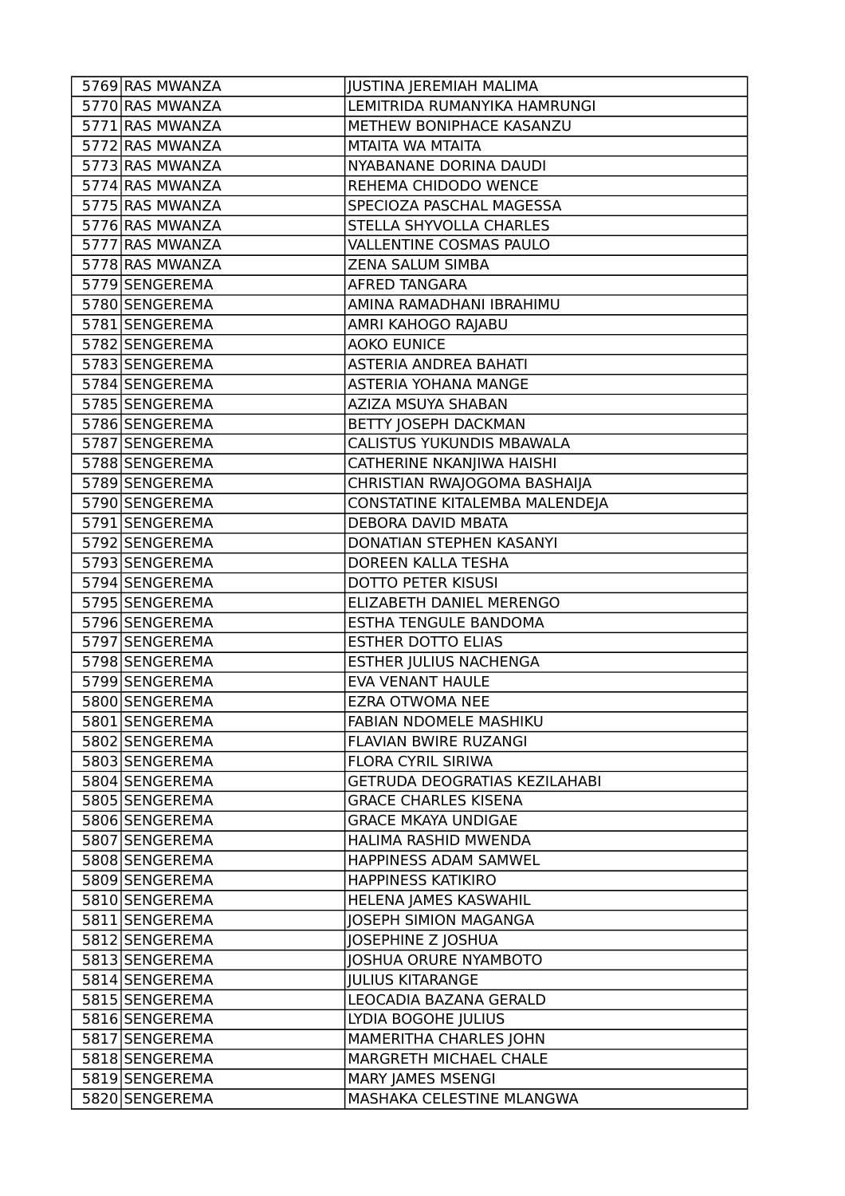| | | |
|---|---|---|
| 5769 | RAS MWANZA | JUSTINA JEREMIAH MALIMA |
| 5770 | RAS MWANZA | LEMITRIDA RUMANYIKA HAMRUNGI |
| 5771 | RAS MWANZA | METHEW BONIPHACE KASANZU |
| 5772 | RAS MWANZA | MTAITA WA MTAITA |
| 5773 | RAS MWANZA | NYABANANE DORINA DAUDI |
| 5774 | RAS MWANZA | REHEMA CHIDODO WENCE |
| 5775 | RAS MWANZA | SPECIOZA PASCHAL MAGESSA |
| 5776 | RAS MWANZA | STELLA SHYVOLLA CHARLES |
| 5777 | RAS MWANZA | VALLENTINE COSMAS PAULO |
| 5778 | RAS MWANZA | ZENA SALUM SIMBA |
| 5779 | SENGEREMA | AFRED TANGARA |
| 5780 | SENGEREMA | AMINA RAMADHANI IBRAHIMU |
| 5781 | SENGEREMA | AMRI KAHOGO RAJABU |
| 5782 | SENGEREMA | AOKO EUNICE |
| 5783 | SENGEREMA | ASTERIA ANDREA BAHATI |
| 5784 | SENGEREMA | ASTERIA YOHANA MANGE |
| 5785 | SENGEREMA | AZIZA MSUYA SHABAN |
| 5786 | SENGEREMA | BETTY JOSEPH DACKMAN |
| 5787 | SENGEREMA | CALISTUS YUKUNDIS MBAWALA |
| 5788 | SENGEREMA | CATHERINE NKANJIWA HAISHI |
| 5789 | SENGEREMA | CHRISTIAN RWAJOGOMA BASHAIJA |
| 5790 | SENGEREMA | CONSTATINE KITALEMBA MALENDEJA |
| 5791 | SENGEREMA | DEBORA DAVID MBATA |
| 5792 | SENGEREMA | DONATIAN STEPHEN KASANYI |
| 5793 | SENGEREMA | DOREEN KALLA TESHA |
| 5794 | SENGEREMA | DOTTO PETER KISUSI |
| 5795 | SENGEREMA | ELIZABETH DANIEL MERENGO |
| 5796 | SENGEREMA | ESTHA TENGULE BANDOMA |
| 5797 | SENGEREMA | ESTHER DOTTO ELIAS |
| 5798 | SENGEREMA | ESTHER JULIUS NACHENGA |
| 5799 | SENGEREMA | EVA VENANT HAULE |
| 5800 | SENGEREMA | EZRA OTWOMA NEE |
| 5801 | SENGEREMA | FABIAN NDOMELE MASHIKU |
| 5802 | SENGEREMA | FLAVIAN BWIRE RUZANGI |
| 5803 | SENGEREMA | FLORA CYRIL SIRIWA |
| 5804 | SENGEREMA | GETRUDA DEOGRATIAS KEZILAHABI |
| 5805 | SENGEREMA | GRACE CHARLES KISENA |
| 5806 | SENGEREMA | GRACE MKAYA UNDIGAE |
| 5807 | SENGEREMA | HALIMA RASHID MWENDA |
| 5808 | SENGEREMA | HAPPINESS ADAM SAMWEL |
| 5809 | SENGEREMA | HAPPINESS KATIKIRO |
| 5810 | SENGEREMA | HELENA JAMES KASWAHIL |
| 5811 | SENGEREMA | JOSEPH SIMION MAGANGA |
| 5812 | SENGEREMA | JOSEPHINE Z JOSHUA |
| 5813 | SENGEREMA | JOSHUA ORURE NYAMBOTO |
| 5814 | SENGEREMA | JULIUS KITARANGE |
| 5815 | SENGEREMA | LEOCADIA BAZANA GERALD |
| 5816 | SENGEREMA | LYDIA BOGOHE JULIUS |
| 5817 | SENGEREMA | MAMERITHA CHARLES JOHN |
| 5818 | SENGEREMA | MARGRETH MICHAEL CHALE |
| 5819 | SENGEREMA | MARY JAMES MSENGI |
| 5820 | SENGEREMA | MASHAKA CELESTINE MLANGWA |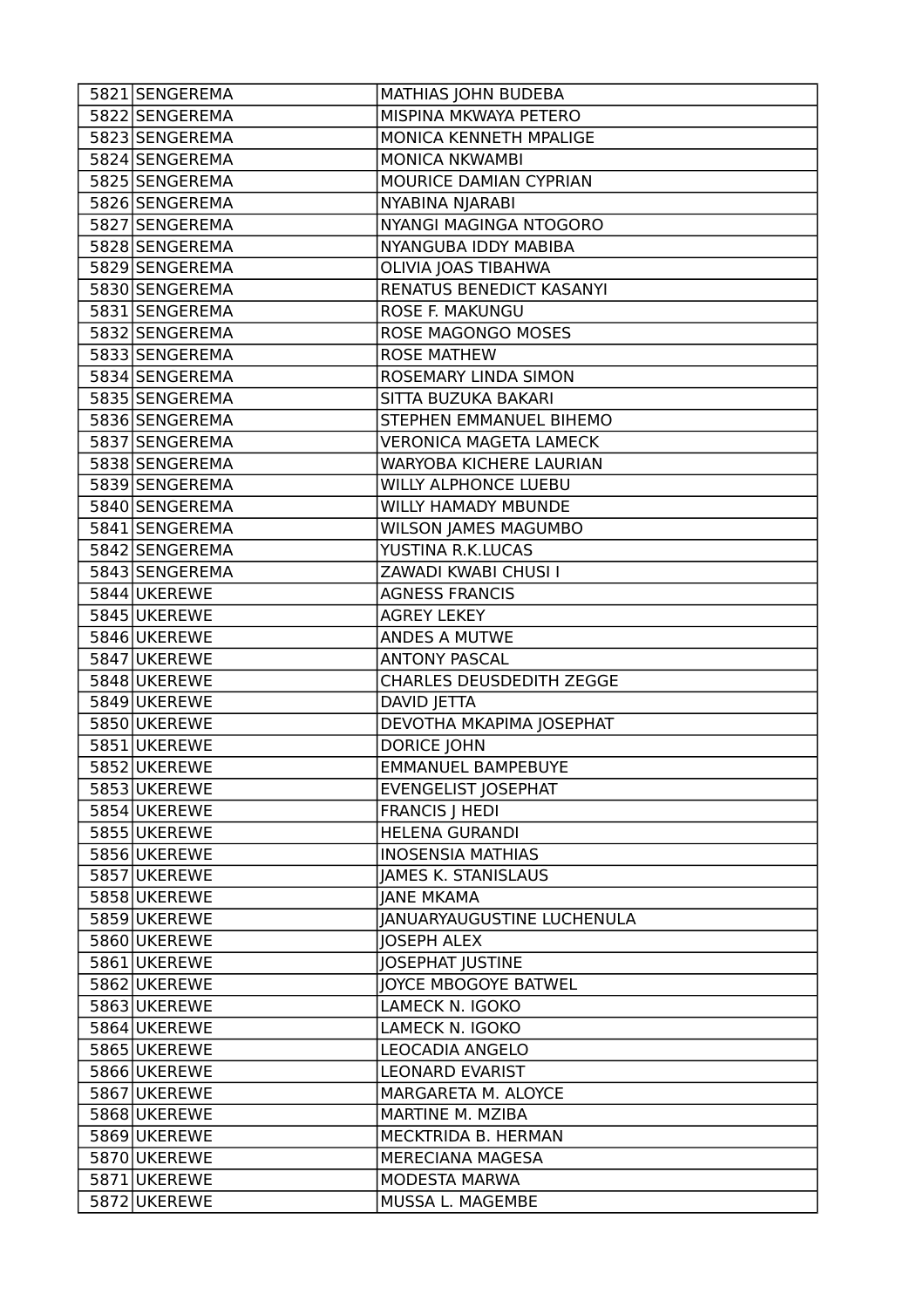| | | |
|---|---|---|
| 5821 | SENGEREMA | MATHIAS JOHN BUDEBA |
| 5822 | SENGEREMA | MISPINA MKWAYA PETERO |
| 5823 | SENGEREMA | MONICA KENNETH MPALIGE |
| 5824 | SENGEREMA | MONICA NKWAMBI |
| 5825 | SENGEREMA | MOURICE DAMIAN CYPRIAN |
| 5826 | SENGEREMA | NYABINA NJARABI |
| 5827 | SENGEREMA | NYANGI MAGINGA NTOGORO |
| 5828 | SENGEREMA | NYANGUBA IDDY MABIBA |
| 5829 | SENGEREMA | OLIVIA JOAS TIBAHWA |
| 5830 | SENGEREMA | RENATUS BENEDICT KASANYI |
| 5831 | SENGEREMA | ROSE F. MAKUNGU |
| 5832 | SENGEREMA | ROSE MAGONGO MOSES |
| 5833 | SENGEREMA | ROSE MATHEW |
| 5834 | SENGEREMA | ROSEMARY LINDA SIMON |
| 5835 | SENGEREMA | SITTA BUZUKA BAKARI |
| 5836 | SENGEREMA | STEPHEN EMMANUEL BIHEMO |
| 5837 | SENGEREMA | VERONICA MAGETA LAMECK |
| 5838 | SENGEREMA | WARYOBA KICHERE LAURIAN |
| 5839 | SENGEREMA | WILLY ALPHONCE LUEBU |
| 5840 | SENGEREMA | WILLY HAMADY MBUNDE |
| 5841 | SENGEREMA | WILSON JAMES MAGUMBO |
| 5842 | SENGEREMA | YUSTINA R.K.LUCAS |
| 5843 | SENGEREMA | ZAWADI KWABI CHUSI I |
| 5844 | UKEREWE | AGNESS FRANCIS |
| 5845 | UKEREWE | AGREY LEKEY |
| 5846 | UKEREWE | ANDES A MUTWE |
| 5847 | UKEREWE | ANTONY PASCAL |
| 5848 | UKEREWE | CHARLES DEUSDEDITH ZEGGE |
| 5849 | UKEREWE | DAVID JETTA |
| 5850 | UKEREWE | DEVOTHA MKAPIMA JOSEPHAT |
| 5851 | UKEREWE | DORICE JOHN |
| 5852 | UKEREWE | EMMANUEL BAMPEBUYE |
| 5853 | UKEREWE | EVENGELIST JOSEPHAT |
| 5854 | UKEREWE | FRANCIS J HEDI |
| 5855 | UKEREWE | HELENA GURANDI |
| 5856 | UKEREWE | INOSENSIA MATHIAS |
| 5857 | UKEREWE | JAMES K. STANISLAUS |
| 5858 | UKEREWE | JANE MKAMA |
| 5859 | UKEREWE | JANUARYAUGUSTINE LUCHENULA |
| 5860 | UKEREWE | JOSEPH ALEX |
| 5861 | UKEREWE | JOSEPHAT JUSTINE |
| 5862 | UKEREWE | JOYCE MBOGOYE BATWEL |
| 5863 | UKEREWE | LAMECK N. IGOKO |
| 5864 | UKEREWE | LAMECK N. IGOKO |
| 5865 | UKEREWE | LEOCADIA ANGELO |
| 5866 | UKEREWE | LEONARD EVARIST |
| 5867 | UKEREWE | MARGARETA M. ALOYCE |
| 5868 | UKEREWE | MARTINE M. MZIBA |
| 5869 | UKEREWE | MECKTRIDA B. HERMAN |
| 5870 | UKEREWE | MERECIANA MAGESA |
| 5871 | UKEREWE | MODESTA MARWA |
| 5872 | UKEREWE | MUSSA L. MAGEMBE |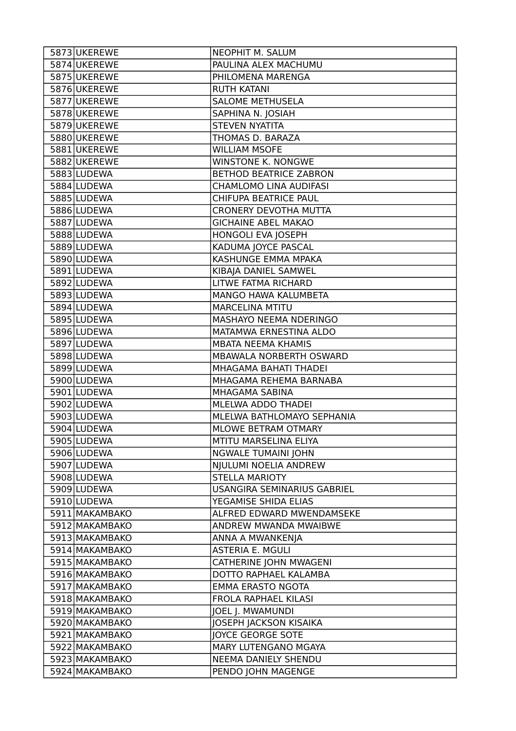| | | |
|---|---|---|
| 5873 | UKEREWE | NEOPHIT M. SALUM |
| 5874 | UKEREWE | PAULINA ALEX MACHUMU |
| 5875 | UKEREWE | PHILOMENA MARENGA |
| 5876 | UKEREWE | RUTH KATANI |
| 5877 | UKEREWE | SALOME METHUSELA |
| 5878 | UKEREWE | SAPHINA N. JOSIAH |
| 5879 | UKEREWE | STEVEN NYATITA |
| 5880 | UKEREWE | THOMAS D. BARAZA |
| 5881 | UKEREWE | WILLIAM MSOFE |
| 5882 | UKEREWE | WINSTONE K. NONGWE |
| 5883 | LUDEWA | BETHOD BEATRICE ZABRON |
| 5884 | LUDEWA | CHAMLOMO LINA AUDIFASI |
| 5885 | LUDEWA | CHIFUPA BEATRICE PAUL |
| 5886 | LUDEWA | CRONERY DEVOTHA MUTTA |
| 5887 | LUDEWA | GICHAINE ABEL MAKAO |
| 5888 | LUDEWA | HONGOLI EVA JOSEPH |
| 5889 | LUDEWA | KADUMA JOYCE PASCAL |
| 5890 | LUDEWA | KASHUNGE EMMA MPAKA |
| 5891 | LUDEWA | KIBAJA DANIEL SAMWEL |
| 5892 | LUDEWA | LITWE FATMA RICHARD |
| 5893 | LUDEWA | MANGO HAWA KALUMBETA |
| 5894 | LUDEWA | MARCELINA MTITU |
| 5895 | LUDEWA | MASHAYO NEEMA NDERINGO |
| 5896 | LUDEWA | MATAMWA ERNESTINA ALDO |
| 5897 | LUDEWA | MBATA NEEMA KHAMIS |
| 5898 | LUDEWA | MBAWALA NORBERTH OSWARD |
| 5899 | LUDEWA | MHAGAMA BAHATI THADEI |
| 5900 | LUDEWA | MHAGAMA REHEMA BARNABA |
| 5901 | LUDEWA | MHAGAMA SABINA |
| 5902 | LUDEWA | MLELWA ADDO THADEI |
| 5903 | LUDEWA | MLELWA BATHLOMAYO SEPHANIA |
| 5904 | LUDEWA | MLOWE BETRAM OTMARY |
| 5905 | LUDEWA | MTITU MARSELINA ELIYA |
| 5906 | LUDEWA | NGWALE TUMAINI JOHN |
| 5907 | LUDEWA | NJULUMI NOELIA ANDREW |
| 5908 | LUDEWA | STELLA MARIOTY |
| 5909 | LUDEWA | USANGIRA SEMINARIUS GABRIEL |
| 5910 | LUDEWA | YEGAMISE SHIDA ELIAS |
| 5911 | MAKAMBAKO | ALFRED EDWARD MWENDAMSEKE |
| 5912 | MAKAMBAKO | ANDREW MWANDA MWAIBWE |
| 5913 | MAKAMBAKO | ANNA A MWANKENJA |
| 5914 | MAKAMBAKO | ASTERIA E. MGULI |
| 5915 | MAKAMBAKO | CATHERINE JOHN MWAGENI |
| 5916 | MAKAMBAKO | DOTTO RAPHAEL KALAMBA |
| 5917 | MAKAMBAKO | EMMA ERASTO NGOTA |
| 5918 | MAKAMBAKO | FROLA RAPHAEL KILASI |
| 5919 | MAKAMBAKO | JOEL J. MWAMUNDI |
| 5920 | MAKAMBAKO | JOSEPH JACKSON KISAIKA |
| 5921 | MAKAMBAKO | JOYCE GEORGE SOTE |
| 5922 | MAKAMBAKO | MARY LUTENGANO MGAYA |
| 5923 | MAKAMBAKO | NEEMA DANIELY SHENDU |
| 5924 | MAKAMBAKO | PENDO JOHN MAGENGE |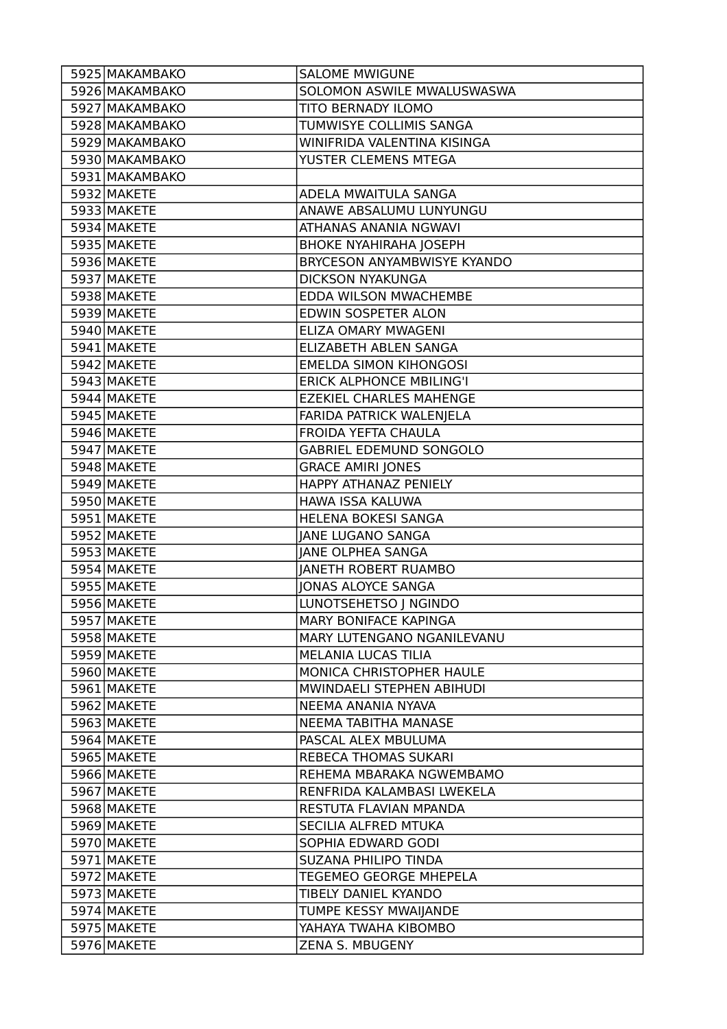| | | |
|---|---|---|
| 5925 | MAKAMBAKO | SALOME MWIGUNE |
| 5926 | MAKAMBAKO | SOLOMON ASWILE MWALUSWASWA |
| 5927 | MAKAMBAKO | TITO BERNADY ILOMO |
| 5928 | MAKAMBAKO | TUMWISYE COLLIMIS SANGA |
| 5929 | MAKAMBAKO | WINIFRIDA VALENTINA KISINGA |
| 5930 | MAKAMBAKO | YUSTER CLEMENS MTEGA |
| 5931 | MAKAMBAKO | |
| 5932 | MAKETE | ADELA MWAITULA SANGA |
| 5933 | MAKETE | ANAWE ABSALUMU LUNYUNGU |
| 5934 | MAKETE | ATHANAS ANANIA NGWAVI |
| 5935 | MAKETE | BHOKE NYAHIRAHA JOSEPH |
| 5936 | MAKETE | BRYCESON ANYAMBWISYE KYANDO |
| 5937 | MAKETE | DICKSON NYAKUNGA |
| 5938 | MAKETE | EDDA WILSON MWACHEMBE |
| 5939 | MAKETE | EDWIN SOSPETER ALON |
| 5940 | MAKETE | ELIZA OMARY MWAGENI |
| 5941 | MAKETE | ELIZABETH ABLEN SANGA |
| 5942 | MAKETE | EMELDA SIMON KIHONGOSI |
| 5943 | MAKETE | ERICK ALPHONCE MBILING'I |
| 5944 | MAKETE | EZEKIEL CHARLES MAHENGE |
| 5945 | MAKETE | FARIDA PATRICK WALENJELA |
| 5946 | MAKETE | FROIDA YEFTA CHAULA |
| 5947 | MAKETE | GABRIEL EDEMUND SONGOLO |
| 5948 | MAKETE | GRACE AMIRI JONES |
| 5949 | MAKETE | HAPPY ATHANAZ PENIELY |
| 5950 | MAKETE | HAWA ISSA KALUWA |
| 5951 | MAKETE | HELENA BOKESI SANGA |
| 5952 | MAKETE | JANE LUGANO SANGA |
| 5953 | MAKETE | JANE OLPHEA SANGA |
| 5954 | MAKETE | JANETH ROBERT RUAMBO |
| 5955 | MAKETE | JONAS ALOYCE SANGA |
| 5956 | MAKETE | LUNOTSEHETSO J NGINDO |
| 5957 | MAKETE | MARY BONIFACE KAPINGA |
| 5958 | MAKETE | MARY LUTENGANO NGANILEVANU |
| 5959 | MAKETE | MELANIA LUCAS TILIA |
| 5960 | MAKETE | MONICA CHRISTOPHER HAULE |
| 5961 | MAKETE | MWINDAELI STEPHEN ABIHUDI |
| 5962 | MAKETE | NEEMA ANANIA NYAVA |
| 5963 | MAKETE | NEEMA TABITHA MANASE |
| 5964 | MAKETE | PASCAL ALEX MBULUMA |
| 5965 | MAKETE | REBECA THOMAS SUKARI |
| 5966 | MAKETE | REHEMA MBARAKA NGWEMBAMO |
| 5967 | MAKETE | RENFRIDA KALAMBASI LWEKELA |
| 5968 | MAKETE | RESTUTA FLAVIAN MPANDA |
| 5969 | MAKETE | SECILIA ALFRED MTUKA |
| 5970 | MAKETE | SOPHIA EDWARD GODI |
| 5971 | MAKETE | SUZANA PHILIPO TINDA |
| 5972 | MAKETE | TEGEMEO GEORGE MHEPELA |
| 5973 | MAKETE | TIBELY DANIEL KYANDO |
| 5974 | MAKETE | TUMPE KESSY MWAIJANDE |
| 5975 | MAKETE | YAHAYA TWAHA KIBOMBO |
| 5976 | MAKETE | ZENA S. MBUGENY |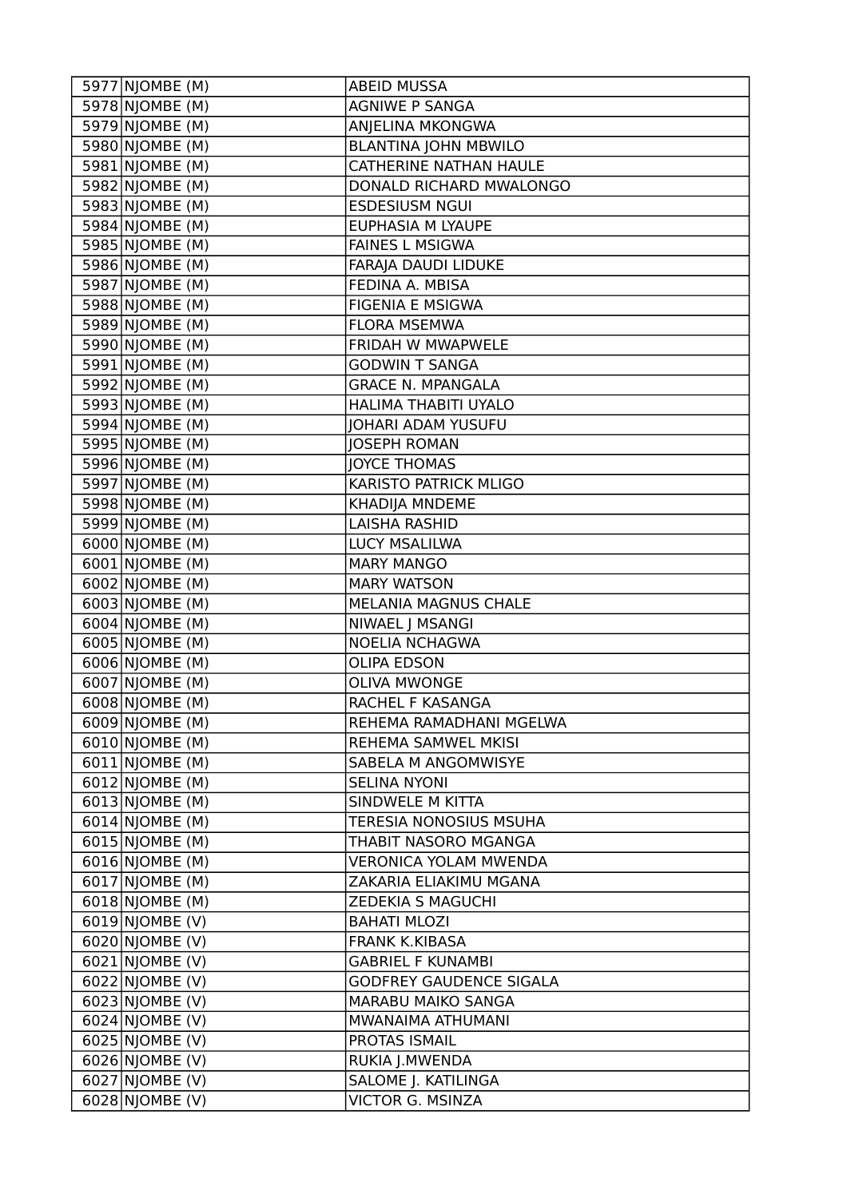| 5977 | NJOMBE (M) | ABEID MUSSA |
|---|---|---|
| 5978 | NJOMBE (M) | AGNIWE P SANGA |
| 5979 | NJOMBE (M) | ANJELINA MKONGWA |
| 5980 | NJOMBE (M) | BLANTINA JOHN MBWILO |
| 5981 | NJOMBE (M) | CATHERINE NATHAN HAULE |
| 5982 | NJOMBE (M) | DONALD RICHARD MWALONGO |
| 5983 | NJOMBE (M) | ESDESIUSM NGUI |
| 5984 | NJOMBE (M) | EUPHASIA M LYAUPE |
| 5985 | NJOMBE (M) | FAINES L MSIGWA |
| 5986 | NJOMBE (M) | FARAJA DAUDI LIDUKE |
| 5987 | NJOMBE (M) | FEDINA A. MBISA |
| 5988 | NJOMBE (M) | FIGENIA E MSIGWA |
| 5989 | NJOMBE (M) | FLORA MSEMWA |
| 5990 | NJOMBE (M) | FRIDAH W MWAPWELE |
| 5991 | NJOMBE (M) | GODWIN T SANGA |
| 5992 | NJOMBE (M) | GRACE N. MPANGALA |
| 5993 | NJOMBE (M) | HALIMA THABITI UYALO |
| 5994 | NJOMBE (M) | JOHARI ADAM YUSUFU |
| 5995 | NJOMBE (M) | JOSEPH ROMAN |
| 5996 | NJOMBE (M) | JOYCE THOMAS |
| 5997 | NJOMBE (M) | KARISTO PATRICK MLIGO |
| 5998 | NJOMBE (M) | KHADIJA MNDEME |
| 5999 | NJOMBE (M) | LAISHA RASHID |
| 6000 | NJOMBE (M) | LUCY MSALILWA |
| 6001 | NJOMBE (M) | MARY MANGO |
| 6002 | NJOMBE (M) | MARY WATSON |
| 6003 | NJOMBE (M) | MELANIA MAGNUS CHALE |
| 6004 | NJOMBE (M) | NIWAEL J MSANGI |
| 6005 | NJOMBE (M) | NOELIA NCHAGWA |
| 6006 | NJOMBE (M) | OLIPA EDSON |
| 6007 | NJOMBE (M) | OLIVA MWONGE |
| 6008 | NJOMBE (M) | RACHEL F KASANGA |
| 6009 | NJOMBE (M) | REHEMA RAMADHANI MGELWA |
| 6010 | NJOMBE (M) | REHEMA SAMWEL MKISI |
| 6011 | NJOMBE (M) | SABELA M ANGOMWISYE |
| 6012 | NJOMBE (M) | SELINA NYONI |
| 6013 | NJOMBE (M) | SINDWELE M KITTA |
| 6014 | NJOMBE (M) | TERESIA NONOSIUS MSUHA |
| 6015 | NJOMBE (M) | THABIT NASORO MGANGA |
| 6016 | NJOMBE (M) | VERONICA YOLAM MWENDA |
| 6017 | NJOMBE (M) | ZAKARIA ELIAKIMU MGANA |
| 6018 | NJOMBE (M) | ZEDEKIA S MAGUCHI |
| 6019 | NJOMBE (V) | BAHATI MLOZI |
| 6020 | NJOMBE (V) | FRANK K.KIBASA |
| 6021 | NJOMBE (V) | GABRIEL F KUNAMBI |
| 6022 | NJOMBE (V) | GODFREY GAUDENCE SIGALA |
| 6023 | NJOMBE (V) | MARABU MAIKO SANGA |
| 6024 | NJOMBE (V) | MWANAIMA ATHUMANI |
| 6025 | NJOMBE (V) | PROTAS ISMAIL |
| 6026 | NJOMBE (V) | RUKIA J.MWENDA |
| 6027 | NJOMBE (V) | SALOME J. KATILINGA |
| 6028 | NJOMBE (V) | VICTOR G. MSINZA |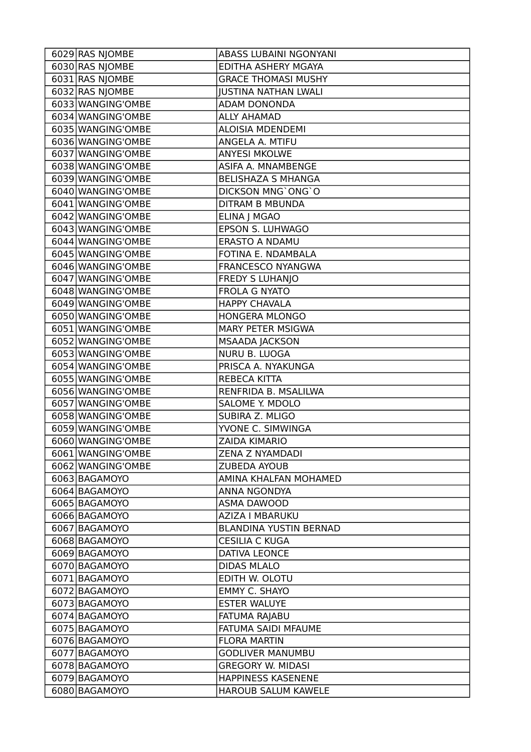| 6029 | RAS NJOMBE | ABASS LUBAINI NGONYANI |
|---|---|---|
| 6030 | RAS NJOMBE | EDITHA ASHERY MGAYA |
| 6031 | RAS NJOMBE | GRACE THOMASI MUSHY |
| 6032 | RAS NJOMBE | JUSTINA NATHAN LWALI |
| 6033 | WANGING'OMBE | ADAM DONONDA |
| 6034 | WANGING'OMBE | ALLY AHAMAD |
| 6035 | WANGING'OMBE | ALOISIA MDENDEMI |
| 6036 | WANGING'OMBE | ANGELA A. MTIFU |
| 6037 | WANGING'OMBE | ANYESI MKOLWE |
| 6038 | WANGING'OMBE | ASIFA A. MNAMBENGE |
| 6039 | WANGING'OMBE | BELISHAZA S MHANGA |
| 6040 | WANGING'OMBE | DICKSON MNG`ONG`O |
| 6041 | WANGING'OMBE | DITRAM B MBUNDA |
| 6042 | WANGING'OMBE | ELINA J MGAO |
| 6043 | WANGING'OMBE | EPSON S. LUHWAGO |
| 6044 | WANGING'OMBE | ERASTO A NDAMU |
| 6045 | WANGING'OMBE | FOTINA E. NDAMBALA |
| 6046 | WANGING'OMBE | FRANCESCO NYANGWA |
| 6047 | WANGING'OMBE | FREDY S LUHANJO |
| 6048 | WANGING'OMBE | FROLA G NYATO |
| 6049 | WANGING'OMBE | HAPPY CHAVALA |
| 6050 | WANGING'OMBE | HONGERA MLONGO |
| 6051 | WANGING'OMBE | MARY PETER MSIGWA |
| 6052 | WANGING'OMBE | MSAADA JACKSON |
| 6053 | WANGING'OMBE | NURU B. LUOGA |
| 6054 | WANGING'OMBE | PRISCA A. NYAKUNGA |
| 6055 | WANGING'OMBE | REBECA KITTA |
| 6056 | WANGING'OMBE | RENFRIDA B. MSALILWA |
| 6057 | WANGING'OMBE | SALOME Y. MDOLO |
| 6058 | WANGING'OMBE | SUBIRA Z. MLIGO |
| 6059 | WANGING'OMBE | YVONE C. SIMWINGA |
| 6060 | WANGING'OMBE | ZAIDA KIMARIO |
| 6061 | WANGING'OMBE | ZENA Z NYAMDADI |
| 6062 | WANGING'OMBE | ZUBEDA AYOUB |
| 6063 | BAGAMOYO | AMINA KHALFAN MOHAMED |
| 6064 | BAGAMOYO | ANNA NGONDYA |
| 6065 | BAGAMOYO | ASMA DAWOOD |
| 6066 | BAGAMOYO | AZIZA I MBARUKU |
| 6067 | BAGAMOYO | BLANDINA YUSTIN BERNAD |
| 6068 | BAGAMOYO | CESILIA C KUGA |
| 6069 | BAGAMOYO | DATIVA LEONCE |
| 6070 | BAGAMOYO | DIDAS MLALO |
| 6071 | BAGAMOYO | EDITH W. OLOTU |
| 6072 | BAGAMOYO | EMMY C. SHAYO |
| 6073 | BAGAMOYO | ESTER WALUYE |
| 6074 | BAGAMOYO | FATUMA RAJABU |
| 6075 | BAGAMOYO | FATUMA SAIDI MFAUME |
| 6076 | BAGAMOYO | FLORA MARTIN |
| 6077 | BAGAMOYO | GODLIVER MANUMBU |
| 6078 | BAGAMOYO | GREGORY W. MIDASI |
| 6079 | BAGAMOYO | HAPPINESS KASENENE |
| 6080 | BAGAMOYO | HAROUB SALUM KAWELE |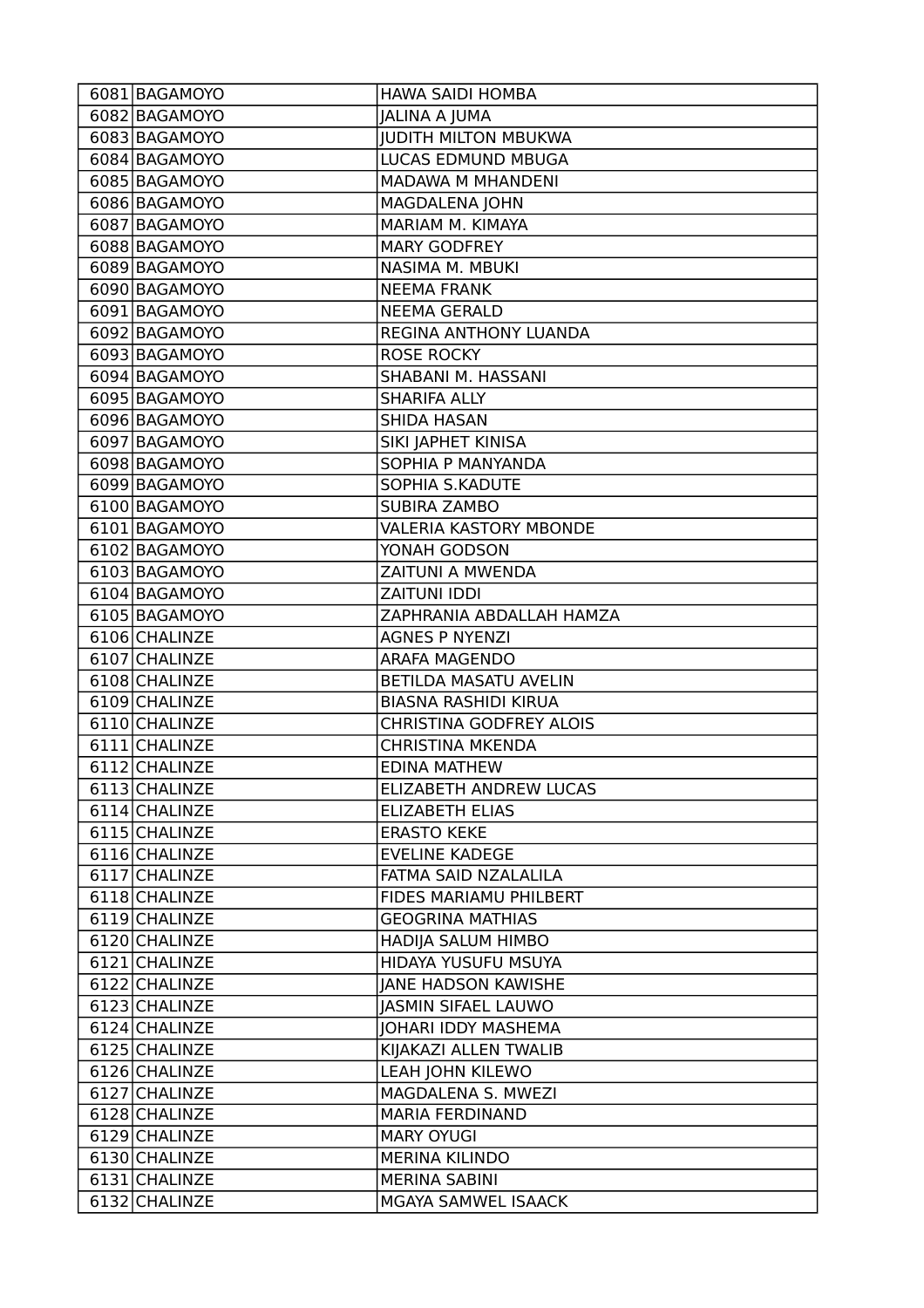| | | |
|---|---|---|
| 6081 | BAGAMOYO | HAWA SAIDI HOMBA |
| 6082 | BAGAMOYO | JALINA A JUMA |
| 6083 | BAGAMOYO | JUDITH MILTON MBUKWA |
| 6084 | BAGAMOYO | LUCAS EDMUND MBUGA |
| 6085 | BAGAMOYO | MADAWA M MHANDENI |
| 6086 | BAGAMOYO | MAGDALENA JOHN |
| 6087 | BAGAMOYO | MARIAM M. KIMAYA |
| 6088 | BAGAMOYO | MARY GODFREY |
| 6089 | BAGAMOYO | NASIMA M. MBUKI |
| 6090 | BAGAMOYO | NEEMA FRANK |
| 6091 | BAGAMOYO | NEEMA GERALD |
| 6092 | BAGAMOYO | REGINA ANTHONY LUANDA |
| 6093 | BAGAMOYO | ROSE ROCKY |
| 6094 | BAGAMOYO | SHABANI M. HASSANI |
| 6095 | BAGAMOYO | SHARIFA ALLY |
| 6096 | BAGAMOYO | SHIDA HASAN |
| 6097 | BAGAMOYO | SIKI JAPHET KINISA |
| 6098 | BAGAMOYO | SOPHIA P MANYANDA |
| 6099 | BAGAMOYO | SOPHIA S.KADUTE |
| 6100 | BAGAMOYO | SUBIRA ZAMBO |
| 6101 | BAGAMOYO | VALERIA KASTORY MBONDE |
| 6102 | BAGAMOYO | YONAH GODSON |
| 6103 | BAGAMOYO | ZAITUNI A MWENDA |
| 6104 | BAGAMOYO | ZAITUNI IDDI |
| 6105 | BAGAMOYO | ZAPHRANIA ABDALLAH HAMZA |
| 6106 | CHALINZE | AGNES P NYENZI |
| 6107 | CHALINZE | ARAFA MAGENDO |
| 6108 | CHALINZE | BETILDA MASATU AVELIN |
| 6109 | CHALINZE | BIASNA RASHIDI KIRUA |
| 6110 | CHALINZE | CHRISTINA GODFREY ALOIS |
| 6111 | CHALINZE | CHRISTINA MKENDA |
| 6112 | CHALINZE | EDINA MATHEW |
| 6113 | CHALINZE | ELIZABETH ANDREW LUCAS |
| 6114 | CHALINZE | ELIZABETH ELIAS |
| 6115 | CHALINZE | ERASTO KEKE |
| 6116 | CHALINZE | EVELINE KADEGE |
| 6117 | CHALINZE | FATMA SAID NZALALILA |
| 6118 | CHALINZE | FIDES MARIAMU PHILBERT |
| 6119 | CHALINZE | GEOGRINA MATHIAS |
| 6120 | CHALINZE | HADIJA SALUM HIMBO |
| 6121 | CHALINZE | HIDAYA YUSUFU MSUYA |
| 6122 | CHALINZE | JANE HADSON KAWISHE |
| 6123 | CHALINZE | JASMIN SIFAEL LAUWO |
| 6124 | CHALINZE | JOHARI IDDY MASHEMA |
| 6125 | CHALINZE | KIJAKAZI ALLEN TWALIB |
| 6126 | CHALINZE | LEAH JOHN KILEWO |
| 6127 | CHALINZE | MAGDALENA S. MWEZI |
| 6128 | CHALINZE | MARIA FERDINAND |
| 6129 | CHALINZE | MARY OYUGI |
| 6130 | CHALINZE | MERINA KILINDO |
| 6131 | CHALINZE | MERINA SABINI |
| 6132 | CHALINZE | MGAYA SAMWEL ISAACK |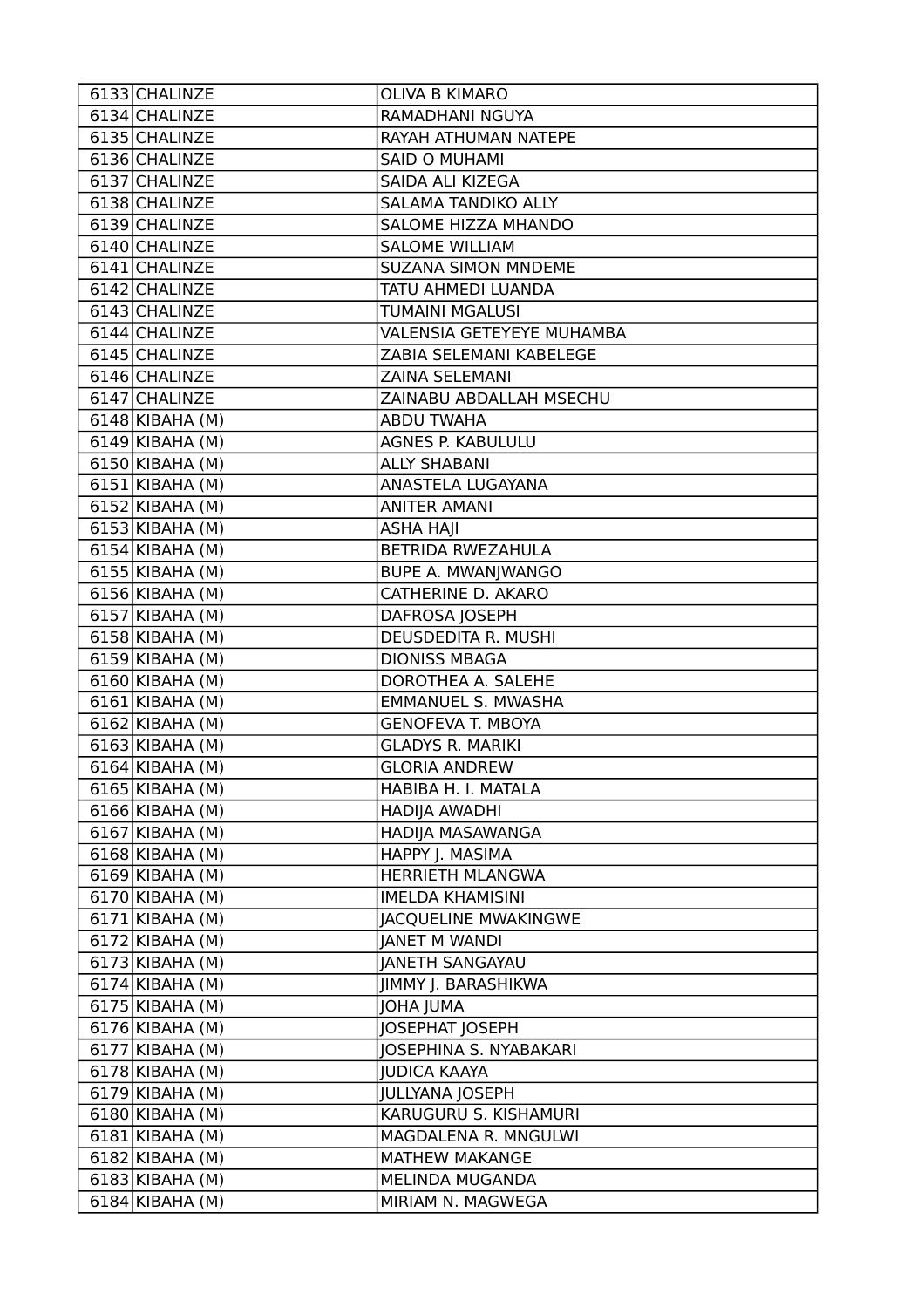| 6133 | CHALINZE | OLIVA B KIMARO |
|---|---|---|
| 6134 | CHALINZE | RAMADHANI NGUYA |
| 6135 | CHALINZE | RAYAH ATHUMAN NATEPE |
| 6136 | CHALINZE | SAID O MUHAMI |
| 6137 | CHALINZE | SAIDA ALI KIZEGA |
| 6138 | CHALINZE | SALAMA TANDIKO ALLY |
| 6139 | CHALINZE | SALOME HIZZA MHANDO |
| 6140 | CHALINZE | SALOME WILLIAM |
| 6141 | CHALINZE | SUZANA SIMON MNDEME |
| 6142 | CHALINZE | TATU AHMEDI LUANDA |
| 6143 | CHALINZE | TUMAINI MGALUSI |
| 6144 | CHALINZE | VALENSIA GETEYEYE MUHAMBA |
| 6145 | CHALINZE | ZABIA SELEMANI KABELEGE |
| 6146 | CHALINZE | ZAINA SELEMANI |
| 6147 | CHALINZE | ZAINABU ABDALLAH MSECHU |
| 6148 | KIBAHA (M) | ABDU TWAHA |
| 6149 | KIBAHA (M) | AGNES P. KABULULU |
| 6150 | KIBAHA (M) | ALLY SHABANI |
| 6151 | KIBAHA (M) | ANASTELA LUGAYANA |
| 6152 | KIBAHA (M) | ANITER AMANI |
| 6153 | KIBAHA (M) | ASHA HAJI |
| 6154 | KIBAHA (M) | BETRIDA RWEZAHULA |
| 6155 | KIBAHA (M) | BUPE A. MWANJWANGO |
| 6156 | KIBAHA (M) | CATHERINE D. AKARO |
| 6157 | KIBAHA (M) | DAFROSA JOSEPH |
| 6158 | KIBAHA (M) | DEUSDEDITA R. MUSHI |
| 6159 | KIBAHA (M) | DIONISS MBAGA |
| 6160 | KIBAHA (M) | DOROTHEA A. SALEHE |
| 6161 | KIBAHA (M) | EMMANUEL S. MWASHA |
| 6162 | KIBAHA (M) | GENOFEVA T. MBOYA |
| 6163 | KIBAHA (M) | GLADYS R. MARIKI |
| 6164 | KIBAHA (M) | GLORIA ANDREW |
| 6165 | KIBAHA (M) | HABIBA H. I. MATALA |
| 6166 | KIBAHA (M) | HADIJA AWADHI |
| 6167 | KIBAHA (M) | HADIJA MASAWANGA |
| 6168 | KIBAHA (M) | HAPPY J. MASIMA |
| 6169 | KIBAHA (M) | HERRIETH MLANGWA |
| 6170 | KIBAHA (M) | IMELDA KHAMISINI |
| 6171 | KIBAHA (M) | JACQUELINE MWAKINGWE |
| 6172 | KIBAHA (M) | JANET M WANDI |
| 6173 | KIBAHA (M) | JANETH SANGAYAU |
| 6174 | KIBAHA (M) | JIMMY J. BARASHIKWA |
| 6175 | KIBAHA (M) | JOHA JUMA |
| 6176 | KIBAHA (M) | JOSEPHAT JOSEPH |
| 6177 | KIBAHA (M) | JOSEPHINA S. NYABAKARI |
| 6178 | KIBAHA (M) | JUDICA KAAYA |
| 6179 | KIBAHA (M) | JULLYANA JOSEPH |
| 6180 | KIBAHA (M) | KARUGURU S. KISHAMURI |
| 6181 | KIBAHA (M) | MAGDALENA R. MNGULWI |
| 6182 | KIBAHA (M) | MATHEW MAKANGE |
| 6183 | KIBAHA (M) | MELINDA MUGANDA |
| 6184 | KIBAHA (M) | MIRIAM N. MAGWEGA |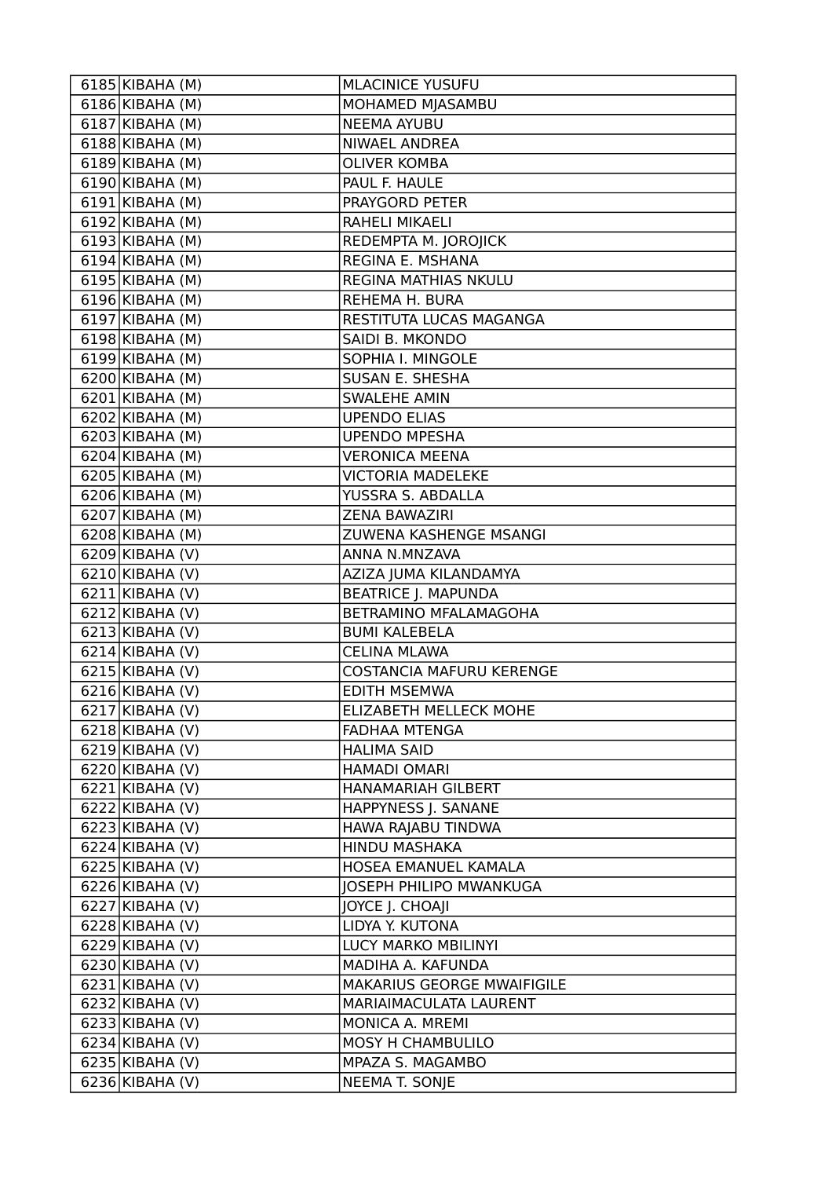| | | |
|---|---|---|
| 6185 | KIBAHA (M) | MLACINICE YUSUFU |
| 6186 | KIBAHA (M) | MOHAMED MJASAMBU |
| 6187 | KIBAHA (M) | NEEMA AYUBU |
| 6188 | KIBAHA (M) | NIWAEL ANDREA |
| 6189 | KIBAHA (M) | OLIVER KOMBA |
| 6190 | KIBAHA (M) | PAUL F. HAULE |
| 6191 | KIBAHA (M) | PRAYGORD PETER |
| 6192 | KIBAHA (M) | RAHELI MIKAELI |
| 6193 | KIBAHA (M) | REDEMPTA M. JOROJICK |
| 6194 | KIBAHA (M) | REGINA E. MSHANA |
| 6195 | KIBAHA (M) | REGINA MATHIAS NKULU |
| 6196 | KIBAHA (M) | REHEMA H. BURA |
| 6197 | KIBAHA (M) | RESTITUTA LUCAS MAGANGA |
| 6198 | KIBAHA (M) | SAIDI B. MKONDO |
| 6199 | KIBAHA (M) | SOPHIA I. MINGOLE |
| 6200 | KIBAHA (M) | SUSAN E. SHESHA |
| 6201 | KIBAHA (M) | SWALEHE AMIN |
| 6202 | KIBAHA (M) | UPENDO ELIAS |
| 6203 | KIBAHA (M) | UPENDO MPESHA |
| 6204 | KIBAHA (M) | VERONICA MEENA |
| 6205 | KIBAHA (M) | VICTORIA MADELEKE |
| 6206 | KIBAHA (M) | YUSSRA S. ABDALLA |
| 6207 | KIBAHA (M) | ZENA BAWAZIRI |
| 6208 | KIBAHA (M) | ZUWENA KASHENGE MSANGI |
| 6209 | KIBAHA (V) | ANNA N.MNZAVA |
| 6210 | KIBAHA (V) | AZIZA JUMA KILANDAMYA |
| 6211 | KIBAHA (V) | BEATRICE J. MAPUNDA |
| 6212 | KIBAHA (V) | BETRAMINO MFALAMAGOHA |
| 6213 | KIBAHA (V) | BUMI KALEBELA |
| 6214 | KIBAHA (V) | CELINA MLAWA |
| 6215 | KIBAHA (V) | COSTANCIA MAFURU KERENGE |
| 6216 | KIBAHA (V) | EDITH MSEMWA |
| 6217 | KIBAHA (V) | ELIZABETH MELLECK MOHE |
| 6218 | KIBAHA (V) | FADHAA MTENGA |
| 6219 | KIBAHA (V) | HALIMA SAID |
| 6220 | KIBAHA (V) | HAMADI OMARI |
| 6221 | KIBAHA (V) | HANAMARIAH GILBERT |
| 6222 | KIBAHA (V) | HAPPYNESS J. SANANE |
| 6223 | KIBAHA (V) | HAWA RAJABU TINDWA |
| 6224 | KIBAHA (V) | HINDU MASHAKA |
| 6225 | KIBAHA (V) | HOSEA EMANUEL KAMALA |
| 6226 | KIBAHA (V) | JOSEPH PHILIPO MWANKUGA |
| 6227 | KIBAHA (V) | JOYCE J. CHOAJI |
| 6228 | KIBAHA (V) | LIDYA Y. KUTONA |
| 6229 | KIBAHA (V) | LUCY MARKO MBILINYI |
| 6230 | KIBAHA (V) | MADIHA A. KAFUNDA |
| 6231 | KIBAHA (V) | MAKARIUS GEORGE MWAIFIGILE |
| 6232 | KIBAHA (V) | MARIAIMACULATA LAURENT |
| 6233 | KIBAHA (V) | MONICA A. MREMI |
| 6234 | KIBAHA (V) | MOSY H CHAMBULILO |
| 6235 | KIBAHA (V) | MPAZA S. MAGAMBO |
| 6236 | KIBAHA (V) | NEEMA T. SONJE |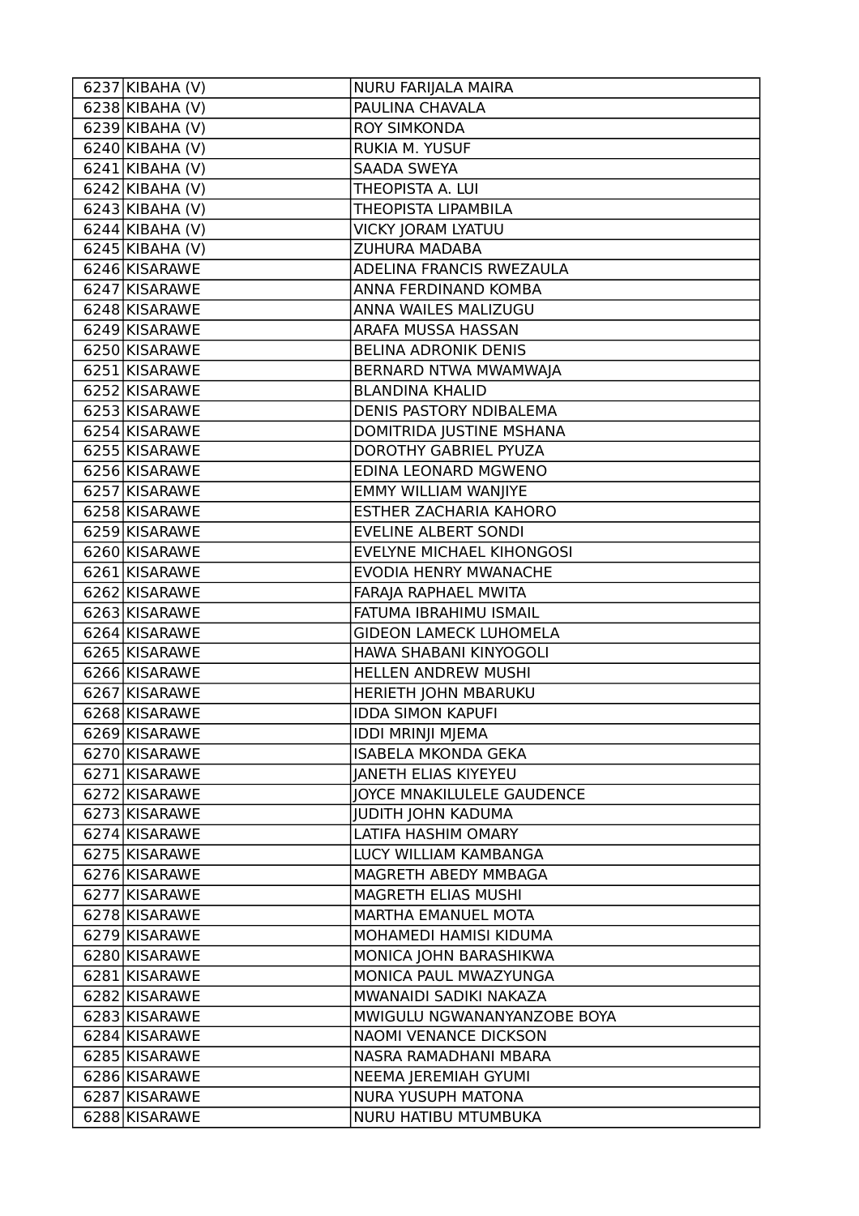| | | |
|---|---|---|
| 6237 | KIBAHA (V) | NURU FARIJALA MAIRA |
| 6238 | KIBAHA (V) | PAULINA CHAVALA |
| 6239 | KIBAHA (V) | ROY SIMKONDA |
| 6240 | KIBAHA (V) | RUKIA M. YUSUF |
| 6241 | KIBAHA (V) | SAADA SWEYA |
| 6242 | KIBAHA (V) | THEOPISTA A. LUI |
| 6243 | KIBAHA (V) | THEOPISTA LIPAMBILA |
| 6244 | KIBAHA (V) | VICKY JORAM LYATUU |
| 6245 | KIBAHA (V) | ZUHURA MADABA |
| 6246 | KISARAWE | ADELINA FRANCIS RWEZAULA |
| 6247 | KISARAWE | ANNA FERDINAND KOMBA |
| 6248 | KISARAWE | ANNA WAILES MALIZUGU |
| 6249 | KISARAWE | ARAFA MUSSA HASSAN |
| 6250 | KISARAWE | BELINA ADRONIK DENIS |
| 6251 | KISARAWE | BERNARD NTWA MWAMWAJA |
| 6252 | KISARAWE | BLANDINA KHALID |
| 6253 | KISARAWE | DENIS PASTORY NDIBALEMA |
| 6254 | KISARAWE | DOMITRIDA JUSTINE MSHANA |
| 6255 | KISARAWE | DOROTHY GABRIEL PYUZA |
| 6256 | KISARAWE | EDINA LEONARD MGWENO |
| 6257 | KISARAWE | EMMY WILLIAM WANJIYE |
| 6258 | KISARAWE | ESTHER ZACHARIA KAHORO |
| 6259 | KISARAWE | EVELINE ALBERT SONDI |
| 6260 | KISARAWE | EVELYNE MICHAEL KIHONGOSI |
| 6261 | KISARAWE | EVODIA HENRY MWANACHE |
| 6262 | KISARAWE | FARAJA RAPHAEL MWITA |
| 6263 | KISARAWE | FATUMA IBRAHIMU ISMAIL |
| 6264 | KISARAWE | GIDEON LAMECK LUHOMELA |
| 6265 | KISARAWE | HAWA SHABANI KINYOGOLI |
| 6266 | KISARAWE | HELLEN ANDREW MUSHI |
| 6267 | KISARAWE | HERIETH JOHN MBARUKU |
| 6268 | KISARAWE | IDDA SIMON KAPUFI |
| 6269 | KISARAWE | IDDI MRINJI MJEMA |
| 6270 | KISARAWE | ISABELA MKONDA GEKA |
| 6271 | KISARAWE | JANETH ELIAS KIYEYEU |
| 6272 | KISARAWE | JOYCE MNAKILULELE GAUDENCE |
| 6273 | KISARAWE | JUDITH JOHN KADUMA |
| 6274 | KISARAWE | LATIFA HASHIM OMARY |
| 6275 | KISARAWE | LUCY WILLIAM KAMBANGA |
| 6276 | KISARAWE | MAGRETH ABEDY MMBAGA |
| 6277 | KISARAWE | MAGRETH ELIAS MUSHI |
| 6278 | KISARAWE | MARTHA EMANUEL MOTA |
| 6279 | KISARAWE | MOHAMEDI HAMISI KIDUMA |
| 6280 | KISARAWE | MONICA JOHN BARASHIKWA |
| 6281 | KISARAWE | MONICA PAUL MWAZYUNGA |
| 6282 | KISARAWE | MWANAIDI SADIKI NAKAZA |
| 6283 | KISARAWE | MWIGULU NGWANANYANZOBE BOYA |
| 6284 | KISARAWE | NAOMI VENANCE DICKSON |
| 6285 | KISARAWE | NASRA RAMADHANI MBARA |
| 6286 | KISARAWE | NEEMA JEREMIAH GYUMI |
| 6287 | KISARAWE | NURA YUSUPH MATONA |
| 6288 | KISARAWE | NURU HATIBU MTUMBUKA |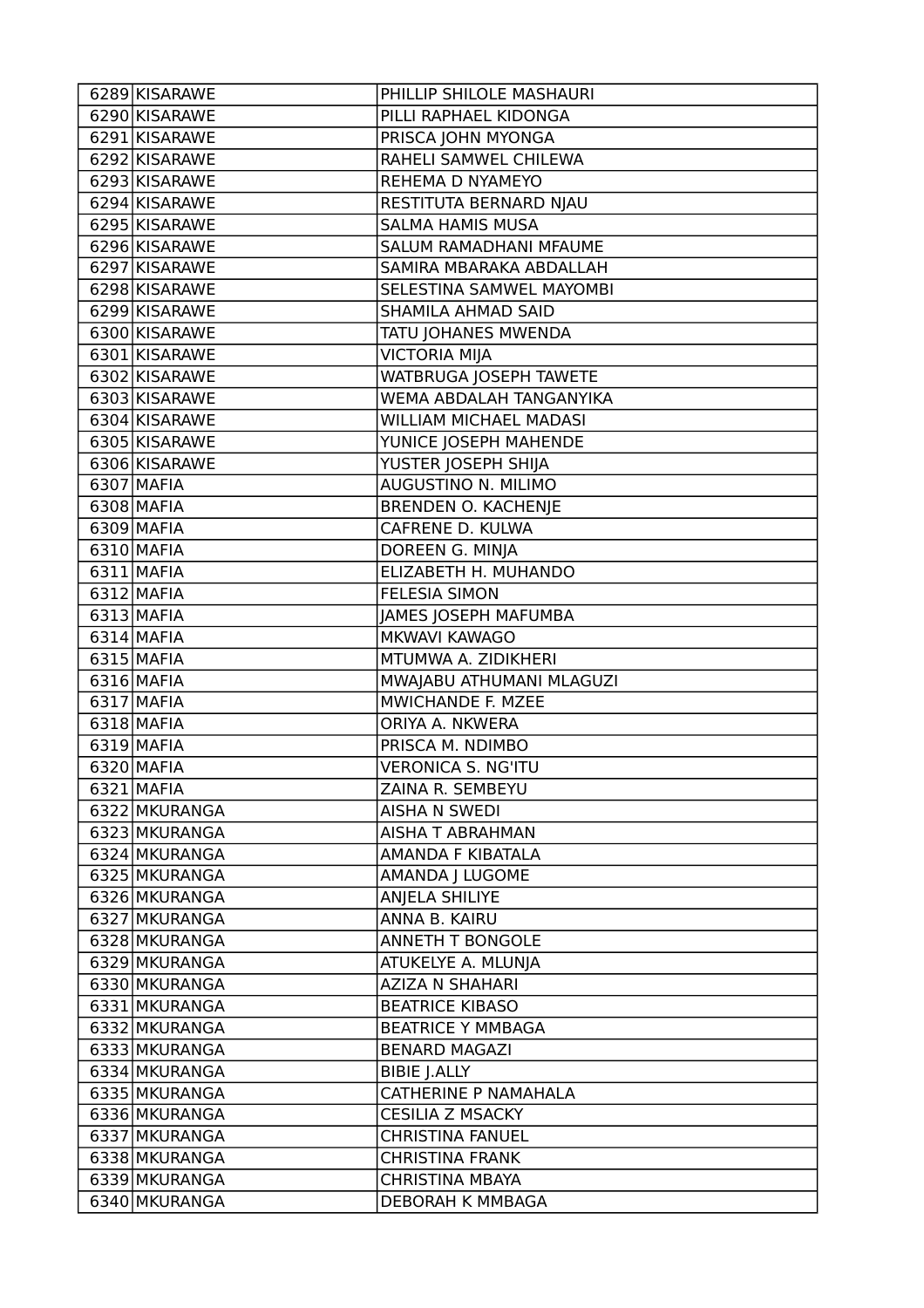| 6289 | KISARAWE | PHILLIP SHILOLE MASHAURI |
|---|---|---|
| 6290 | KISARAWE | PILLI RAPHAEL KIDONGA |
| 6291 | KISARAWE | PRISCA JOHN MYONGA |
| 6292 | KISARAWE | RAHELI SAMWEL CHILEWA |
| 6293 | KISARAWE | REHEMA D NYAMEYO |
| 6294 | KISARAWE | RESTITUTA BERNARD NJAU |
| 6295 | KISARAWE | SALMA HAMIS MUSA |
| 6296 | KISARAWE | SALUM RAMADHANI MFAUME |
| 6297 | KISARAWE | SAMIRA MBARAKA ABDALLAH |
| 6298 | KISARAWE | SELESTINA SAMWEL MAYOMBI |
| 6299 | KISARAWE | SHAMILA AHMAD SAID |
| 6300 | KISARAWE | TATU JOHANES MWENDA |
| 6301 | KISARAWE | VICTORIA MIJA |
| 6302 | KISARAWE | WATBRUGA JOSEPH TAWETE |
| 6303 | KISARAWE | WEMA ABDALAH TANGANYIKA |
| 6304 | KISARAWE | WILLIAM MICHAEL MADASI |
| 6305 | KISARAWE | YUNICE JOSEPH MAHENDE |
| 6306 | KISARAWE | YUSTER JOSEPH SHIJA |
| 6307 | MAFIA | AUGUSTINO N. MILIMO |
| 6308 | MAFIA | BRENDEN O. KACHENJE |
| 6309 | MAFIA | CAFRENE D. KULWA |
| 6310 | MAFIA | DOREEN G. MINJA |
| 6311 | MAFIA | ELIZABETH H. MUHANDO |
| 6312 | MAFIA | FELESIA SIMON |
| 6313 | MAFIA | JAMES JOSEPH MAFUMBA |
| 6314 | MAFIA | MKWAVI KAWAGO |
| 6315 | MAFIA | MTUMWA A. ZIDIKHERI |
| 6316 | MAFIA | MWAJABU ATHUMANI MLAGUZI |
| 6317 | MAFIA | MWICHANDE F. MZEE |
| 6318 | MAFIA | ORIYA A. NKWERA |
| 6319 | MAFIA | PRISCA M. NDIMBO |
| 6320 | MAFIA | VERONICA S. NG'ITU |
| 6321 | MAFIA | ZAINA R. SEMBEYU |
| 6322 | MKURANGA | AISHA N SWEDI |
| 6323 | MKURANGA | AISHA T ABRAHMAN |
| 6324 | MKURANGA | AMANDA F KIBATALA |
| 6325 | MKURANGA | AMANDA J LUGOME |
| 6326 | MKURANGA | ANJELA SHILIYE |
| 6327 | MKURANGA | ANNA B. KAIRU |
| 6328 | MKURANGA | ANNETH T BONGOLE |
| 6329 | MKURANGA | ATUKELYE A. MLUNJA |
| 6330 | MKURANGA | AZIZA N SHAHARI |
| 6331 | MKURANGA | BEATRICE KIBASO |
| 6332 | MKURANGA | BEATRICE Y MMBAGA |
| 6333 | MKURANGA | BENARD MAGAZI |
| 6334 | MKURANGA | BIBIE J.ALLY |
| 6335 | MKURANGA | CATHERINE P NAMAHALA |
| 6336 | MKURANGA | CESILIA Z MSACKY |
| 6337 | MKURANGA | CHRISTINA FANUEL |
| 6338 | MKURANGA | CHRISTINA FRANK |
| 6339 | MKURANGA | CHRISTINA MBAYA |
| 6340 | MKURANGA | DEBORAH K MMBAGA |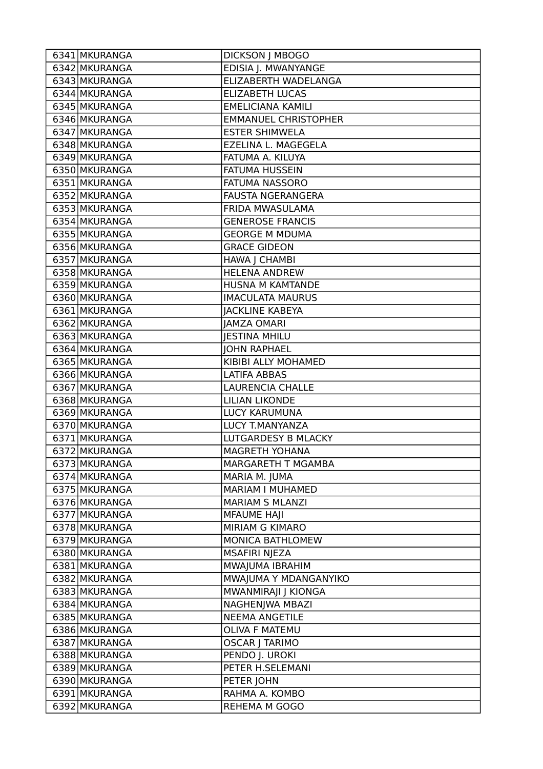| | | |
|---|---|---|
| 6341 | MKURANGA | DICKSON J MBOGO |
| 6342 | MKURANGA | EDISIA J. MWANYANGE |
| 6343 | MKURANGA | ELIZABERTH WADELANGA |
| 6344 | MKURANGA | ELIZABETH LUCAS |
| 6345 | MKURANGA | EMELICIANA KAMILI |
| 6346 | MKURANGA | EMMANUEL CHRISTOPHER |
| 6347 | MKURANGA | ESTER SHIMWELA |
| 6348 | MKURANGA | EZELINA L. MAGEGELA |
| 6349 | MKURANGA | FATUMA A. KILUYA |
| 6350 | MKURANGA | FATUMA HUSSEIN |
| 6351 | MKURANGA | FATUMA NASSORO |
| 6352 | MKURANGA | FAUSTA NGERANGERA |
| 6353 | MKURANGA | FRIDA MWASULAMA |
| 6354 | MKURANGA | GENEROSE FRANCIS |
| 6355 | MKURANGA | GEORGE M MDUMA |
| 6356 | MKURANGA | GRACE GIDEON |
| 6357 | MKURANGA | HAWA J CHAMBI |
| 6358 | MKURANGA | HELENA ANDREW |
| 6359 | MKURANGA | HUSNA M KAMTANDE |
| 6360 | MKURANGA | IMACULATA MAURUS |
| 6361 | MKURANGA | JACKLINE KABEYA |
| 6362 | MKURANGA | JAMZA OMARI |
| 6363 | MKURANGA | JESTINA MHILU |
| 6364 | MKURANGA | JOHN RAPHAEL |
| 6365 | MKURANGA | KIBIBI ALLY MOHAMED |
| 6366 | MKURANGA | LATIFA ABBAS |
| 6367 | MKURANGA | LAURENCIA CHALLE |
| 6368 | MKURANGA | LILIAN LIKONDE |
| 6369 | MKURANGA | LUCY KARUMUNA |
| 6370 | MKURANGA | LUCY T.MANYANZA |
| 6371 | MKURANGA | LUTGARDESY B MLACKY |
| 6372 | MKURANGA | MAGRETH YOHANA |
| 6373 | MKURANGA | MARGARETH T MGAMBA |
| 6374 | MKURANGA | MARIA M. JUMA |
| 6375 | MKURANGA | MARIAM I MUHAMED |
| 6376 | MKURANGA | MARIAM S MLANZI |
| 6377 | MKURANGA | MFAUME HAJI |
| 6378 | MKURANGA | MIRIAM G KIMARO |
| 6379 | MKURANGA | MONICA BATHLOMEW |
| 6380 | MKURANGA | MSAFIRI NJEZA |
| 6381 | MKURANGA | MWAJUMA IBRAHIM |
| 6382 | MKURANGA | MWAJUMA Y MDANGANYIKO |
| 6383 | MKURANGA | MWANMIRAJI J KIONGA |
| 6384 | MKURANGA | NAGHENJWA MBAZI |
| 6385 | MKURANGA | NEEMA ANGETILE |
| 6386 | MKURANGA | OLIVA F MATEMU |
| 6387 | MKURANGA | OSCAR J TARIMO |
| 6388 | MKURANGA | PENDO J. UROKI |
| 6389 | MKURANGA | PETER H.SELEMANI |
| 6390 | MKURANGA | PETER JOHN |
| 6391 | MKURANGA | RAHMA A. KOMBO |
| 6392 | MKURANGA | REHEMA M GOGO |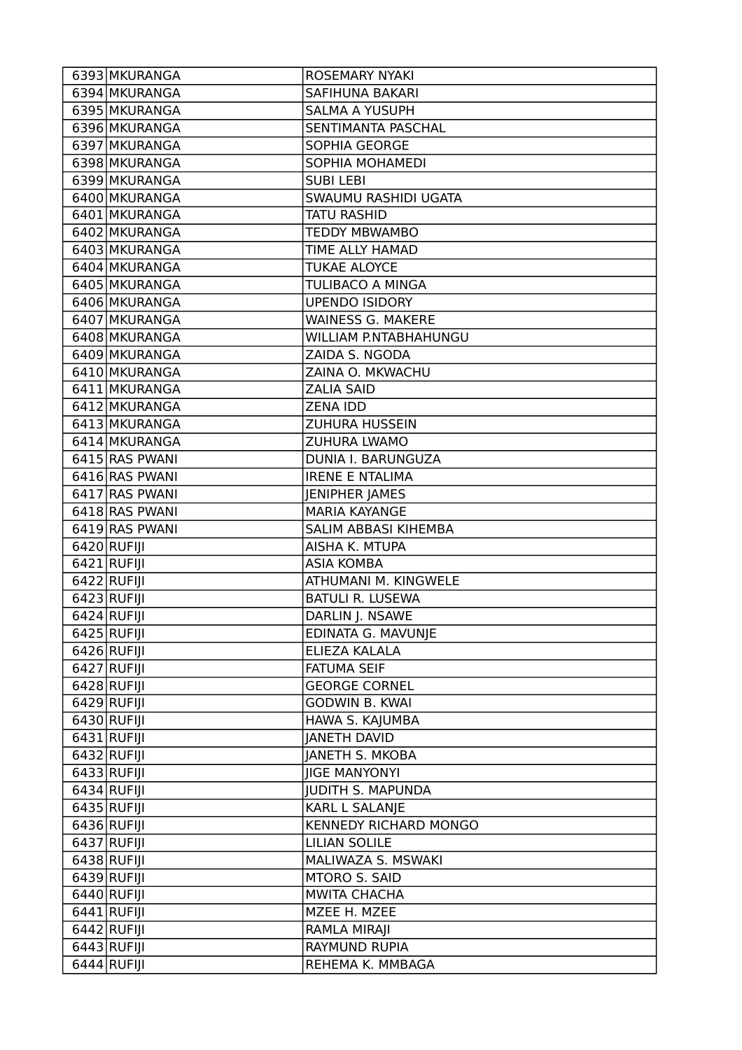| | | |
|---|---|---|
| 6393 | MKURANGA | ROSEMARY NYAKI |
| 6394 | MKURANGA | SAFIHUNA BAKARI |
| 6395 | MKURANGA | SALMA A YUSUPH |
| 6396 | MKURANGA | SENTIMANTA PASCHAL |
| 6397 | MKURANGA | SOPHIA GEORGE |
| 6398 | MKURANGA | SOPHIA MOHAMEDI |
| 6399 | MKURANGA | SUBI LEBI |
| 6400 | MKURANGA | SWAUMU RASHIDI UGATA |
| 6401 | MKURANGA | TATU RASHID |
| 6402 | MKURANGA | TEDDY MBWAMBO |
| 6403 | MKURANGA | TIME ALLY HAMAD |
| 6404 | MKURANGA | TUKAE ALOYCE |
| 6405 | MKURANGA | TULIBACO A MINGA |
| 6406 | MKURANGA | UPENDO ISIDORY |
| 6407 | MKURANGA | WAINESS G. MAKERE |
| 6408 | MKURANGA | WILLIAM P.NTABHAHUNGU |
| 6409 | MKURANGA | ZAIDA S. NGODA |
| 6410 | MKURANGA | ZAINA O. MKWACHU |
| 6411 | MKURANGA | ZALIA SAID |
| 6412 | MKURANGA | ZENA IDD |
| 6413 | MKURANGA | ZUHURA HUSSEIN |
| 6414 | MKURANGA | ZUHURA LWAMO |
| 6415 | RAS PWANI | DUNIA I. BARUNGUZA |
| 6416 | RAS PWANI | IRENE E NTALIMA |
| 6417 | RAS PWANI | JENIPHER JAMES |
| 6418 | RAS PWANI | MARIA KAYANGE |
| 6419 | RAS PWANI | SALIM ABBASI KIHEMBA |
| 6420 | RUFIJI | AISHA K. MTUPA |
| 6421 | RUFIJI | ASIA KOMBA |
| 6422 | RUFIJI | ATHUMANI M. KINGWELE |
| 6423 | RUFIJI | BATULI R. LUSEWA |
| 6424 | RUFIJI | DARLIN J. NSAWE |
| 6425 | RUFIJI | EDINATA G. MAVUNJE |
| 6426 | RUFIJI | ELIEZA KALALA |
| 6427 | RUFIJI | FATUMA SEIF |
| 6428 | RUFIJI | GEORGE CORNEL |
| 6429 | RUFIJI | GODWIN B. KWAI |
| 6430 | RUFIJI | HAWA S. KAJUMBA |
| 6431 | RUFIJI | JANETH DAVID |
| 6432 | RUFIJI | JANETH S. MKOBA |
| 6433 | RUFIJI | JIGE MANYONYI |
| 6434 | RUFIJI | JUDITH S. MAPUNDA |
| 6435 | RUFIJI | KARL L SALANJE |
| 6436 | RUFIJI | KENNEDY RICHARD MONGO |
| 6437 | RUFIJI | LILIAN SOLILE |
| 6438 | RUFIJI | MALIWAZA S. MSWAKI |
| 6439 | RUFIJI | MTORO S. SAID |
| 6440 | RUFIJI | MWITA CHACHA |
| 6441 | RUFIJI | MZEE H. MZEE |
| 6442 | RUFIJI | RAMLA MIRAJI |
| 6443 | RUFIJI | RAYMUND RUPIA |
| 6444 | RUFIJI | REHEMA K. MMBAGA |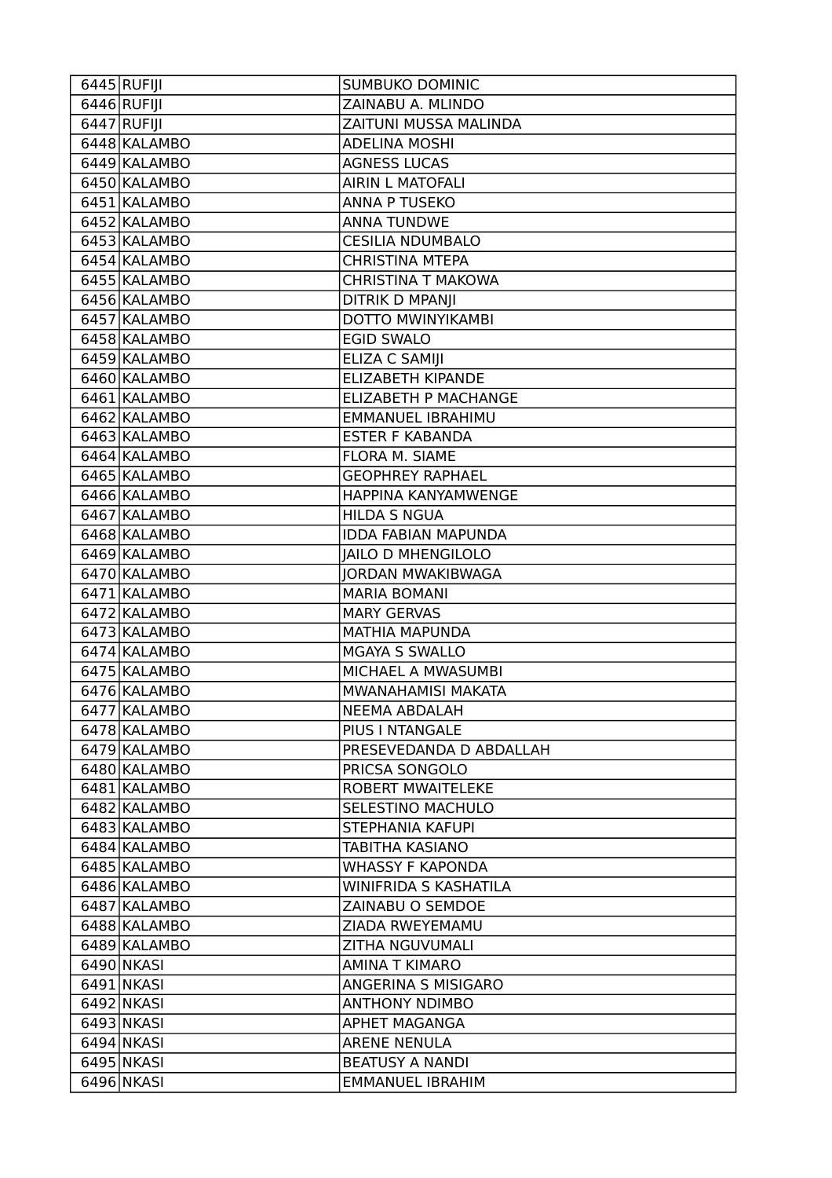| 6445 | RUFIJI | SUMBUKO DOMINIC |
|---|---|---|
| 6446 | RUFIJI | ZAINABU A. MLINDO |
| 6447 | RUFIJI | ZAITUNI MUSSA MALINDA |
| 6448 | KALAMBO | ADELINA MOSHI |
| 6449 | KALAMBO | AGNESS LUCAS |
| 6450 | KALAMBO | AIRIN L MATOFALI |
| 6451 | KALAMBO | ANNA P TUSEKO |
| 6452 | KALAMBO | ANNA TUNDWE |
| 6453 | KALAMBO | CESILIA NDUMBALO |
| 6454 | KALAMBO | CHRISTINA MTEPA |
| 6455 | KALAMBO | CHRISTINA T MAKOWA |
| 6456 | KALAMBO | DITRIK D MPANJI |
| 6457 | KALAMBO | DOTTO MWINYIKAMBI |
| 6458 | KALAMBO | EGID SWALO |
| 6459 | KALAMBO | ELIZA C SAMIJI |
| 6460 | KALAMBO | ELIZABETH KIPANDE |
| 6461 | KALAMBO | ELIZABETH P MACHANGE |
| 6462 | KALAMBO | EMMANUEL IBRAHIMU |
| 6463 | KALAMBO | ESTER F KABANDA |
| 6464 | KALAMBO | FLORA M. SIAME |
| 6465 | KALAMBO | GEOPHREY RAPHAEL |
| 6466 | KALAMBO | HAPPINA KANYAMWENGE |
| 6467 | KALAMBO | HILDA S NGUA |
| 6468 | KALAMBO | IDDA FABIAN MAPUNDA |
| 6469 | KALAMBO | JAILO D MHENGILOLO |
| 6470 | KALAMBO | JORDAN MWAKIBWAGA |
| 6471 | KALAMBO | MARIA BOMANI |
| 6472 | KALAMBO | MARY GERVAS |
| 6473 | KALAMBO | MATHIA MAPUNDA |
| 6474 | KALAMBO | MGAYA S SWALLO |
| 6475 | KALAMBO | MICHAEL A MWASUMBI |
| 6476 | KALAMBO | MWANAHAMISI MAKATA |
| 6477 | KALAMBO | NEEMA ABDALAH |
| 6478 | KALAMBO | PIUS I NTANGALE |
| 6479 | KALAMBO | PRESEVEDANDA D ABDALLAH |
| 6480 | KALAMBO | PRICSA SONGOLO |
| 6481 | KALAMBO | ROBERT MWAITELEKE |
| 6482 | KALAMBO | SELESTINO MACHULO |
| 6483 | KALAMBO | STEPHANIA KAFUPI |
| 6484 | KALAMBO | TABITHA KASIANO |
| 6485 | KALAMBO | WHASSY F KAPONDA |
| 6486 | KALAMBO | WINIFRIDA S KASHATILA |
| 6487 | KALAMBO | ZAINABU O SEMDOE |
| 6488 | KALAMBO | ZIADA RWEYEMAMU |
| 6489 | KALAMBO | ZITHA NGUVUMALI |
| 6490 | NKASI | AMINA T KIMARO |
| 6491 | NKASI | ANGERINA S MISIGARO |
| 6492 | NKASI | ANTHONY NDIMBO |
| 6493 | NKASI | APHET MAGANGA |
| 6494 | NKASI | ARENE NENULA |
| 6495 | NKASI | BEATUSY A NANDI |
| 6496 | NKASI | EMMANUEL IBRAHIM |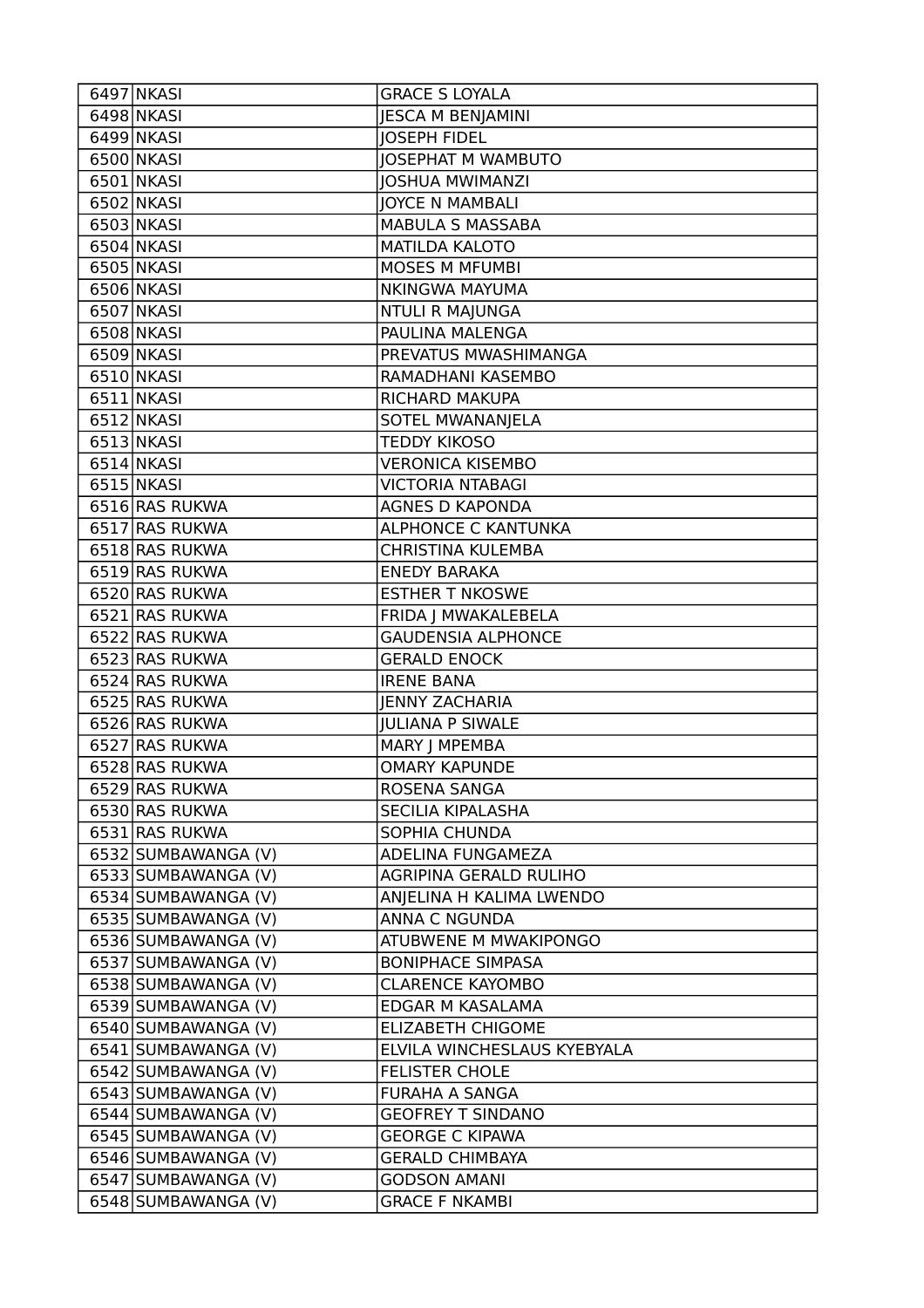| | | |
|---|---|---|
| 6497 | NKASI | GRACE S LOYALA |
| 6498 | NKASI | JESCA M BENJAMINI |
| 6499 | NKASI | JOSEPH FIDEL |
| 6500 | NKASI | JOSEPHAT M WAMBUTO |
| 6501 | NKASI | JOSHUA MWIMANZI |
| 6502 | NKASI | JOYCE N MAMBALI |
| 6503 | NKASI | MABULA S MASSABA |
| 6504 | NKASI | MATILDA KALOTO |
| 6505 | NKASI | MOSES M MFUMBI |
| 6506 | NKASI | NKINGWA MAYUMA |
| 6507 | NKASI | NTULI R MAJUNGA |
| 6508 | NKASI | PAULINA MALENGA |
| 6509 | NKASI | PREVATUS MWASHIMANGA |
| 6510 | NKASI | RAMADHANI KASEMBO |
| 6511 | NKASI | RICHARD MAKUPA |
| 6512 | NKASI | SOTEL MWANANJELA |
| 6513 | NKASI | TEDDY KIKOSO |
| 6514 | NKASI | VERONICA KISEMBO |
| 6515 | NKASI | VICTORIA NTABAGI |
| 6516 | RAS RUKWA | AGNES D KAPONDA |
| 6517 | RAS RUKWA | ALPHONCE C KANTUNKA |
| 6518 | RAS RUKWA | CHRISTINA KULEMBA |
| 6519 | RAS RUKWA | ENEDY BARAKA |
| 6520 | RAS RUKWA | ESTHER T NKOSWE |
| 6521 | RAS RUKWA | FRIDA J MWAKALEBELA |
| 6522 | RAS RUKWA | GAUDENSIA ALPHONCE |
| 6523 | RAS RUKWA | GERALD ENOCK |
| 6524 | RAS RUKWA | IRENE BANA |
| 6525 | RAS RUKWA | JENNY ZACHARIA |
| 6526 | RAS RUKWA | JULIANA P SIWALE |
| 6527 | RAS RUKWA | MARY J MPEMBA |
| 6528 | RAS RUKWA | OMARY KAPUNDE |
| 6529 | RAS RUKWA | ROSENA SANGA |
| 6530 | RAS RUKWA | SECILIA KIPALASHA |
| 6531 | RAS RUKWA | SOPHIA CHUNDA |
| 6532 | SUMBAWANGA (V) | ADELINA FUNGAMEZA |
| 6533 | SUMBAWANGA (V) | AGRIPINA GERALD RULIHO |
| 6534 | SUMBAWANGA (V) | ANJELINA H KALIMA LWENDO |
| 6535 | SUMBAWANGA (V) | ANNA C NGUNDA |
| 6536 | SUMBAWANGA (V) | ATUBWENE M MWAKIPONGO |
| 6537 | SUMBAWANGA (V) | BONIPHACE SIMPASA |
| 6538 | SUMBAWANGA (V) | CLARENCE KAYOMBO |
| 6539 | SUMBAWANGA (V) | EDGAR M KASALAMA |
| 6540 | SUMBAWANGA (V) | ELIZABETH CHIGOME |
| 6541 | SUMBAWANGA (V) | ELVILA WINCHESLAUS KYEBYALA |
| 6542 | SUMBAWANGA (V) | FELISTER CHOLE |
| 6543 | SUMBAWANGA (V) | FURAHA A SANGA |
| 6544 | SUMBAWANGA (V) | GEOFREY T SINDANO |
| 6545 | SUMBAWANGA (V) | GEORGE C KIPAWA |
| 6546 | SUMBAWANGA (V) | GERALD CHIMBAYA |
| 6547 | SUMBAWANGA (V) | GODSON AMANI |
| 6548 | SUMBAWANGA (V) | GRACE F NKAMBI |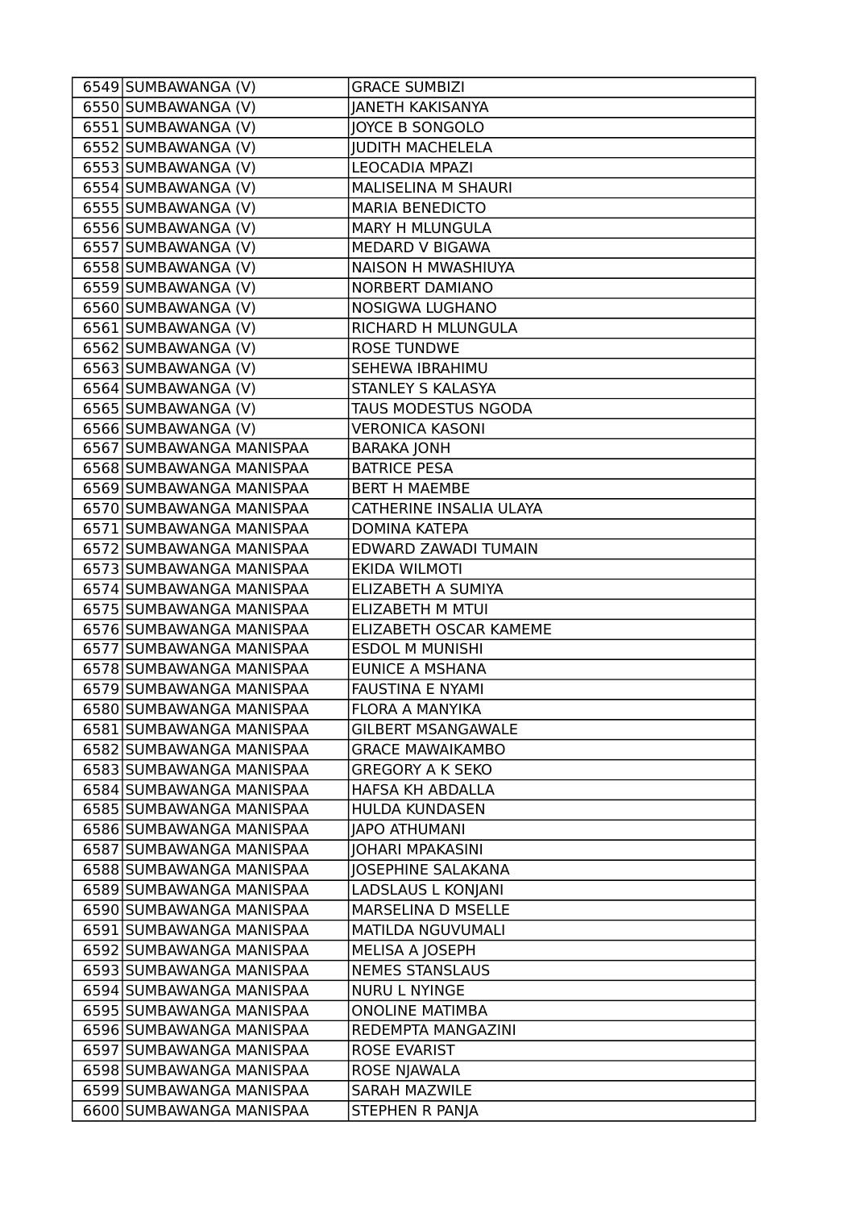| | | |
|---|---|---|
| 6549 | SUMBAWANGA (V) | GRACE SUMBIZI |
| 6550 | SUMBAWANGA (V) | JANETH KAKISANYA |
| 6551 | SUMBAWANGA (V) | JOYCE B SONGOLO |
| 6552 | SUMBAWANGA (V) | JUDITH MACHELELA |
| 6553 | SUMBAWANGA (V) | LEOCADIA MPAZI |
| 6554 | SUMBAWANGA (V) | MALISELINA M SHAURI |
| 6555 | SUMBAWANGA (V) | MARIA BENEDICTO |
| 6556 | SUMBAWANGA (V) | MARY H MLUNGULA |
| 6557 | SUMBAWANGA (V) | MEDARD V BIGAWA |
| 6558 | SUMBAWANGA (V) | NAISON H MWASHIUYA |
| 6559 | SUMBAWANGA (V) | NORBERT DAMIANO |
| 6560 | SUMBAWANGA (V) | NOSIGWA LUGHANO |
| 6561 | SUMBAWANGA (V) | RICHARD H MLUNGULA |
| 6562 | SUMBAWANGA (V) | ROSE TUNDWE |
| 6563 | SUMBAWANGA (V) | SEHEWA IBRAHIMU |
| 6564 | SUMBAWANGA (V) | STANLEY S KALASYA |
| 6565 | SUMBAWANGA (V) | TAUS MODESTUS NGODA |
| 6566 | SUMBAWANGA (V) | VERONICA KASONI |
| 6567 | SUMBAWANGA MANISPAA | BARAKA JONH |
| 6568 | SUMBAWANGA MANISPAA | BATRICE PESA |
| 6569 | SUMBAWANGA MANISPAA | BERT H MAEMBE |
| 6570 | SUMBAWANGA MANISPAA | CATHERINE INSALIA ULAYA |
| 6571 | SUMBAWANGA MANISPAA | DOMINA KATEPA |
| 6572 | SUMBAWANGA MANISPAA | EDWARD ZAWADI TUMAIN |
| 6573 | SUMBAWANGA MANISPAA | EKIDA WILMOTI |
| 6574 | SUMBAWANGA MANISPAA | ELIZABETH A SUMIYA |
| 6575 | SUMBAWANGA MANISPAA | ELIZABETH M MTUI |
| 6576 | SUMBAWANGA MANISPAA | ELIZABETH OSCAR KAMEME |
| 6577 | SUMBAWANGA MANISPAA | ESDOL M MUNISHI |
| 6578 | SUMBAWANGA MANISPAA | EUNICE A MSHANA |
| 6579 | SUMBAWANGA MANISPAA | FAUSTINA E NYAMI |
| 6580 | SUMBAWANGA MANISPAA | FLORA A MANYIKA |
| 6581 | SUMBAWANGA MANISPAA | GILBERT MSANGAWALE |
| 6582 | SUMBAWANGA MANISPAA | GRACE MAWAIKAMBO |
| 6583 | SUMBAWANGA MANISPAA | GREGORY A K SEKO |
| 6584 | SUMBAWANGA MANISPAA | HAFSA KH ABDALLA |
| 6585 | SUMBAWANGA MANISPAA | HULDA KUNDASEN |
| 6586 | SUMBAWANGA MANISPAA | JAPO ATHUMANI |
| 6587 | SUMBAWANGA MANISPAA | JOHARI MPAKASINI |
| 6588 | SUMBAWANGA MANISPAA | JOSEPHINE SALAKANA |
| 6589 | SUMBAWANGA MANISPAA | LADSLAUS L KONJANI |
| 6590 | SUMBAWANGA MANISPAA | MARSELINA D MSELLE |
| 6591 | SUMBAWANGA MANISPAA | MATILDA NGUVUMALI |
| 6592 | SUMBAWANGA MANISPAA | MELISA A JOSEPH |
| 6593 | SUMBAWANGA MANISPAA | NEMES STANSLAUS |
| 6594 | SUMBAWANGA MANISPAA | NURU L NYINGE |
| 6595 | SUMBAWANGA MANISPAA | ONOLINE MATIMBA |
| 6596 | SUMBAWANGA MANISPAA | REDEMPTA MANGAZINI |
| 6597 | SUMBAWANGA MANISPAA | ROSE EVARIST |
| 6598 | SUMBAWANGA MANISPAA | ROSE NJAWALA |
| 6599 | SUMBAWANGA MANISPAA | SARAH MAZWILE |
| 6600 | SUMBAWANGA MANISPAA | STEPHEN R PANJA |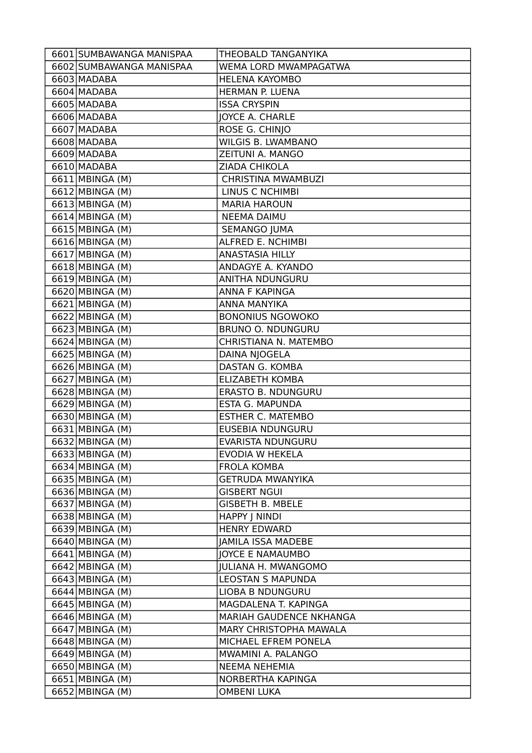| 6601 | SUMBAWANGA MANISPAA | THEOBALD TANGANYIKA |
|---|---|---|
| 6602 | SUMBAWANGA MANISPAA | WEMA LORD MWAMPAGATWA |
| 6603 | MADABA | HELENA KAYOMBO |
| 6604 | MADABA | HERMAN P. LUENA |
| 6605 | MADABA | ISSA CRYSPIN |
| 6606 | MADABA | JOYCE A. CHARLE |
| 6607 | MADABA | ROSE G. CHINJO |
| 6608 | MADABA | WILGIS B. LWAMBANO |
| 6609 | MADABA | ZEITUNI A. MANGO |
| 6610 | MADABA | ZIADA CHIKOLA |
| 6611 | MBINGA (M) | CHRISTINA MWAMBUZI |
| 6612 | MBINGA (M) | LINUS C NCHIMBI |
| 6613 | MBINGA (M) | MARIA HAROUN |
| 6614 | MBINGA (M) | NEEMA DAIMU |
| 6615 | MBINGA (M) | SEMANGO JUMA |
| 6616 | MBINGA (M) | ALFRED E. NCHIMBI |
| 6617 | MBINGA (M) | ANASTASIA HILLY |
| 6618 | MBINGA (M) | ANDAGYE A. KYANDO |
| 6619 | MBINGA (M) | ANITHA NDUNGURU |
| 6620 | MBINGA (M) | ANNA F KAPINGA |
| 6621 | MBINGA (M) | ANNA MANYIKA |
| 6622 | MBINGA (M) | BONONIUS NGOWOKO |
| 6623 | MBINGA (M) | BRUNO O. NDUNGURU |
| 6624 | MBINGA (M) | CHRISTIANA N. MATEMBO |
| 6625 | MBINGA (M) | DAINA NJOGELA |
| 6626 | MBINGA (M) | DASTAN G. KOMBA |
| 6627 | MBINGA (M) | ELIZABETH KOMBA |
| 6628 | MBINGA (M) | ERASTO B. NDUNGURU |
| 6629 | MBINGA (M) | ESTA G. MAPUNDA |
| 6630 | MBINGA (M) | ESTHER C. MATEMBO |
| 6631 | MBINGA (M) | EUSEBIA NDUNGURU |
| 6632 | MBINGA (M) | EVARISTA NDUNGURU |
| 6633 | MBINGA (M) | EVODIA W HEKELA |
| 6634 | MBINGA (M) | FROLA KOMBA |
| 6635 | MBINGA (M) | GETRUDA MWANYIKA |
| 6636 | MBINGA (M) | GISBERT NGUI |
| 6637 | MBINGA (M) | GISBETH B. MBELE |
| 6638 | MBINGA (M) | HAPPY J NINDI |
| 6639 | MBINGA (M) | HENRY EDWARD |
| 6640 | MBINGA (M) | JAMILA ISSA MADEBE |
| 6641 | MBINGA (M) | JOYCE E NAMAUMBO |
| 6642 | MBINGA (M) | JULIANA H. MWANGOMO |
| 6643 | MBINGA (M) | LEOSTAN S MAPUNDA |
| 6644 | MBINGA (M) | LIOBA B NDUNGURU |
| 6645 | MBINGA (M) | MAGDALENA T. KAPINGA |
| 6646 | MBINGA (M) | MARIAH GAUDENCE NKHANGA |
| 6647 | MBINGA (M) | MARY CHRISTOPHA MAWALA |
| 6648 | MBINGA (M) | MICHAEL EFREM PONELA |
| 6649 | MBINGA (M) | MWAMINI A. PALANGO |
| 6650 | MBINGA (M) | NEEMA NEHEMIA |
| 6651 | MBINGA (M) | NORBERTHA KAPINGA |
| 6652 | MBINGA (M) | OMBENI LUKA |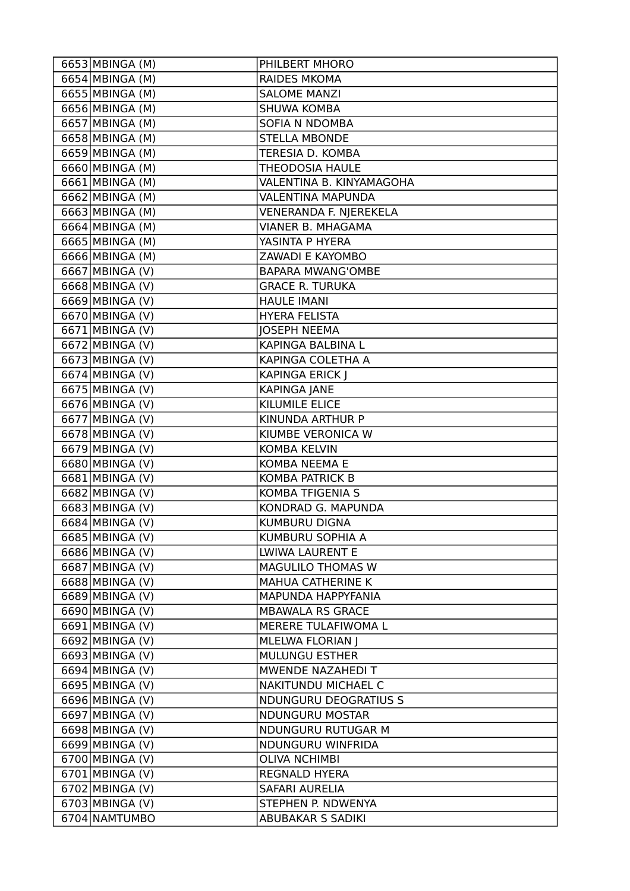| 6653 | MBINGA (M) | PHILBERT MHORO |
|---|---|---|
| 6654 | MBINGA (M) | RAIDES MKOMA |
| 6655 | MBINGA (M) | SALOME MANZI |
| 6656 | MBINGA (M) | SHUWA KOMBA |
| 6657 | MBINGA (M) | SOFIA N NDOMBA |
| 6658 | MBINGA (M) | STELLA MBONDE |
| 6659 | MBINGA (M) | TERESIA D. KOMBA |
| 6660 | MBINGA (M) | THEODOSIA HAULE |
| 6661 | MBINGA (M) | VALENTINA B. KINYAMAGOHA |
| 6662 | MBINGA (M) | VALENTINA MAPUNDA |
| 6663 | MBINGA (M) | VENERANDA F. NJEREKELA |
| 6664 | MBINGA (M) | VIANER B. MHAGAMA |
| 6665 | MBINGA (M) | YASINTA P HYERA |
| 6666 | MBINGA (M) | ZAWADI E KAYOMBO |
| 6667 | MBINGA (V) | BAPARA MWANG'OMBE |
| 6668 | MBINGA (V) | GRACE R. TURUKA |
| 6669 | MBINGA (V) | HAULE IMANI |
| 6670 | MBINGA (V) | HYERA FELISTA |
| 6671 | MBINGA (V) | JOSEPH NEEMA |
| 6672 | MBINGA (V) | KAPINGA BALBINA L |
| 6673 | MBINGA (V) | KAPINGA COLETHA A |
| 6674 | MBINGA (V) | KAPINGA ERICK J |
| 6675 | MBINGA (V) | KAPINGA JANE |
| 6676 | MBINGA (V) | KILUMILE ELICE |
| 6677 | MBINGA (V) | KINUNDA ARTHUR P |
| 6678 | MBINGA (V) | KIUMBE VERONICA W |
| 6679 | MBINGA (V) | KOMBA KELVIN |
| 6680 | MBINGA (V) | KOMBA NEEMA E |
| 6681 | MBINGA (V) | KOMBA PATRICK B |
| 6682 | MBINGA (V) | KOMBA TFIGENIA S |
| 6683 | MBINGA (V) | KONDRAD G. MAPUNDA |
| 6684 | MBINGA (V) | KUMBURU DIGNA |
| 6685 | MBINGA (V) | KUMBURU SOPHIA A |
| 6686 | MBINGA (V) | LWIWA LAURENT E |
| 6687 | MBINGA (V) | MAGULILO THOMAS W |
| 6688 | MBINGA (V) | MAHUA CATHERINE K |
| 6689 | MBINGA (V) | MAPUNDA HAPPYFANIA |
| 6690 | MBINGA (V) | MBAWALA RS GRACE |
| 6691 | MBINGA (V) | MERERE TULAFIWOMA L |
| 6692 | MBINGA (V) | MLELWA FLORIAN J |
| 6693 | MBINGA (V) | MULUNGU ESTHER |
| 6694 | MBINGA (V) | MWENDE NAZAHEDI T |
| 6695 | MBINGA (V) | NAKITUNDU MICHAEL C |
| 6696 | MBINGA (V) | NDUNGURU DEOGRATIUS S |
| 6697 | MBINGA (V) | NDUNGURU MOSTAR |
| 6698 | MBINGA (V) | NDUNGURU RUTUGAR M |
| 6699 | MBINGA (V) | NDUNGURU WINFRIDA |
| 6700 | MBINGA (V) | OLIVA NCHIMBI |
| 6701 | MBINGA (V) | REGNALD HYERA |
| 6702 | MBINGA (V) | SAFARI AURELIA |
| 6703 | MBINGA (V) | STEPHEN P. NDWENYA |
| 6704 | NAMTUMBO | ABUBAKAR S SADIKI |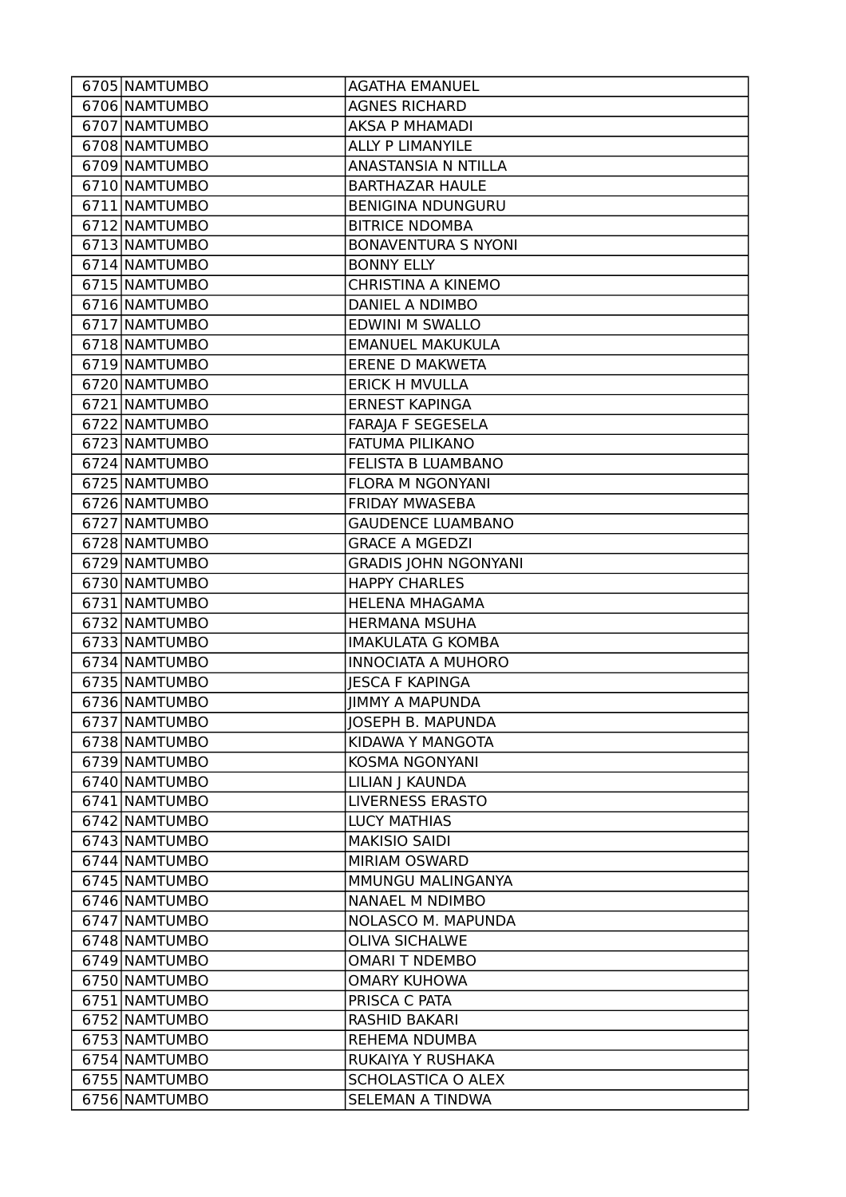| 6705 | NAMTUMBO | AGATHA EMANUEL |
|---|---|---|
| 6706 | NAMTUMBO | AGNES RICHARD |
| 6707 | NAMTUMBO | AKSA P MHAMADI |
| 6708 | NAMTUMBO | ALLY P LIMANYILE |
| 6709 | NAMTUMBO | ANASTANSIA N NTILLA |
| 6710 | NAMTUMBO | BARTHAZAR HAULE |
| 6711 | NAMTUMBO | BENIGINA NDUNGURU |
| 6712 | NAMTUMBO | BITRICE NDOMBA |
| 6713 | NAMTUMBO | BONAVENTURA S NYONI |
| 6714 | NAMTUMBO | BONNY ELLY |
| 6715 | NAMTUMBO | CHRISTINA A KINEMO |
| 6716 | NAMTUMBO | DANIEL A NDIMBO |
| 6717 | NAMTUMBO | EDWINI M SWALLO |
| 6718 | NAMTUMBO | EMANUEL MAKUKULA |
| 6719 | NAMTUMBO | ERENE D MAKWETA |
| 6720 | NAMTUMBO | ERICK H MVULLA |
| 6721 | NAMTUMBO | ERNEST KAPINGA |
| 6722 | NAMTUMBO | FARAJA F SEGESELA |
| 6723 | NAMTUMBO | FATUMA PILIKANO |
| 6724 | NAMTUMBO | FELISTA B LUAMBANO |
| 6725 | NAMTUMBO | FLORA M NGONYANI |
| 6726 | NAMTUMBO | FRIDAY MWASEBA |
| 6727 | NAMTUMBO | GAUDENCE LUAMBANO |
| 6728 | NAMTUMBO | GRACE A MGEDZI |
| 6729 | NAMTUMBO | GRADIS JOHN NGONYANI |
| 6730 | NAMTUMBO | HAPPY CHARLES |
| 6731 | NAMTUMBO | HELENA MHAGAMA |
| 6732 | NAMTUMBO | HERMANA MSUHA |
| 6733 | NAMTUMBO | IMAKULATA G KOMBA |
| 6734 | NAMTUMBO | INNOCIATA A MUHORO |
| 6735 | NAMTUMBO | JESCA F KAPINGA |
| 6736 | NAMTUMBO | JIMMY A MAPUNDA |
| 6737 | NAMTUMBO | JOSEPH B. MAPUNDA |
| 6738 | NAMTUMBO | KIDAWA Y MANGOTA |
| 6739 | NAMTUMBO | KOSMA NGONYANI |
| 6740 | NAMTUMBO | LILIAN J KAUNDA |
| 6741 | NAMTUMBO | LIVERNESS ERASTO |
| 6742 | NAMTUMBO | LUCY MATHIAS |
| 6743 | NAMTUMBO | MAKISIO SAIDI |
| 6744 | NAMTUMBO | MIRIAM OSWARD |
| 6745 | NAMTUMBO | MMUNGU MALINGANYA |
| 6746 | NAMTUMBO | NANAEL M NDIMBO |
| 6747 | NAMTUMBO | NOLASCO M. MAPUNDA |
| 6748 | NAMTUMBO | OLIVA SICHALWE |
| 6749 | NAMTUMBO | OMARI T NDEMBO |
| 6750 | NAMTUMBO | OMARY KUHOWA |
| 6751 | NAMTUMBO | PRISCA C PATA |
| 6752 | NAMTUMBO | RASHID BAKARI |
| 6753 | NAMTUMBO | REHEMA NDUMBA |
| 6754 | NAMTUMBO | RUKAIYA Y RUSHAKA |
| 6755 | NAMTUMBO | SCHOLASTICA O ALEX |
| 6756 | NAMTUMBO | SELEMAN A TINDWA |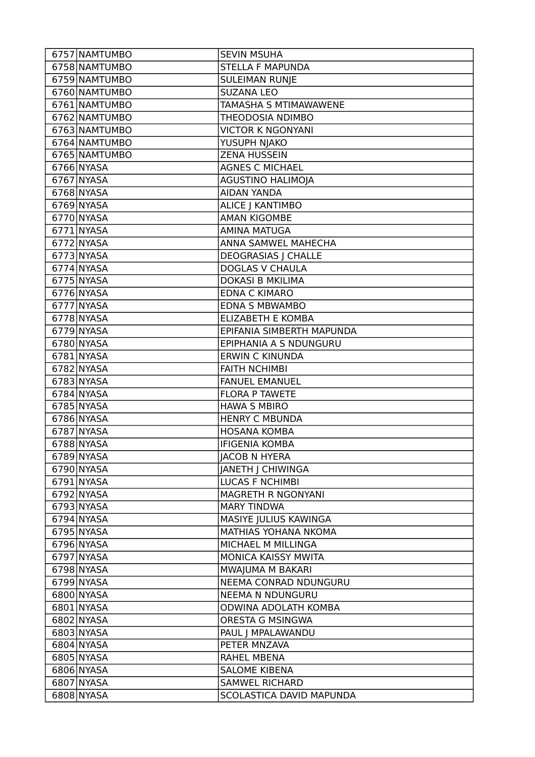| | | |
|---|---|---|
| 6757 | NAMTUMBO | SEVIN MSUHA |
| 6758 | NAMTUMBO | STELLA F MAPUNDA |
| 6759 | NAMTUMBO | SULEIMAN RUNJE |
| 6760 | NAMTUMBO | SUZANA LEO |
| 6761 | NAMTUMBO | TAMASHA S MTIMAWAWENE |
| 6762 | NAMTUMBO | THEODOSIA NDIMBO |
| 6763 | NAMTUMBO | VICTOR K NGONYANI |
| 6764 | NAMTUMBO | YUSUPH NJAKO |
| 6765 | NAMTUMBO | ZENA HUSSEIN |
| 6766 | NYASA | AGNES C MICHAEL |
| 6767 | NYASA | AGUSTINO HALIMOJA |
| 6768 | NYASA | AIDAN YANDA |
| 6769 | NYASA | ALICE J KANTIMBO |
| 6770 | NYASA | AMAN KIGOMBE |
| 6771 | NYASA | AMINA MATUGA |
| 6772 | NYASA | ANNA SAMWEL MAHECHA |
| 6773 | NYASA | DEOGRASIAS J CHALLE |
| 6774 | NYASA | DOGLAS V CHAULA |
| 6775 | NYASA | DOKASI B MKILIMA |
| 6776 | NYASA | EDNA C KIMARO |
| 6777 | NYASA | EDNA S MBWAMBO |
| 6778 | NYASA | ELIZABETH E KOMBA |
| 6779 | NYASA | EPIFANIA SIMBERTH MAPUNDA |
| 6780 | NYASA | EPIPHANIA A S NDUNGURU |
| 6781 | NYASA | ERWIN C KINUNDA |
| 6782 | NYASA | FAITH NCHIMBI |
| 6783 | NYASA | FANUEL EMANUEL |
| 6784 | NYASA | FLORA P TAWETE |
| 6785 | NYASA | HAWA S MBIRO |
| 6786 | NYASA | HENRY C MBUNDA |
| 6787 | NYASA | HOSANA KOMBA |
| 6788 | NYASA | IFIGENIA KOMBA |
| 6789 | NYASA | JACOB N HYERA |
| 6790 | NYASA | JANETH J CHIWINGA |
| 6791 | NYASA | LUCAS F NCHIMBI |
| 6792 | NYASA | MAGRETH R NGONYANI |
| 6793 | NYASA | MARY TINDWA |
| 6794 | NYASA | MASIYE JULIUS KAWINGA |
| 6795 | NYASA | MATHIAS YOHANA NKOMA |
| 6796 | NYASA | MICHAEL M MILLINGA |
| 6797 | NYASA | MONICA KAISSY MWITA |
| 6798 | NYASA | MWAJUMA M BAKARI |
| 6799 | NYASA | NEEMA CONRAD NDUNGURU |
| 6800 | NYASA | NEEMA N NDUNGURU |
| 6801 | NYASA | ODWINA ADOLATH KOMBA |
| 6802 | NYASA | ORESTA G MSINGWA |
| 6803 | NYASA | PAUL J MPALAWANDU |
| 6804 | NYASA | PETER MNZAVA |
| 6805 | NYASA | RAHEL MBENA |
| 6806 | NYASA | SALOME KIBENA |
| 6807 | NYASA | SAMWEL RICHARD |
| 6808 | NYASA | SCOLASTICA DAVID MAPUNDA |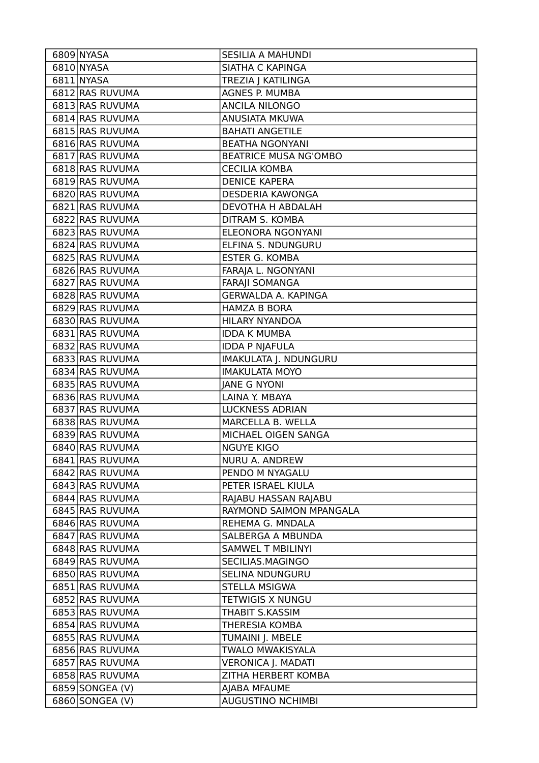| | | |
|---|---|---|
| 6809 | NYASA | SESILIA A MAHUNDI |
| 6810 | NYASA | SIATHA C KAPINGA |
| 6811 | NYASA | TREZIA J KATILINGA |
| 6812 | RAS RUVUMA | AGNES P. MUMBA |
| 6813 | RAS RUVUMA | ANCILA NILONGO |
| 6814 | RAS RUVUMA | ANUSIATA MKUWA |
| 6815 | RAS RUVUMA | BAHATI ANGETILE |
| 6816 | RAS RUVUMA | BEATHA NGONYANI |
| 6817 | RAS RUVUMA | BEATRICE MUSA NG'OMBO |
| 6818 | RAS RUVUMA | CECILIA KOMBA |
| 6819 | RAS RUVUMA | DENICE KAPERA |
| 6820 | RAS RUVUMA | DESDERIA KAWONGA |
| 6821 | RAS RUVUMA | DEVOTHA H ABDALAH |
| 6822 | RAS RUVUMA | DITRAM S. KOMBA |
| 6823 | RAS RUVUMA | ELEONORA NGONYANI |
| 6824 | RAS RUVUMA | ELFINA S. NDUNGURU |
| 6825 | RAS RUVUMA | ESTER G. KOMBA |
| 6826 | RAS RUVUMA | FARAJA L. NGONYANI |
| 6827 | RAS RUVUMA | FARAJI SOMANGA |
| 6828 | RAS RUVUMA | GERWALDA A. KAPINGA |
| 6829 | RAS RUVUMA | HAMZA B BORA |
| 6830 | RAS RUVUMA | HILARY NYANDOA |
| 6831 | RAS RUVUMA | IDDA K MUMBA |
| 6832 | RAS RUVUMA | IDDA P NJAFULA |
| 6833 | RAS RUVUMA | IMAKULATA J. NDUNGURU |
| 6834 | RAS RUVUMA | IMAKULATA MOYO |
| 6835 | RAS RUVUMA | JANE G NYONI |
| 6836 | RAS RUVUMA | LAINA Y. MBAYA |
| 6837 | RAS RUVUMA | LUCKNESS ADRIAN |
| 6838 | RAS RUVUMA | MARCELLA B. WELLA |
| 6839 | RAS RUVUMA | MICHAEL OIGEN SANGA |
| 6840 | RAS RUVUMA | NGUYE KIGO |
| 6841 | RAS RUVUMA | NURU A. ANDREW |
| 6842 | RAS RUVUMA | PENDO M NYAGALU |
| 6843 | RAS RUVUMA | PETER ISRAEL KIULA |
| 6844 | RAS RUVUMA | RAJABU HASSAN RAJABU |
| 6845 | RAS RUVUMA | RAYMOND SAIMON MPANGALA |
| 6846 | RAS RUVUMA | REHEMA G. MNDALA |
| 6847 | RAS RUVUMA | SALBERGA A MBUNDA |
| 6848 | RAS RUVUMA | SAMWEL T MBILINYI |
| 6849 | RAS RUVUMA | SECILIAS.MAGINGO |
| 6850 | RAS RUVUMA | SELINA NDUNGURU |
| 6851 | RAS RUVUMA | STELLA MSIGWA |
| 6852 | RAS RUVUMA | TETWIGIS X NUNGU |
| 6853 | RAS RUVUMA | THABIT S.KASSIM |
| 6854 | RAS RUVUMA | THERESIA KOMBA |
| 6855 | RAS RUVUMA | TUMAINI J. MBELE |
| 6856 | RAS RUVUMA | TWALO MWAKISYALA |
| 6857 | RAS RUVUMA | VERONICA J. MADATI |
| 6858 | RAS RUVUMA | ZITHA HERBERT KOMBA |
| 6859 | SONGEA (V) | AJABA MFAUME |
| 6860 | SONGEA (V) | AUGUSTINO NCHIMBI |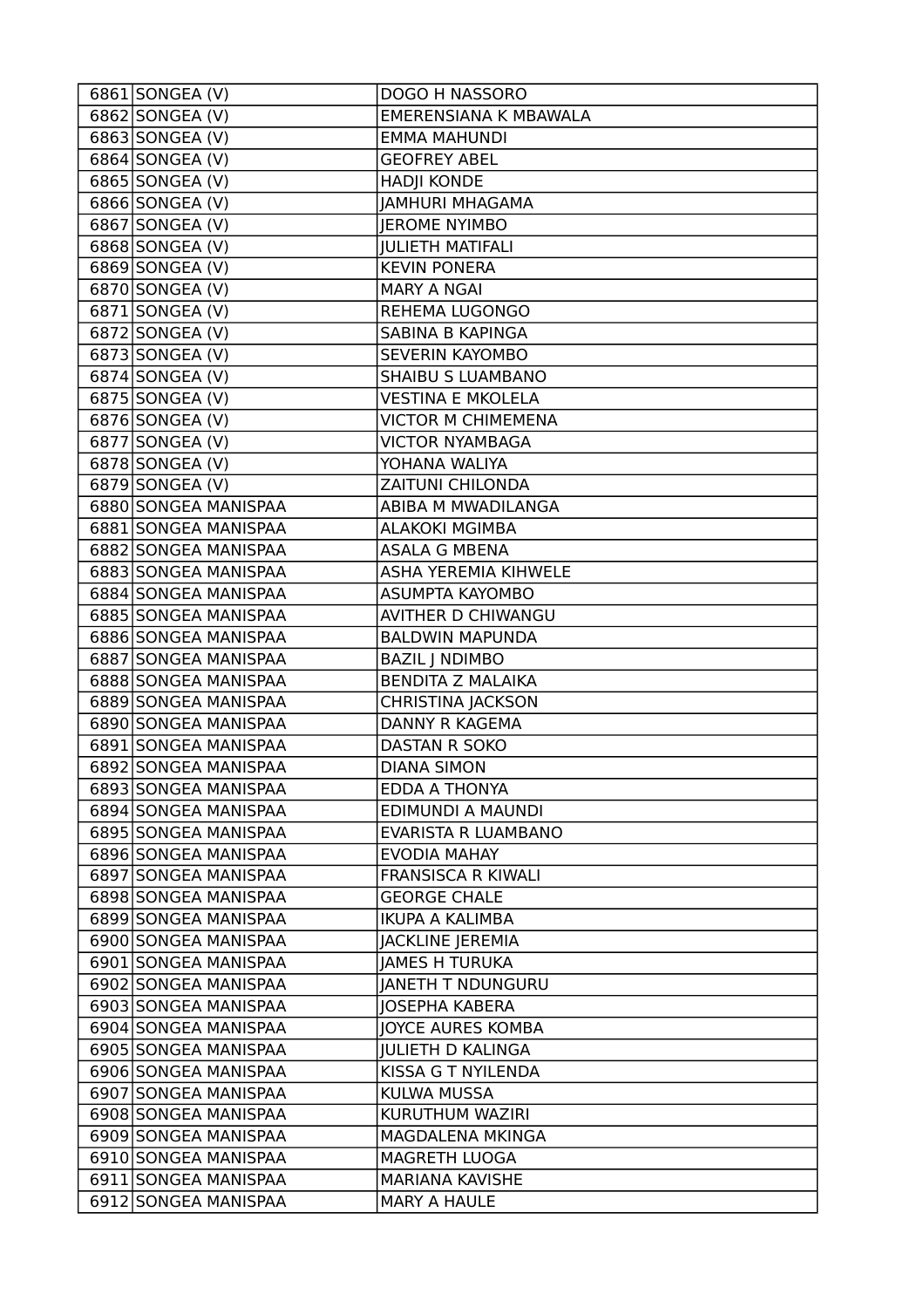| 6861 | SONGEA (V) | DOGO H NASSORO |
|---|---|---|
| 6862 | SONGEA (V) | EMERENSIANA K MBAWALA |
| 6863 | SONGEA (V) | EMMA MAHUNDI |
| 6864 | SONGEA (V) | GEOFREY ABEL |
| 6865 | SONGEA (V) | HADJI KONDE |
| 6866 | SONGEA (V) | JAMHURI MHAGAMA |
| 6867 | SONGEA (V) | JEROME NYIMBO |
| 6868 | SONGEA (V) | JULIETH MATIFALI |
| 6869 | SONGEA (V) | KEVIN PONERA |
| 6870 | SONGEA (V) | MARY A NGAI |
| 6871 | SONGEA (V) | REHEMA LUGONGO |
| 6872 | SONGEA (V) | SABINA B KAPINGA |
| 6873 | SONGEA (V) | SEVERIN KAYOMBO |
| 6874 | SONGEA (V) | SHAIBU S LUAMBANO |
| 6875 | SONGEA (V) | VESTINA E MKOLELA |
| 6876 | SONGEA (V) | VICTOR M CHIMEMENA |
| 6877 | SONGEA (V) | VICTOR NYAMBAGA |
| 6878 | SONGEA (V) | YOHANA WALIYA |
| 6879 | SONGEA (V) | ZAITUNI CHILONDA |
| 6880 | SONGEA MANISPAA | ABIBA M MWADILANGA |
| 6881 | SONGEA MANISPAA | ALAKOKI MGIMBA |
| 6882 | SONGEA MANISPAA | ASALA G MBENA |
| 6883 | SONGEA MANISPAA | ASHA YEREMIA KIHWELE |
| 6884 | SONGEA MANISPAA | ASUMPTA KAYOMBO |
| 6885 | SONGEA MANISPAA | AVITHER D CHIWANGU |
| 6886 | SONGEA MANISPAA | BALDWIN MAPUNDA |
| 6887 | SONGEA MANISPAA | BAZIL J NDIMBO |
| 6888 | SONGEA MANISPAA | BENDITA Z MALAIKA |
| 6889 | SONGEA MANISPAA | CHRISTINA JACKSON |
| 6890 | SONGEA MANISPAA | DANNY R KAGEMA |
| 6891 | SONGEA MANISPAA | DASTAN R SOKO |
| 6892 | SONGEA MANISPAA | DIANA SIMON |
| 6893 | SONGEA MANISPAA | EDDA A THONYA |
| 6894 | SONGEA MANISPAA | EDIMUNDI A MAUNDI |
| 6895 | SONGEA MANISPAA | EVARISTA R LUAMBANO |
| 6896 | SONGEA MANISPAA | EVODIA MAHAY |
| 6897 | SONGEA MANISPAA | FRANSISCA R KIWALI |
| 6898 | SONGEA MANISPAA | GEORGE CHALE |
| 6899 | SONGEA MANISPAA | IKUPA A KALIMBA |
| 6900 | SONGEA MANISPAA | JACKLINE JEREMIA |
| 6901 | SONGEA MANISPAA | JAMES H TURUKA |
| 6902 | SONGEA MANISPAA | JANETH T NDUNGURU |
| 6903 | SONGEA MANISPAA | JOSEPHA KABERA |
| 6904 | SONGEA MANISPAA | JOYCE AURES KOMBA |
| 6905 | SONGEA MANISPAA | JULIETH D KALINGA |
| 6906 | SONGEA MANISPAA | KISSA G T NYILENDA |
| 6907 | SONGEA MANISPAA | KULWA MUSSA |
| 6908 | SONGEA MANISPAA | KURUTHUM WAZIRI |
| 6909 | SONGEA MANISPAA | MAGDALENA MKINGA |
| 6910 | SONGEA MANISPAA | MAGRETH LUOGA |
| 6911 | SONGEA MANISPAA | MARIANA KAVISHE |
| 6912 | SONGEA MANISPAA | MARY A HAULE |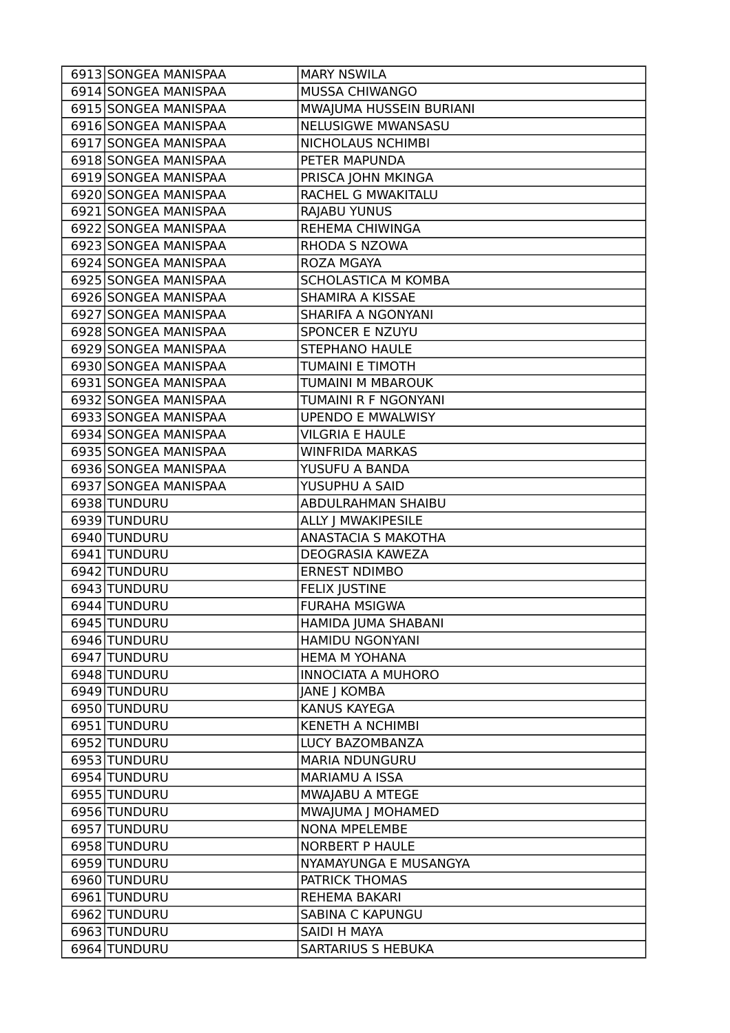| | | |
|---|---|---|
| 6913 | SONGEA MANISPAA | MARY NSWILA |
| 6914 | SONGEA MANISPAA | MUSSA CHIWANGO |
| 6915 | SONGEA MANISPAA | MWAJUMA HUSSEIN BURIANI |
| 6916 | SONGEA MANISPAA | NELUSIGWE MWANSASU |
| 6917 | SONGEA MANISPAA | NICHOLAUS NCHIMBI |
| 6918 | SONGEA MANISPAA | PETER MAPUNDA |
| 6919 | SONGEA MANISPAA | PRISCA JOHN MKINGA |
| 6920 | SONGEA MANISPAA | RACHEL G MWAKITALU |
| 6921 | SONGEA MANISPAA | RAJABU YUNUS |
| 6922 | SONGEA MANISPAA | REHEMA CHIWINGA |
| 6923 | SONGEA MANISPAA | RHODA S NZOWA |
| 6924 | SONGEA MANISPAA | ROZA MGAYA |
| 6925 | SONGEA MANISPAA | SCHOLASTICA M KOMBA |
| 6926 | SONGEA MANISPAA | SHAMIRA A KISSAE |
| 6927 | SONGEA MANISPAA | SHARIFA A NGONYANI |
| 6928 | SONGEA MANISPAA | SPONCER E NZUYU |
| 6929 | SONGEA MANISPAA | STEPHANO HAULE |
| 6930 | SONGEA MANISPAA | TUMAINI E TIMOTH |
| 6931 | SONGEA MANISPAA | TUMAINI M MBAROUK |
| 6932 | SONGEA MANISPAA | TUMAINI R F NGONYANI |
| 6933 | SONGEA MANISPAA | UPENDO E MWALWISY |
| 6934 | SONGEA MANISPAA | VILGRIA E HAULE |
| 6935 | SONGEA MANISPAA | WINFRIDA MARKAS |
| 6936 | SONGEA MANISPAA | YUSUFU A BANDA |
| 6937 | SONGEA MANISPAA | YUSUPHU A SAID |
| 6938 | TUNDURU | ABDULRAHMAN SHAIBU |
| 6939 | TUNDURU | ALLY J MWAKIPESILE |
| 6940 | TUNDURU | ANASTACIA S MAKOTHA |
| 6941 | TUNDURU | DEOGRASIA KAWEZA |
| 6942 | TUNDURU | ERNEST NDIMBO |
| 6943 | TUNDURU | FELIX JUSTINE |
| 6944 | TUNDURU | FURAHA MSIGWA |
| 6945 | TUNDURU | HAMIDA JUMA SHABANI |
| 6946 | TUNDURU | HAMIDU NGONYANI |
| 6947 | TUNDURU | HEMA M YOHANA |
| 6948 | TUNDURU | INNOCIATA A MUHORO |
| 6949 | TUNDURU | JANE J KOMBA |
| 6950 | TUNDURU | KANUS KAYEGA |
| 6951 | TUNDURU | KENETH A NCHIMBI |
| 6952 | TUNDURU | LUCY BAZOMBANZA |
| 6953 | TUNDURU | MARIA NDUNGURU |
| 6954 | TUNDURU | MARIAMU A ISSA |
| 6955 | TUNDURU | MWAJABU A MTEGE |
| 6956 | TUNDURU | MWAJUMA J MOHAMED |
| 6957 | TUNDURU | NONA MPELEMBE |
| 6958 | TUNDURU | NORBERT P HAULE |
| 6959 | TUNDURU | NYAMAYUNGA E MUSANGYA |
| 6960 | TUNDURU | PATRICK THOMAS |
| 6961 | TUNDURU | REHEMA BAKARI |
| 6962 | TUNDURU | SABINA C KAPUNGU |
| 6963 | TUNDURU | SAIDI H MAYA |
| 6964 | TUNDURU | SARTARIUS S HEBUKA |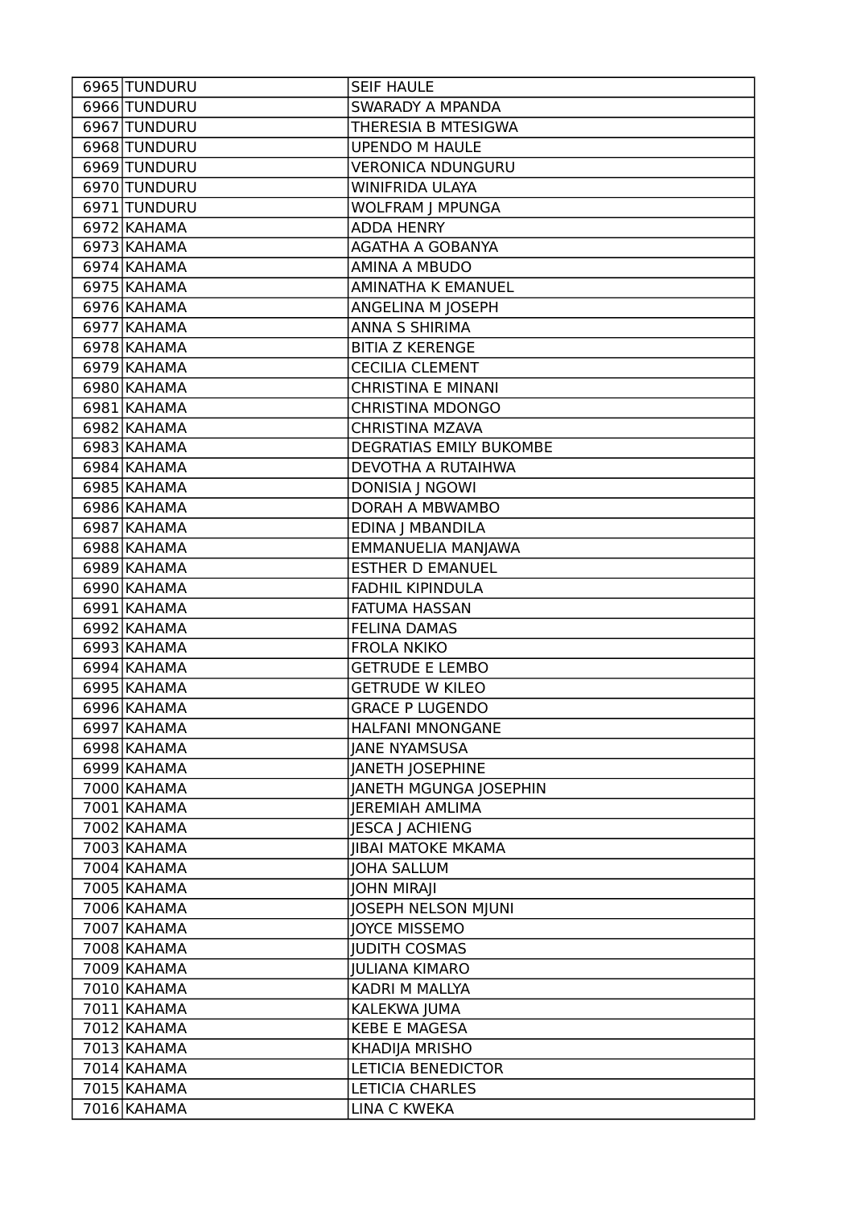| | | |
|---|---|---|
| 6965 | TUNDURU | SEIF HAULE |
| 6966 | TUNDURU | SWARADY A MPANDA |
| 6967 | TUNDURU | THERESIA B MTESIGWA |
| 6968 | TUNDURU | UPENDO M HAULE |
| 6969 | TUNDURU | VERONICA NDUNGURU |
| 6970 | TUNDURU | WINIFRIDA ULAYA |
| 6971 | TUNDURU | WOLFRAM J MPUNGA |
| 6972 | KAHAMA | ADDA HENRY |
| 6973 | KAHAMA | AGATHA A GOBANYA |
| 6974 | KAHAMA | AMINA A MBUDO |
| 6975 | KAHAMA | AMINATHA K EMANUEL |
| 6976 | KAHAMA | ANGELINA M JOSEPH |
| 6977 | KAHAMA | ANNA S SHIRIMA |
| 6978 | KAHAMA | BITIA Z KERENGE |
| 6979 | KAHAMA | CECILIA CLEMENT |
| 6980 | KAHAMA | CHRISTINA E MINANI |
| 6981 | KAHAMA | CHRISTINA MDONGO |
| 6982 | KAHAMA | CHRISTINA MZAVA |
| 6983 | KAHAMA | DEGRATIAS EMILY BUKOMBE |
| 6984 | KAHAMA | DEVOTHA A RUTAIHWA |
| 6985 | KAHAMA | DONISIA J NGOWI |
| 6986 | KAHAMA | DORAH A MBWAMBO |
| 6987 | KAHAMA | EDINA J MBANDILA |
| 6988 | KAHAMA | EMMANUELIA MANJAWA |
| 6989 | KAHAMA | ESTHER D EMANUEL |
| 6990 | KAHAMA | FADHIL KIPINDULA |
| 6991 | KAHAMA | FATUMA HASSAN |
| 6992 | KAHAMA | FELINA DAMAS |
| 6993 | KAHAMA | FROLA NKIKO |
| 6994 | KAHAMA | GETRUDE E LEMBO |
| 6995 | KAHAMA | GETRUDE W KILEO |
| 6996 | KAHAMA | GRACE P LUGENDO |
| 6997 | KAHAMA | HALFANI MNONGANE |
| 6998 | KAHAMA | JANE NYAMSUSA |
| 6999 | KAHAMA | JANETH JOSEPHINE |
| 7000 | KAHAMA | JANETH MGUNGA JOSEPHIN |
| 7001 | KAHAMA | JEREMIAH AMLIMA |
| 7002 | KAHAMA | JESCA J ACHIENG |
| 7003 | KAHAMA | JIBAI MATOKE MKAMA |
| 7004 | KAHAMA | JOHA SALLUM |
| 7005 | KAHAMA | JOHN MIRAJI |
| 7006 | KAHAMA | JOSEPH NELSON MJUNI |
| 7007 | KAHAMA | JOYCE MISSEMO |
| 7008 | KAHAMA | JUDITH COSMAS |
| 7009 | KAHAMA | JULIANA KIMARO |
| 7010 | KAHAMA | KADRI M MALLYA |
| 7011 | KAHAMA | KALEKWA JUMA |
| 7012 | KAHAMA | KEBE E MAGESA |
| 7013 | KAHAMA | KHADIJA MRISHO |
| 7014 | KAHAMA | LETICIA BENEDICTOR |
| 7015 | KAHAMA | LETICIA CHARLES |
| 7016 | KAHAMA | LINA C KWEKA |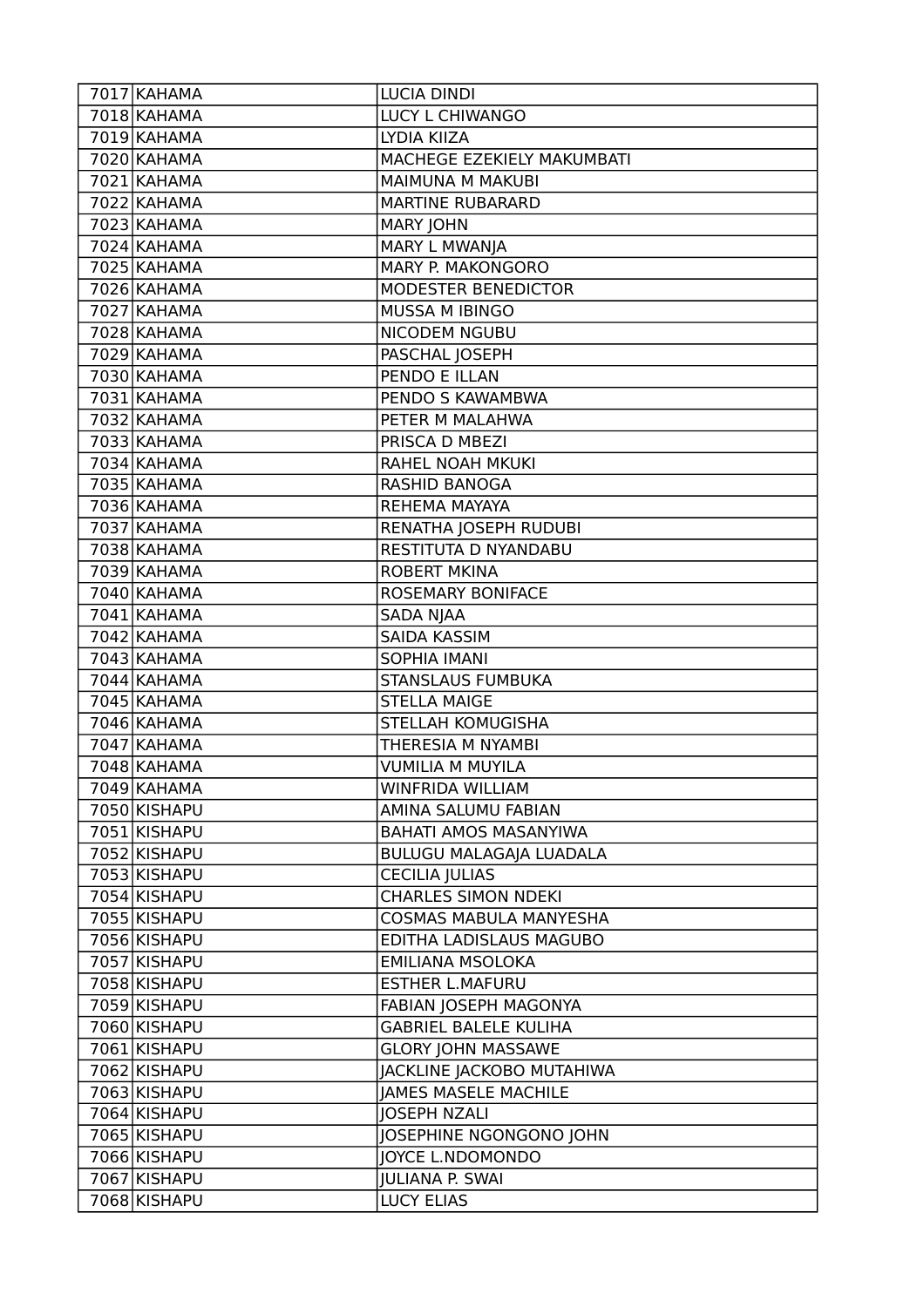| | | |
|---|---|---|
| 7017 | KAHAMA | LUCIA DINDI |
| 7018 | KAHAMA | LUCY L CHIWANGO |
| 7019 | KAHAMA | LYDIA KIIZA |
| 7020 | KAHAMA | MACHEGE EZEKIELY MAKUMBATI |
| 7021 | KAHAMA | MAIMUNA M MAKUBI |
| 7022 | KAHAMA | MARTINE RUBARARD |
| 7023 | KAHAMA | MARY JOHN |
| 7024 | KAHAMA | MARY L MWANJA |
| 7025 | KAHAMA | MARY P. MAKONGORO |
| 7026 | KAHAMA | MODESTER BENEDICTOR |
| 7027 | KAHAMA | MUSSA M IBINGO |
| 7028 | KAHAMA | NICODEM NGUBU |
| 7029 | KAHAMA | PASCHAL JOSEPH |
| 7030 | KAHAMA | PENDO E ILLAN |
| 7031 | KAHAMA | PENDO S KAWAMBWA |
| 7032 | KAHAMA | PETER M MALAHWA |
| 7033 | KAHAMA | PRISCA D MBEZI |
| 7034 | KAHAMA | RAHEL NOAH MKUKI |
| 7035 | KAHAMA | RASHID BANOGA |
| 7036 | KAHAMA | REHEMA MAYAYA |
| 7037 | KAHAMA | RENATHA JOSEPH RUDUBI |
| 7038 | KAHAMA | RESTITUTA D NYANDABU |
| 7039 | KAHAMA | ROBERT MKINA |
| 7040 | KAHAMA | ROSEMARY BONIFACE |
| 7041 | KAHAMA | SADA NJAA |
| 7042 | KAHAMA | SAIDA KASSIM |
| 7043 | KAHAMA | SOPHIA IMANI |
| 7044 | KAHAMA | STANSLAUS FUMBUKA |
| 7045 | KAHAMA | STELLA MAIGE |
| 7046 | KAHAMA | STELLAH KOMUGISHA |
| 7047 | KAHAMA | THERESIA M NYAMBI |
| 7048 | KAHAMA | VUMILIA M MUYILA |
| 7049 | KAHAMA | WINFRIDA WILLIAM |
| 7050 | KISHAPU | AMINA SALUMU FABIAN |
| 7051 | KISHAPU | BAHATI AMOS MASANYIWA |
| 7052 | KISHAPU | BULUGU MALAGAJA LUADALA |
| 7053 | KISHAPU | CECILIA JULIAS |
| 7054 | KISHAPU | CHARLES SIMON NDEKI |
| 7055 | KISHAPU | COSMAS MABULA MANYESHA |
| 7056 | KISHAPU | EDITHA LADISLAUS MAGUBO |
| 7057 | KISHAPU | EMILIANA MSOLOKA |
| 7058 | KISHAPU | ESTHER L.MAFURU |
| 7059 | KISHAPU | FABIAN JOSEPH MAGONYA |
| 7060 | KISHAPU | GABRIEL BALELE KULIHA |
| 7061 | KISHAPU | GLORY JOHN MASSAWE |
| 7062 | KISHAPU | JACKLINE JACKOBO MUTAHIWA |
| 7063 | KISHAPU | JAMES MASELE MACHILE |
| 7064 | KISHAPU | JOSEPH NZALI |
| 7065 | KISHAPU | JOSEPHINE NGONGONO JOHN |
| 7066 | KISHAPU | JOYCE L.NDOMONDO |
| 7067 | KISHAPU | JULIANA P. SWAI |
| 7068 | KISHAPU | LUCY ELIAS |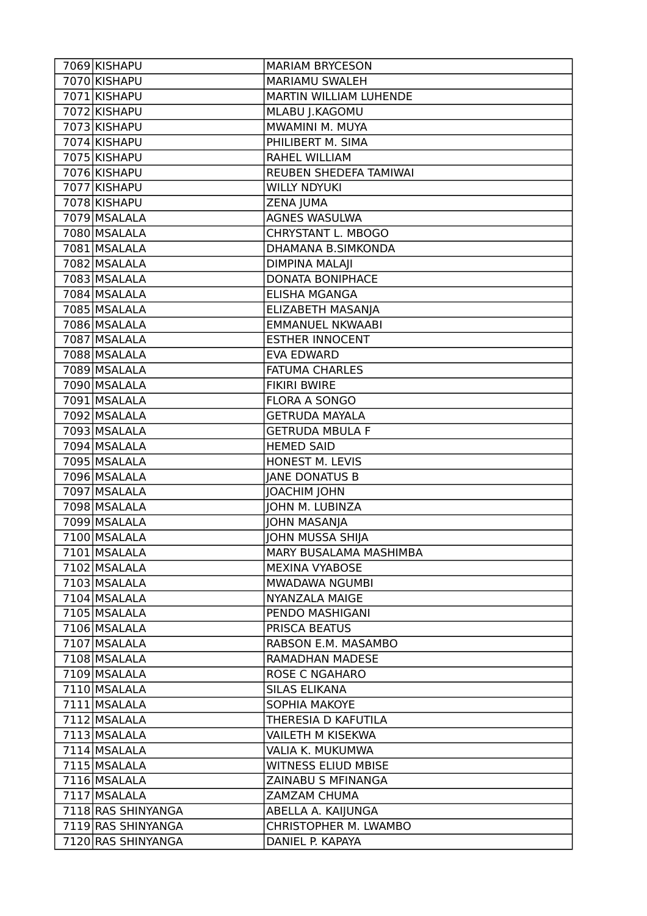| | | |
|---|---|---|
| 7069 | KISHAPU | MARIAM BRYCESON |
| 7070 | KISHAPU | MARIAMU SWALEH |
| 7071 | KISHAPU | MARTIN WILLIAM LUHENDE |
| 7072 | KISHAPU | MLABU J.KAGOMU |
| 7073 | KISHAPU | MWAMINI M. MUYA |
| 7074 | KISHAPU | PHILIBERT M. SIMA |
| 7075 | KISHAPU | RAHEL WILLIAM |
| 7076 | KISHAPU | REUBEN SHEDEFA TAMIWAI |
| 7077 | KISHAPU | WILLY NDYUKI |
| 7078 | KISHAPU | ZENA JUMA |
| 7079 | MSALALA | AGNES WASULWA |
| 7080 | MSALALA | CHRYSTANT L. MBOGO |
| 7081 | MSALALA | DHAMANA B.SIMKONDA |
| 7082 | MSALALA | DIMPINA MALAJI |
| 7083 | MSALALA | DONATA BONIPHACE |
| 7084 | MSALALA | ELISHA MGANGA |
| 7085 | MSALALA | ELIZABETH MASANJA |
| 7086 | MSALALA | EMMANUEL NKWAABI |
| 7087 | MSALALA | ESTHER INNOCENT |
| 7088 | MSALALA | EVA EDWARD |
| 7089 | MSALALA | FATUMA CHARLES |
| 7090 | MSALALA | FIKIRI BWIRE |
| 7091 | MSALALA | FLORA A SONGO |
| 7092 | MSALALA | GETRUDA MAYALA |
| 7093 | MSALALA | GETRUDA MBULA F |
| 7094 | MSALALA | HEMED SAID |
| 7095 | MSALALA | HONEST M. LEVIS |
| 7096 | MSALALA | JANE DONATUS B |
| 7097 | MSALALA | JOACHIM JOHN |
| 7098 | MSALALA | JOHN M. LUBINZA |
| 7099 | MSALALA | JOHN MASANJA |
| 7100 | MSALALA | JOHN MUSSA SHIJA |
| 7101 | MSALALA | MARY BUSALAMA MASHIMBA |
| 7102 | MSALALA | MEXINA VYABOSE |
| 7103 | MSALALA | MWADAWA NGUMBI |
| 7104 | MSALALA | NYANZALA MAIGE |
| 7105 | MSALALA | PENDO MASHIGANI |
| 7106 | MSALALA | PRISCA BEATUS |
| 7107 | MSALALA | RABSON E.M. MASAMBO |
| 7108 | MSALALA | RAMADHAN MADESE |
| 7109 | MSALALA | ROSE C NGAHARO |
| 7110 | MSALALA | SILAS ELIKANA |
| 7111 | MSALALA | SOPHIA MAKOYE |
| 7112 | MSALALA | THERESIA D KAFUTILA |
| 7113 | MSALALA | VAILETH M KISEKWA |
| 7114 | MSALALA | VALIA K. MUKUMWA |
| 7115 | MSALALA | WITNESS ELIUD MBISE |
| 7116 | MSALALA | ZAINABU S MFINANGA |
| 7117 | MSALALA | ZAMZAM CHUMA |
| 7118 | RAS SHINYANGA | ABELLA A. KAIJUNGA |
| 7119 | RAS SHINYANGA | CHRISTOPHER M. LWAMBO |
| 7120 | RAS SHINYANGA | DANIEL P. KAPAYA |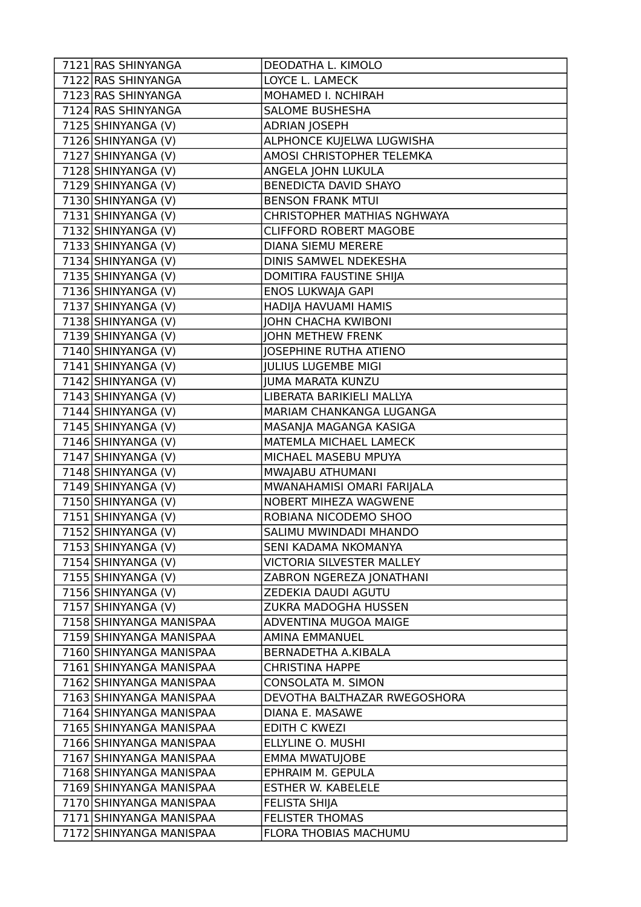| 7121 | RAS SHINYANGA | DEODATHA L. KIMOLO |
|---|---|---|
| 7122 | RAS SHINYANGA | LOYCE L. LAMECK |
| 7123 | RAS SHINYANGA | MOHAMED I. NCHIRAH |
| 7124 | RAS SHINYANGA | SALOME BUSHESHA |
| 7125 | SHINYANGA (V) | ADRIAN JOSEPH |
| 7126 | SHINYANGA (V) | ALPHONCE KUJELWA LUGWISHA |
| 7127 | SHINYANGA (V) | AMOSI CHRISTOPHER TELEMKA |
| 7128 | SHINYANGA (V) | ANGELA JOHN LUKULA |
| 7129 | SHINYANGA (V) | BENEDICTA DAVID SHAYO |
| 7130 | SHINYANGA (V) | BENSON FRANK MTUI |
| 7131 | SHINYANGA (V) | CHRISTOPHER MATHIAS NGHWAYA |
| 7132 | SHINYANGA (V) | CLIFFORD ROBERT MAGOBE |
| 7133 | SHINYANGA (V) | DIANA SIEMU MERERE |
| 7134 | SHINYANGA (V) | DINIS SAMWEL NDEKESHA |
| 7135 | SHINYANGA (V) | DOMITIRA FAUSTINE SHIJA |
| 7136 | SHINYANGA (V) | ENOS LUKWAJA GAPI |
| 7137 | SHINYANGA (V) | HADIJA HAVUAMI HAMIS |
| 7138 | SHINYANGA (V) | JOHN CHACHA KWIBONI |
| 7139 | SHINYANGA (V) | JOHN METHEW FRENK |
| 7140 | SHINYANGA (V) | JOSEPHINE RUTHA ATIENO |
| 7141 | SHINYANGA (V) | JULIUS LUGEMBE MIGI |
| 7142 | SHINYANGA (V) | JUMA MARATA KUNZU |
| 7143 | SHINYANGA (V) | LIBERATA BARIKIELI MALLYA |
| 7144 | SHINYANGA (V) | MARIAM CHANKANGA LUGANGA |
| 7145 | SHINYANGA (V) | MASANJA MAGANGA KASIGA |
| 7146 | SHINYANGA (V) | MATEMLA MICHAEL LAMECK |
| 7147 | SHINYANGA (V) | MICHAEL MASEBU MPUYA |
| 7148 | SHINYANGA (V) | MWAJABU ATHUMANI |
| 7149 | SHINYANGA (V) | MWANAHAMISI OMARI FARIJALA |
| 7150 | SHINYANGA (V) | NOBERT MIHEZA WAGWENE |
| 7151 | SHINYANGA (V) | ROBIANA NICODEMO SHOO |
| 7152 | SHINYANGA (V) | SALIMU MWINDADI MHANDO |
| 7153 | SHINYANGA (V) | SENI KADAMA NKOMANYA |
| 7154 | SHINYANGA (V) | VICTORIA SILVESTER MALLEY |
| 7155 | SHINYANGA (V) | ZABRON NGEREZA JONATHANI |
| 7156 | SHINYANGA (V) | ZEDEKIA DAUDI AGUTU |
| 7157 | SHINYANGA (V) | ZUKRA MADOGHA HUSSEN |
| 7158 | SHINYANGA MANISPAA | ADVENTINA MUGOA MAIGE |
| 7159 | SHINYANGA MANISPAA | AMINA EMMANUEL |
| 7160 | SHINYANGA MANISPAA | BERNADETHA A.KIBALA |
| 7161 | SHINYANGA MANISPAA | CHRISTINA HAPPE |
| 7162 | SHINYANGA MANISPAA | CONSOLATA M. SIMON |
| 7163 | SHINYANGA MANISPAA | DEVOTHA BALTHAZAR RWEGOSHORA |
| 7164 | SHINYANGA MANISPAA | DIANA E. MASAWE |
| 7165 | SHINYANGA MANISPAA | EDITH C KWEZI |
| 7166 | SHINYANGA MANISPAA | ELLYLINE O. MUSHI |
| 7167 | SHINYANGA MANISPAA | EMMA MWATUJOBE |
| 7168 | SHINYANGA MANISPAA | EPHRAIM M. GEPULA |
| 7169 | SHINYANGA MANISPAA | ESTHER W. KABELELE |
| 7170 | SHINYANGA MANISPAA | FELISTA SHIJA |
| 7171 | SHINYANGA MANISPAA | FELISTER THOMAS |
| 7172 | SHINYANGA MANISPAA | FLORA THOBIAS MACHUMU |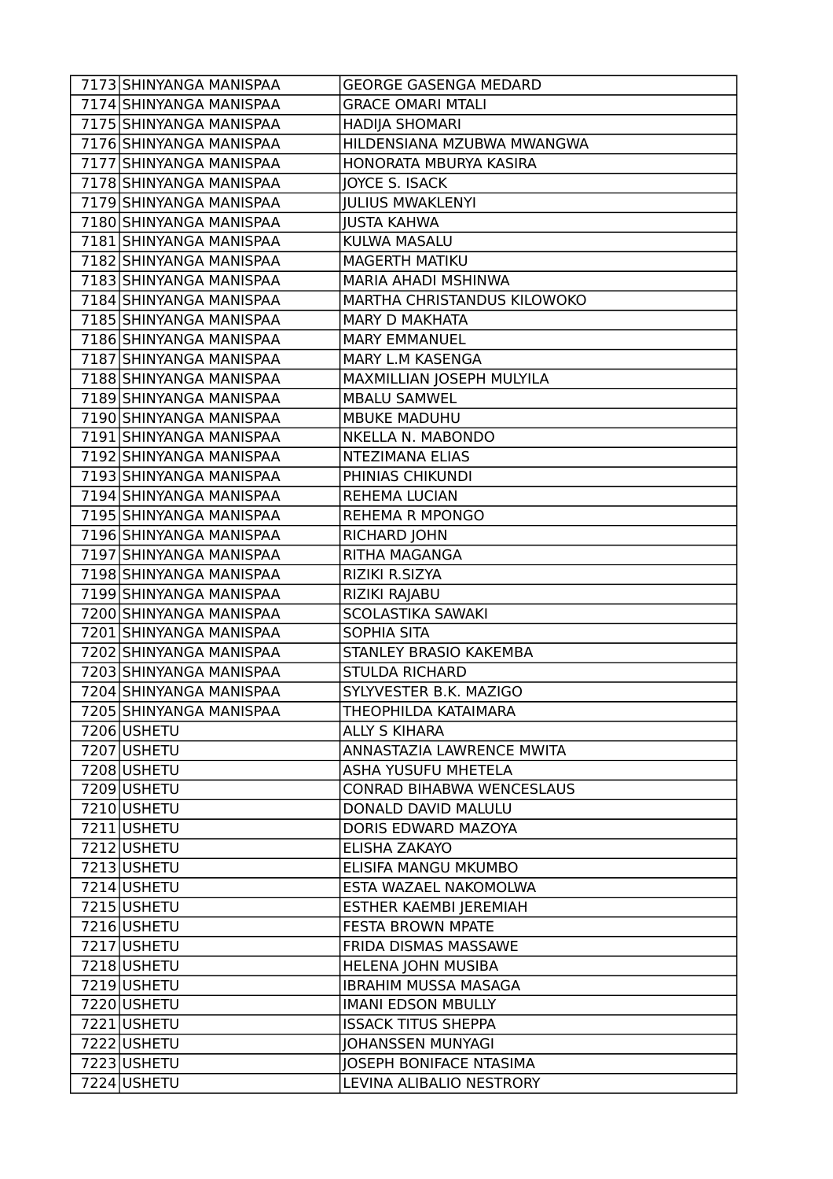| | | |
|---|---|---|
| 7173 | SHINYANGA MANISPAA | GEORGE GASENGA MEDARD |
| 7174 | SHINYANGA MANISPAA | GRACE OMARI MTALI |
| 7175 | SHINYANGA MANISPAA | HADIJA SHOMARI |
| 7176 | SHINYANGA MANISPAA | HILDENSIANA MZUBWA MWANGWA |
| 7177 | SHINYANGA MANISPAA | HONORATA MBURYA KASIRA |
| 7178 | SHINYANGA MANISPAA | JOYCE S. ISACK |
| 7179 | SHINYANGA MANISPAA | JULIUS MWAKLENYI |
| 7180 | SHINYANGA MANISPAA | JUSTA KAHWA |
| 7181 | SHINYANGA MANISPAA | KULWA MASALU |
| 7182 | SHINYANGA MANISPAA | MAGERTH MATIKU |
| 7183 | SHINYANGA MANISPAA | MARIA AHADI MSHINWA |
| 7184 | SHINYANGA MANISPAA | MARTHA CHRISTANDUS KILOWOKO |
| 7185 | SHINYANGA MANISPAA | MARY D MAKHATA |
| 7186 | SHINYANGA MANISPAA | MARY EMMANUEL |
| 7187 | SHINYANGA MANISPAA | MARY L.M KASENGA |
| 7188 | SHINYANGA MANISPAA | MAXMILLIAN JOSEPH MULYILA |
| 7189 | SHINYANGA MANISPAA | MBALU SAMWEL |
| 7190 | SHINYANGA MANISPAA | MBUKE MADUHU |
| 7191 | SHINYANGA MANISPAA | NKELLA N. MABONDO |
| 7192 | SHINYANGA MANISPAA | NTEZIMANA ELIAS |
| 7193 | SHINYANGA MANISPAA | PHINIAS CHIKUNDI |
| 7194 | SHINYANGA MANISPAA | REHEMA LUCIAN |
| 7195 | SHINYANGA MANISPAA | REHEMA R MPONGO |
| 7196 | SHINYANGA MANISPAA | RICHARD JOHN |
| 7197 | SHINYANGA MANISPAA | RITHA MAGANGA |
| 7198 | SHINYANGA MANISPAA | RIZIKI R.SIZYA |
| 7199 | SHINYANGA MANISPAA | RIZIKI RAJABU |
| 7200 | SHINYANGA MANISPAA | SCOLASTIKA SAWAKI |
| 7201 | SHINYANGA MANISPAA | SOPHIA SITA |
| 7202 | SHINYANGA MANISPAA | STANLEY BRASIO KAKEMBA |
| 7203 | SHINYANGA MANISPAA | STULDA RICHARD |
| 7204 | SHINYANGA MANISPAA | SYLYVESTER B.K. MAZIGO |
| 7205 | SHINYANGA MANISPAA | THEOPHILDA KATAIMARA |
| 7206 | USHETU | ALLY S KIHARA |
| 7207 | USHETU | ANNASTAZIA LAWRENCE MWITA |
| 7208 | USHETU | ASHA YUSUFU MHETELA |
| 7209 | USHETU | CONRAD BIHABWA WENCESLAUS |
| 7210 | USHETU | DONALD DAVID MALULU |
| 7211 | USHETU | DORIS EDWARD MAZOYA |
| 7212 | USHETU | ELISHA ZAKAYO |
| 7213 | USHETU | ELISIFA MANGU MKUMBO |
| 7214 | USHETU | ESTA WAZAEL NAKOMOLWA |
| 7215 | USHETU | ESTHER KAEMBI JEREMIAH |
| 7216 | USHETU | FESTA BROWN MPATE |
| 7217 | USHETU | FRIDA DISMAS MASSAWE |
| 7218 | USHETU | HELENA JOHN MUSIBA |
| 7219 | USHETU | IBRAHIM MUSSA MASAGA |
| 7220 | USHETU | IMANI EDSON MBULLY |
| 7221 | USHETU | ISSACK TITUS SHEPPA |
| 7222 | USHETU | JOHANSSEN MUNYAGI |
| 7223 | USHETU | JOSEPH BONIFACE NTASIMA |
| 7224 | USHETU | LEVINA ALIBALIO NESTRORY |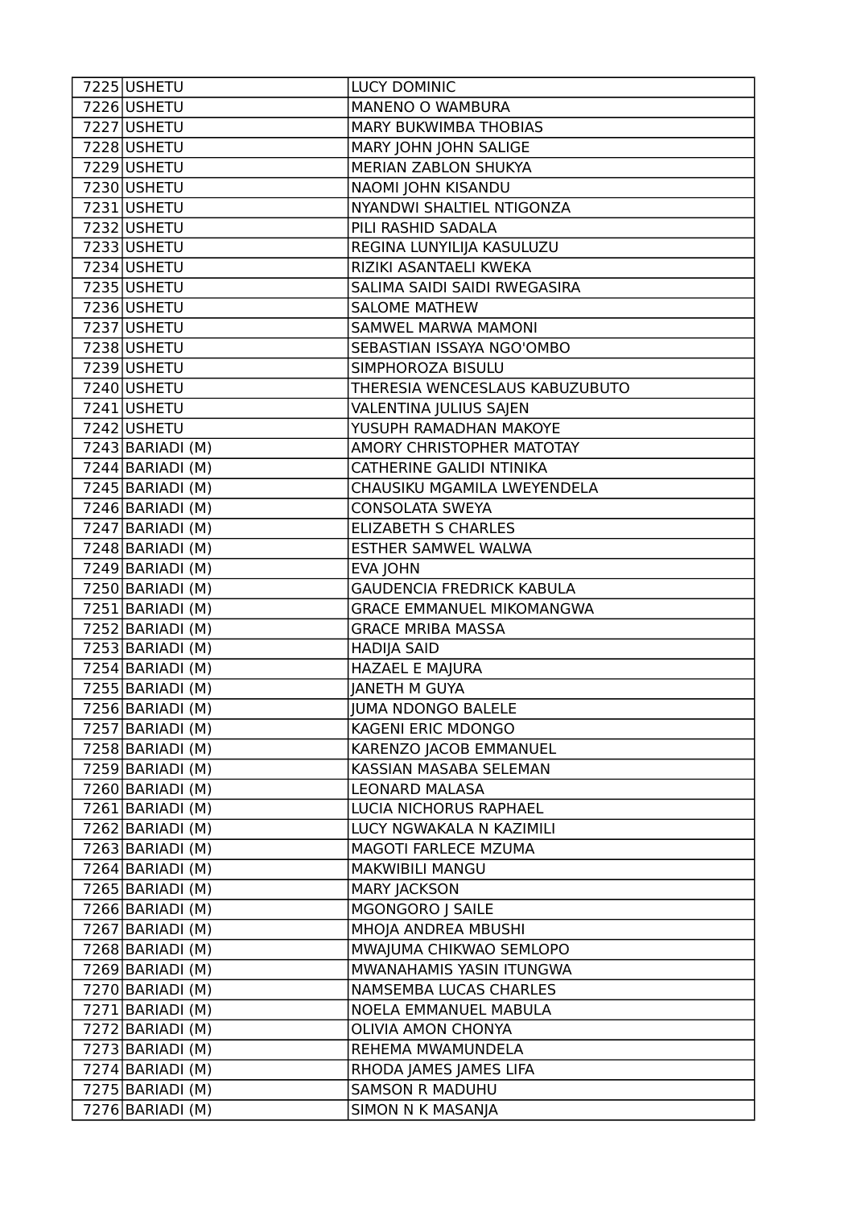| | | |
|---|---|---|
| 7225 | USHETU | LUCY DOMINIC |
| 7226 | USHETU | MANENO O WAMBURA |
| 7227 | USHETU | MARY BUKWIMBA THOBIAS |
| 7228 | USHETU | MARY JOHN JOHN SALIGE |
| 7229 | USHETU | MERIAN ZABLON SHUKYA |
| 7230 | USHETU | NAOMI JOHN KISANDU |
| 7231 | USHETU | NYANDWI SHALTIEL NTIGONZA |
| 7232 | USHETU | PILI RASHID SADALA |
| 7233 | USHETU | REGINA LUNYILIJA KASULUZU |
| 7234 | USHETU | RIZIKI ASANTAELI KWEKA |
| 7235 | USHETU | SALIMA SAIDI SAIDI RWEGASIRA |
| 7236 | USHETU | SALOME MATHEW |
| 7237 | USHETU | SAMWEL MARWA MAMONI |
| 7238 | USHETU | SEBASTIAN ISSAYA NGO'OMBO |
| 7239 | USHETU | SIMPHOROZA BISULU |
| 7240 | USHETU | THERESIA WENCESLAUS KABUZUBUTO |
| 7241 | USHETU | VALENTINA JULIUS SAJEN |
| 7242 | USHETU | YUSUPH RAMADHAN MAKOYE |
| 7243 | BARIADI (M) | AMORY CHRISTOPHER MATOTAY |
| 7244 | BARIADI (M) | CATHERINE GALIDI NTINIKA |
| 7245 | BARIADI (M) | CHAUSIKU MGAMILA LWEYENDELA |
| 7246 | BARIADI (M) | CONSOLATA SWEYA |
| 7247 | BARIADI (M) | ELIZABETH S CHARLES |
| 7248 | BARIADI (M) | ESTHER SAMWEL WALWA |
| 7249 | BARIADI (M) | EVA JOHN |
| 7250 | BARIADI (M) | GAUDENCIA FREDRICK KABULA |
| 7251 | BARIADI (M) | GRACE EMMANUEL MIKOMANGWA |
| 7252 | BARIADI (M) | GRACE MRIBA MASSA |
| 7253 | BARIADI (M) | HADIJA SAID |
| 7254 | BARIADI (M) | HAZAEL E MAJURA |
| 7255 | BARIADI (M) | JANETH M GUYA |
| 7256 | BARIADI (M) | JUMA NDONGO BALELE |
| 7257 | BARIADI (M) | KAGENI ERIC MDONGO |
| 7258 | BARIADI (M) | KARENZO JACOB EMMANUEL |
| 7259 | BARIADI (M) | KASSIAN MASABA SELEMAN |
| 7260 | BARIADI (M) | LEONARD MALASA |
| 7261 | BARIADI (M) | LUCIA NICHORUS RAPHAEL |
| 7262 | BARIADI (M) | LUCY NGWAKALA N KAZIMILI |
| 7263 | BARIADI (M) | MAGOTI FARLECE MZUMA |
| 7264 | BARIADI (M) | MAKWIBILI MANGU |
| 7265 | BARIADI (M) | MARY JACKSON |
| 7266 | BARIADI (M) | MGONGORO J SAILE |
| 7267 | BARIADI (M) | MHOJA ANDREA MBUSHI |
| 7268 | BARIADI (M) | MWAJUMA CHIKWAO SEMLOPO |
| 7269 | BARIADI (M) | MWANAHAMIS YASIN ITUNGWA |
| 7270 | BARIADI (M) | NAMSEMBA LUCAS CHARLES |
| 7271 | BARIADI (M) | NOELA EMMANUEL MABULA |
| 7272 | BARIADI (M) | OLIVIA AMON CHONYA |
| 7273 | BARIADI (M) | REHEMA MWAMUNDELA |
| 7274 | BARIADI (M) | RHODA JAMES JAMES LIFA |
| 7275 | BARIADI (M) | SAMSON R MADUHU |
| 7276 | BARIADI (M) | SIMON N K MASANJA |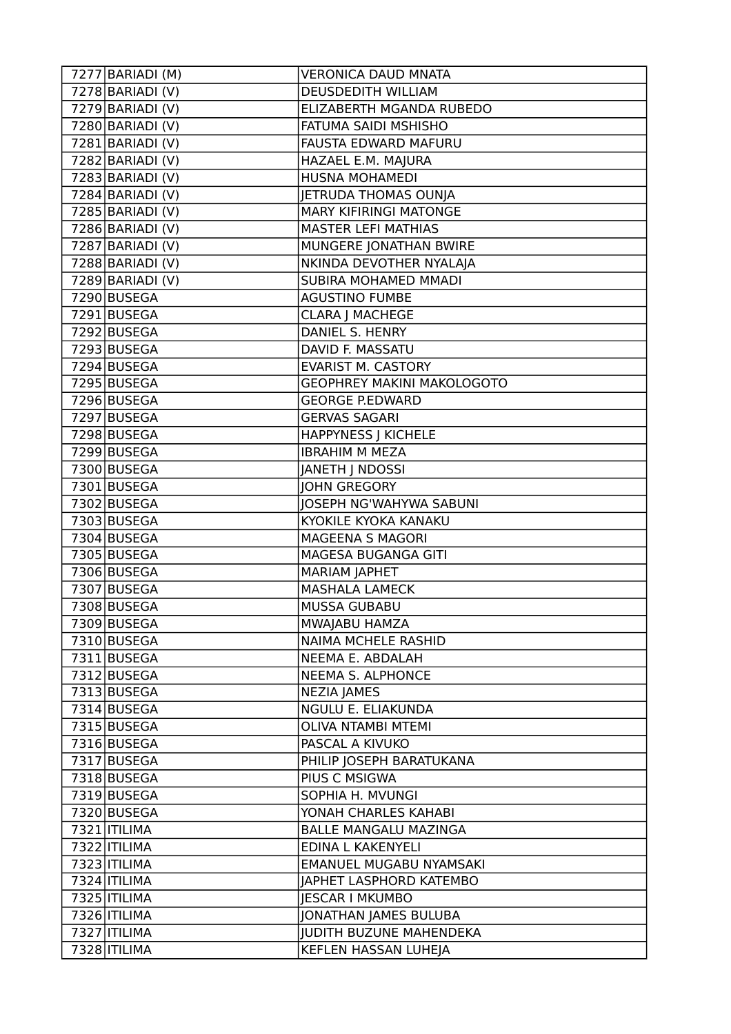| | | |
|---|---|---|
| 7277 | BARIADI (M) | VERONICA DAUD MNATA |
| 7278 | BARIADI (V) | DEUSDEDITH WILLIAM |
| 7279 | BARIADI (V) | ELIZABERTH MGANDA RUBEDO |
| 7280 | BARIADI (V) | FATUMA SAIDI MSHISHO |
| 7281 | BARIADI (V) | FAUSTA EDWARD MAFURU |
| 7282 | BARIADI (V) | HAZAEL E.M. MAJURA |
| 7283 | BARIADI (V) | HUSNA MOHAMEDI |
| 7284 | BARIADI (V) | JETRUDA THOMAS OUNJA |
| 7285 | BARIADI (V) | MARY KIFIRINGI MATONGE |
| 7286 | BARIADI (V) | MASTER LEFI MATHIAS |
| 7287 | BARIADI (V) | MUNGERE JONATHAN BWIRE |
| 7288 | BARIADI (V) | NKINDA DEVOTHER NYALAJA |
| 7289 | BARIADI (V) | SUBIRA MOHAMED MMADI |
| 7290 | BUSEGA | AGUSTINO FUMBE |
| 7291 | BUSEGA | CLARA J MACHEGE |
| 7292 | BUSEGA | DANIEL S. HENRY |
| 7293 | BUSEGA | DAVID F. MASSATU |
| 7294 | BUSEGA | EVARIST M. CASTORY |
| 7295 | BUSEGA | GEOPHREY MAKINI MAKOLOGOTO |
| 7296 | BUSEGA | GEORGE P.EDWARD |
| 7297 | BUSEGA | GERVAS SAGARI |
| 7298 | BUSEGA | HAPPYNESS J KICHELE |
| 7299 | BUSEGA | IBRAHIM M MEZA |
| 7300 | BUSEGA | JANETH J NDOSSI |
| 7301 | BUSEGA | JOHN GREGORY |
| 7302 | BUSEGA | JOSEPH NG'WAHYWA SABUNI |
| 7303 | BUSEGA | KYOKILE KYOKA KANAKU |
| 7304 | BUSEGA | MAGEENA S MAGORI |
| 7305 | BUSEGA | MAGESA BUGANGA GITI |
| 7306 | BUSEGA | MARIAM JAPHET |
| 7307 | BUSEGA | MASHALA LAMECK |
| 7308 | BUSEGA | MUSSA GUBABU |
| 7309 | BUSEGA | MWAJABU HAMZA |
| 7310 | BUSEGA | NAIMA MCHELE RASHID |
| 7311 | BUSEGA | NEEMA E. ABDALAH |
| 7312 | BUSEGA | NEEMA S. ALPHONCE |
| 7313 | BUSEGA | NEZIA JAMES |
| 7314 | BUSEGA | NGULU E. ELIAKUNDA |
| 7315 | BUSEGA | OLIVA NTAMBI MTEMI |
| 7316 | BUSEGA | PASCAL A KIVUKO |
| 7317 | BUSEGA | PHILIP JOSEPH BARATUKANA |
| 7318 | BUSEGA | PIUS C MSIGWA |
| 7319 | BUSEGA | SOPHIA H. MVUNGI |
| 7320 | BUSEGA | YONAH CHARLES KAHABI |
| 7321 | ITILIMA | BALLE MANGALU MAZINGA |
| 7322 | ITILIMA | EDINA L KAKENYELI |
| 7323 | ITILIMA | EMANUEL MUGABU NYAMSAKI |
| 7324 | ITILIMA | JAPHET LASPHORD KATEMBO |
| 7325 | ITILIMA | JESCAR I MKUMBO |
| 7326 | ITILIMA | JONATHAN JAMES BULUBA |
| 7327 | ITILIMA | JUDITH BUZUNE MAHENDEKA |
| 7328 | ITILIMA | KEFLEN HASSAN LUHEJA |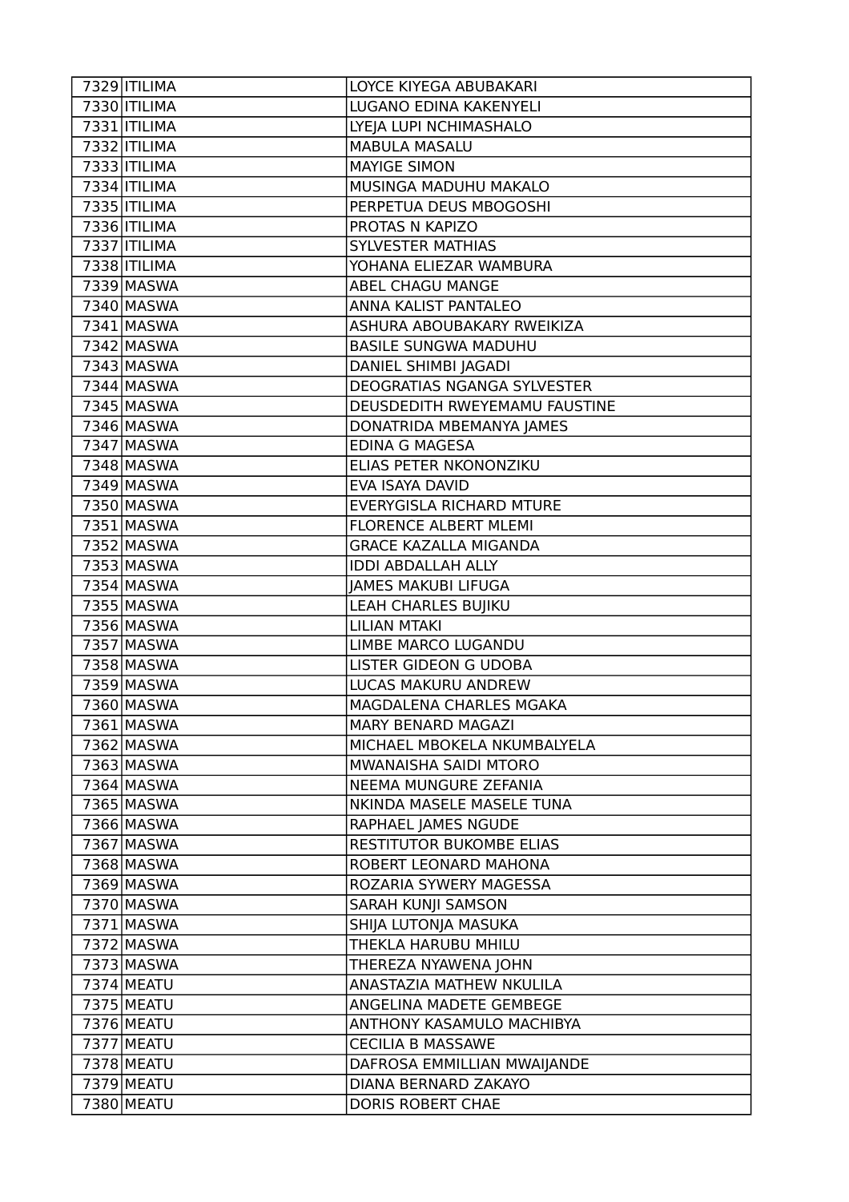| 7329 | ITILIMA | LOYCE KIYEGA ABUBAKARI |
|---|---|---|
| 7330 | ITILIMA | LUGANO EDINA KAKENYELI |
| 7331 | ITILIMA | LYEJA LUPI NCHIMASHALO |
| 7332 | ITILIMA | MABULA MASALU |
| 7333 | ITILIMA | MAYIGE SIMON |
| 7334 | ITILIMA | MUSINGA MADUHU MAKALO |
| 7335 | ITILIMA | PERPETUA DEUS MBOGOSHI |
| 7336 | ITILIMA | PROTAS N KAPIZO |
| 7337 | ITILIMA | SYLVESTER MATHIAS |
| 7338 | ITILIMA | YOHANA ELIEZAR WAMBURA |
| 7339 | MASWA | ABEL CHAGU MANGE |
| 7340 | MASWA | ANNA KALIST PANTALEO |
| 7341 | MASWA | ASHURA ABOUBAKARY RWEIKIZA |
| 7342 | MASWA | BASILE SUNGWA MADUHU |
| 7343 | MASWA | DANIEL SHIMBI JAGADI |
| 7344 | MASWA | DEOGRATIAS NGANGA SYLVESTER |
| 7345 | MASWA | DEUSDEDITH RWEYEMAMU FAUSTINE |
| 7346 | MASWA | DONATRIDA MBEMANYA JAMES |
| 7347 | MASWA | EDINA G MAGESA |
| 7348 | MASWA | ELIAS PETER NKONONZIKU |
| 7349 | MASWA | EVA ISAYA DAVID |
| 7350 | MASWA | EVERYGISLA RICHARD MTURE |
| 7351 | MASWA | FLORENCE ALBERT MLEMI |
| 7352 | MASWA | GRACE KAZALLA MIGANDA |
| 7353 | MASWA | IDDI ABDALLAH ALLY |
| 7354 | MASWA | JAMES MAKUBI LIFUGA |
| 7355 | MASWA | LEAH CHARLES BUJIKU |
| 7356 | MASWA | LILIAN MTAKI |
| 7357 | MASWA | LIMBE MARCO LUGANDU |
| 7358 | MASWA | LISTER GIDEON G UDOBA |
| 7359 | MASWA | LUCAS MAKURU ANDREW |
| 7360 | MASWA | MAGDALENA CHARLES MGAKA |
| 7361 | MASWA | MARY BENARD MAGAZI |
| 7362 | MASWA | MICHAEL MBOKELA NKUMBALYELA |
| 7363 | MASWA | MWANAISHA SAIDI MTORO |
| 7364 | MASWA | NEEMA MUNGURE ZEFANIA |
| 7365 | MASWA | NKINDA MASELE MASELE TUNA |
| 7366 | MASWA | RAPHAEL JAMES NGUDE |
| 7367 | MASWA | RESTITUTOR BUKOMBE ELIAS |
| 7368 | MASWA | ROBERT LEONARD MAHONA |
| 7369 | MASWA | ROZARIA SYWERY MAGESSA |
| 7370 | MASWA | SARAH KUNJI SAMSON |
| 7371 | MASWA | SHIJA LUTONJA MASUKA |
| 7372 | MASWA | THEKLA HARUBU MHILU |
| 7373 | MASWA | THEREZA NYAWENA JOHN |
| 7374 | MEATU | ANASTAZIA MATHEW NKULILA |
| 7375 | MEATU | ANGELINA MADETE GEMBEGE |
| 7376 | MEATU | ANTHONY KASAMULO MACHIBYA |
| 7377 | MEATU | CECILIA B MASSAWE |
| 7378 | MEATU | DAFROSA EMMILLIAN MWAIJANDE |
| 7379 | MEATU | DIANA BERNARD ZAKAYO |
| 7380 | MEATU | DORIS ROBERT CHAE |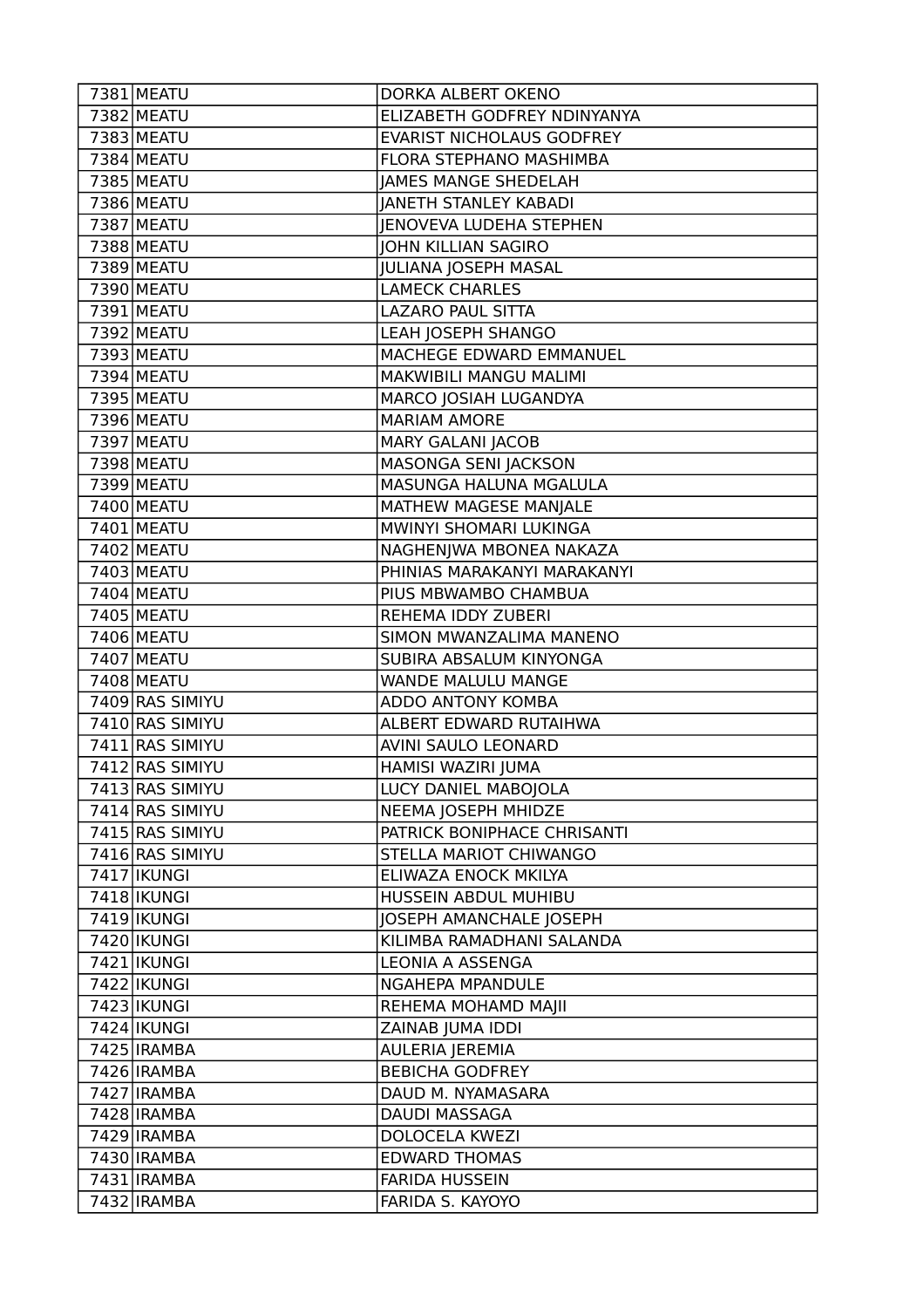| | | |
|---|---|---|
| 7381 | MEATU | DORKA ALBERT OKENO |
| 7382 | MEATU | ELIZABETH GODFREY NDINYANYA |
| 7383 | MEATU | EVARIST NICHOLAUS GODFREY |
| 7384 | MEATU | FLORA STEPHANO MASHIMBA |
| 7385 | MEATU | JAMES MANGE SHEDELAH |
| 7386 | MEATU | JANETH STANLEY KABADI |
| 7387 | MEATU | JENOVEVA LUDEHA STEPHEN |
| 7388 | MEATU | JOHN KILLIAN SAGIRO |
| 7389 | MEATU | JULIANA JOSEPH MASAL |
| 7390 | MEATU | LAMECK CHARLES |
| 7391 | MEATU | LAZARO PAUL SITTA |
| 7392 | MEATU | LEAH JOSEPH SHANGO |
| 7393 | MEATU | MACHEGE EDWARD EMMANUEL |
| 7394 | MEATU | MAKWIBILI MANGU MALIMI |
| 7395 | MEATU | MARCO JOSIAH LUGANDYA |
| 7396 | MEATU | MARIAM AMORE |
| 7397 | MEATU | MARY GALANI JACOB |
| 7398 | MEATU | MASONGA SENI JACKSON |
| 7399 | MEATU | MASUNGA HALUNA MGALULA |
| 7400 | MEATU | MATHEW MAGESE MANJALE |
| 7401 | MEATU | MWINYI SHOMARI LUKINGA |
| 7402 | MEATU | NAGHENJWA MBONEA NAKAZA |
| 7403 | MEATU | PHINIAS MARAKANYI MARAKANYI |
| 7404 | MEATU | PIUS MBWAMBO CHAMBUA |
| 7405 | MEATU | REHEMA IDDY ZUBERI |
| 7406 | MEATU | SIMON MWANZALIMA MANENO |
| 7407 | MEATU | SUBIRA ABSALUM KINYONGA |
| 7408 | MEATU | WANDE MALULU MANGE |
| 7409 | RAS SIMIYU | ADDO ANTONY KOMBA |
| 7410 | RAS SIMIYU | ALBERT EDWARD RUTAIHWA |
| 7411 | RAS SIMIYU | AVINI SAULO LEONARD |
| 7412 | RAS SIMIYU | HAMISI WAZIRI JUMA |
| 7413 | RAS SIMIYU | LUCY DANIEL MABOJOLA |
| 7414 | RAS SIMIYU | NEEMA JOSEPH MHIDZE |
| 7415 | RAS SIMIYU | PATRICK BONIPHACE CHRISANTI |
| 7416 | RAS SIMIYU | STELLA MARIOT CHIWANGO |
| 7417 | IKUNGI | ELIWAZA ENOCK MKILYA |
| 7418 | IKUNGI | HUSSEIN ABDUL MUHIBU |
| 7419 | IKUNGI | JOSEPH AMANCHALE JOSEPH |
| 7420 | IKUNGI | KILIMBA RAMADHANI SALANDA |
| 7421 | IKUNGI | LEONIA A ASSENGA |
| 7422 | IKUNGI | NGAHEPA MPANDULE |
| 7423 | IKUNGI | REHEMA MOHAMD MAJII |
| 7424 | IKUNGI | ZAINAB JUMA IDDI |
| 7425 | IRAMBA | AULERIA JEREMIA |
| 7426 | IRAMBA | BEBICHA GODFREY |
| 7427 | IRAMBA | DAUD M. NYAMASARA |
| 7428 | IRAMBA | DAUDI MASSAGA |
| 7429 | IRAMBA | DOLOCELA KWEZI |
| 7430 | IRAMBA | EDWARD THOMAS |
| 7431 | IRAMBA | FARIDA HUSSEIN |
| 7432 | IRAMBA | FARIDA S. KAYOYO |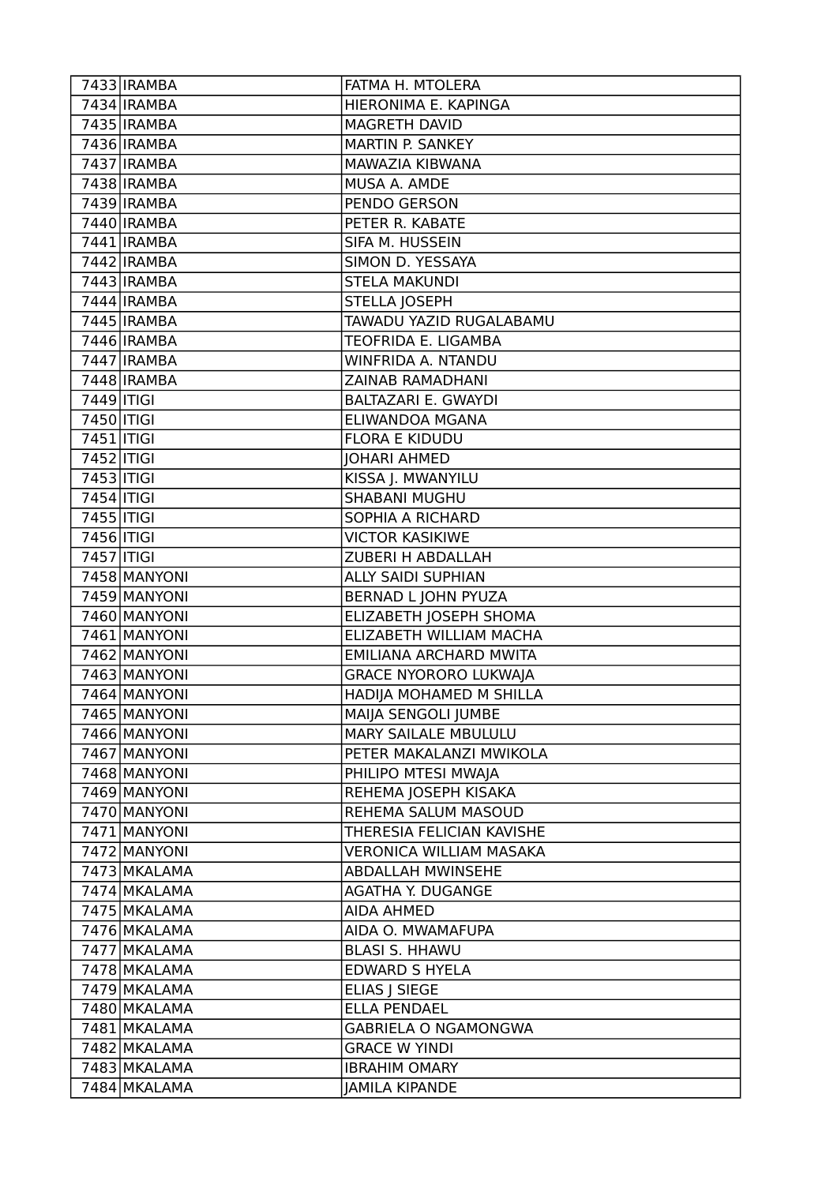| 7433 | IRAMBA | FATMA H. MTOLERA |
|---|---|---|
| 7434 | IRAMBA | HIERONIMA E. KAPINGA |
| 7435 | IRAMBA | MAGRETH DAVID |
| 7436 | IRAMBA | MARTIN P. SANKEY |
| 7437 | IRAMBA | MAWAZIA KIBWANA |
| 7438 | IRAMBA | MUSA A. AMDE |
| 7439 | IRAMBA | PENDO GERSON |
| 7440 | IRAMBA | PETER R. KABATE |
| 7441 | IRAMBA | SIFA M. HUSSEIN |
| 7442 | IRAMBA | SIMON D. YESSAYA |
| 7443 | IRAMBA | STELA MAKUNDI |
| 7444 | IRAMBA | STELLA JOSEPH |
| 7445 | IRAMBA | TAWADU YAZID RUGALABAMU |
| 7446 | IRAMBA | TEOFRIDA E. LIGAMBA |
| 7447 | IRAMBA | WINFRIDA A. NTANDU |
| 7448 | IRAMBA | ZAINAB RAMADHANI |
| 7449 | ITIGI | BALTAZARI E. GWAYDI |
| 7450 | ITIGI | ELIWANDOA MGANA |
| 7451 | ITIGI | FLORA E KIDUDU |
| 7452 | ITIGI | JOHARI AHMED |
| 7453 | ITIGI | KISSA J. MWANYILU |
| 7454 | ITIGI | SHABANI MUGHU |
| 7455 | ITIGI | SOPHIA A RICHARD |
| 7456 | ITIGI | VICTOR KASIKIWE |
| 7457 | ITIGI | ZUBERI H ABDALLAH |
| 7458 | MANYONI | ALLY SAIDI SUPHIAN |
| 7459 | MANYONI | BERNAD L JOHN PYUZA |
| 7460 | MANYONI | ELIZABETH JOSEPH SHOMA |
| 7461 | MANYONI | ELIZABETH WILLIAM MACHA |
| 7462 | MANYONI | EMILIANA ARCHARD MWITA |
| 7463 | MANYONI | GRACE NYORORO LUKWAJA |
| 7464 | MANYONI | HADIJA MOHAMED M SHILLA |
| 7465 | MANYONI | MAIJA SENGOLI JUMBE |
| 7466 | MANYONI | MARY SAILALE MBULULU |
| 7467 | MANYONI | PETER MAKALANZI MWIKOLA |
| 7468 | MANYONI | PHILIPO MTESI MWAJA |
| 7469 | MANYONI | REHEMA JOSEPH KISAKA |
| 7470 | MANYONI | REHEMA SALUM MASOUD |
| 7471 | MANYONI | THERESIA FELICIAN KAVISHE |
| 7472 | MANYONI | VERONICA WILLIAM MASAKA |
| 7473 | MKALAMA | ABDALLAH MWINSEHE |
| 7474 | MKALAMA | AGATHA Y. DUGANGE |
| 7475 | MKALAMA | AIDA AHMED |
| 7476 | MKALAMA | AIDA O. MWAMAFUPA |
| 7477 | MKALAMA | BLASI S. HHAWU |
| 7478 | MKALAMA | EDWARD S HYELA |
| 7479 | MKALAMA | ELIAS J SIEGE |
| 7480 | MKALAMA | ELLA PENDAEL |
| 7481 | MKALAMA | GABRIELA O NGAMONGWA |
| 7482 | MKALAMA | GRACE W YINDI |
| 7483 | MKALAMA | IBRAHIM OMARY |
| 7484 | MKALAMA | JAMILA KIPANDE |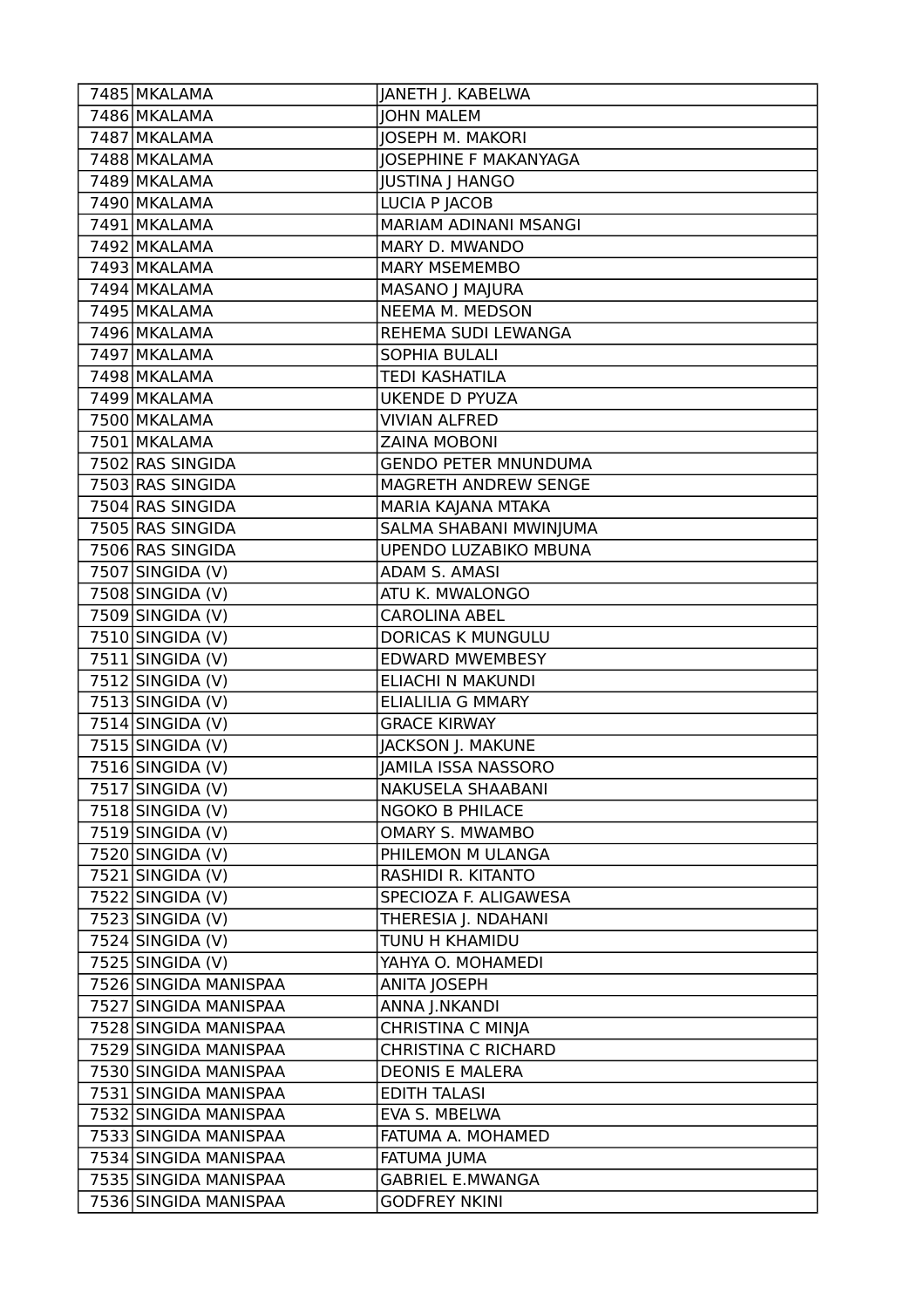| | | |
|---|---|---|
| 7485 | MKALAMA | JANETH J. KABELWA |
| 7486 | MKALAMA | JOHN MALEM |
| 7487 | MKALAMA | JOSEPH M. MAKORI |
| 7488 | MKALAMA | JOSEPHINE F MAKANYAGA |
| 7489 | MKALAMA | JUSTINA J HANGO |
| 7490 | MKALAMA | LUCIA P JACOB |
| 7491 | MKALAMA | MARIAM ADINANI MSANGI |
| 7492 | MKALAMA | MARY D. MWANDO |
| 7493 | MKALAMA | MARY MSEMEMBO |
| 7494 | MKALAMA | MASANO J MAJURA |
| 7495 | MKALAMA | NEEMA M. MEDSON |
| 7496 | MKALAMA | REHEMA SUDI LEWANGA |
| 7497 | MKALAMA | SOPHIA BULALI |
| 7498 | MKALAMA | TEDI KASHATILA |
| 7499 | MKALAMA | UKENDE D PYUZA |
| 7500 | MKALAMA | VIVIAN ALFRED |
| 7501 | MKALAMA | ZAINA MOBONI |
| 7502 | RAS SINGIDA | GENDO PETER MNUNDUMA |
| 7503 | RAS SINGIDA | MAGRETH ANDREW SENGE |
| 7504 | RAS SINGIDA | MARIA KAJANA MTAKA |
| 7505 | RAS SINGIDA | SALMA SHABANI MWINJUMA |
| 7506 | RAS SINGIDA | UPENDO LUZABIKO MBUNA |
| 7507 | SINGIDA (V) | ADAM S. AMASI |
| 7508 | SINGIDA (V) | ATU K. MWALONGO |
| 7509 | SINGIDA (V) | CAROLINA ABEL |
| 7510 | SINGIDA (V) | DORICAS K MUNGULU |
| 7511 | SINGIDA (V) | EDWARD MWEMBESY |
| 7512 | SINGIDA (V) | ELIACHI N MAKUNDI |
| 7513 | SINGIDA (V) | ELIALILIA G MMARY |
| 7514 | SINGIDA (V) | GRACE KIRWAY |
| 7515 | SINGIDA (V) | JACKSON J. MAKUNE |
| 7516 | SINGIDA (V) | JAMILA ISSA NASSORO |
| 7517 | SINGIDA (V) | NAKUSELA SHAABANI |
| 7518 | SINGIDA (V) | NGOKO B PHILACE |
| 7519 | SINGIDA (V) | OMARY S. MWAMBO |
| 7520 | SINGIDA (V) | PHILEMON M ULANGA |
| 7521 | SINGIDA (V) | RASHIDI R. KITANTO |
| 7522 | SINGIDA (V) | SPECIOZA F. ALIGAWESA |
| 7523 | SINGIDA (V) | THERESIA J. NDAHANI |
| 7524 | SINGIDA (V) | TUNU H KHAMIDU |
| 7525 | SINGIDA (V) | YAHYA O. MOHAMEDI |
| 7526 | SINGIDA MANISPAA | ANITA JOSEPH |
| 7527 | SINGIDA MANISPAA | ANNA J.NKANDI |
| 7528 | SINGIDA MANISPAA | CHRISTINA C MINJA |
| 7529 | SINGIDA MANISPAA | CHRISTINA C RICHARD |
| 7530 | SINGIDA MANISPAA | DEONIS E MALERA |
| 7531 | SINGIDA MANISPAA | EDITH TALASI |
| 7532 | SINGIDA MANISPAA | EVA S. MBELWA |
| 7533 | SINGIDA MANISPAA | FATUMA A. MOHAMED |
| 7534 | SINGIDA MANISPAA | FATUMA JUMA |
| 7535 | SINGIDA MANISPAA | GABRIEL E.MWANGA |
| 7536 | SINGIDA MANISPAA | GODFREY NKINI |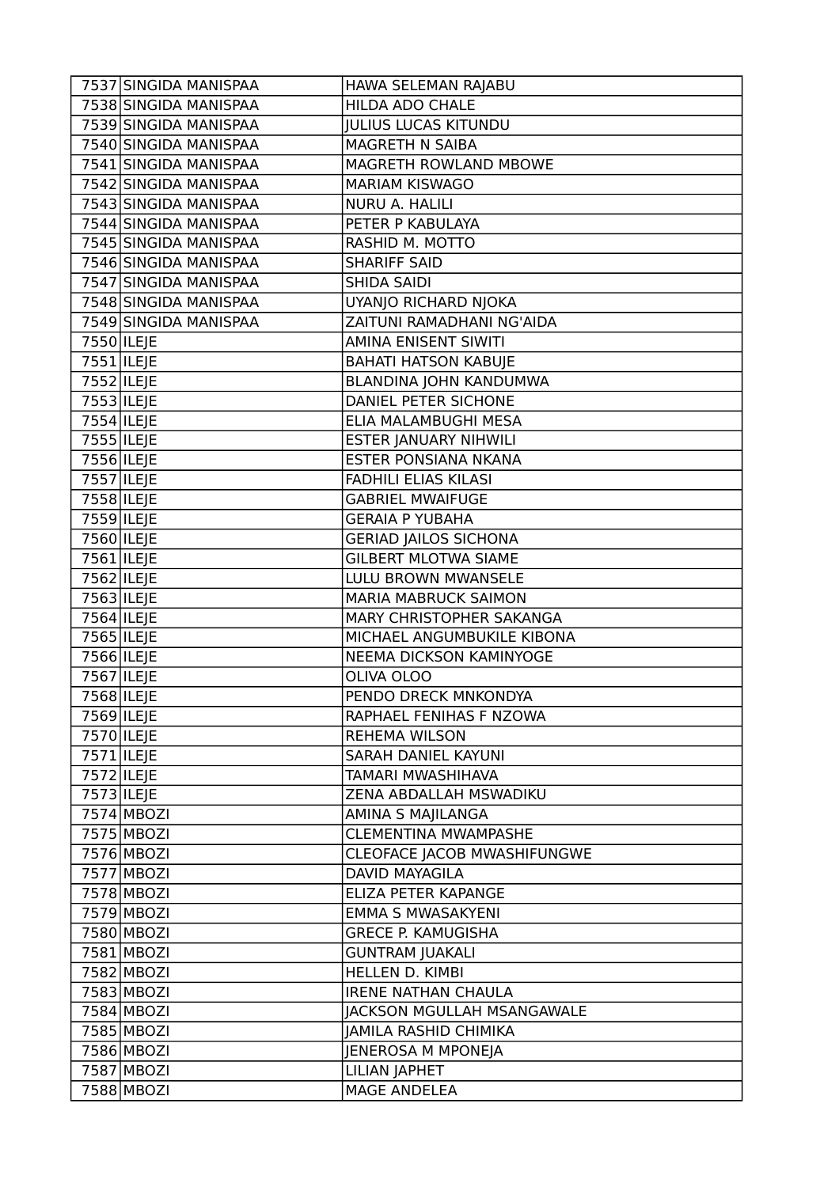| 7537 | SINGIDA MANISPAA | HAWA SELEMAN RAJABU |
|---|---|---|
| 7538 | SINGIDA MANISPAA | HILDA ADO CHALE |
| 7539 | SINGIDA MANISPAA | JULIUS LUCAS KITUNDU |
| 7540 | SINGIDA MANISPAA | MAGRETH N SAIBA |
| 7541 | SINGIDA MANISPAA | MAGRETH ROWLAND MBOWE |
| 7542 | SINGIDA MANISPAA | MARIAM KISWAGO |
| 7543 | SINGIDA MANISPAA | NURU A. HALILI |
| 7544 | SINGIDA MANISPAA | PETER P KABULAYA |
| 7545 | SINGIDA MANISPAA | RASHID M. MOTTO |
| 7546 | SINGIDA MANISPAA | SHARIFF SAID |
| 7547 | SINGIDA MANISPAA | SHIDA SAIDI |
| 7548 | SINGIDA MANISPAA | UYANJO RICHARD NJOKA |
| 7549 | SINGIDA MANISPAA | ZAITUNI RAMADHANI NG'AIDA |
| 7550 | ILEJE | AMINA ENISENT SIWITI |
| 7551 | ILEJE | BAHATI HATSON KABUJE |
| 7552 | ILEJE | BLANDINA JOHN KANDUMWA |
| 7553 | ILEJE | DANIEL PETER SICHONE |
| 7554 | ILEJE | ELIA MALAMBUGHI MESA |
| 7555 | ILEJE | ESTER JANUARY NIHWILI |
| 7556 | ILEJE | ESTER PONSIANA NKANA |
| 7557 | ILEJE | FADHILI ELIAS KILASI |
| 7558 | ILEJE | GABRIEL MWAIFUGE |
| 7559 | ILEJE | GERAIA P YUBAHA |
| 7560 | ILEJE | GERIAD JAILOS SICHONA |
| 7561 | ILEJE | GILBERT MLOTWA SIAME |
| 7562 | ILEJE | LULU BROWN MWANSELE |
| 7563 | ILEJE | MARIA MABRUCK SAIMON |
| 7564 | ILEJE | MARY CHRISTOPHER SAKANGA |
| 7565 | ILEJE | MICHAEL ANGUMBUKILE KIBONA |
| 7566 | ILEJE | NEEMA DICKSON KAMINYOGE |
| 7567 | ILEJE | OLIVA OLOO |
| 7568 | ILEJE | PENDO DRECK MNKONDYA |
| 7569 | ILEJE | RAPHAEL FENIHAS F NZOWA |
| 7570 | ILEJE | REHEMA WILSON |
| 7571 | ILEJE | SARAH DANIEL KAYUNI |
| 7572 | ILEJE | TAMARI MWASHIHAVA |
| 7573 | ILEJE | ZENA ABDALLAH MSWADIKU |
| 7574 | MBOZI | AMINA S MAJILANGA |
| 7575 | MBOZI | CLEMENTINA MWAMPASHE |
| 7576 | MBOZI | CLEOFACE JACOB MWASHIFUNGWE |
| 7577 | MBOZI | DAVID MAYAGILA |
| 7578 | MBOZI | ELIZA PETER KAPANGE |
| 7579 | MBOZI | EMMA S MWASAKYENI |
| 7580 | MBOZI | GRECE P. KAMUGISHA |
| 7581 | MBOZI | GUNTRAM JUAKALI |
| 7582 | MBOZI | HELLEN D. KIMBI |
| 7583 | MBOZI | IRENE NATHAN CHAULA |
| 7584 | MBOZI | JACKSON MGULLAH MSANGAWALE |
| 7585 | MBOZI | JAMILA RASHID CHIMIKA |
| 7586 | MBOZI | JENEROSA M MPONEJA |
| 7587 | MBOZI | LILIAN JAPHET |
| 7588 | MBOZI | MAGE ANDELEA |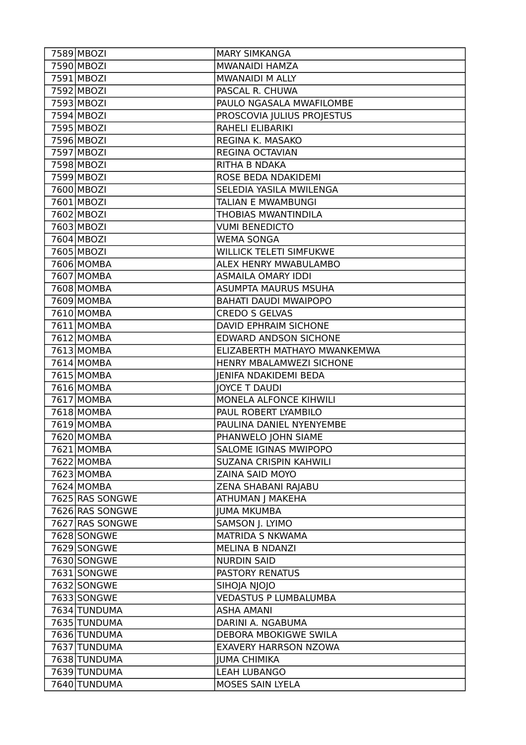| 7589 | MBOZI | MARY SIMKANGA |
|---|---|---|
| 7590 | MBOZI | MWANAIDI HAMZA |
| 7591 | MBOZI | MWANAIDI M ALLY |
| 7592 | MBOZI | PASCAL R. CHUWA |
| 7593 | MBOZI | PAULO NGASALA MWAFILOMBE |
| 7594 | MBOZI | PROSCOVIA JULIUS PROJESTUS |
| 7595 | MBOZI | RAHELI ELIBARIKI |
| 7596 | MBOZI | REGINA K. MASAKO |
| 7597 | MBOZI | REGINA OCTAVIAN |
| 7598 | MBOZI | RITHA B NDAKA |
| 7599 | MBOZI | ROSE BEDA NDAKIDEMI |
| 7600 | MBOZI | SELEDIA YASILA MWILENGA |
| 7601 | MBOZI | TALIAN E MWAMBUNGI |
| 7602 | MBOZI | THOBIAS MWANTINDILA |
| 7603 | MBOZI | VUMI BENEDICTO |
| 7604 | MBOZI | WEMA SONGA |
| 7605 | MBOZI | WILLICK TELETI SIMFUKWE |
| 7606 | MOMBA | ALEX HENRY MWABULAMBO |
| 7607 | MOMBA | ASMAILA OMARY IDDI |
| 7608 | MOMBA | ASUMPTA MAURUS MSUHA |
| 7609 | MOMBA | BAHATI DAUDI MWAIPOPO |
| 7610 | MOMBA | CREDO S GELVAS |
| 7611 | MOMBA | DAVID EPHRAIM SICHONE |
| 7612 | MOMBA | EDWARD ANDSON SICHONE |
| 7613 | MOMBA | ELIZABERTH MATHAYO MWANKEMWA |
| 7614 | MOMBA | HENRY MBALAMWEZI SICHONE |
| 7615 | MOMBA | JENIFA NDAKIDEMI BEDA |
| 7616 | MOMBA | JOYCE T DAUDI |
| 7617 | MOMBA | MONELA ALFONCE KIHWILI |
| 7618 | MOMBA | PAUL ROBERT LYAMBILO |
| 7619 | MOMBA | PAULINA DANIEL NYENYEMBE |
| 7620 | MOMBA | PHANWELO JOHN SIAME |
| 7621 | MOMBA | SALOME IGINAS MWIPOPO |
| 7622 | MOMBA | SUZANA CRISPIN KAHWILI |
| 7623 | MOMBA | ZAINA SAID MOYO |
| 7624 | MOMBA | ZENA SHABANI RAJABU |
| 7625 | RAS SONGWE | ATHUMAN J MAKEHA |
| 7626 | RAS SONGWE | JUMA MKUMBA |
| 7627 | RAS SONGWE | SAMSON J. LYIMO |
| 7628 | SONGWE | MATRIDA S NKWAMA |
| 7629 | SONGWE | MELINA B NDANZI |
| 7630 | SONGWE | NURDIN SAID |
| 7631 | SONGWE | PASTORY RENATUS |
| 7632 | SONGWE | SIHOJA NJOJO |
| 7633 | SONGWE | VEDASTUS P LUMBALUMBA |
| 7634 | TUNDUMA | ASHA AMANI |
| 7635 | TUNDUMA | DARINI A. NGABUMA |
| 7636 | TUNDUMA | DEBORA MBOKIGWE SWILA |
| 7637 | TUNDUMA | EXAVERY HARRSON NZOWA |
| 7638 | TUNDUMA | JUMA CHIMIKA |
| 7639 | TUNDUMA | LEAH LUBANGO |
| 7640 | TUNDUMA | MOSES SAIN LYELA |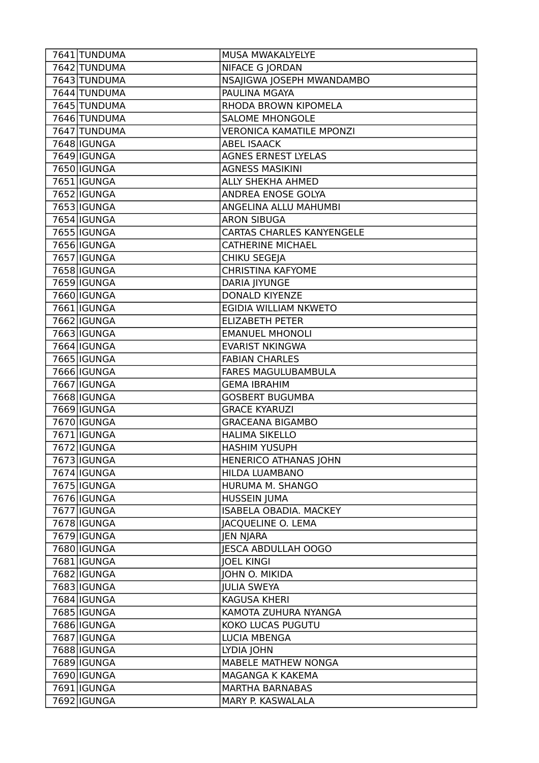| | | |
|---|---|---|
| 7641 | TUNDUMA | MUSA MWAKALYELYE |
| 7642 | TUNDUMA | NIFACE G JORDAN |
| 7643 | TUNDUMA | NSAJIGWA JOSEPH MWANDAMBO |
| 7644 | TUNDUMA | PAULINA MGAYA |
| 7645 | TUNDUMA | RHODA BROWN KIPOMELA |
| 7646 | TUNDUMA | SALOME MHONGOLE |
| 7647 | TUNDUMA | VERONICA KAMATILE MPONZI |
| 7648 | IGUNGA | ABEL ISAACK |
| 7649 | IGUNGA | AGNES ERNEST LYELAS |
| 7650 | IGUNGA | AGNESS MASIKINI |
| 7651 | IGUNGA | ALLY SHEKHA AHMED |
| 7652 | IGUNGA | ANDREA ENOSE GOLYA |
| 7653 | IGUNGA | ANGELINA ALLU MAHUMBI |
| 7654 | IGUNGA | ARON SIBUGA |
| 7655 | IGUNGA | CARTAS CHARLES KANYENGELE |
| 7656 | IGUNGA | CATHERINE MICHAEL |
| 7657 | IGUNGA | CHIKU SEGEJA |
| 7658 | IGUNGA | CHRISTINA KAFYOME |
| 7659 | IGUNGA | DARIA JIYUNGE |
| 7660 | IGUNGA | DONALD KIYENZE |
| 7661 | IGUNGA | EGIDIA WILLIAM NKWETO |
| 7662 | IGUNGA | ELIZABETH PETER |
| 7663 | IGUNGA | EMANUEL MHONOLI |
| 7664 | IGUNGA | EVARIST NKINGWA |
| 7665 | IGUNGA | FABIAN CHARLES |
| 7666 | IGUNGA | FARES MAGULUBAMBULA |
| 7667 | IGUNGA | GEMA IBRAHIM |
| 7668 | IGUNGA | GOSBERT BUGUMBA |
| 7669 | IGUNGA | GRACE KYARUZI |
| 7670 | IGUNGA | GRACEANA BIGAMBO |
| 7671 | IGUNGA | HALIMA SIKELLO |
| 7672 | IGUNGA | HASHIM YUSUPH |
| 7673 | IGUNGA | HENERICO ATHANAS JOHN |
| 7674 | IGUNGA | HILDA LUAMBANO |
| 7675 | IGUNGA | HURUMA M. SHANGO |
| 7676 | IGUNGA | HUSSEIN JUMA |
| 7677 | IGUNGA | ISABELA OBADIA. MACKEY |
| 7678 | IGUNGA | JACQUELINE O. LEMA |
| 7679 | IGUNGA | JEN NJARA |
| 7680 | IGUNGA | JESCA ABDULLAH OOGO |
| 7681 | IGUNGA | JOEL KINGI |
| 7682 | IGUNGA | JOHN O. MIKIDA |
| 7683 | IGUNGA | JULIA SWEYA |
| 7684 | IGUNGA | KAGUSA KHERI |
| 7685 | IGUNGA | KAMOTA ZUHURA NYANGA |
| 7686 | IGUNGA | KOKO LUCAS PUGUTU |
| 7687 | IGUNGA | LUCIA MBENGA |
| 7688 | IGUNGA | LYDIA JOHN |
| 7689 | IGUNGA | MABELE MATHEW NONGA |
| 7690 | IGUNGA | MAGANGA K KAKEMA |
| 7691 | IGUNGA | MARTHA BARNABAS |
| 7692 | IGUNGA | MARY P. KASWALALA |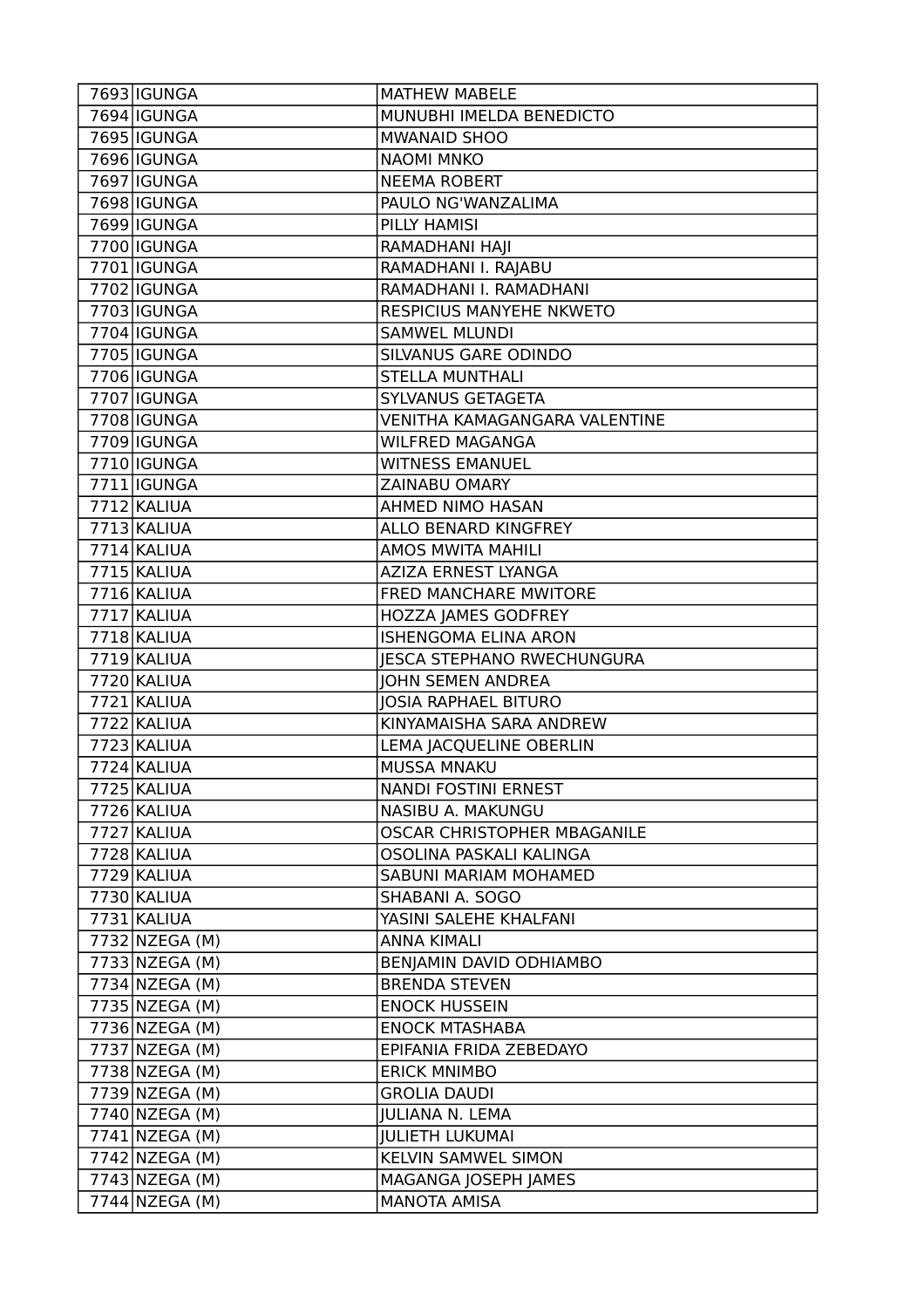| 7693 | IGUNGA | MATHEW MABELE |
|---|---|---|
| 7694 | IGUNGA | MUNUBHI IMELDA BENEDICTO |
| 7695 | IGUNGA | MWANAID SHOO |
| 7696 | IGUNGA | NAOMI MNKO |
| 7697 | IGUNGA | NEEMA ROBERT |
| 7698 | IGUNGA | PAULO NG'WANZALIMA |
| 7699 | IGUNGA | PILLY HAMISI |
| 7700 | IGUNGA | RAMADHANI HAJI |
| 7701 | IGUNGA | RAMADHANI I. RAJABU |
| 7702 | IGUNGA | RAMADHANI I. RAMADHANI |
| 7703 | IGUNGA | RESPICIUS MANYEHE NKWETO |
| 7704 | IGUNGA | SAMWEL MLUNDI |
| 7705 | IGUNGA | SILVANUS GARE ODINDO |
| 7706 | IGUNGA | STELLA MUNTHALI |
| 7707 | IGUNGA | SYLVANUS GETAGETA |
| 7708 | IGUNGA | VENITHA KAMAGANGARA VALENTINE |
| 7709 | IGUNGA | WILFRED MAGANGA |
| 7710 | IGUNGA | WITNESS EMANUEL |
| 7711 | IGUNGA | ZAINABU OMARY |
| 7712 | KALIUA | AHMED NIMO HASAN |
| 7713 | KALIUA | ALLO BENARD KINGFREY |
| 7714 | KALIUA | AMOS MWITA MAHILI |
| 7715 | KALIUA | AZIZA ERNEST LYANGA |
| 7716 | KALIUA | FRED MANCHARE MWITORE |
| 7717 | KALIUA | HOZZA JAMES GODFREY |
| 7718 | KALIUA | ISHENGOMA ELINA ARON |
| 7719 | KALIUA | JESCA STEPHANO RWECHUNGURA |
| 7720 | KALIUA | JOHN SEMEN ANDREA |
| 7721 | KALIUA | JOSIA RAPHAEL BITURO |
| 7722 | KALIUA | KINYAMAISHA SARA ANDREW |
| 7723 | KALIUA | LEMA JACQUELINE OBERLIN |
| 7724 | KALIUA | MUSSA MNAKU |
| 7725 | KALIUA | NANDI FOSTINI ERNEST |
| 7726 | KALIUA | NASIBU A. MAKUNGU |
| 7727 | KALIUA | OSCAR CHRISTOPHER MBAGANILE |
| 7728 | KALIUA | OSOLINA PASKALI KALINGA |
| 7729 | KALIUA | SABUNI MARIAM MOHAMED |
| 7730 | KALIUA | SHABANI A. SOGO |
| 7731 | KALIUA | YASINI SALEHE KHALFANI |
| 7732 | NZEGA (M) | ANNA KIMALI |
| 7733 | NZEGA (M) | BENJAMIN DAVID ODHIAMBO |
| 7734 | NZEGA (M) | BRENDA STEVEN |
| 7735 | NZEGA (M) | ENOCK HUSSEIN |
| 7736 | NZEGA (M) | ENOCK MTASHABA |
| 7737 | NZEGA (M) | EPIFANIA FRIDA ZEBEDAYO |
| 7738 | NZEGA (M) | ERICK MNIMBO |
| 7739 | NZEGA (M) | GROLIA DAUDI |
| 7740 | NZEGA (M) | JULIANA N. LEMA |
| 7741 | NZEGA (M) | JULIETH LUKUMAI |
| 7742 | NZEGA (M) | KELVIN SAMWEL SIMON |
| 7743 | NZEGA (M) | MAGANGA JOSEPH JAMES |
| 7744 | NZEGA (M) | MANOTA AMISA |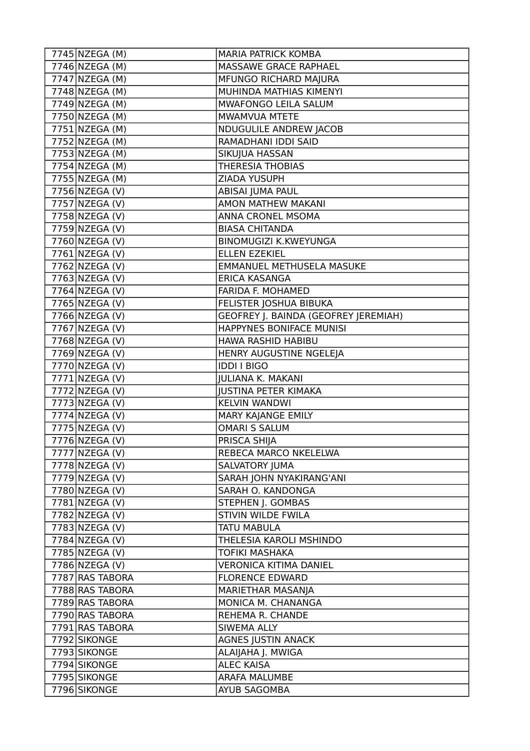| | | |
|---|---|---|
| 7745 | NZEGA (M) | MARIA PATRICK KOMBA |
| 7746 | NZEGA (M) | MASSAWE GRACE RAPHAEL |
| 7747 | NZEGA (M) | MFUNGO RICHARD MAJURA |
| 7748 | NZEGA (M) | MUHINDA MATHIAS KIMENYI |
| 7749 | NZEGA (M) | MWAFONGO LEILA SALUM |
| 7750 | NZEGA (M) | MWAMVUA MTETE |
| 7751 | NZEGA (M) | NDUGULILE ANDREW JACOB |
| 7752 | NZEGA (M) | RAMADHANI IDDI SAID |
| 7753 | NZEGA (M) | SIKUJUA HASSAN |
| 7754 | NZEGA (M) | THERESIA THOBIAS |
| 7755 | NZEGA (M) | ZIADA YUSUPH |
| 7756 | NZEGA (V) | ABISAI JUMA PAUL |
| 7757 | NZEGA (V) | AMON MATHEW MAKANI |
| 7758 | NZEGA (V) | ANNA CRONEL MSOMA |
| 7759 | NZEGA (V) | BIASA CHITANDA |
| 7760 | NZEGA (V) | BINOMUGIZI K.KWEYUNGA |
| 7761 | NZEGA (V) | ELLEN EZEKIEL |
| 7762 | NZEGA (V) | EMMANUEL METHUSELA MASUKE |
| 7763 | NZEGA (V) | ERICA KASANGA |
| 7764 | NZEGA (V) | FARIDA F. MOHAMED |
| 7765 | NZEGA (V) | FELISTER JOSHUA BIBUKA |
| 7766 | NZEGA (V) | GEOFREY J. BAINDA (GEOFREY JEREMIAH) |
| 7767 | NZEGA (V) | HAPPYNES BONIFACE MUNISI |
| 7768 | NZEGA (V) | HAWA RASHID HABIBU |
| 7769 | NZEGA (V) | HENRY AUGUSTINE NGELEJA |
| 7770 | NZEGA (V) | IDDI I BIGO |
| 7771 | NZEGA (V) | JULIANA K. MAKANI |
| 7772 | NZEGA (V) | JUSTINA PETER KIMAKA |
| 7773 | NZEGA (V) | KELVIN WANDWI |
| 7774 | NZEGA (V) | MARY KAJANGE EMILY |
| 7775 | NZEGA (V) | OMARI S SALUM |
| 7776 | NZEGA (V) | PRISCA SHIJA |
| 7777 | NZEGA (V) | REBECA MARCO NKELELWA |
| 7778 | NZEGA (V) | SALVATORY JUMA |
| 7779 | NZEGA (V) | SARAH JOHN NYAKIRANG'ANI |
| 7780 | NZEGA (V) | SARAH O. KANDONGA |
| 7781 | NZEGA (V) | STEPHEN J. GOMBAS |
| 7782 | NZEGA (V) | STIVIN WILDE FWILA |
| 7783 | NZEGA (V) | TATU MABULA |
| 7784 | NZEGA (V) | THELESIA KAROLI MSHINDO |
| 7785 | NZEGA (V) | TOFIKI MASHAKA |
| 7786 | NZEGA (V) | VERONICA KITIMA DANIEL |
| 7787 | RAS TABORA | FLORENCE EDWARD |
| 7788 | RAS TABORA | MARIETHAR MASANJA |
| 7789 | RAS TABORA | MONICA M. CHANANGA |
| 7790 | RAS TABORA | REHEMA R. CHANDE |
| 7791 | RAS TABORA | SIWEMA ALLY |
| 7792 | SIKONGE | AGNES JUSTIN ANACK |
| 7793 | SIKONGE | ALAIJAHA J. MWIGA |
| 7794 | SIKONGE | ALEC KAISA |
| 7795 | SIKONGE | ARAFA MALUMBE |
| 7796 | SIKONGE | AYUB SAGOMBA |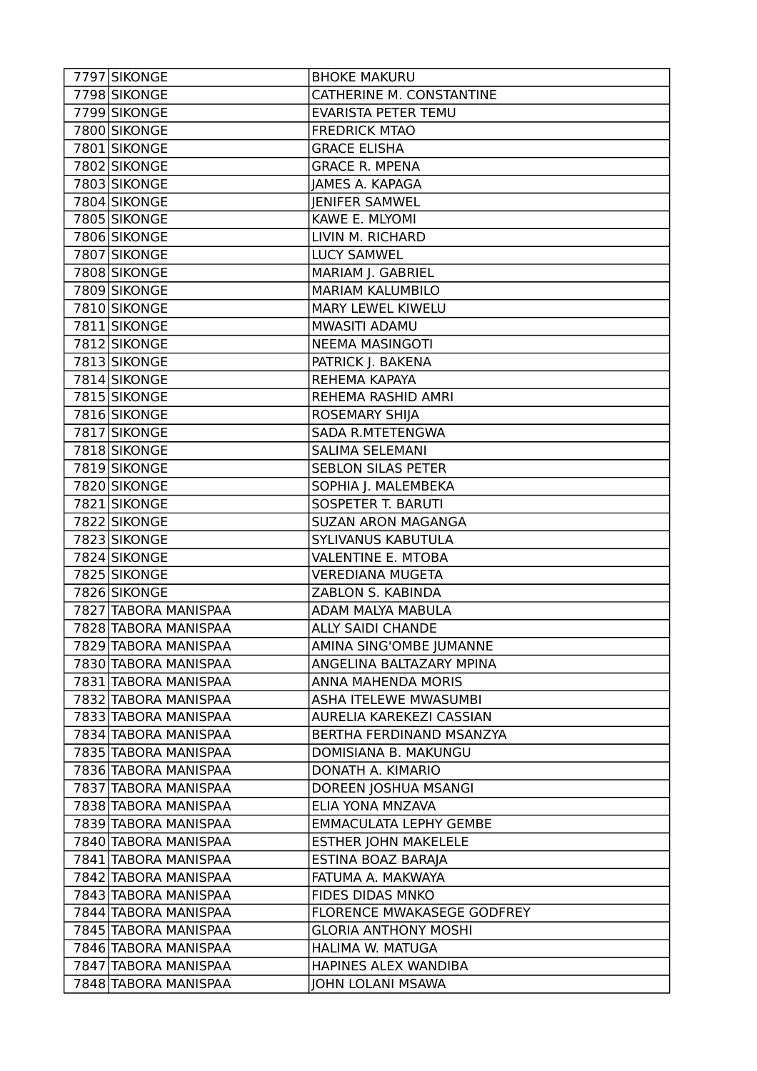| | | |
|---|---|---|
| 7797 | SIKONGE | BHOKE MAKURU |
| 7798 | SIKONGE | CATHERINE M. CONSTANTINE |
| 7799 | SIKONGE | EVARISTA PETER TEMU |
| 7800 | SIKONGE | FREDRICK MTAO |
| 7801 | SIKONGE | GRACE ELISHA |
| 7802 | SIKONGE | GRACE R. MPENA |
| 7803 | SIKONGE | JAMES A. KAPAGA |
| 7804 | SIKONGE | JENIFER SAMWEL |
| 7805 | SIKONGE | KAWE E. MLYOMI |
| 7806 | SIKONGE | LIVIN M. RICHARD |
| 7807 | SIKONGE | LUCY SAMWEL |
| 7808 | SIKONGE | MARIAM J. GABRIEL |
| 7809 | SIKONGE | MARIAM KALUMBILO |
| 7810 | SIKONGE | MARY LEWEL KIWELU |
| 7811 | SIKONGE | MWASITI ADAMU |
| 7812 | SIKONGE | NEEMA MASINGOTI |
| 7813 | SIKONGE | PATRICK J. BAKENA |
| 7814 | SIKONGE | REHEMA KAPAYA |
| 7815 | SIKONGE | REHEMA RASHID AMRI |
| 7816 | SIKONGE | ROSEMARY SHIJA |
| 7817 | SIKONGE | SADA R.MTETENGWA |
| 7818 | SIKONGE | SALIMA SELEMANI |
| 7819 | SIKONGE | SEBLON SILAS PETER |
| 7820 | SIKONGE | SOPHIA J. MALEMBEKA |
| 7821 | SIKONGE | SOSPETER T. BARUTI |
| 7822 | SIKONGE | SUZAN ARON MAGANGA |
| 7823 | SIKONGE | SYLIVANUS KABUTULA |
| 7824 | SIKONGE | VALENTINE E. MTOBA |
| 7825 | SIKONGE | VEREDIANA MUGETA |
| 7826 | SIKONGE | ZABLON S. KABINDA |
| 7827 | TABORA MANISPAA | ADAM MALYA MABULA |
| 7828 | TABORA MANISPAA | ALLY SAIDI CHANDE |
| 7829 | TABORA MANISPAA | AMINA SING'OMBE JUMANNE |
| 7830 | TABORA MANISPAA | ANGELINA BALTAZARY MPINA |
| 7831 | TABORA MANISPAA | ANNA MAHENDA MORIS |
| 7832 | TABORA MANISPAA | ASHA ITELEWE MWASUMBI |
| 7833 | TABORA MANISPAA | AURELIA KAREKEZI CASSIAN |
| 7834 | TABORA MANISPAA | BERTHA FERDINAND MSANZYA |
| 7835 | TABORA MANISPAA | DOMISIANA B. MAKUNGU |
| 7836 | TABORA MANISPAA | DONATH A. KIMARIO |
| 7837 | TABORA MANISPAA | DOREEN JOSHUA MSANGI |
| 7838 | TABORA MANISPAA | ELIA YONA MNZAVA |
| 7839 | TABORA MANISPAA | EMMACULATA LEPHY GEMBE |
| 7840 | TABORA MANISPAA | ESTHER JOHN MAKELELE |
| 7841 | TABORA MANISPAA | ESTINA BOAZ BARAJA |
| 7842 | TABORA MANISPAA | FATUMA A. MAKWAYA |
| 7843 | TABORA MANISPAA | FIDES DIDAS MNKO |
| 7844 | TABORA MANISPAA | FLORENCE MWAKASEGE GODFREY |
| 7845 | TABORA MANISPAA | GLORIA ANTHONY MOSHI |
| 7846 | TABORA MANISPAA | HALIMA W. MATUGA |
| 7847 | TABORA MANISPAA | HAPINES ALEX WANDIBA |
| 7848 | TABORA MANISPAA | JOHN LOLANI MSAWA |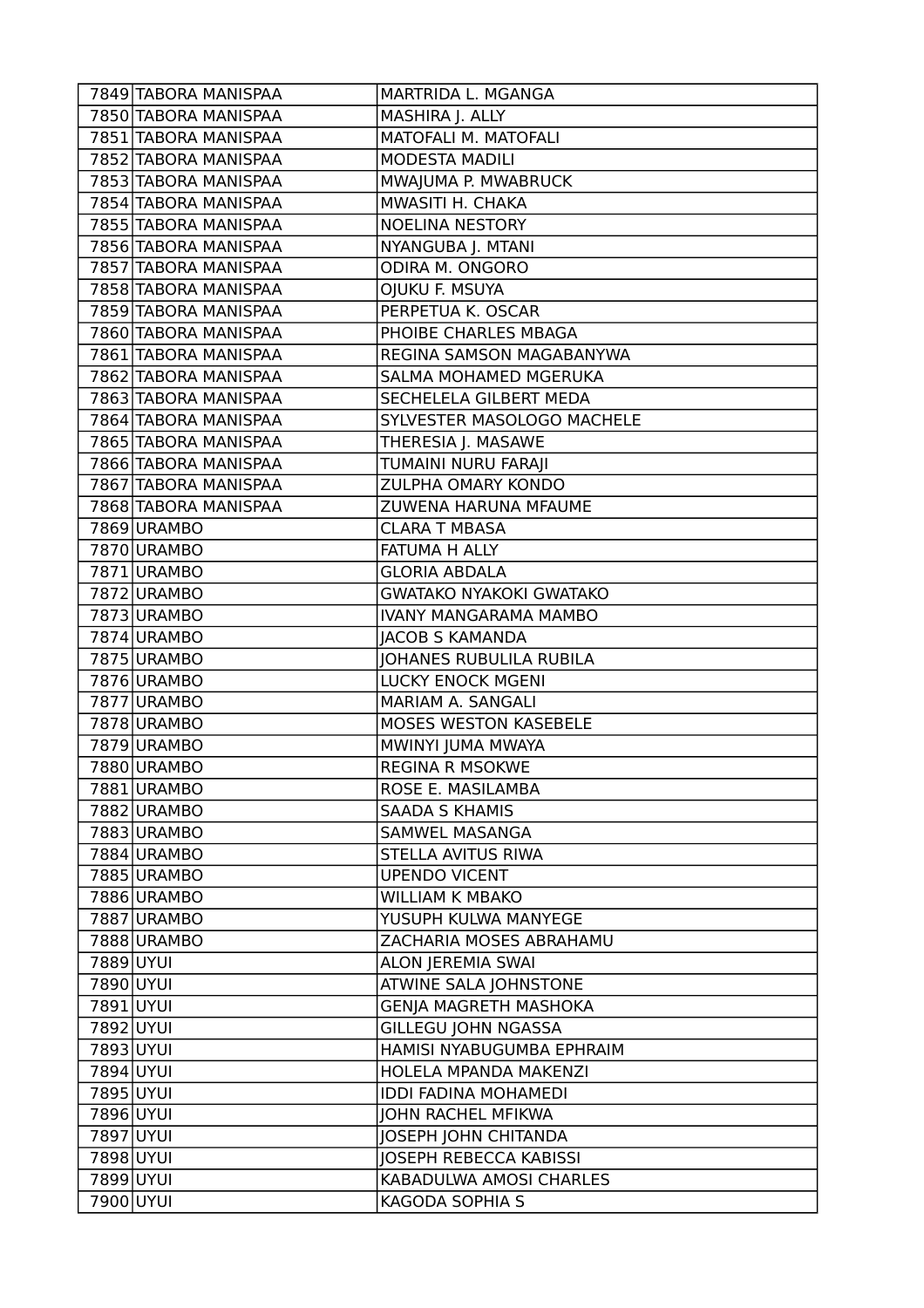| 7849 | TABORA MANISPAA | MARTRIDA L. MGANGA |
|---|---|---|
| 7850 | TABORA MANISPAA | MASHIRA J. ALLY |
| 7851 | TABORA MANISPAA | MATOFALI M. MATOFALI |
| 7852 | TABORA MANISPAA | MODESTA MADILI |
| 7853 | TABORA MANISPAA | MWAJUMA P. MWABRUCK |
| 7854 | TABORA MANISPAA | MWASITI H. CHAKA |
| 7855 | TABORA MANISPAA | NOELINA NESTORY |
| 7856 | TABORA MANISPAA | NYANGUBA J. MTANI |
| 7857 | TABORA MANISPAA | ODIRA M. ONGORO |
| 7858 | TABORA MANISPAA | OJUKU F. MSUYA |
| 7859 | TABORA MANISPAA | PERPETUA K. OSCAR |
| 7860 | TABORA MANISPAA | PHOIBE CHARLES MBAGA |
| 7861 | TABORA MANISPAA | REGINA SAMSON MAGABANYWA |
| 7862 | TABORA MANISPAA | SALMA MOHAMED MGERUKA |
| 7863 | TABORA MANISPAA | SECHELELA GILBERT MEDA |
| 7864 | TABORA MANISPAA | SYLVESTER MASOLOGO MACHELE |
| 7865 | TABORA MANISPAA | THERESIA J. MASAWE |
| 7866 | TABORA MANISPAA | TUMAINI NURU FARAJI |
| 7867 | TABORA MANISPAA | ZULPHA OMARY KONDO |
| 7868 | TABORA MANISPAA | ZUWENA HARUNA MFAUME |
| 7869 | URAMBO | CLARA T MBASA |
| 7870 | URAMBO | FATUMA H ALLY |
| 7871 | URAMBO | GLORIA ABDALA |
| 7872 | URAMBO | GWATAKO NYAKOKI GWATAKO |
| 7873 | URAMBO | IVANY MANGARAMA MAMBO |
| 7874 | URAMBO | JACOB S KAMANDA |
| 7875 | URAMBO | JOHANES RUBULILA RUBILA |
| 7876 | URAMBO | LUCKY ENOCK MGENI |
| 7877 | URAMBO | MARIAM A. SANGALI |
| 7878 | URAMBO | MOSES WESTON KASEBELE |
| 7879 | URAMBO | MWINYI JUMA MWAYA |
| 7880 | URAMBO | REGINA R MSOKWE |
| 7881 | URAMBO | ROSE E. MASILAMBA |
| 7882 | URAMBO | SAADA S KHAMIS |
| 7883 | URAMBO | SAMWEL MASANGA |
| 7884 | URAMBO | STELLA AVITUS RIWA |
| 7885 | URAMBO | UPENDO VICENT |
| 7886 | URAMBO | WILLIAM K MBAKO |
| 7887 | URAMBO | YUSUPH KULWA MANYEGE |
| 7888 | URAMBO | ZACHARIA MOSES ABRAHAMU |
| 7889 | UYUI | ALON JEREMIA SWAI |
| 7890 | UYUI | ATWINE SALA JOHNSTONE |
| 7891 | UYUI | GENJA MAGRETH MASHOKA |
| 7892 | UYUI | GILLEGU JOHN NGASSA |
| 7893 | UYUI | HAMISI NYABUGUMBA EPHRAIM |
| 7894 | UYUI | HOLELA MPANDA MAKENZI |
| 7895 | UYUI | IDDI FADINA MOHAMEDI |
| 7896 | UYUI | JOHN RACHEL MFIKWA |
| 7897 | UYUI | JOSEPH JOHN CHITANDA |
| 7898 | UYUI | JOSEPH REBECCA KABISSI |
| 7899 | UYUI | KABADULWA AMOSI CHARLES |
| 7900 | UYUI | KAGODA SOPHIA S |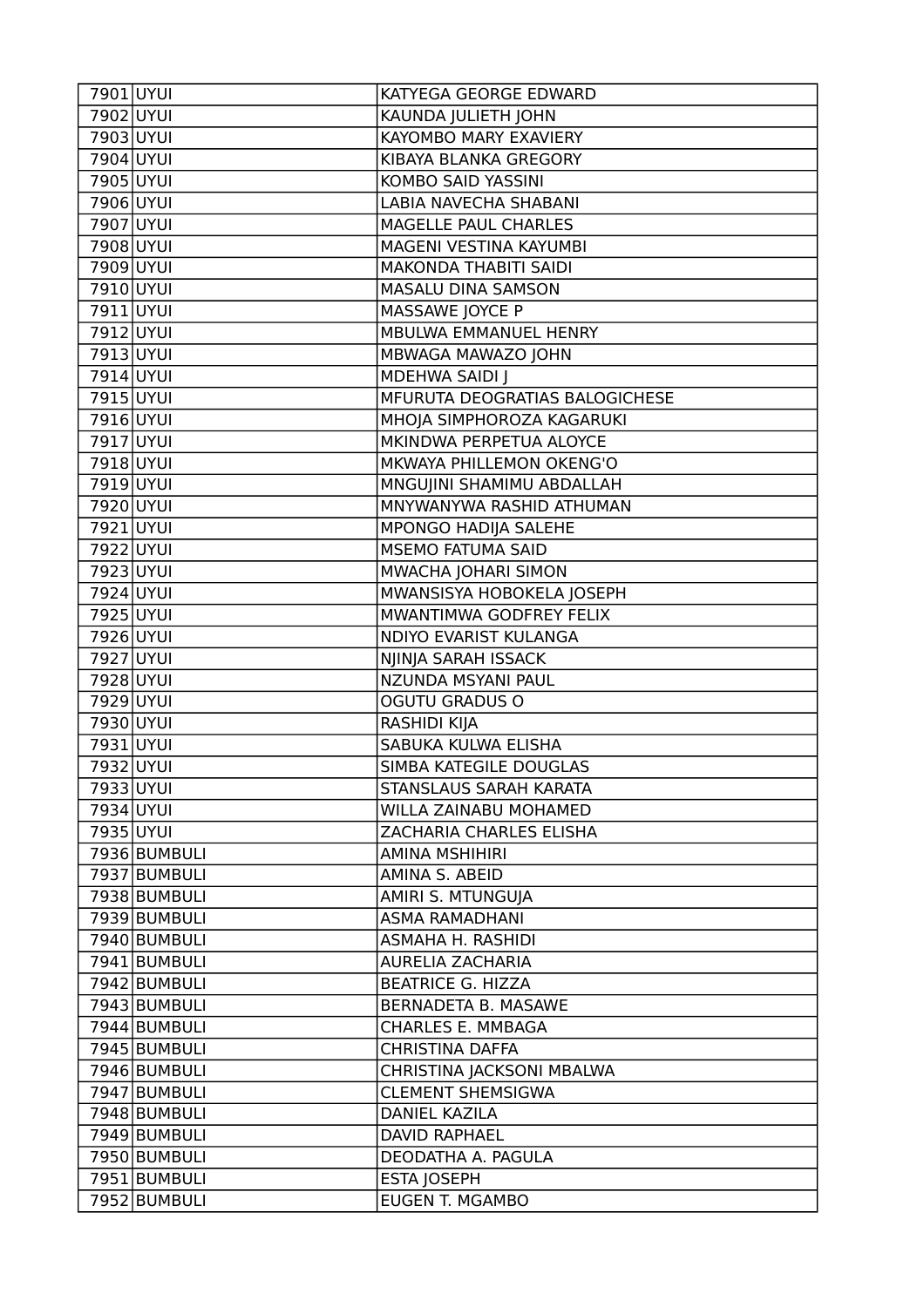| | | |
|---|---|---|
| 7901 | UYUI | KATYEGA GEORGE EDWARD |
| 7902 | UYUI | KAUNDA JULIETH JOHN |
| 7903 | UYUI | KAYOMBO MARY EXAVIERY |
| 7904 | UYUI | KIBAYA BLANKA GREGORY |
| 7905 | UYUI | KOMBO SAID YASSINI |
| 7906 | UYUI | LABIA NAVECHA SHABANI |
| 7907 | UYUI | MAGELLE PAUL CHARLES |
| 7908 | UYUI | MAGENI VESTINA KAYUMBI |
| 7909 | UYUI | MAKONDA THABITI SAIDI |
| 7910 | UYUI | MASALU DINA SAMSON |
| 7911 | UYUI | MASSAWE JOYCE P |
| 7912 | UYUI | MBULWA EMMANUEL HENRY |
| 7913 | UYUI | MBWAGA MAWAZO JOHN |
| 7914 | UYUI | MDEHWA SAIDI J |
| 7915 | UYUI | MFURUTA DEOGRATIAS BALOGICHESE |
| 7916 | UYUI | MHOJA SIMPHOROZA KAGARUKI |
| 7917 | UYUI | MKINDWA PERPETUA ALOYCE |
| 7918 | UYUI | MKWAYA PHILLEMON OKENG'O |
| 7919 | UYUI | MNGUJINI SHAMIMU ABDALLAH |
| 7920 | UYUI | MNYWANYWA RASHID ATHUMAN |
| 7921 | UYUI | MPONGO HADIJA SALEHE |
| 7922 | UYUI | MSEMO FATUMA SAID |
| 7923 | UYUI | MWACHA JOHARI SIMON |
| 7924 | UYUI | MWANSISYA HOBOKELA JOSEPH |
| 7925 | UYUI | MWANTIMWA GODFREY FELIX |
| 7926 | UYUI | NDIYO EVARIST KULANGA |
| 7927 | UYUI | NJINJA SARAH ISSACK |
| 7928 | UYUI | NZUNDA MSYANI PAUL |
| 7929 | UYUI | OGUTU GRADUS O |
| 7930 | UYUI | RASHIDI KIJA |
| 7931 | UYUI | SABUKA KULWA ELISHA |
| 7932 | UYUI | SIMBA KATEGILE DOUGLAS |
| 7933 | UYUI | STANSLAUS SARAH KARATA |
| 7934 | UYUI | WILLA ZAINABU MOHAMED |
| 7935 | UYUI | ZACHARIA CHARLES ELISHA |
| 7936 | BUMBULI | AMINA MSHIHIRI |
| 7937 | BUMBULI | AMINA S. ABEID |
| 7938 | BUMBULI | AMIRI S. MTUNGUJA |
| 7939 | BUMBULI | ASMA RAMADHANI |
| 7940 | BUMBULI | ASMAHA H. RASHIDI |
| 7941 | BUMBULI | AURELIA ZACHARIA |
| 7942 | BUMBULI | BEATRICE G. HIZZA |
| 7943 | BUMBULI | BERNADETA B. MASAWE |
| 7944 | BUMBULI | CHARLES E. MMBAGA |
| 7945 | BUMBULI | CHRISTINA DAFFA |
| 7946 | BUMBULI | CHRISTINA JACKSONI MBALWA |
| 7947 | BUMBULI | CLEMENT SHEMSIGWA |
| 7948 | BUMBULI | DANIEL KAZILA |
| 7949 | BUMBULI | DAVID RAPHAEL |
| 7950 | BUMBULI | DEODATHA A. PAGULA |
| 7951 | BUMBULI | ESTA JOSEPH |
| 7952 | BUMBULI | EUGEN T. MGAMBO |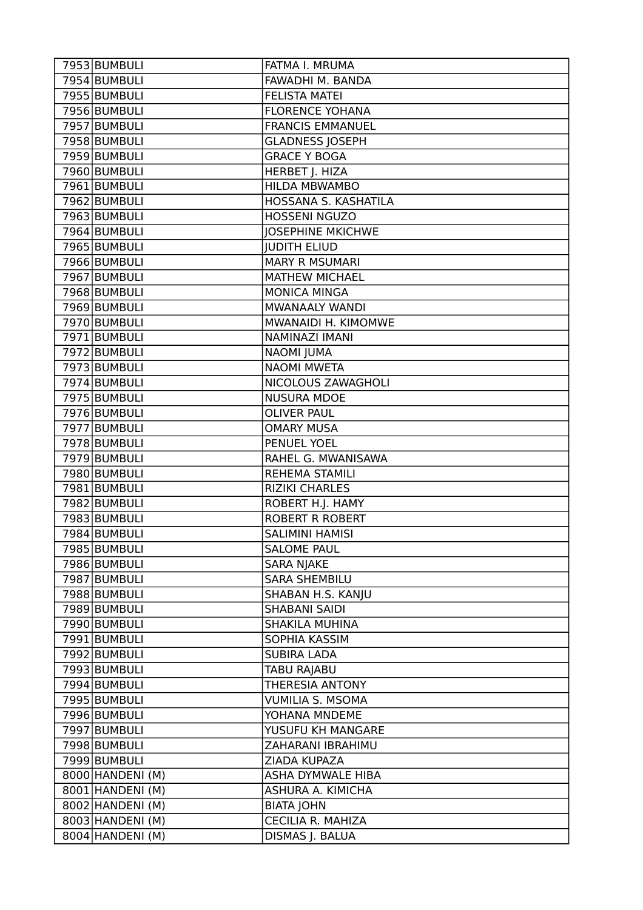| | | |
|---|---|---|
| 7953 | BUMBULI | FATMA I. MRUMA |
| 7954 | BUMBULI | FAWADHI M. BANDA |
| 7955 | BUMBULI | FELISTA MATEI |
| 7956 | BUMBULI | FLORENCE YOHANA |
| 7957 | BUMBULI | FRANCIS EMMANUEL |
| 7958 | BUMBULI | GLADNESS JOSEPH |
| 7959 | BUMBULI | GRACE Y BOGA |
| 7960 | BUMBULI | HERBET J. HIZA |
| 7961 | BUMBULI | HILDA MBWAMBO |
| 7962 | BUMBULI | HOSSANA S. KASHATILA |
| 7963 | BUMBULI | HOSSENI NGUZO |
| 7964 | BUMBULI | JOSEPHINE MKICHWE |
| 7965 | BUMBULI | JUDITH ELIUD |
| 7966 | BUMBULI | MARY R MSUMARI |
| 7967 | BUMBULI | MATHEW MICHAEL |
| 7968 | BUMBULI | MONICA MINGA |
| 7969 | BUMBULI | MWANAALY WANDI |
| 7970 | BUMBULI | MWANAIDI H. KIMOMWE |
| 7971 | BUMBULI | NAMINAZI IMANI |
| 7972 | BUMBULI | NAOMI JUMA |
| 7973 | BUMBULI | NAOMI MWETA |
| 7974 | BUMBULI | NICOLOUS ZAWAGHOLI |
| 7975 | BUMBULI | NUSURA MDOE |
| 7976 | BUMBULI | OLIVER PAUL |
| 7977 | BUMBULI | OMARY MUSA |
| 7978 | BUMBULI | PENUEL YOEL |
| 7979 | BUMBULI | RAHEL G. MWANISAWA |
| 7980 | BUMBULI | REHEMA STAMILI |
| 7981 | BUMBULI | RIZIKI CHARLES |
| 7982 | BUMBULI | ROBERT H.J. HAMY |
| 7983 | BUMBULI | ROBERT R ROBERT |
| 7984 | BUMBULI | SALIMINI HAMISI |
| 7985 | BUMBULI | SALOME PAUL |
| 7986 | BUMBULI | SARA NJAKE |
| 7987 | BUMBULI | SARA SHEMBILU |
| 7988 | BUMBULI | SHABAN H.S. KANJU |
| 7989 | BUMBULI | SHABANI SAIDI |
| 7990 | BUMBULI | SHAKILA MUHINA |
| 7991 | BUMBULI | SOPHIA KASSIM |
| 7992 | BUMBULI | SUBIRA LADA |
| 7993 | BUMBULI | TABU RAJABU |
| 7994 | BUMBULI | THERESIA ANTONY |
| 7995 | BUMBULI | VUMILIA S. MSOMA |
| 7996 | BUMBULI | YOHANA MNDEME |
| 7997 | BUMBULI | YUSUFU KH MANGARE |
| 7998 | BUMBULI | ZAHARANI IBRAHIMU |
| 7999 | BUMBULI | ZIADA KUPAZA |
| 8000 | HANDENI (M) | ASHA DYMWALE HIBA |
| 8001 | HANDENI (M) | ASHURA A. KIMICHA |
| 8002 | HANDENI (M) | BIATA JOHN |
| 8003 | HANDENI (M) | CECILIA R. MAHIZA |
| 8004 | HANDENI (M) | DISMAS J. BALUA |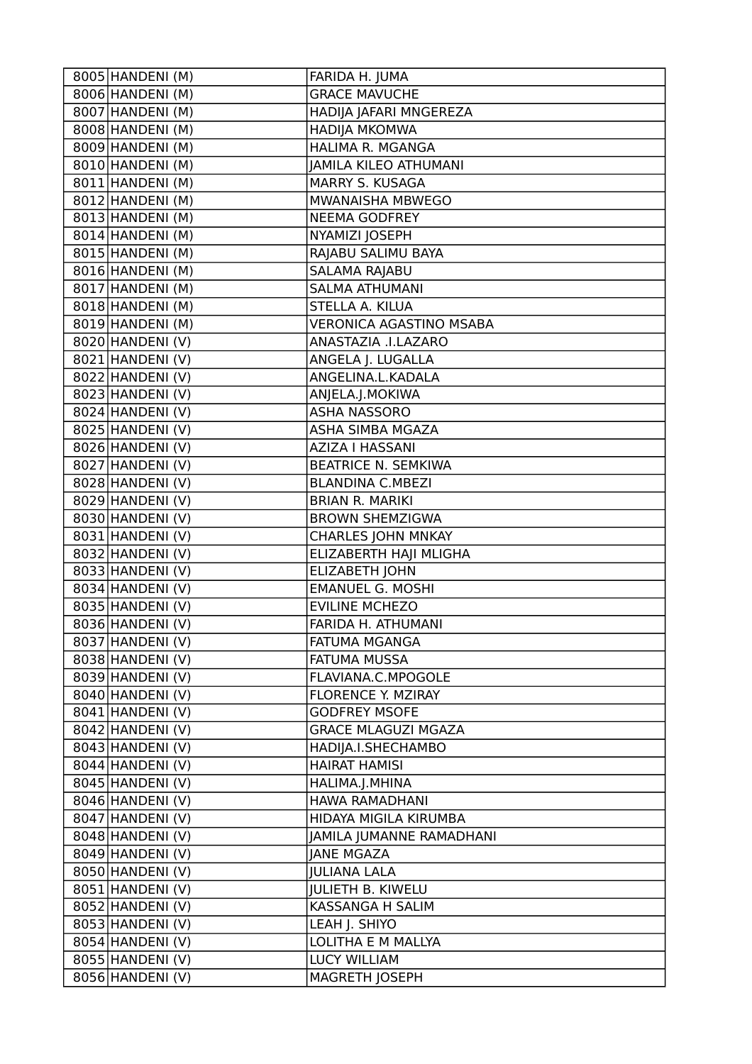| 8005 | HANDENI (M) | FARIDA H. JUMA |
|---|---|---|
| 8006 | HANDENI (M) | GRACE MAVUCHE |
| 8007 | HANDENI (M) | HADIJA JAFARI MNGEREZA |
| 8008 | HANDENI (M) | HADIJA MKOMWA |
| 8009 | HANDENI (M) | HALIMA R. MGANGA |
| 8010 | HANDENI (M) | JAMILA KILEO ATHUMANI |
| 8011 | HANDENI (M) | MARRY S. KUSAGA |
| 8012 | HANDENI (M) | MWANAISHA MBWEGO |
| 8013 | HANDENI (M) | NEEMA GODFREY |
| 8014 | HANDENI (M) | NYAMIZI JOSEPH |
| 8015 | HANDENI (M) | RAJABU SALIMU BAYA |
| 8016 | HANDENI (M) | SALAMA RAJABU |
| 8017 | HANDENI (M) | SALMA ATHUMANI |
| 8018 | HANDENI (M) | STELLA A. KILUA |
| 8019 | HANDENI (M) | VERONICA AGASTINO MSABA |
| 8020 | HANDENI (V) | ANASTAZIA .I.LAZARO |
| 8021 | HANDENI (V) | ANGELA J. LUGALLA |
| 8022 | HANDENI (V) | ANGELINA.L.KADALA |
| 8023 | HANDENI (V) | ANJELA.J.MOKIWA |
| 8024 | HANDENI (V) | ASHA NASSORO |
| 8025 | HANDENI (V) | ASHA SIMBA MGAZA |
| 8026 | HANDENI (V) | AZIZA I HASSANI |
| 8027 | HANDENI (V) | BEATRICE N. SEMKIWA |
| 8028 | HANDENI (V) | BLANDINA C.MBEZI |
| 8029 | HANDENI (V) | BRIAN R. MARIKI |
| 8030 | HANDENI (V) | BROWN SHEMZIGWA |
| 8031 | HANDENI (V) | CHARLES JOHN MNKAY |
| 8032 | HANDENI (V) | ELIZABERTH HAJI MLIGHA |
| 8033 | HANDENI (V) | ELIZABETH JOHN |
| 8034 | HANDENI (V) | EMANUEL G. MOSHI |
| 8035 | HANDENI (V) | EVILINE MCHEZO |
| 8036 | HANDENI (V) | FARIDA H. ATHUMANI |
| 8037 | HANDENI (V) | FATUMA MGANGA |
| 8038 | HANDENI (V) | FATUMA MUSSA |
| 8039 | HANDENI (V) | FLAVIANA.C.MPOGOLE |
| 8040 | HANDENI (V) | FLORENCE Y. MZIRAY |
| 8041 | HANDENI (V) | GODFREY MSOFE |
| 8042 | HANDENI (V) | GRACE MLAGUZI MGAZA |
| 8043 | HANDENI (V) | HADIJA.I.SHECHAMBO |
| 8044 | HANDENI (V) | HAIRAT HAMISI |
| 8045 | HANDENI (V) | HALIMA.J.MHINA |
| 8046 | HANDENI (V) | HAWA RAMADHANI |
| 8047 | HANDENI (V) | HIDAYA MIGILA KIRUMBA |
| 8048 | HANDENI (V) | JAMILA JUMANNE RAMADHANI |
| 8049 | HANDENI (V) | JANE MGAZA |
| 8050 | HANDENI (V) | JULIANA LALA |
| 8051 | HANDENI (V) | JULIETH B. KIWELU |
| 8052 | HANDENI (V) | KASSANGA H SALIM |
| 8053 | HANDENI (V) | LEAH J. SHIYO |
| 8054 | HANDENI (V) | LOLITHA E M MALLYA |
| 8055 | HANDENI (V) | LUCY WILLIAM |
| 8056 | HANDENI (V) | MAGRETH JOSEPH |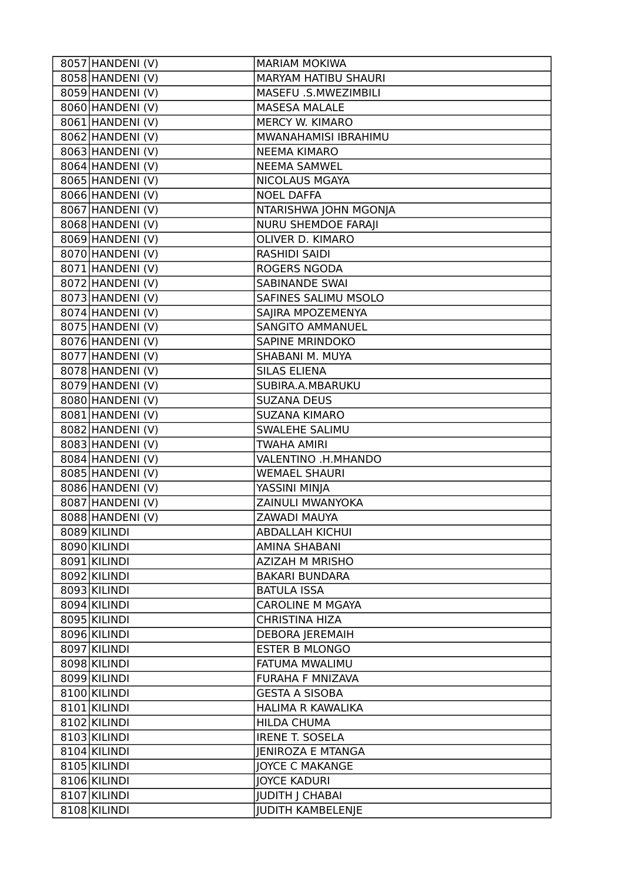| 8057 | HANDENI (V) | MARIAM MOKIWA |
|---|---|---|
| 8058 | HANDENI (V) | MARYAM HATIBU SHAURI |
| 8059 | HANDENI (V) | MASEFU .S.MWEZIMBILI |
| 8060 | HANDENI (V) | MASESA MALALE |
| 8061 | HANDENI (V) | MERCY W. KIMARO |
| 8062 | HANDENI (V) | MWANAHAMISI IBRAHIMU |
| 8063 | HANDENI (V) | NEEMA KIMARO |
| 8064 | HANDENI (V) | NEEMA SAMWEL |
| 8065 | HANDENI (V) | NICOLAUS MGAYA |
| 8066 | HANDENI (V) | NOEL DAFFA |
| 8067 | HANDENI (V) | NTARISHWA JOHN MGONJA |
| 8068 | HANDENI (V) | NURU SHEMDOE FARAJI |
| 8069 | HANDENI (V) | OLIVER D. KIMARO |
| 8070 | HANDENI (V) | RASHIDI SAIDI |
| 8071 | HANDENI (V) | ROGERS NGODA |
| 8072 | HANDENI (V) | SABINANDE SWAI |
| 8073 | HANDENI (V) | SAFINES SALIMU MSOLO |
| 8074 | HANDENI (V) | SAJIRA MPOZEMENYA |
| 8075 | HANDENI (V) | SANGITO AMMANUEL |
| 8076 | HANDENI (V) | SAPINE MRINDOKO |
| 8077 | HANDENI (V) | SHABANI M. MUYA |
| 8078 | HANDENI (V) | SILAS ELIENA |
| 8079 | HANDENI (V) | SUBIRA.A.MBARUKU |
| 8080 | HANDENI (V) | SUZANA DEUS |
| 8081 | HANDENI (V) | SUZANA KIMARO |
| 8082 | HANDENI (V) | SWALEHE SALIMU |
| 8083 | HANDENI (V) | TWAHA AMIRI |
| 8084 | HANDENI (V) | VALENTINO .H.MHANDO |
| 8085 | HANDENI (V) | WEMAEL SHAURI |
| 8086 | HANDENI (V) | YASSINI MINJA |
| 8087 | HANDENI (V) | ZAINULI MWANYOKA |
| 8088 | HANDENI (V) | ZAWADI MAUYA |
| 8089 | KILINDI | ABDALLAH KICHUI |
| 8090 | KILINDI | AMINA SHABANI |
| 8091 | KILINDI | AZIZAH M MRISHO |
| 8092 | KILINDI | BAKARI BUNDARA |
| 8093 | KILINDI | BATULA ISSA |
| 8094 | KILINDI | CAROLINE M MGAYA |
| 8095 | KILINDI | CHRISTINA HIZA |
| 8096 | KILINDI | DEBORA JEREMAIH |
| 8097 | KILINDI | ESTER B MLONGO |
| 8098 | KILINDI | FATUMA MWALIMU |
| 8099 | KILINDI | FURAHA F MNIZAVA |
| 8100 | KILINDI | GESTA A SISOBA |
| 8101 | KILINDI | HALIMA R KAWALIKA |
| 8102 | KILINDI | HILDA CHUMA |
| 8103 | KILINDI | IRENE T. SOSELA |
| 8104 | KILINDI | JENIROZA E MTANGA |
| 8105 | KILINDI | JOYCE C MAKANGE |
| 8106 | KILINDI | JOYCE KADURI |
| 8107 | KILINDI | JUDITH J CHABAI |
| 8108 | KILINDI | JUDITH KAMBELENJE |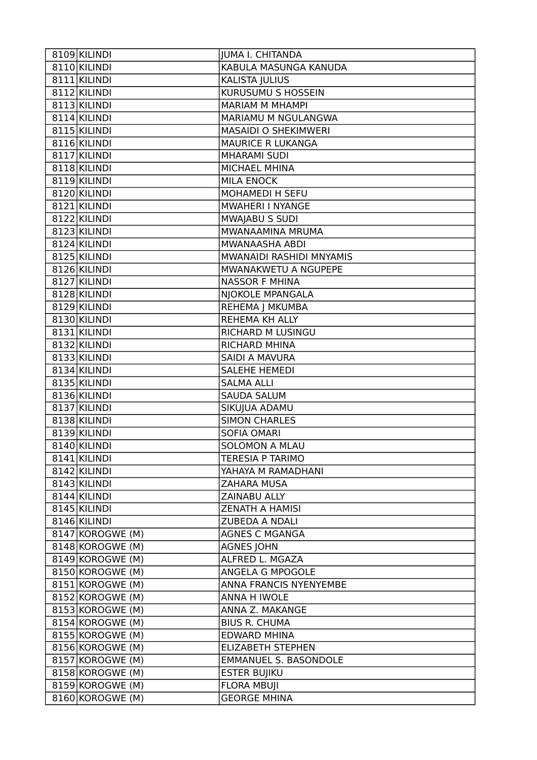| | | |
|---|---|---|
| 8109 | KILINDI | JUMA I. CHITANDA |
| 8110 | KILINDI | KABULA MASUNGA KANUDA |
| 8111 | KILINDI | KALISTA JULIUS |
| 8112 | KILINDI | KURUSUMU S HOSSEIN |
| 8113 | KILINDI | MARIAM M MHAMPI |
| 8114 | KILINDI | MARIAMU M NGULANGWA |
| 8115 | KILINDI | MASAIDI O SHEKIMWERI |
| 8116 | KILINDI | MAURICE R LUKANGA |
| 8117 | KILINDI | MHARAMI SUDI |
| 8118 | KILINDI | MICHAEL MHINA |
| 8119 | KILINDI | MILA ENOCK |
| 8120 | KILINDI | MOHAMEDI H SEFU |
| 8121 | KILINDI | MWAHERI I NYANGE |
| 8122 | KILINDI | MWAJABU S SUDI |
| 8123 | KILINDI | MWANAAMINA MRUMA |
| 8124 | KILINDI | MWANAASHA ABDI |
| 8125 | KILINDI | MWANAIDI RASHIDI MNYAMIS |
| 8126 | KILINDI | MWANAKWETU A NGUPEPE |
| 8127 | KILINDI | NASSOR F MHINA |
| 8128 | KILINDI | NJOKOLE MPANGALA |
| 8129 | KILINDI | REHEMA J MKUMBA |
| 8130 | KILINDI | REHEMA KH ALLY |
| 8131 | KILINDI | RICHARD M LUSINGU |
| 8132 | KILINDI | RICHARD MHINA |
| 8133 | KILINDI | SAIDI A MAVURA |
| 8134 | KILINDI | SALEHE HEMEDI |
| 8135 | KILINDI | SALMA ALLI |
| 8136 | KILINDI | SAUDA SALUM |
| 8137 | KILINDI | SIKUJUA ADAMU |
| 8138 | KILINDI | SIMON CHARLES |
| 8139 | KILINDI | SOFIA OMARI |
| 8140 | KILINDI | SOLOMON A MLAU |
| 8141 | KILINDI | TERESIA P TARIMO |
| 8142 | KILINDI | YAHAYA M RAMADHANI |
| 8143 | KILINDI | ZAHARA MUSA |
| 8144 | KILINDI | ZAINABU ALLY |
| 8145 | KILINDI | ZENATH A HAMISI |
| 8146 | KILINDI | ZUBEDA A NDALI |
| 8147 | KOROGWE (M) | AGNES C MGANGA |
| 8148 | KOROGWE (M) | AGNES JOHN |
| 8149 | KOROGWE (M) | ALFRED L. MGAZA |
| 8150 | KOROGWE (M) | ANGELA G MPOGOLE |
| 8151 | KOROGWE (M) | ANNA FRANCIS NYENYEMBE |
| 8152 | KOROGWE (M) | ANNA H IWOLE |
| 8153 | KOROGWE (M) | ANNA Z. MAKANGE |
| 8154 | KOROGWE (M) | BIUS R. CHUMA |
| 8155 | KOROGWE (M) | EDWARD MHINA |
| 8156 | KOROGWE (M) | ELIZABETH STEPHEN |
| 8157 | KOROGWE (M) | EMMANUEL S. BASONDOLE |
| 8158 | KOROGWE (M) | ESTER BUJIKU |
| 8159 | KOROGWE (M) | FLORA MBUJI |
| 8160 | KOROGWE (M) | GEORGE MHINA |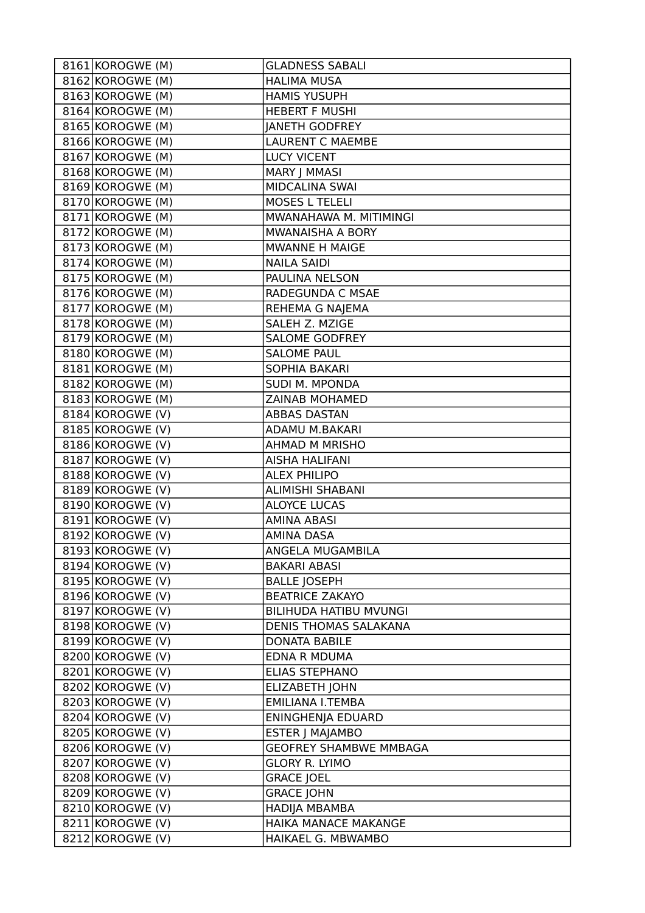| | | |
|---|---|---|
| 8161 | KOROGWE (M) | GLADNESS SABALI |
| 8162 | KOROGWE (M) | HALIMA MUSA |
| 8163 | KOROGWE (M) | HAMIS YUSUPH |
| 8164 | KOROGWE (M) | HEBERT F MUSHI |
| 8165 | KOROGWE (M) | JANETH GODFREY |
| 8166 | KOROGWE (M) | LAURENT C MAEMBE |
| 8167 | KOROGWE (M) | LUCY VICENT |
| 8168 | KOROGWE (M) | MARY J MMASI |
| 8169 | KOROGWE (M) | MIDCALINA SWAI |
| 8170 | KOROGWE (M) | MOSES L TELELI |
| 8171 | KOROGWE (M) | MWANAHAWA M. MITIMINGI |
| 8172 | KOROGWE (M) | MWANAISHA A BORY |
| 8173 | KOROGWE (M) | MWANNE H MAIGE |
| 8174 | KOROGWE (M) | NAILA SAIDI |
| 8175 | KOROGWE (M) | PAULINA NELSON |
| 8176 | KOROGWE (M) | RADEGUNDA C MSAE |
| 8177 | KOROGWE (M) | REHEMA G NAJEMA |
| 8178 | KOROGWE (M) | SALEH Z. MZIGE |
| 8179 | KOROGWE (M) | SALOME GODFREY |
| 8180 | KOROGWE (M) | SALOME PAUL |
| 8181 | KOROGWE (M) | SOPHIA BAKARI |
| 8182 | KOROGWE (M) | SUDI M. MPONDA |
| 8183 | KOROGWE (M) | ZAINAB MOHAMED |
| 8184 | KOROGWE (V) | ABBAS DASTAN |
| 8185 | KOROGWE (V) | ADAMU M.BAKARI |
| 8186 | KOROGWE (V) | AHMAD M MRISHO |
| 8187 | KOROGWE (V) | AISHA HALIFANI |
| 8188 | KOROGWE (V) | ALEX PHILIPO |
| 8189 | KOROGWE (V) | ALIMISHI SHABANI |
| 8190 | KOROGWE (V) | ALOYCE LUCAS |
| 8191 | KOROGWE (V) | AMINA ABASI |
| 8192 | KOROGWE (V) | AMINA DASA |
| 8193 | KOROGWE (V) | ANGELA MUGAMBILA |
| 8194 | KOROGWE (V) | BAKARI ABASI |
| 8195 | KOROGWE (V) | BALLE JOSEPH |
| 8196 | KOROGWE (V) | BEATRICE ZAKAYO |
| 8197 | KOROGWE (V) | BILIHUDA HATIBU MVUNGI |
| 8198 | KOROGWE (V) | DENIS THOMAS SALAKANA |
| 8199 | KOROGWE (V) | DONATA BABILE |
| 8200 | KOROGWE (V) | EDNA R MDUMA |
| 8201 | KOROGWE (V) | ELIAS STEPHANO |
| 8202 | KOROGWE (V) | ELIZABETH JOHN |
| 8203 | KOROGWE (V) | EMILIANA I.TEMBA |
| 8204 | KOROGWE (V) | ENINGHENJA EDUARD |
| 8205 | KOROGWE (V) | ESTER J MAJAMBO |
| 8206 | KOROGWE (V) | GEOFREY SHAMBWE MMBAGA |
| 8207 | KOROGWE (V) | GLORY R. LYIMO |
| 8208 | KOROGWE (V) | GRACE JOEL |
| 8209 | KOROGWE (V) | GRACE JOHN |
| 8210 | KOROGWE (V) | HADIJA MBAMBA |
| 8211 | KOROGWE (V) | HAIKA MANACE MAKANGE |
| 8212 | KOROGWE (V) | HAIKAEL G. MBWAMBO |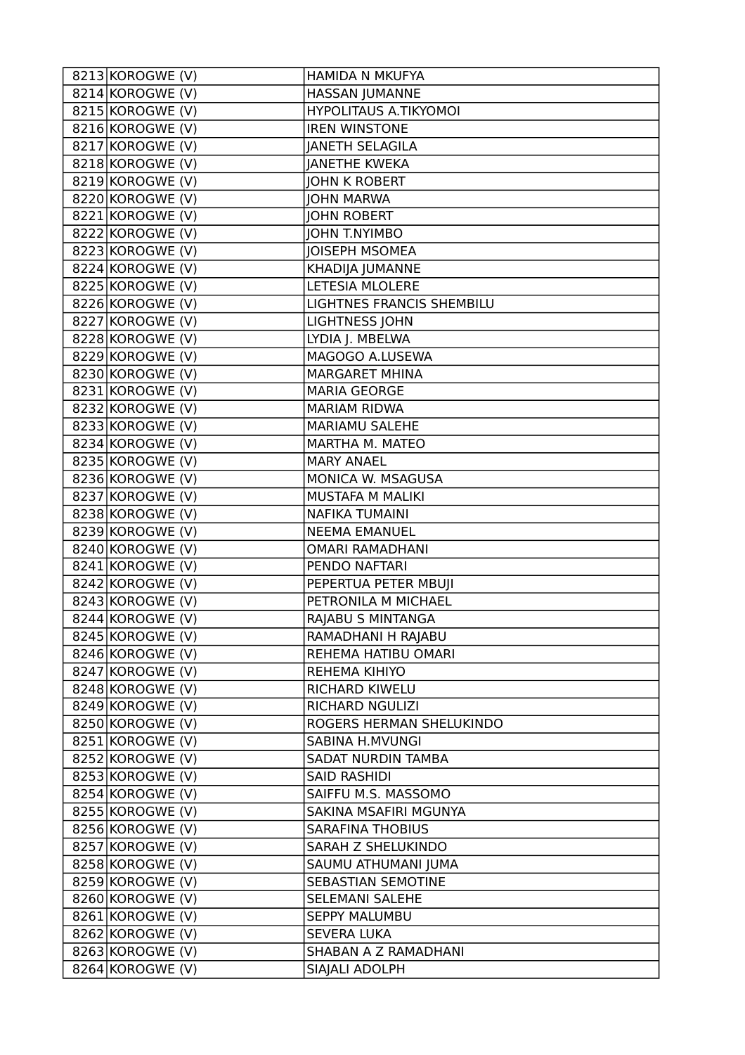| | | |
|---|---|---|
| 8213 | KOROGWE (V) | HAMIDA N MKUFYA |
| 8214 | KOROGWE (V) | HASSAN JUMANNE |
| 8215 | KOROGWE (V) | HYPOLITAUS A.TIKYOMOI |
| 8216 | KOROGWE (V) | IREN WINSTONE |
| 8217 | KOROGWE (V) | JANETH SELAGILA |
| 8218 | KOROGWE (V) | JANETHE KWEKA |
| 8219 | KOROGWE (V) | JOHN K ROBERT |
| 8220 | KOROGWE (V) | JOHN MARWA |
| 8221 | KOROGWE (V) | JOHN ROBERT |
| 8222 | KOROGWE (V) | JOHN T.NYIMBO |
| 8223 | KOROGWE (V) | JOISEPH MSOMEA |
| 8224 | KOROGWE (V) | KHADIJA JUMANNE |
| 8225 | KOROGWE (V) | LETESIA MLOLERE |
| 8226 | KOROGWE (V) | LIGHTNES FRANCIS SHEMBILU |
| 8227 | KOROGWE (V) | LIGHTNESS JOHN |
| 8228 | KOROGWE (V) | LYDIA J. MBELWA |
| 8229 | KOROGWE (V) | MAGOGO A.LUSEWA |
| 8230 | KOROGWE (V) | MARGARET MHINA |
| 8231 | KOROGWE (V) | MARIA GEORGE |
| 8232 | KOROGWE (V) | MARIAM RIDWA |
| 8233 | KOROGWE (V) | MARIAMU SALEHE |
| 8234 | KOROGWE (V) | MARTHA M. MATEO |
| 8235 | KOROGWE (V) | MARY ANAEL |
| 8236 | KOROGWE (V) | MONICA W. MSAGUSA |
| 8237 | KOROGWE (V) | MUSTAFA M MALIKI |
| 8238 | KOROGWE (V) | NAFIKA TUMAINI |
| 8239 | KOROGWE (V) | NEEMA EMANUEL |
| 8240 | KOROGWE (V) | OMARI RAMADHANI |
| 8241 | KOROGWE (V) | PENDO NAFTARI |
| 8242 | KOROGWE (V) | PEPERTUA PETER MBUJI |
| 8243 | KOROGWE (V) | PETRONILA M MICHAEL |
| 8244 | KOROGWE (V) | RAJABU S MINTANGA |
| 8245 | KOROGWE (V) | RAMADHANI H RAJABU |
| 8246 | KOROGWE (V) | REHEMA HATIBU OMARI |
| 8247 | KOROGWE (V) | REHEMA KIHIYO |
| 8248 | KOROGWE (V) | RICHARD KIWELU |
| 8249 | KOROGWE (V) | RICHARD NGULIZI |
| 8250 | KOROGWE (V) | ROGERS HERMAN SHELUKINDO |
| 8251 | KOROGWE (V) | SABINA H.MVUNGI |
| 8252 | KOROGWE (V) | SADAT NURDIN TAMBA |
| 8253 | KOROGWE (V) | SAID RASHIDI |
| 8254 | KOROGWE (V) | SAIFFU M.S. MASSOMO |
| 8255 | KOROGWE (V) | SAKINA MSAFIRI MGUNYA |
| 8256 | KOROGWE (V) | SARAFINA THOBIUS |
| 8257 | KOROGWE (V) | SARAH Z SHELUKINDO |
| 8258 | KOROGWE (V) | SAUMU ATHUMANI JUMA |
| 8259 | KOROGWE (V) | SEBASTIAN SEMOTINE |
| 8260 | KOROGWE (V) | SELEMANI SALEHE |
| 8261 | KOROGWE (V) | SEPPY MALUMBU |
| 8262 | KOROGWE (V) | SEVERA LUKA |
| 8263 | KOROGWE (V) | SHABAN A Z RAMADHANI |
| 8264 | KOROGWE (V) | SIAJALI ADOLPH |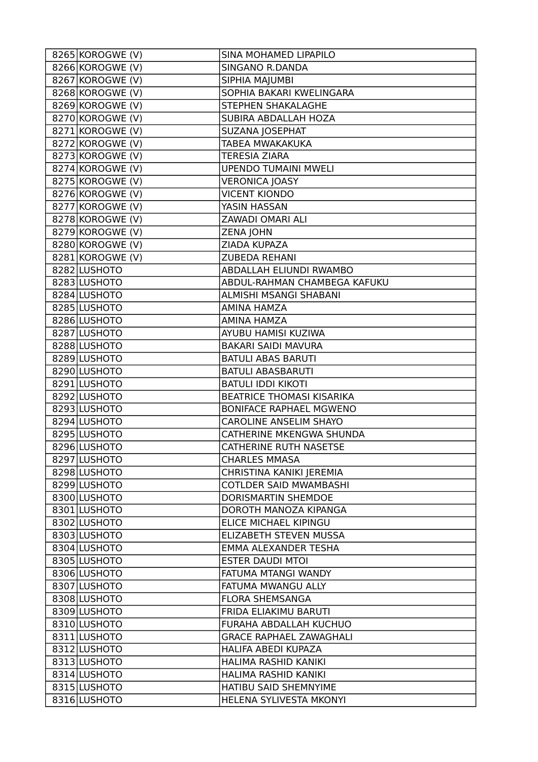| | | |
|---|---|---|
| 8265 | KOROGWE (V) | SINA MOHAMED LIPAPILO |
| 8266 | KOROGWE (V) | SINGANO R.DANDA |
| 8267 | KOROGWE (V) | SIPHIA MAJUMBI |
| 8268 | KOROGWE (V) | SOPHIA BAKARI KWELINGARA |
| 8269 | KOROGWE (V) | STEPHEN SHAKALAGHE |
| 8270 | KOROGWE (V) | SUBIRA ABDALLAH HOZA |
| 8271 | KOROGWE (V) | SUZANA JOSEPHAT |
| 8272 | KOROGWE (V) | TABEA MWAKAKUKA |
| 8273 | KOROGWE (V) | TERESIA ZIARA |
| 8274 | KOROGWE (V) | UPENDO TUMAINI MWELI |
| 8275 | KOROGWE (V) | VERONICA JOASY |
| 8276 | KOROGWE (V) | VICENT KIONDO |
| 8277 | KOROGWE (V) | YASIN HASSAN |
| 8278 | KOROGWE (V) | ZAWADI OMARI ALI |
| 8279 | KOROGWE (V) | ZENA JOHN |
| 8280 | KOROGWE (V) | ZIADA KUPAZA |
| 8281 | KOROGWE (V) | ZUBEDA REHANI |
| 8282 | LUSHOTO | ABDALLAH ELIUNDI RWAMBO |
| 8283 | LUSHOTO | ABDUL-RAHMAN CHAMBEGA KAFUKU |
| 8284 | LUSHOTO | ALMISHI MSANGI SHABANI |
| 8285 | LUSHOTO | AMINA HAMZA |
| 8286 | LUSHOTO | AMINA HAMZA |
| 8287 | LUSHOTO | AYUBU HAMISI KUZIWA |
| 8288 | LUSHOTO | BAKARI SAIDI MAVURA |
| 8289 | LUSHOTO | BATULI ABAS BARUTI |
| 8290 | LUSHOTO | BATULI ABASBARUTI |
| 8291 | LUSHOTO | BATULI IDDI KIKOTI |
| 8292 | LUSHOTO | BEATRICE THOMASI KISARIKA |
| 8293 | LUSHOTO | BONIFACE RAPHAEL MGWENO |
| 8294 | LUSHOTO | CAROLINE ANSELIM SHAYO |
| 8295 | LUSHOTO | CATHERINE MKENGWA SHUNDA |
| 8296 | LUSHOTO | CATHERINE RUTH NASETSE |
| 8297 | LUSHOTO | CHARLES MMASA |
| 8298 | LUSHOTO | CHRISTINA KANIKI JEREMIA |
| 8299 | LUSHOTO | COTLDER SAID MWAMBASHI |
| 8300 | LUSHOTO | DORISMARTIN SHEMDOE |
| 8301 | LUSHOTO | DOROTH MANOZA KIPANGA |
| 8302 | LUSHOTO | ELICE MICHAEL KIPINGU |
| 8303 | LUSHOTO | ELIZABETH STEVEN MUSSA |
| 8304 | LUSHOTO | EMMA ALEXANDER TESHA |
| 8305 | LUSHOTO | ESTER DAUDI MTOI |
| 8306 | LUSHOTO | FATUMA MTANGI WANDY |
| 8307 | LUSHOTO | FATUMA MWANGU ALLY |
| 8308 | LUSHOTO | FLORA SHEMSANGA |
| 8309 | LUSHOTO | FRIDA ELIAKIMU BARUTI |
| 8310 | LUSHOTO | FURAHA ABDALLAH KUCHUO |
| 8311 | LUSHOTO | GRACE RAPHAEL ZAWAGHALI |
| 8312 | LUSHOTO | HALIFA ABEDI KUPAZA |
| 8313 | LUSHOTO | HALIMA RASHID KANIKI |
| 8314 | LUSHOTO | HALIMA RASHID KANIKI |
| 8315 | LUSHOTO | HATIBU SAID SHEMNYIME |
| 8316 | LUSHOTO | HELENA SYLIVESTA MKONYI |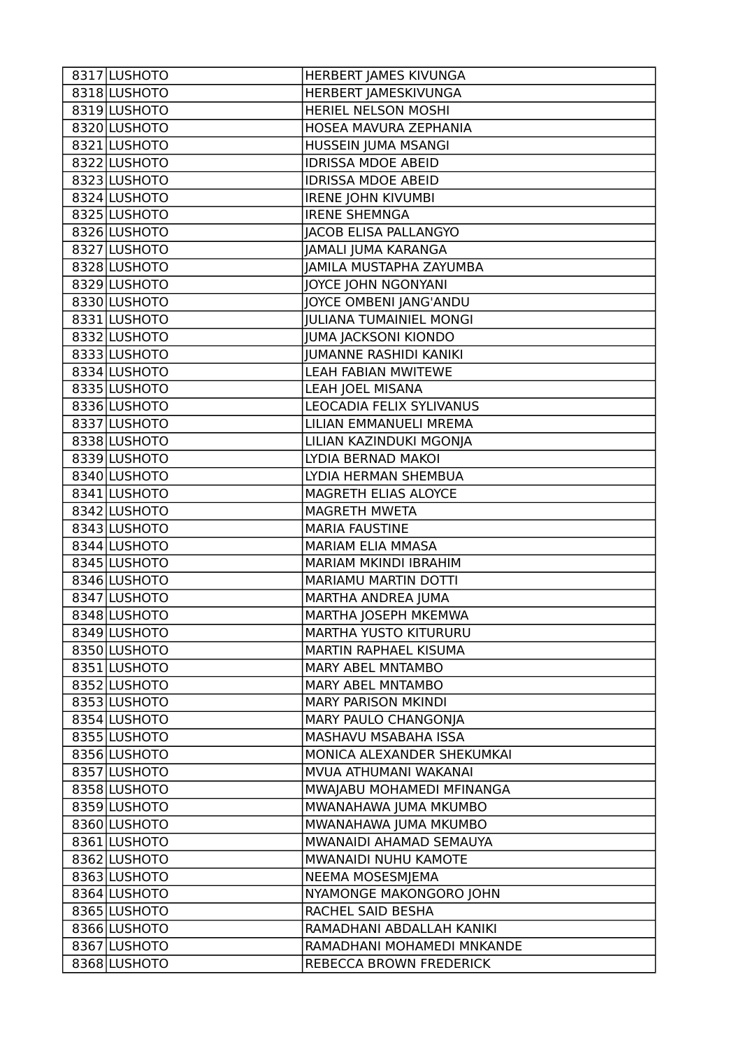| 8317 | LUSHOTO | HERBERT JAMES KIVUNGA |
|---|---|---|
| 8318 | LUSHOTO | HERBERT JAMESKIVUNGA |
| 8319 | LUSHOTO | HERIEL NELSON MOSHI |
| 8320 | LUSHOTO | HOSEA MAVURA ZEPHANIA |
| 8321 | LUSHOTO | HUSSEIN JUMA MSANGI |
| 8322 | LUSHOTO | IDRISSA MDOE ABEID |
| 8323 | LUSHOTO | IDRISSA MDOE ABEID |
| 8324 | LUSHOTO | IRENE JOHN KIVUMBI |
| 8325 | LUSHOTO | IRENE SHEMNGA |
| 8326 | LUSHOTO | JACOB ELISA PALLANGYO |
| 8327 | LUSHOTO | JAMALI JUMA KARANGA |
| 8328 | LUSHOTO | JAMILA MUSTAPHA ZAYUMBA |
| 8329 | LUSHOTO | JOYCE JOHN NGONYANI |
| 8330 | LUSHOTO | JOYCE OMBENI JANG'ANDU |
| 8331 | LUSHOTO | JULIANA TUMAINIEL MONGI |
| 8332 | LUSHOTO | JUMA JACKSONI KIONDO |
| 8333 | LUSHOTO | JUMANNE RASHIDI KANIKI |
| 8334 | LUSHOTO | LEAH FABIAN MWITEWE |
| 8335 | LUSHOTO | LEAH JOEL MISANA |
| 8336 | LUSHOTO | LEOCADIA FELIX SYLIVANUS |
| 8337 | LUSHOTO | LILIAN EMMANUELI MREMA |
| 8338 | LUSHOTO | LILIAN KAZINDUKI MGONJA |
| 8339 | LUSHOTO | LYDIA BERNAD MAKOI |
| 8340 | LUSHOTO | LYDIA HERMAN SHEMBUA |
| 8341 | LUSHOTO | MAGRETH ELIAS ALOYCE |
| 8342 | LUSHOTO | MAGRETH MWETA |
| 8343 | LUSHOTO | MARIA FAUSTINE |
| 8344 | LUSHOTO | MARIAM ELIA MMASA |
| 8345 | LUSHOTO | MARIAM MKINDI IBRAHIM |
| 8346 | LUSHOTO | MARIAMU MARTIN DOTTI |
| 8347 | LUSHOTO | MARTHA ANDREA JUMA |
| 8348 | LUSHOTO | MARTHA JOSEPH MKEMWA |
| 8349 | LUSHOTO | MARTHA YUSTO KITURURU |
| 8350 | LUSHOTO | MARTIN RAPHAEL KISUMA |
| 8351 | LUSHOTO | MARY ABEL MNTAMBO |
| 8352 | LUSHOTO | MARY ABEL MNTAMBO |
| 8353 | LUSHOTO | MARY PARISON MKINDI |
| 8354 | LUSHOTO | MARY PAULO CHANGONJA |
| 8355 | LUSHOTO | MASHAVU MSABAHA ISSA |
| 8356 | LUSHOTO | MONICA ALEXANDER SHEKUMKAI |
| 8357 | LUSHOTO | MVUA ATHUMANI WAKANAI |
| 8358 | LUSHOTO | MWAJABU MOHAMEDI MFINANGA |
| 8359 | LUSHOTO | MWANAHAWA JUMA MKUMBO |
| 8360 | LUSHOTO | MWANAHAWA JUMA MKUMBO |
| 8361 | LUSHOTO | MWANAIDI AHAMAD SEMAUYA |
| 8362 | LUSHOTO | MWANAIDI NUHU KAMOTE |
| 8363 | LUSHOTO | NEEMA MOSESMJEMA |
| 8364 | LUSHOTO | NYAMONGE MAKONGORO JOHN |
| 8365 | LUSHOTO | RACHEL SAID BESHA |
| 8366 | LUSHOTO | RAMADHANI ABDALLAH KANIKI |
| 8367 | LUSHOTO | RAMADHANI MOHAMEDI MNKANDE |
| 8368 | LUSHOTO | REBECCA BROWN FREDERICK |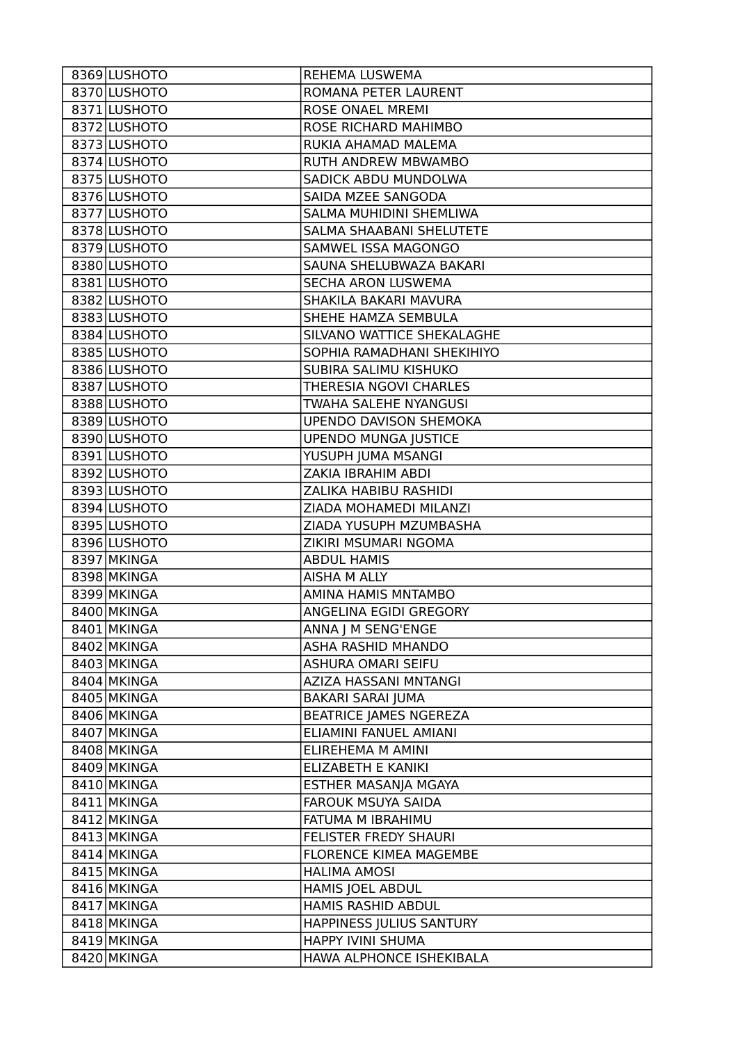| 8369 | LUSHOTO | REHEMA LUSWEMA |
|---|---|---|
| 8370 | LUSHOTO | ROMANA PETER LAURENT |
| 8371 | LUSHOTO | ROSE ONAEL MREMI |
| 8372 | LUSHOTO | ROSE RICHARD MAHIMBO |
| 8373 | LUSHOTO | RUKIA AHAMAD MALEMA |
| 8374 | LUSHOTO | RUTH ANDREW MBWAMBO |
| 8375 | LUSHOTO | SADICK ABDU MUNDOLWA |
| 8376 | LUSHOTO | SAIDA MZEE SANGODA |
| 8377 | LUSHOTO | SALMA MUHIDINI SHEMLIWA |
| 8378 | LUSHOTO | SALMA SHAABANI SHELUTETE |
| 8379 | LUSHOTO | SAMWEL ISSA MAGONGO |
| 8380 | LUSHOTO | SAUNA SHELUBWAZA BAKARI |
| 8381 | LUSHOTO | SECHA ARON LUSWEMA |
| 8382 | LUSHOTO | SHAKILA BAKARI MAVURA |
| 8383 | LUSHOTO | SHEHE HAMZA SEMBULA |
| 8384 | LUSHOTO | SILVANO WATTICE SHEKALAGHE |
| 8385 | LUSHOTO | SOPHIA RAMADHANI SHEKIHIYO |
| 8386 | LUSHOTO | SUBIRA SALIMU KISHUKO |
| 8387 | LUSHOTO | THERESIA NGOVI CHARLES |
| 8388 | LUSHOTO | TWAHA SALEHE NYANGUSI |
| 8389 | LUSHOTO | UPENDO DAVISON SHEMOKA |
| 8390 | LUSHOTO | UPENDO MUNGA JUSTICE |
| 8391 | LUSHOTO | YUSUPH JUMA MSANGI |
| 8392 | LUSHOTO | ZAKIA IBRAHIM ABDI |
| 8393 | LUSHOTO | ZALIKA HABIBU RASHIDI |
| 8394 | LUSHOTO | ZIADA MOHAMEDI MILANZI |
| 8395 | LUSHOTO | ZIADA YUSUPH MZUMBASHA |
| 8396 | LUSHOTO | ZIKIRI MSUMARI NGOMA |
| 8397 | MKINGA | ABDUL HAMIS |
| 8398 | MKINGA | AISHA M ALLY |
| 8399 | MKINGA | AMINA HAMIS MNTAMBO |
| 8400 | MKINGA | ANGELINA EGIDI GREGORY |
| 8401 | MKINGA | ANNA J M SENG'ENGE |
| 8402 | MKINGA | ASHA RASHID MHANDO |
| 8403 | MKINGA | ASHURA OMARI SEIFU |
| 8404 | MKINGA | AZIZA HASSANI MNTANGI |
| 8405 | MKINGA | BAKARI SARAI JUMA |
| 8406 | MKINGA | BEATRICE JAMES NGEREZA |
| 8407 | MKINGA | ELIAMINI FANUEL AMIANI |
| 8408 | MKINGA | ELIREHEMA M AMINI |
| 8409 | MKINGA | ELIZABETH E KANIKI |
| 8410 | MKINGA | ESTHER MASANJA MGAYA |
| 8411 | MKINGA | FAROUK MSUYA SAIDA |
| 8412 | MKINGA | FATUMA M IBRAHIMU |
| 8413 | MKINGA | FELISTER FREDY SHAURI |
| 8414 | MKINGA | FLORENCE KIMEA MAGEMBE |
| 8415 | MKINGA | HALIMA AMOSI |
| 8416 | MKINGA | HAMIS JOEL ABDUL |
| 8417 | MKINGA | HAMIS RASHID ABDUL |
| 8418 | MKINGA | HAPPINESS JULIUS SANTURY |
| 8419 | MKINGA | HAPPY IVINI SHUMA |
| 8420 | MKINGA | HAWA ALPHONCE ISHEKIBALA |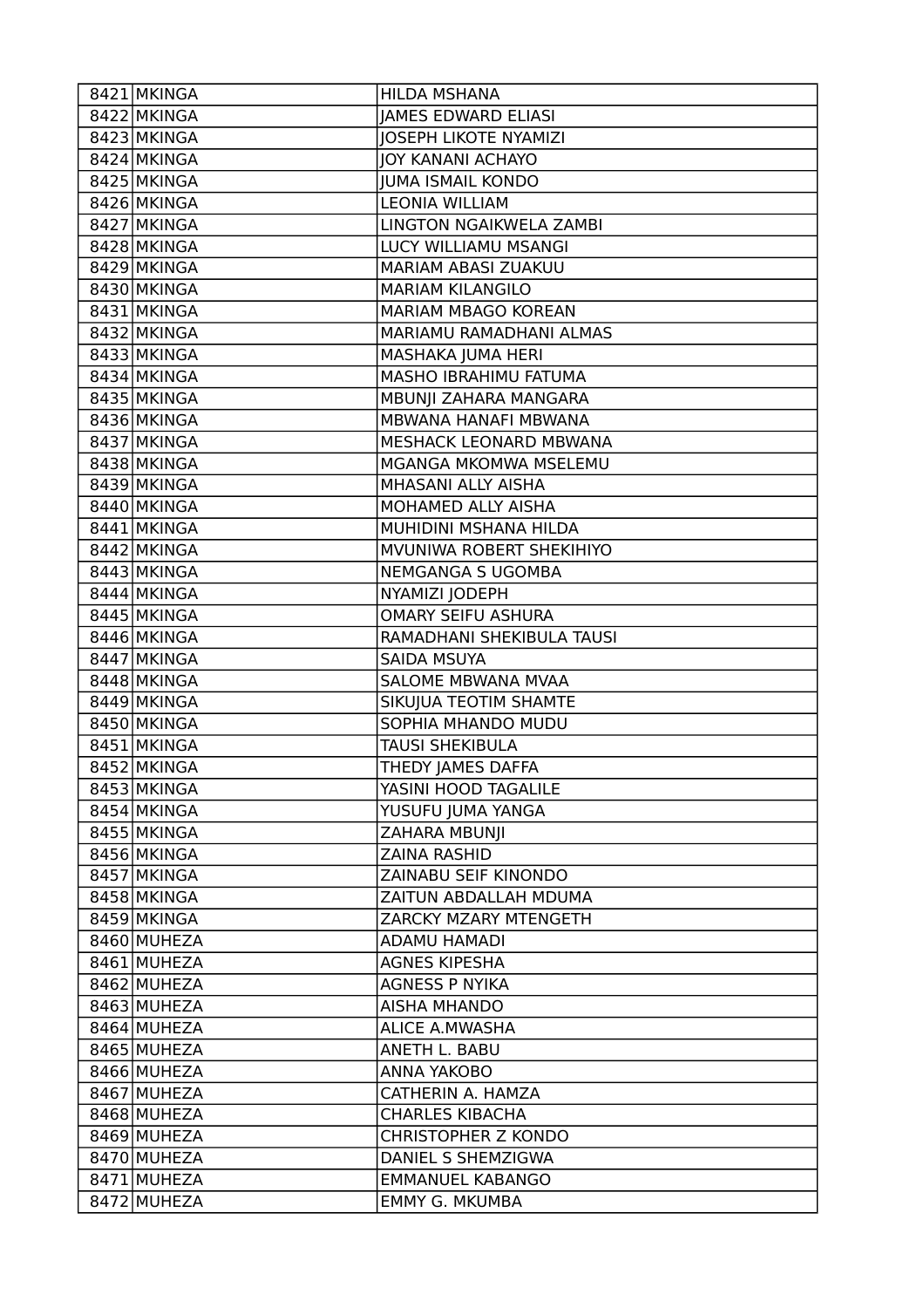| | | |
|---|---|---|
| 8421 | MKINGA | HILDA MSHANA |
| 8422 | MKINGA | JAMES EDWARD ELIASI |
| 8423 | MKINGA | JOSEPH LIKOTE NYAMIZI |
| 8424 | MKINGA | JOY KANANI ACHAYO |
| 8425 | MKINGA | JUMA ISMAIL KONDO |
| 8426 | MKINGA | LEONIA WILLIAM |
| 8427 | MKINGA | LINGTON NGAIKWELA ZAMBI |
| 8428 | MKINGA | LUCY WILLIAMU MSANGI |
| 8429 | MKINGA | MARIAM ABASI ZUAKUU |
| 8430 | MKINGA | MARIAM KILANGILO |
| 8431 | MKINGA | MARIAM MBAGO KOREAN |
| 8432 | MKINGA | MARIAMU RAMADHANI ALMAS |
| 8433 | MKINGA | MASHAKA JUMA HERI |
| 8434 | MKINGA | MASHO IBRAHIMU FATUMA |
| 8435 | MKINGA | MBUNJI ZAHARA MANGARA |
| 8436 | MKINGA | MBWANA HANAFI MBWANA |
| 8437 | MKINGA | MESHACK LEONARD MBWANA |
| 8438 | MKINGA | MGANGA MKOMWA MSELEMU |
| 8439 | MKINGA | MHASANI ALLY AISHA |
| 8440 | MKINGA | MOHAMED ALLY AISHA |
| 8441 | MKINGA | MUHIDINI MSHANA HILDA |
| 8442 | MKINGA | MVUNIWA ROBERT SHEKIHIYO |
| 8443 | MKINGA | NEMGANGA S UGOMBA |
| 8444 | MKINGA | NYAMIZI JODEPH |
| 8445 | MKINGA | OMARY SEIFU ASHURA |
| 8446 | MKINGA | RAMADHANI SHEKIBULA TAUSI |
| 8447 | MKINGA | SAIDA MSUYA |
| 8448 | MKINGA | SALOME MBWANA MVAA |
| 8449 | MKINGA | SIKUJUA TEOTIM SHAMTE |
| 8450 | MKINGA | SOPHIA MHANDO MUDU |
| 8451 | MKINGA | TAUSI SHEKIBULA |
| 8452 | MKINGA | THEDY JAMES DAFFA |
| 8453 | MKINGA | YASINI HOOD TAGALILE |
| 8454 | MKINGA | YUSUFU JUMA YANGA |
| 8455 | MKINGA | ZAHARA MBUNJI |
| 8456 | MKINGA | ZAINA RASHID |
| 8457 | MKINGA | ZAINABU SEIF KINONDO |
| 8458 | MKINGA | ZAITUN ABDALLAH MDUMA |
| 8459 | MKINGA | ZARCKY MZARY MTENGETH |
| 8460 | MUHEZA | ADAMU HAMADI |
| 8461 | MUHEZA | AGNES KIPESHA |
| 8462 | MUHEZA | AGNESS P NYIKA |
| 8463 | MUHEZA | AISHA MHANDO |
| 8464 | MUHEZA | ALICE A.MWASHA |
| 8465 | MUHEZA | ANETH L. BABU |
| 8466 | MUHEZA | ANNA YAKOBO |
| 8467 | MUHEZA | CATHERIN A. HAMZA |
| 8468 | MUHEZA | CHARLES KIBACHA |
| 8469 | MUHEZA | CHRISTOPHER Z KONDO |
| 8470 | MUHEZA | DANIEL S SHEMZIGWA |
| 8471 | MUHEZA | EMMANUEL KABANGO |
| 8472 | MUHEZA | EMMY G. MKUMBA |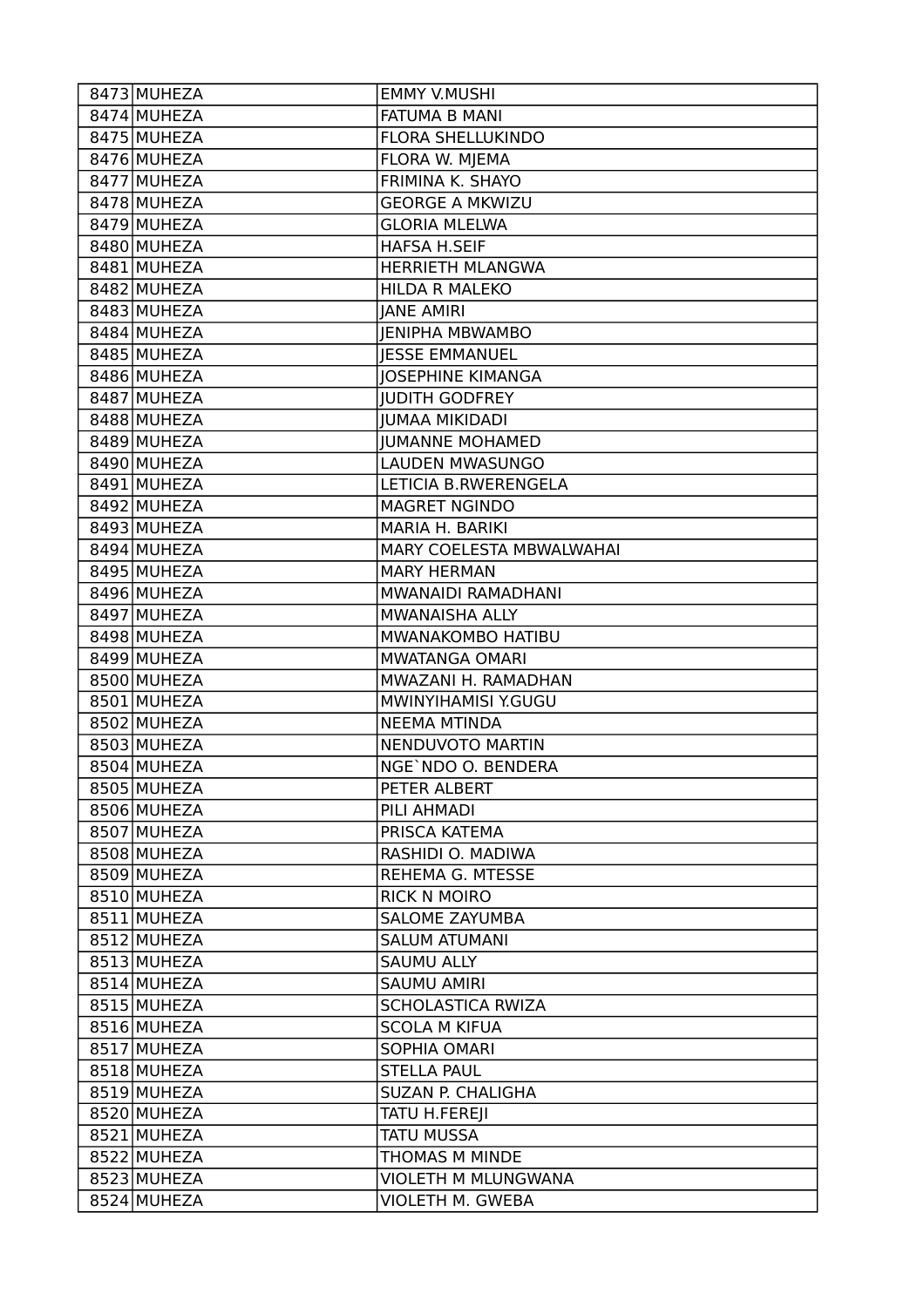| 8473 | MUHEZA | EMMY V.MUSHI |
|---|---|---|
| 8474 | MUHEZA | FATUMA B MANI |
| 8475 | MUHEZA | FLORA SHELLUKINDO |
| 8476 | MUHEZA | FLORA W. MJEMA |
| 8477 | MUHEZA | FRIMINA K. SHAYO |
| 8478 | MUHEZA | GEORGE A MKWIZU |
| 8479 | MUHEZA | GLORIA MLELWA |
| 8480 | MUHEZA | HAFSA H.SEIF |
| 8481 | MUHEZA | HERRIETH MLANGWA |
| 8482 | MUHEZA | HILDA R MALEKO |
| 8483 | MUHEZA | JANE AMIRI |
| 8484 | MUHEZA | JENIPHA MBWAMBO |
| 8485 | MUHEZA | JESSE EMMANUEL |
| 8486 | MUHEZA | JOSEPHINE KIMANGA |
| 8487 | MUHEZA | JUDITH GODFREY |
| 8488 | MUHEZA | JUMAA MIKIDADI |
| 8489 | MUHEZA | JUMANNE MOHAMED |
| 8490 | MUHEZA | LAUDEN MWASUNGO |
| 8491 | MUHEZA | LETICIA B.RWERENGELA |
| 8492 | MUHEZA | MAGRET NGINDO |
| 8493 | MUHEZA | MARIA H. BARIKI |
| 8494 | MUHEZA | MARY COELESTA MBWALWAHAI |
| 8495 | MUHEZA | MARY HERMAN |
| 8496 | MUHEZA | MWANAIDI RAMADHANI |
| 8497 | MUHEZA | MWANAISHA ALLY |
| 8498 | MUHEZA | MWANAKOMBO HATIBU |
| 8499 | MUHEZA | MWATANGA OMARI |
| 8500 | MUHEZA | MWAZANI H. RAMADHAN |
| 8501 | MUHEZA | MWINYIHAMISI Y.GUGU |
| 8502 | MUHEZA | NEEMA MTINDA |
| 8503 | MUHEZA | NENDUVOTO MARTIN |
| 8504 | MUHEZA | NGE`NDO O. BENDERA |
| 8505 | MUHEZA | PETER ALBERT |
| 8506 | MUHEZA | PILI AHMADI |
| 8507 | MUHEZA | PRISCA KATEMA |
| 8508 | MUHEZA | RASHIDI O. MADIWA |
| 8509 | MUHEZA | REHEMA G. MTESSE |
| 8510 | MUHEZA | RICK N MOIRO |
| 8511 | MUHEZA | SALOME ZAYUMBA |
| 8512 | MUHEZA | SALUM ATUMANI |
| 8513 | MUHEZA | SAUMU ALLY |
| 8514 | MUHEZA | SAUMU AMIRI |
| 8515 | MUHEZA | SCHOLASTICA RWIZA |
| 8516 | MUHEZA | SCOLA M KIFUA |
| 8517 | MUHEZA | SOPHIA OMARI |
| 8518 | MUHEZA | STELLA PAUL |
| 8519 | MUHEZA | SUZAN P. CHALIGHA |
| 8520 | MUHEZA | TATU H.FEREJI |
| 8521 | MUHEZA | TATU MUSSA |
| 8522 | MUHEZA | THOMAS M MINDE |
| 8523 | MUHEZA | VIOLETH M MLUNGWANA |
| 8524 | MUHEZA | VIOLETH M. GWEBA |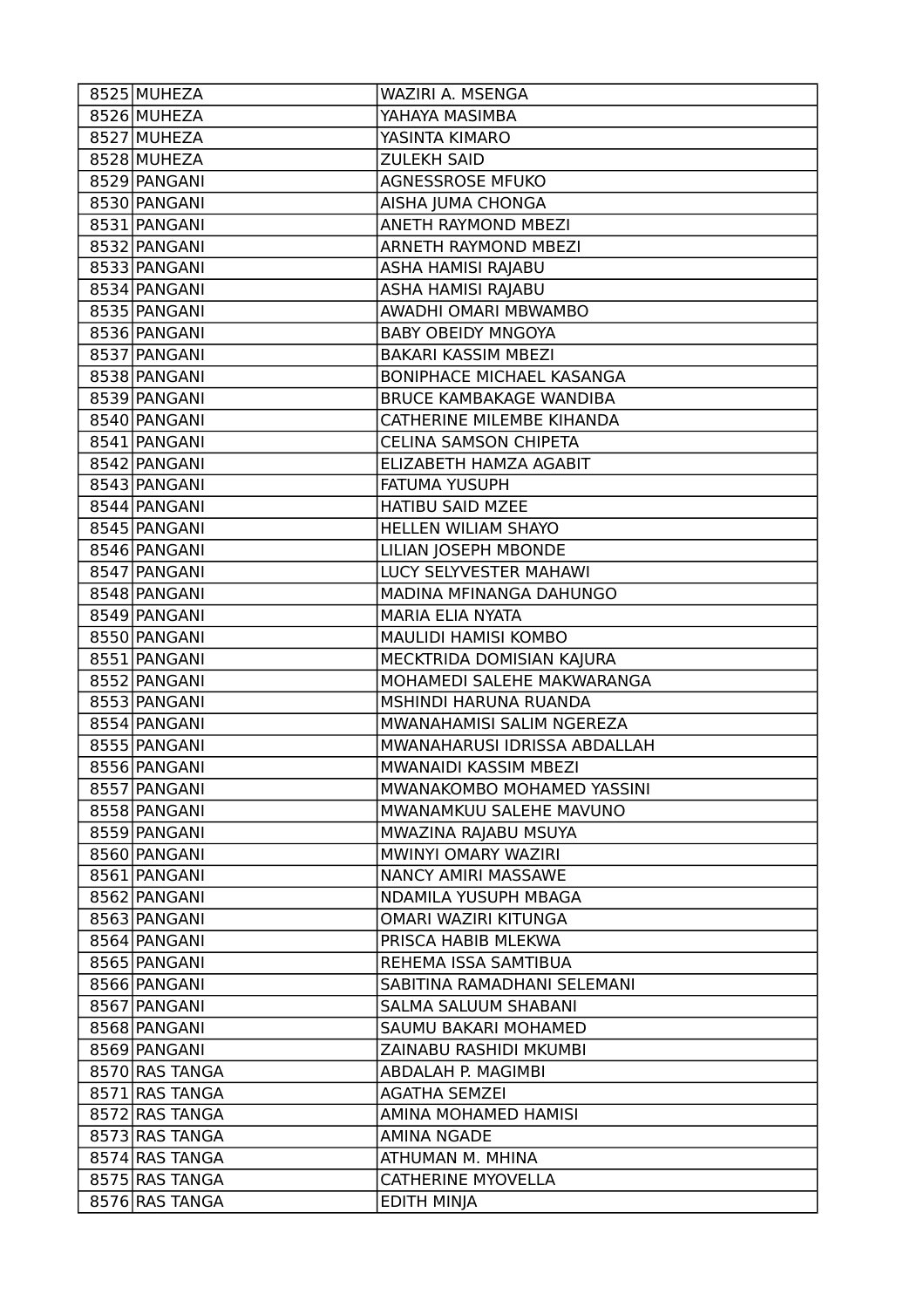| | | |
|---|---|---|
| 8525 | MUHEZA | WAZIRI A. MSENGA |
| 8526 | MUHEZA | YAHAYA MASIMBA |
| 8527 | MUHEZA | YASINTA KIMARO |
| 8528 | MUHEZA | ZULEKH SAID |
| 8529 | PANGANI | AGNESSROSE MFUKO |
| 8530 | PANGANI | AISHA JUMA CHONGA |
| 8531 | PANGANI | ANETH RAYMOND MBEZI |
| 8532 | PANGANI | ARNETH RAYMOND MBEZI |
| 8533 | PANGANI | ASHA HAMISI RAJABU |
| 8534 | PANGANI | ASHA HAMISI RAJABU |
| 8535 | PANGANI | AWADHI OMARI MBWAMBO |
| 8536 | PANGANI | BABY OBEIDY MNGOYA |
| 8537 | PANGANI | BAKARI KASSIM MBEZI |
| 8538 | PANGANI | BONIPHACE MICHAEL KASANGA |
| 8539 | PANGANI | BRUCE KAMBAKAGE WANDIBA |
| 8540 | PANGANI | CATHERINE MILEMBE KIHANDA |
| 8541 | PANGANI | CELINA SAMSON CHIPETA |
| 8542 | PANGANI | ELIZABETH HAMZA AGABIT |
| 8543 | PANGANI | FATUMA YUSUPH |
| 8544 | PANGANI | HATIBU SAID MZEE |
| 8545 | PANGANI | HELLEN WILIAM SHAYO |
| 8546 | PANGANI | LILIAN JOSEPH MBONDE |
| 8547 | PANGANI | LUCY SELYVESTER MAHAWI |
| 8548 | PANGANI | MADINA MFINANGA DAHUNGO |
| 8549 | PANGANI | MARIA ELIA NYATA |
| 8550 | PANGANI | MAULIDI HAMISI KOMBO |
| 8551 | PANGANI | MECKTRIDA DOMISIAN KAJURA |
| 8552 | PANGANI | MOHAMEDI SALEHE MAKWARANGA |
| 8553 | PANGANI | MSHINDI HARUNA RUANDA |
| 8554 | PANGANI | MWANAHAMISI SALIM NGEREZA |
| 8555 | PANGANI | MWANAHARUSI IDRISSA ABDALLAH |
| 8556 | PANGANI | MWANAIDI KASSIM MBEZI |
| 8557 | PANGANI | MWANAKOMBO MOHAMED YASSINI |
| 8558 | PANGANI | MWANAMKUU SALEHE MAVUNO |
| 8559 | PANGANI | MWAZINA RAJABU MSUYA |
| 8560 | PANGANI | MWINYI OMARY WAZIRI |
| 8561 | PANGANI | NANCY AMIRI MASSAWE |
| 8562 | PANGANI | NDAMILA YUSUPH MBAGA |
| 8563 | PANGANI | OMARI WAZIRI KITUNGA |
| 8564 | PANGANI | PRISCA HABIB MLEKWA |
| 8565 | PANGANI | REHEMA ISSA SAMTIBUA |
| 8566 | PANGANI | SABITINA RAMADHANI SELEMANI |
| 8567 | PANGANI | SALMA SALUUM SHABANI |
| 8568 | PANGANI | SAUMU BAKARI MOHAMED |
| 8569 | PANGANI | ZAINABU RASHIDI MKUMBI |
| 8570 | RAS TANGA | ABDALAH P. MAGIMBI |
| 8571 | RAS TANGA | AGATHA SEMZEI |
| 8572 | RAS TANGA | AMINA MOHAMED HAMISI |
| 8573 | RAS TANGA | AMINA NGADE |
| 8574 | RAS TANGA | ATHUMAN M. MHINA |
| 8575 | RAS TANGA | CATHERINE MYOVELLA |
| 8576 | RAS TANGA | EDITH MINJA |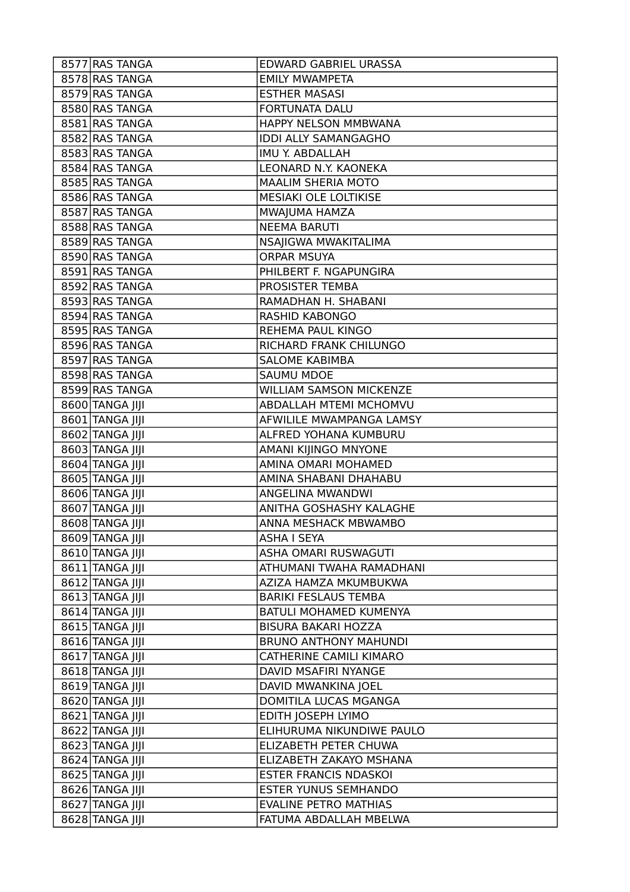| 8577 | RAS TANGA | EDWARD GABRIEL URASSA |
|---|---|---|
| 8578 | RAS TANGA | EMILY MWAMPETA |
| 8579 | RAS TANGA | ESTHER MASASI |
| 8580 | RAS TANGA | FORTUNATA DALU |
| 8581 | RAS TANGA | HAPPY NELSON MMBWANA |
| 8582 | RAS TANGA | IDDI ALLY SAMANGAGHO |
| 8583 | RAS TANGA | IMU Y. ABDALLAH |
| 8584 | RAS TANGA | LEONARD N.Y. KAONEKA |
| 8585 | RAS TANGA | MAALIM SHERIA MOTO |
| 8586 | RAS TANGA | MESIAKI OLE LOLTIKISE |
| 8587 | RAS TANGA | MWAJUMA HAMZA |
| 8588 | RAS TANGA | NEEMA BARUTI |
| 8589 | RAS TANGA | NSAJIGWA MWAKITALIMA |
| 8590 | RAS TANGA | ORPAR MSUYA |
| 8591 | RAS TANGA | PHILBERT F. NGAPUNGIRA |
| 8592 | RAS TANGA | PROSISTER TEMBA |
| 8593 | RAS TANGA | RAMADHAN H. SHABANI |
| 8594 | RAS TANGA | RASHID KABONGO |
| 8595 | RAS TANGA | REHEMA PAUL KINGO |
| 8596 | RAS TANGA | RICHARD FRANK CHILUNGO |
| 8597 | RAS TANGA | SALOME KABIMBA |
| 8598 | RAS TANGA | SAUMU MDOE |
| 8599 | RAS TANGA | WILLIAM SAMSON MICKENZE |
| 8600 | TANGA JIJI | ABDALLAH MTEMI MCHOMVU |
| 8601 | TANGA JIJI | AFWILILE MWAMPANGA LAMSY |
| 8602 | TANGA JIJI | ALFRED YOHANA KUMBURU |
| 8603 | TANGA JIJI | AMANI KIJINGO MNYONE |
| 8604 | TANGA JIJI | AMINA OMARI MOHAMED |
| 8605 | TANGA JIJI | AMINA SHABANI DHAHABU |
| 8606 | TANGA JIJI | ANGELINA MWANDWI |
| 8607 | TANGA JIJI | ANITHA GOSHASHY KALAGHE |
| 8608 | TANGA JIJI | ANNA MESHACK MBWAMBO |
| 8609 | TANGA JIJI | ASHA I SEYA |
| 8610 | TANGA JIJI | ASHA OMARI RUSWAGUTI |
| 8611 | TANGA JIJI | ATHUMANI TWAHA RAMADHANI |
| 8612 | TANGA JIJI | AZIZA HAMZA MKUMBUKWA |
| 8613 | TANGA JIJI | BARIKI FESLAUS TEMBA |
| 8614 | TANGA JIJI | BATULI MOHAMED KUMENYA |
| 8615 | TANGA JIJI | BISURA BAKARI HOZZA |
| 8616 | TANGA JIJI | BRUNO ANTHONY MAHUNDI |
| 8617 | TANGA JIJI | CATHERINE CAMILI KIMARO |
| 8618 | TANGA JIJI | DAVID MSAFIRI NYANGE |
| 8619 | TANGA JIJI | DAVID MWANKINA JOEL |
| 8620 | TANGA JIJI | DOMITILA LUCAS MGANGA |
| 8621 | TANGA JIJI | EDITH JOSEPH LYIMO |
| 8622 | TANGA JIJI | ELIHURUMA NIKUNDIWE PAULO |
| 8623 | TANGA JIJI | ELIZABETH PETER CHUWA |
| 8624 | TANGA JIJI | ELIZABETH ZAKAYO MSHANA |
| 8625 | TANGA JIJI | ESTER FRANCIS NDASKOI |
| 8626 | TANGA JIJI | ESTER YUNUS SEMHANDO |
| 8627 | TANGA JIJI | EVALINE PETRO MATHIAS |
| 8628 | TANGA JIJI | FATUMA ABDALLAH MBELWA |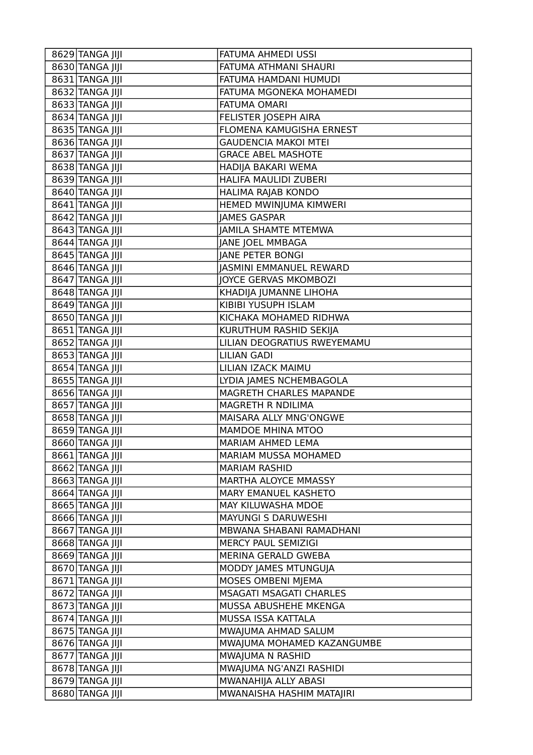| 8629 | TANGA JIJI | FATUMA AHMEDI USSI |
|---|---|---|
| 8630 | TANGA JIJI | FATUMA ATHMANI SHAURI |
| 8631 | TANGA JIJI | FATUMA HAMDANI HUMUDI |
| 8632 | TANGA JIJI | FATUMA MGONEKA MOHAMEDI |
| 8633 | TANGA JIJI | FATUMA OMARI |
| 8634 | TANGA JIJI | FELISTER JOSEPH AIRA |
| 8635 | TANGA JIJI | FLOMENA KAMUGISHA ERNEST |
| 8636 | TANGA JIJI | GAUDENCIA MAKOI MTEI |
| 8637 | TANGA JIJI | GRACE ABEL MASHOTE |
| 8638 | TANGA JIJI | HADIJA BAKARI WEMA |
| 8639 | TANGA JIJI | HALIFA MAULIDI ZUBERI |
| 8640 | TANGA JIJI | HALIMA RAJAB KONDO |
| 8641 | TANGA JIJI | HEMED MWINJUMA KIMWERI |
| 8642 | TANGA JIJI | JAMES GASPAR |
| 8643 | TANGA JIJI | JAMILA SHAMTE MTEMWA |
| 8644 | TANGA JIJI | JANE JOEL MMBAGA |
| 8645 | TANGA JIJI | JANE PETER BONGI |
| 8646 | TANGA JIJI | JASMINI EMMANUEL REWARD |
| 8647 | TANGA JIJI | JOYCE GERVAS MKOMBOZI |
| 8648 | TANGA JIJI | KHADIJA JUMANNE LIHOHA |
| 8649 | TANGA JIJI | KIBIBI YUSUPH ISLAM |
| 8650 | TANGA JIJI | KICHAKA MOHAMED RIDHWA |
| 8651 | TANGA JIJI | KURUTHUM RASHID SEKIJA |
| 8652 | TANGA JIJI | LILIAN DEOGRATIUS RWEYEMAMU |
| 8653 | TANGA JIJI | LILIAN GADI |
| 8654 | TANGA JIJI | LILIAN IZACK MAIMU |
| 8655 | TANGA JIJI | LYDIA JAMES NCHEMBAGOLA |
| 8656 | TANGA JIJI | MAGRETH CHARLES MAPANDE |
| 8657 | TANGA JIJI | MAGRETH R NDILIMA |
| 8658 | TANGA JIJI | MAISARA ALLY MNG'ONGWE |
| 8659 | TANGA JIJI | MAMDOE MHINA MTOO |
| 8660 | TANGA JIJI | MARIAM AHMED LEMA |
| 8661 | TANGA JIJI | MARIAM MUSSA MOHAMED |
| 8662 | TANGA JIJI | MARIAM RASHID |
| 8663 | TANGA JIJI | MARTHA ALOYCE MMASSY |
| 8664 | TANGA JIJI | MARY EMANUEL KASHETO |
| 8665 | TANGA JIJI | MAY KILUWASHA MDOE |
| 8666 | TANGA JIJI | MAYUNGI S DARUWESHI |
| 8667 | TANGA JIJI | MBWANA SHABANI RAMADHANI |
| 8668 | TANGA JIJI | MERCY PAUL SEMIZIGI |
| 8669 | TANGA JIJI | MERINA GERALD GWEBA |
| 8670 | TANGA JIJI | MODDY JAMES MTUNGUJA |
| 8671 | TANGA JIJI | MOSES OMBENI MJEMA |
| 8672 | TANGA JIJI | MSAGATI MSAGATI CHARLES |
| 8673 | TANGA JIJI | MUSSA ABUSHEHE MKENGA |
| 8674 | TANGA JIJI | MUSSA ISSA KATTALA |
| 8675 | TANGA JIJI | MWAJUMA AHMAD SALUM |
| 8676 | TANGA JIJI | MWAJUMA MOHAMED KAZANGUMBE |
| 8677 | TANGA JIJI | MWAJUMA N RASHID |
| 8678 | TANGA JIJI | MWAJUMA NG'ANZI RASHIDI |
| 8679 | TANGA JIJI | MWANAHIJA ALLY ABASI |
| 8680 | TANGA JIJI | MWANAISHA HASHIM MATAJIRI |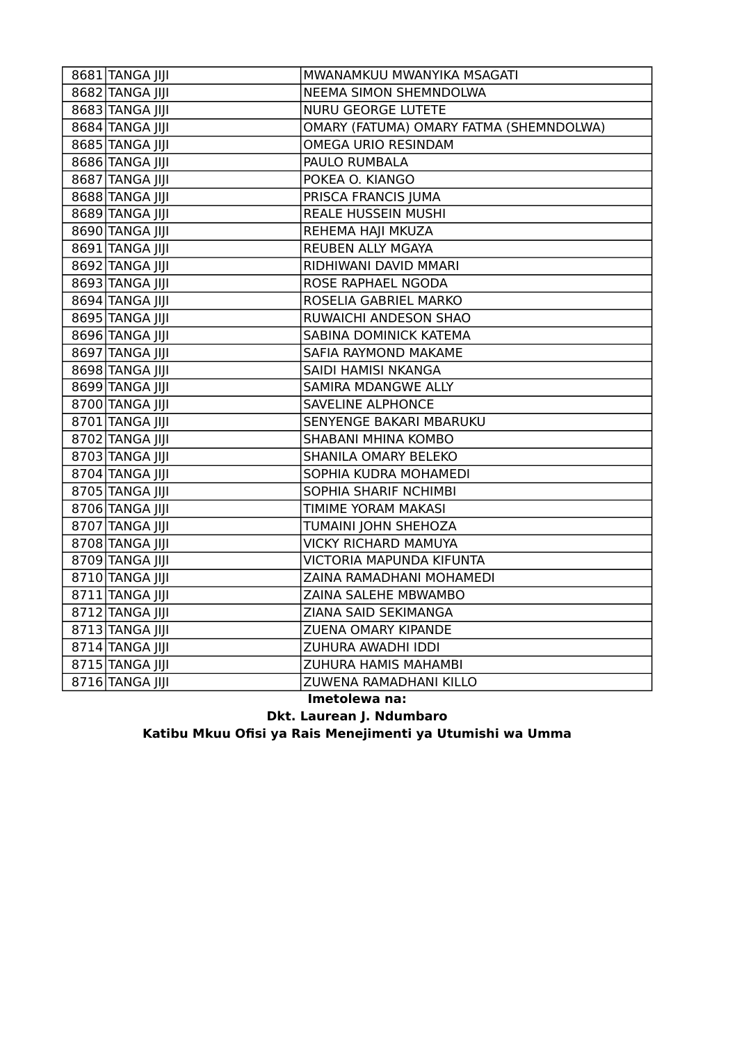| | | |
|---|---|---|
| 8681 | TANGA JIJI | MWANAMKUU MWANYIKA MSAGATI |
| 8682 | TANGA JIJI | NEEMA SIMON SHEMNDOLWA |
| 8683 | TANGA JIJI | NURU GEORGE LUTETE |
| 8684 | TANGA JIJI | OMARY (FATUMA) OMARY FATMA (SHEMNDOLWA) |
| 8685 | TANGA JIJI | OMEGA URIO RESINDAM |
| 8686 | TANGA JIJI | PAULO RUMBALA |
| 8687 | TANGA JIJI | POKEA O. KIANGO |
| 8688 | TANGA JIJI | PRISCA FRANCIS JUMA |
| 8689 | TANGA JIJI | REALE HUSSEIN MUSHI |
| 8690 | TANGA JIJI | REHEMA HAJI MKUZA |
| 8691 | TANGA JIJI | REUBEN ALLY MGAYA |
| 8692 | TANGA JIJI | RIDHIWANI DAVID MMARI |
| 8693 | TANGA JIJI | ROSE RAPHAEL NGODA |
| 8694 | TANGA JIJI | ROSELIA GABRIEL MARKO |
| 8695 | TANGA JIJI | RUWAICHI ANDESON SHAO |
| 8696 | TANGA JIJI | SABINA DOMINICK KATEMA |
| 8697 | TANGA JIJI | SAFIA RAYMOND MAKAME |
| 8698 | TANGA JIJI | SAIDI HAMISI NKANGA |
| 8699 | TANGA JIJI | SAMIRA MDANGWE ALLY |
| 8700 | TANGA JIJI | SAVELINE ALPHONCE |
| 8701 | TANGA JIJI | SENYENGE BAKARI MBARUKU |
| 8702 | TANGA JIJI | SHABANI MHINA KOMBO |
| 8703 | TANGA JIJI | SHANILA OMARY BELEKO |
| 8704 | TANGA JIJI | SOPHIA KUDRA MOHAMEDI |
| 8705 | TANGA JIJI | SOPHIA SHARIF NCHIMBI |
| 8706 | TANGA JIJI | TIMIME YORAM MAKASI |
| 8707 | TANGA JIJI | TUMAINI JOHN SHEHOZA |
| 8708 | TANGA JIJI | VICKY RICHARD MAMUYA |
| 8709 | TANGA JIJI | VICTORIA MAPUNDA KIFUNTA |
| 8710 | TANGA JIJI | ZAINA RAMADHANI MOHAMEDI |
| 8711 | TANGA JIJI | ZAINA SALEHE MBWAMBO |
| 8712 | TANGA JIJI | ZIANA SAID SEKIMANGA |
| 8713 | TANGA JIJI | ZUENA OMARY KIPANDE |
| 8714 | TANGA JIJI | ZUHURA AWADHI IDDI |
| 8715 | TANGA JIJI | ZUHURA HAMIS MAHAMBI |
| 8716 | TANGA JIJI | ZUWENA RAMADHANI KILLO |

**Imetolewa na:**

**Dkt. Laurean J. Ndumbaro**

**Katibu Mkuu Ofisi ya Rais Menejimenti ya Utumishi wa Umma**